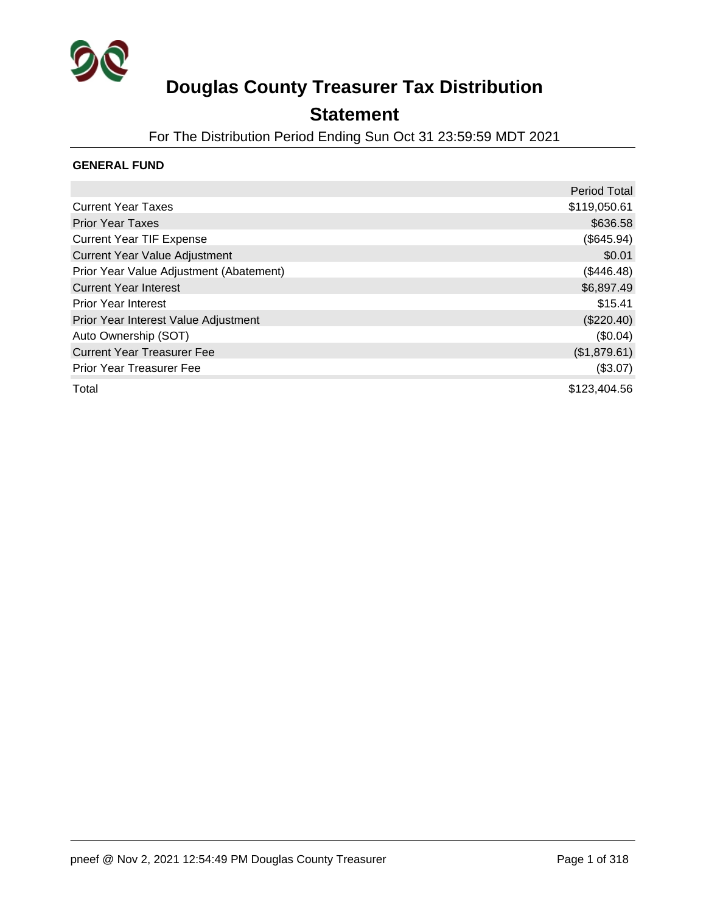# Douglas County Treasurer Tax Distribution Statement

For The Distribution Period Ending Sun Oct 31 23:59:59 MDT 2021

**GENERAL FUND**

| | Period Total |
|---|---|
| Current Year Taxes | $119,050.61 |
| Prior Year Taxes | $636.58 |
| Current Year TIF Expense | ($645.94) |
| Current Year Value Adjustment | $0.01 |
| Prior Year Value Adjustment (Abatement) | ($446.48) |
| Current Year Interest | $6,897.49 |
| Prior Year Interest | $15.41 |
| Prior Year Interest Value Adjustment | ($220.40) |
| Auto Ownership (SOT) | ($0.04) |
| Current Year Treasurer Fee | ($1,879.61) |
| Prior Year Treasurer Fee | ($3.07) |
| Total | $123,404.56 |

pneef @ Nov 2, 2021 12:54:49 PM Douglas County Treasurer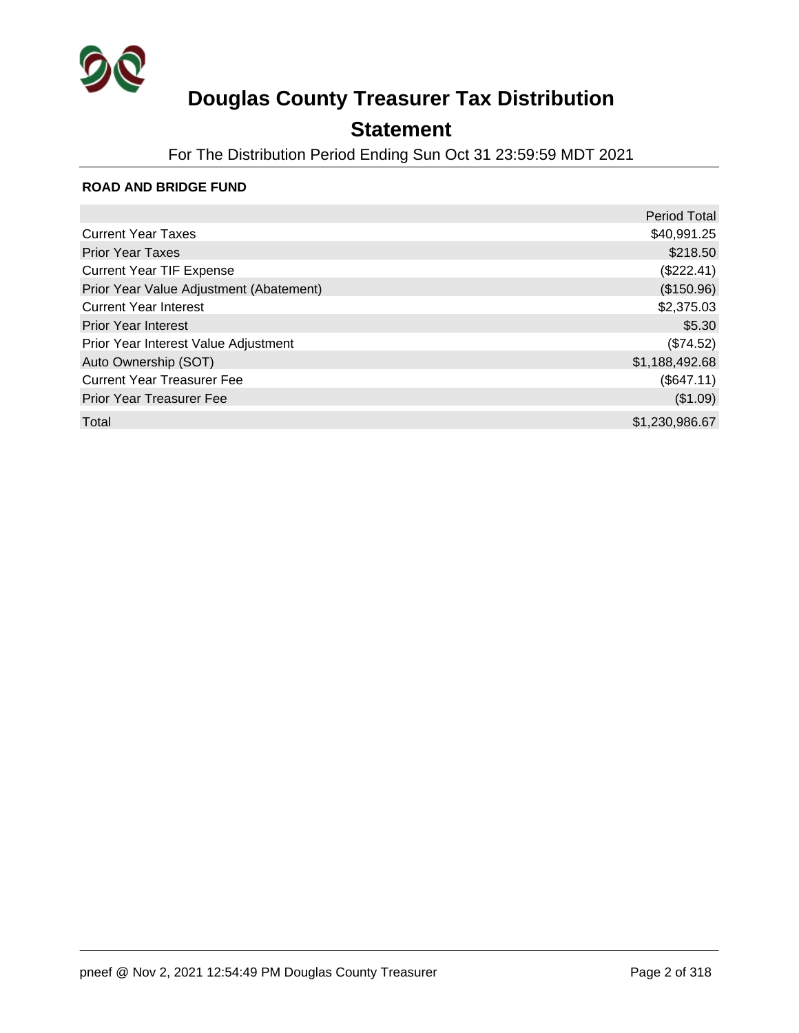# Douglas County Treasurer Tax Distribution

## Statement

For The Distribution Period Ending Sun Oct 31 23:59:59 MDT 2021

### ROAD AND BRIDGE FUND

| | Period Total |
|---|---|
| Current Year Taxes | $40,991.25 |
| Prior Year Taxes | $218.50 |
| Current Year TIF Expense | ($222.41) |
| Prior Year Value Adjustment (Abatement) | ($150.96) |
| Current Year Interest | $2,375.03 |
| Prior Year Interest | $5.30 |
| Prior Year Interest Value Adjustment | ($74.52) |
| Auto Ownership (SOT) | $1,188,492.68 |
| Current Year Treasurer Fee | ($647.11) |
| Prior Year Treasurer Fee | ($1.09) |
| Total | $1,230,986.67 |

pneef @ Nov 2, 2021 12:54:49 PM Douglas County Treasurer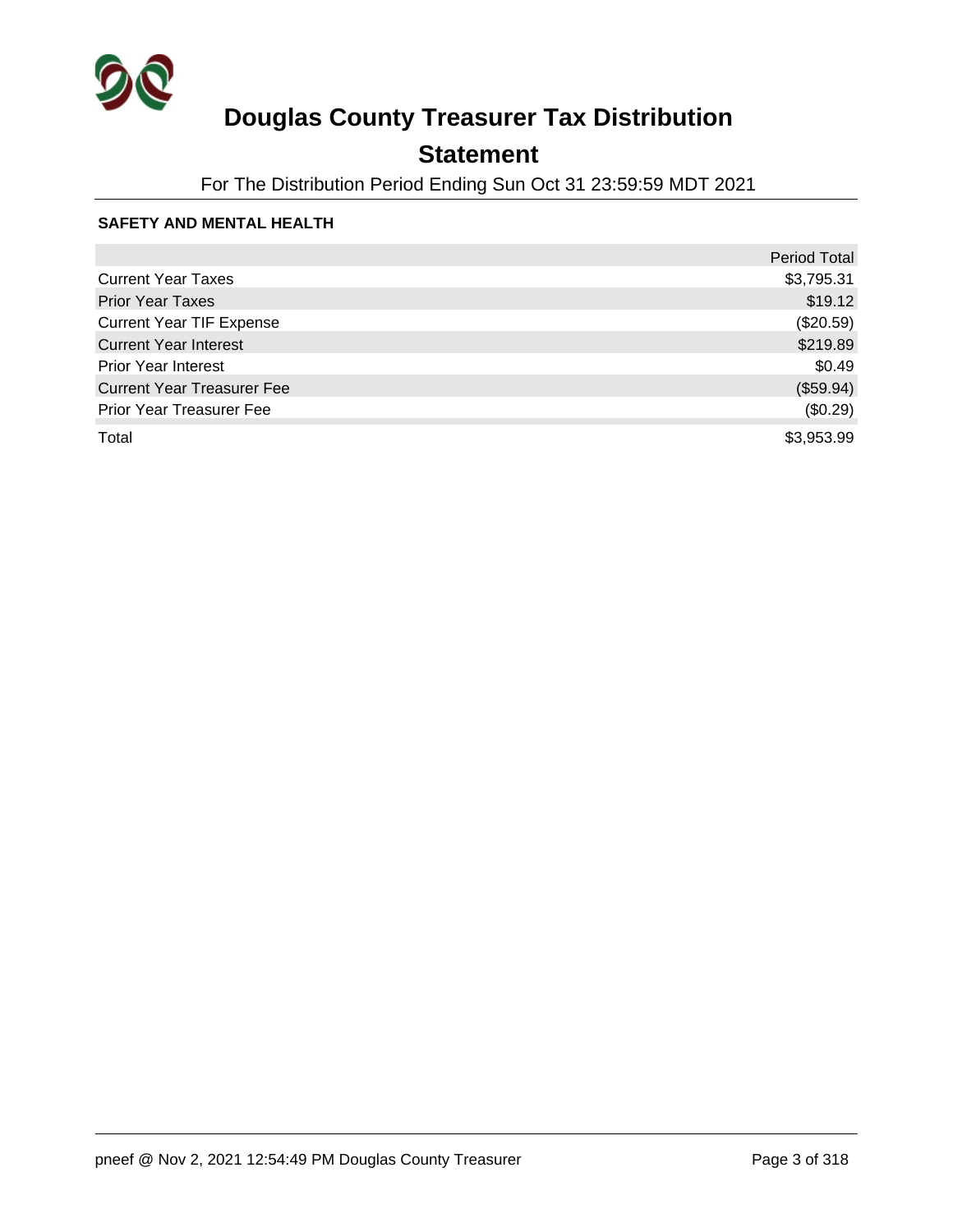# Douglas County Treasurer Tax Distribution

## Statement

For The Distribution Period Ending Sun Oct 31 23:59:59 MDT 2021

### SAFETY AND MENTAL HEALTH

| | Period Total |
|---|---|
| Current Year Taxes | $3,795.31 |
| Prior Year Taxes | $19.12 |
| Current Year TIF Expense | ($20.59) |
| Current Year Interest | $219.89 |
| Prior Year Interest | $0.49 |
| Current Year Treasurer Fee | ($59.94) |
| Prior Year Treasurer Fee | ($0.29) |
| Total | $3,953.99 |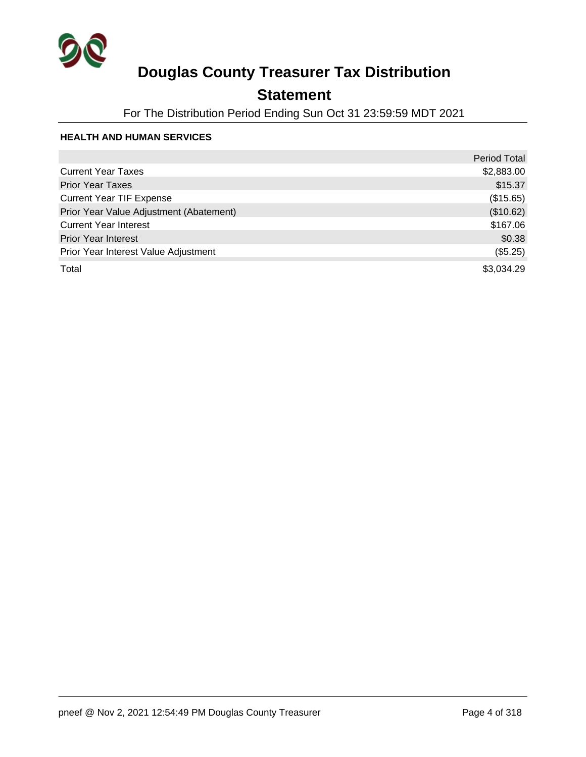# Douglas County Treasurer Tax Distribution

## Statement

For The Distribution Period Ending Sun Oct 31 23:59:59 MDT 2021

### HEALTH AND HUMAN SERVICES

| | Period Total |
|---|---|
| Current Year Taxes | $2,883.00 |
| Prior Year Taxes | $15.37 |
| Current Year TIF Expense | ($15.65) |
| Prior Year Value Adjustment (Abatement) | ($10.62) |
| Current Year Interest | $167.06 |
| Prior Year Interest | $0.38 |
| Prior Year Interest Value Adjustment | ($5.25) |
| Total | $3,034.29 |

pneef @ Nov 2, 2021 12:54:49 PM Douglas County Treasurer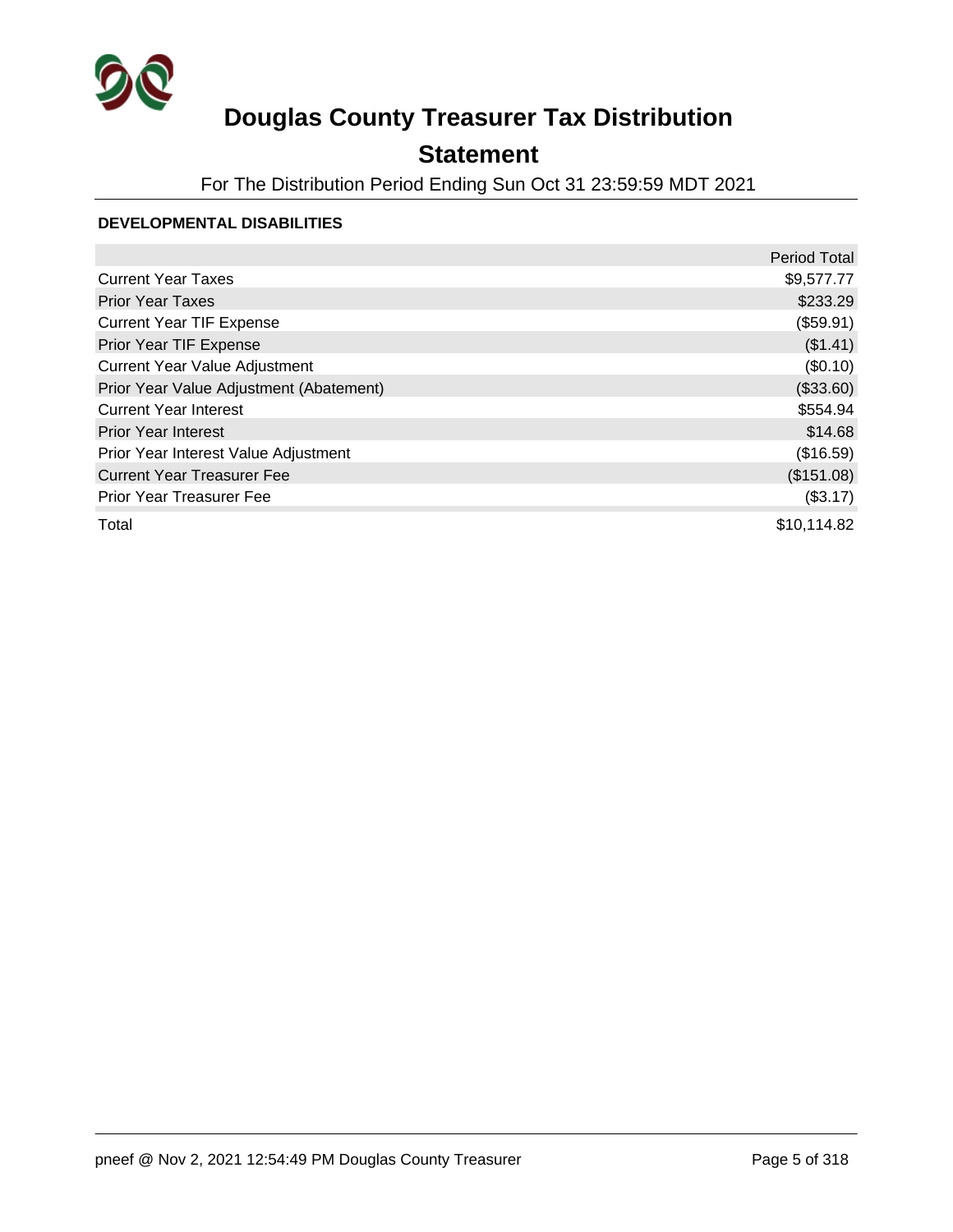# Douglas County Treasurer Tax Distribution

## Statement

For The Distribution Period Ending Sun Oct 31 23:59:59 MDT 2021

### DEVELOPMENTAL DISABILITIES

| | Period Total |
|---|---|
| Current Year Taxes | $9,577.77 |
| Prior Year Taxes | $233.29 |
| Current Year TIF Expense | ($59.91) |
| Prior Year TIF Expense | ($1.41) |
| Current Year Value Adjustment | ($0.10) |
| Prior Year Value Adjustment (Abatement) | ($33.60) |
| Current Year Interest | $554.94 |
| Prior Year Interest | $14.68 |
| Prior Year Interest Value Adjustment | ($16.59) |
| Current Year Treasurer Fee | ($151.08) |
| Prior Year Treasurer Fee | ($3.17) |
| Total | $10,114.82 |

pneef @ Nov 2, 2021 12:54:49 PM Douglas County Treasurer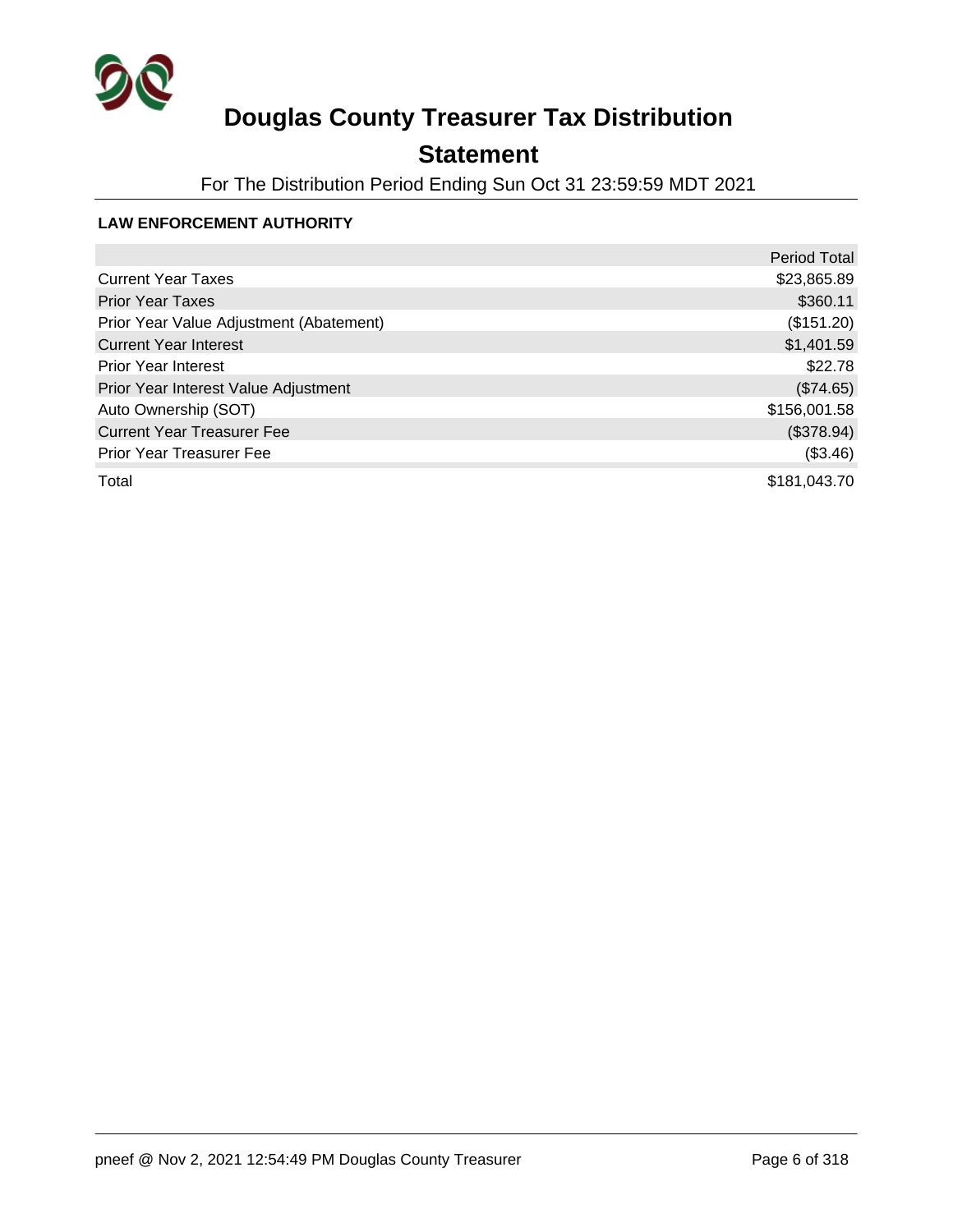# Douglas County Treasurer Tax Distribution

## Statement

For The Distribution Period Ending Sun Oct 31 23:59:59 MDT 2021

### LAW ENFORCEMENT AUTHORITY

| | Period Total |
|---|---|
| Current Year Taxes | $23,865.89 |
| Prior Year Taxes | $360.11 |
| Prior Year Value Adjustment (Abatement) | ($151.20) |
| Current Year Interest | $1,401.59 |
| Prior Year Interest | $22.78 |
| Prior Year Interest Value Adjustment | ($74.65) |
| Auto Ownership (SOT) | $156,001.58 |
| Current Year Treasurer Fee | ($378.94) |
| Prior Year Treasurer Fee | ($3.46) |
| Total | $181,043.70 |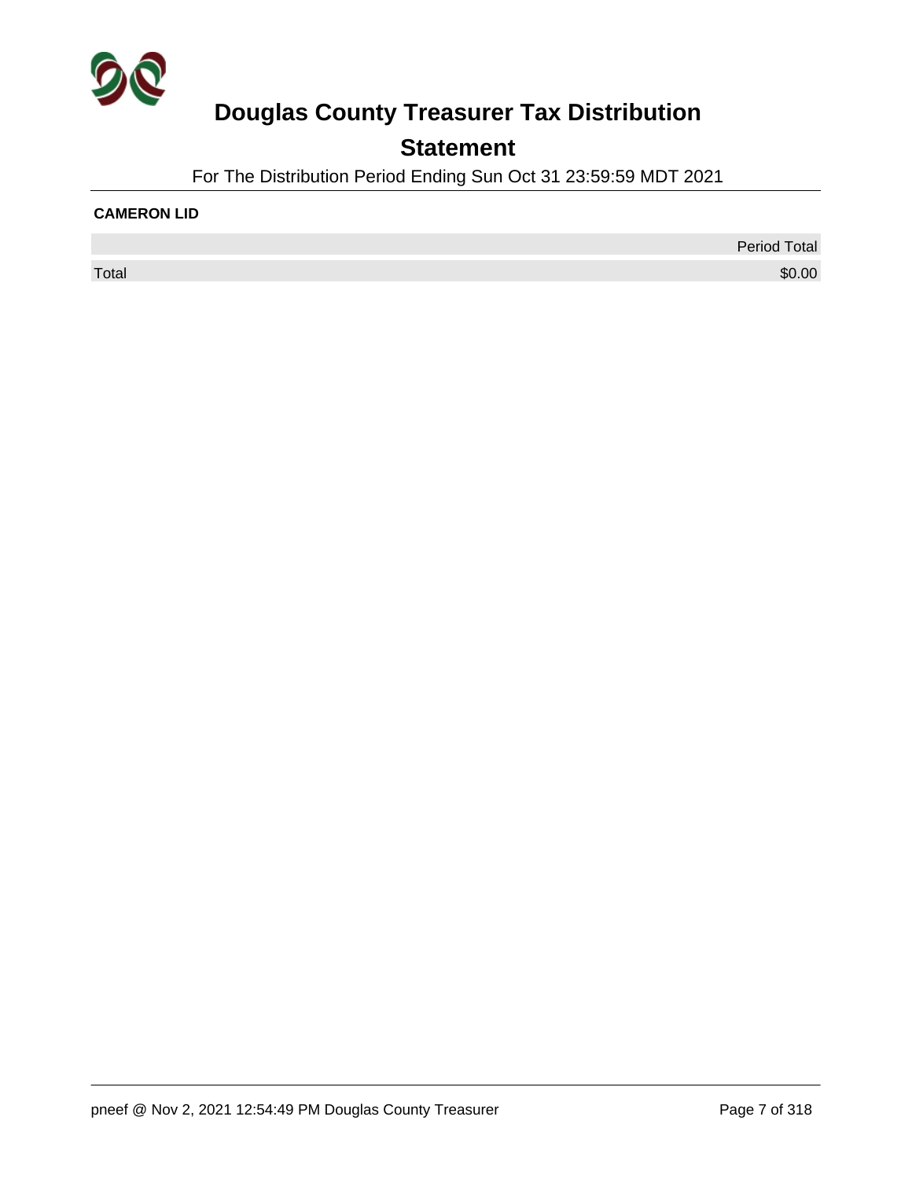# Douglas County Treasurer Tax Distribution

## Statement

For The Distribution Period Ending Sun Oct 31 23:59:59 MDT 2021

**CAMERON LID**

| | Period Total |
|---|---|
| Total | $0.00 |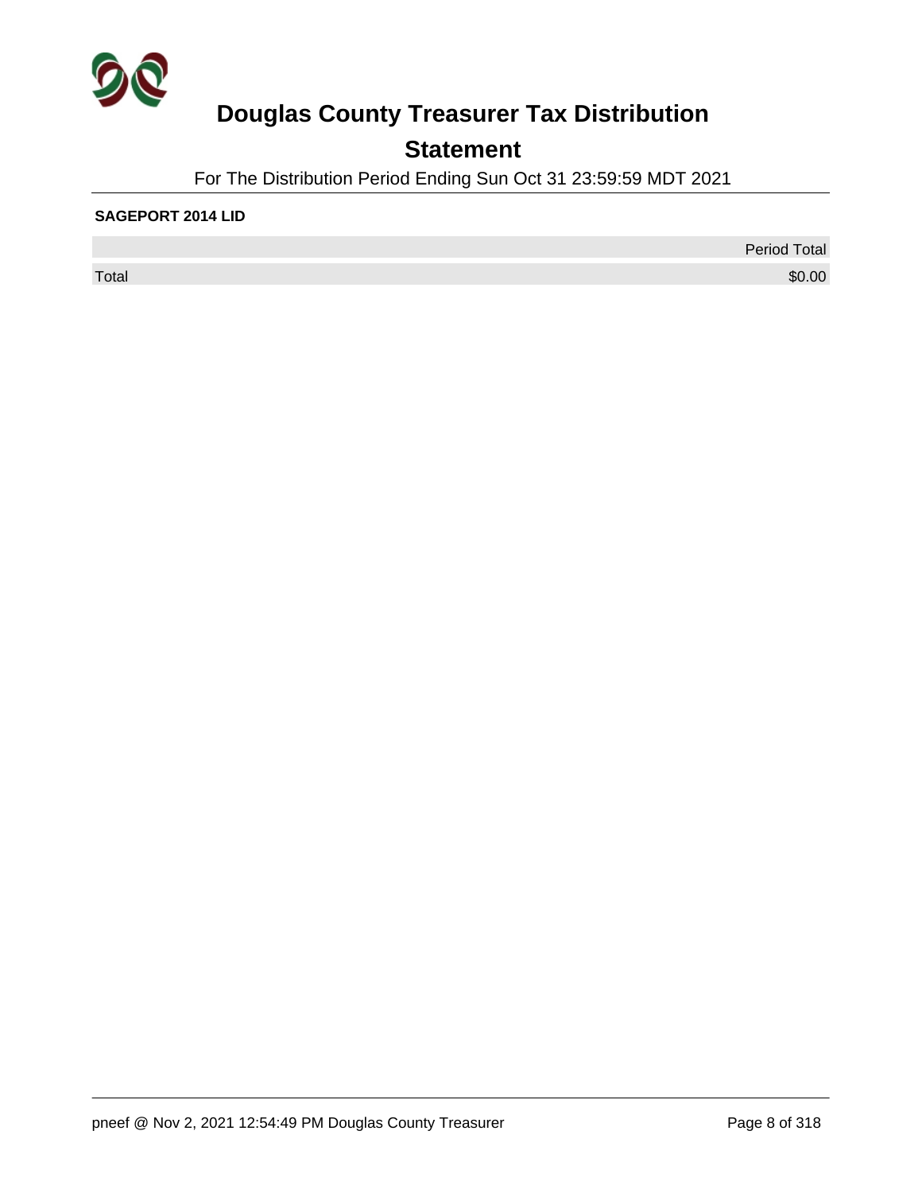# Douglas County Treasurer Tax Distribution

## Statement

For The Distribution Period Ending Sun Oct 31 23:59:59 MDT 2021

**SAGEPORT 2014 LID**

| | Period Total |
|---|---:|
| Total | $0.00 |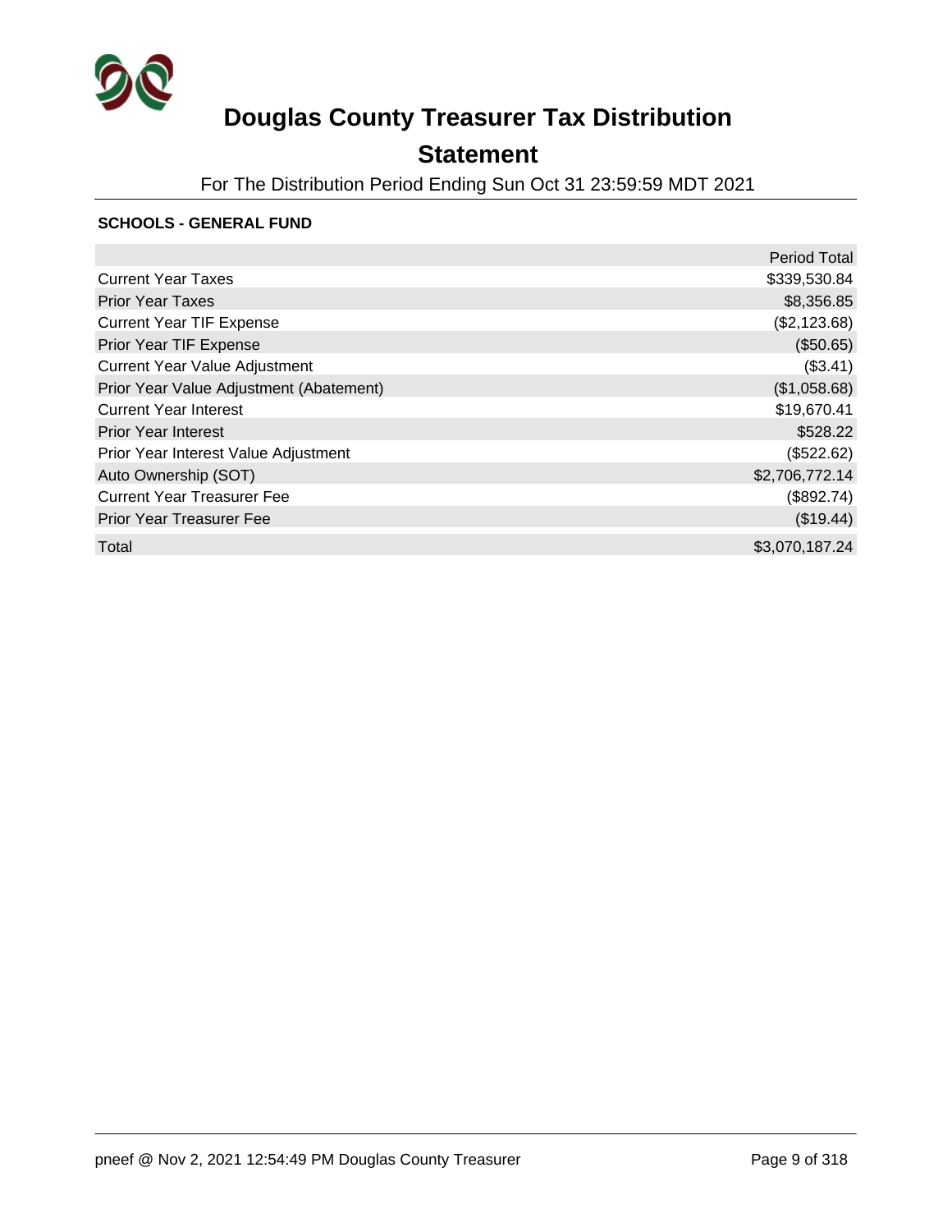# Douglas County Treasurer Tax Distribution

## Statement

For The Distribution Period Ending Sun Oct 31 23:59:59 MDT 2021

### SCHOOLS - GENERAL FUND

| | Period Total |
|---|---:|
| Current Year Taxes | $339,530.84 |
| Prior Year Taxes | $8,356.85 |
| Current Year TIF Expense | ($2,123.68) |
| Prior Year TIF Expense | ($50.65) |
| Current Year Value Adjustment | ($3.41) |
| Prior Year Value Adjustment (Abatement) | ($1,058.68) |
| Current Year Interest | $19,670.41 |
| Prior Year Interest | $528.22 |
| Prior Year Interest Value Adjustment | ($522.62) |
| Auto Ownership (SOT) | $2,706,772.14 |
| Current Year Treasurer Fee | ($892.74) |
| Prior Year Treasurer Fee | ($19.44) |
| Total | $3,070,187.24 |

pneef @ Nov 2, 2021 12:54:49 PM Douglas County Treasurer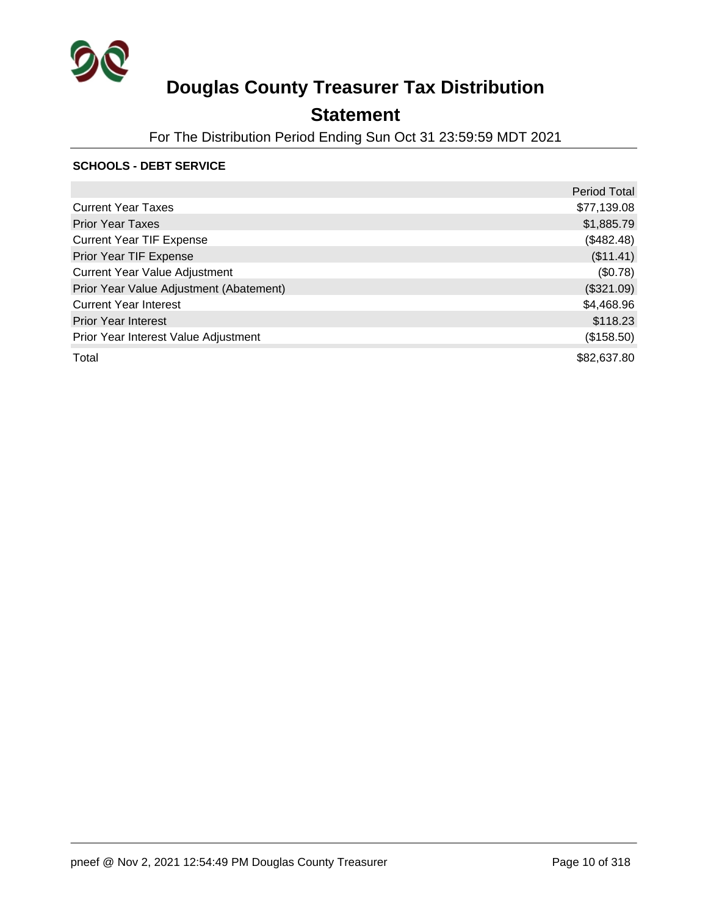# Douglas County Treasurer Tax Distribution

## Statement

For The Distribution Period Ending Sun Oct 31 23:59:59 MDT 2021

**SCHOOLS - DEBT SERVICE**

| | Period Total |
|---|---|
| Current Year Taxes | $77,139.08 |
| Prior Year Taxes | $1,885.79 |
| Current Year TIF Expense | ($482.48) |
| Prior Year TIF Expense | ($11.41) |
| Current Year Value Adjustment | ($0.78) |
| Prior Year Value Adjustment (Abatement) | ($321.09) |
| Current Year Interest | $4,468.96 |
| Prior Year Interest | $118.23 |
| Prior Year Interest Value Adjustment | ($158.50) |
| Total | $82,637.80 |

pneef @ Nov 2, 2021 12:54:49 PM Douglas County Treasurer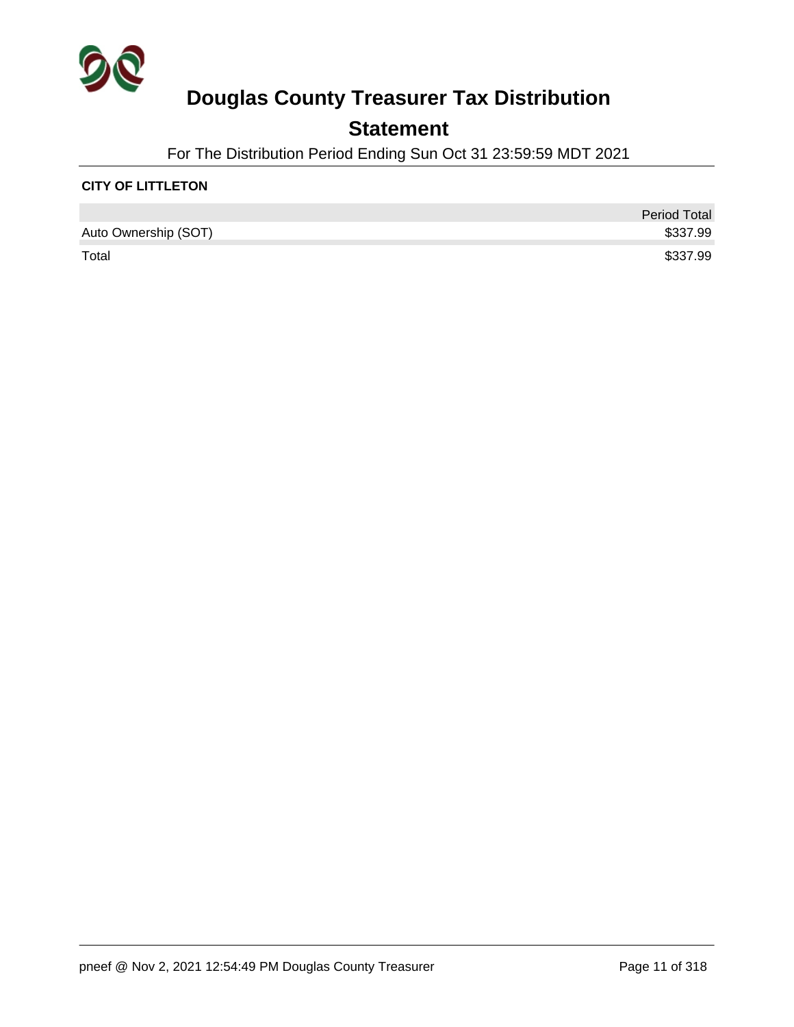# Douglas County Treasurer Tax Distribution

## Statement

For The Distribution Period Ending Sun Oct 31 23:59:59 MDT 2021

**CITY OF LITTLETON**

| | Period Total |
|---|---|
| Auto Ownership (SOT) | $337.99 |
| Total | $337.99 |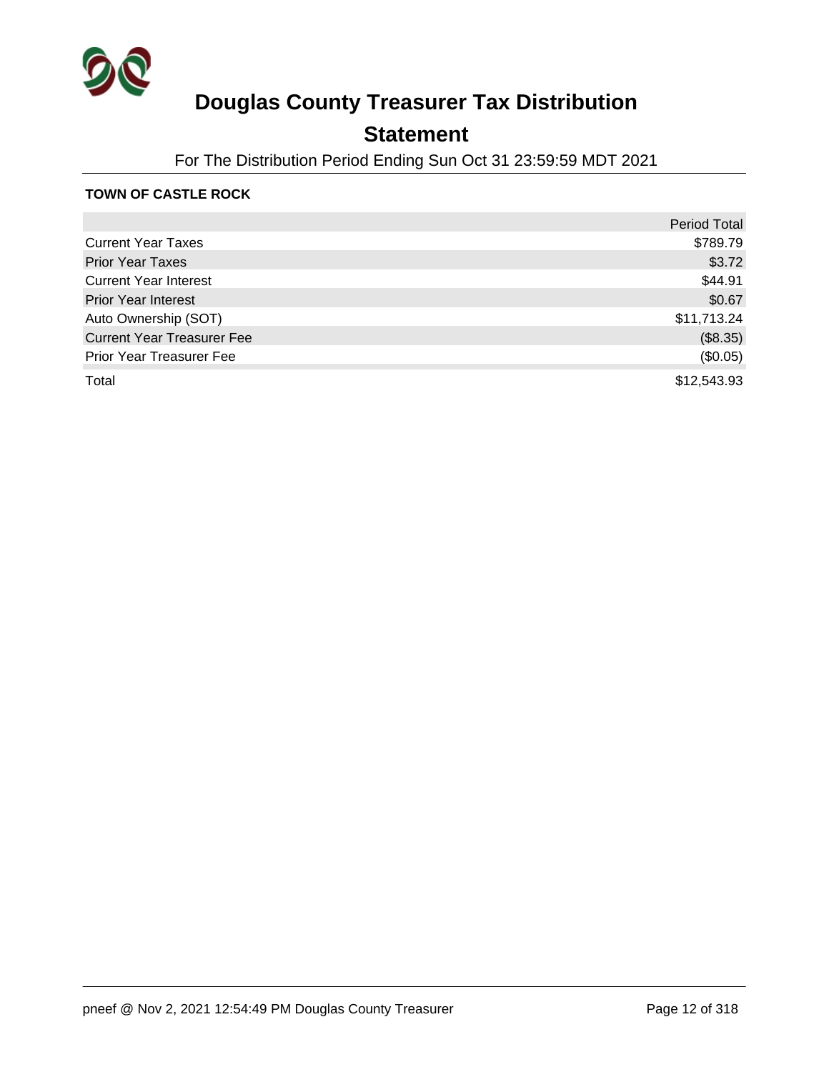# Douglas County Treasurer Tax Distribution

## Statement

For The Distribution Period Ending Sun Oct 31 23:59:59 MDT 2021

**TOWN OF CASTLE ROCK**

| | Period Total |
|---|---|
| Current Year Taxes | $789.79 |
| Prior Year Taxes | $3.72 |
| Current Year Interest | $44.91 |
| Prior Year Interest | $0.67 |
| Auto Ownership (SOT) | $11,713.24 |
| Current Year Treasurer Fee | ($8.35) |
| Prior Year Treasurer Fee | ($0.05) |
| Total | $12,543.93 |

pneef @ Nov 2, 2021 12:54:49 PM Douglas County Treasurer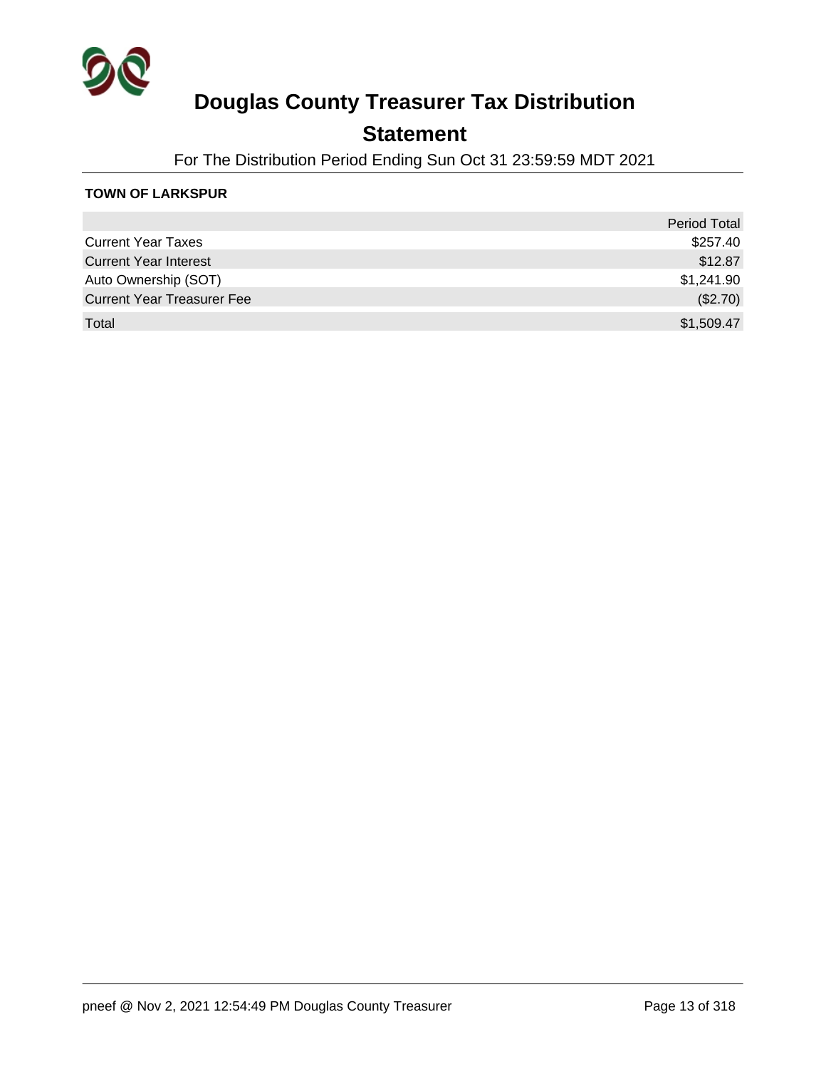# Douglas County Treasurer Tax Distribution

## Statement

For The Distribution Period Ending Sun Oct 31 23:59:59 MDT 2021

**TOWN OF LARKSPUR**

| | Period Total |
|---|---|
| Current Year Taxes | $257.40 |
| Current Year Interest | $12.87 |
| Auto Ownership (SOT) | $1,241.90 |
| Current Year Treasurer Fee | ($2.70) |
| Total | $1,509.47 |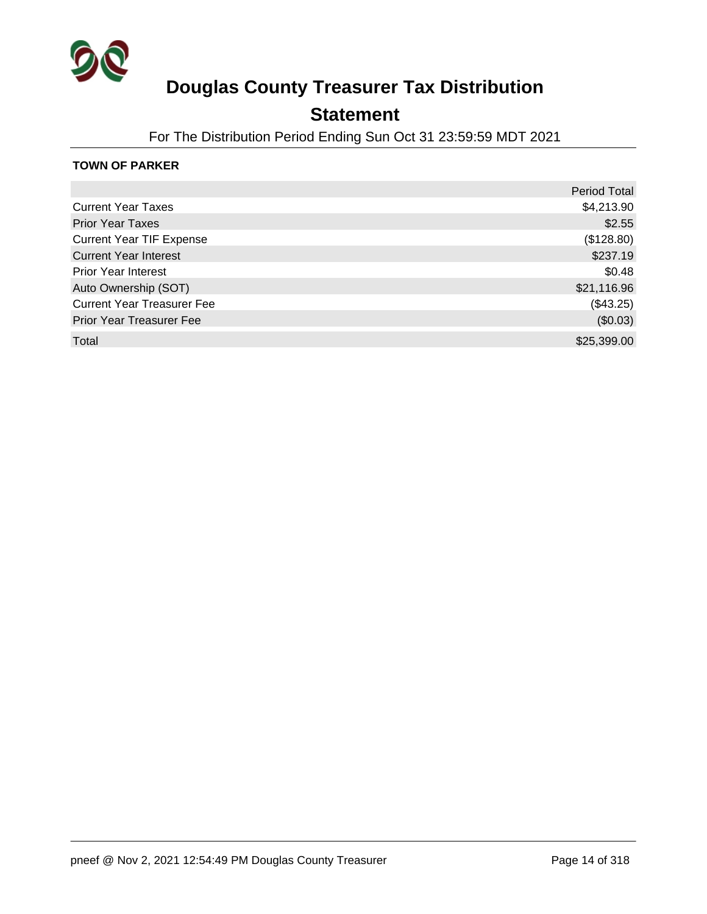# Douglas County Treasurer Tax Distribution

## Statement

For The Distribution Period Ending Sun Oct 31 23:59:59 MDT 2021

**TOWN OF PARKER**

| | Period Total |
|---|---:|
| Current Year Taxes | $4,213.90 |
| Prior Year Taxes | $2.55 |
| Current Year TIF Expense | ($128.80) |
| Current Year Interest | $237.19 |
| Prior Year Interest | $0.48 |
| Auto Ownership (SOT) | $21,116.96 |
| Current Year Treasurer Fee | ($43.25) |
| Prior Year Treasurer Fee | ($0.03) |
| Total | $25,399.00 |

pneef @ Nov 2, 2021 12:54:49 PM Douglas County Treasurer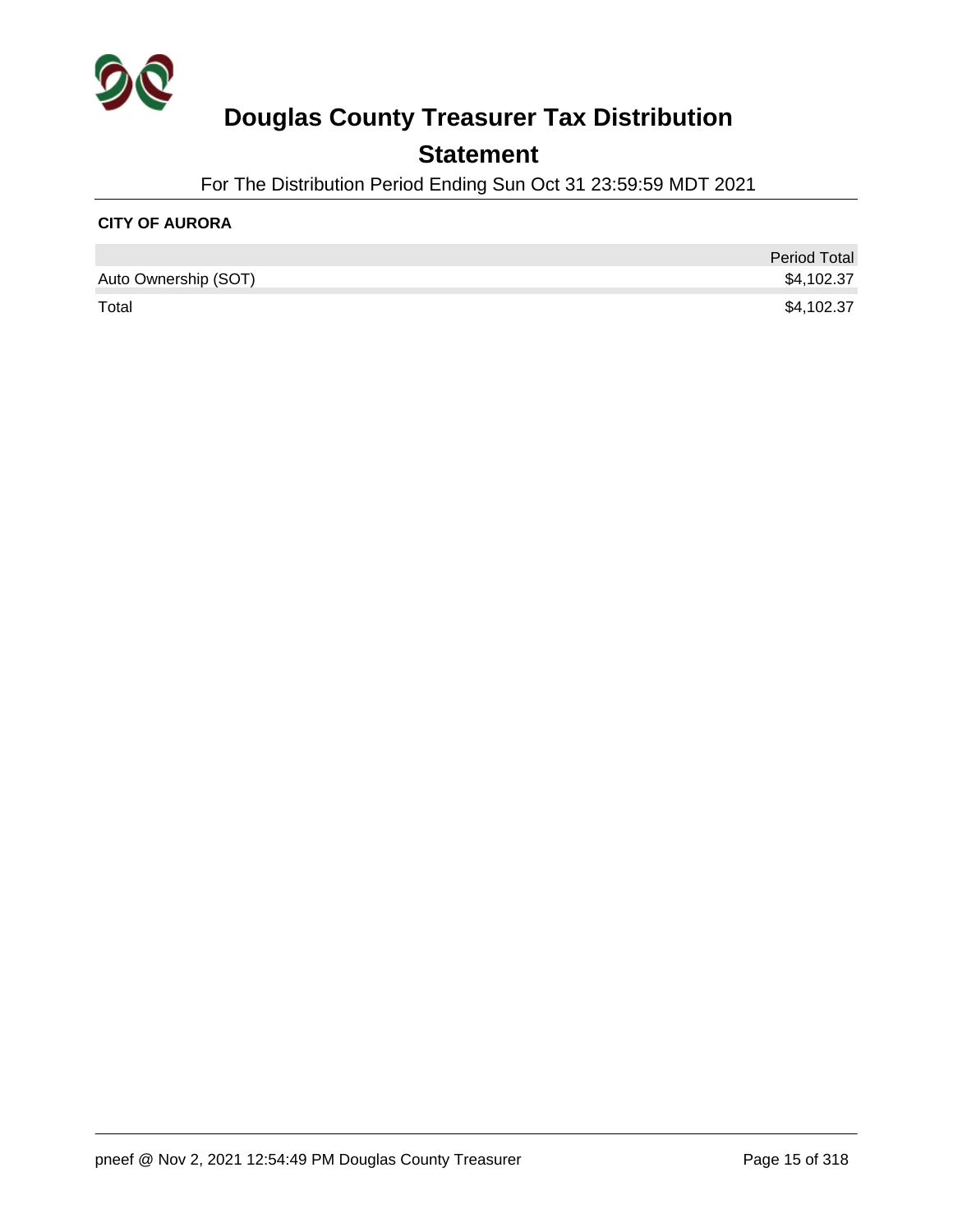# Douglas County Treasurer Tax Distribution

## Statement

For The Distribution Period Ending Sun Oct 31 23:59:59 MDT 2021

**CITY OF AURORA**

| | Period Total |
|---|---|
| Auto Ownership (SOT) | $4,102.37 |
| Total | $4,102.37 |

pneef @ Nov 2, 2021 12:54:49 PM Douglas County Treasurer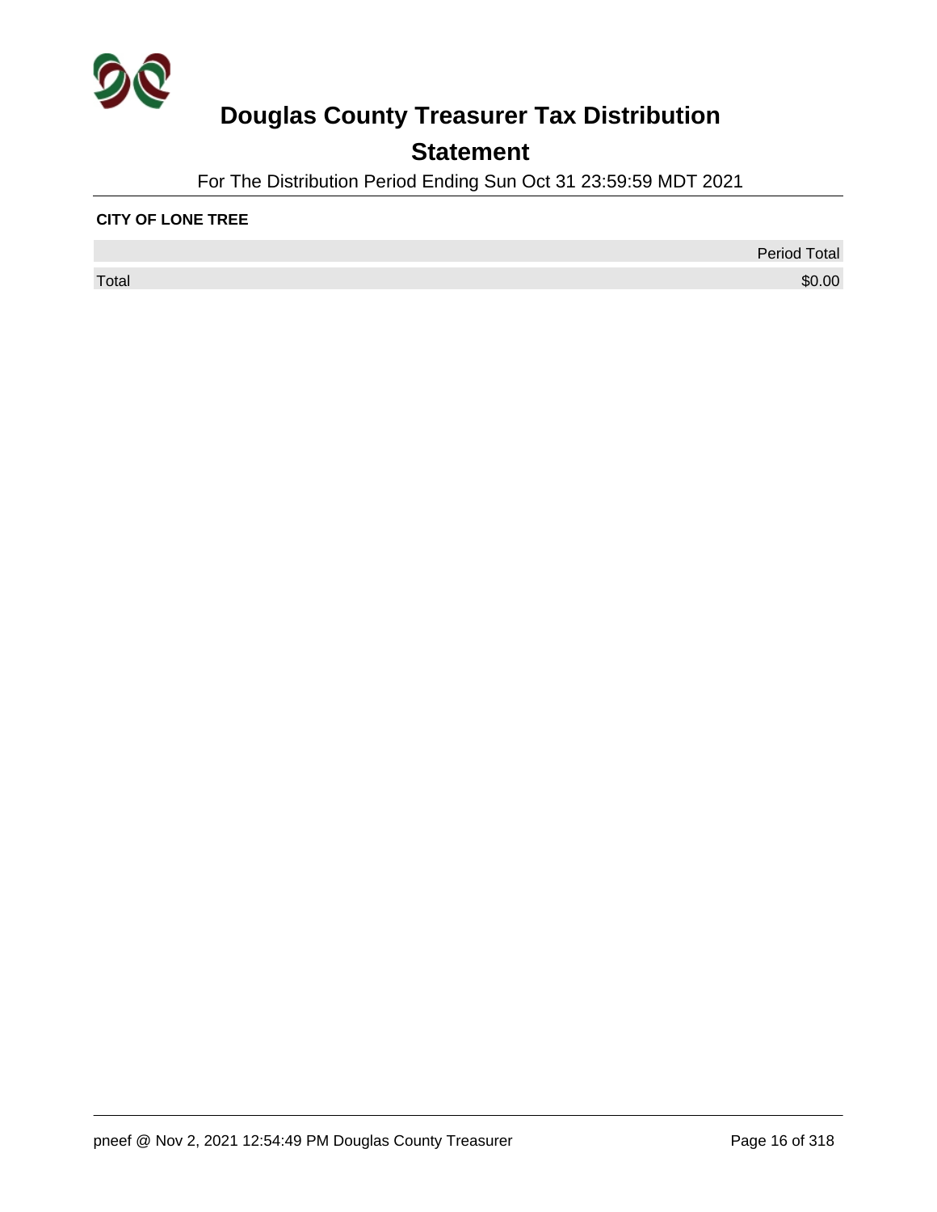# Douglas County Treasurer Tax Distribution

## Statement

For The Distribution Period Ending Sun Oct 31 23:59:59 MDT 2021

**CITY OF LONE TREE**

| | Period Total |
|---|---|
| Total | $0.00 |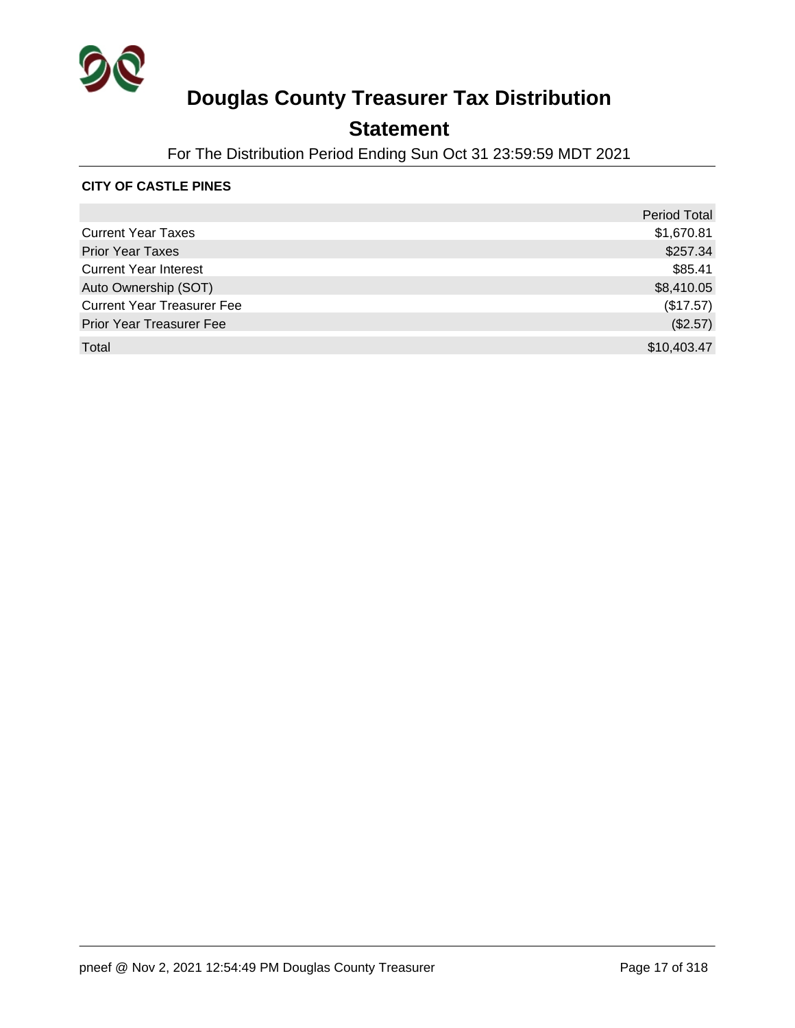# Douglas County Treasurer Tax Distribution

## Statement

For The Distribution Period Ending Sun Oct 31 23:59:59 MDT 2021

**CITY OF CASTLE PINES**

| | Period Total |
|---|---:|
| Current Year Taxes | $1,670.81 |
| Prior Year Taxes | $257.34 |
| Current Year Interest | $85.41 |
| Auto Ownership (SOT) | $8,410.05 |
| Current Year Treasurer Fee | ($17.57) |
| Prior Year Treasurer Fee | ($2.57) |
| Total | $10,403.47 |

pneef @ Nov 2, 2021 12:54:49 PM Douglas County Treasurer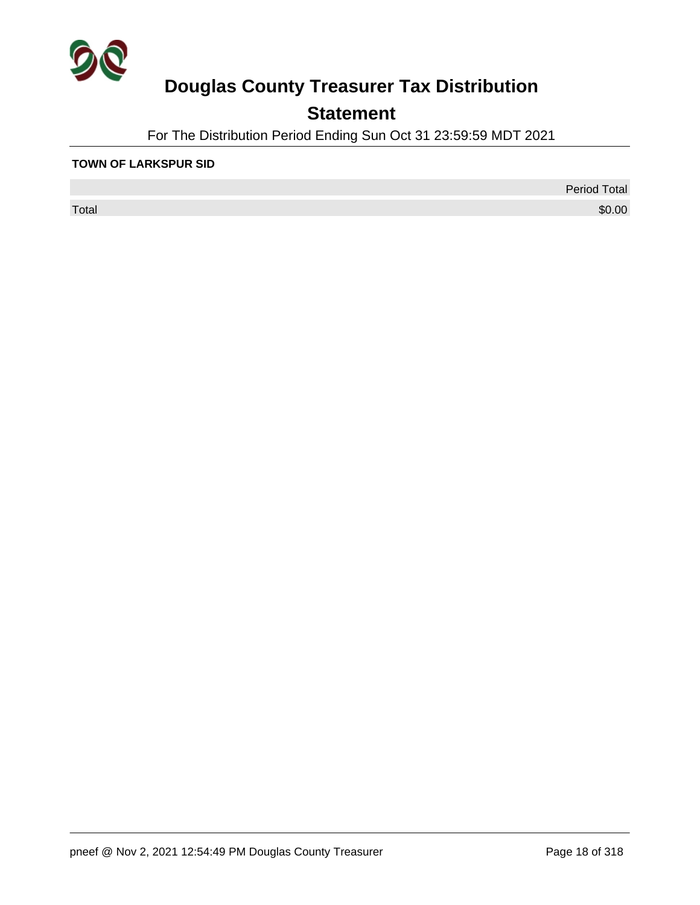# Douglas County Treasurer Tax Distribution

## Statement

For The Distribution Period Ending Sun Oct 31 23:59:59 MDT 2021

**TOWN OF LARKSPUR SID**

| | Period Total |
|---|---:|
| Total | $0.00 |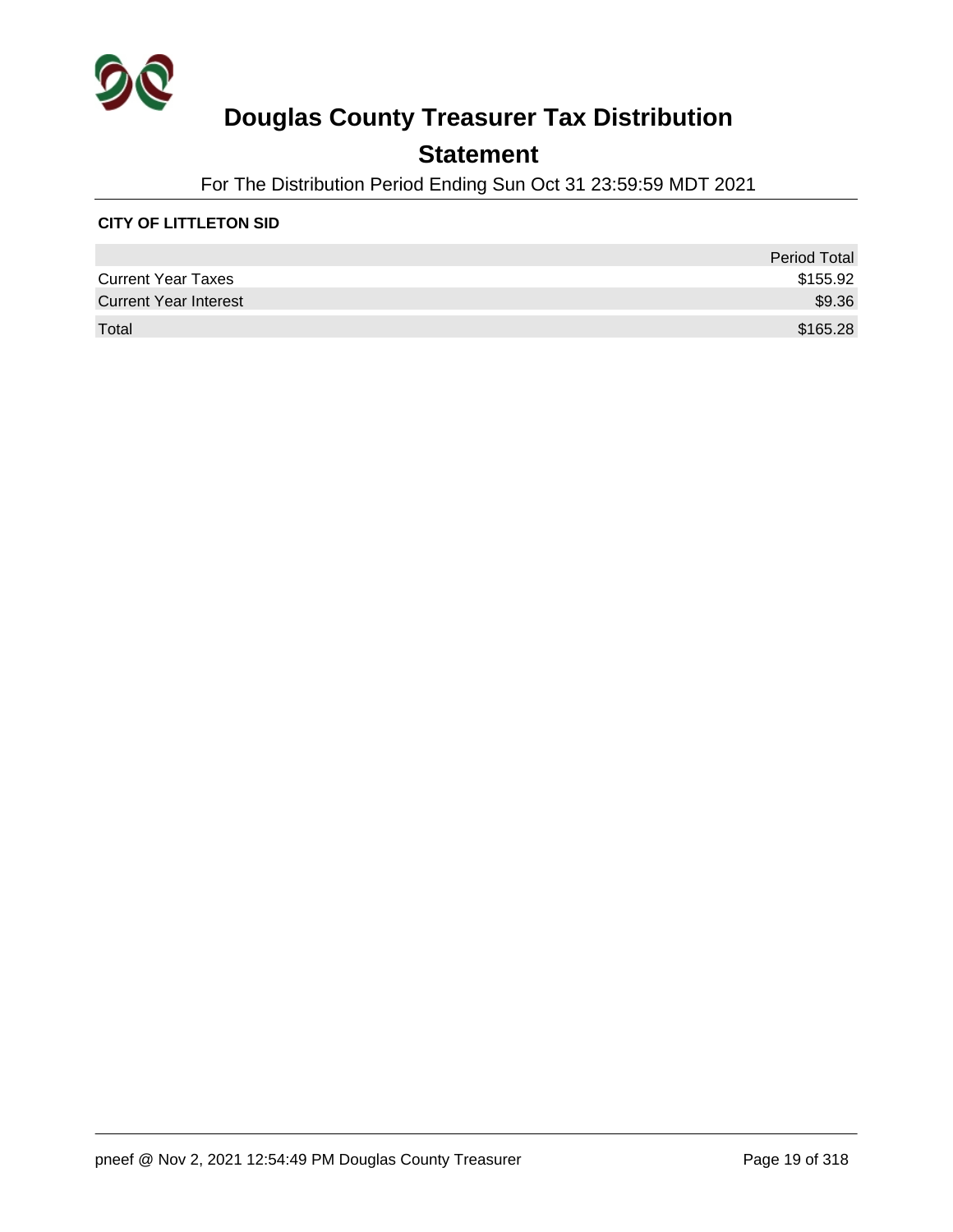# Douglas County Treasurer Tax Distribution

## Statement

For The Distribution Period Ending Sun Oct 31 23:59:59 MDT 2021

**CITY OF LITTLETON SID**

| | Period Total |
|---|---:|
| Current Year Taxes | $155.92 |
| Current Year Interest | $9.36 |
| Total | $165.28 |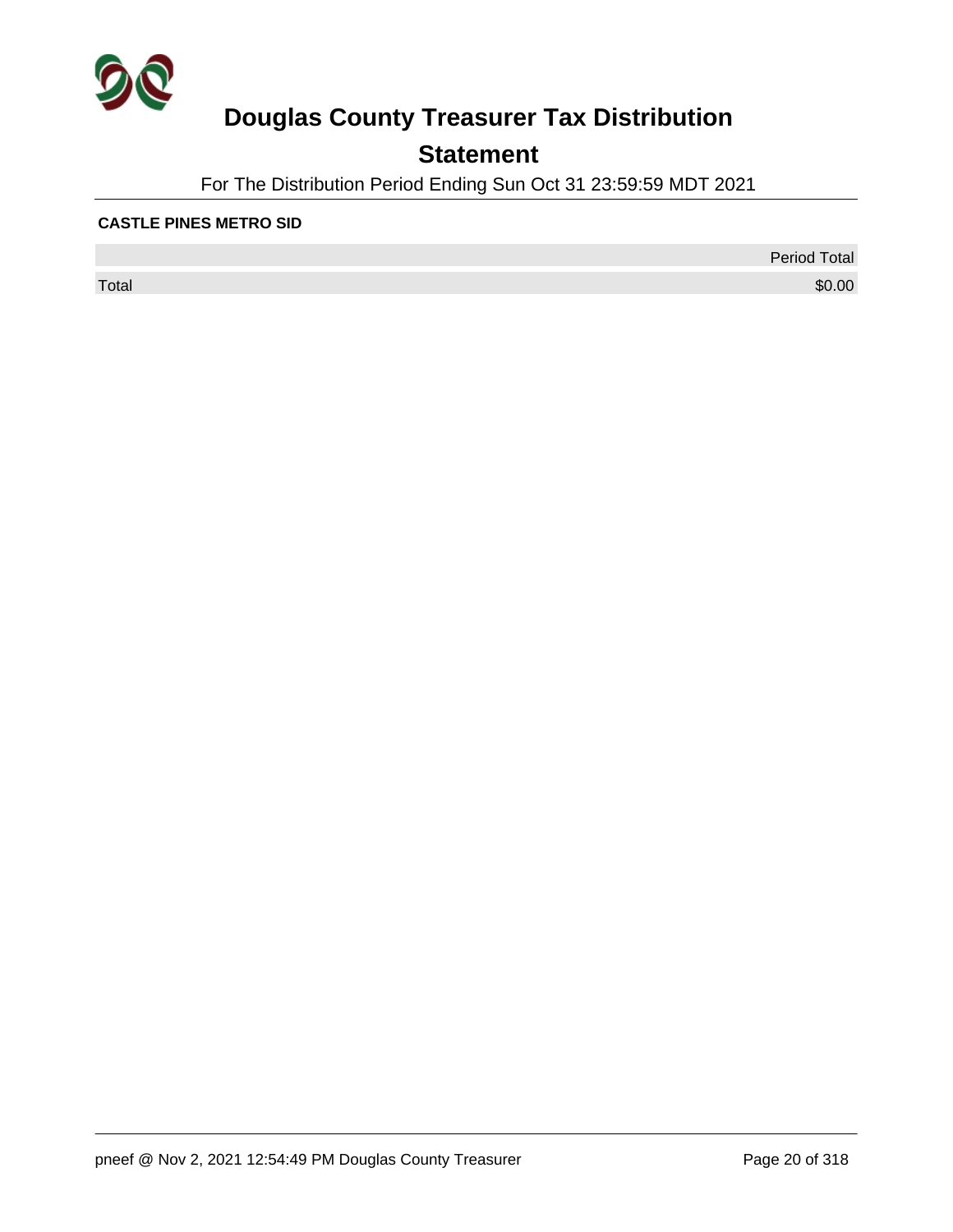# Douglas County Treasurer Tax Distribution

## Statement

For The Distribution Period Ending Sun Oct 31 23:59:59 MDT 2021

**CASTLE PINES METRO SID**

| | Period Total |
|---|---|
| Total | $0.00 |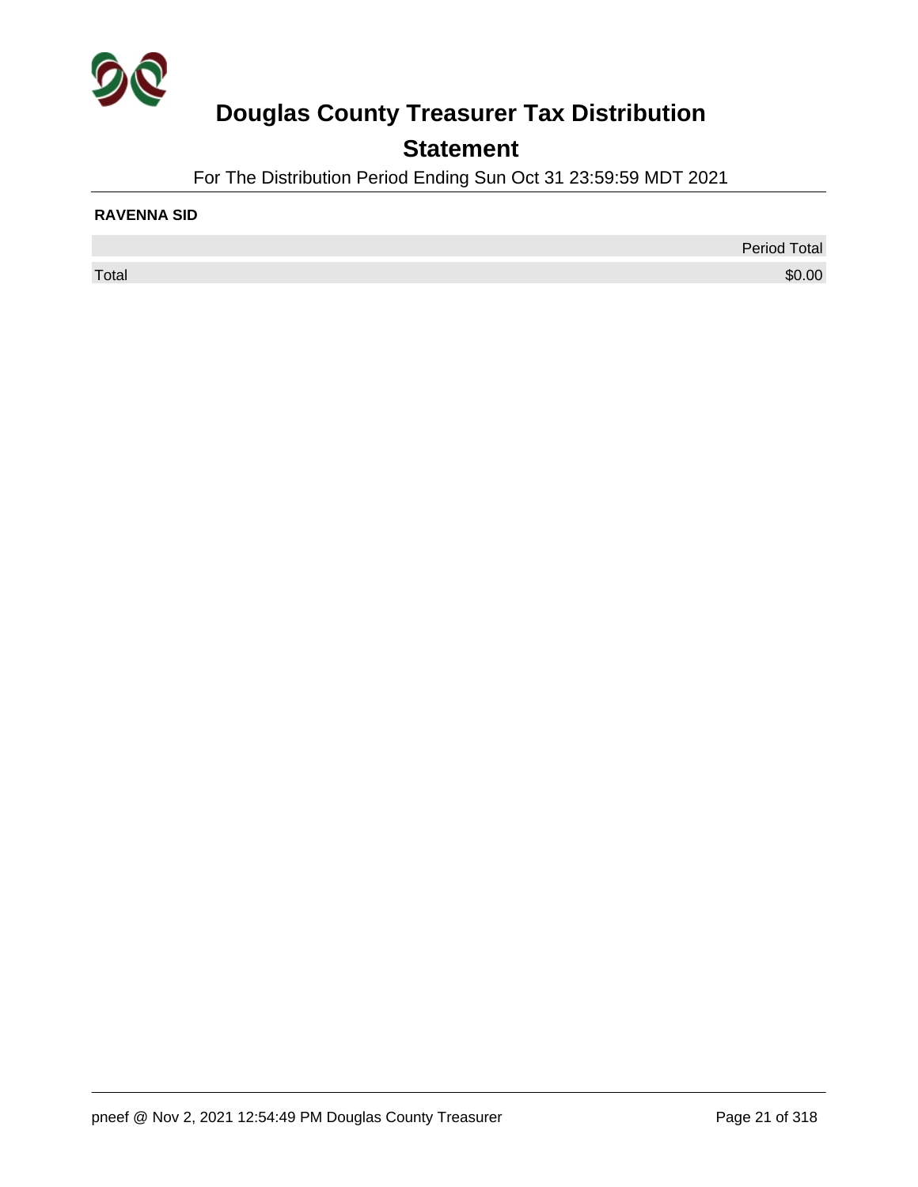# Douglas County Treasurer Tax Distribution

## Statement

For The Distribution Period Ending Sun Oct 31 23:59:59 MDT 2021

**RAVENNA SID**

| | Period Total |
|---|---|
| Total | $0.00 |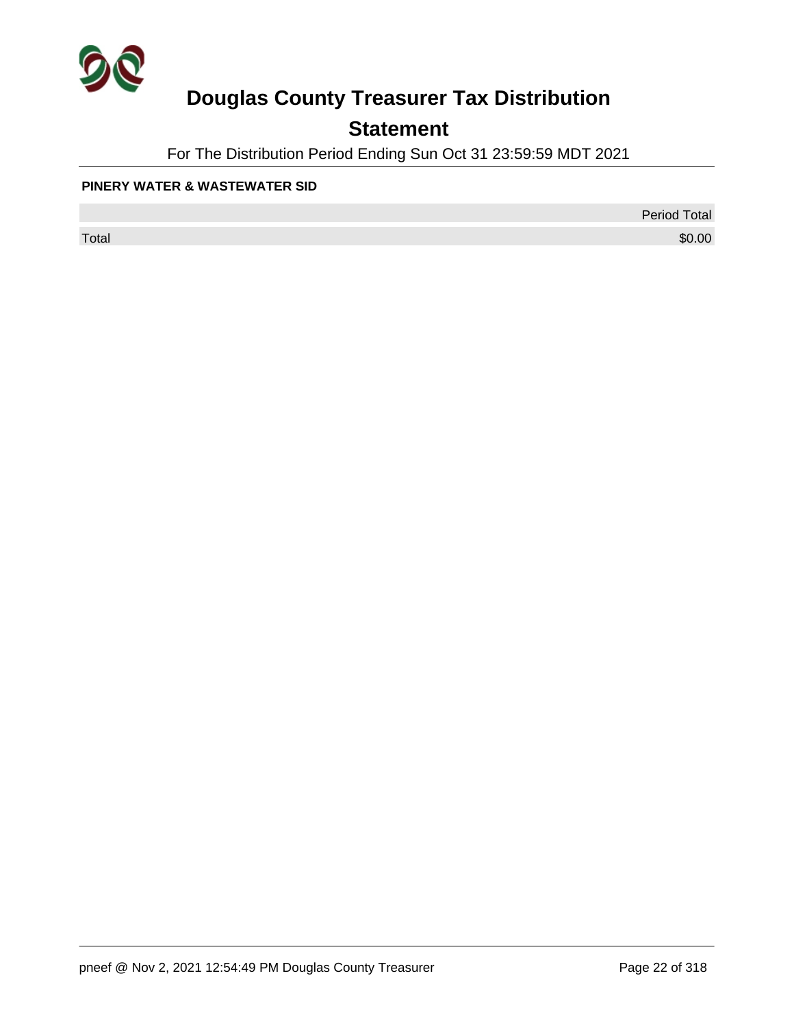# Douglas County Treasurer Tax Distribution

## Statement

For The Distribution Period Ending Sun Oct 31 23:59:59 MDT 2021

**PINERY WATER & WASTEWATER SID**

| | Period Total |
|---|---:|
| Total | $0.00 |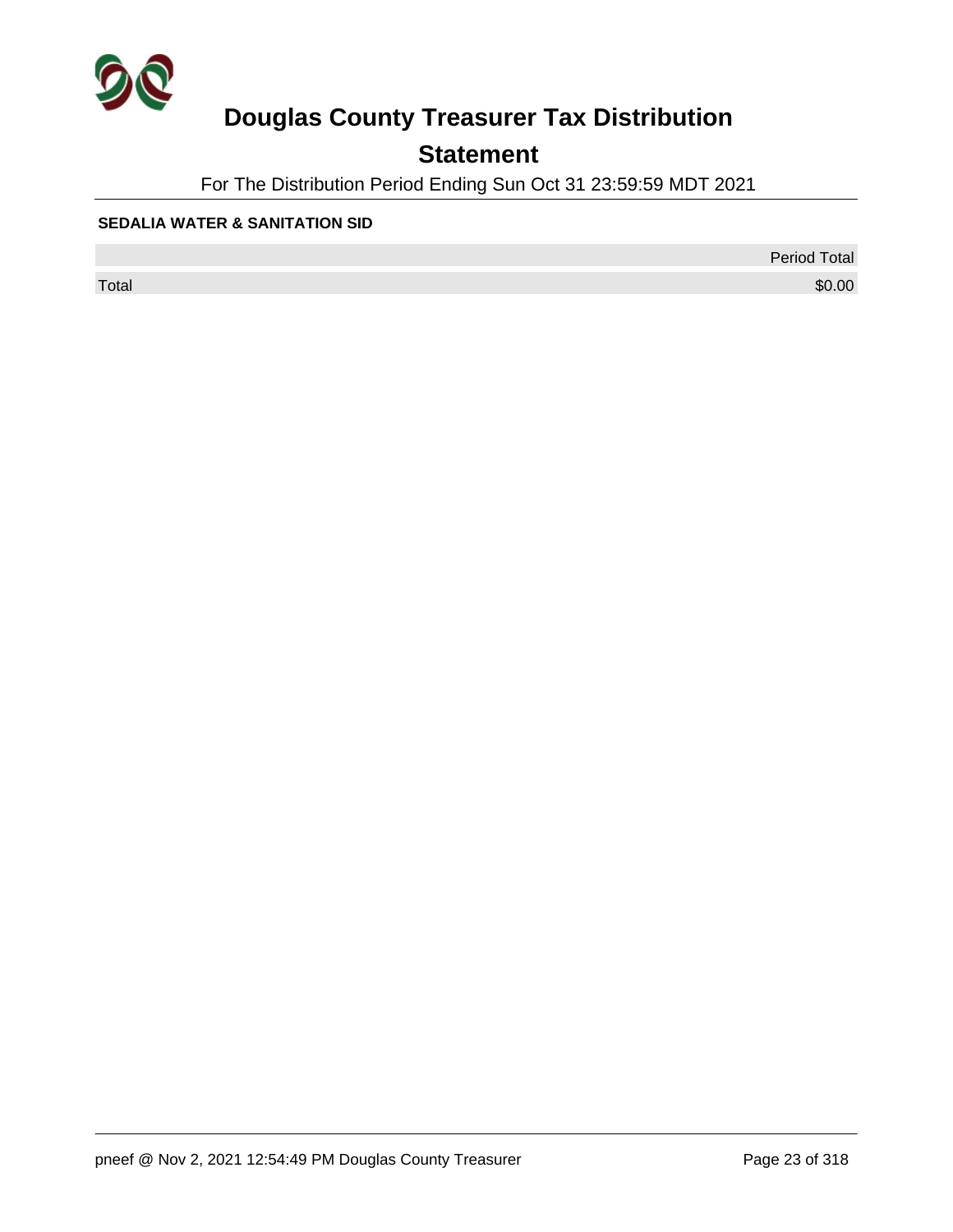# Douglas County Treasurer Tax Distribution

## Statement

For The Distribution Period Ending Sun Oct 31 23:59:59 MDT 2021

**SEDALIA WATER & SANITATION SID**

| | Period Total |
|---|---|
| Total | $0.00 |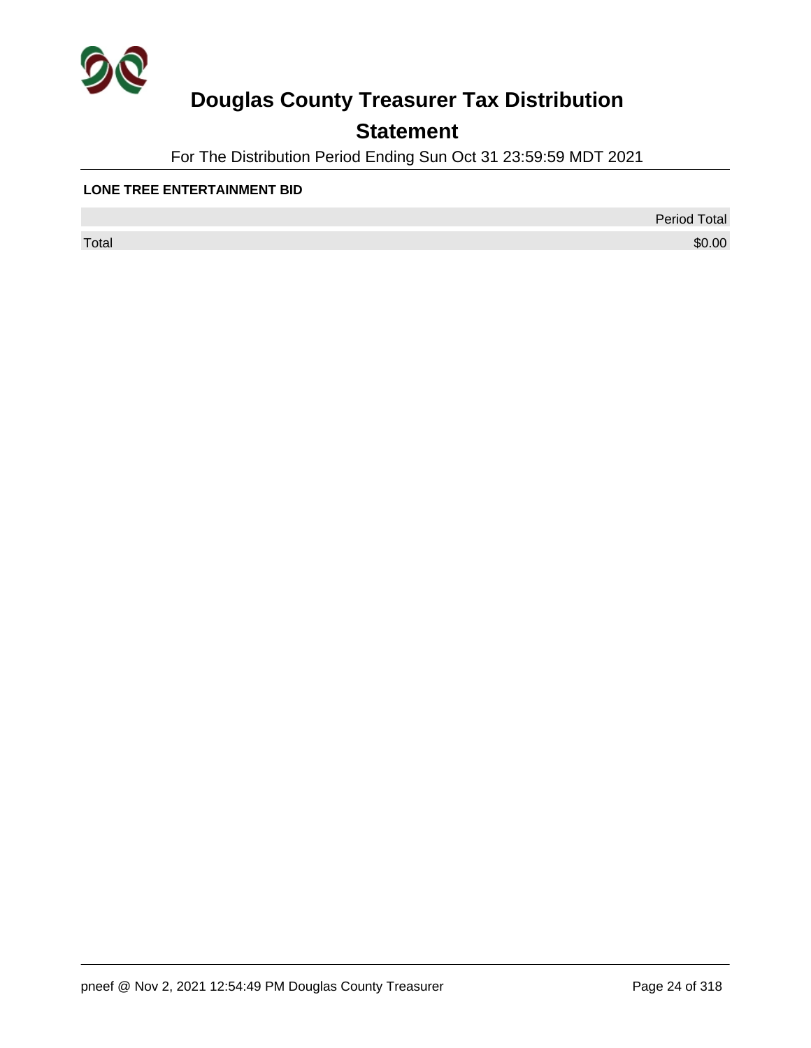# Douglas County Treasurer Tax Distribution

## Statement

For The Distribution Period Ending Sun Oct 31 23:59:59 MDT 2021

**LONE TREE ENTERTAINMENT BID**

| | Period Total |
|---|---|
| Total | $0.00 |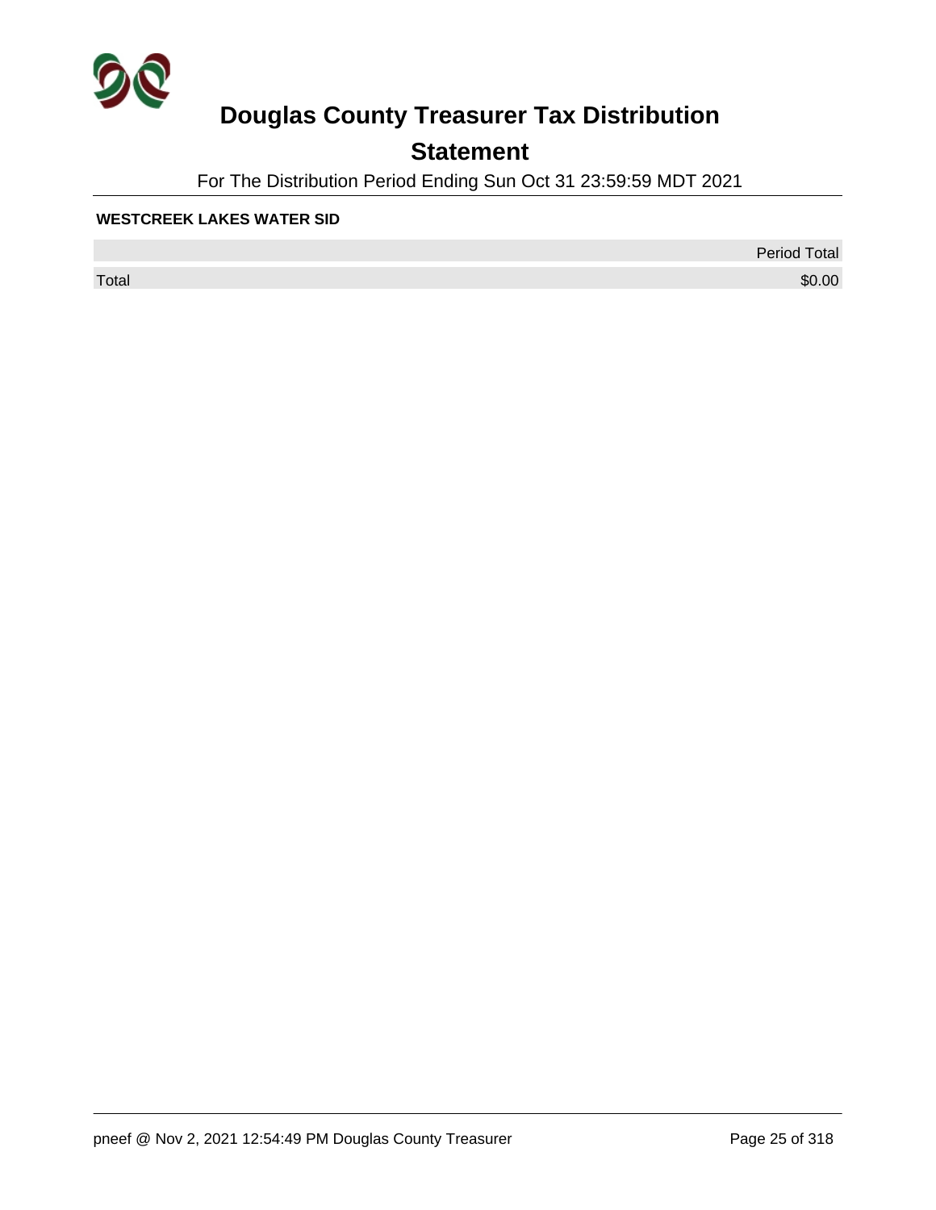# Douglas County Treasurer Tax Distribution

## Statement

For The Distribution Period Ending Sun Oct 31 23:59:59 MDT 2021

**WESTCREEK LAKES WATER SID**

| | Period Total |
|---|---|
| Total | $0.00 |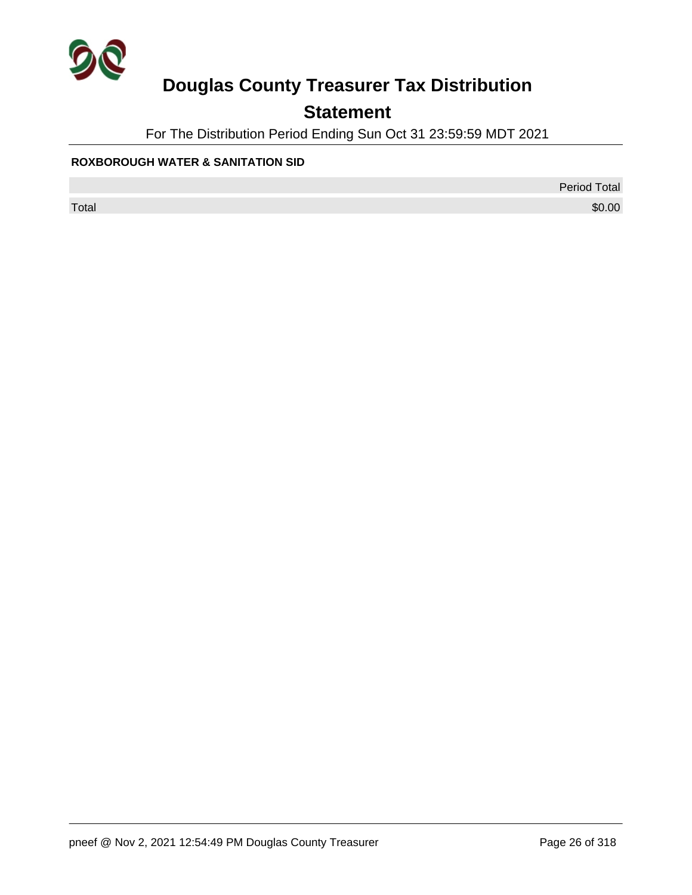# Douglas County Treasurer Tax Distribution

## Statement

For The Distribution Period Ending Sun Oct 31 23:59:59 MDT 2021

**ROXBOROUGH WATER & SANITATION SID**

| | Period Total |
|---|---|
| Total | $0.00 |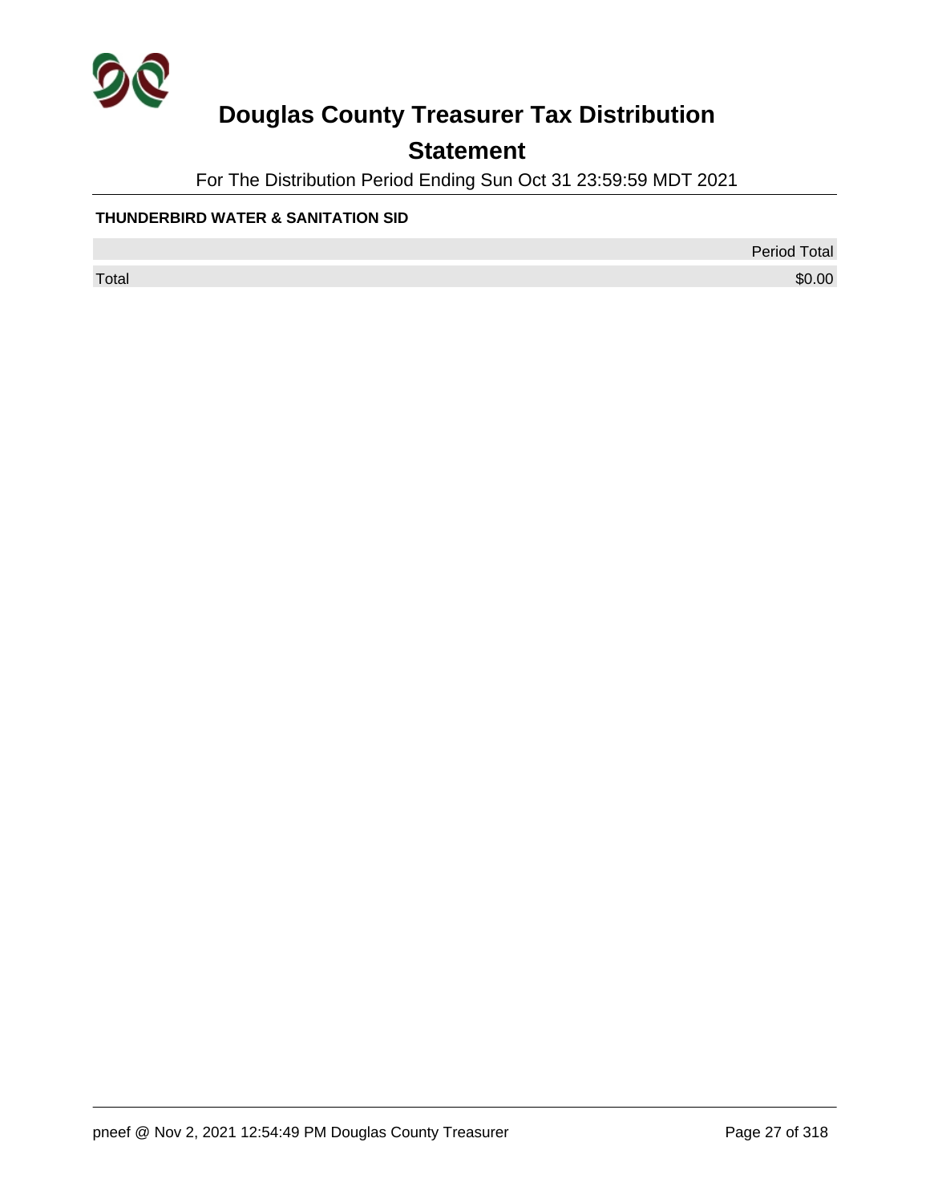# Douglas County Treasurer Tax Distribution

## Statement

For The Distribution Period Ending Sun Oct 31 23:59:59 MDT 2021

**THUNDERBIRD WATER & SANITATION SID**

| | Period Total |
|---|---|
| Total | $0.00 |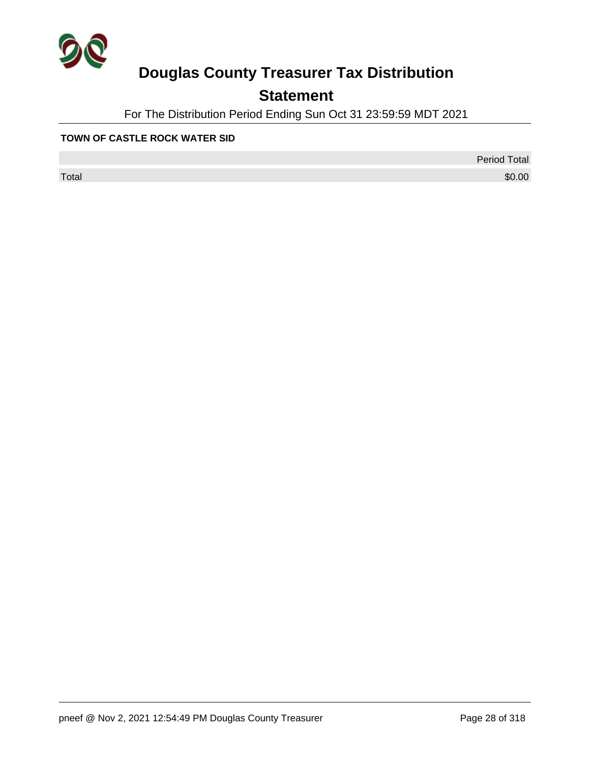# Douglas County Treasurer Tax Distribution

## Statement

For The Distribution Period Ending Sun Oct 31 23:59:59 MDT 2021

**TOWN OF CASTLE ROCK WATER SID**

| | Period Total |
|---|---|
| Total | $0.00 |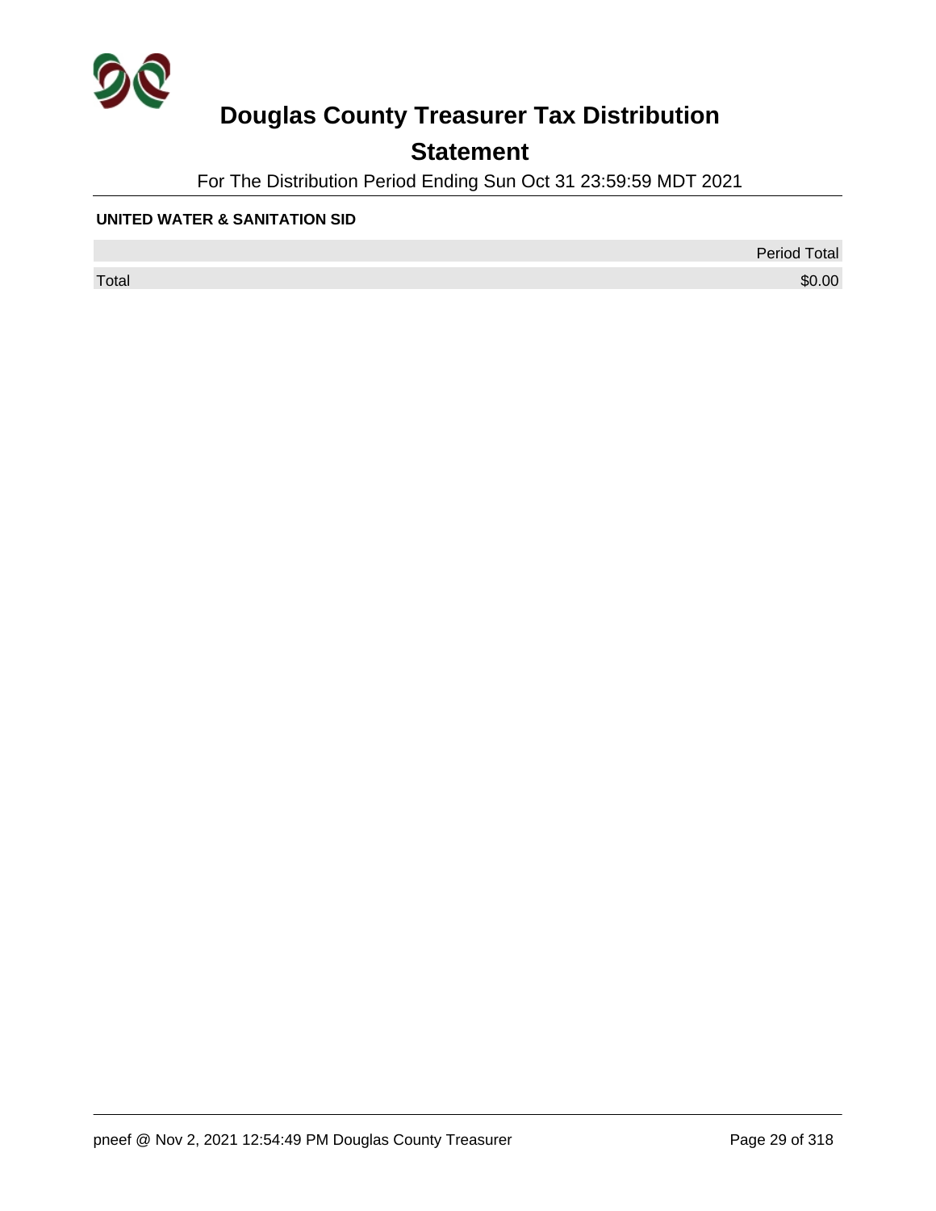# Douglas County Treasurer Tax Distribution

## Statement

For The Distribution Period Ending Sun Oct 31 23:59:59 MDT 2021

**UNITED WATER & SANITATION SID**

| | Period Total |
|---|---|
| Total | $0.00 |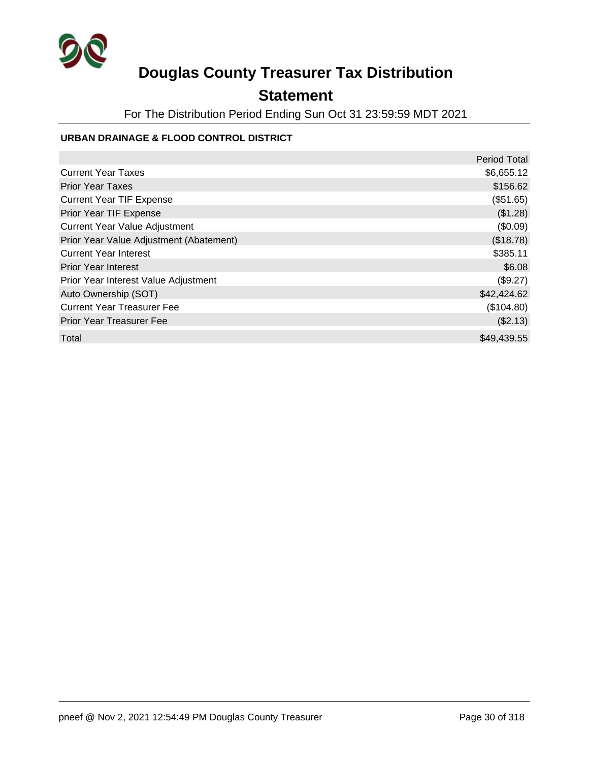# Douglas County Treasurer Tax Distribution

## Statement

For The Distribution Period Ending Sun Oct 31 23:59:59 MDT 2021

### URBAN DRAINAGE & FLOOD CONTROL DISTRICT

| | Period Total |
|---|---|
| Current Year Taxes | $6,655.12 |
| Prior Year Taxes | $156.62 |
| Current Year TIF Expense | ($51.65) |
| Prior Year TIF Expense | ($1.28) |
| Current Year Value Adjustment | ($0.09) |
| Prior Year Value Adjustment (Abatement) | ($18.78) |
| Current Year Interest | $385.11 |
| Prior Year Interest | $6.08 |
| Prior Year Interest Value Adjustment | ($9.27) |
| Auto Ownership (SOT) | $42,424.62 |
| Current Year Treasurer Fee | ($104.80) |
| Prior Year Treasurer Fee | ($2.13) |
| Total | $49,439.55 |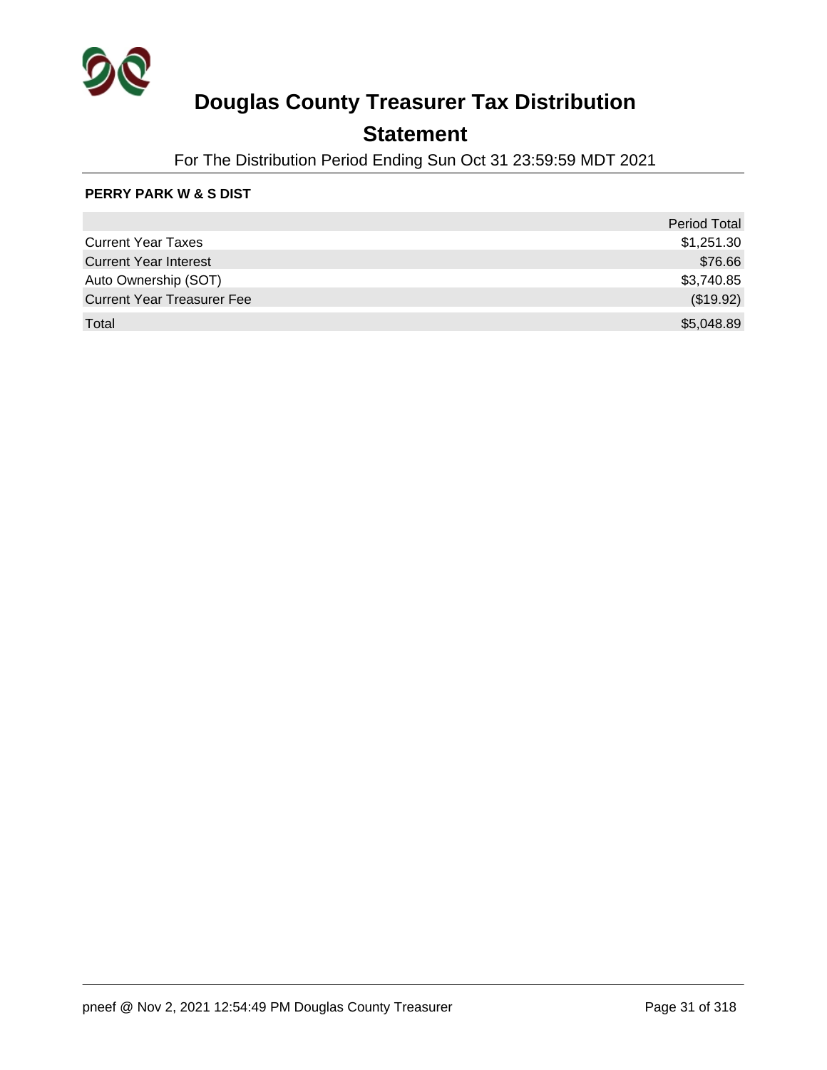# Douglas County Treasurer Tax Distribution

## Statement

For The Distribution Period Ending Sun Oct 31 23:59:59 MDT 2021

**PERRY PARK W & S DIST**

| | Period Total |
|---|---|
| Current Year Taxes | $1,251.30 |
| Current Year Interest | $76.66 |
| Auto Ownership (SOT) | $3,740.85 |
| Current Year Treasurer Fee | ($19.92) |
| Total | $5,048.89 |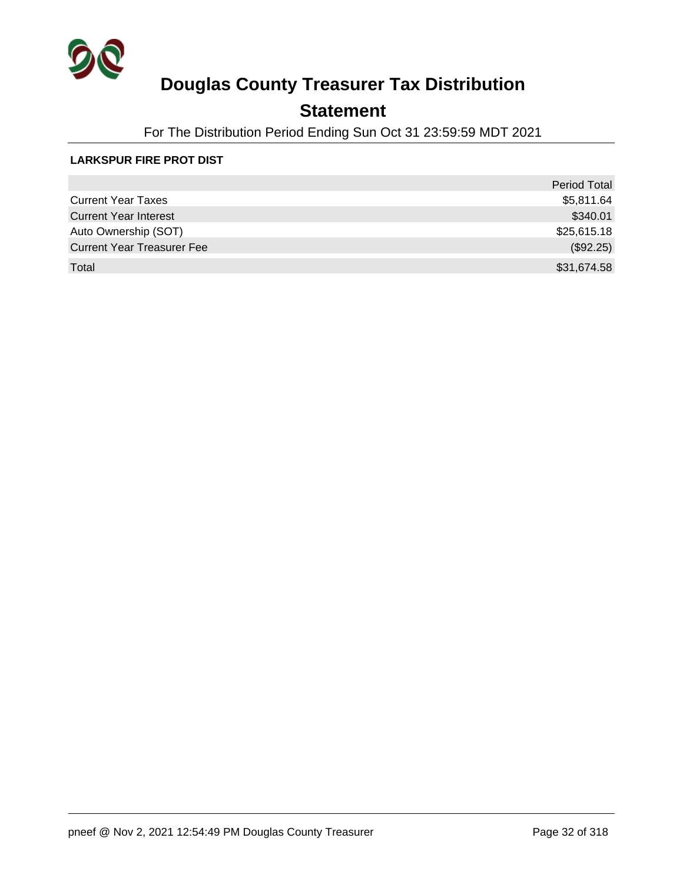# Douglas County Treasurer Tax Distribution

## Statement

For The Distribution Period Ending Sun Oct 31 23:59:59 MDT 2021

**LARKSPUR FIRE PROT DIST**

| | Period Total |
|---|---|
| Current Year Taxes | $5,811.64 |
| Current Year Interest | $340.01 |
| Auto Ownership (SOT) | $25,615.18 |
| Current Year Treasurer Fee | ($92.25) |
| Total | $31,674.58 |

pneef @ Nov 2, 2021 12:54:49 PM Douglas County Treasurer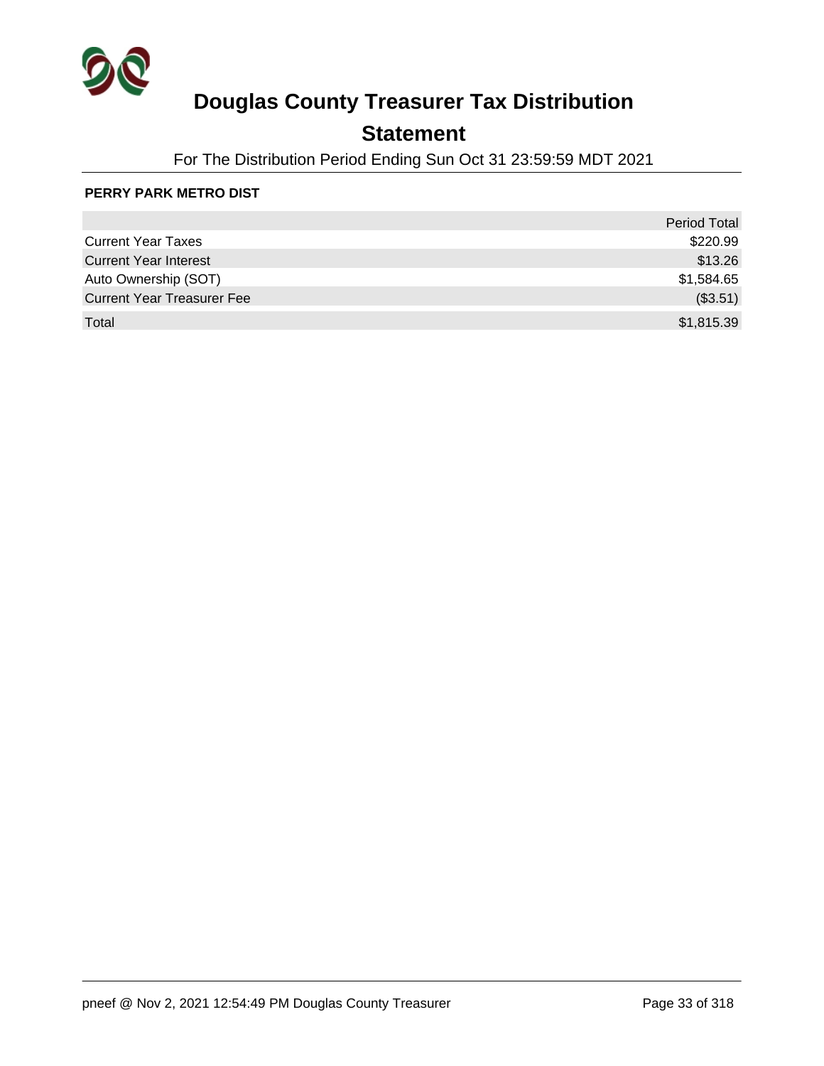# Douglas County Treasurer Tax Distribution

## Statement

For The Distribution Period Ending Sun Oct 31 23:59:59 MDT 2021

**PERRY PARK METRO DIST**

| | Period Total |
|---|---|
| Current Year Taxes | $220.99 |
| Current Year Interest | $13.26 |
| Auto Ownership (SOT) | $1,584.65 |
| Current Year Treasurer Fee | ($3.51) |
| Total | $1,815.39 |

pneef @ Nov 2, 2021 12:54:49 PM Douglas County Treasurer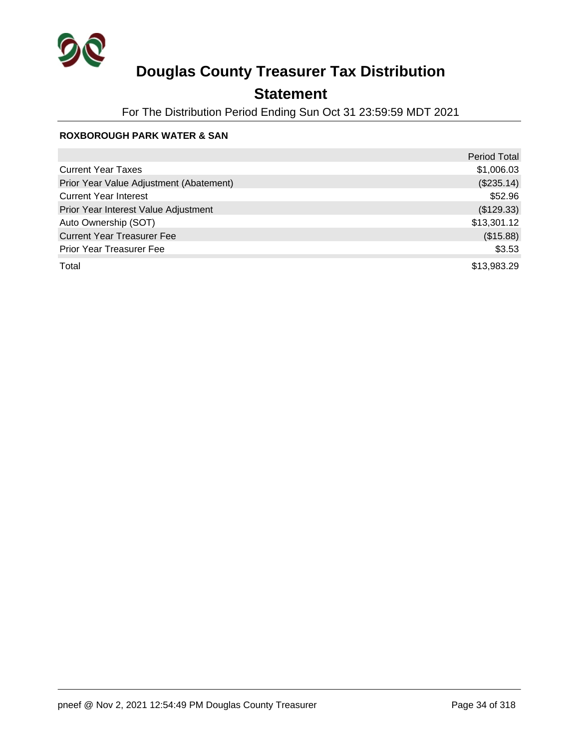# Douglas County Treasurer Tax Distribution

## Statement

For The Distribution Period Ending Sun Oct 31 23:59:59 MDT 2021

**ROXBOROUGH PARK WATER & SAN**

| | Period Total |
|---|---|
| Current Year Taxes | $1,006.03 |
| Prior Year Value Adjustment (Abatement) | ($235.14) |
| Current Year Interest | $52.96 |
| Prior Year Interest Value Adjustment | ($129.33) |
| Auto Ownership (SOT) | $13,301.12 |
| Current Year Treasurer Fee | ($15.88) |
| Prior Year Treasurer Fee | $3.53 |
| Total | $13,983.29 |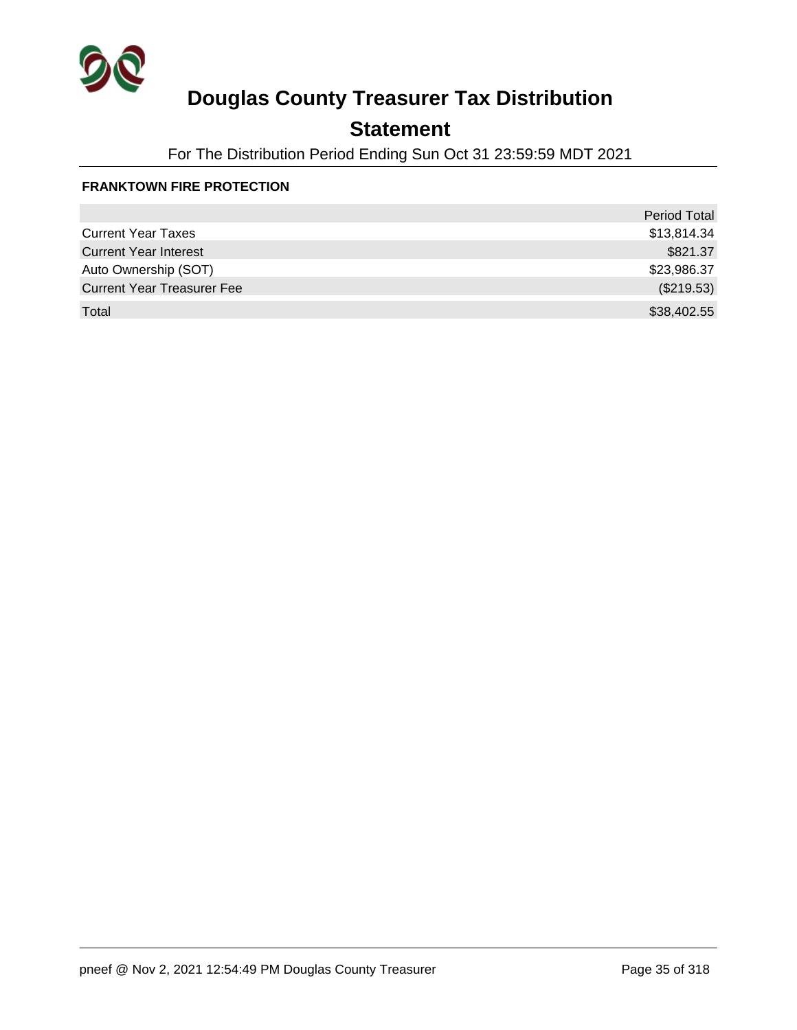# Douglas County Treasurer Tax Distribution

## Statement

For The Distribution Period Ending Sun Oct 31 23:59:59 MDT 2021

**FRANKTOWN FIRE PROTECTION**

| | Period Total |
|---|---|
| Current Year Taxes | $13,814.34 |
| Current Year Interest | $821.37 |
| Auto Ownership (SOT) | $23,986.37 |
| Current Year Treasurer Fee | ($219.53) |
| Total | $38,402.55 |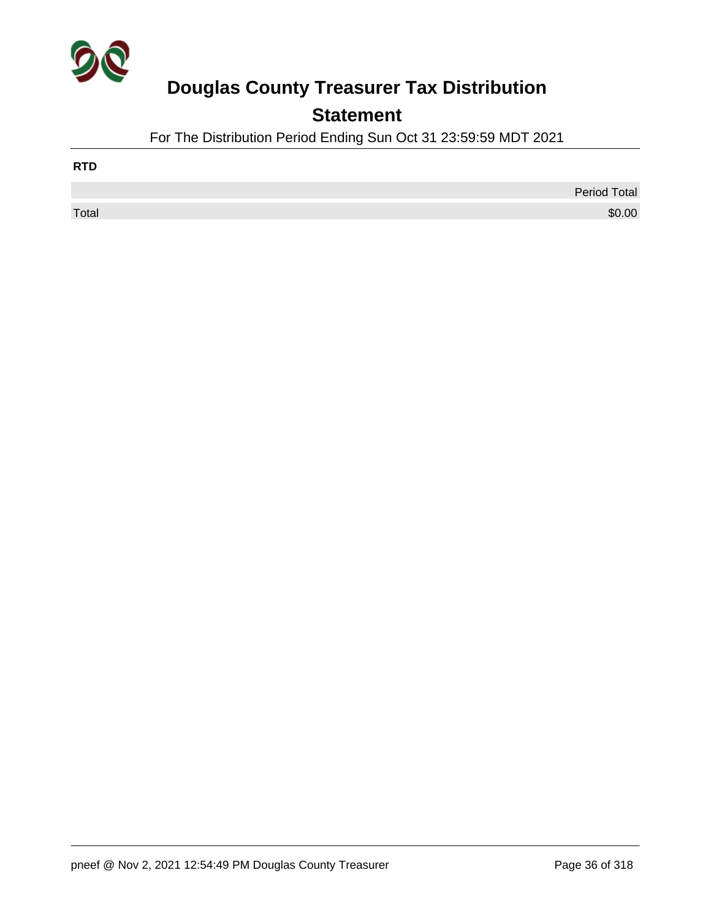# Douglas County Treasurer Tax Distribution

## Statement

For The Distribution Period Ending Sun Oct 31 23:59:59 MDT 2021

**RTD**

| | Period Total |
|---|---|
| Total | $0.00 |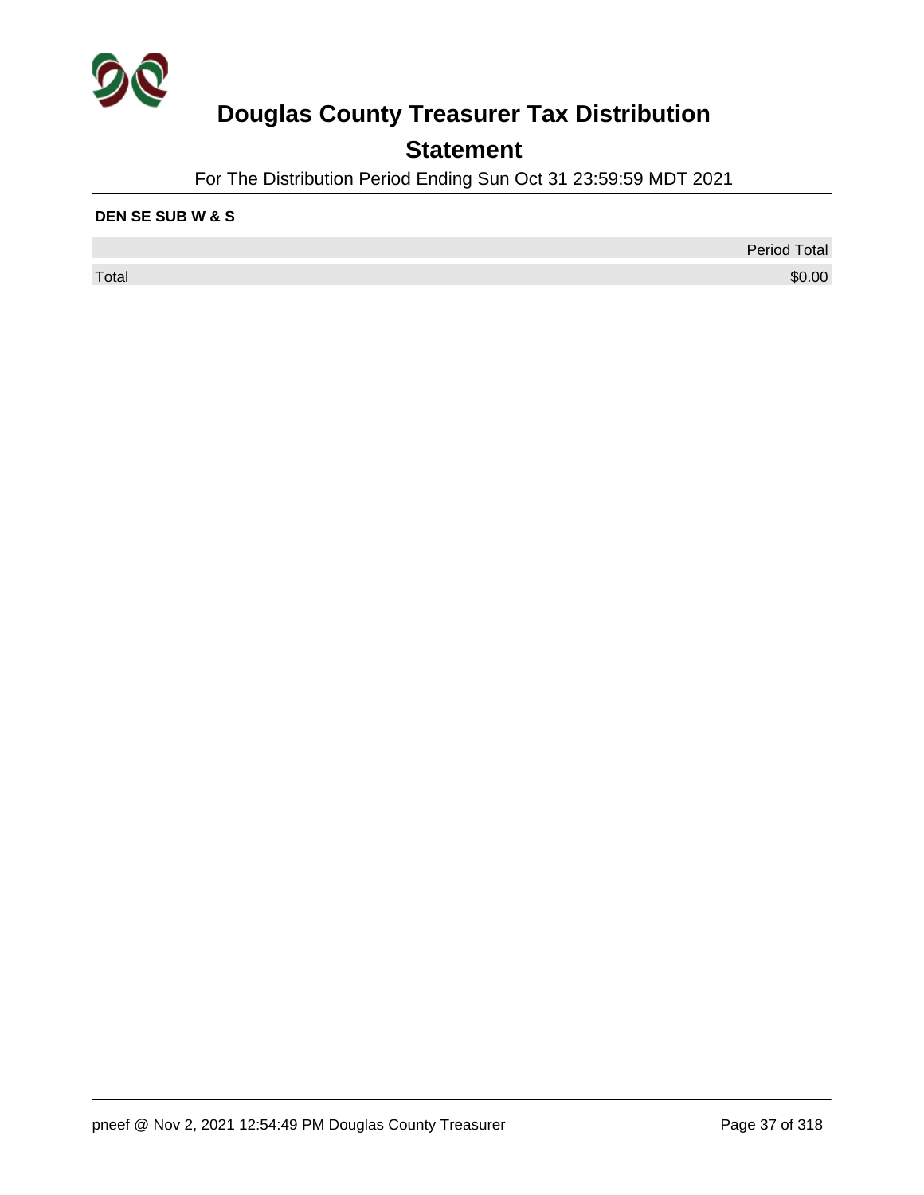# Douglas County Treasurer Tax Distribution

## Statement

For The Distribution Period Ending Sun Oct 31 23:59:59 MDT 2021

**DEN SE SUB W & S**

| | Period Total |
|---|---|
| Total | $0.00 |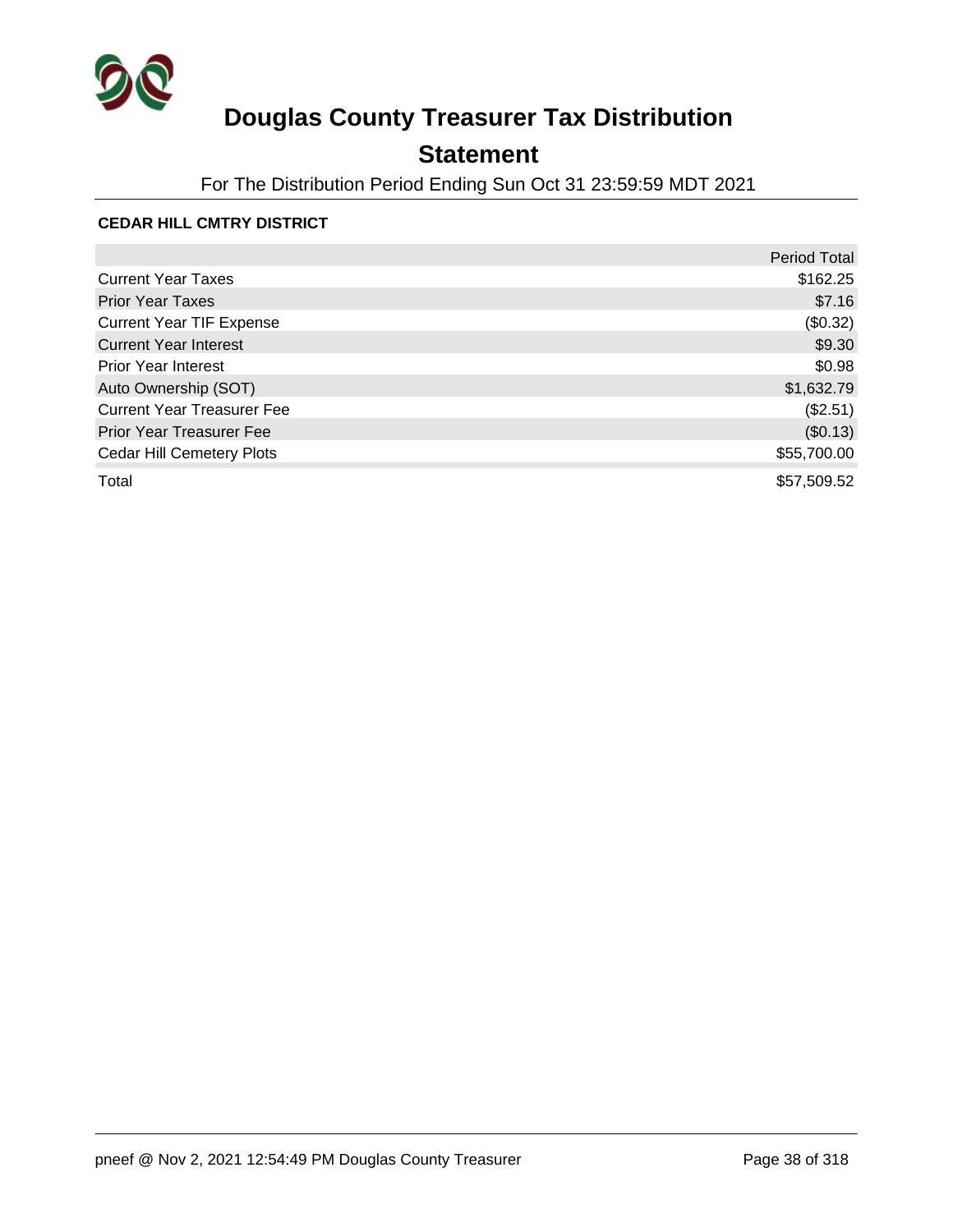# Douglas County Treasurer Tax Distribution

## Statement

For The Distribution Period Ending Sun Oct 31 23:59:59 MDT 2021

**CEDAR HILL CMTRY DISTRICT**

| | Period Total |
|---|---|
| Current Year Taxes | $162.25 |
| Prior Year Taxes | $7.16 |
| Current Year TIF Expense | ($0.32) |
| Current Year Interest | $9.30 |
| Prior Year Interest | $0.98 |
| Auto Ownership (SOT) | $1,632.79 |
| Current Year Treasurer Fee | ($2.51) |
| Prior Year Treasurer Fee | ($0.13) |
| Cedar Hill Cemetery Plots | $55,700.00 |
| Total | $57,509.52 |

pneef @ Nov 2, 2021 12:54:49 PM Douglas County Treasurer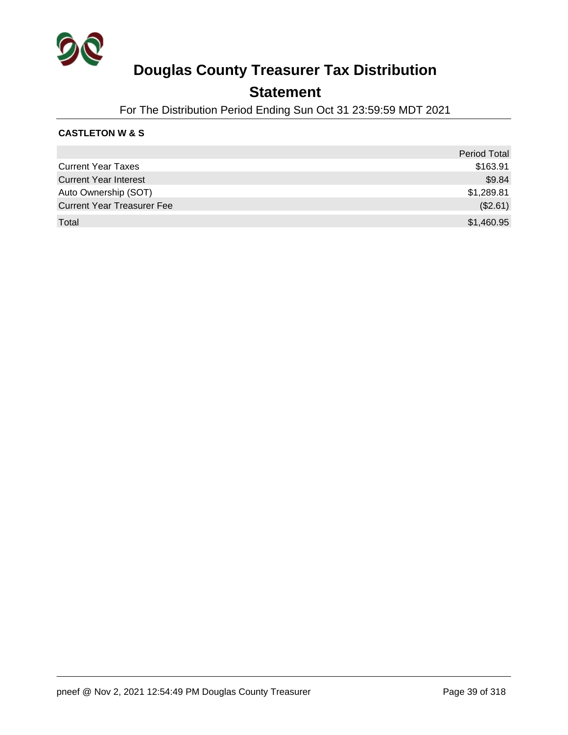# Douglas County Treasurer Tax Distribution

## Statement

For The Distribution Period Ending Sun Oct 31 23:59:59 MDT 2021

**CASTLETON W & S**

| | Period Total |
|---|---|
| Current Year Taxes | $163.91 |
| Current Year Interest | $9.84 |
| Auto Ownership (SOT) | $1,289.81 |
| Current Year Treasurer Fee | ($2.61) |
| Total | $1,460.95 |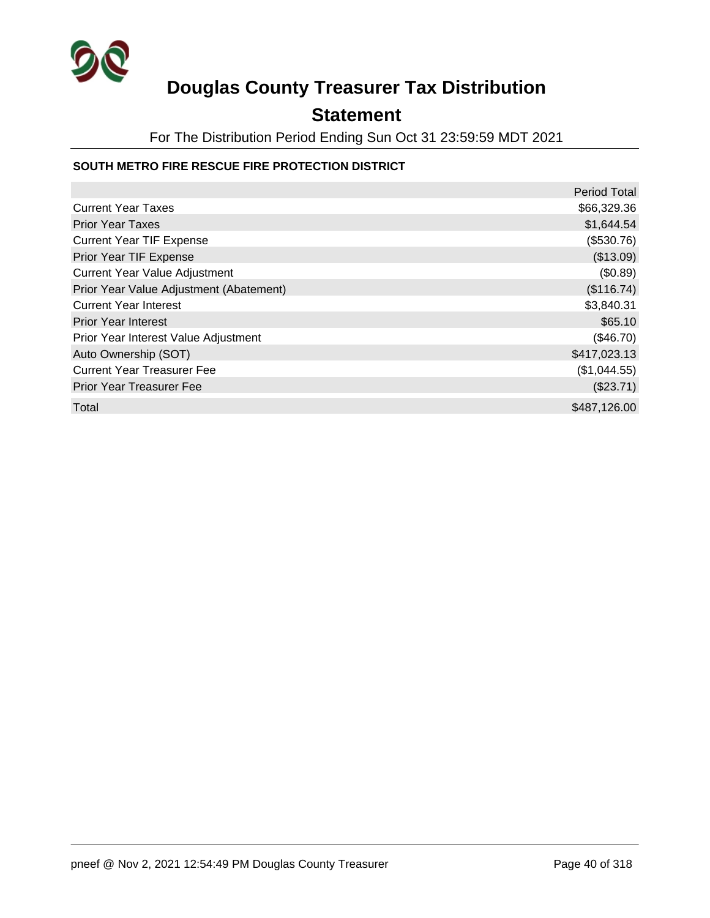# Douglas County Treasurer Tax Distribution

## Statement

For The Distribution Period Ending Sun Oct 31 23:59:59 MDT 2021

### SOUTH METRO FIRE RESCUE FIRE PROTECTION DISTRICT

| | Period Total |
|---|---|
| Current Year Taxes | $66,329.36 |
| Prior Year Taxes | $1,644.54 |
| Current Year TIF Expense | ($530.76) |
| Prior Year TIF Expense | ($13.09) |
| Current Year Value Adjustment | ($0.89) |
| Prior Year Value Adjustment (Abatement) | ($116.74) |
| Current Year Interest | $3,840.31 |
| Prior Year Interest | $65.10 |
| Prior Year Interest Value Adjustment | ($46.70) |
| Auto Ownership (SOT) | $417,023.13 |
| Current Year Treasurer Fee | ($1,044.55) |
| Prior Year Treasurer Fee | ($23.71) |
| Total | $487,126.00 |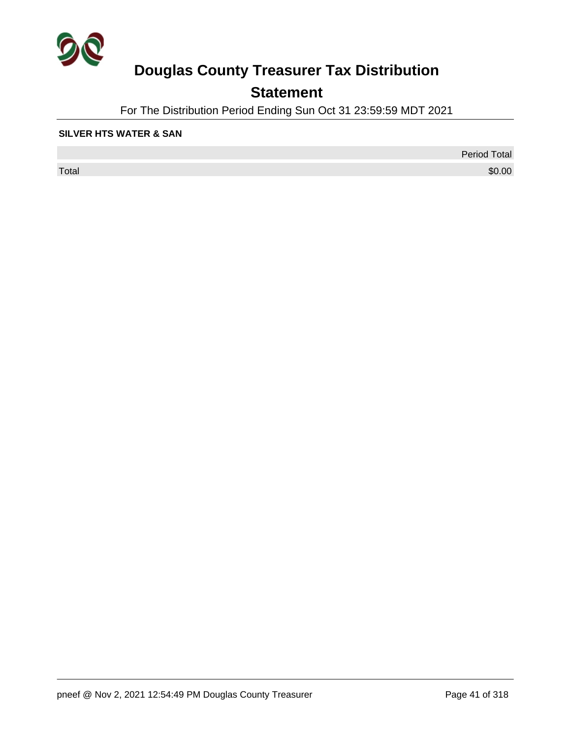# Douglas County Treasurer Tax Distribution

## Statement

For The Distribution Period Ending Sun Oct 31 23:59:59 MDT 2021

**SILVER HTS WATER & SAN**

| | Period Total |
|---|---|
| Total | $0.00 |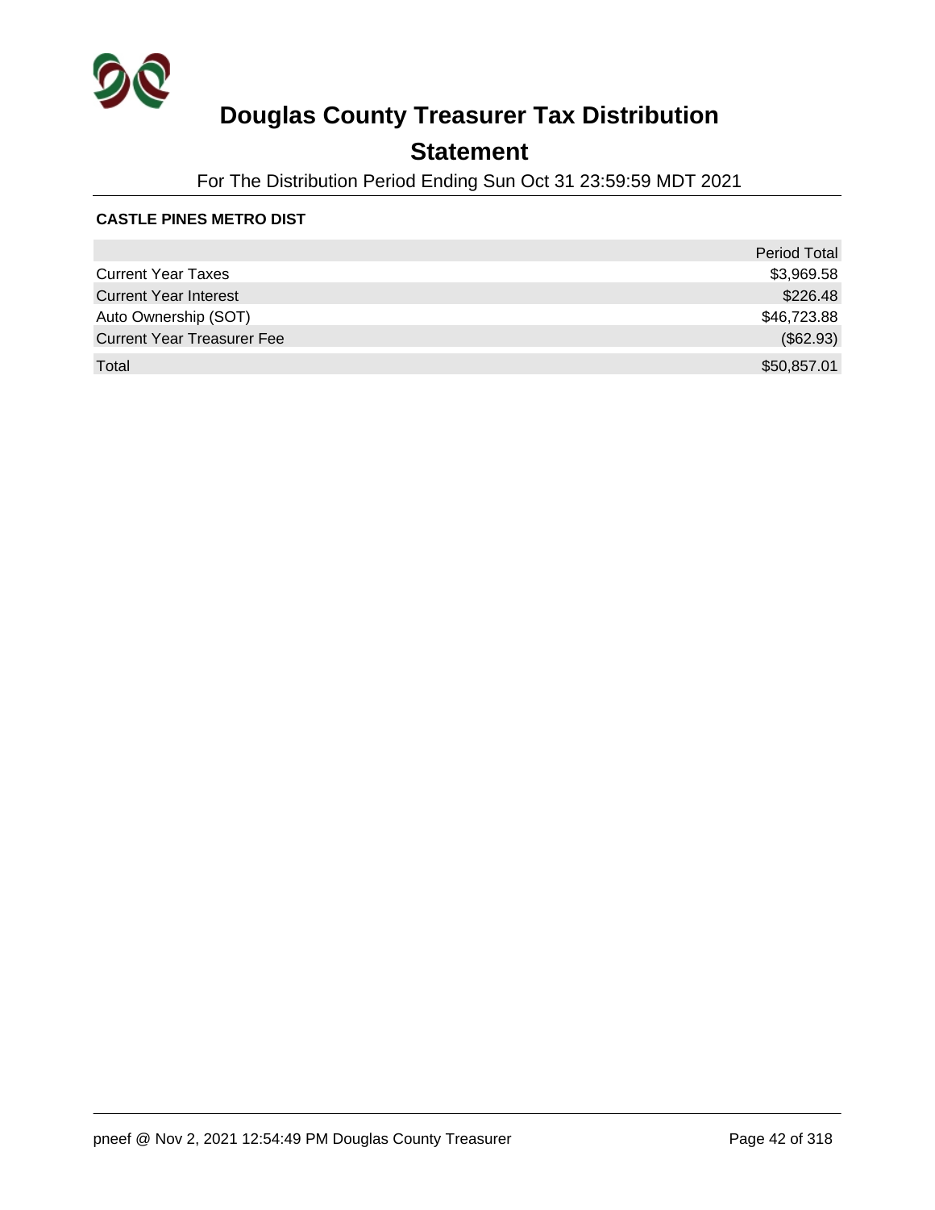# Douglas County Treasurer Tax Distribution

## Statement

For The Distribution Period Ending Sun Oct 31 23:59:59 MDT 2021

**CASTLE PINES METRO DIST**

| | Period Total |
|---|---|
| Current Year Taxes | $3,969.58 |
| Current Year Interest | $226.48 |
| Auto Ownership (SOT) | $46,723.88 |
| Current Year Treasurer Fee | ($62.93) |
| Total | $50,857.01 |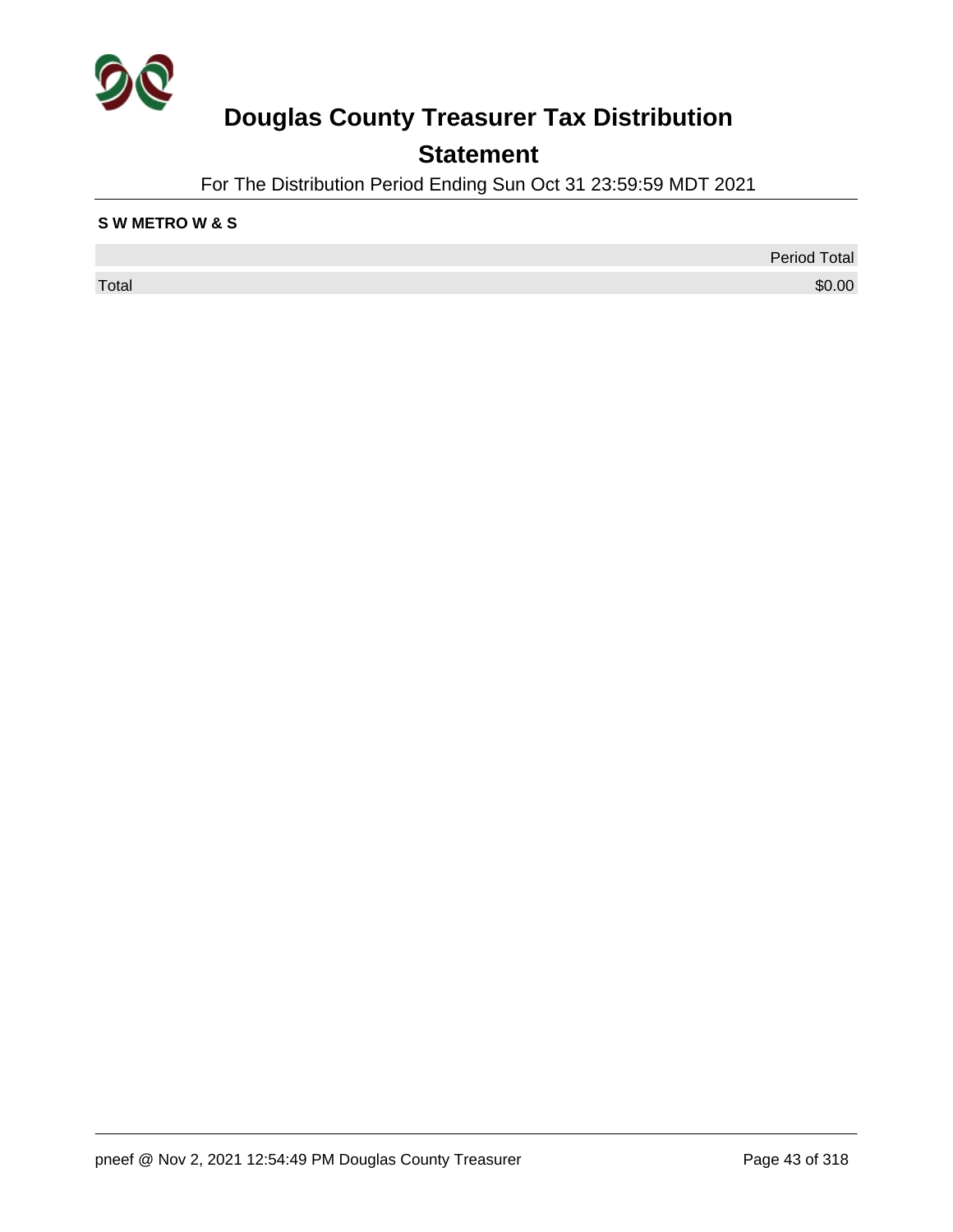# Douglas County Treasurer Tax Distribution

## Statement

For The Distribution Period Ending Sun Oct 31 23:59:59 MDT 2021

**S W METRO W & S**

| | Period Total |
|---|---|
| Total | $0.00 |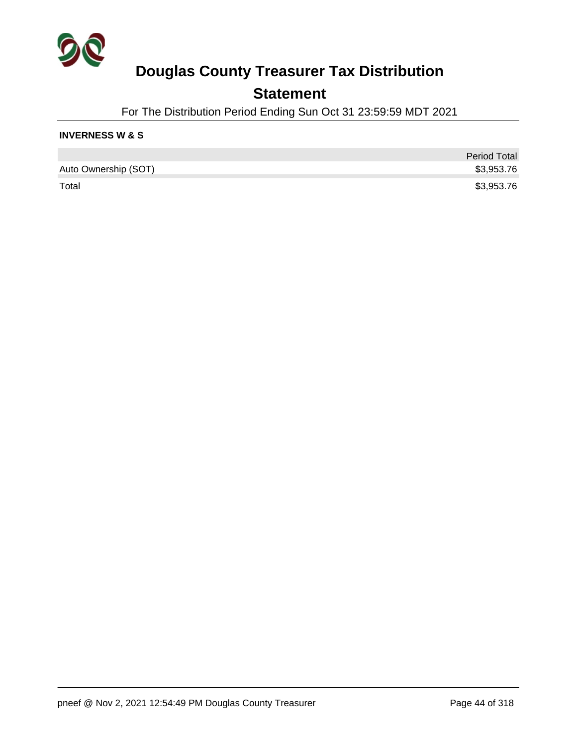# Douglas County Treasurer Tax Distribution

## Statement

For The Distribution Period Ending Sun Oct 31 23:59:59 MDT 2021

**INVERNESS W & S**

| | Period Total |
| --- | --- |
| Auto Ownership (SOT) | $3,953.76 |
| Total | $3,953.76 |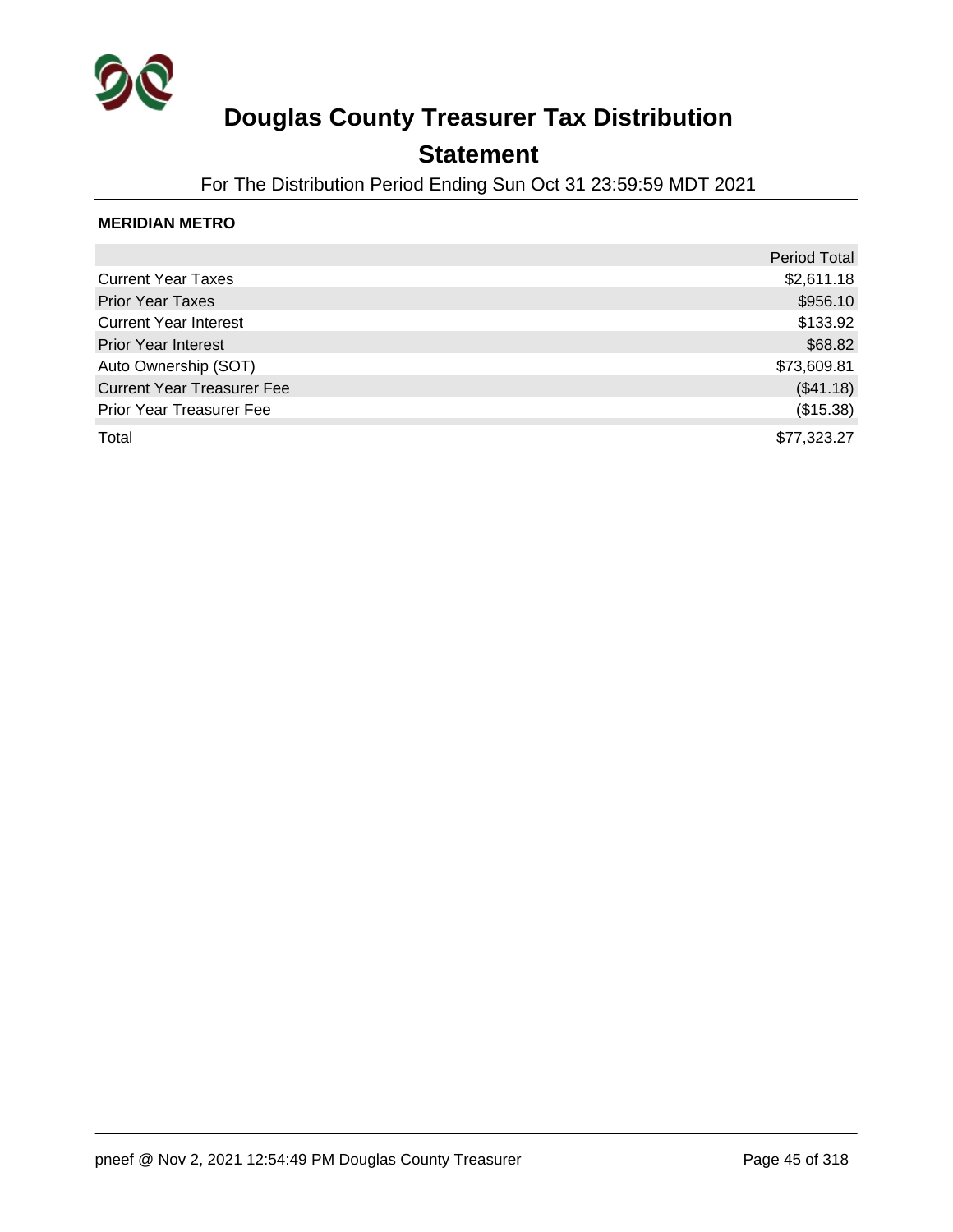# Douglas County Treasurer Tax Distribution

## Statement

For The Distribution Period Ending Sun Oct 31 23:59:59 MDT 2021

**MERIDIAN METRO**

| | Period Total |
|---|---|
| Current Year Taxes | $2,611.18 |
| Prior Year Taxes | $956.10 |
| Current Year Interest | $133.92 |
| Prior Year Interest | $68.82 |
| Auto Ownership (SOT) | $73,609.81 |
| Current Year Treasurer Fee | ($41.18) |
| Prior Year Treasurer Fee | ($15.38) |
| Total | $77,323.27 |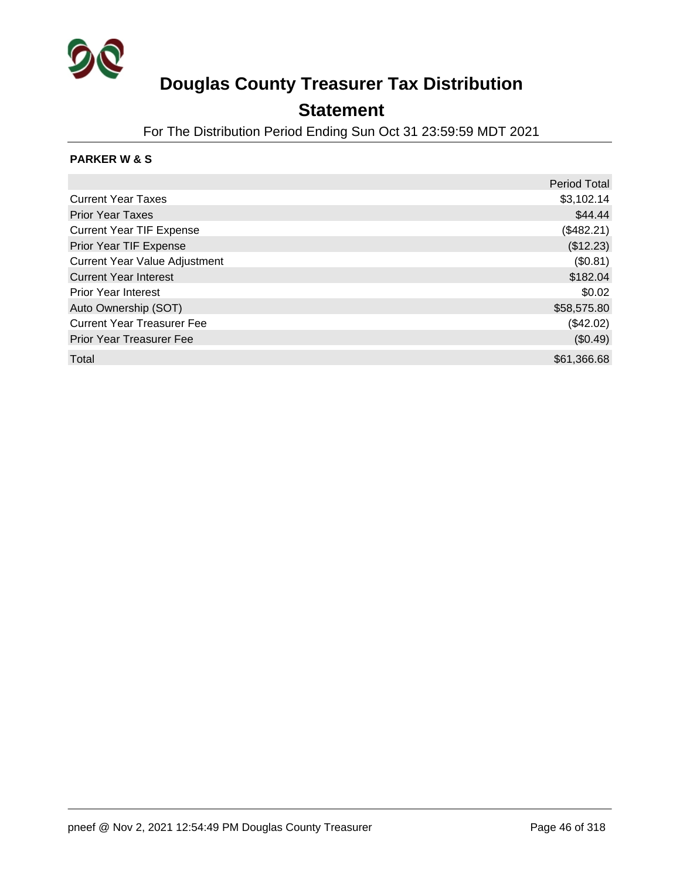# Douglas County Treasurer Tax Distribution

## Statement

For The Distribution Period Ending Sun Oct 31 23:59:59 MDT 2021

**PARKER W & S**

| | Period Total |
|---|---:|
| Current Year Taxes | $3,102.14 |
| Prior Year Taxes | $44.44 |
| Current Year TIF Expense | ($482.21) |
| Prior Year TIF Expense | ($12.23) |
| Current Year Value Adjustment | ($0.81) |
| Current Year Interest | $182.04 |
| Prior Year Interest | $0.02 |
| Auto Ownership (SOT) | $58,575.80 |
| Current Year Treasurer Fee | ($42.02) |
| Prior Year Treasurer Fee | ($0.49) |
| Total | $61,366.68 |

pneef @ Nov 2, 2021 12:54:49 PM Douglas County Treasurer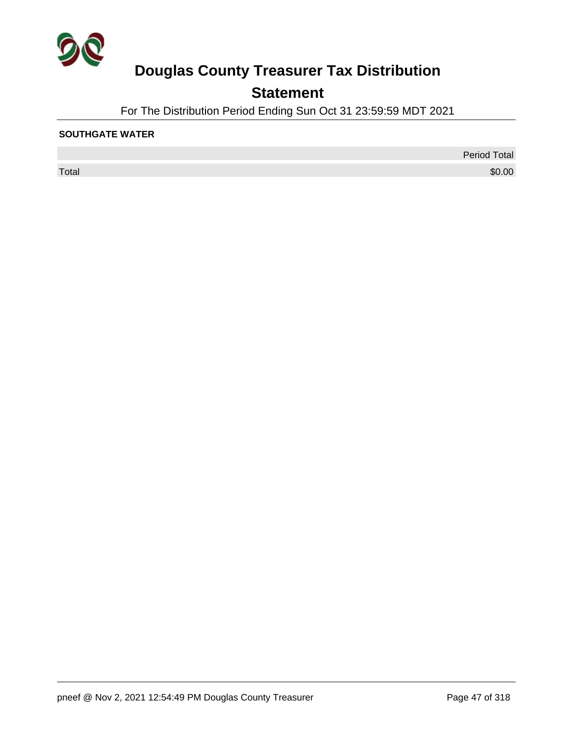# Douglas County Treasurer Tax Distribution

## Statement

For The Distribution Period Ending Sun Oct 31 23:59:59 MDT 2021

**SOUTHGATE WATER**

| | Period Total |
|---|---|
| Total | $0.00 |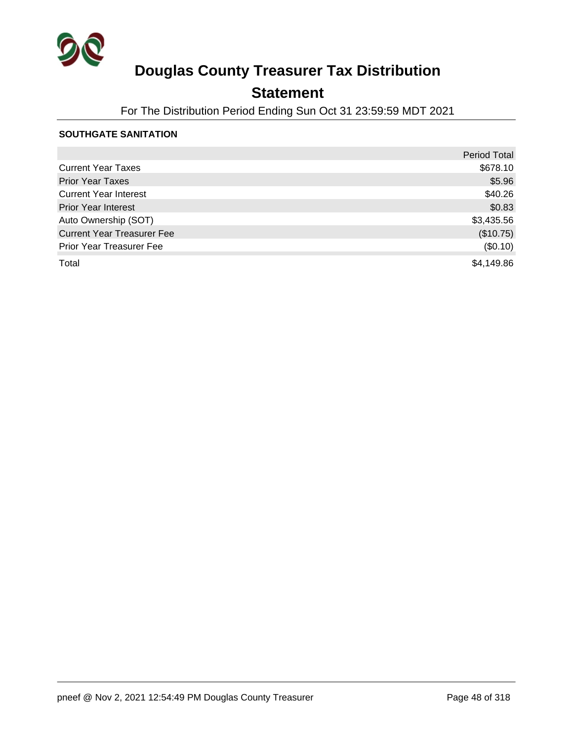# Douglas County Treasurer Tax Distribution

## Statement

For The Distribution Period Ending Sun Oct 31 23:59:59 MDT 2021

### SOUTHGATE SANITATION

| | Period Total |
|---|---|
| Current Year Taxes | $678.10 |
| Prior Year Taxes | $5.96 |
| Current Year Interest | $40.26 |
| Prior Year Interest | $0.83 |
| Auto Ownership (SOT) | $3,435.56 |
| Current Year Treasurer Fee | ($10.75) |
| Prior Year Treasurer Fee | ($0.10) |
| Total | $4,149.86 |

pneef @ Nov 2, 2021 12:54:49 PM Douglas County Treasurer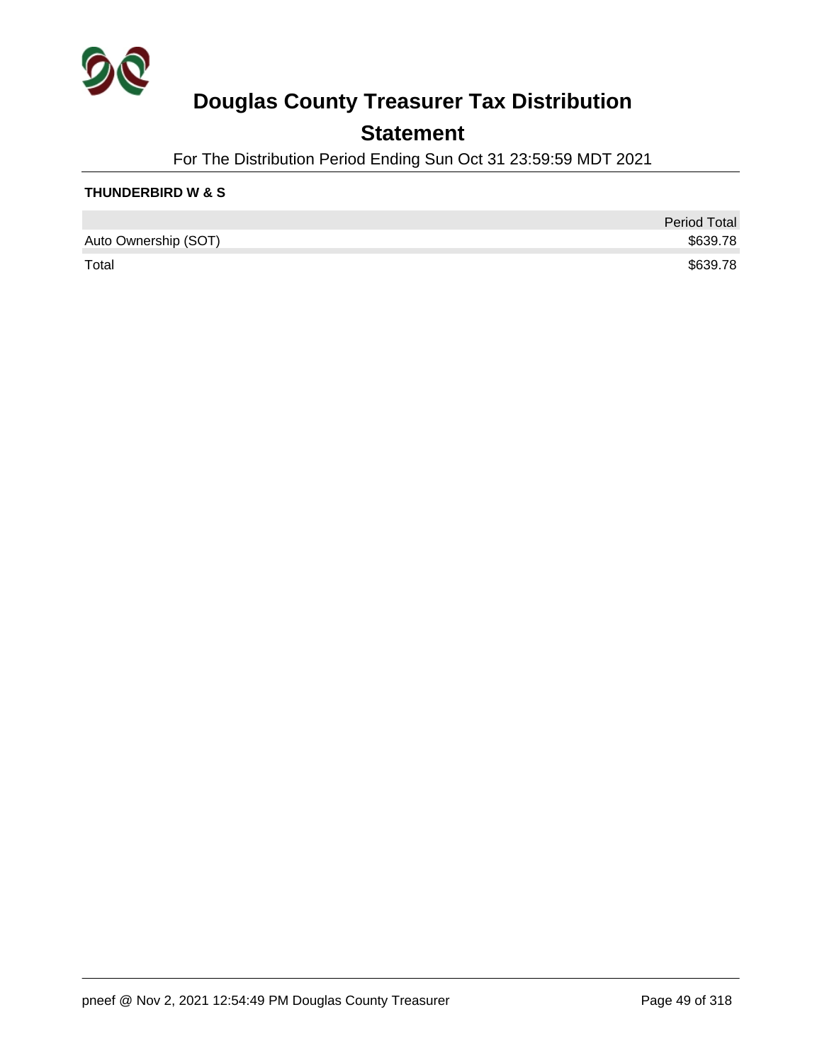# Douglas County Treasurer Tax Distribution

## Statement

For The Distribution Period Ending Sun Oct 31 23:59:59 MDT 2021

**THUNDERBIRD W & S**

| | Period Total |
|---|---|
| Auto Ownership (SOT) | $639.78 |
| Total | $639.78 |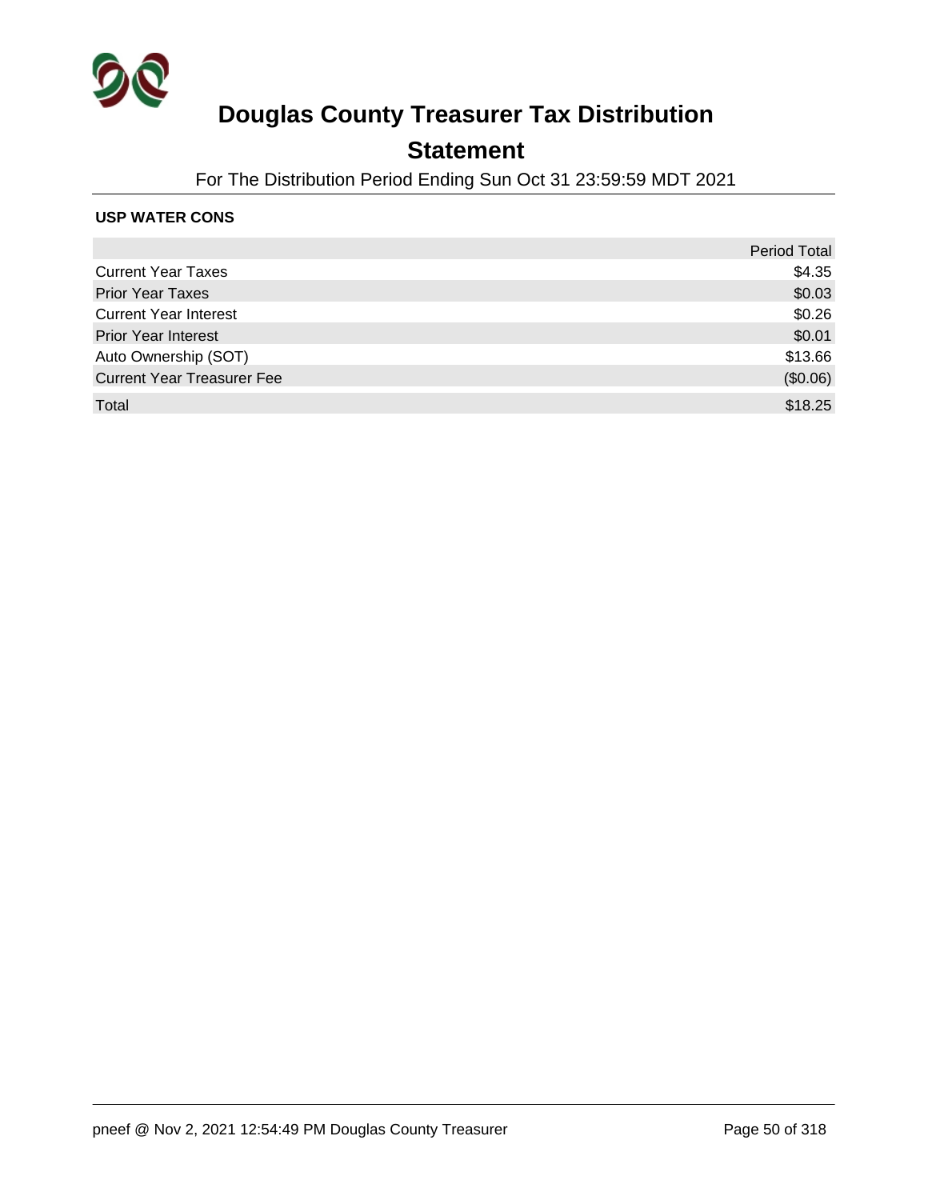# Douglas County Treasurer Tax Distribution

## Statement

For The Distribution Period Ending Sun Oct 31 23:59:59 MDT 2021

**USP WATER CONS**

| | Period Total |
|---|---|
| Current Year Taxes | $4.35 |
| Prior Year Taxes | $0.03 |
| Current Year Interest | $0.26 |
| Prior Year Interest | $0.01 |
| Auto Ownership (SOT) | $13.66 |
| Current Year Treasurer Fee | ($0.06) |
| Total | $18.25 |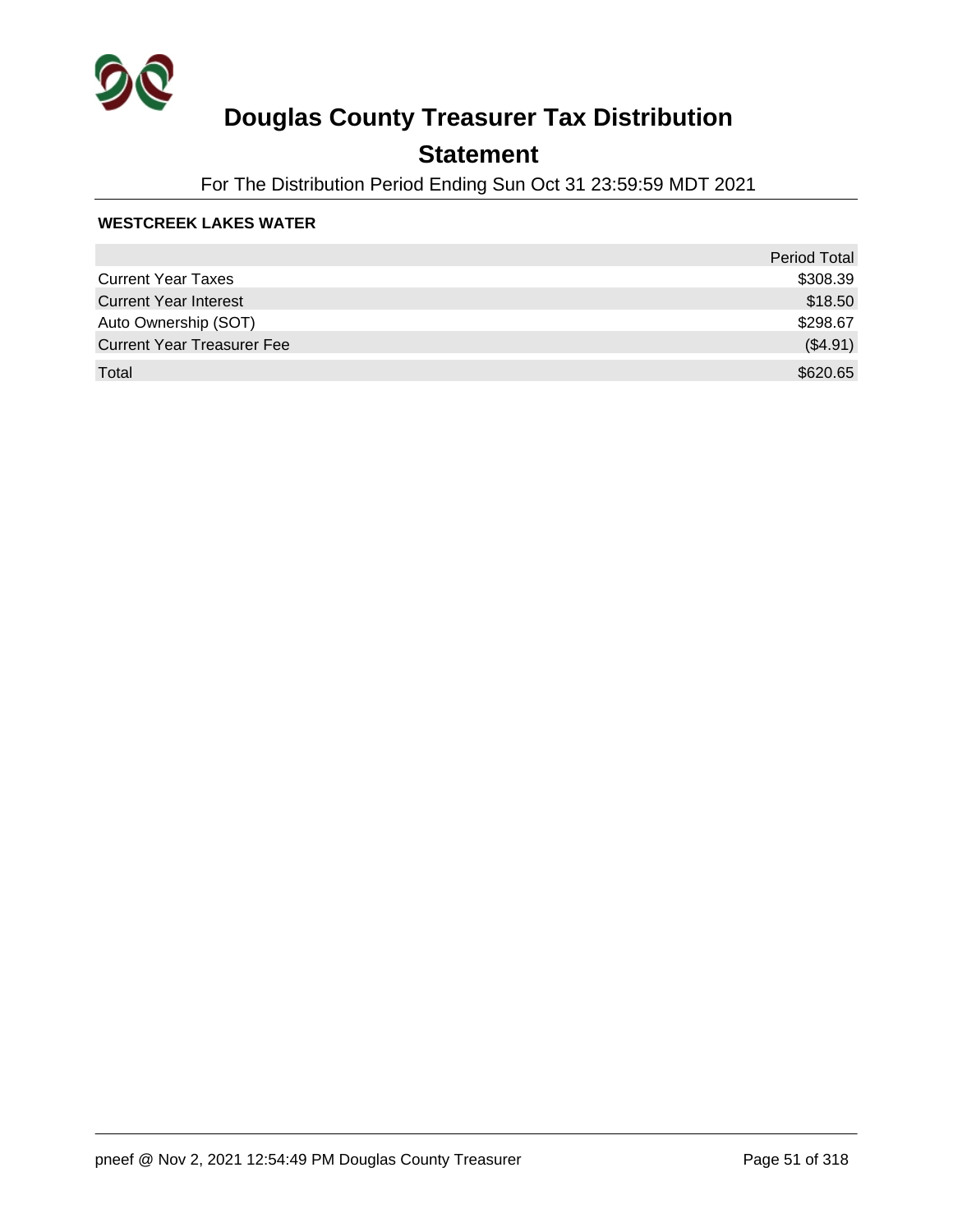# Douglas County Treasurer Tax Distribution

## Statement

For The Distribution Period Ending Sun Oct 31 23:59:59 MDT 2021

**WESTCREEK LAKES WATER**

| | Period Total |
|---|---:|
| Current Year Taxes | $308.39 |
| Current Year Interest | $18.50 |
| Auto Ownership (SOT) | $298.67 |
| Current Year Treasurer Fee | ($4.91) |
| Total | $620.65 |

pneef @ Nov 2, 2021 12:54:49 PM Douglas County Treasurer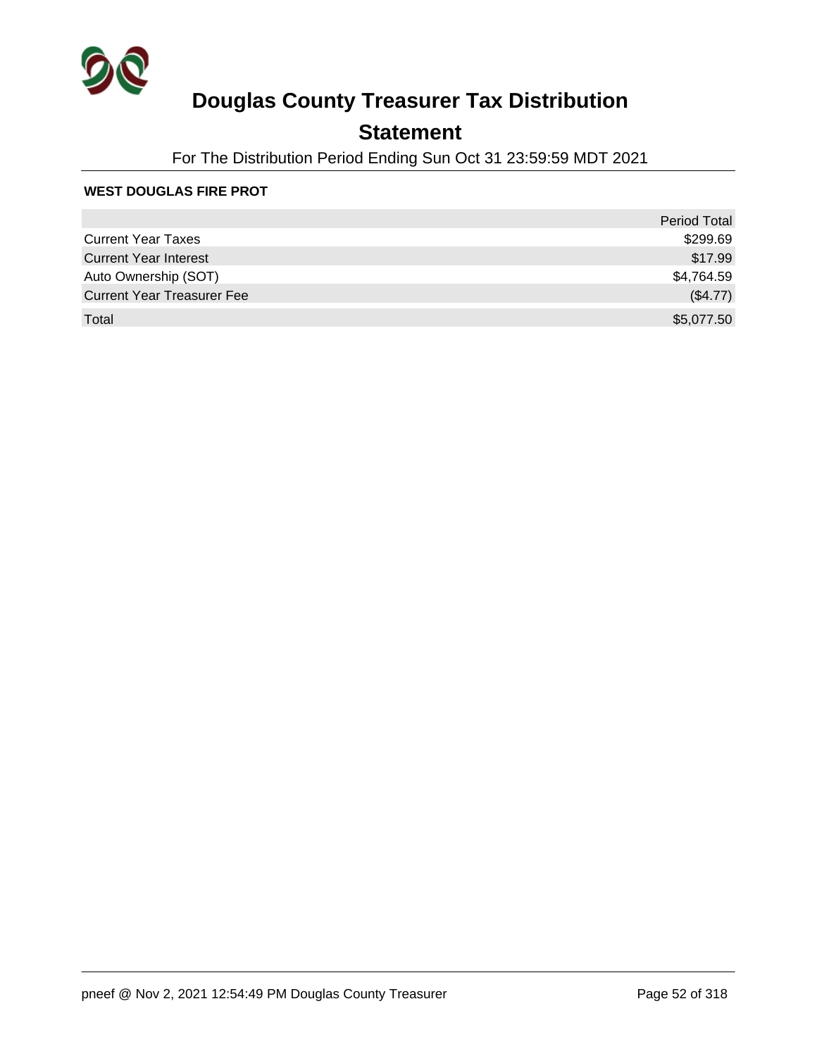# Douglas County Treasurer Tax Distribution

## Statement

For The Distribution Period Ending Sun Oct 31 23:59:59 MDT 2021

**WEST DOUGLAS FIRE PROT**

| | Period Total |
|---|---|
| Current Year Taxes | $299.69 |
| Current Year Interest | $17.99 |
| Auto Ownership (SOT) | $4,764.59 |
| Current Year Treasurer Fee | ($4.77) |
| Total | $5,077.50 |

pneef @ Nov 2, 2021 12:54:49 PM Douglas County Treasurer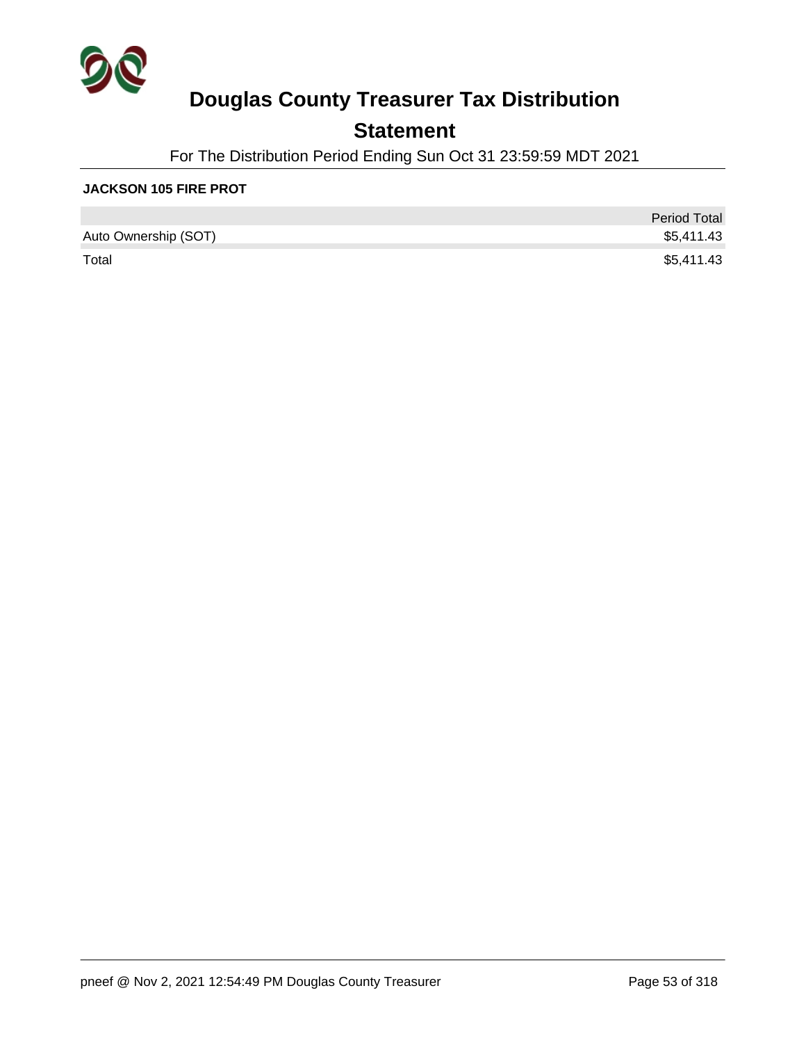# Douglas County Treasurer Tax Distribution

## Statement

For The Distribution Period Ending Sun Oct 31 23:59:59 MDT 2021

**JACKSON 105 FIRE PROT**

| | Period Total |
|---|---|
| Auto Ownership (SOT) | $5,411.43 |
| Total | $5,411.43 |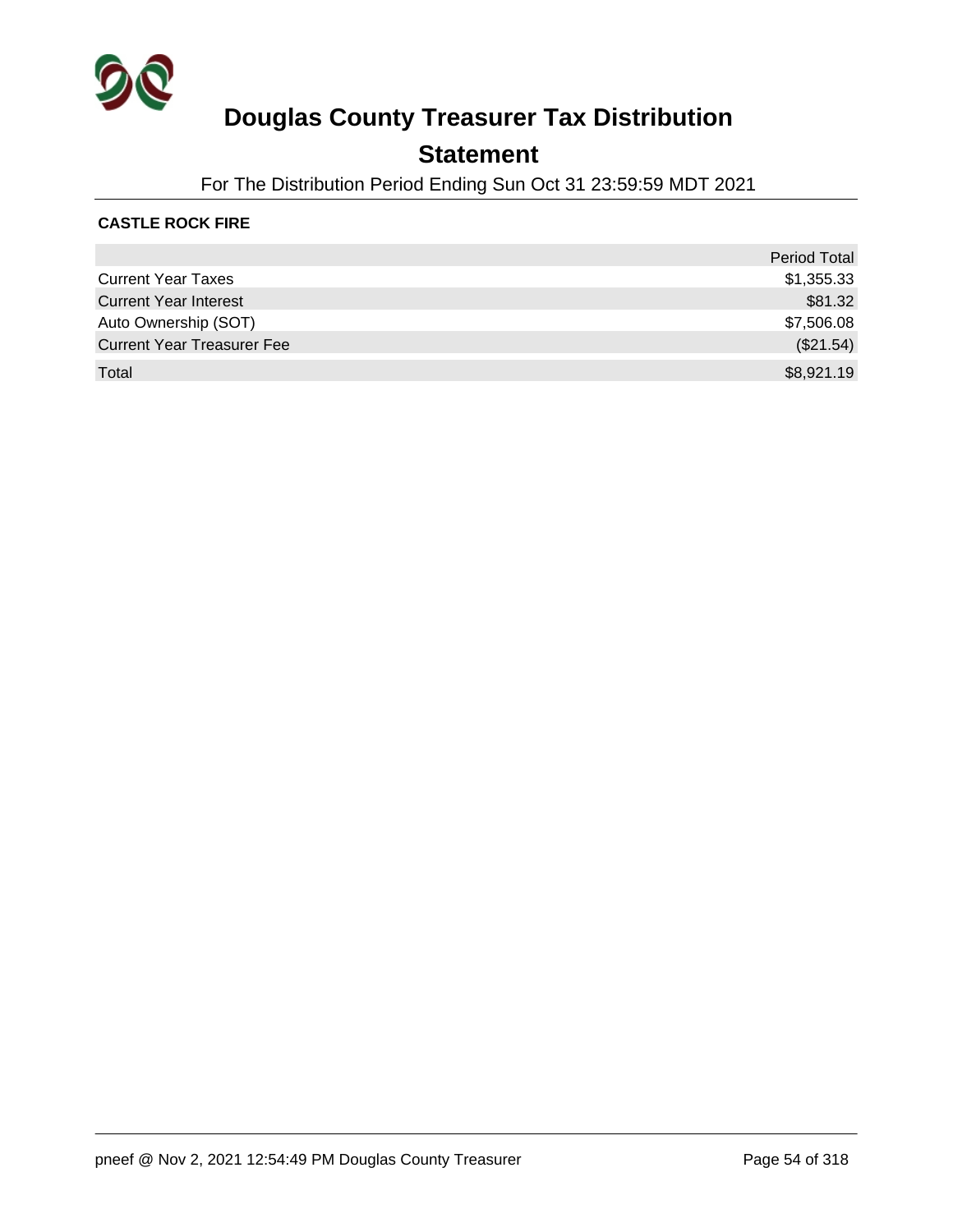# Douglas County Treasurer Tax Distribution

## Statement

For The Distribution Period Ending Sun Oct 31 23:59:59 MDT 2021

**CASTLE ROCK FIRE**

| | Period Total |
|---|---:|
| Current Year Taxes | $1,355.33 |
| Current Year Interest | $81.32 |
| Auto Ownership (SOT) | $7,506.08 |
| Current Year Treasurer Fee | ($21.54) |
| Total | $8,921.19 |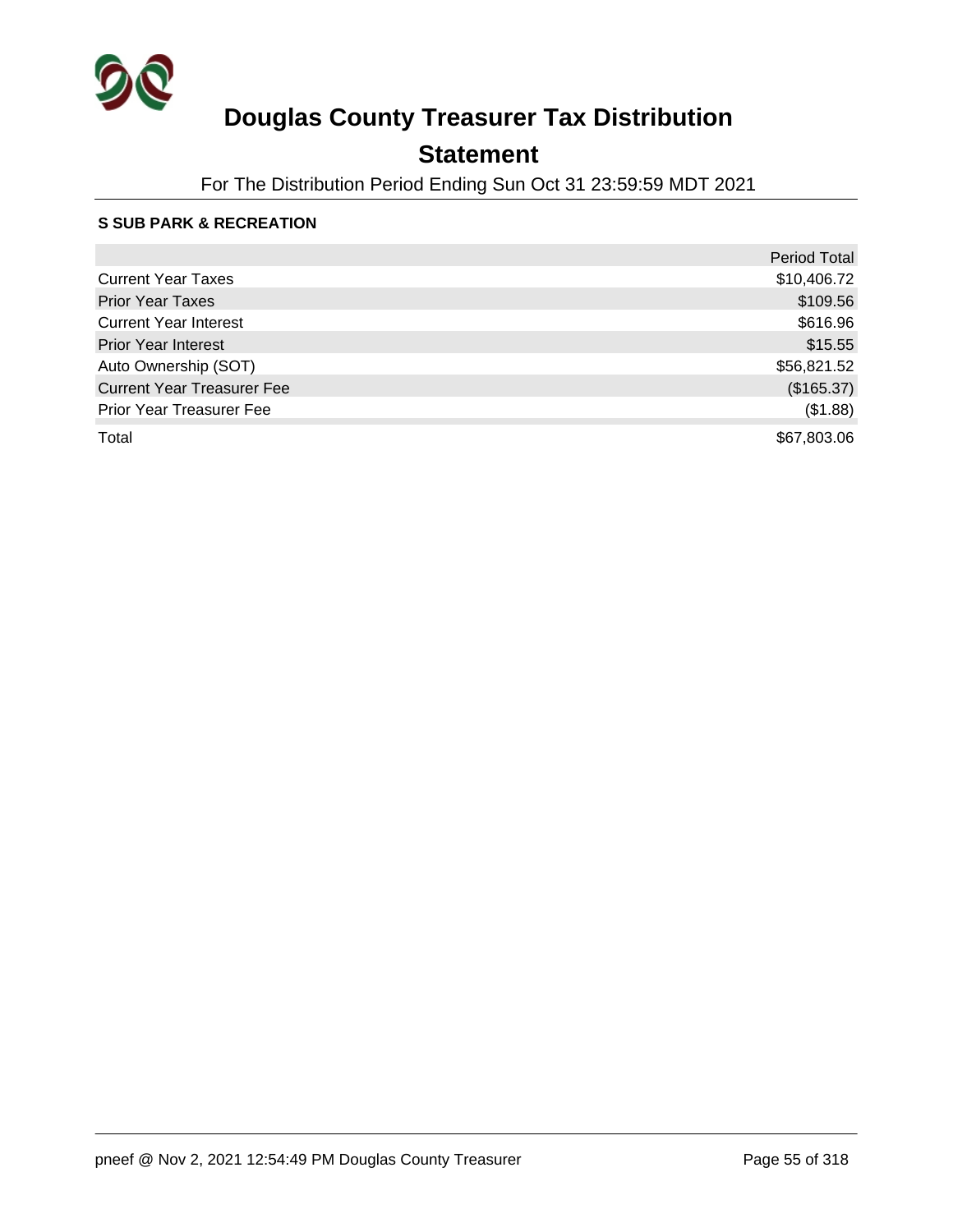# Douglas County Treasurer Tax Distribution

## Statement

For The Distribution Period Ending Sun Oct 31 23:59:59 MDT 2021

### S SUB PARK & RECREATION

| | Period Total |
|---|---:|
| Current Year Taxes | $10,406.72 |
| Prior Year Taxes | $109.56 |
| Current Year Interest | $616.96 |
| Prior Year Interest | $15.55 |
| Auto Ownership (SOT) | $56,821.52 |
| Current Year Treasurer Fee | ($165.37) |
| Prior Year Treasurer Fee | ($1.88) |
| Total | $67,803.06 |

pneef @ Nov 2, 2021 12:54:49 PM Douglas County Treasurer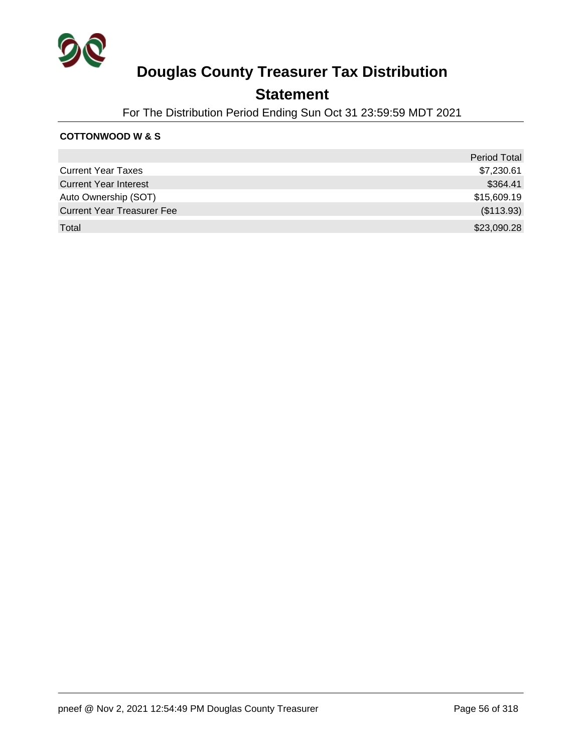# Douglas County Treasurer Tax Distribution

## Statement

For The Distribution Period Ending Sun Oct 31 23:59:59 MDT 2021

**COTTONWOOD W & S**

| | Period Total |
|---|---|
| Current Year Taxes | $7,230.61 |
| Current Year Interest | $364.41 |
| Auto Ownership (SOT) | $15,609.19 |
| Current Year Treasurer Fee | ($113.93) |
| Total | $23,090.28 |

pneef @ Nov 2, 2021 12:54:49 PM Douglas County Treasurer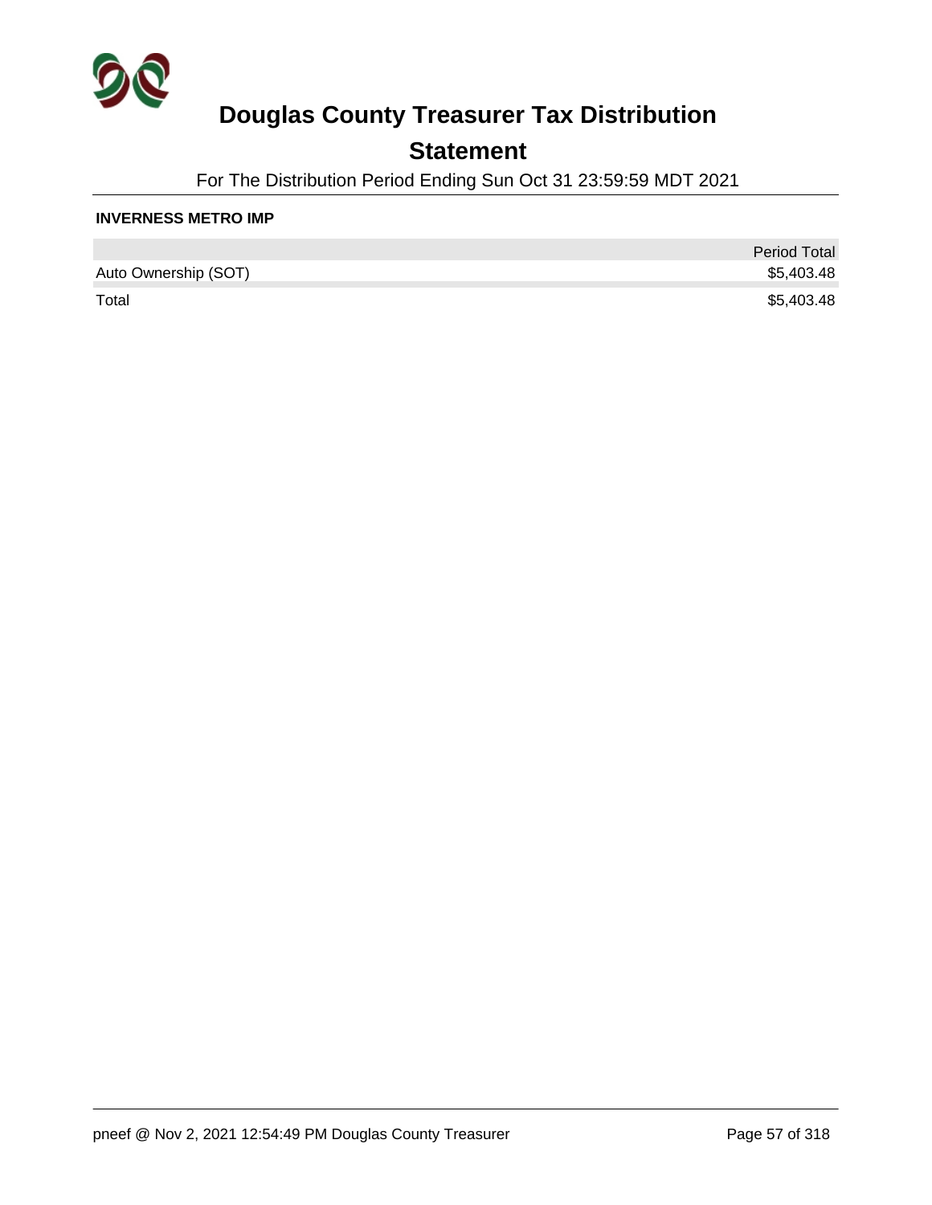# Douglas County Treasurer Tax Distribution

## Statement

For The Distribution Period Ending Sun Oct 31 23:59:59 MDT 2021

**INVERNESS METRO IMP**

| | Period Total |
|---|---|
| Auto Ownership (SOT) | $5,403.48 |
| Total | $5,403.48 |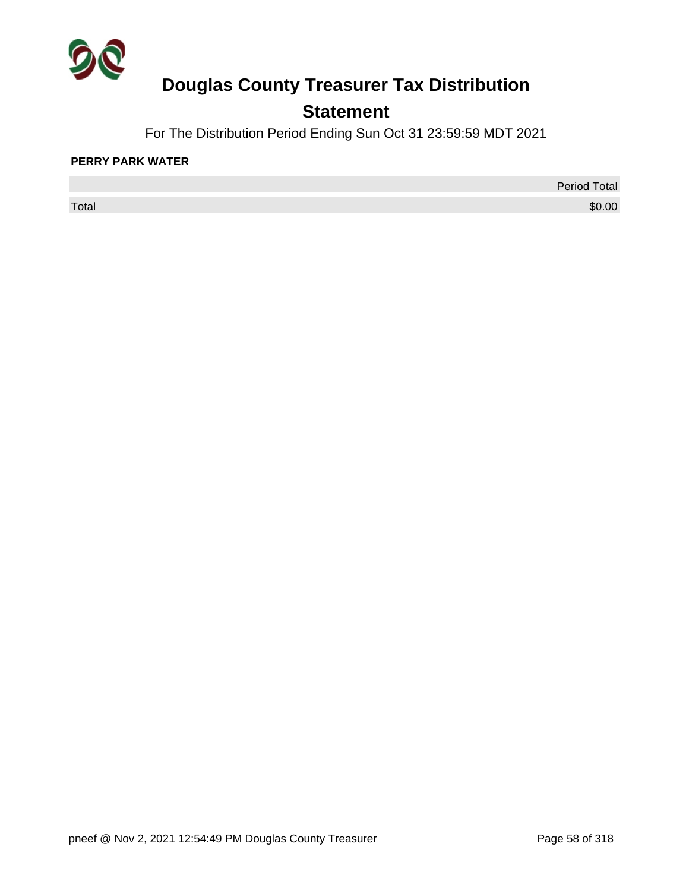# Douglas County Treasurer Tax Distribution

## Statement

For The Distribution Period Ending Sun Oct 31 23:59:59 MDT 2021

**PERRY PARK WATER**

| | Period Total |
|---|---|
| Total | $0.00 |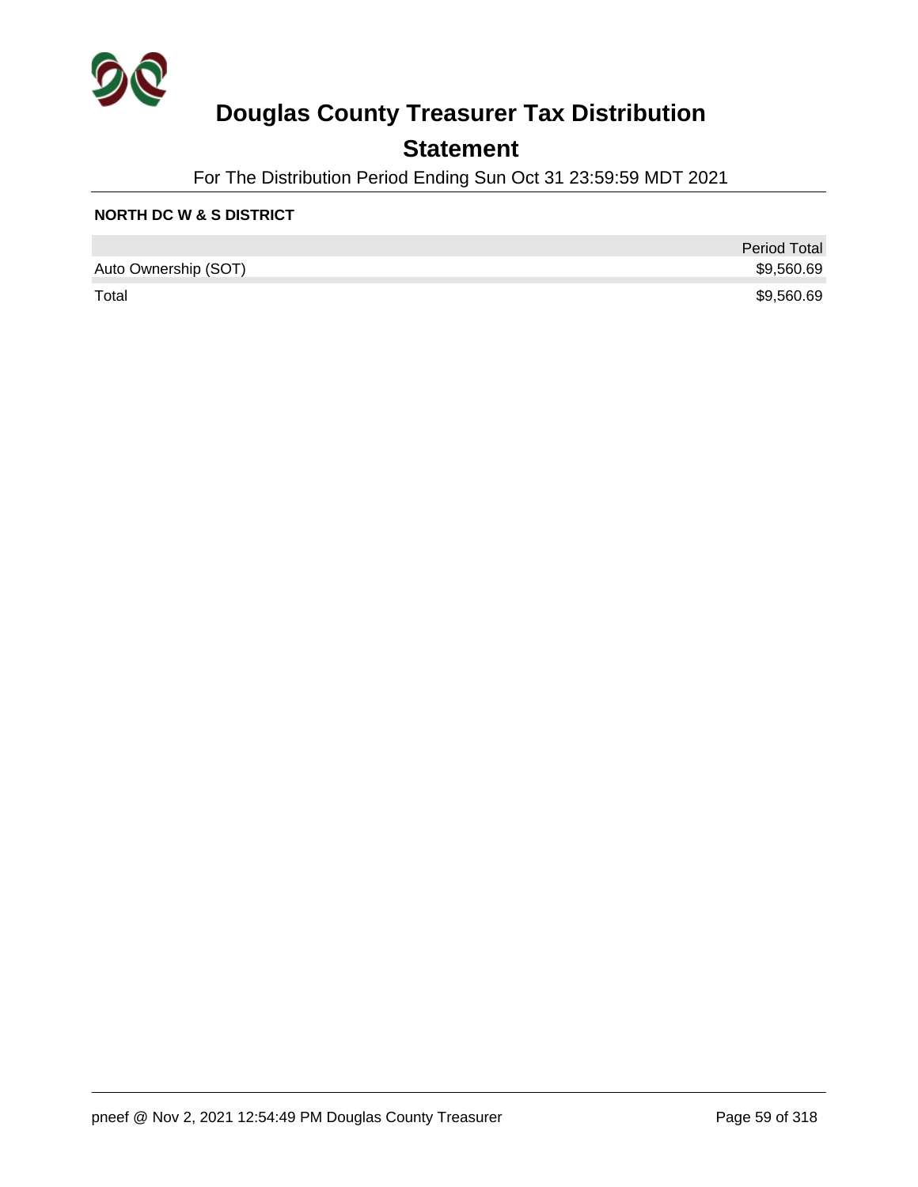# Douglas County Treasurer Tax Distribution

## Statement

For The Distribution Period Ending Sun Oct 31 23:59:59 MDT 2021

**NORTH DC W & S DISTRICT**

| | Period Total |
|---|---|
| Auto Ownership (SOT) | $9,560.69 |
| Total | $9,560.69 |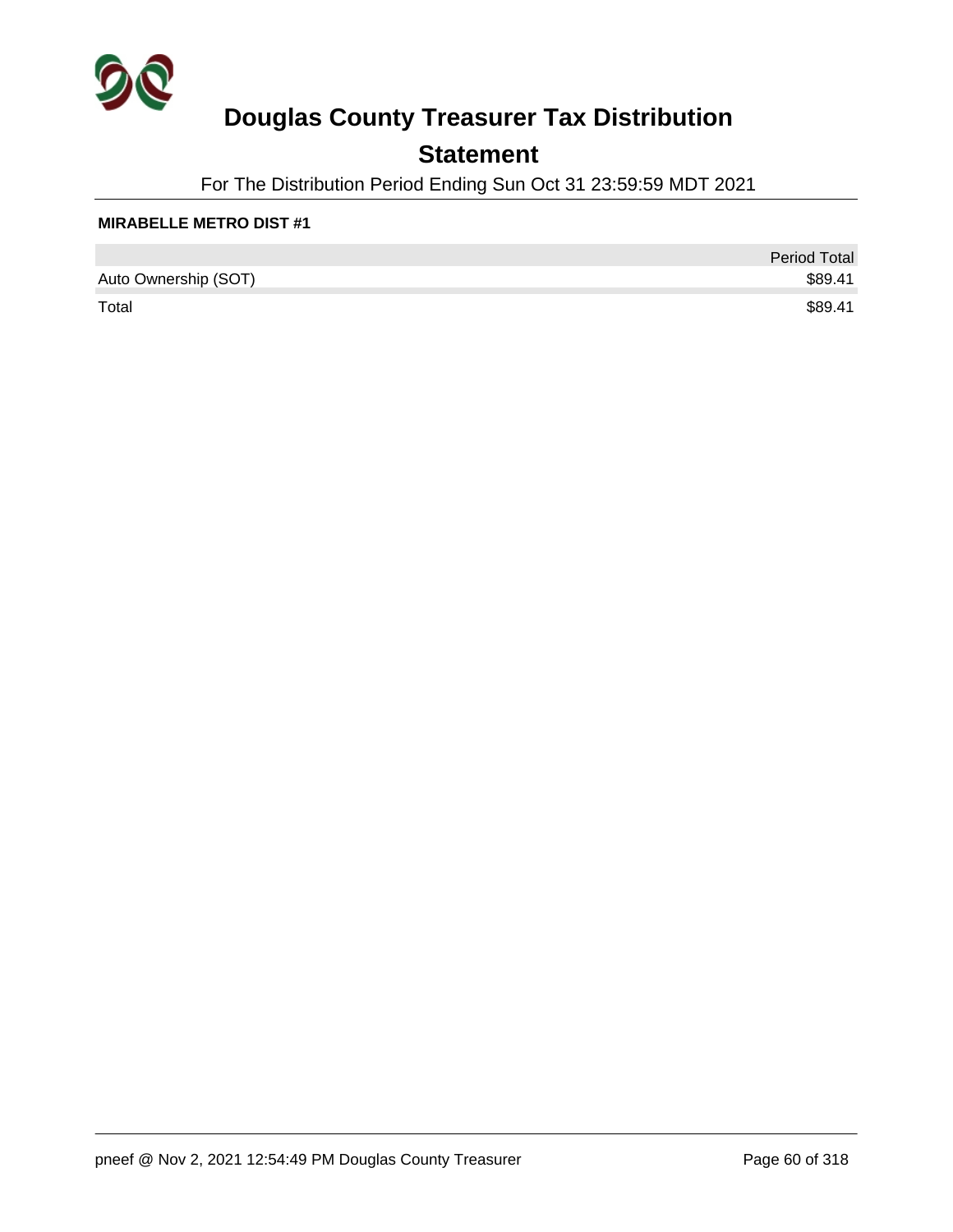# Douglas County Treasurer Tax Distribution

## Statement

For The Distribution Period Ending Sun Oct 31 23:59:59 MDT 2021

**MIRABELLE METRO DIST #1**

| | Period Total |
|---|---|
| Auto Ownership (SOT) | $89.41 |
| Total | $89.41 |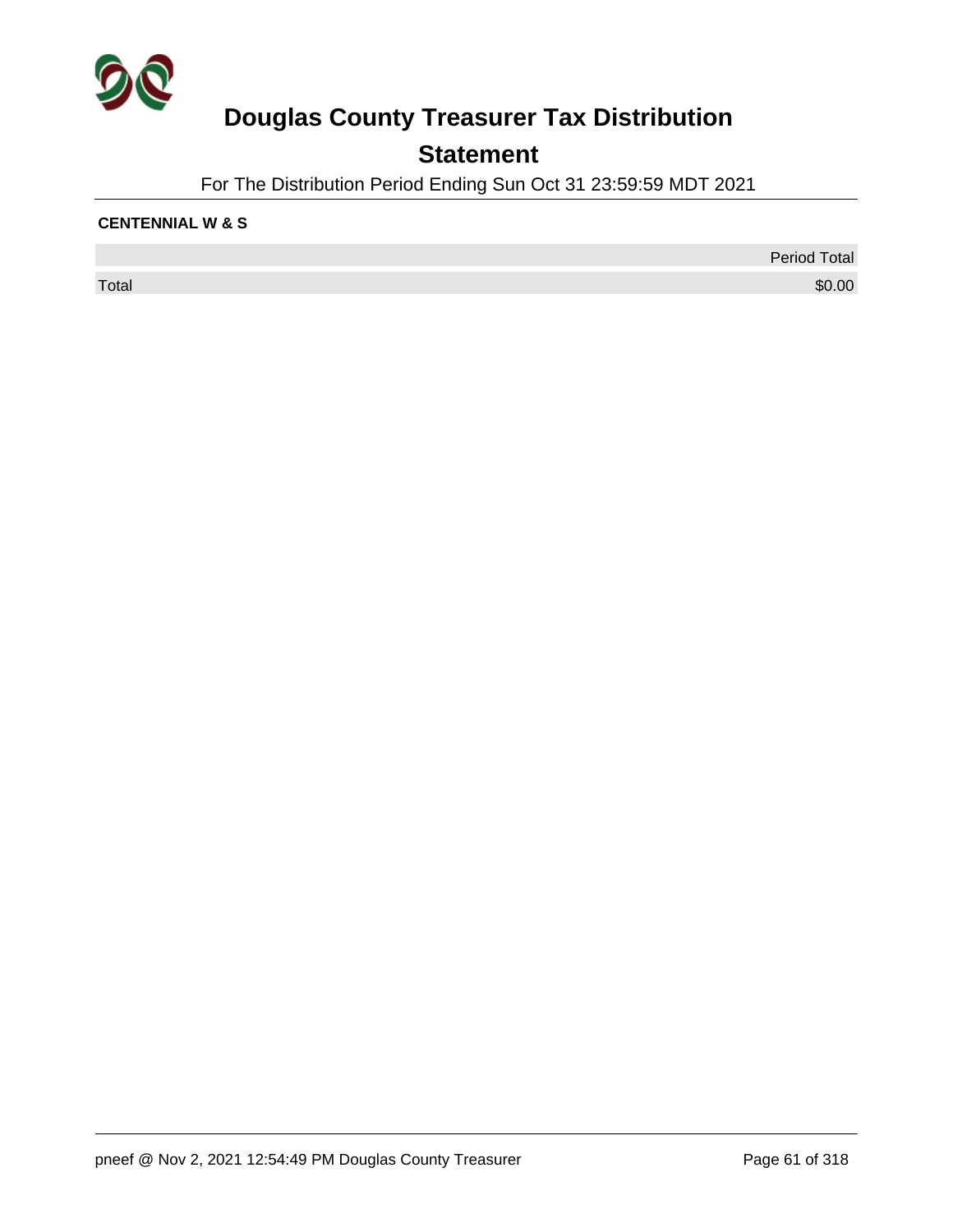# Douglas County Treasurer Tax Distribution

## Statement

For The Distribution Period Ending Sun Oct 31 23:59:59 MDT 2021

**CENTENNIAL W & S**

| | Period Total |
|---|---|
| Total | $0.00 |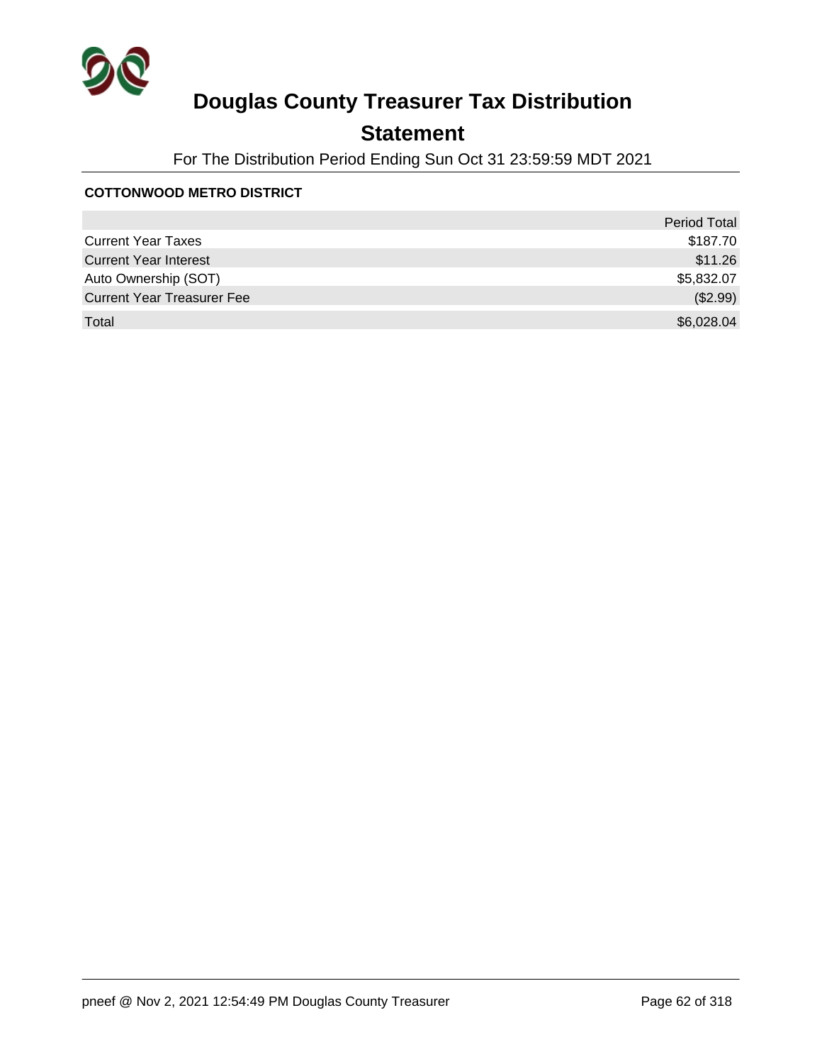# Douglas County Treasurer Tax Distribution

## Statement

For The Distribution Period Ending Sun Oct 31 23:59:59 MDT 2021

**COTTONWOOD METRO DISTRICT**

| | Period Total |
|---|---|
| Current Year Taxes | $187.70 |
| Current Year Interest | $11.26 |
| Auto Ownership (SOT) | $5,832.07 |
| Current Year Treasurer Fee | ($2.99) |
| Total | $6,028.04 |

pneef @ Nov 2, 2021 12:54:49 PM Douglas County Treasurer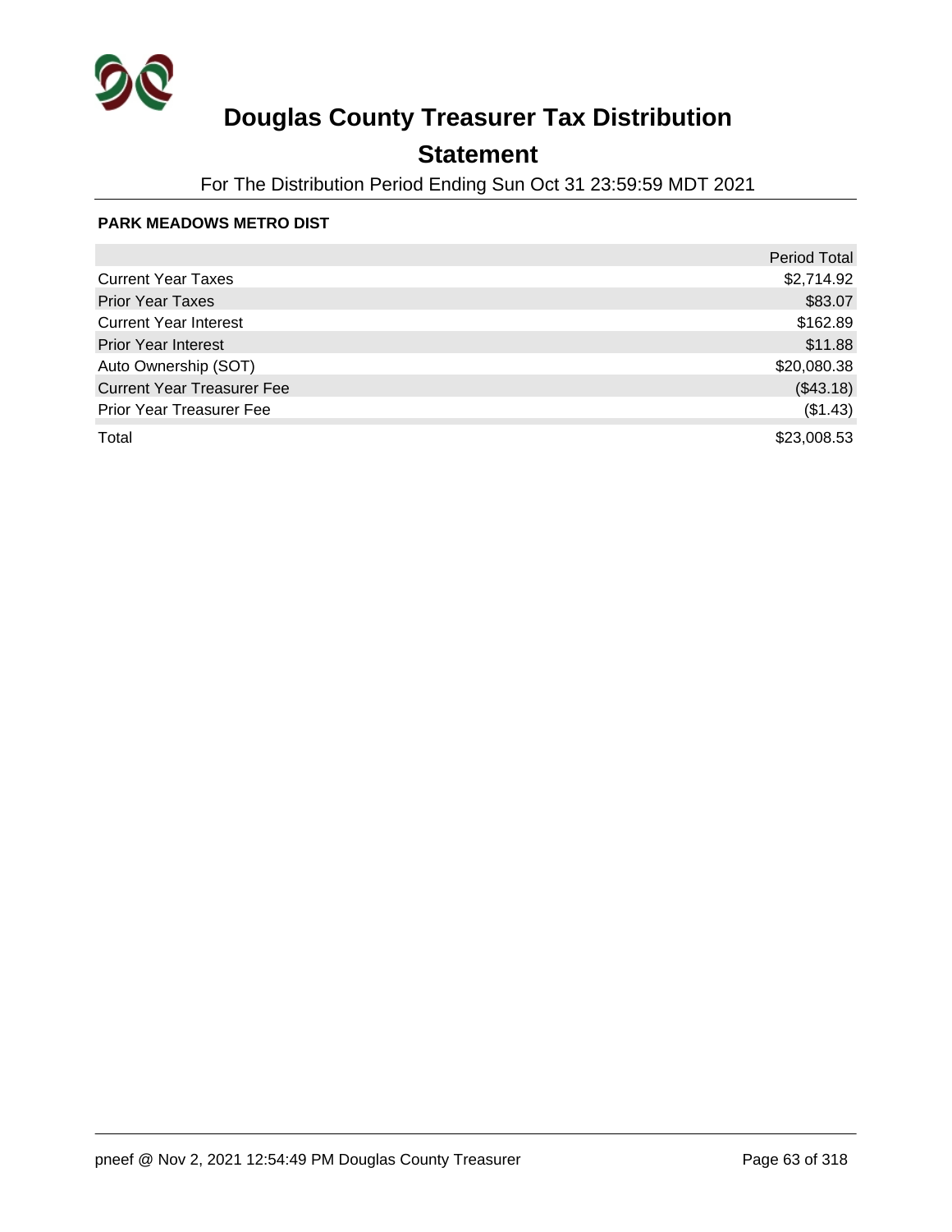# Douglas County Treasurer Tax Distribution

## Statement

For The Distribution Period Ending Sun Oct 31 23:59:59 MDT 2021

**PARK MEADOWS METRO DIST**

| | Period Total |
|---|---|
| Current Year Taxes | $2,714.92 |
| Prior Year Taxes | $83.07 |
| Current Year Interest | $162.89 |
| Prior Year Interest | $11.88 |
| Auto Ownership (SOT) | $20,080.38 |
| Current Year Treasurer Fee | ($43.18) |
| Prior Year Treasurer Fee | ($1.43) |
| Total | $23,008.53 |

pneef @ Nov 2, 2021 12:54:49 PM Douglas County Treasurer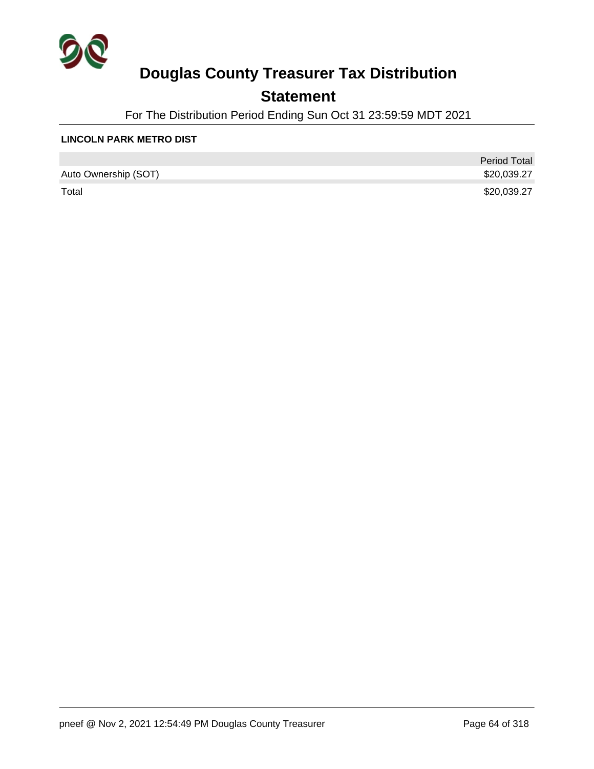# Douglas County Treasurer Tax Distribution

## Statement

For The Distribution Period Ending Sun Oct 31 23:59:59 MDT 2021

**LINCOLN PARK METRO DIST**

| | Period Total |
|---|---|
| Auto Ownership (SOT) | $20,039.27 |
| Total | $20,039.27 |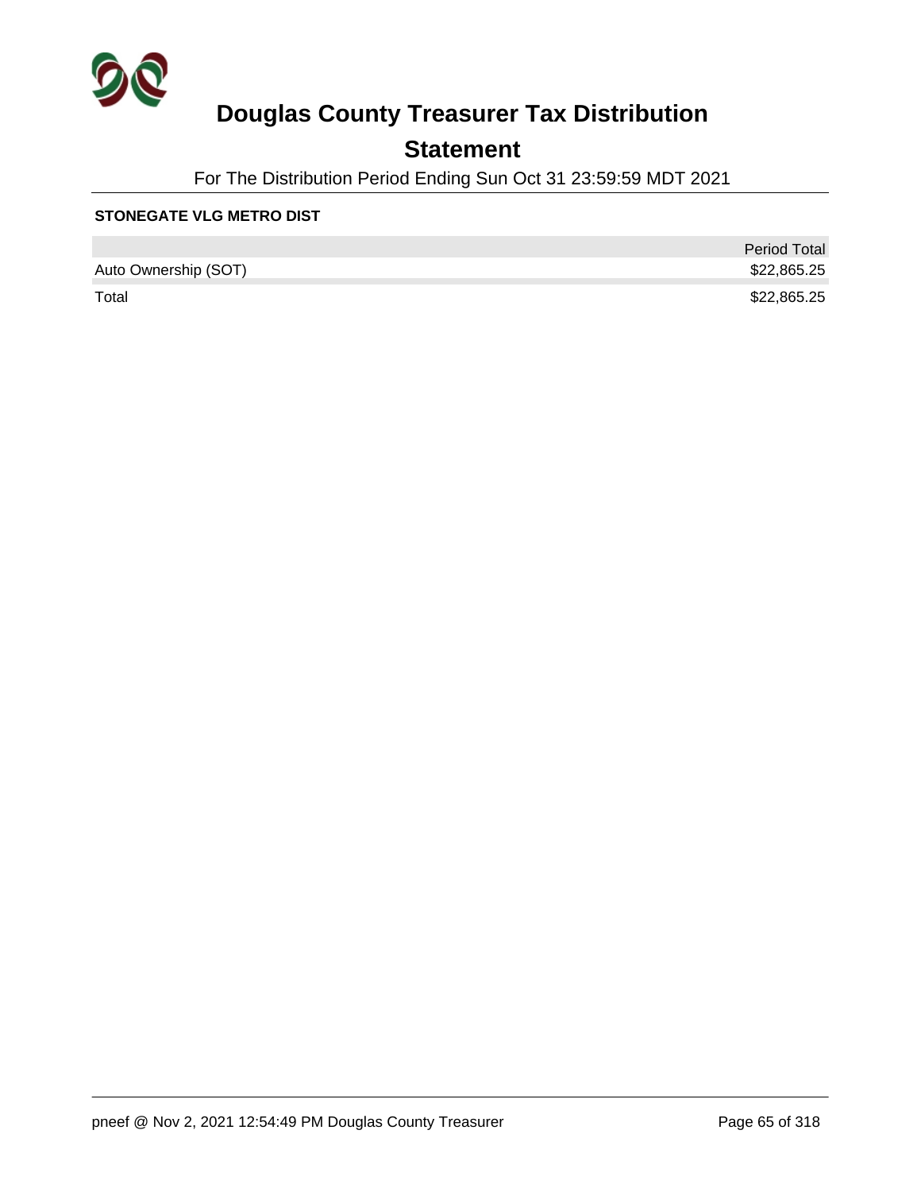# Douglas County Treasurer Tax Distribution

## Statement

For The Distribution Period Ending Sun Oct 31 23:59:59 MDT 2021

**STONEGATE VLG METRO DIST**

| | Period Total |
|---|---|
| Auto Ownership (SOT) | $22,865.25 |
| Total | $22,865.25 |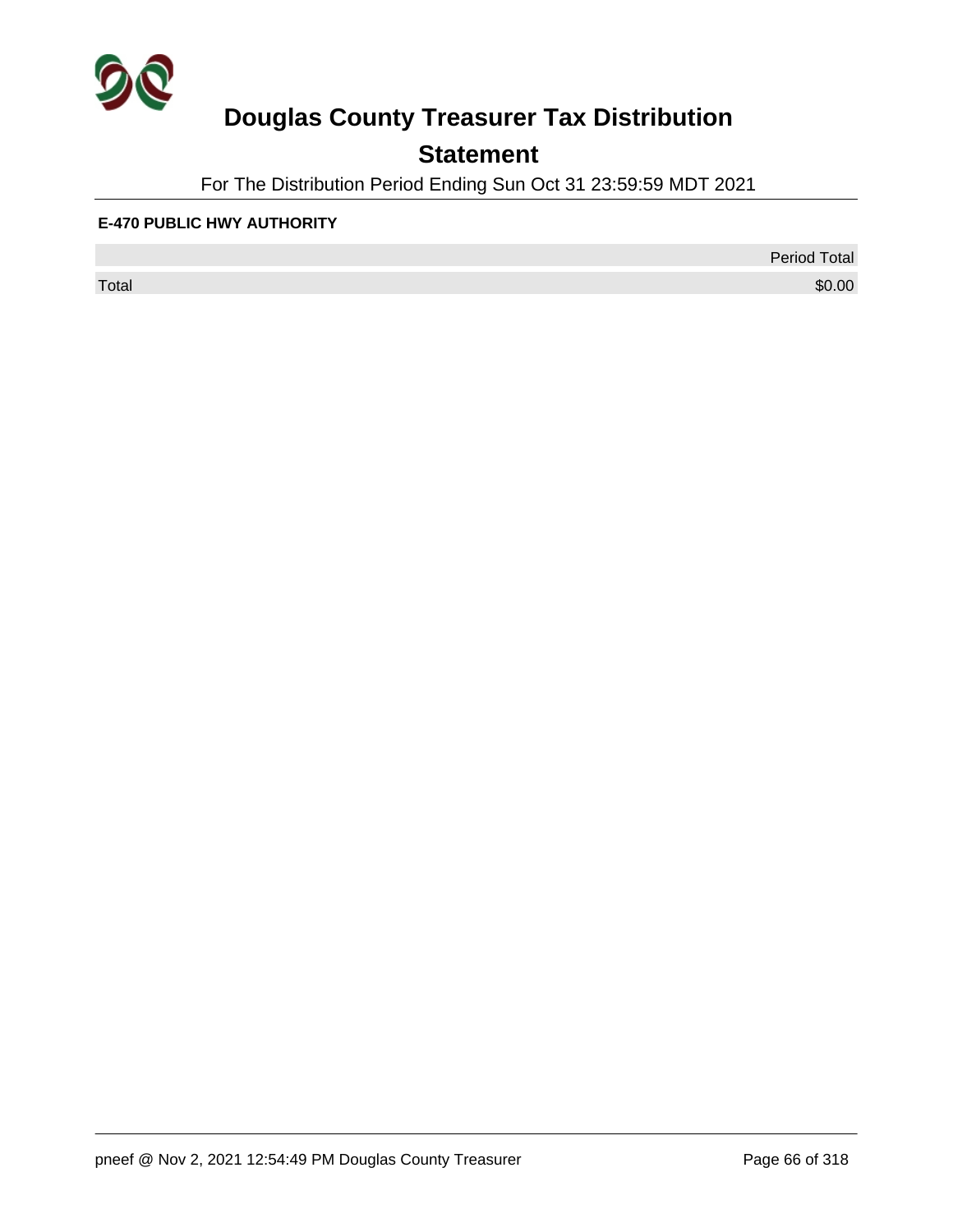# Douglas County Treasurer Tax Distribution

## Statement

For The Distribution Period Ending Sun Oct 31 23:59:59 MDT 2021

**E-470 PUBLIC HWY AUTHORITY**

| | Period Total |
|---|---|
| Total | $0.00 |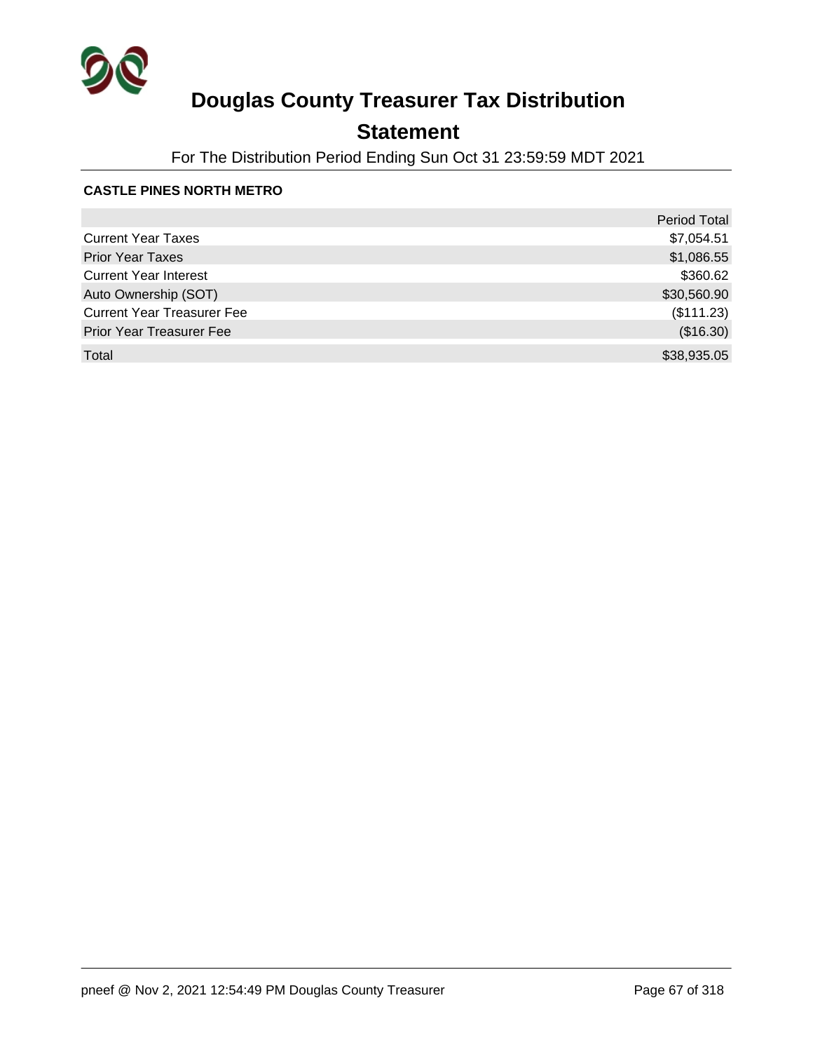# Douglas County Treasurer Tax Distribution

## Statement

For The Distribution Period Ending Sun Oct 31 23:59:59 MDT 2021

**CASTLE PINES NORTH METRO**

| | Period Total |
|---|---|
| Current Year Taxes | $7,054.51 |
| Prior Year Taxes | $1,086.55 |
| Current Year Interest | $360.62 |
| Auto Ownership (SOT) | $30,560.90 |
| Current Year Treasurer Fee | ($111.23) |
| Prior Year Treasurer Fee | ($16.30) |
| Total | $38,935.05 |

pneef @ Nov 2, 2021 12:54:49 PM Douglas County Treasurer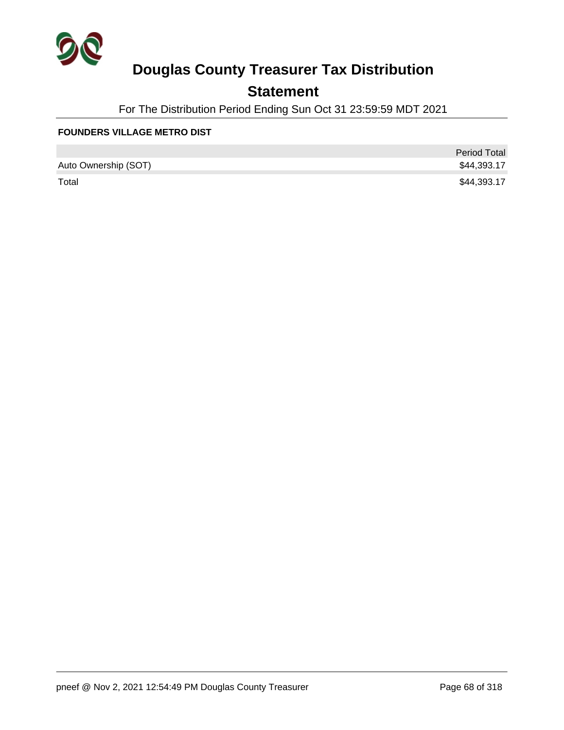# Douglas County Treasurer Tax Distribution

## Statement

For The Distribution Period Ending Sun Oct 31 23:59:59 MDT 2021

**FOUNDERS VILLAGE METRO DIST**

| | Period Total |
|---|---|
| Auto Ownership (SOT) | $44,393.17 |
| Total | $44,393.17 |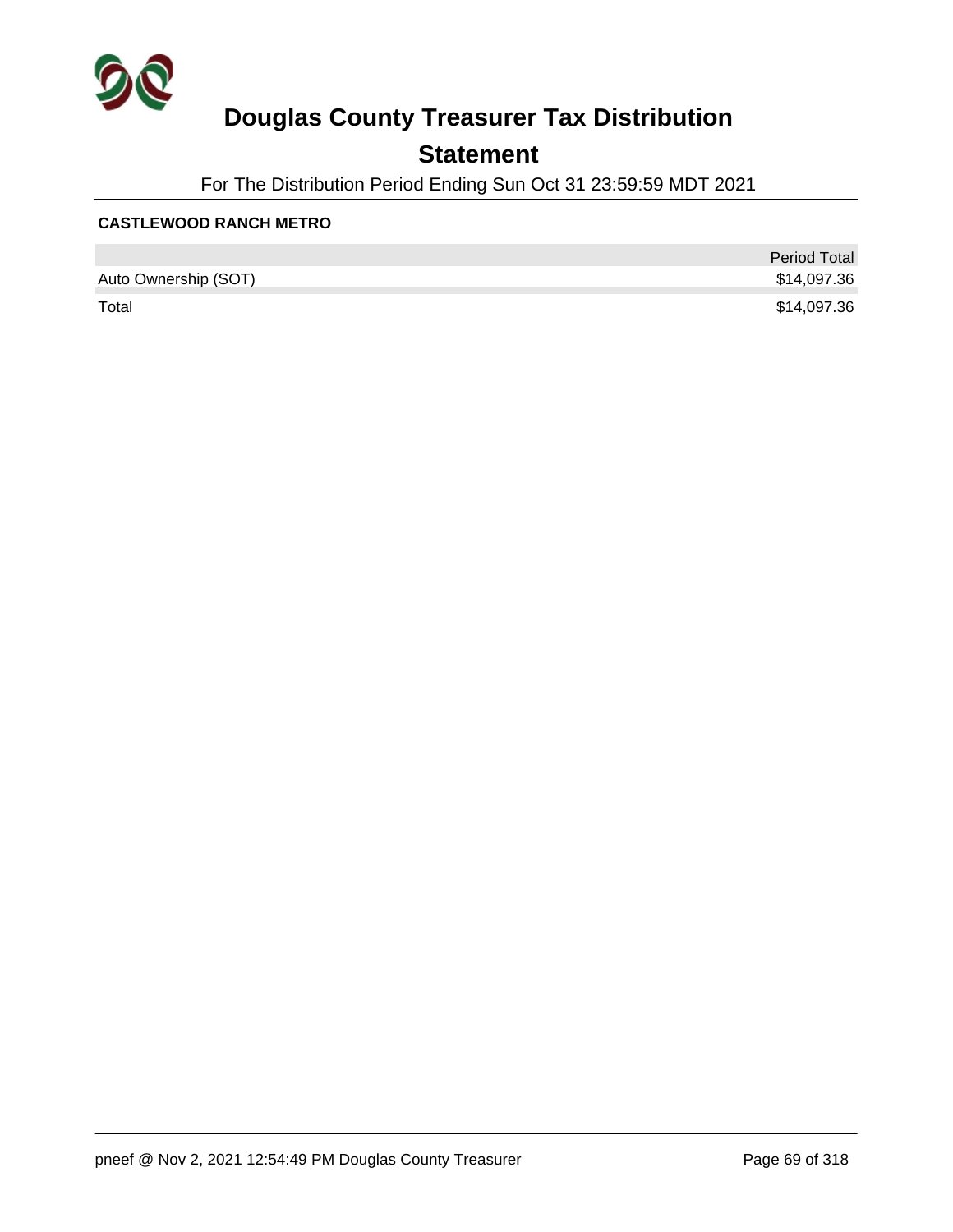# Douglas County Treasurer Tax Distribution

## Statement

For The Distribution Period Ending Sun Oct 31 23:59:59 MDT 2021

**CASTLEWOOD RANCH METRO**

| | Period Total |
|---|---|
| Auto Ownership (SOT) | $14,097.36 |
| Total | $14,097.36 |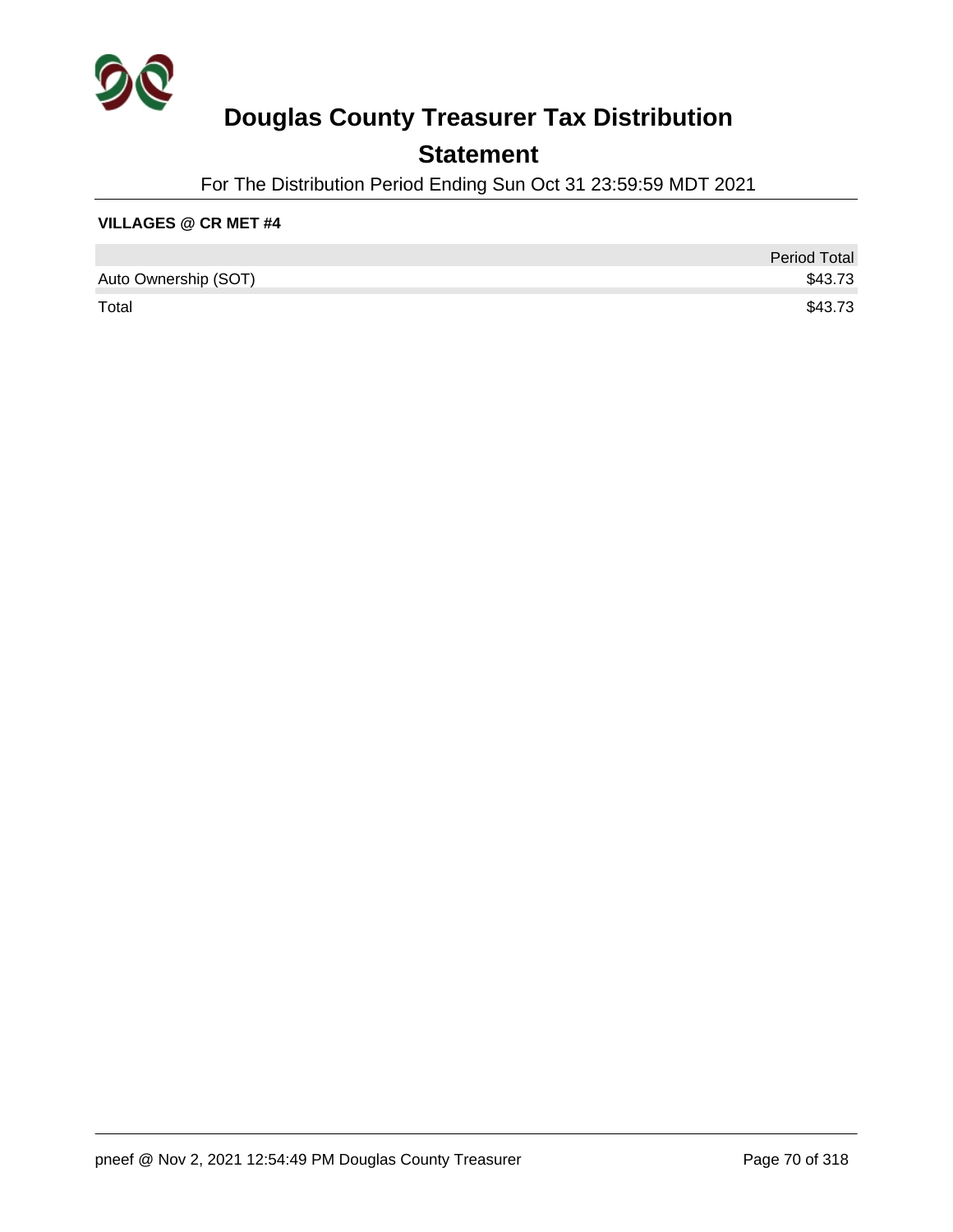# Douglas County Treasurer Tax Distribution

## Statement

For The Distribution Period Ending Sun Oct 31 23:59:59 MDT 2021

**VILLAGES @ CR MET #4**

| | Period Total |
|---|---|
| Auto Ownership (SOT) | $43.73 |
| Total | $43.73 |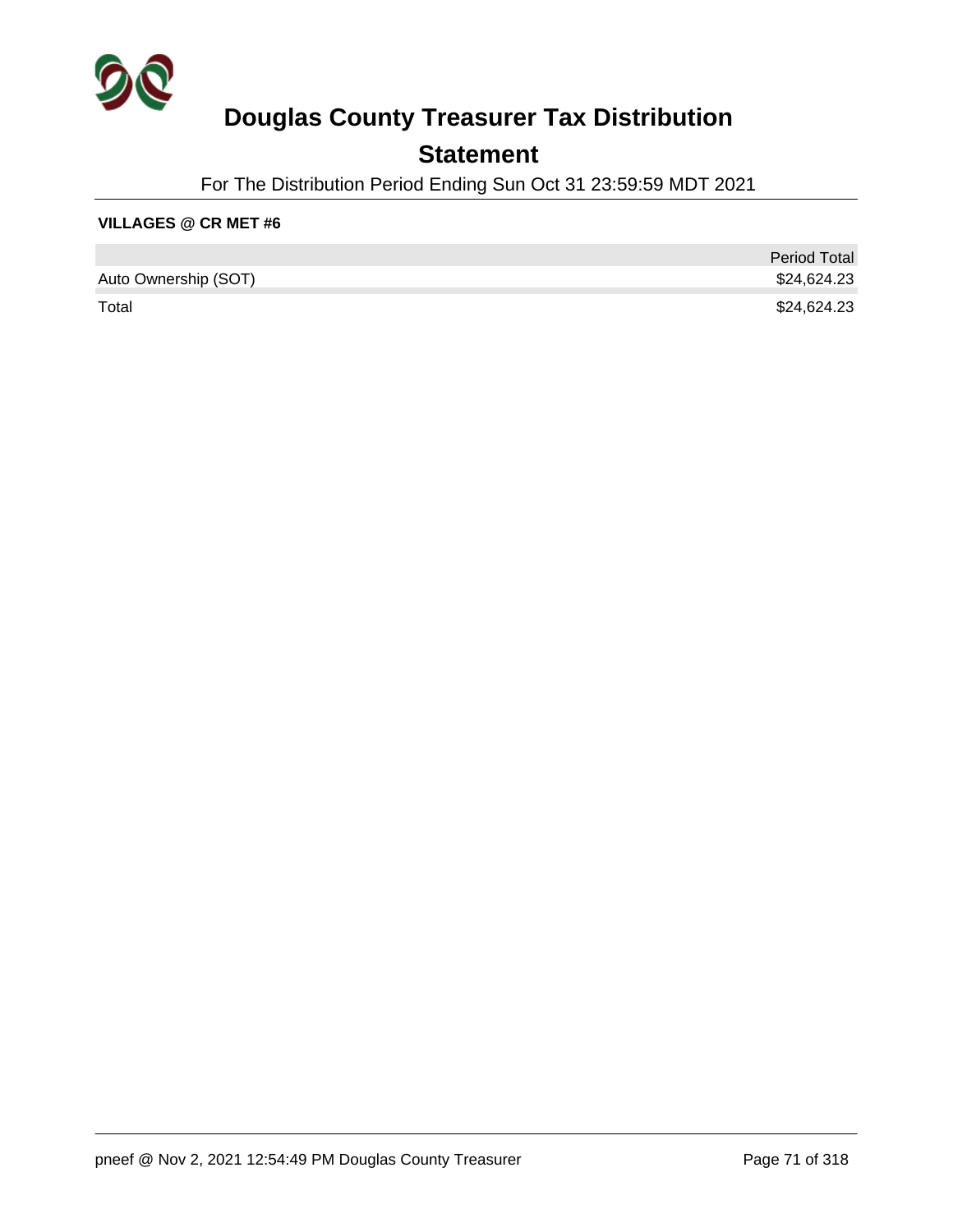# Douglas County Treasurer Tax Distribution

## Statement

For The Distribution Period Ending Sun Oct 31 23:59:59 MDT 2021

**VILLAGES @ CR MET #6**

| | Period Total |
|---|---|
| Auto Ownership (SOT) | $24,624.23 |
| Total | $24,624.23 |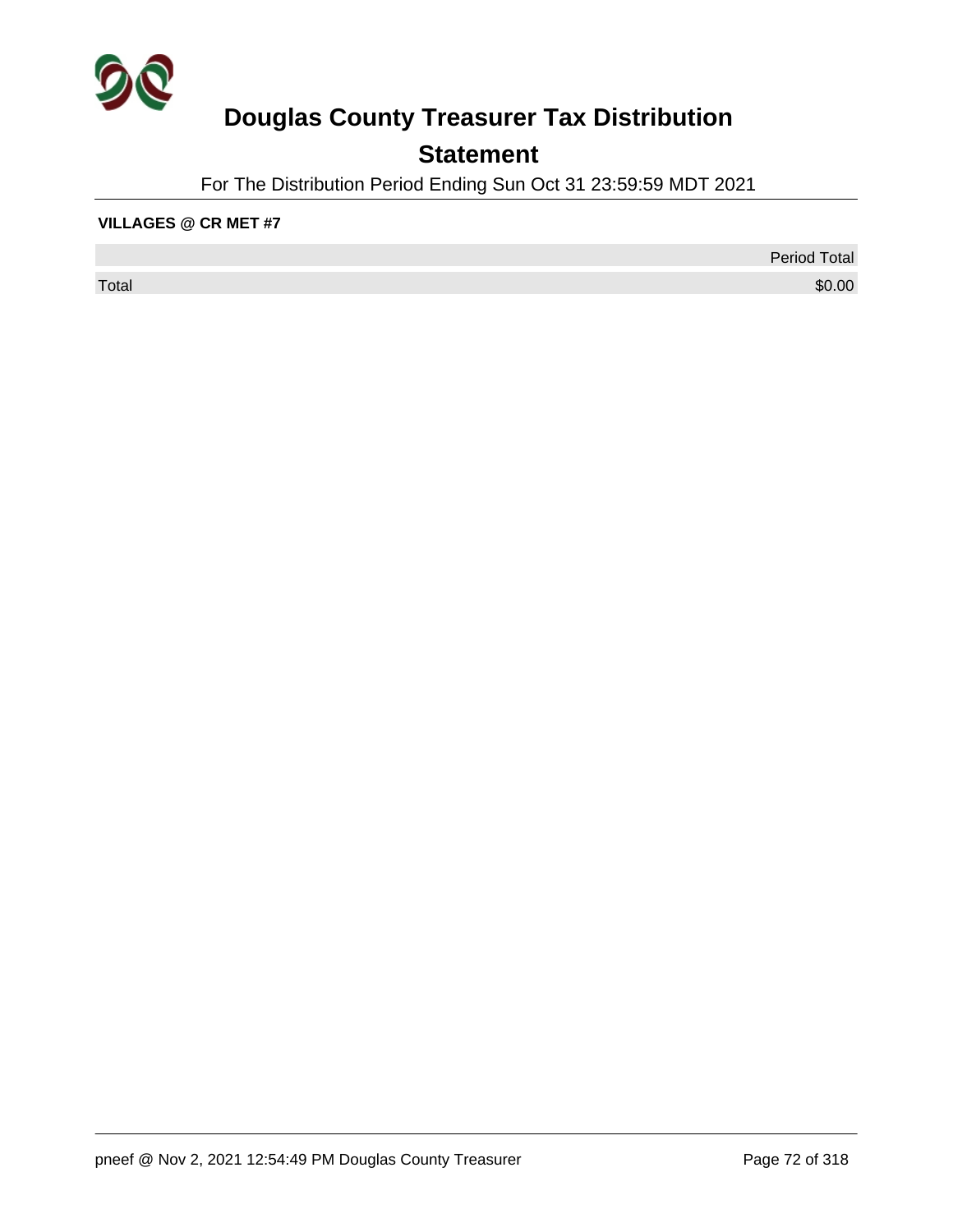# Douglas County Treasurer Tax Distribution

## Statement

For The Distribution Period Ending Sun Oct 31 23:59:59 MDT 2021

**VILLAGES @ CR MET #7**

| | Period Total |
|---|---|
| Total | $0.00 |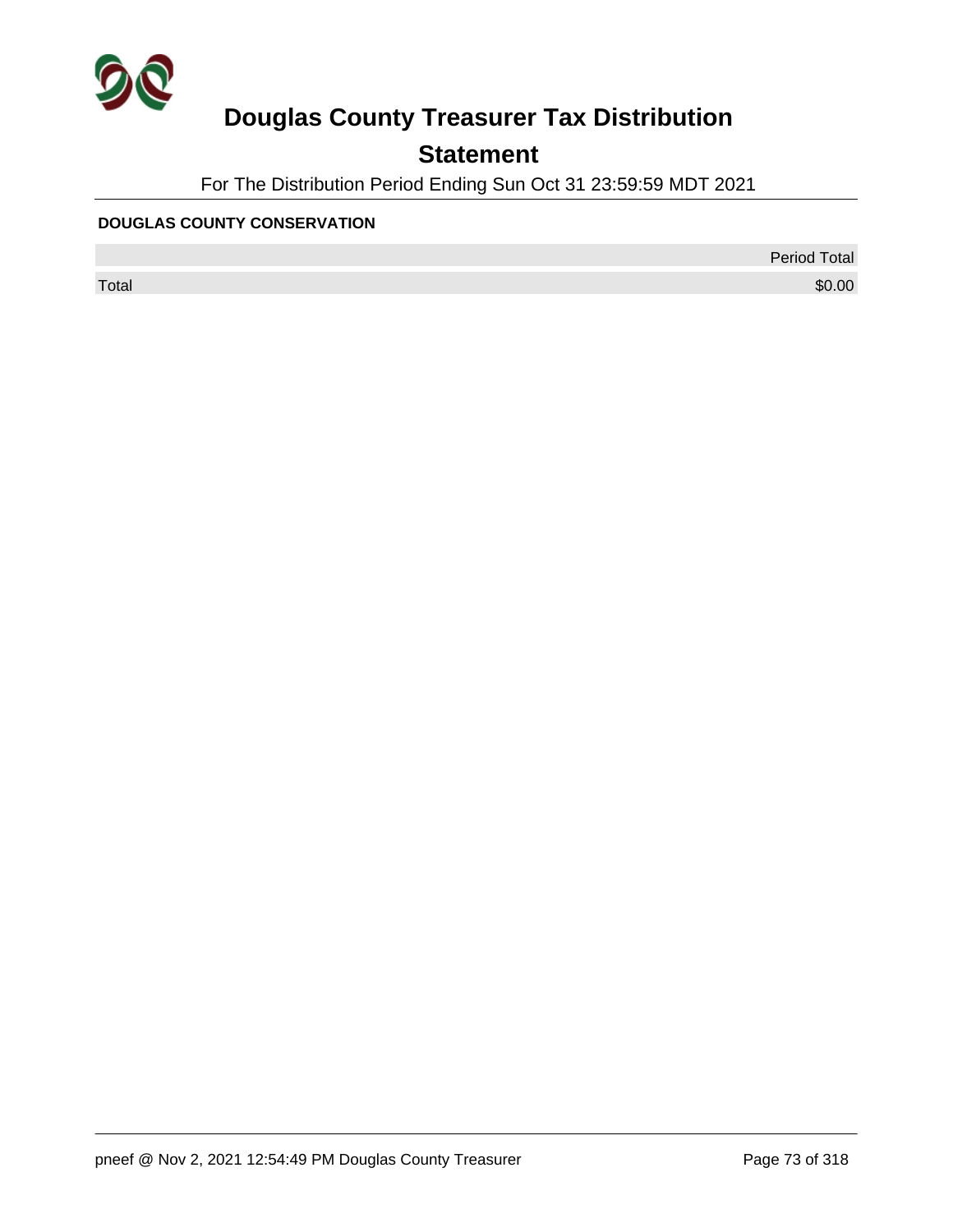# Douglas County Treasurer Tax Distribution

## Statement

For The Distribution Period Ending Sun Oct 31 23:59:59 MDT 2021

**DOUGLAS COUNTY CONSERVATION**

| | Period Total |
|---|---|
| Total | $0.00 |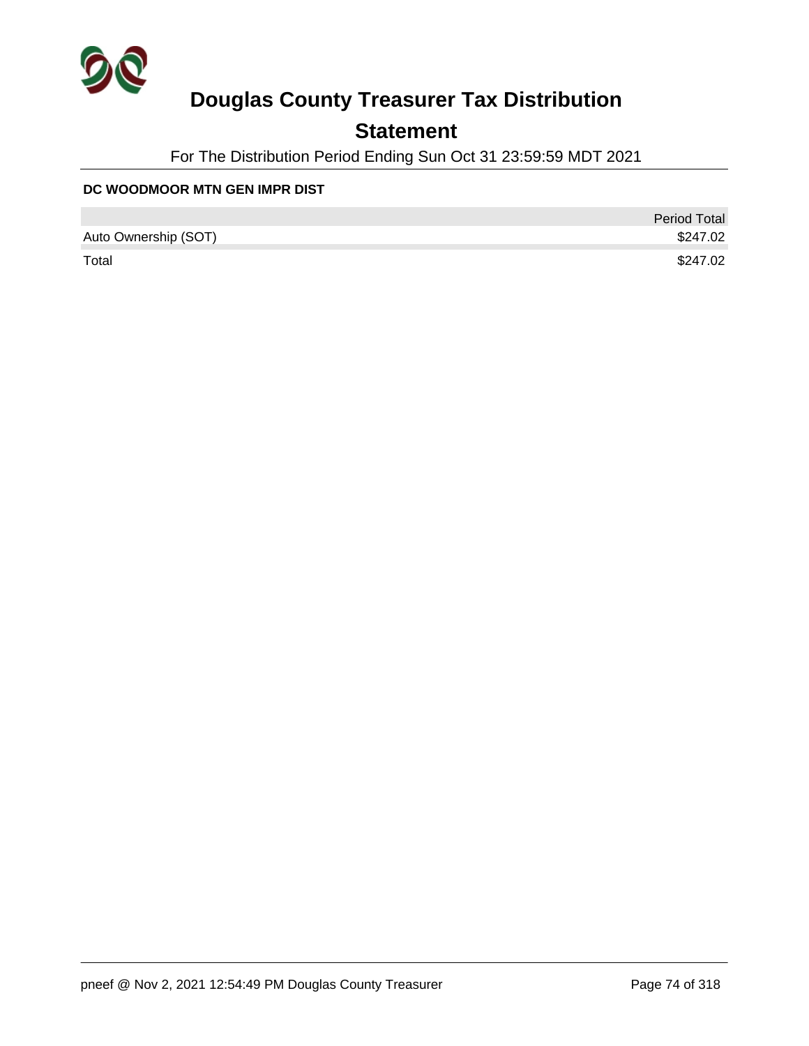# Douglas County Treasurer Tax Distribution

## Statement

For The Distribution Period Ending Sun Oct 31 23:59:59 MDT 2021

**DC WOODMOOR MTN GEN IMPR DIST**

| | Period Total |
|---|---|
| Auto Ownership (SOT) | $247.02 |
| Total | $247.02 |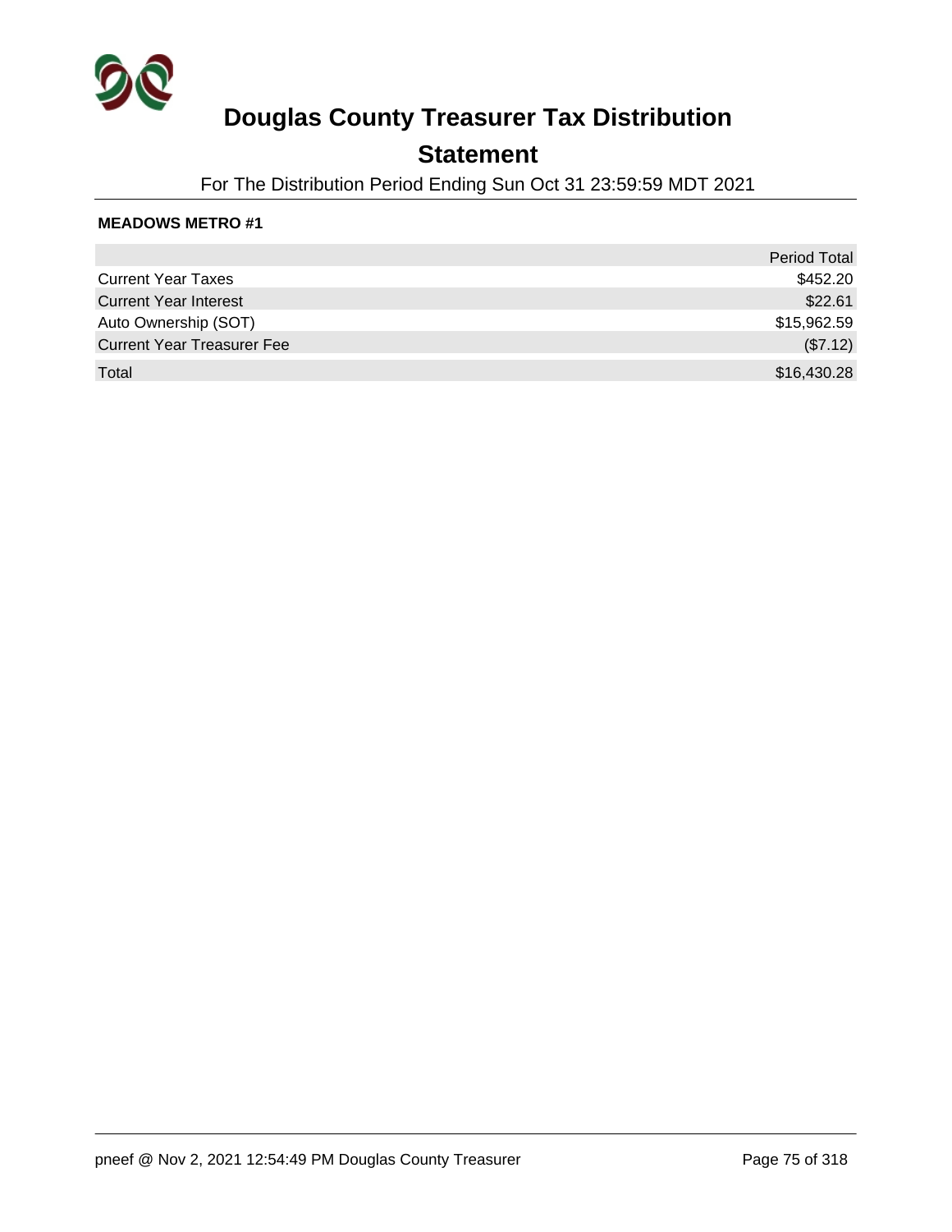# Douglas County Treasurer Tax Distribution

## Statement

For The Distribution Period Ending Sun Oct 31 23:59:59 MDT 2021

**MEADOWS METRO #1**

| | Period Total |
|---|---|
| Current Year Taxes | $452.20 |
| Current Year Interest | $22.61 |
| Auto Ownership (SOT) | $15,962.59 |
| Current Year Treasurer Fee | ($7.12) |
| Total | $16,430.28 |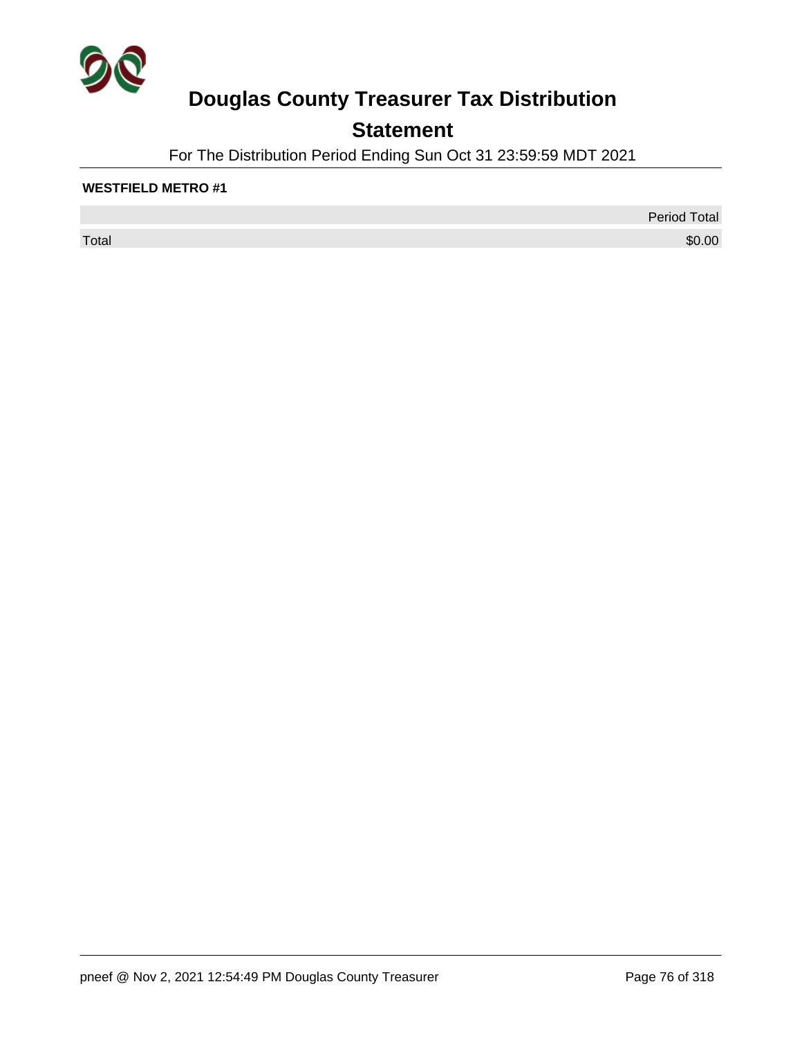# Douglas County Treasurer Tax Distribution

## Statement

For The Distribution Period Ending Sun Oct 31 23:59:59 MDT 2021

**WESTFIELD METRO #1**

| | Period Total |
|---|---|
| Total | $0.00 |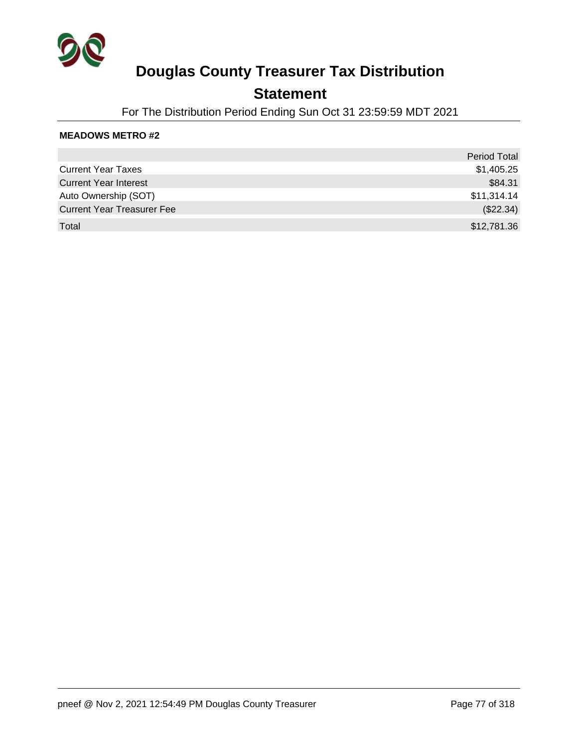# Douglas County Treasurer Tax Distribution

## Statement

For The Distribution Period Ending Sun Oct 31 23:59:59 MDT 2021

**MEADOWS METRO #2**

| | Period Total |
|---|---|
| Current Year Taxes | $1,405.25 |
| Current Year Interest | $84.31 |
| Auto Ownership (SOT) | $11,314.14 |
| Current Year Treasurer Fee | ($22.34) |
| Total | $12,781.36 |

pneef @ Nov 2, 2021 12:54:49 PM Douglas County Treasurer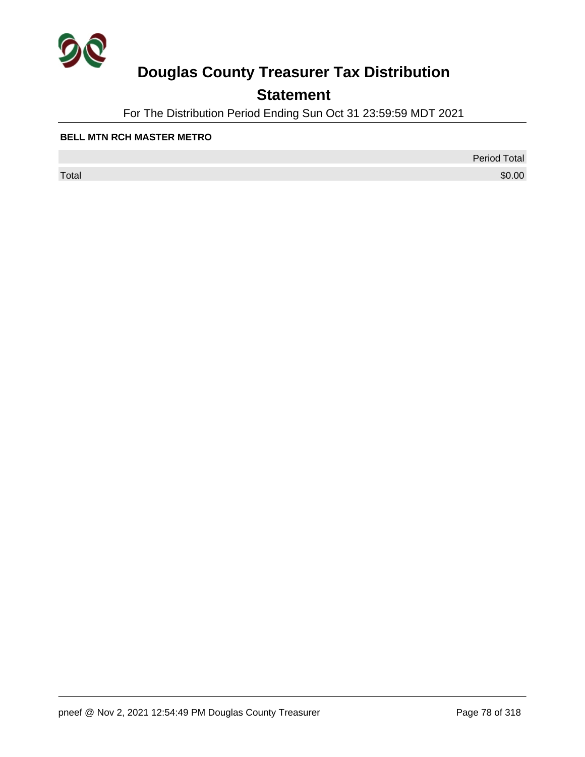# Douglas County Treasurer Tax Distribution

## Statement

For The Distribution Period Ending Sun Oct 31 23:59:59 MDT 2021

**BELL MTN RCH MASTER METRO**

| | Period Total |
|---|---|
| Total | $0.00 |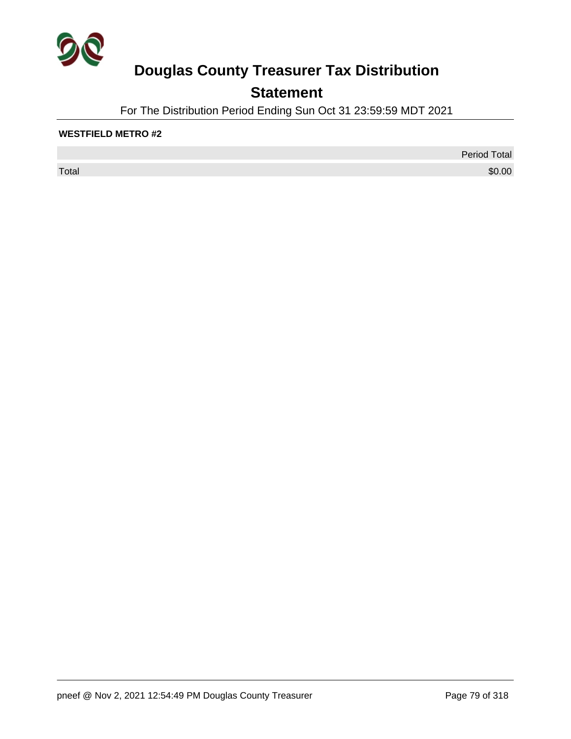# Douglas County Treasurer Tax Distribution

## Statement

For The Distribution Period Ending Sun Oct 31 23:59:59 MDT 2021

**WESTFIELD METRO #2**

| | Period Total |
|---|---|
| Total | $0.00 |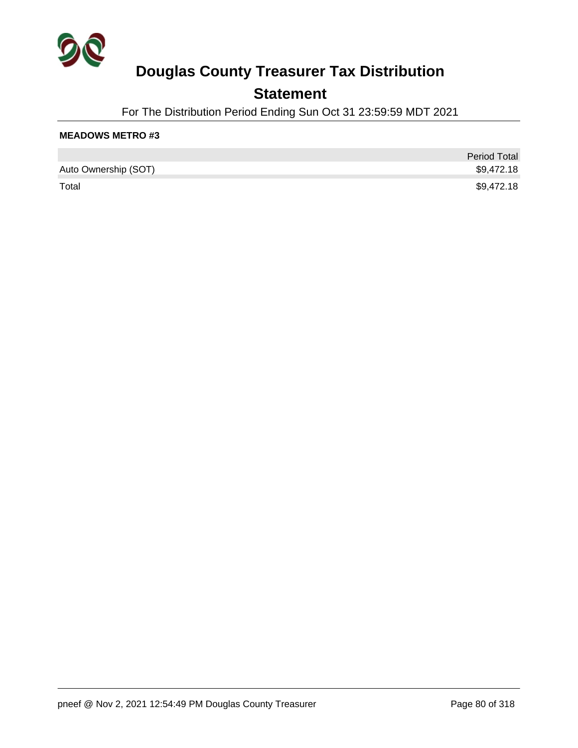# Douglas County Treasurer Tax Distribution

## Statement

For The Distribution Period Ending Sun Oct 31 23:59:59 MDT 2021

**MEADOWS METRO #3**

| | Period Total |
|---|---|
| Auto Ownership (SOT) | $9,472.18 |
| Total | $9,472.18 |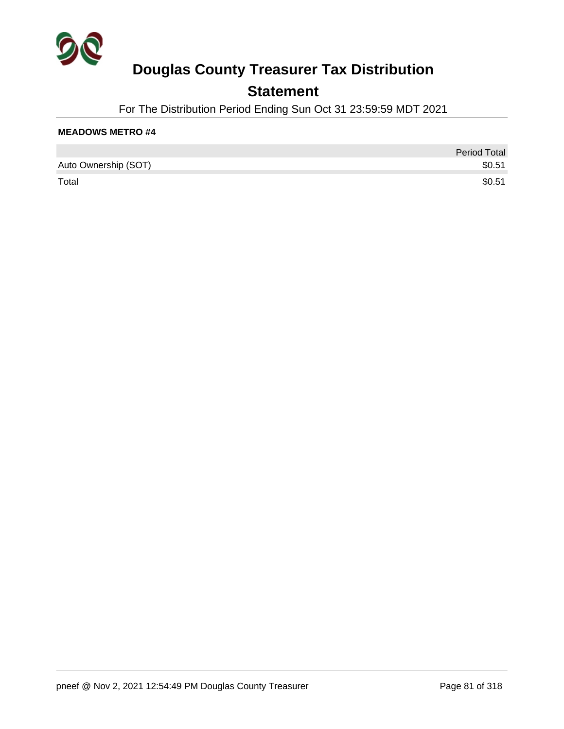# Douglas County Treasurer Tax Distribution

## Statement

For The Distribution Period Ending Sun Oct 31 23:59:59 MDT 2021

**MEADOWS METRO #4**

| | Period Total |
|---|---|
| Auto Ownership (SOT) | $0.51 |
| Total | $0.51 |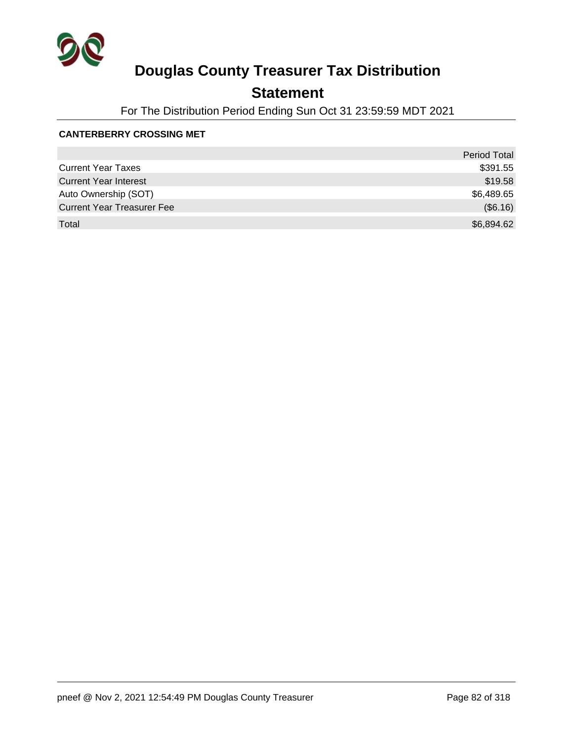# Douglas County Treasurer Tax Distribution

## Statement

For The Distribution Period Ending Sun Oct 31 23:59:59 MDT 2021

**CANTERBERRY CROSSING MET**

| | Period Total |
|---|---:|
| Current Year Taxes | $391.55 |
| Current Year Interest | $19.58 |
| Auto Ownership (SOT) | $6,489.65 |
| Current Year Treasurer Fee | ($6.16) |
| Total | $6,894.62 |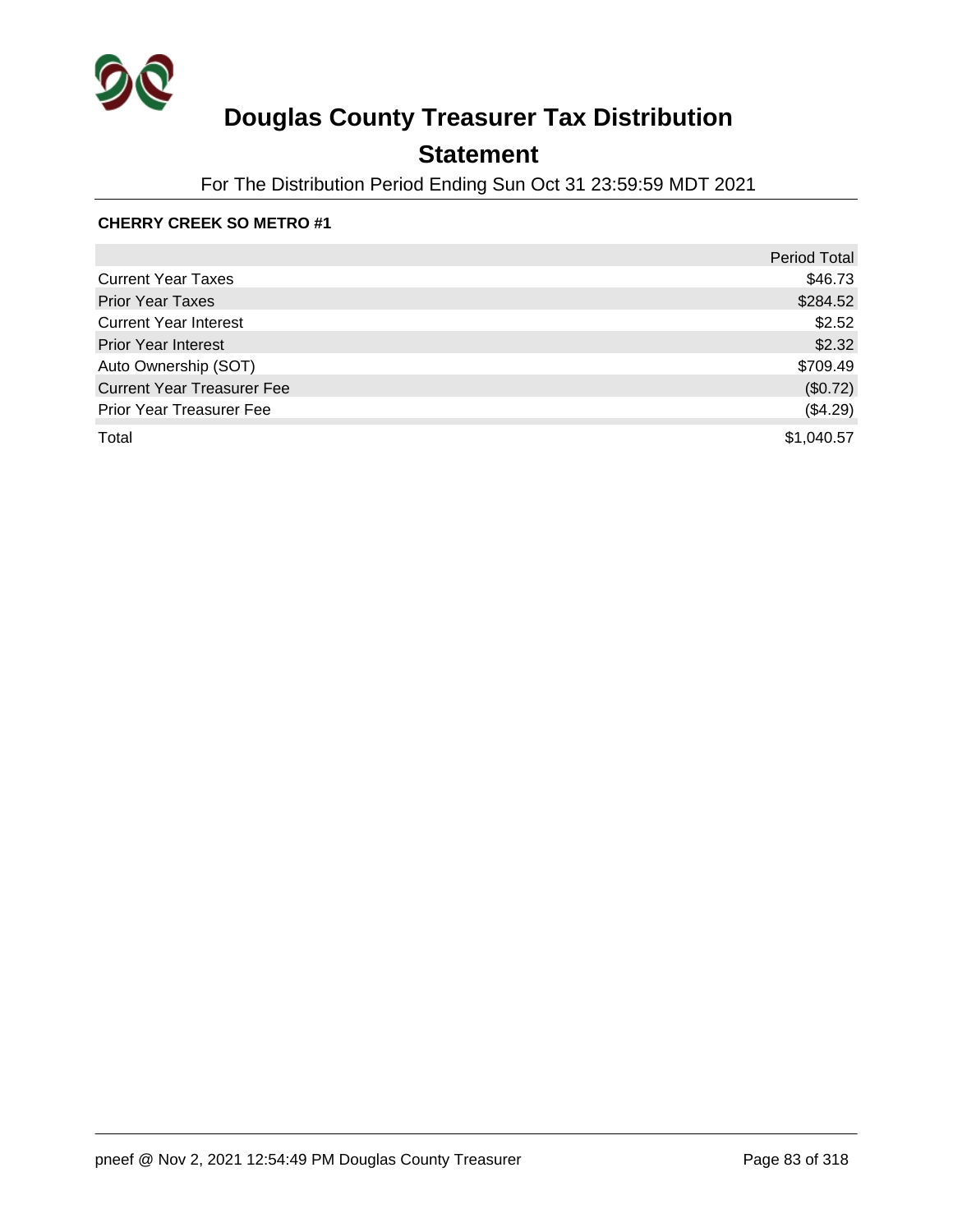# Douglas County Treasurer Tax Distribution

## Statement

For The Distribution Period Ending Sun Oct 31 23:59:59 MDT 2021

**CHERRY CREEK SO METRO #1**

| | Period Total |
|---|---|
| Current Year Taxes | $46.73 |
| Prior Year Taxes | $284.52 |
| Current Year Interest | $2.52 |
| Prior Year Interest | $2.32 |
| Auto Ownership (SOT) | $709.49 |
| Current Year Treasurer Fee | ($0.72) |
| Prior Year Treasurer Fee | ($4.29) |
| Total | $1,040.57 |

pneef @ Nov 2, 2021 12:54:49 PM Douglas County Treasurer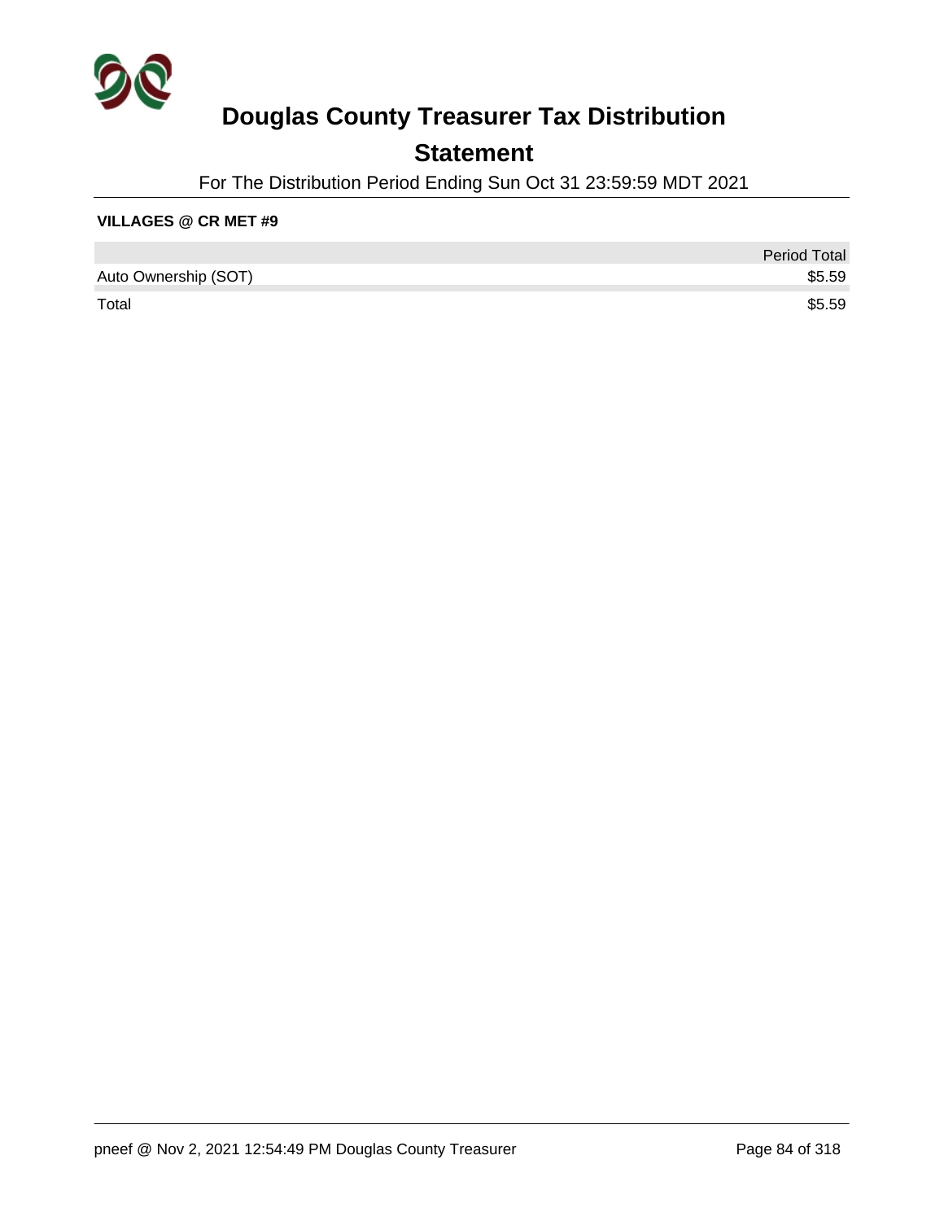# Douglas County Treasurer Tax Distribution

## Statement

For The Distribution Period Ending Sun Oct 31 23:59:59 MDT 2021

**VILLAGES @ CR MET #9**

| | Period Total |
|---|---|
| Auto Ownership (SOT) | $5.59 |
| Total | $5.59 |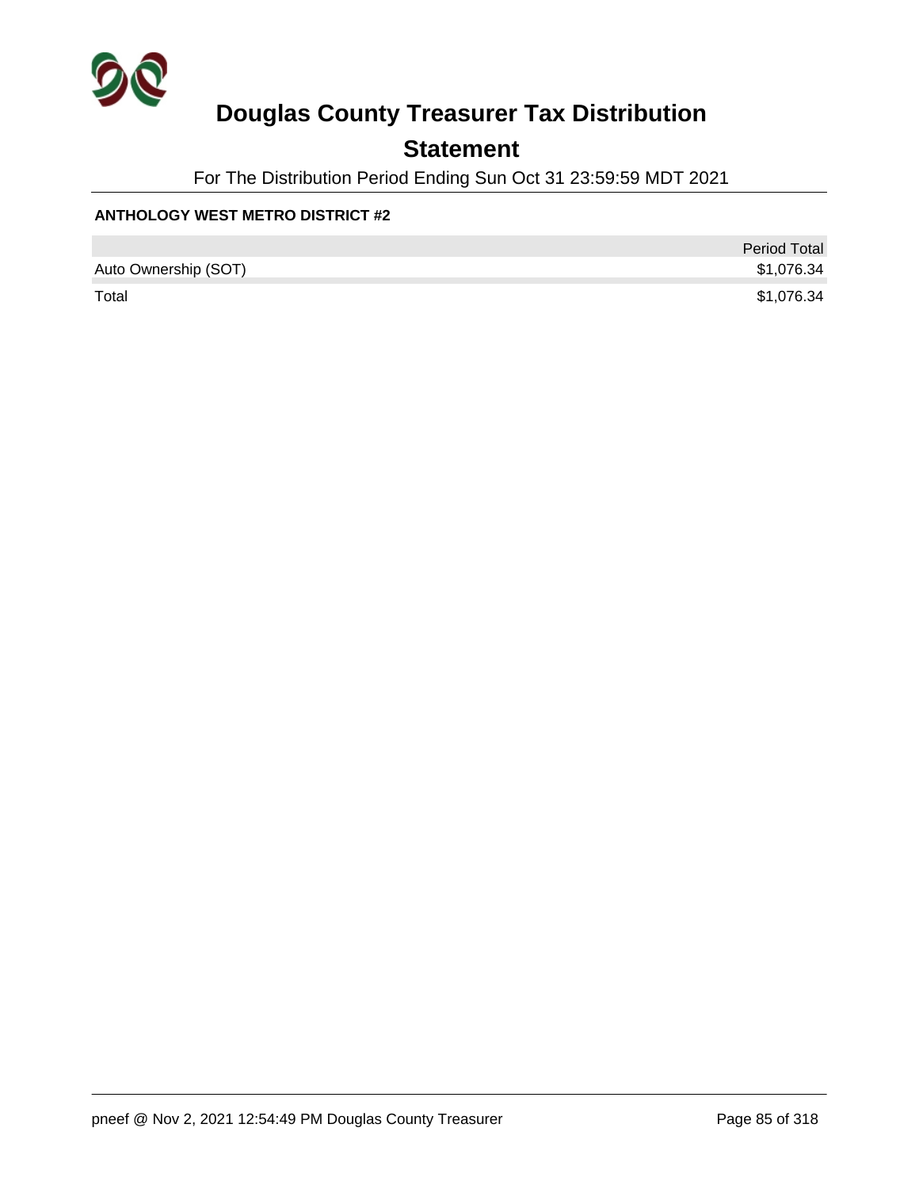# Douglas County Treasurer Tax Distribution

## Statement

For The Distribution Period Ending Sun Oct 31 23:59:59 MDT 2021

**ANTHOLOGY WEST METRO DISTRICT #2**

| | Period Total |
|---|---|
| Auto Ownership (SOT) | $1,076.34 |
| Total | $1,076.34 |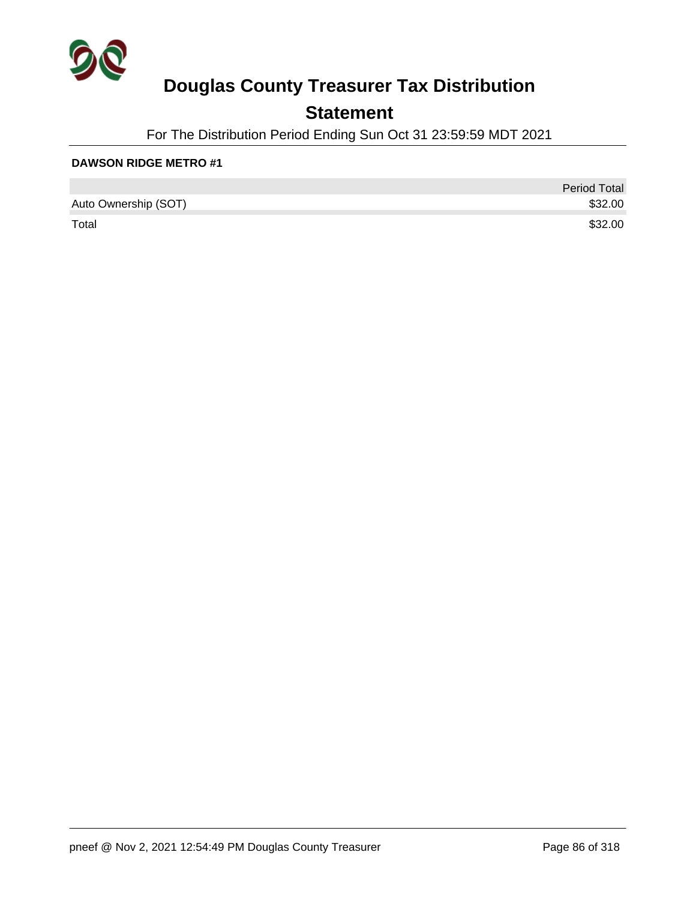# Douglas County Treasurer Tax Distribution

## Statement

For The Distribution Period Ending Sun Oct 31 23:59:59 MDT 2021

**DAWSON RIDGE METRO #1**

| | Period Total |
|---|---|
| Auto Ownership (SOT) | $32.00 |
| Total | $32.00 |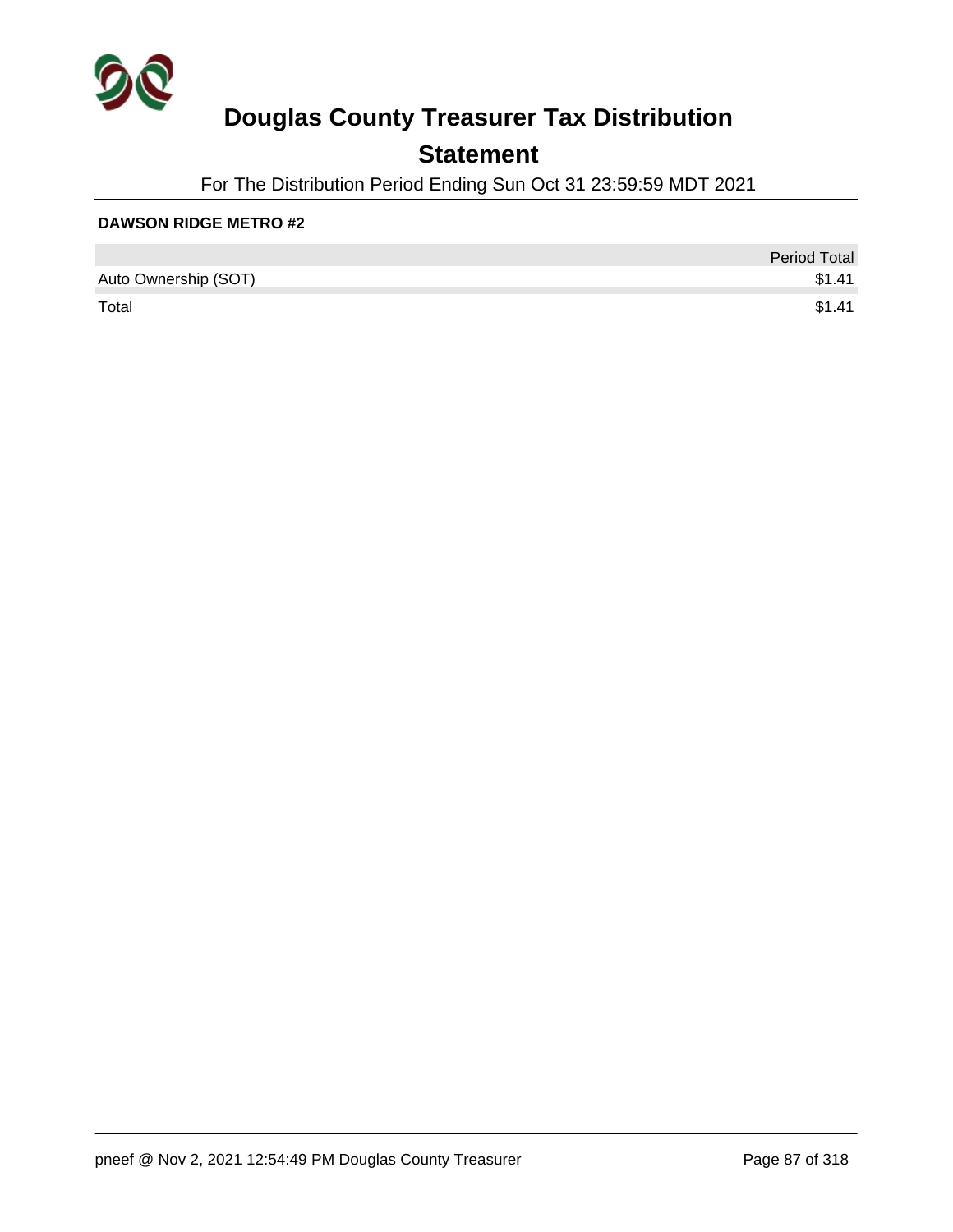# Douglas County Treasurer Tax Distribution

## Statement

For The Distribution Period Ending Sun Oct 31 23:59:59 MDT 2021

**DAWSON RIDGE METRO #2**

| | Period Total |
|---|---:|
| Auto Ownership (SOT) | $1.41 |
| Total | $1.41 |

pneef @ Nov 2, 2021 12:54:49 PM Douglas County Treasurer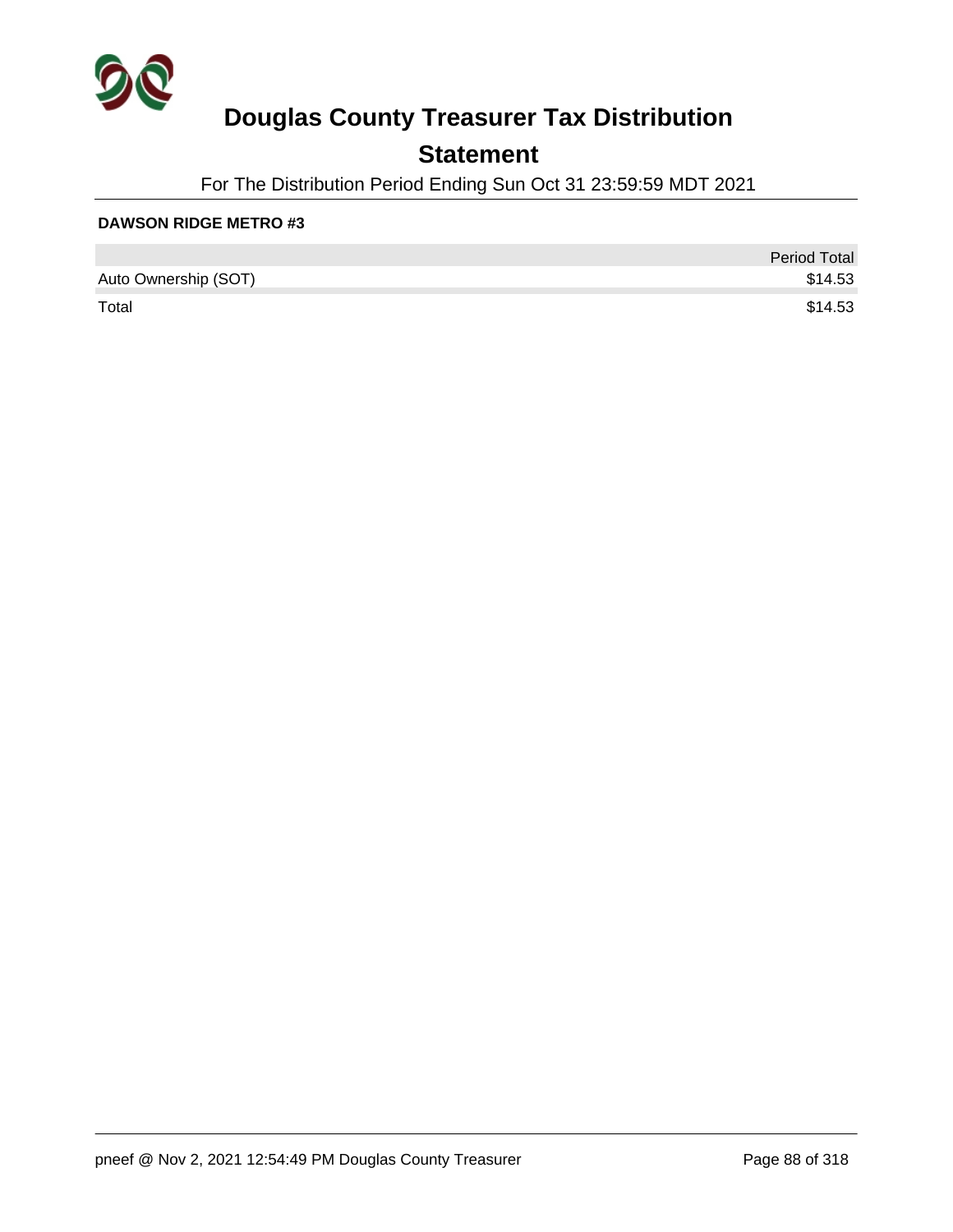# Douglas County Treasurer Tax Distribution

## Statement

For The Distribution Period Ending Sun Oct 31 23:59:59 MDT 2021

**DAWSON RIDGE METRO #3**

| | Period Total |
|---|---|
| Auto Ownership (SOT) | $14.53 |
| Total | $14.53 |

pneef @ Nov 2, 2021 12:54:49 PM Douglas County Treasurer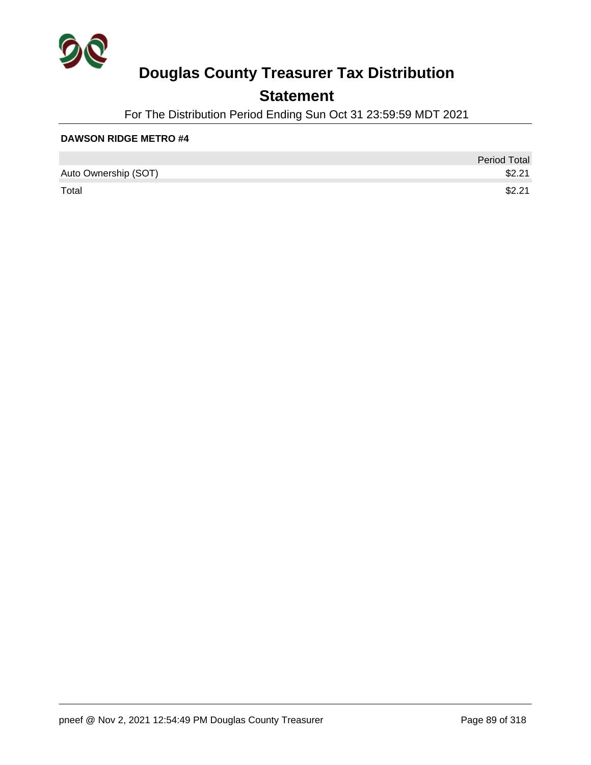# Douglas County Treasurer Tax Distribution

## Statement

For The Distribution Period Ending Sun Oct 31 23:59:59 MDT 2021

**DAWSON RIDGE METRO #4**

| | Period Total |
|---|---|
| Auto Ownership (SOT) | $2.21 |
| Total | $2.21 |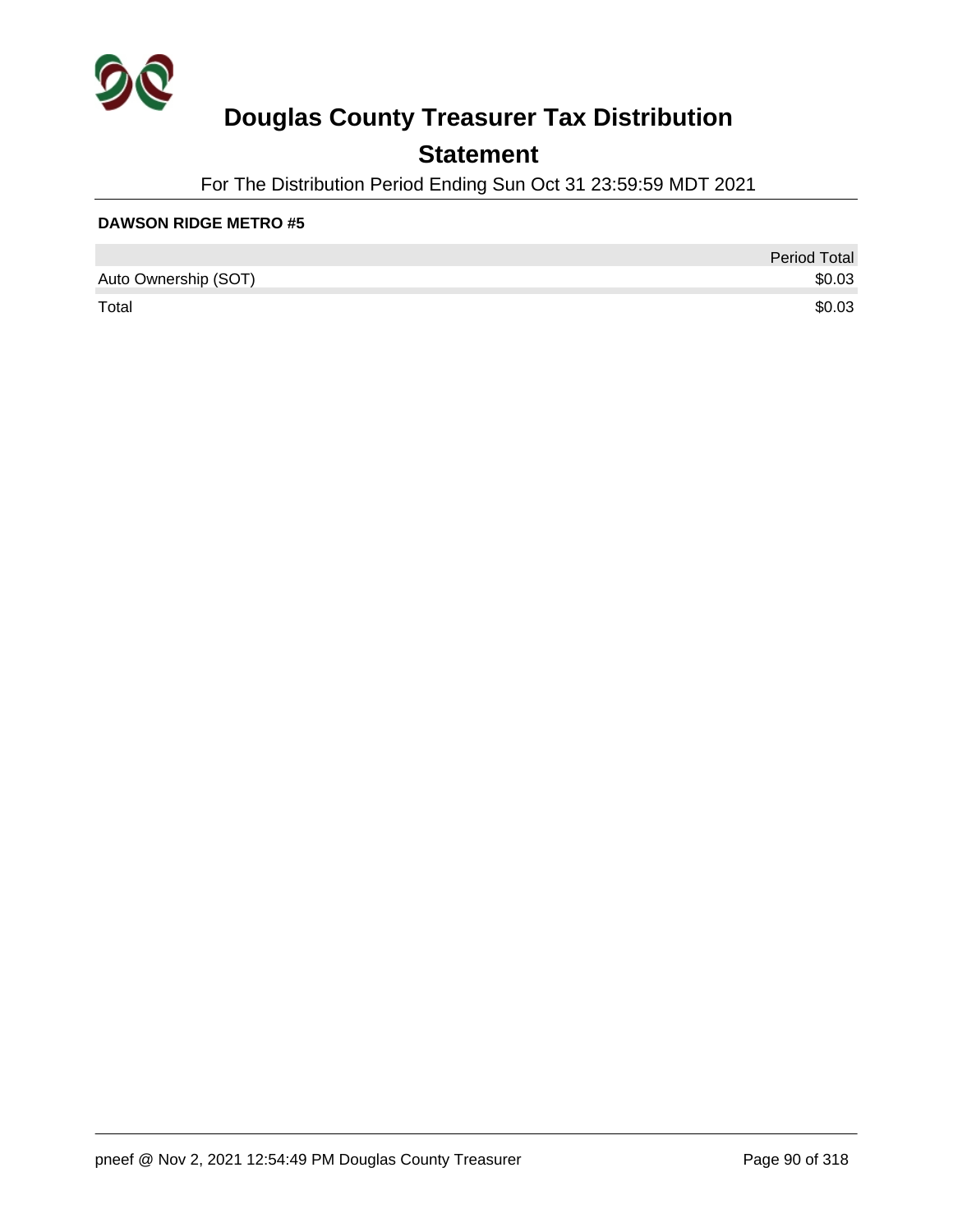# Douglas County Treasurer Tax Distribution

## Statement

For The Distribution Period Ending Sun Oct 31 23:59:59 MDT 2021

**DAWSON RIDGE METRO #5**

| | Period Total |
|---|---|
| Auto Ownership (SOT) | $0.03 |
| Total | $0.03 |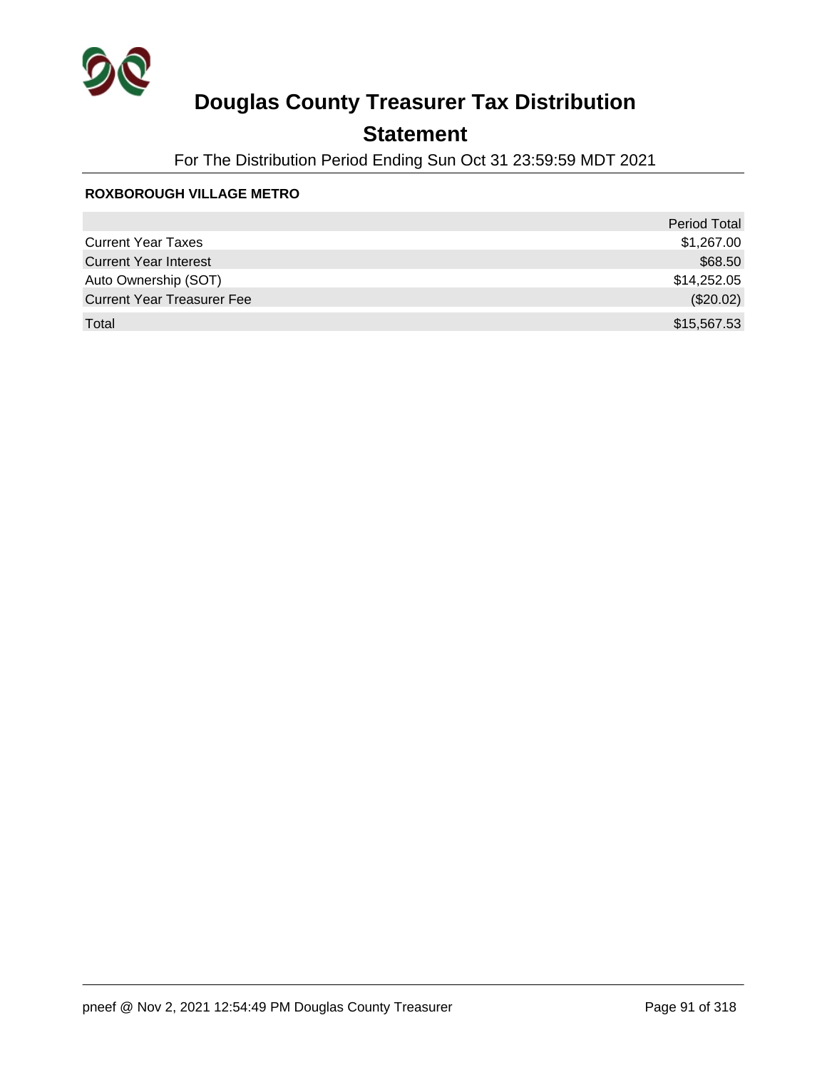# Douglas County Treasurer Tax Distribution

## Statement

For The Distribution Period Ending Sun Oct 31 23:59:59 MDT 2021

**ROXBOROUGH VILLAGE METRO**

| | Period Total |
|---|---|
| Current Year Taxes | $1,267.00 |
| Current Year Interest | $68.50 |
| Auto Ownership (SOT) | $14,252.05 |
| Current Year Treasurer Fee | ($20.02) |
| Total | $15,567.53 |

pneef @ Nov 2, 2021 12:54:49 PM Douglas County Treasurer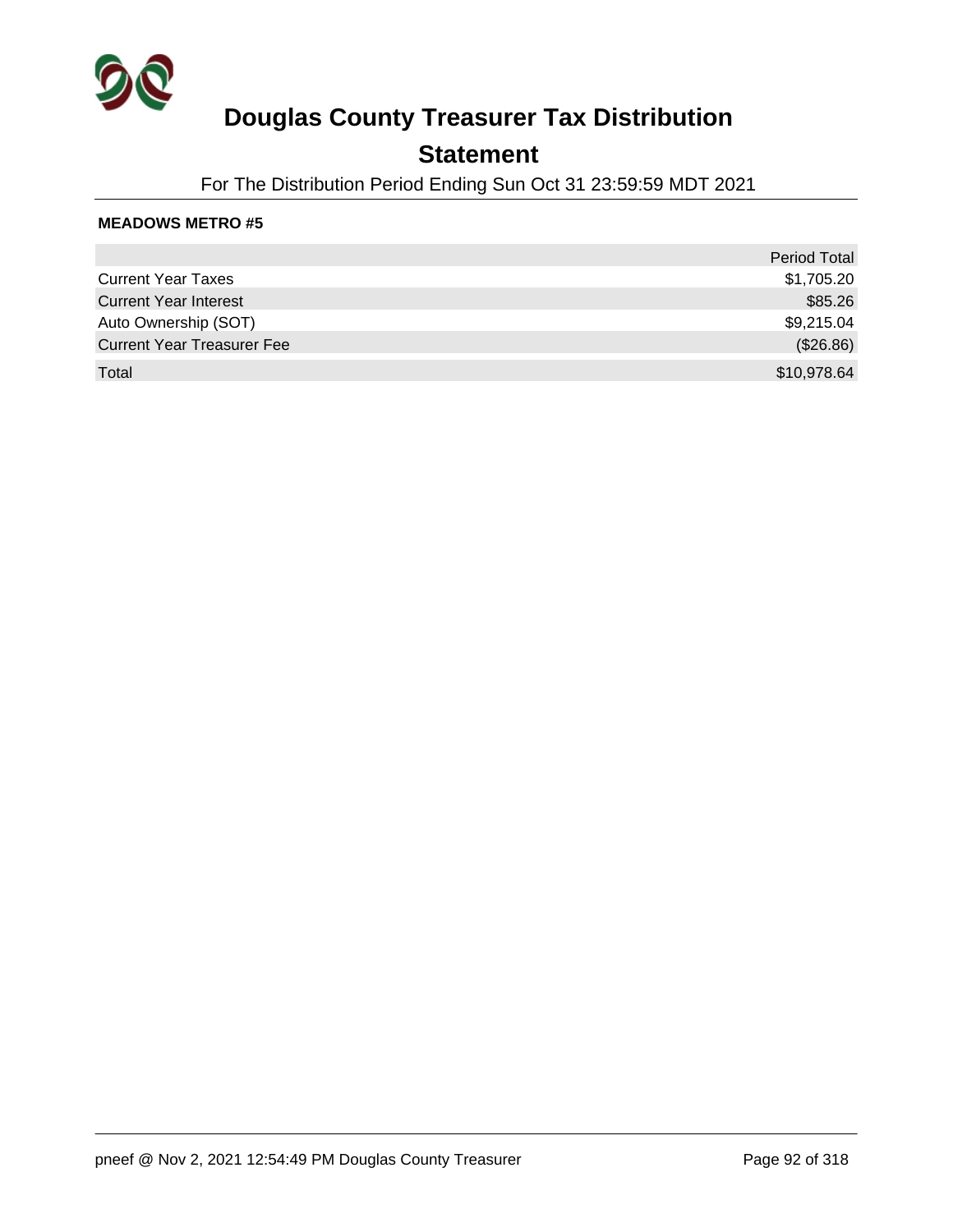# Douglas County Treasurer Tax Distribution

## Statement

For The Distribution Period Ending Sun Oct 31 23:59:59 MDT 2021

**MEADOWS METRO #5**

| | Period Total |
|---|---|
| Current Year Taxes | $1,705.20 |
| Current Year Interest | $85.26 |
| Auto Ownership (SOT) | $9,215.04 |
| Current Year Treasurer Fee | ($26.86) |
| Total | $10,978.64 |

pneef @ Nov 2, 2021 12:54:49 PM Douglas County Treasurer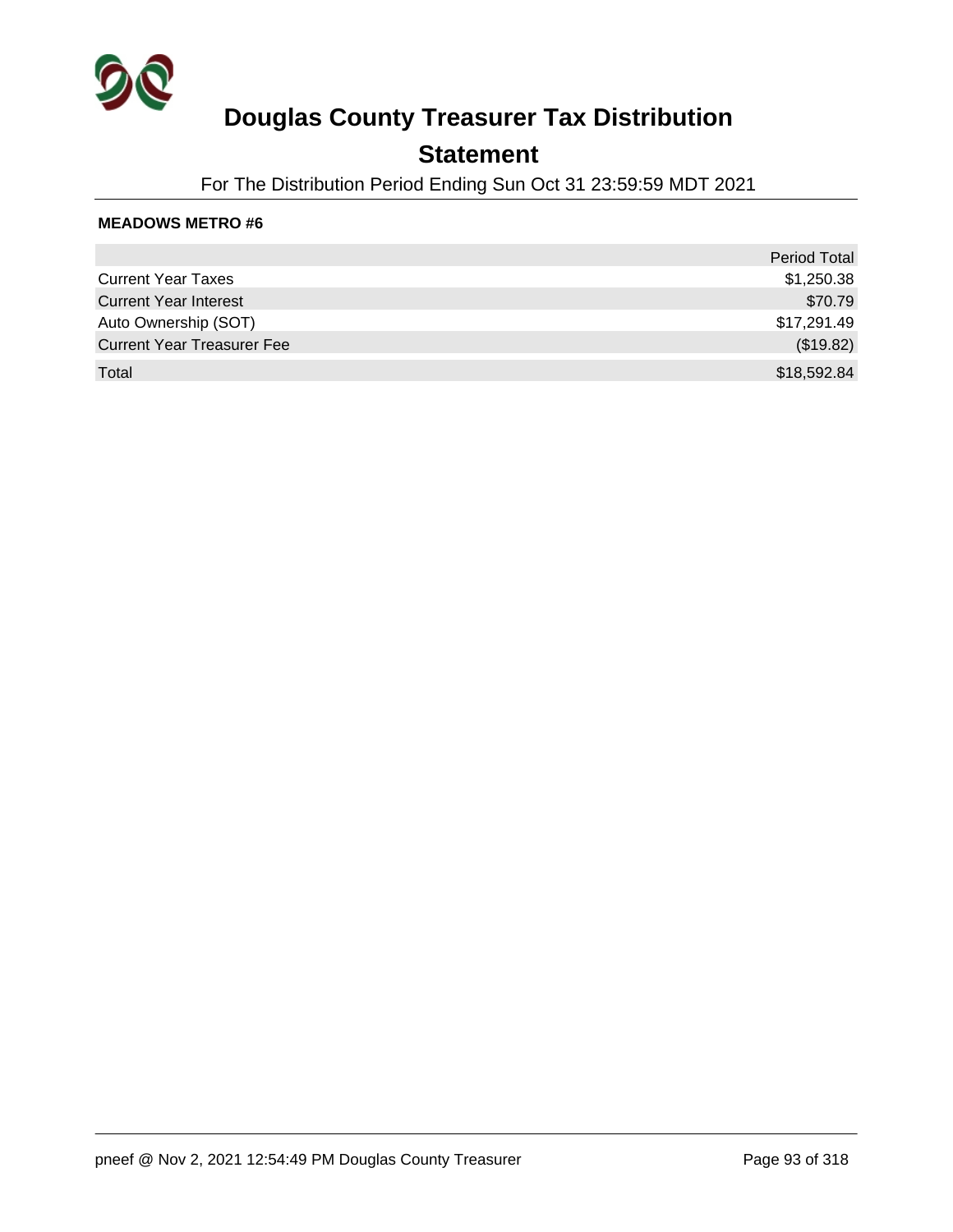# Douglas County Treasurer Tax Distribution

## Statement

For The Distribution Period Ending Sun Oct 31 23:59:59 MDT 2021

**MEADOWS METRO #6**

| | Period Total |
|---|---|
| Current Year Taxes | $1,250.38 |
| Current Year Interest | $70.79 |
| Auto Ownership (SOT) | $17,291.49 |
| Current Year Treasurer Fee | ($19.82) |
| Total | $18,592.84 |

pneef @ Nov 2, 2021 12:54:49 PM Douglas County Treasurer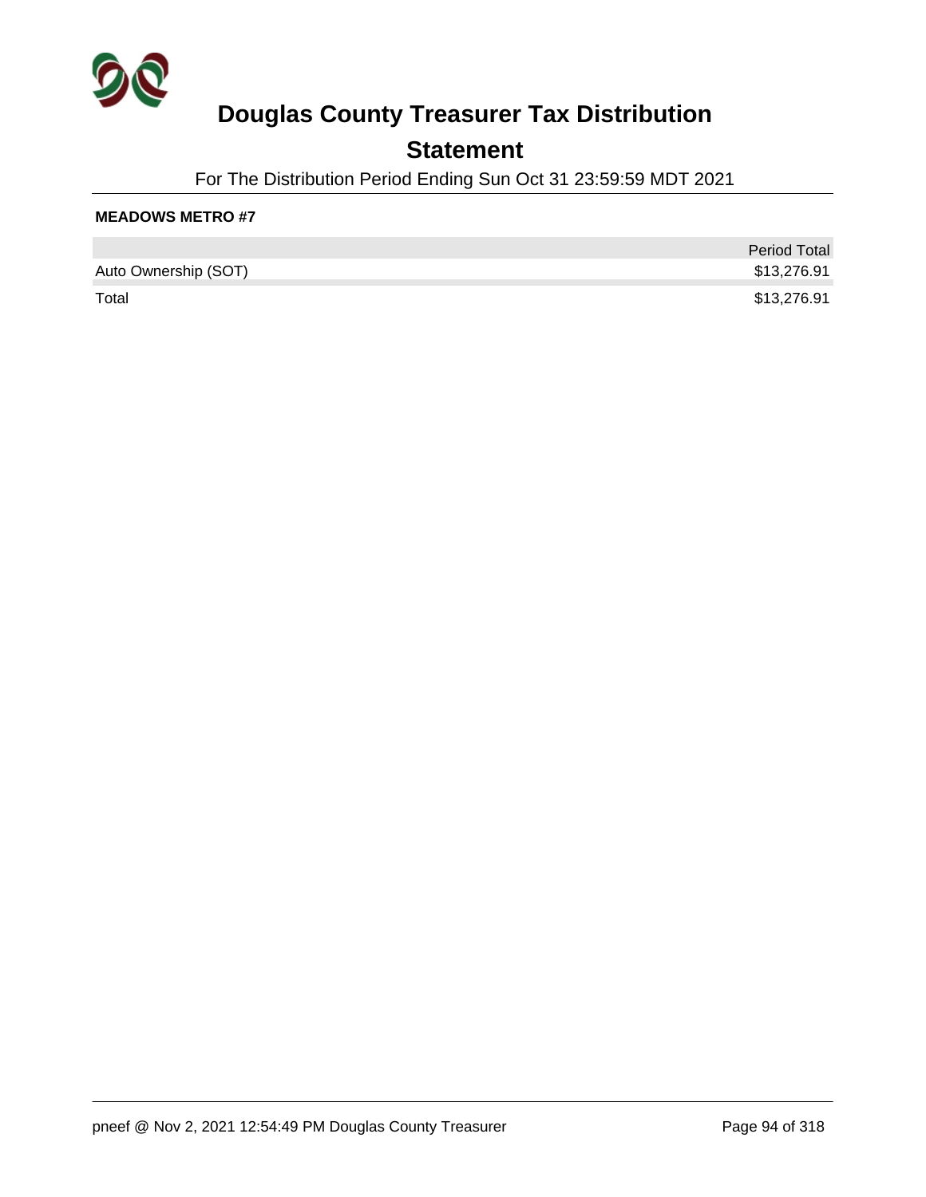# Douglas County Treasurer Tax Distribution

## Statement

For The Distribution Period Ending Sun Oct 31 23:59:59 MDT 2021

**MEADOWS METRO #7**

| | Period Total |
|---|---|
| Auto Ownership (SOT) | $13,276.91 |
| Total | $13,276.91 |

pneef @ Nov 2, 2021 12:54:49 PM Douglas County Treasurer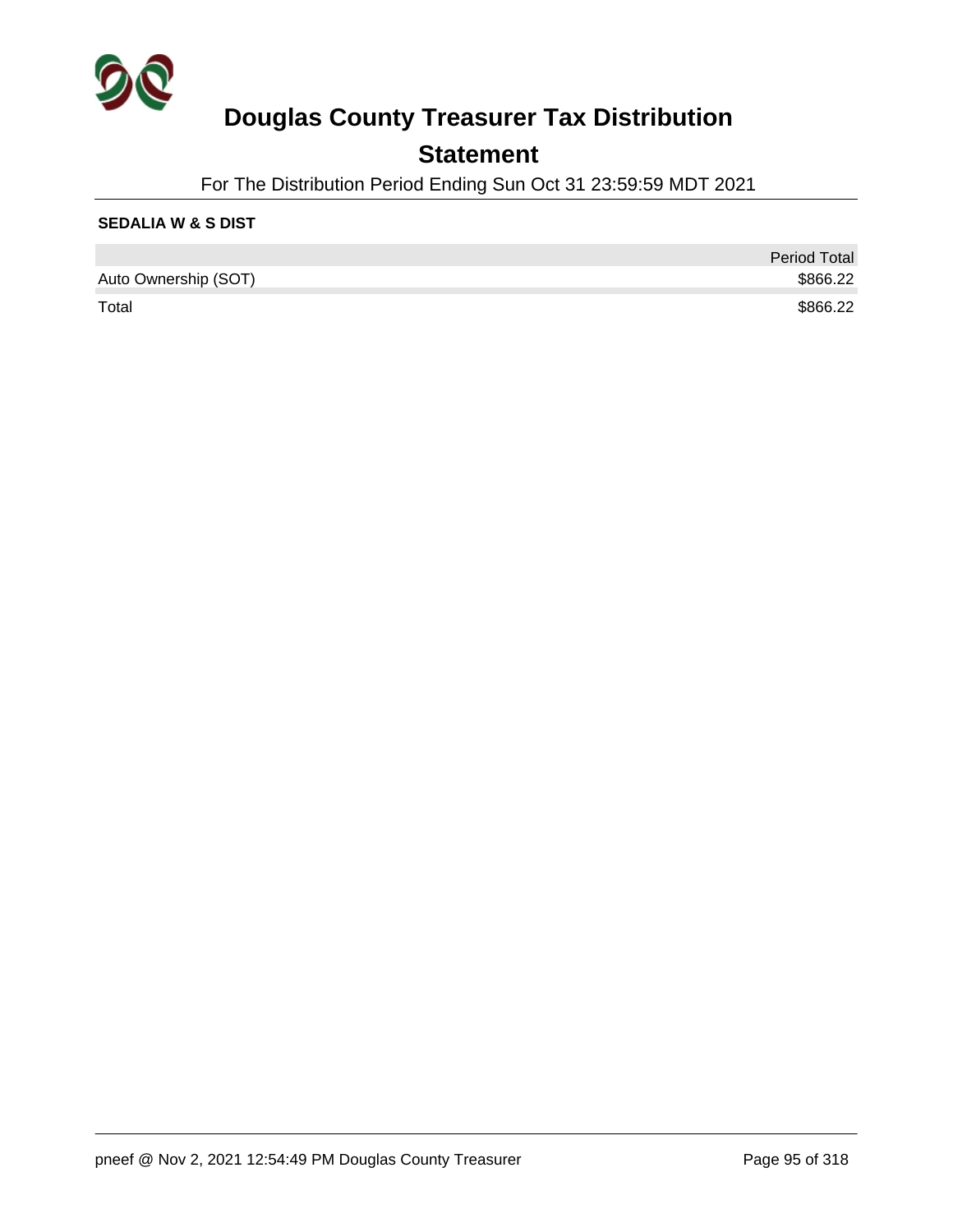# Douglas County Treasurer Tax Distribution

## Statement

For The Distribution Period Ending Sun Oct 31 23:59:59 MDT 2021

**SEDALIA W & S DIST**

| | Period Total |
|---|---|
| Auto Ownership (SOT) | $866.22 |
| Total | $866.22 |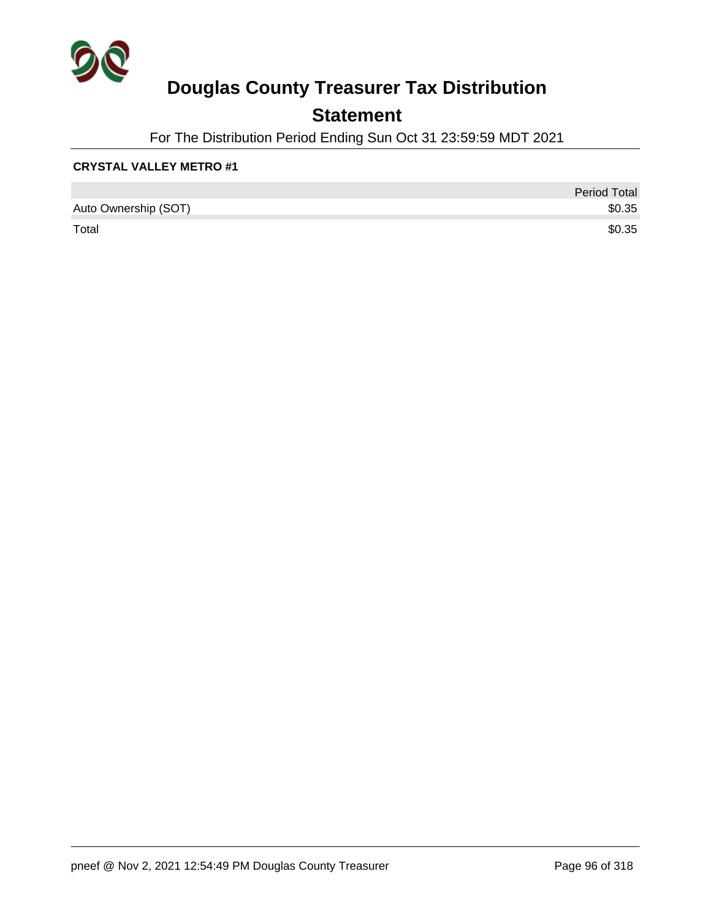# Douglas County Treasurer Tax Distribution

## Statement

For The Distribution Period Ending Sun Oct 31 23:59:59 MDT 2021

**CRYSTAL VALLEY METRO #1**

| | Period Total |
|---|---|
| Auto Ownership (SOT) | $0.35 |
| Total | $0.35 |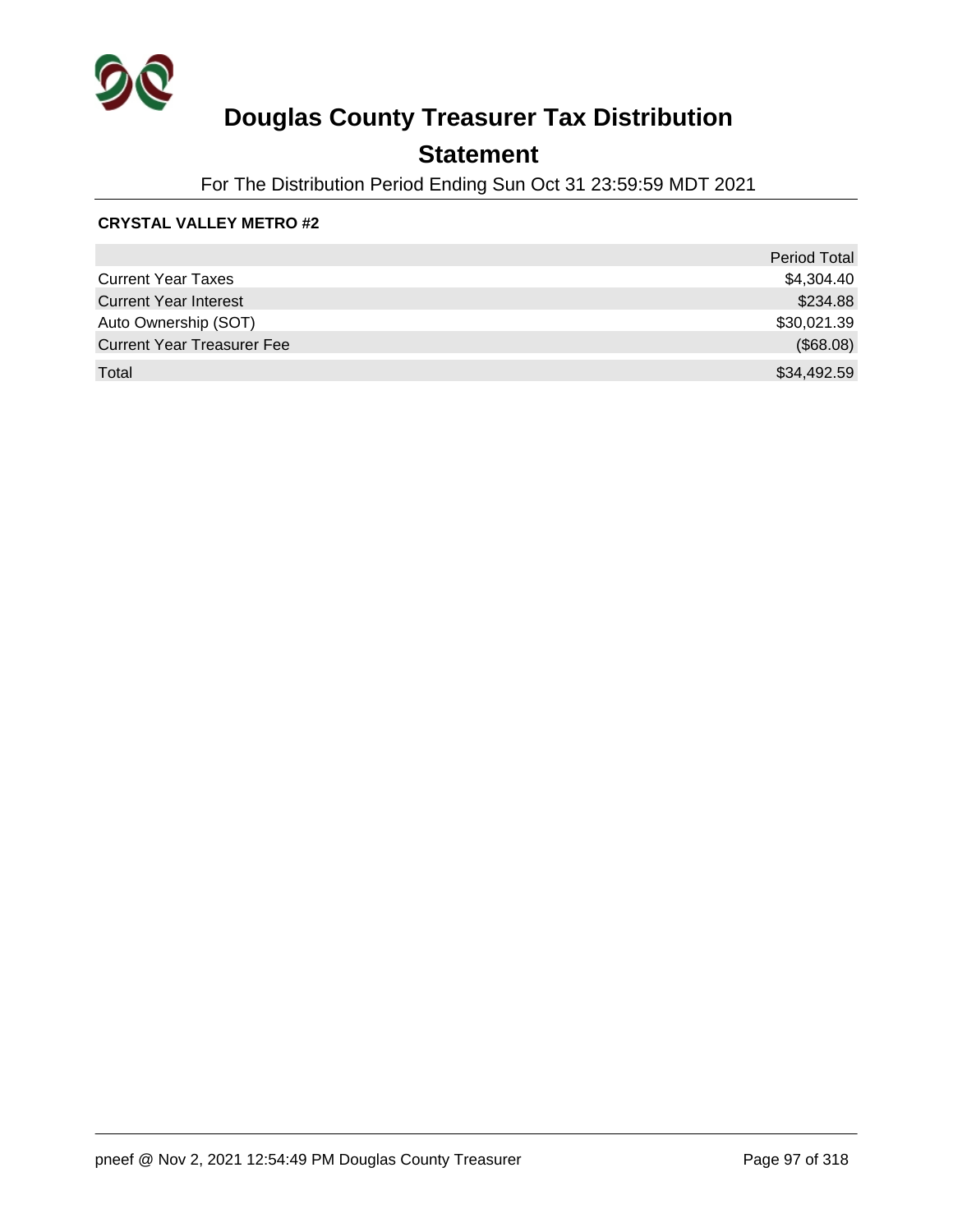# Douglas County Treasurer Tax Distribution

## Statement

For The Distribution Period Ending Sun Oct 31 23:59:59 MDT 2021

**CRYSTAL VALLEY METRO #2**

| | Period Total |
|---|---|
| Current Year Taxes | $4,304.40 |
| Current Year Interest | $234.88 |
| Auto Ownership (SOT) | $30,021.39 |
| Current Year Treasurer Fee | ($68.08) |
| Total | $34,492.59 |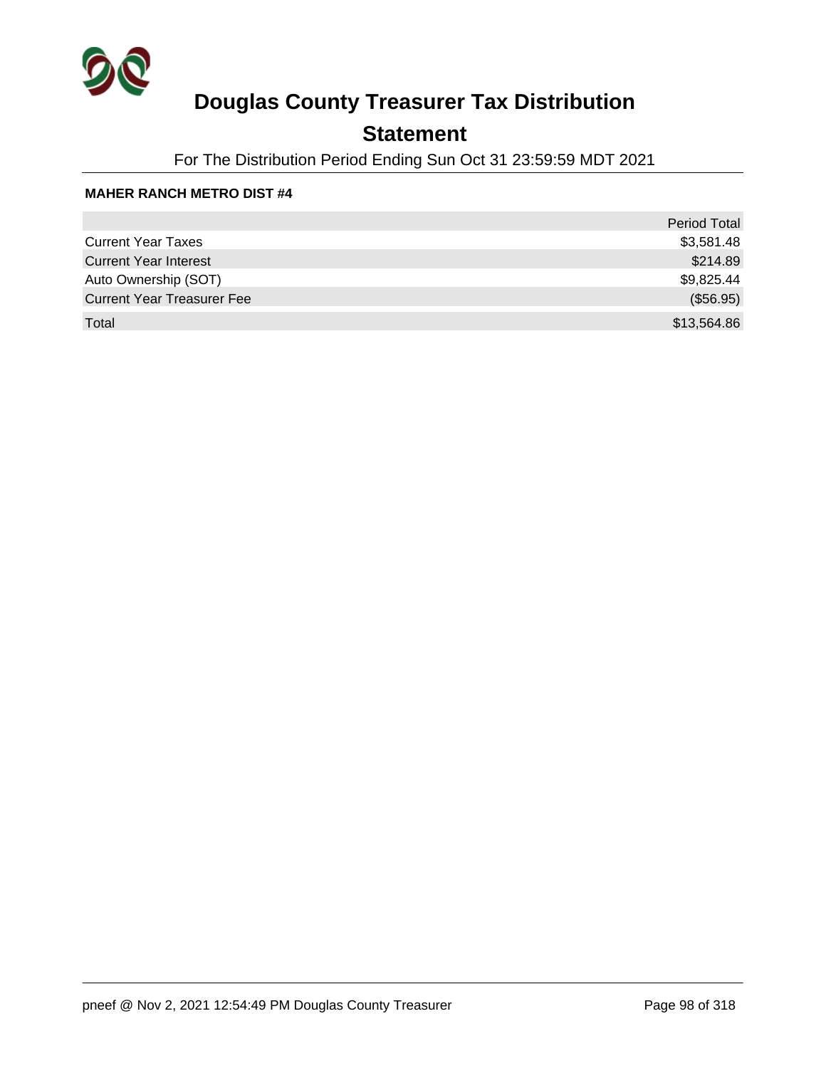# Douglas County Treasurer Tax Distribution

## Statement

For The Distribution Period Ending Sun Oct 31 23:59:59 MDT 2021

**MAHER RANCH METRO DIST #4**

| | Period Total |
|---|---|
| Current Year Taxes | $3,581.48 |
| Current Year Interest | $214.89 |
| Auto Ownership (SOT) | $9,825.44 |
| Current Year Treasurer Fee | ($56.95) |
| Total | $13,564.86 |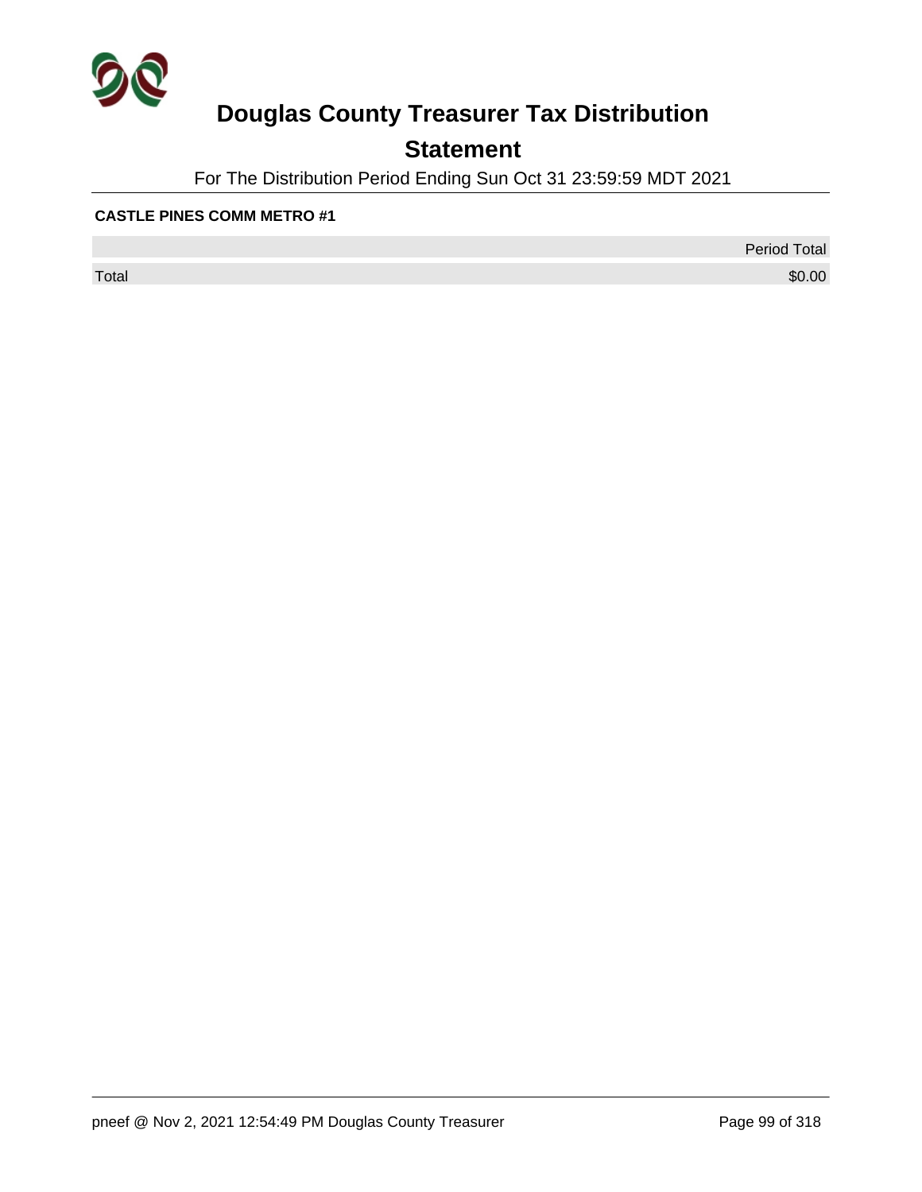# Douglas County Treasurer Tax Distribution

## Statement

For The Distribution Period Ending Sun Oct 31 23:59:59 MDT 2021

**CASTLE PINES COMM METRO #1**

| | Period Total |
|---|---|
| Total | $0.00 |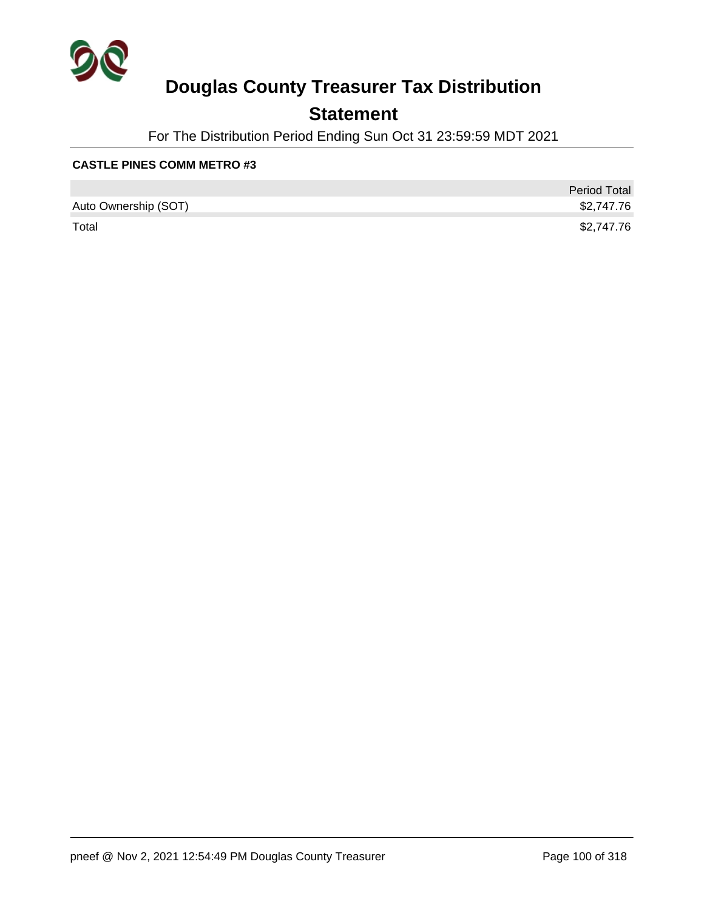# Douglas County Treasurer Tax Distribution

## Statement

For The Distribution Period Ending Sun Oct 31 23:59:59 MDT 2021

**CASTLE PINES COMM METRO #3**

| | Period Total |
|---|---|
| Auto Ownership (SOT) | $2,747.76 |
| Total | $2,747.76 |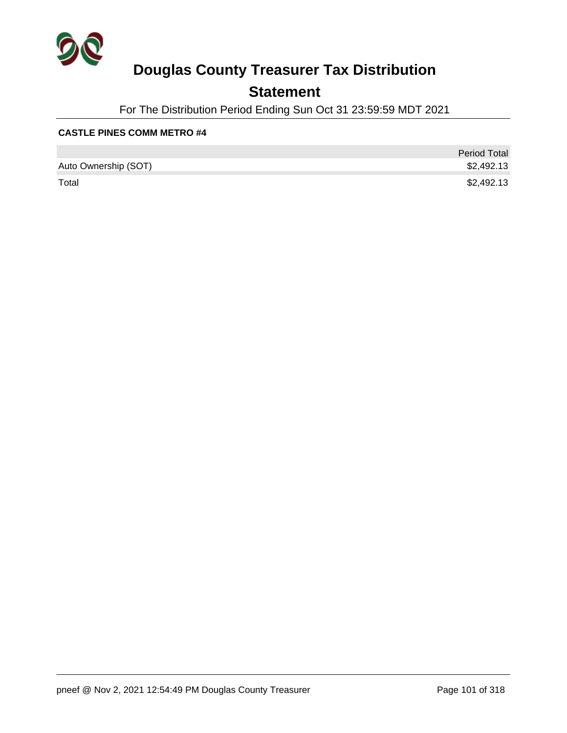# Douglas County Treasurer Tax Distribution

## Statement

For The Distribution Period Ending Sun Oct 31 23:59:59 MDT 2021

**CASTLE PINES COMM METRO #4**

| | Period Total |
| --- | --- |
| Auto Ownership (SOT) | $2,492.13 |
| Total | $2,492.13 |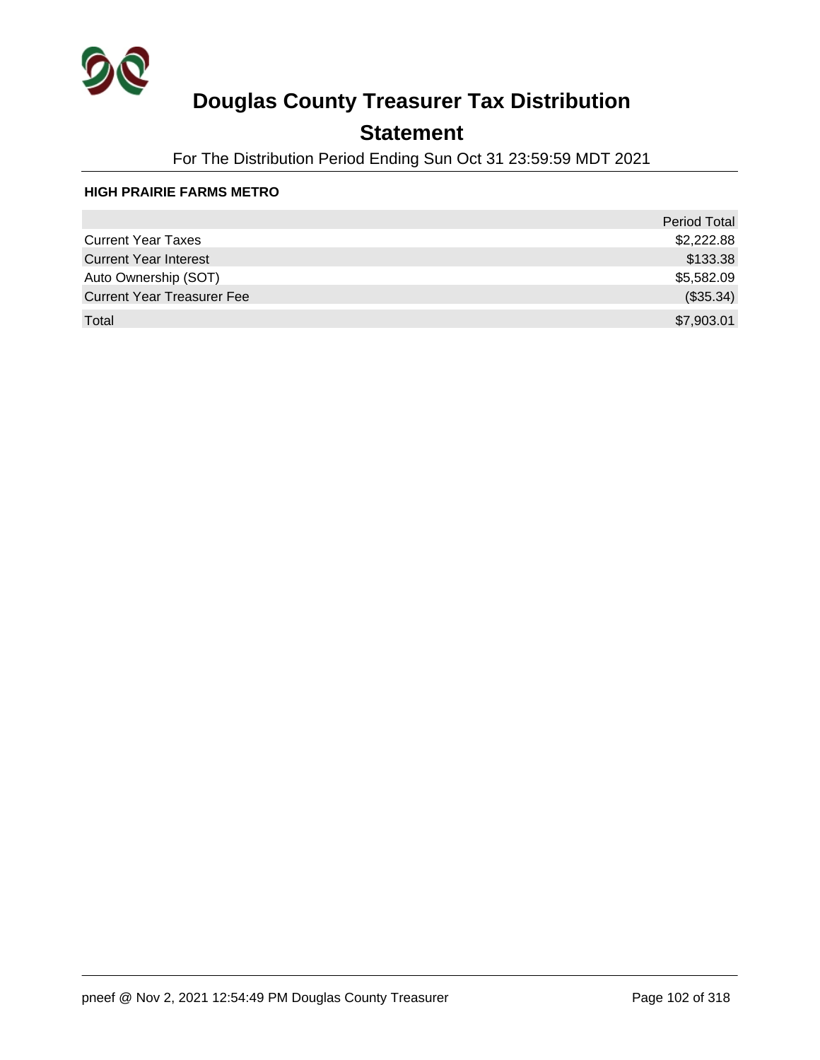# Douglas County Treasurer Tax Distribution

## Statement

For The Distribution Period Ending Sun Oct 31 23:59:59 MDT 2021

**HIGH PRAIRIE FARMS METRO**

| | Period Total |
|---|---|
| Current Year Taxes | $2,222.88 |
| Current Year Interest | $133.38 |
| Auto Ownership (SOT) | $5,582.09 |
| Current Year Treasurer Fee | ($35.34) |
| Total | $7,903.01 |

pneef @ Nov 2, 2021 12:54:49 PM Douglas County Treasurer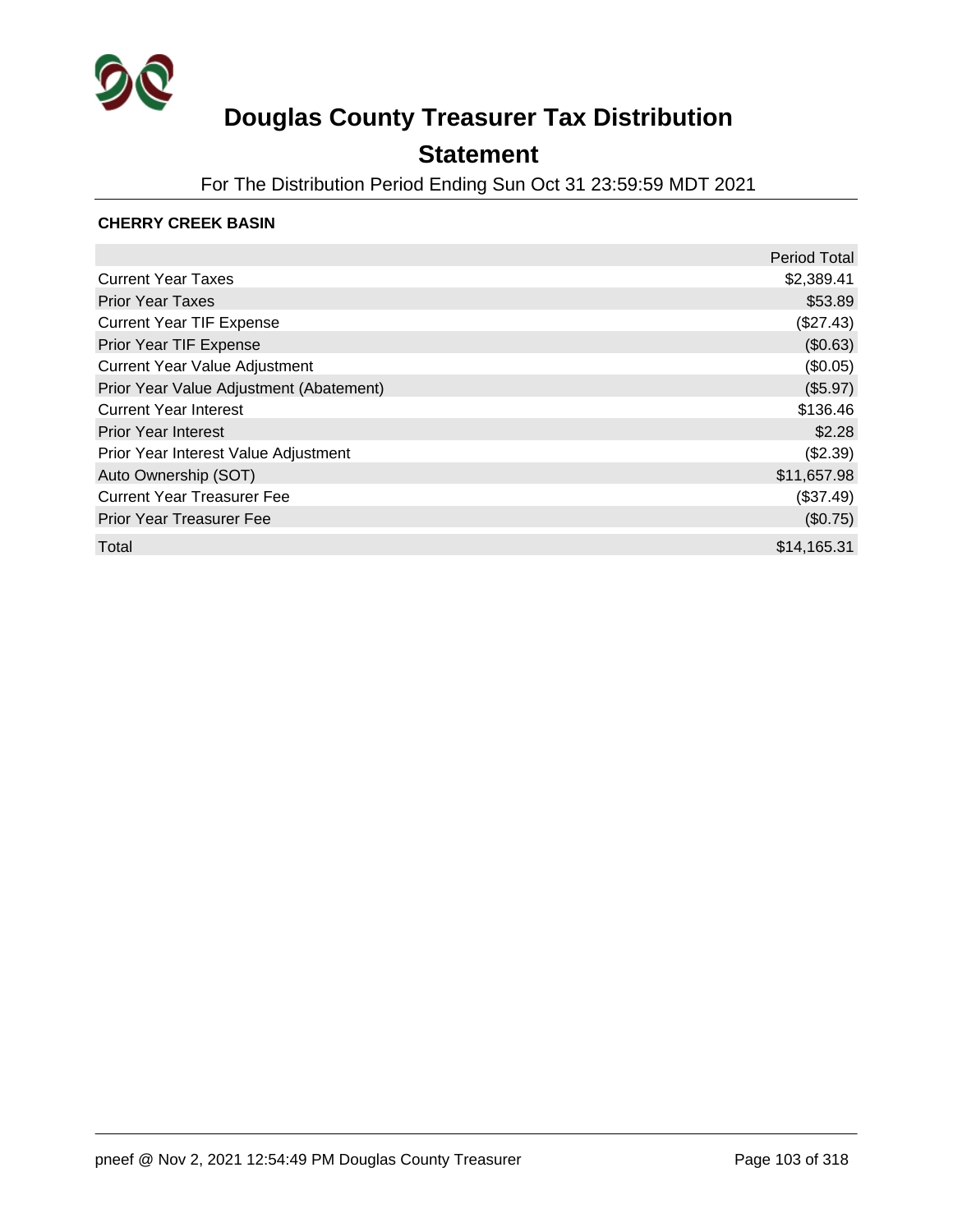# Douglas County Treasurer Tax Distribution

## Statement

For The Distribution Period Ending Sun Oct 31 23:59:59 MDT 2021

**CHERRY CREEK BASIN**

| | Period Total |
|---|---|
| Current Year Taxes | $2,389.41 |
| Prior Year Taxes | $53.89 |
| Current Year TIF Expense | ($27.43) |
| Prior Year TIF Expense | ($0.63) |
| Current Year Value Adjustment | ($0.05) |
| Prior Year Value Adjustment (Abatement) | ($5.97) |
| Current Year Interest | $136.46 |
| Prior Year Interest | $2.28 |
| Prior Year Interest Value Adjustment | ($2.39) |
| Auto Ownership (SOT) | $11,657.98 |
| Current Year Treasurer Fee | ($37.49) |
| Prior Year Treasurer Fee | ($0.75) |
| Total | $14,165.31 |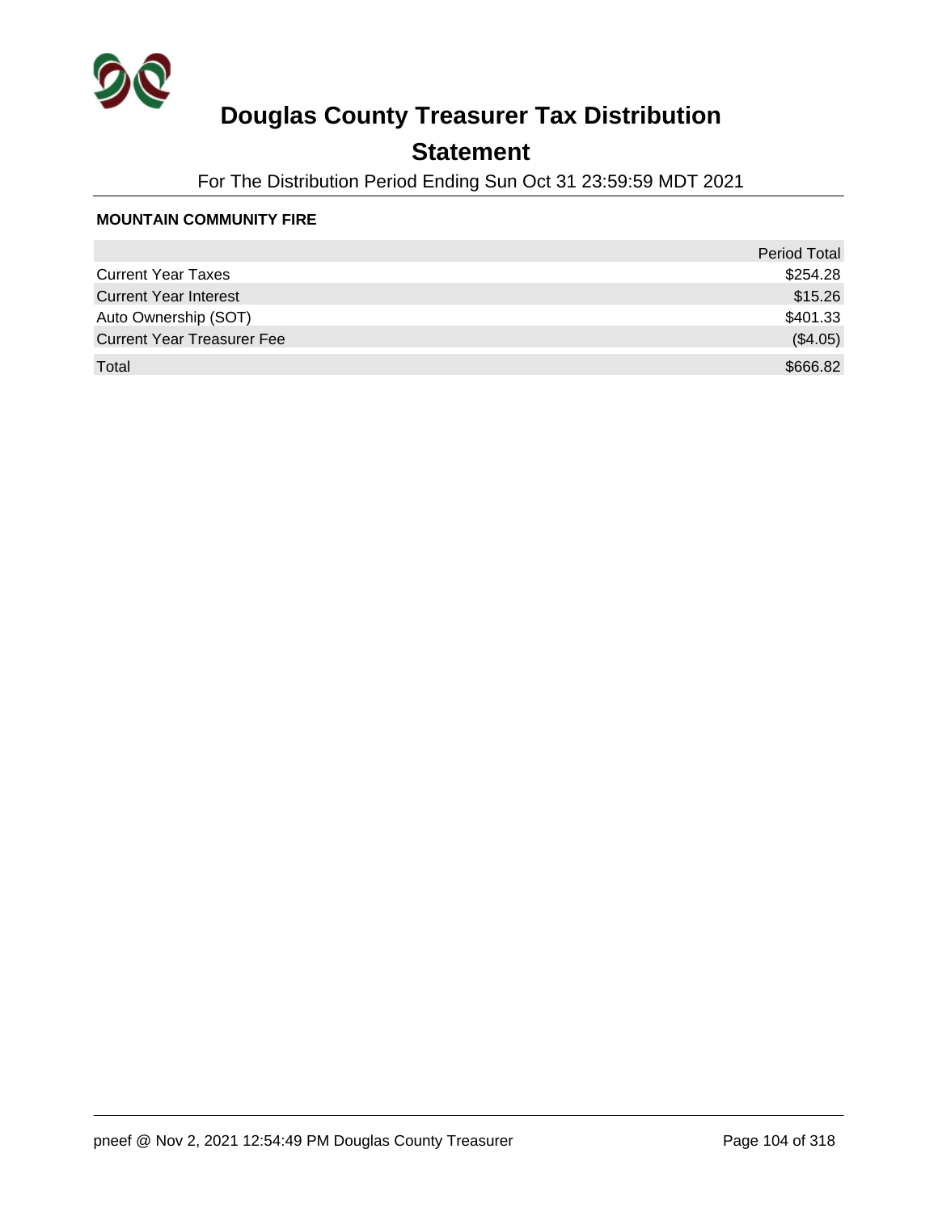# Douglas County Treasurer Tax Distribution

## Statement

For The Distribution Period Ending Sun Oct 31 23:59:59 MDT 2021

**MOUNTAIN COMMUNITY FIRE**

| | Period Total |
|---|---|
| Current Year Taxes | $254.28 |
| Current Year Interest | $15.26 |
| Auto Ownership (SOT) | $401.33 |
| Current Year Treasurer Fee | ($4.05) |
| Total | $666.82 |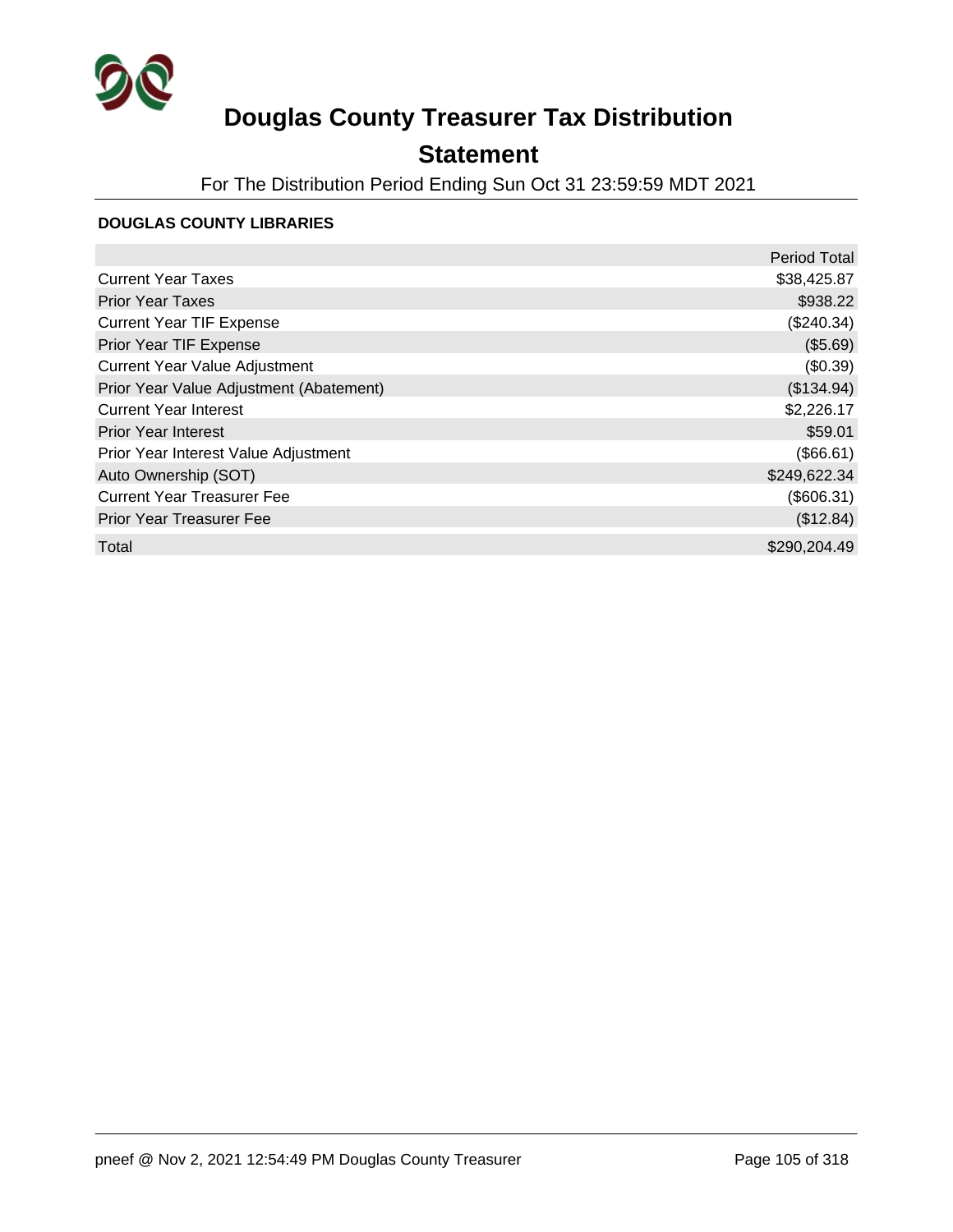# Douglas County Treasurer Tax Distribution

## Statement

For The Distribution Period Ending Sun Oct 31 23:59:59 MDT 2021

**DOUGLAS COUNTY LIBRARIES**

| | Period Total |
|---|---|
| Current Year Taxes | $38,425.87 |
| Prior Year Taxes | $938.22 |
| Current Year TIF Expense | ($240.34) |
| Prior Year TIF Expense | ($5.69) |
| Current Year Value Adjustment | ($0.39) |
| Prior Year Value Adjustment (Abatement) | ($134.94) |
| Current Year Interest | $2,226.17 |
| Prior Year Interest | $59.01 |
| Prior Year Interest Value Adjustment | ($66.61) |
| Auto Ownership (SOT) | $249,622.34 |
| Current Year Treasurer Fee | ($606.31) |
| Prior Year Treasurer Fee | ($12.84) |
| Total | $290,204.49 |

pneef @ Nov 2, 2021 12:54:49 PM Douglas County Treasurer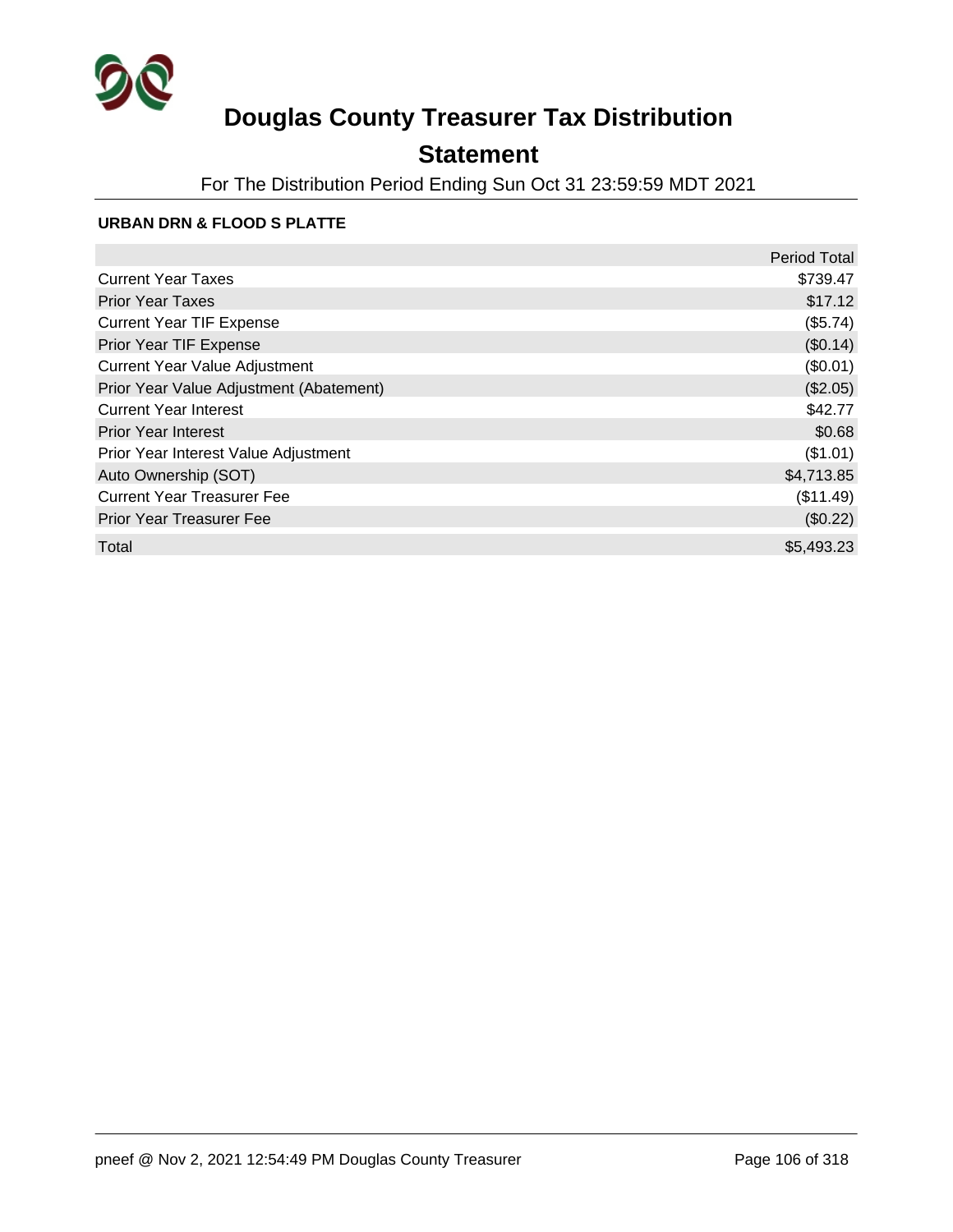# Douglas County Treasurer Tax Distribution

## Statement

For The Distribution Period Ending Sun Oct 31 23:59:59 MDT 2021

**URBAN DRN & FLOOD S PLATTE**

| | Period Total |
|---|---|
| Current Year Taxes | $739.47 |
| Prior Year Taxes | $17.12 |
| Current Year TIF Expense | ($5.74) |
| Prior Year TIF Expense | ($0.14) |
| Current Year Value Adjustment | ($0.01) |
| Prior Year Value Adjustment (Abatement) | ($2.05) |
| Current Year Interest | $42.77 |
| Prior Year Interest | $0.68 |
| Prior Year Interest Value Adjustment | ($1.01) |
| Auto Ownership (SOT) | $4,713.85 |
| Current Year Treasurer Fee | ($11.49) |
| Prior Year Treasurer Fee | ($0.22) |
| Total | $5,493.23 |

pneef @ Nov 2, 2021 12:54:49 PM Douglas County Treasurer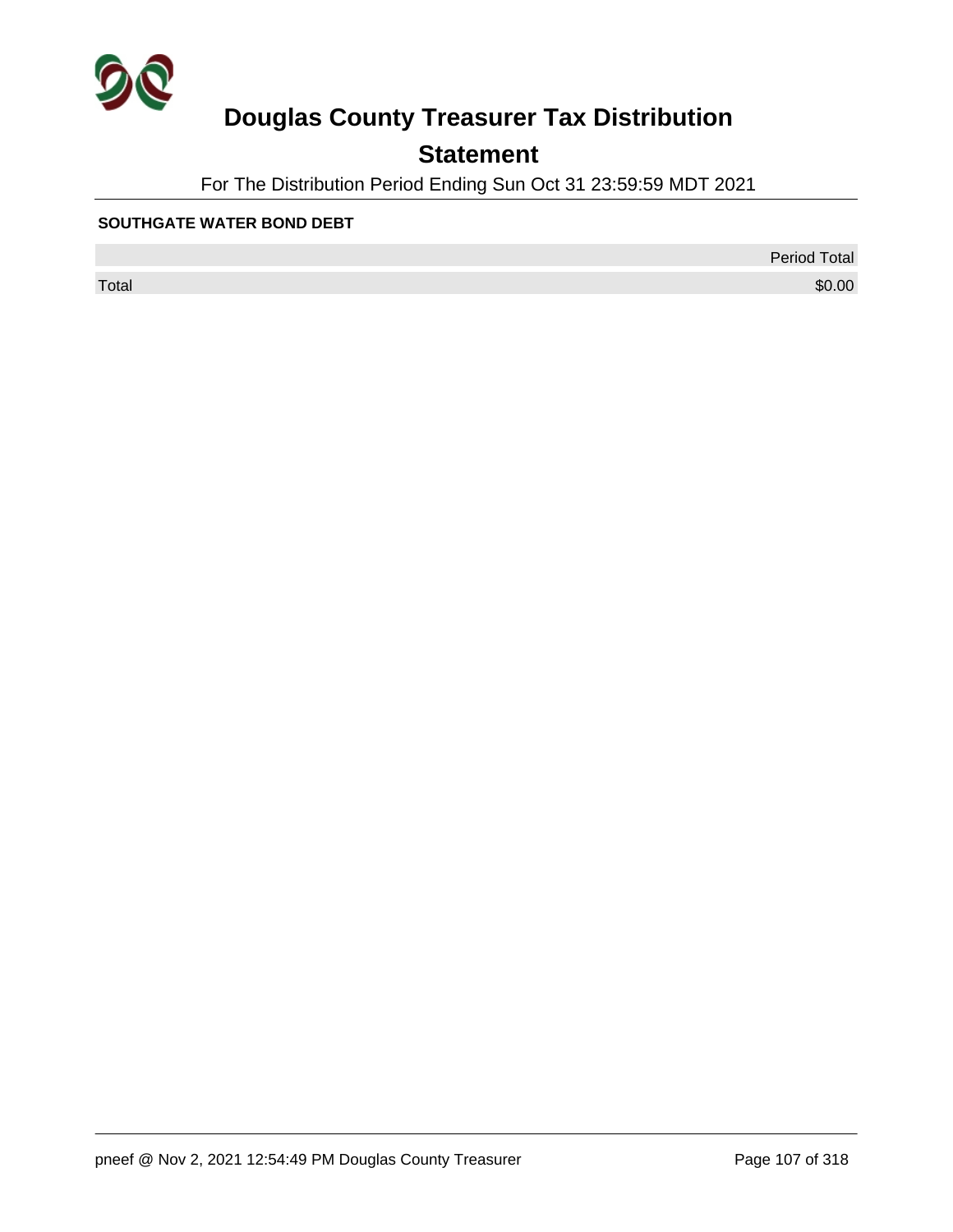# Douglas County Treasurer Tax Distribution

## Statement

For The Distribution Period Ending Sun Oct 31 23:59:59 MDT 2021

**SOUTHGATE WATER BOND DEBT**

| | Period Total |
|---|---|
| Total | $0.00 |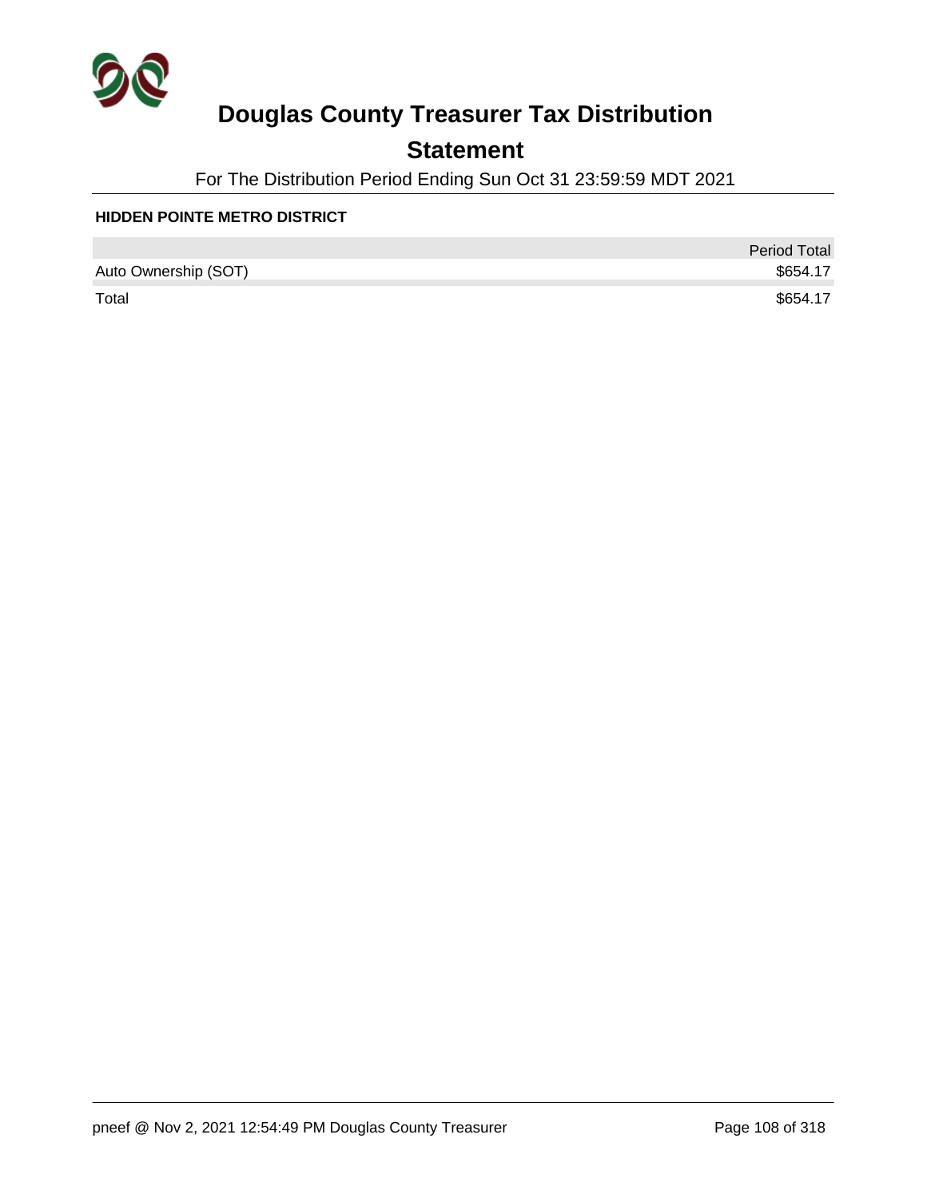# Douglas County Treasurer Tax Distribution

## Statement

For The Distribution Period Ending Sun Oct 31 23:59:59 MDT 2021

**HIDDEN POINTE METRO DISTRICT**

| | Period Total |
|---|---|
| Auto Ownership (SOT) | $654.17 |
| Total | $654.17 |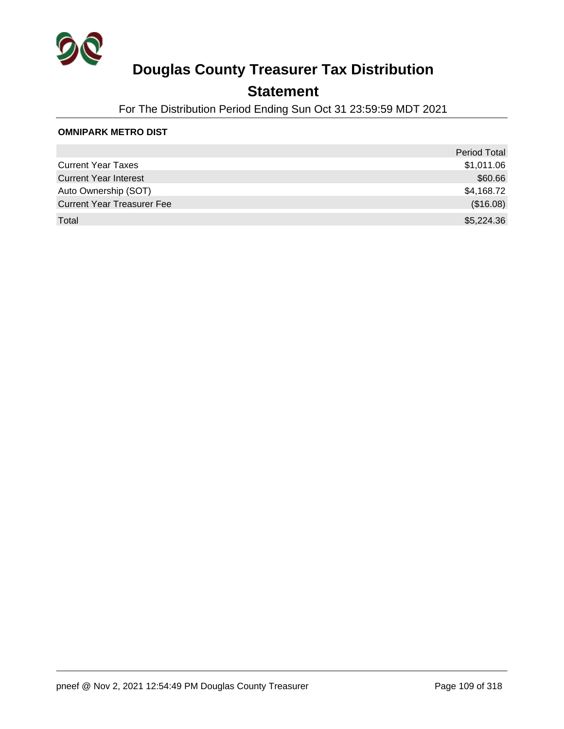# Douglas County Treasurer Tax Distribution

## Statement

For The Distribution Period Ending Sun Oct 31 23:59:59 MDT 2021

**OMNIPARK METRO DIST**

| | Period Total |
|---|---:|
| Current Year Taxes | $1,011.06 |
| Current Year Interest | $60.66 |
| Auto Ownership (SOT) | $4,168.72 |
| Current Year Treasurer Fee | ($16.08) |
| Total | $5,224.36 |

pneef @ Nov 2, 2021 12:54:49 PM Douglas County Treasurer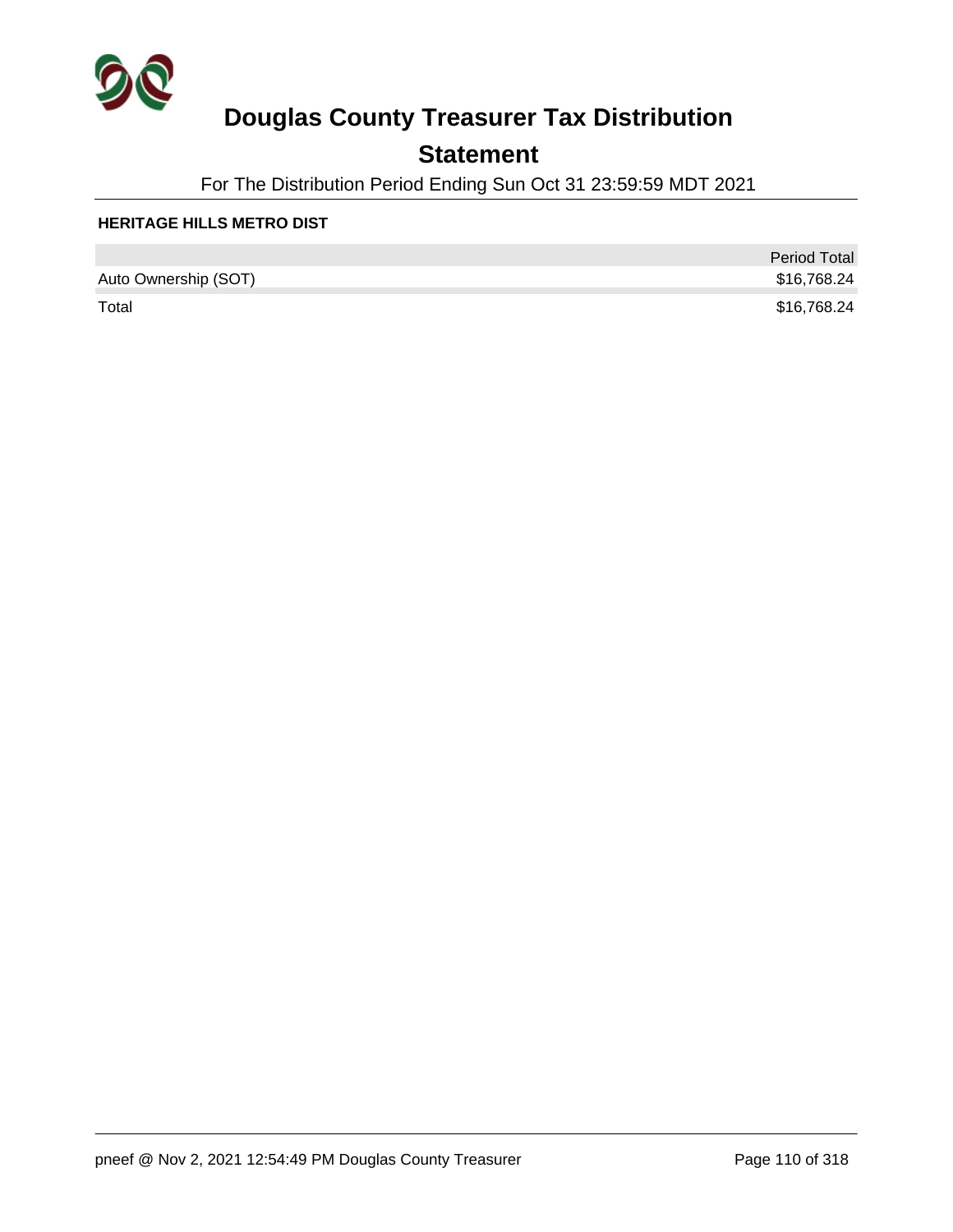# Douglas County Treasurer Tax Distribution

## Statement

For The Distribution Period Ending Sun Oct 31 23:59:59 MDT 2021

### HERITAGE HILLS METRO DIST

| | Period Total |
|---|---|
| Auto Ownership (SOT) | $16,768.24 |
| Total | $16,768.24 |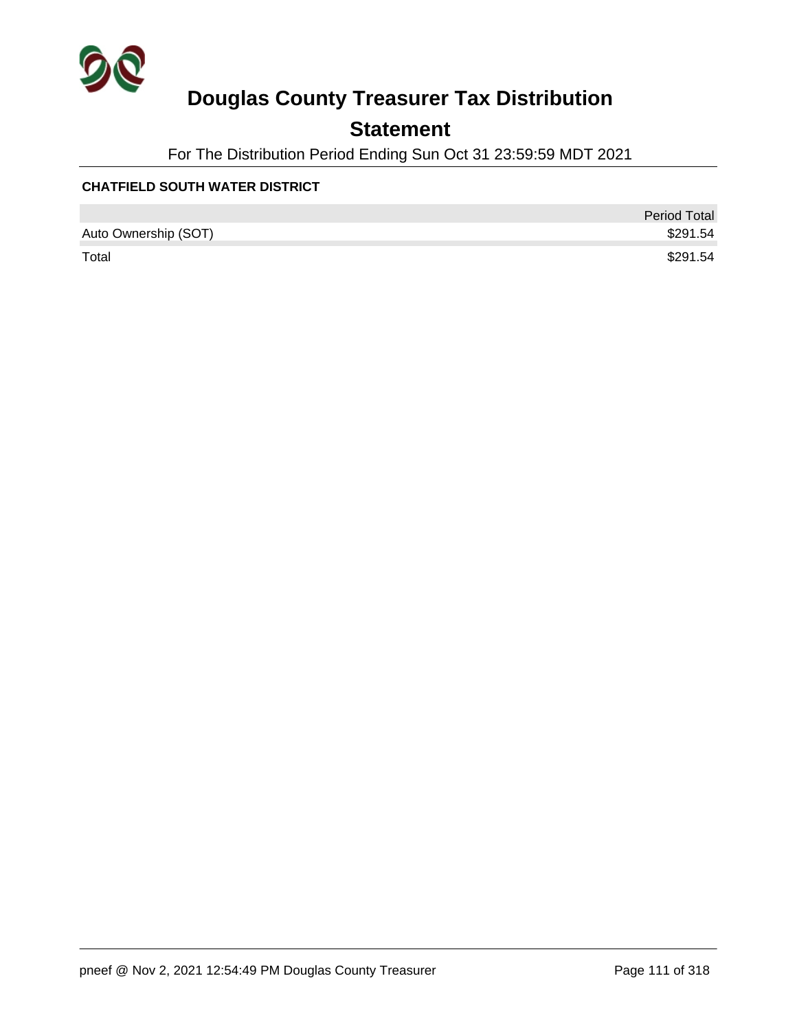# Douglas County Treasurer Tax Distribution

## Statement

For The Distribution Period Ending Sun Oct 31 23:59:59 MDT 2021

### CHATFIELD SOUTH WATER DISTRICT

| | Period Total |
|---|---|
| Auto Ownership (SOT) | $291.54 |
| Total | $291.54 |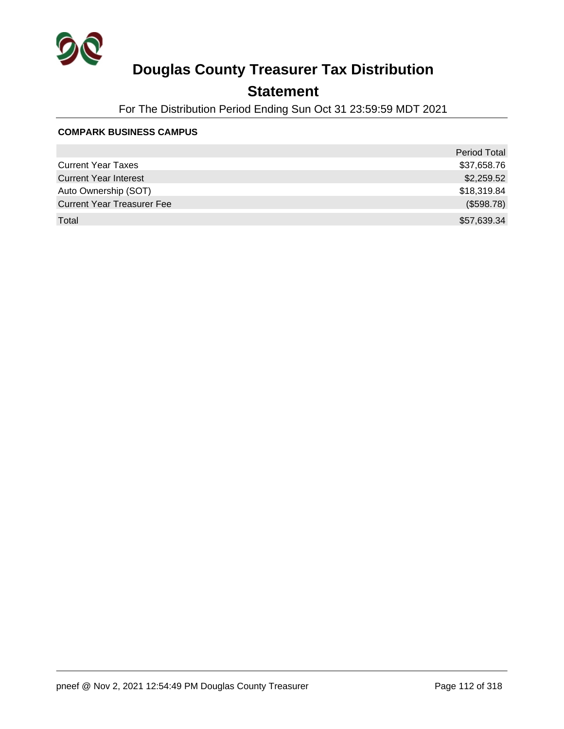# Douglas County Treasurer Tax Distribution

## Statement

For The Distribution Period Ending Sun Oct 31 23:59:59 MDT 2021

**COMPARK BUSINESS CAMPUS**

| | Period Total |
|---|---:|
| Current Year Taxes | $37,658.76 |
| Current Year Interest | $2,259.52 |
| Auto Ownership (SOT) | $18,319.84 |
| Current Year Treasurer Fee | ($598.78) |
| Total | $57,639.34 |

pneef @ Nov 2, 2021 12:54:49 PM Douglas County Treasurer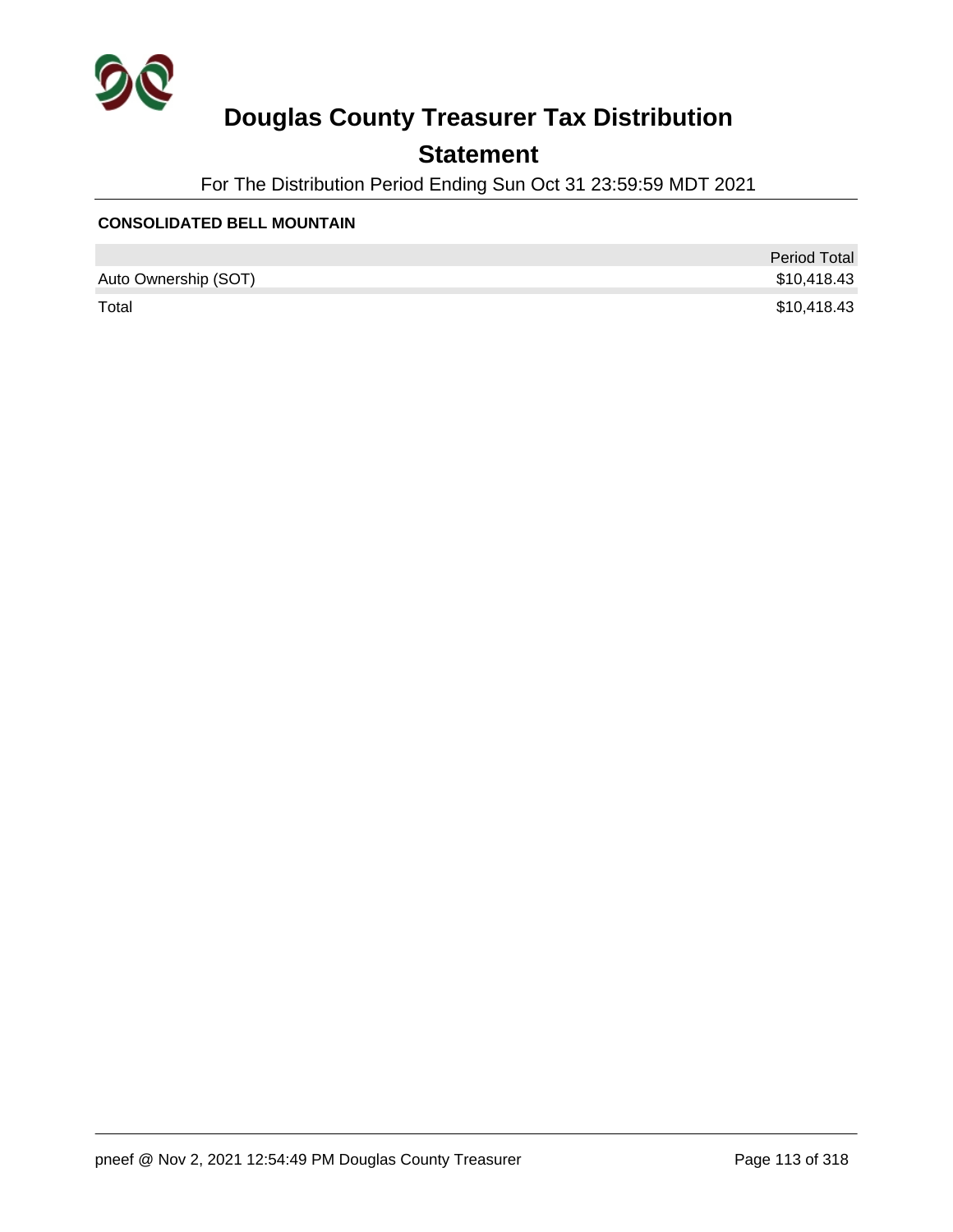# Douglas County Treasurer Tax Distribution

## Statement

For The Distribution Period Ending Sun Oct 31 23:59:59 MDT 2021

**CONSOLIDATED BELL MOUNTAIN**

| | Period Total |
|---|---|
| Auto Ownership (SOT) | $10,418.43 |
| Total | $10,418.43 |

pneef @ Nov 2, 2021 12:54:49 PM Douglas County Treasurer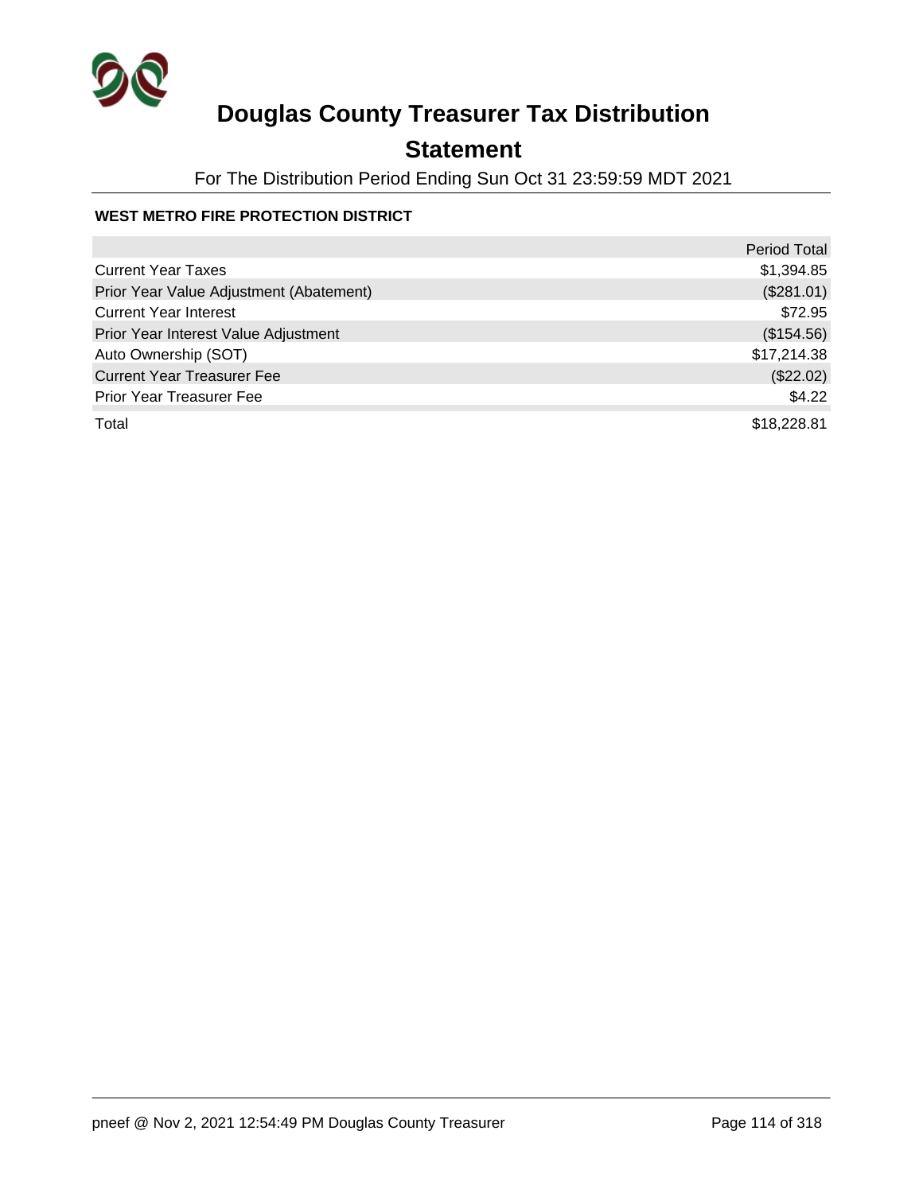# Douglas County Treasurer Tax Distribution

## Statement

For The Distribution Period Ending Sun Oct 31 23:59:59 MDT 2021

### WEST METRO FIRE PROTECTION DISTRICT

| | Period Total |
|---|---:|
| Current Year Taxes | $1,394.85 |
| Prior Year Value Adjustment (Abatement) | ($281.01) |
| Current Year Interest | $72.95 |
| Prior Year Interest Value Adjustment | ($154.56) |
| Auto Ownership (SOT) | $17,214.38 |
| Current Year Treasurer Fee | ($22.02) |
| Prior Year Treasurer Fee | $4.22 |
| Total | $18,228.81 |

pneef @ Nov 2, 2021 12:54:49 PM Douglas County Treasurer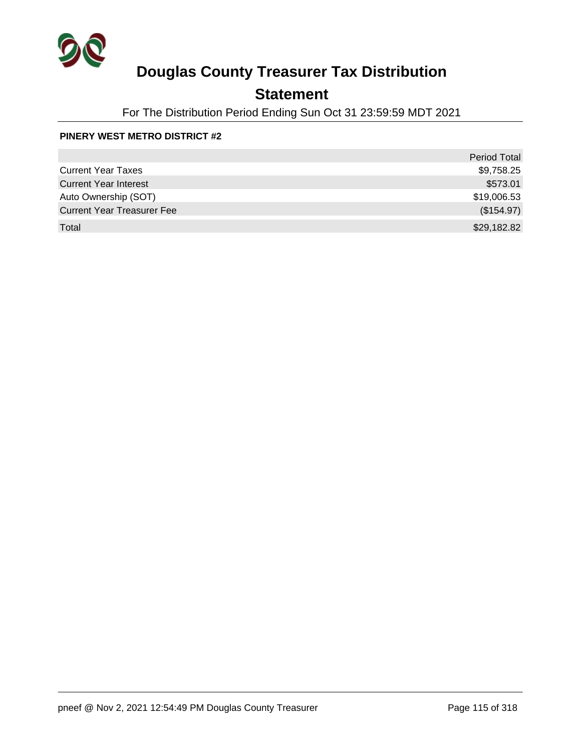# Douglas County Treasurer Tax Distribution

## Statement

For The Distribution Period Ending Sun Oct 31 23:59:59 MDT 2021

**PINERY WEST METRO DISTRICT #2**

| | Period Total |
|---|---:|
| Current Year Taxes | $9,758.25 |
| Current Year Interest | $573.01 |
| Auto Ownership (SOT) | $19,006.53 |
| Current Year Treasurer Fee | ($154.97) |
| Total | $29,182.82 |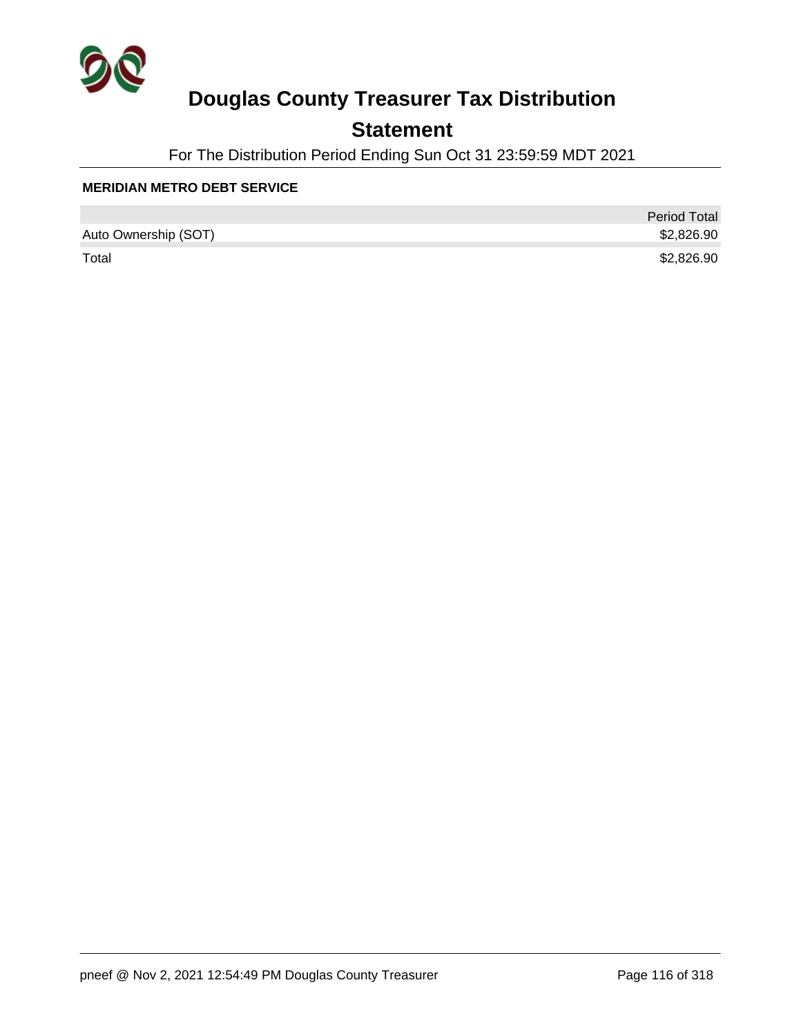# Douglas County Treasurer Tax Distribution

## Statement

For The Distribution Period Ending Sun Oct 31 23:59:59 MDT 2021

**MERIDIAN METRO DEBT SERVICE**

| | Period Total |
|---|---:|
| Auto Ownership (SOT) | $2,826.90 |
| Total | $2,826.90 |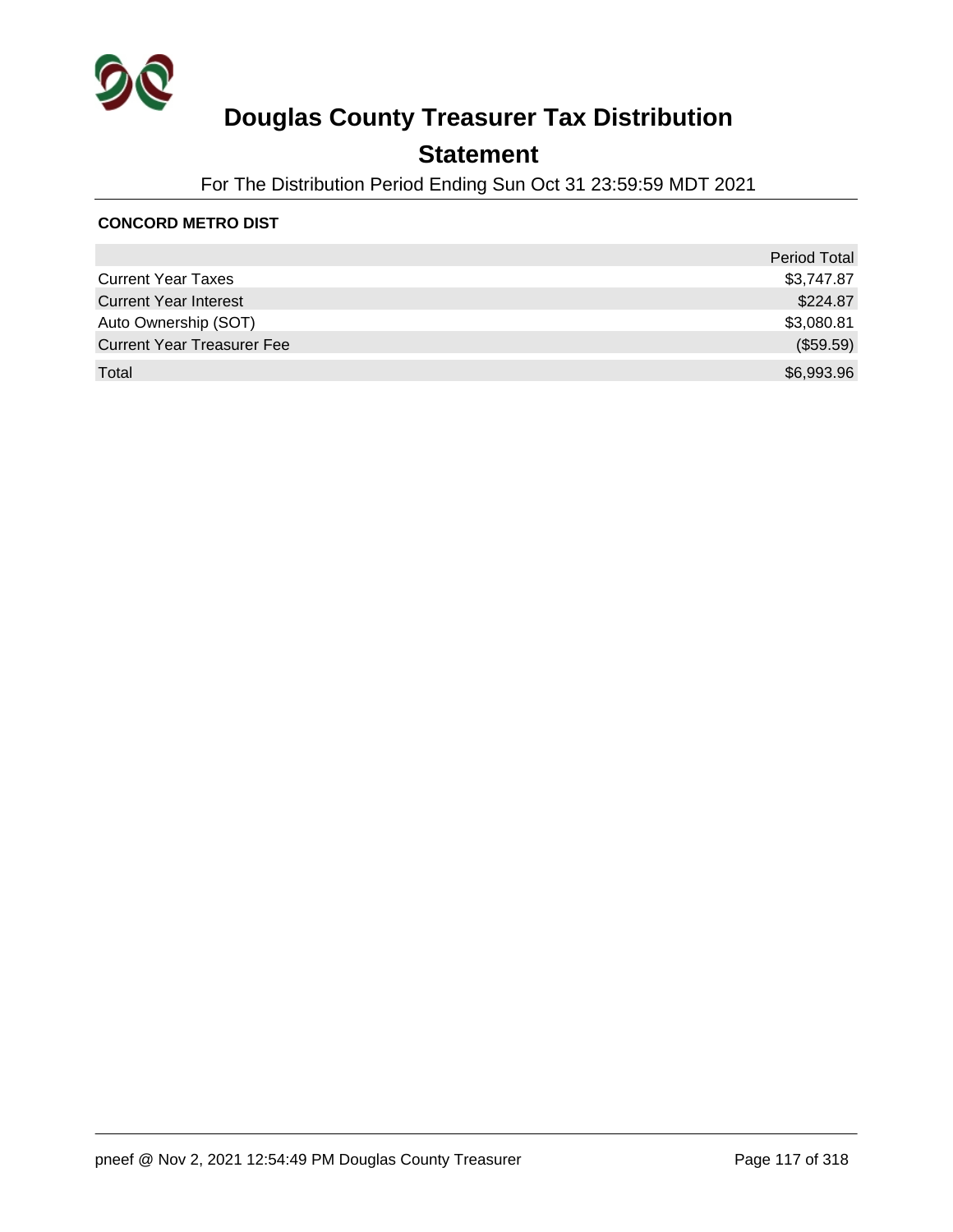# Douglas County Treasurer Tax Distribution

## Statement

For The Distribution Period Ending Sun Oct 31 23:59:59 MDT 2021

**CONCORD METRO DIST**

| | Period Total |
|---|---|
| Current Year Taxes | $3,747.87 |
| Current Year Interest | $224.87 |
| Auto Ownership (SOT) | $3,080.81 |
| Current Year Treasurer Fee | ($59.59) |
| Total | $6,993.96 |

pneef @ Nov 2, 2021 12:54:49 PM Douglas County Treasurer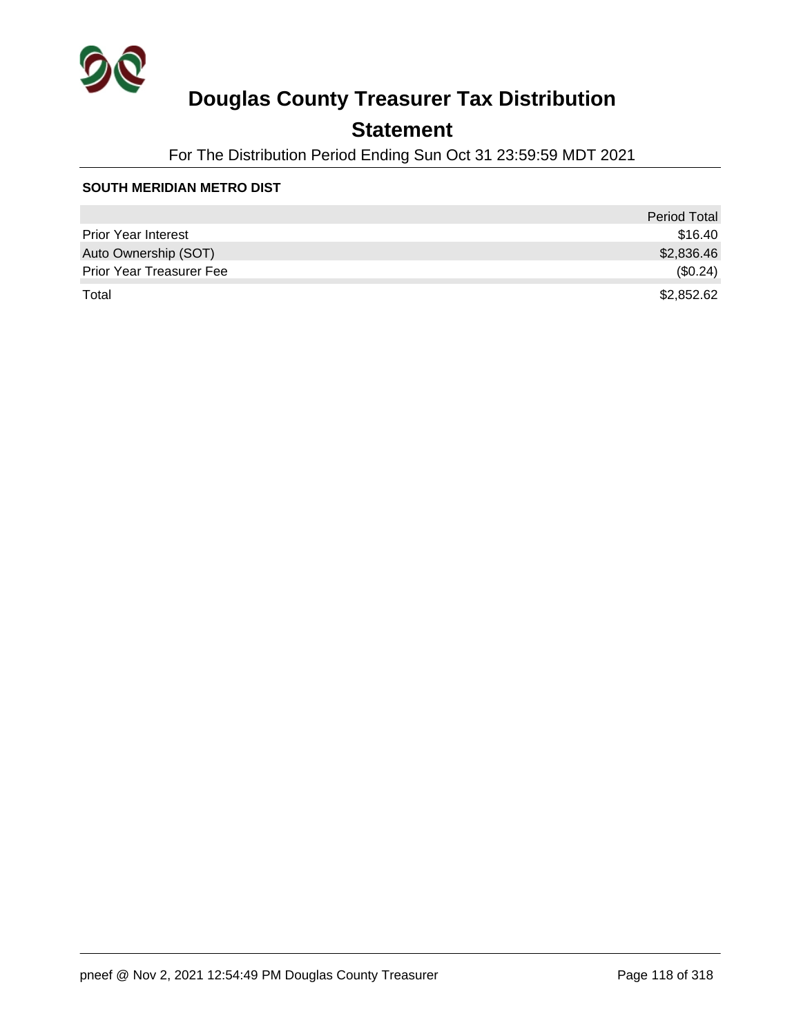# Douglas County Treasurer Tax Distribution

## Statement

For The Distribution Period Ending Sun Oct 31 23:59:59 MDT 2021

**SOUTH MERIDIAN METRO DIST**

| | Period Total |
|---|---:|
| Prior Year Interest | $16.40 |
| Auto Ownership (SOT) | $2,836.46 |
| Prior Year Treasurer Fee | ($0.24) |
| Total | $2,852.62 |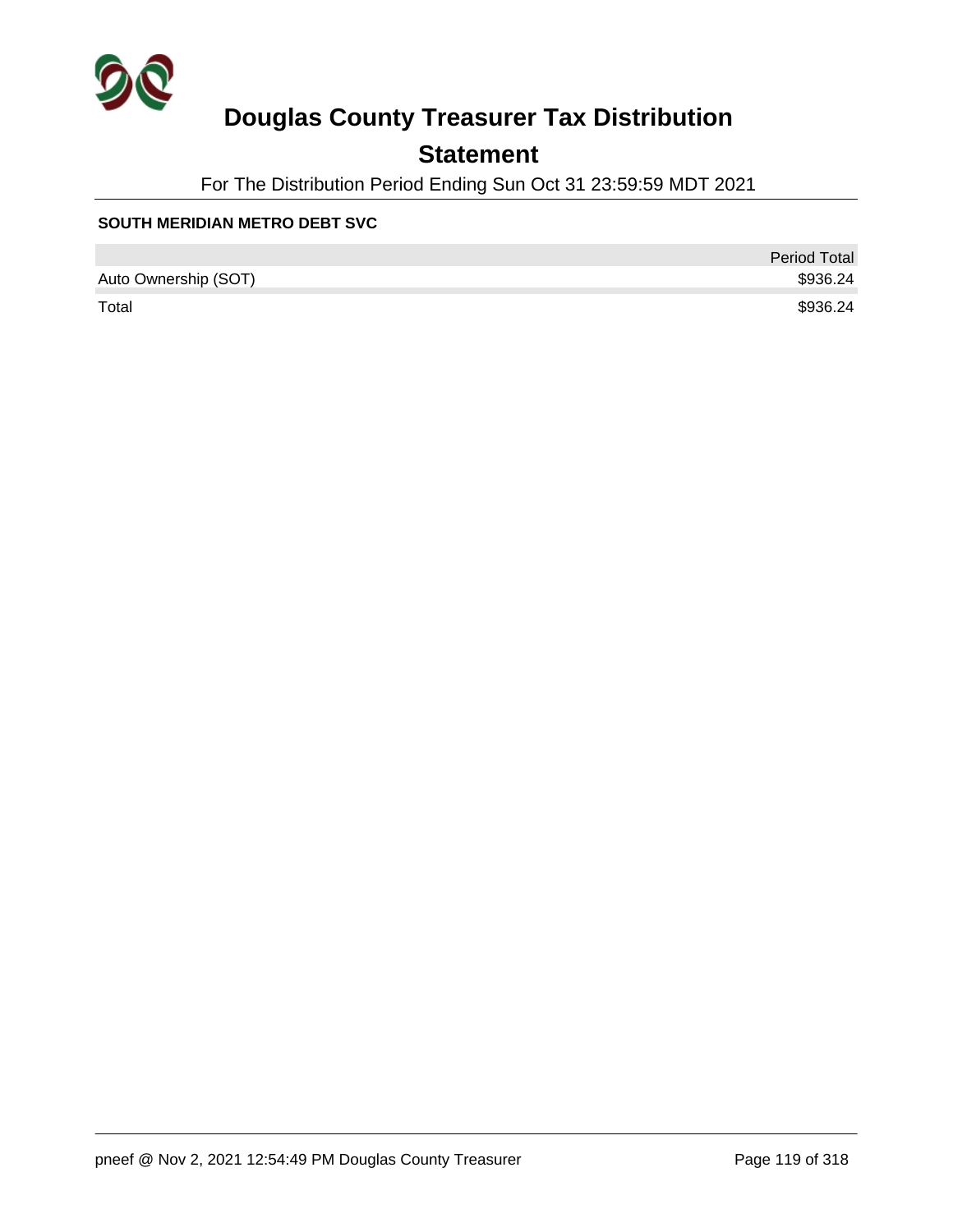# Douglas County Treasurer Tax Distribution

## Statement

For The Distribution Period Ending Sun Oct 31 23:59:59 MDT 2021

**SOUTH MERIDIAN METRO DEBT SVC**

| | Period Total |
|---|---:|
| Auto Ownership (SOT) | $936.24 |
| Total | $936.24 |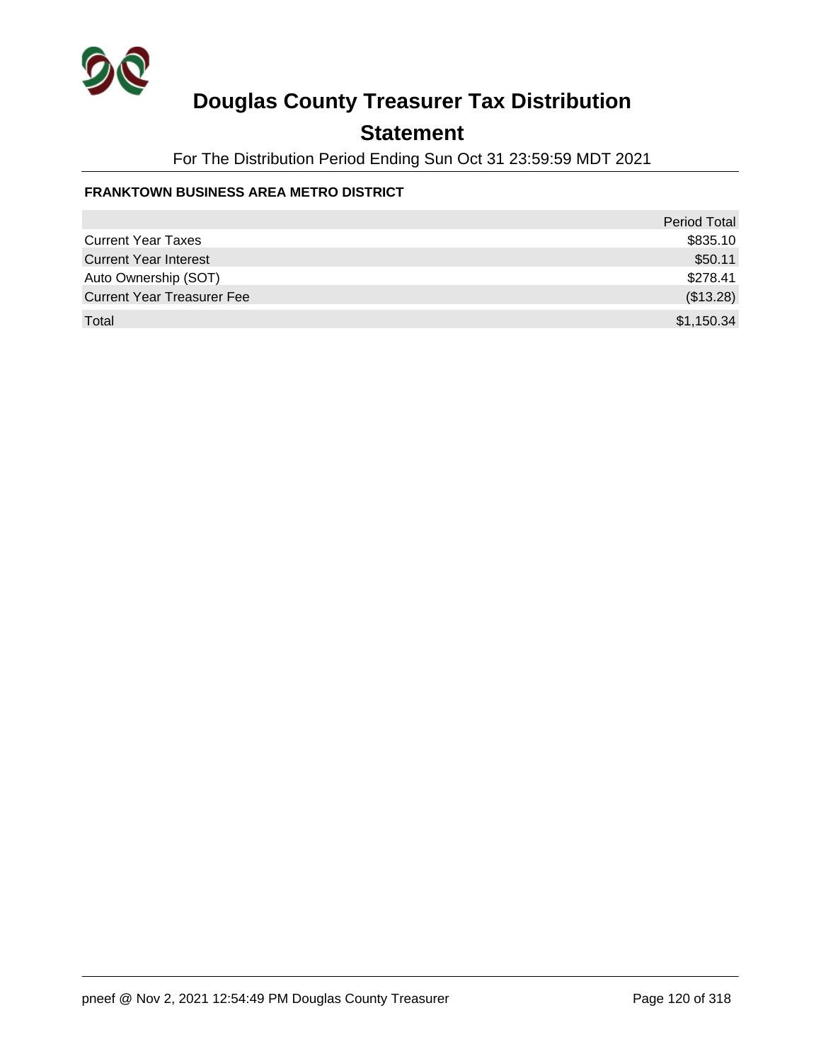# Douglas County Treasurer Tax Distribution

## Statement

For The Distribution Period Ending Sun Oct 31 23:59:59 MDT 2021

**FRANKTOWN BUSINESS AREA METRO DISTRICT**

| | Period Total |
|---|---|
| Current Year Taxes | $835.10 |
| Current Year Interest | $50.11 |
| Auto Ownership (SOT) | $278.41 |
| Current Year Treasurer Fee | ($13.28) |
| Total | $1,150.34 |

pneef @ Nov 2, 2021 12:54:49 PM Douglas County Treasurer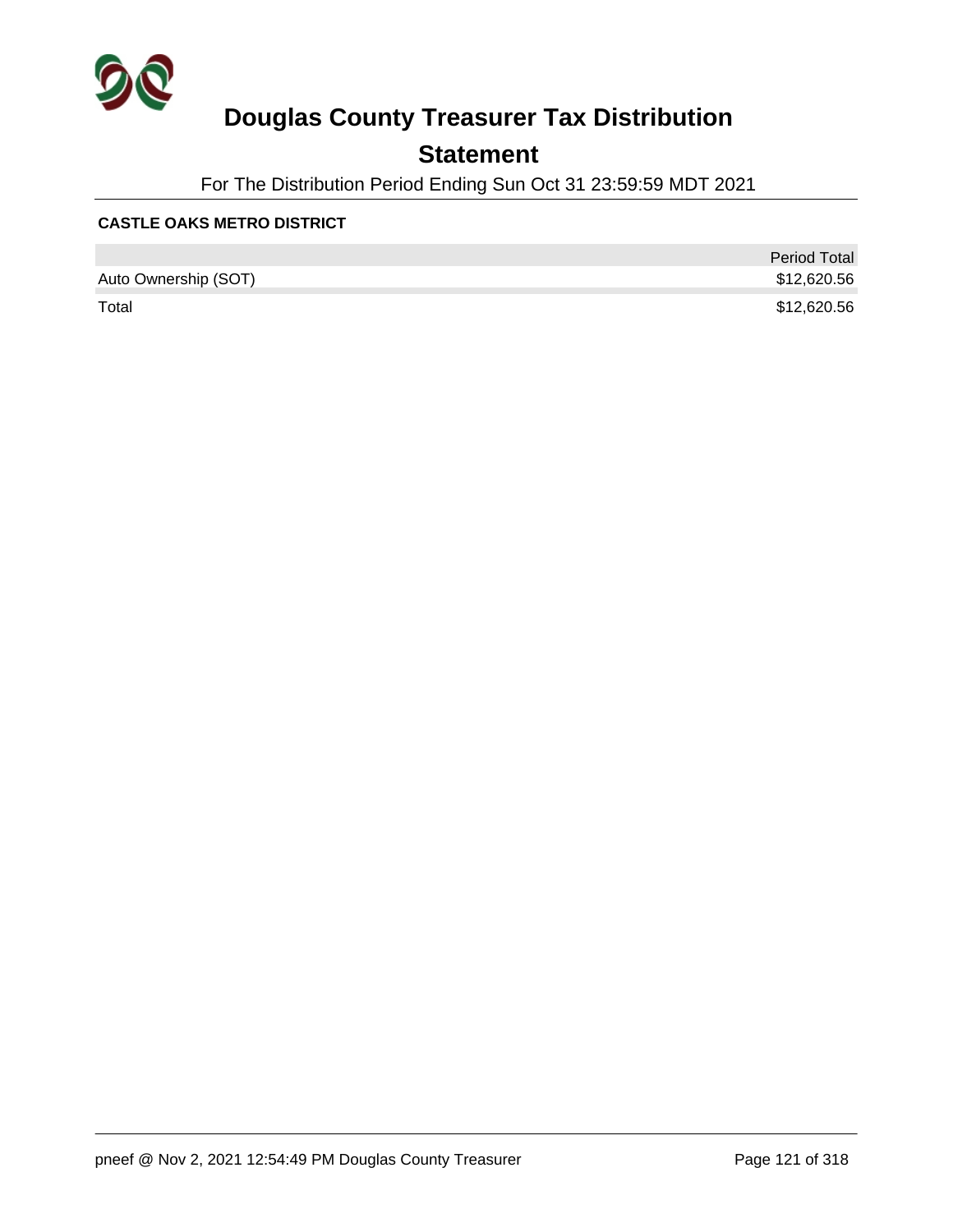# Douglas County Treasurer Tax Distribution

## Statement

For The Distribution Period Ending Sun Oct 31 23:59:59 MDT 2021

### CASTLE OAKS METRO DISTRICT

| | Period Total |
|---|---|
| Auto Ownership (SOT) | $12,620.56 |
| Total | $12,620.56 |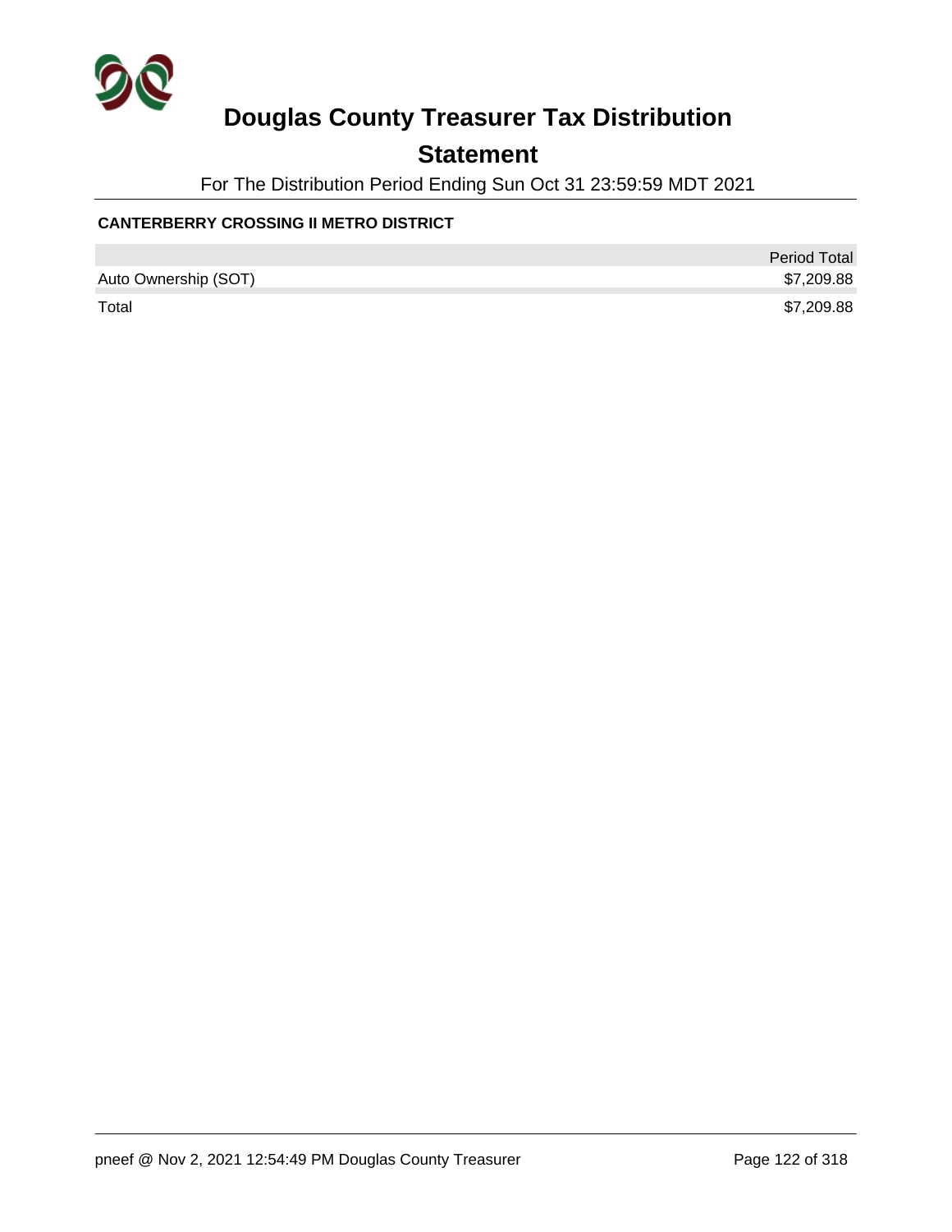# Douglas County Treasurer Tax Distribution

## Statement

For The Distribution Period Ending Sun Oct 31 23:59:59 MDT 2021

**CANTERBERRY CROSSING II METRO DISTRICT**

| | Period Total |
|---|---:|
| Auto Ownership (SOT) | $7,209.88 |
| Total | $7,209.88 |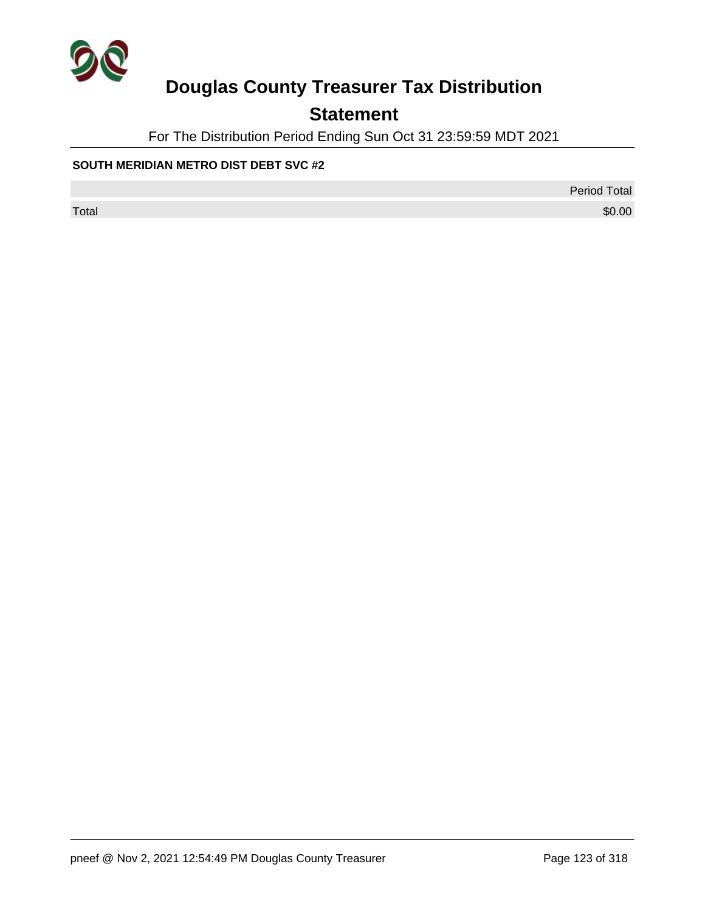# Douglas County Treasurer Tax Distribution

## Statement

For The Distribution Period Ending Sun Oct 31 23:59:59 MDT 2021

**SOUTH MERIDIAN METRO DIST DEBT SVC #2**

| | Period Total |
|---|---|
| Total | $0.00 |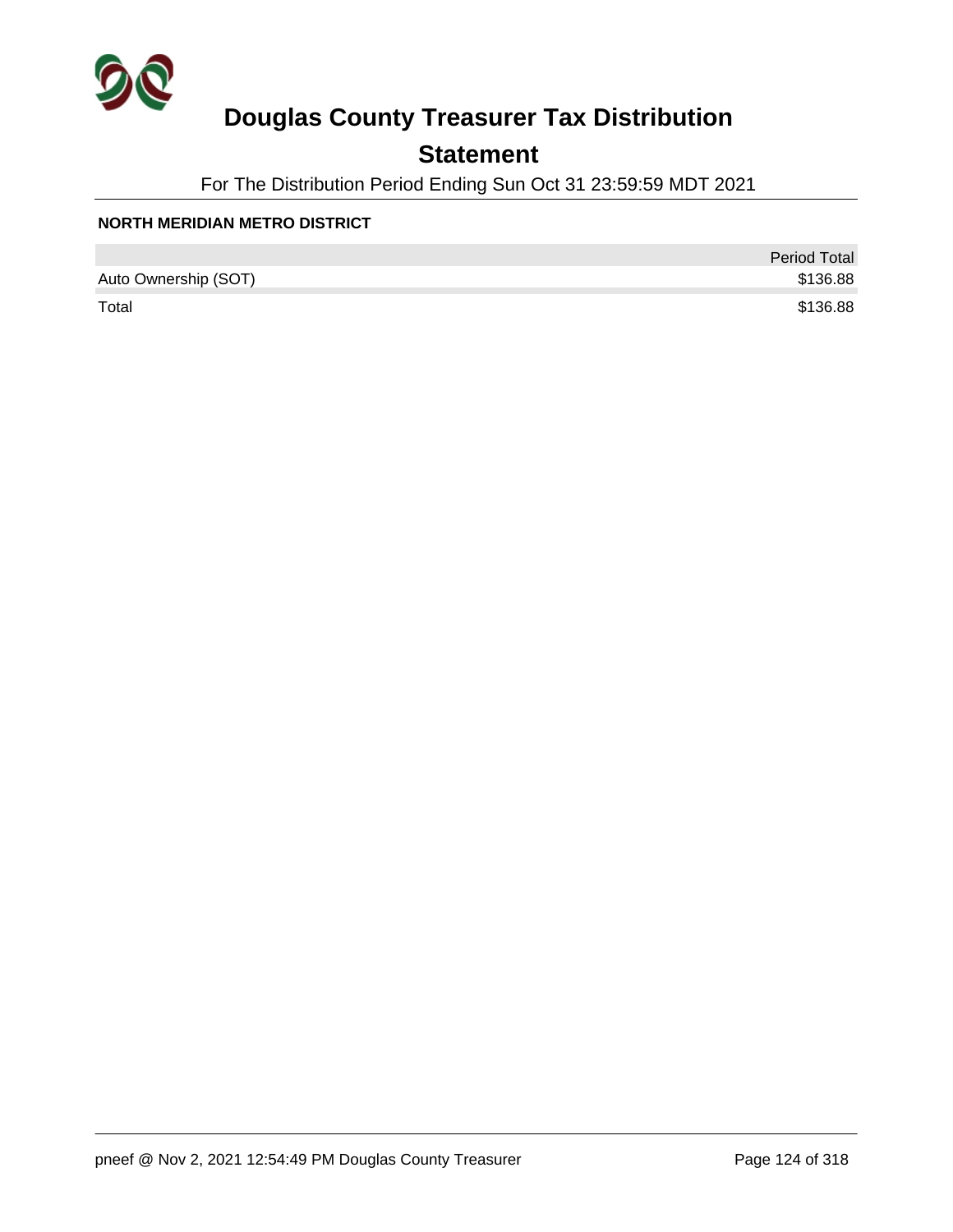# Douglas County Treasurer Tax Distribution

## Statement

For The Distribution Period Ending Sun Oct 31 23:59:59 MDT 2021

**NORTH MERIDIAN METRO DISTRICT**

| | Period Total |
|---|---|
| Auto Ownership (SOT) | $136.88 |
| Total | $136.88 |

pneef @ Nov 2, 2021 12:54:49 PM Douglas County Treasurer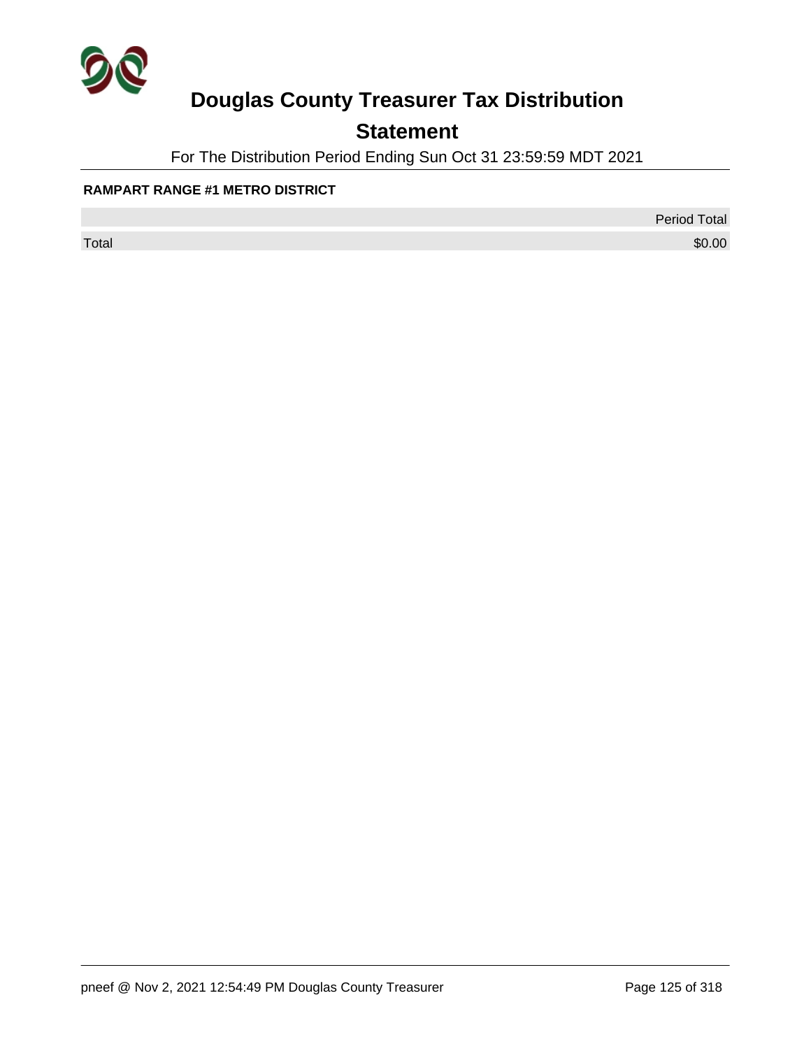# Douglas County Treasurer Tax Distribution

## Statement

For The Distribution Period Ending Sun Oct 31 23:59:59 MDT 2021

**RAMPART RANGE #1 METRO DISTRICT**

| | Period Total |
|---|---|
| Total | $0.00 |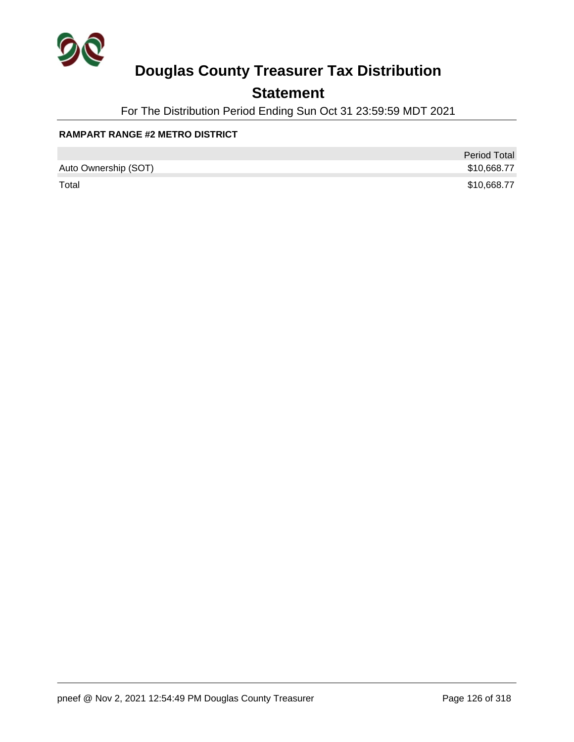# Douglas County Treasurer Tax Distribution

## Statement

For The Distribution Period Ending Sun Oct 31 23:59:59 MDT 2021

**RAMPART RANGE #2 METRO DISTRICT**

| | Period Total |
|---|---|
| Auto Ownership (SOT) | $10,668.77 |
| Total | $10,668.77 |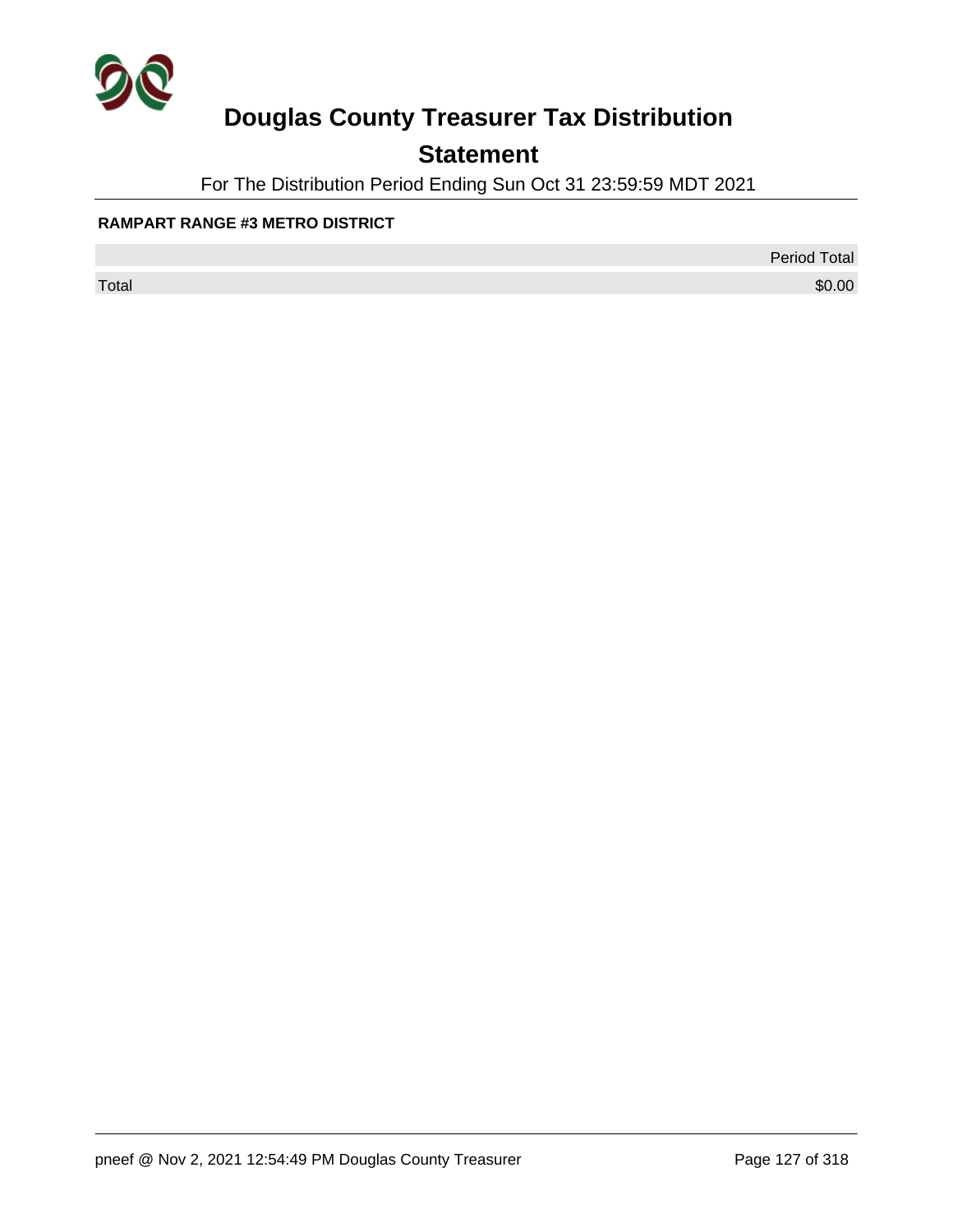# Douglas County Treasurer Tax Distribution

## Statement

For The Distribution Period Ending Sun Oct 31 23:59:59 MDT 2021

**RAMPART RANGE #3 METRO DISTRICT**

| | Period Total |
|---|---|
| Total | $0.00 |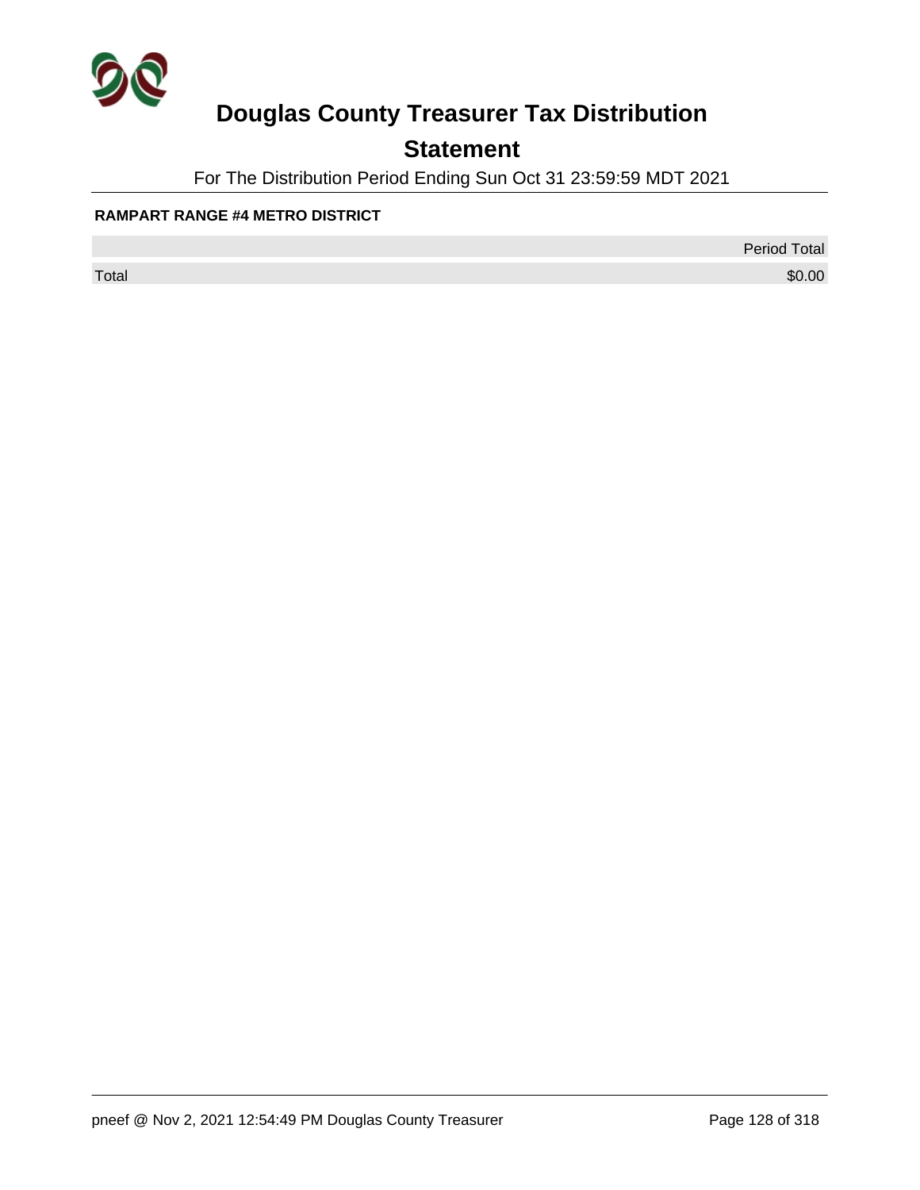# Douglas County Treasurer Tax Distribution

## Statement

For The Distribution Period Ending Sun Oct 31 23:59:59 MDT 2021

**RAMPART RANGE #4 METRO DISTRICT**

| | Period Total |
|---|---|
| Total | $0.00 |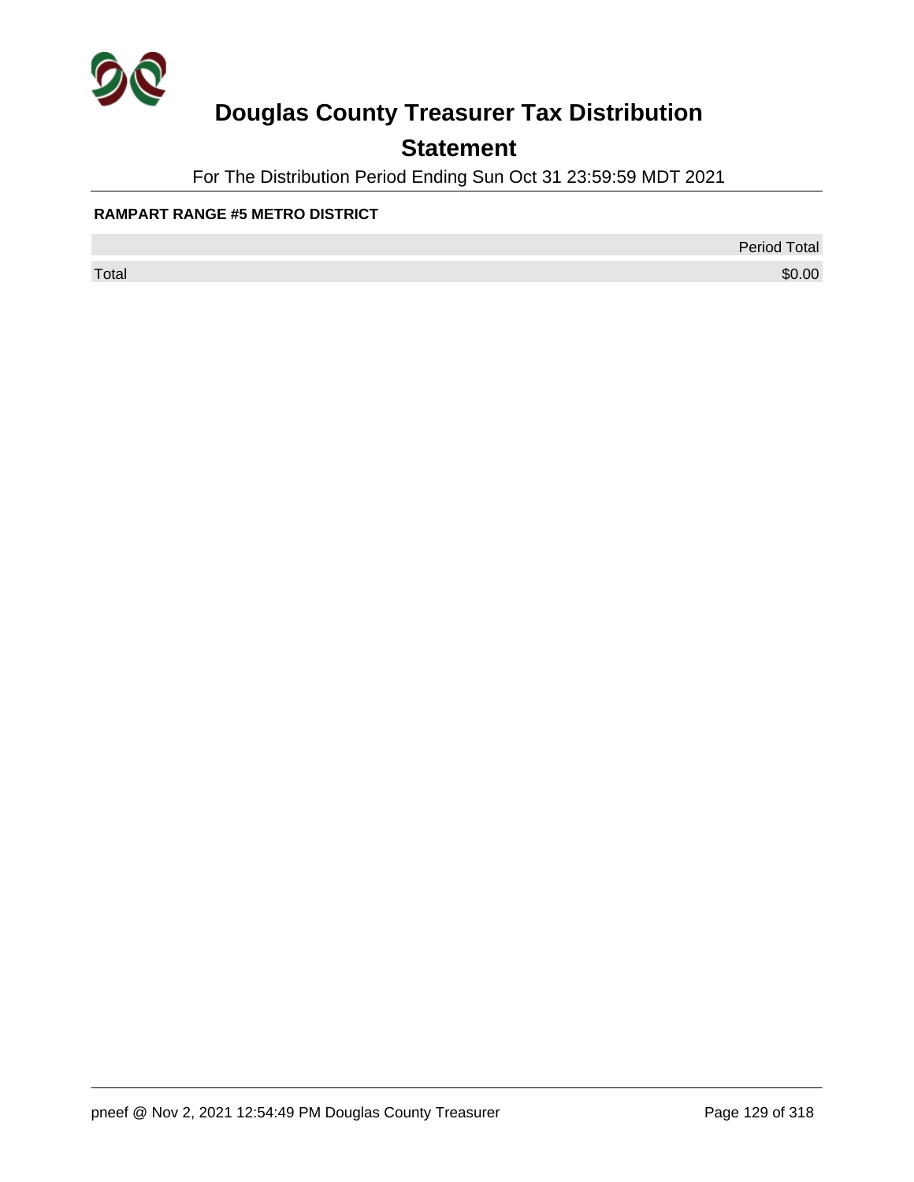# Douglas County Treasurer Tax Distribution

## Statement

For The Distribution Period Ending Sun Oct 31 23:59:59 MDT 2021

**RAMPART RANGE #5 METRO DISTRICT**

| | Period Total |
|---|---|
| Total | $0.00 |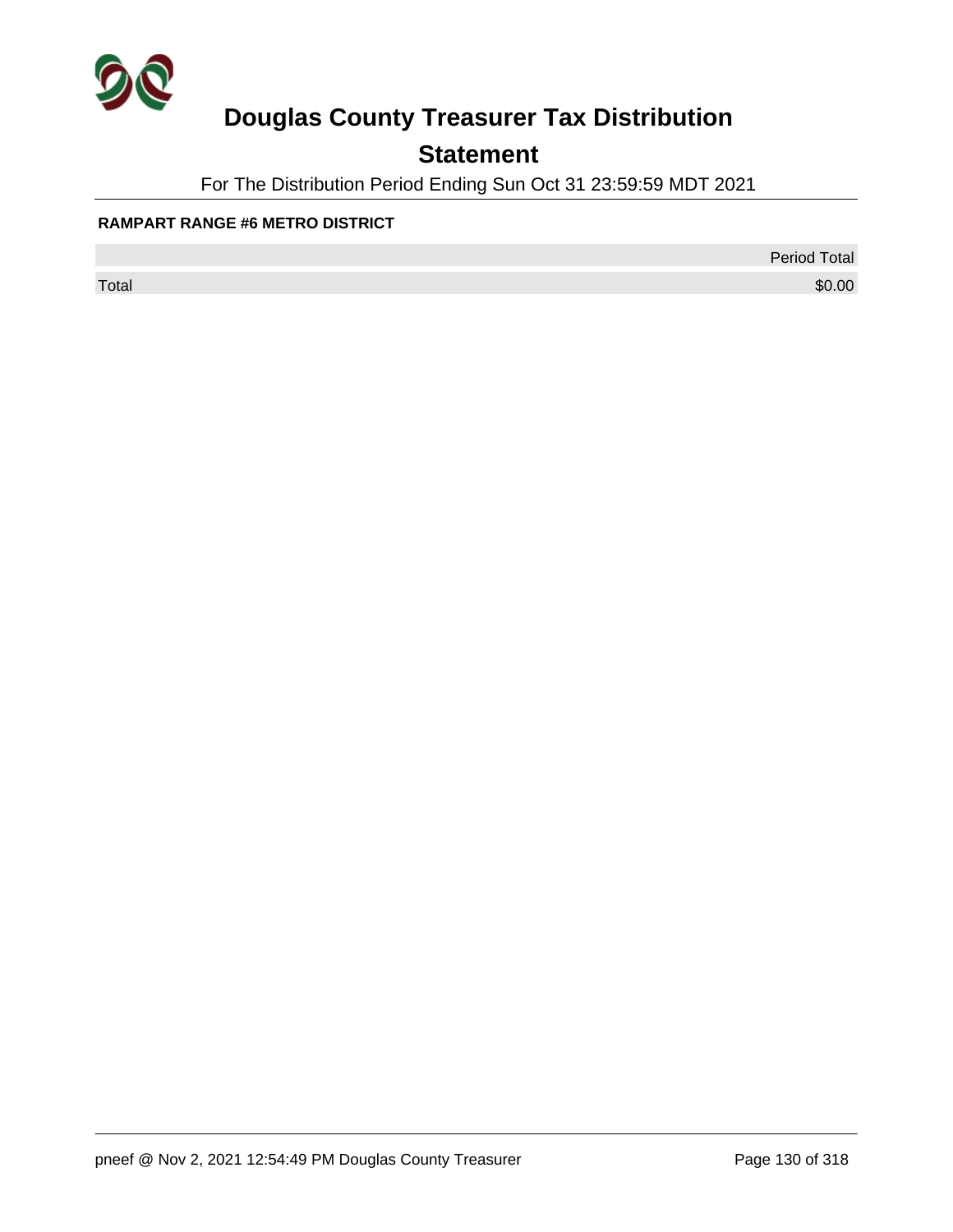# Douglas County Treasurer Tax Distribution

## Statement

For The Distribution Period Ending Sun Oct 31 23:59:59 MDT 2021

**RAMPART RANGE #6 METRO DISTRICT**

| | Period Total |
|---|---|
| Total | $0.00 |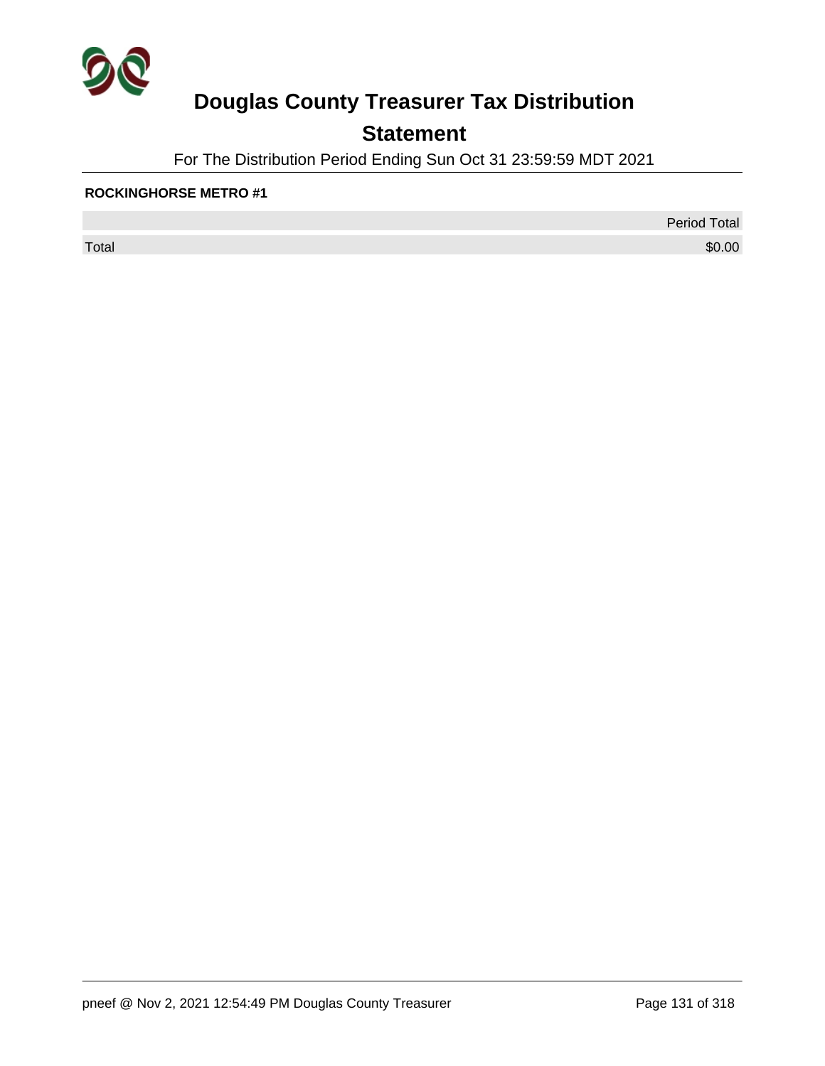# Douglas County Treasurer Tax Distribution

## Statement

For The Distribution Period Ending Sun Oct 31 23:59:59 MDT 2021

**ROCKINGHORSE METRO #1**

| | Period Total |
|---|---|
| Total | $0.00 |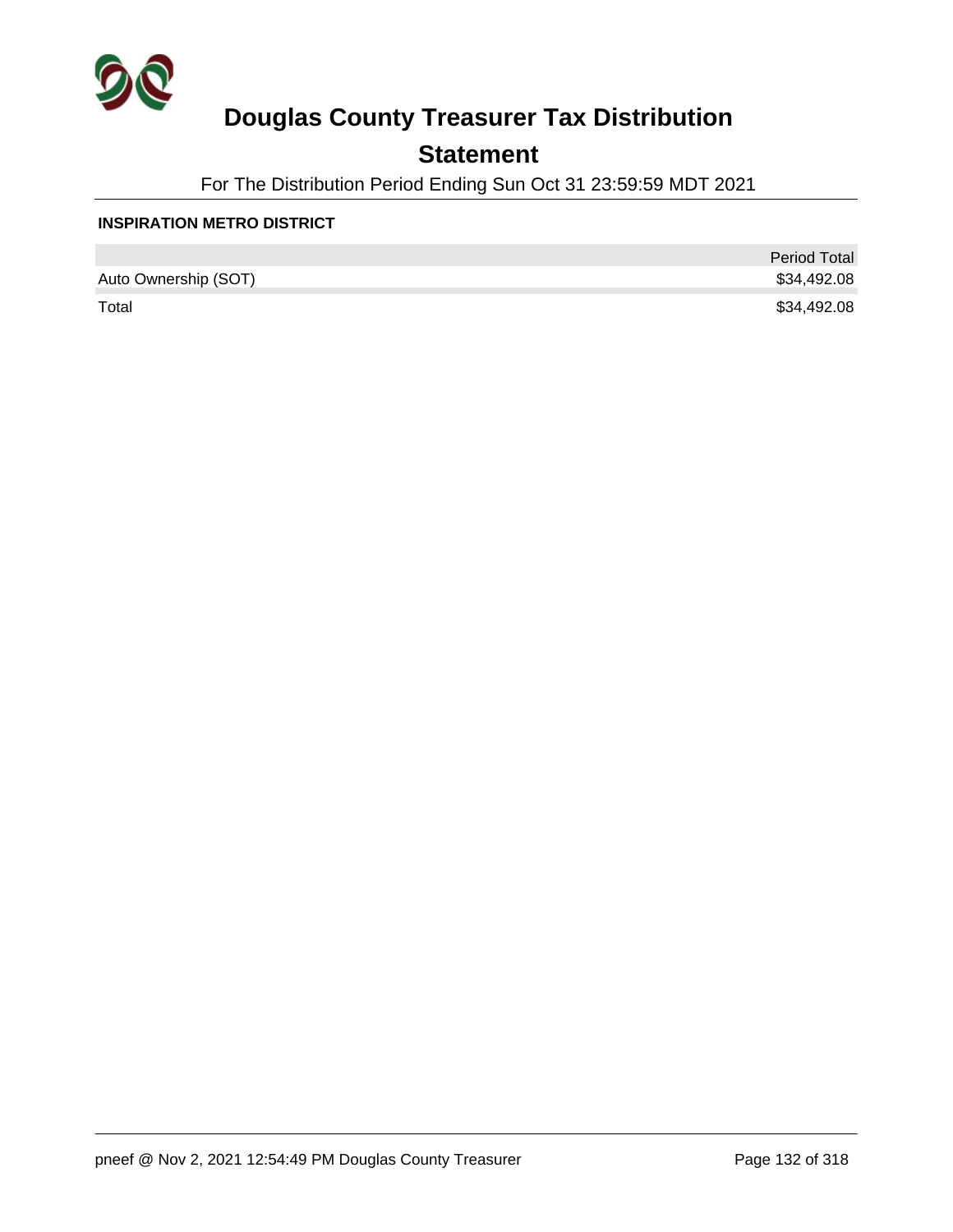# Douglas County Treasurer Tax Distribution

## Statement

For The Distribution Period Ending Sun Oct 31 23:59:59 MDT 2021

**INSPIRATION METRO DISTRICT**

| | Period Total |
|---|---|
| Auto Ownership (SOT) | $34,492.08 |
| Total | $34,492.08 |

pneef @ Nov 2, 2021 12:54:49 PM Douglas County Treasurer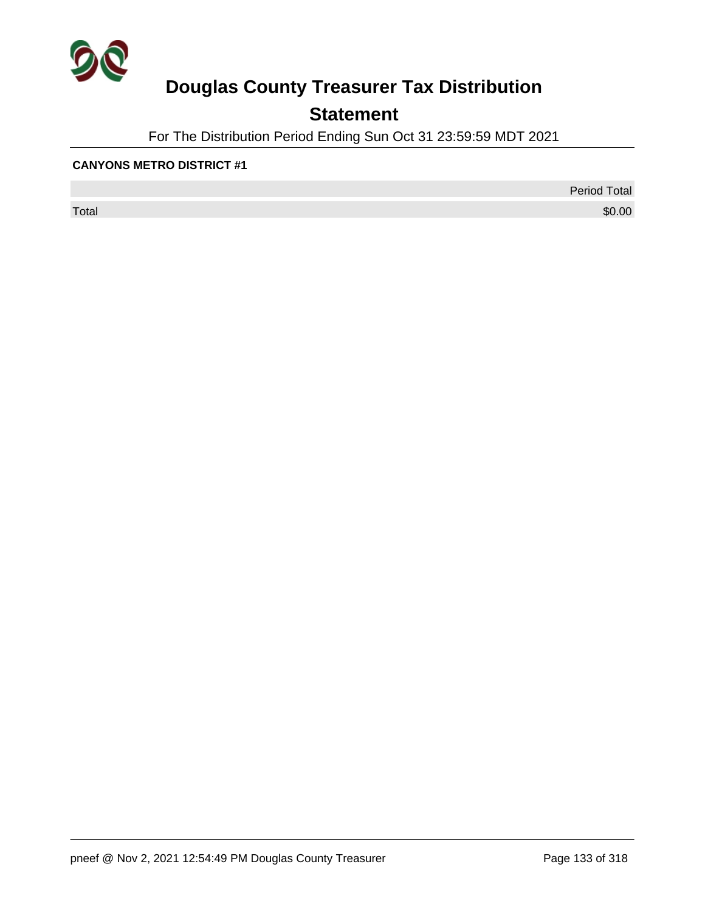# Douglas County Treasurer Tax Distribution

## Statement

For The Distribution Period Ending Sun Oct 31 23:59:59 MDT 2021

**CANYONS METRO DISTRICT #1**

| | Period Total |
|---|---|
| Total | $0.00 |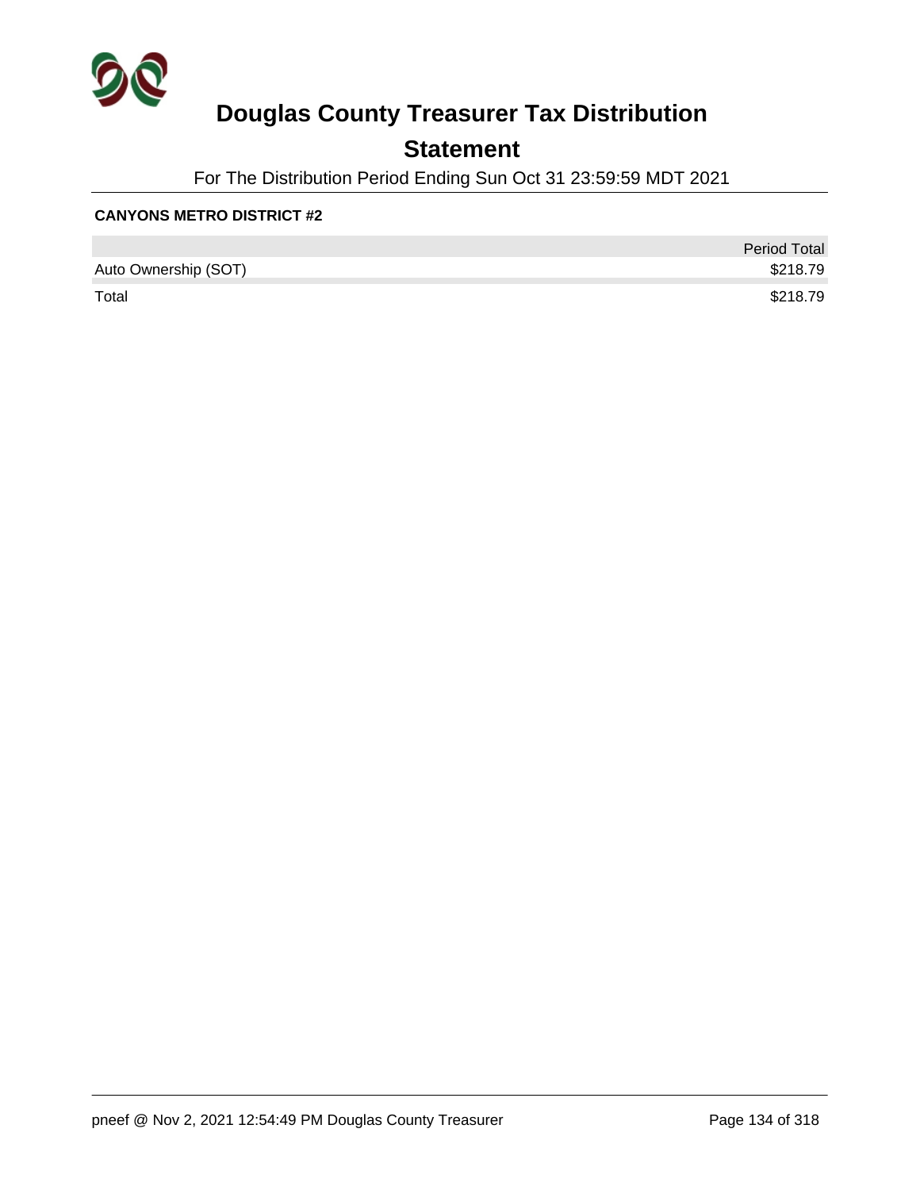# Douglas County Treasurer Tax Distribution

## Statement

For The Distribution Period Ending Sun Oct 31 23:59:59 MDT 2021

**CANYONS METRO DISTRICT #2**

| | Period Total |
|---|---:|
| Auto Ownership (SOT) | $218.79 |
| Total | $218.79 |

pneef @ Nov 2, 2021 12:54:49 PM Douglas County Treasurer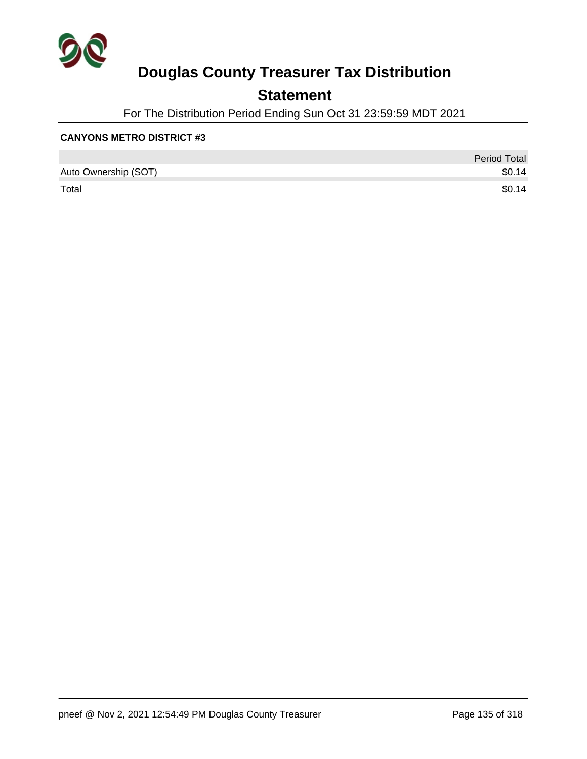# Douglas County Treasurer Tax Distribution

## Statement

For The Distribution Period Ending Sun Oct 31 23:59:59 MDT 2021

**CANYONS METRO DISTRICT #3**

| | Period Total |
|---|---|
| Auto Ownership (SOT) | $0.14 |
| Total | $0.14 |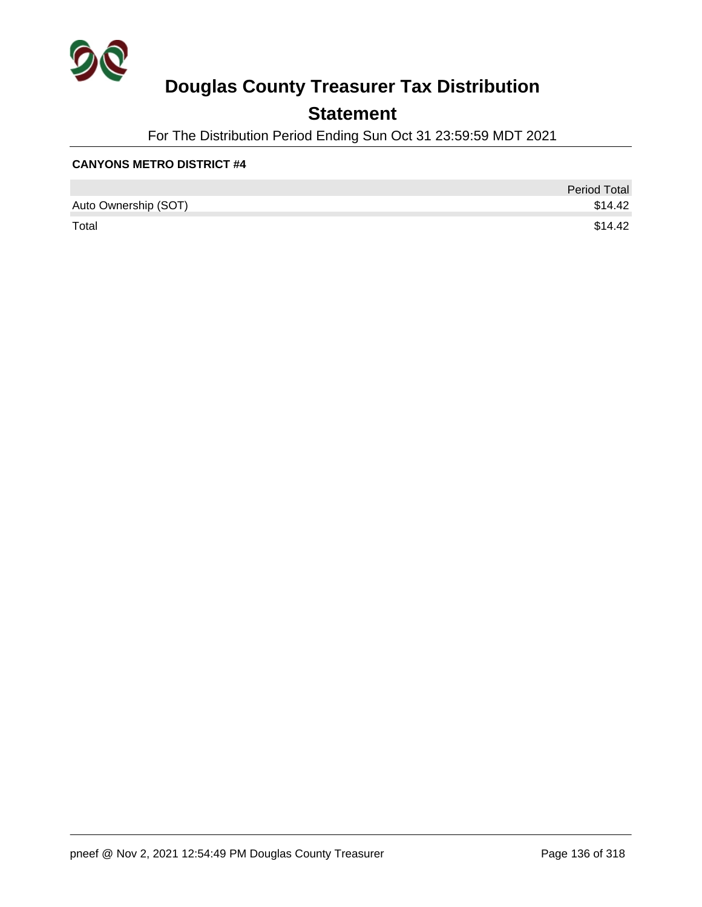# Douglas County Treasurer Tax Distribution

## Statement

For The Distribution Period Ending Sun Oct 31 23:59:59 MDT 2021

**CANYONS METRO DISTRICT #4**

| | Period Total |
|---|---|
| Auto Ownership (SOT) | $14.42 |
| Total | $14.42 |

pneef @ Nov 2, 2021 12:54:49 PM Douglas County Treasurer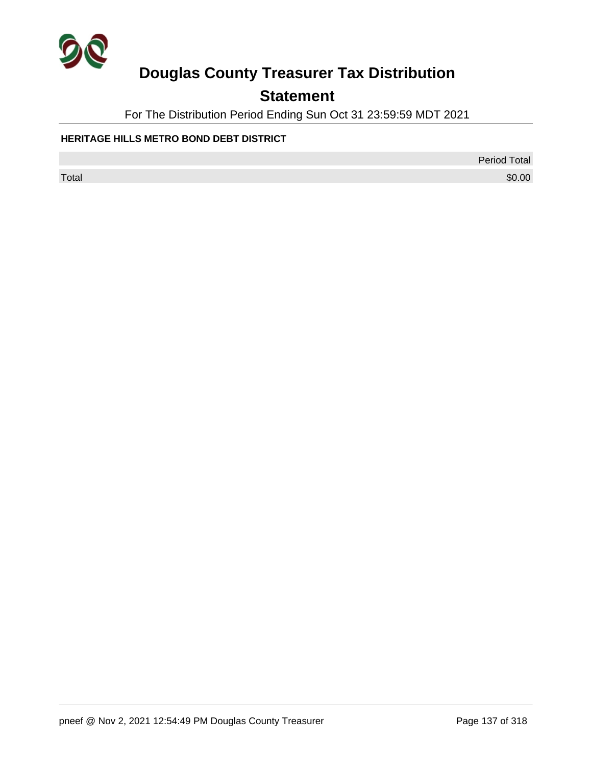# Douglas County Treasurer Tax Distribution

## Statement

For The Distribution Period Ending Sun Oct 31 23:59:59 MDT 2021

**HERITAGE HILLS METRO BOND DEBT DISTRICT**

| | Period Total |
|---|---|
| Total | $0.00 |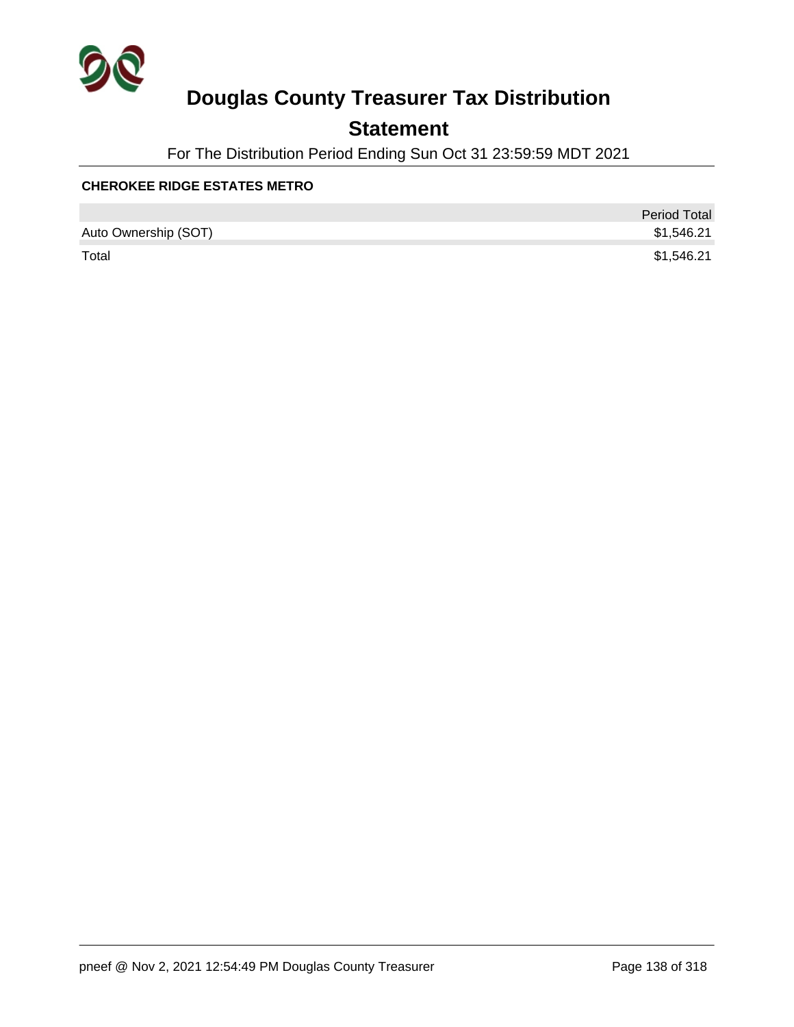# Douglas County Treasurer Tax Distribution

## Statement

For The Distribution Period Ending Sun Oct 31 23:59:59 MDT 2021

**CHEROKEE RIDGE ESTATES METRO**

| | Period Total |
|---|---|
| Auto Ownership (SOT) | $1,546.21 |
| Total | $1,546.21 |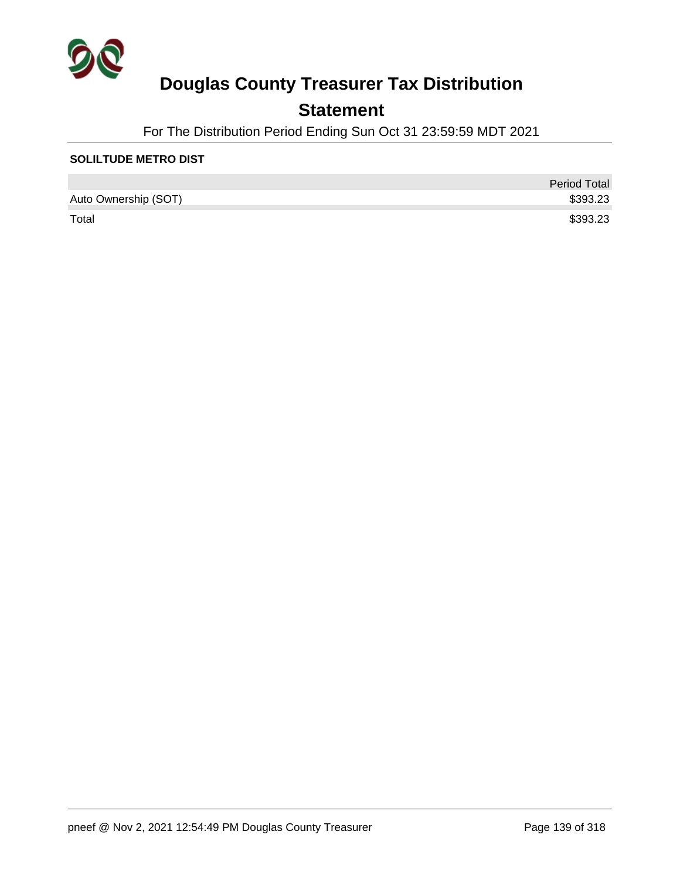# Douglas County Treasurer Tax Distribution

## Statement

For The Distribution Period Ending Sun Oct 31 23:59:59 MDT 2021

**SOLILTUDE METRO DIST**

| | Period Total |
|---|---|
| Auto Ownership (SOT) | $393.23 |
| Total | $393.23 |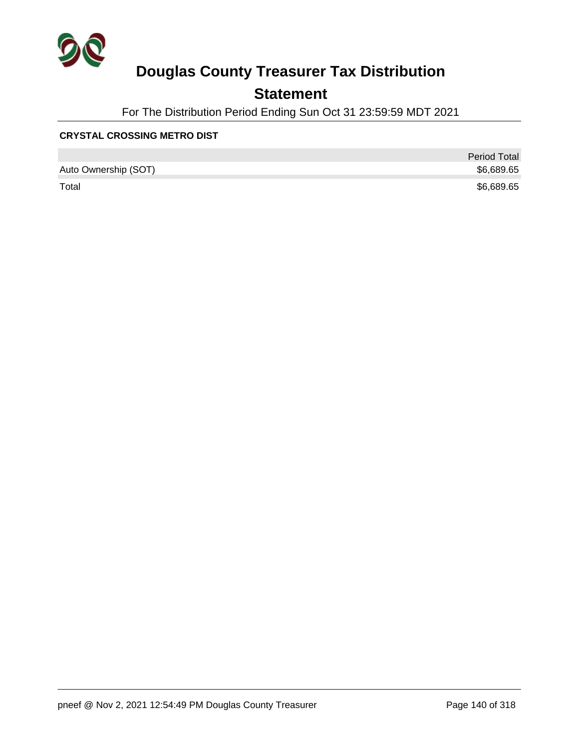# Douglas County Treasurer Tax Distribution

## Statement

For The Distribution Period Ending Sun Oct 31 23:59:59 MDT 2021

**CRYSTAL CROSSING METRO DIST**

| | Period Total |
|---|---|
| Auto Ownership (SOT) | $6,689.65 |
| Total | $6,689.65 |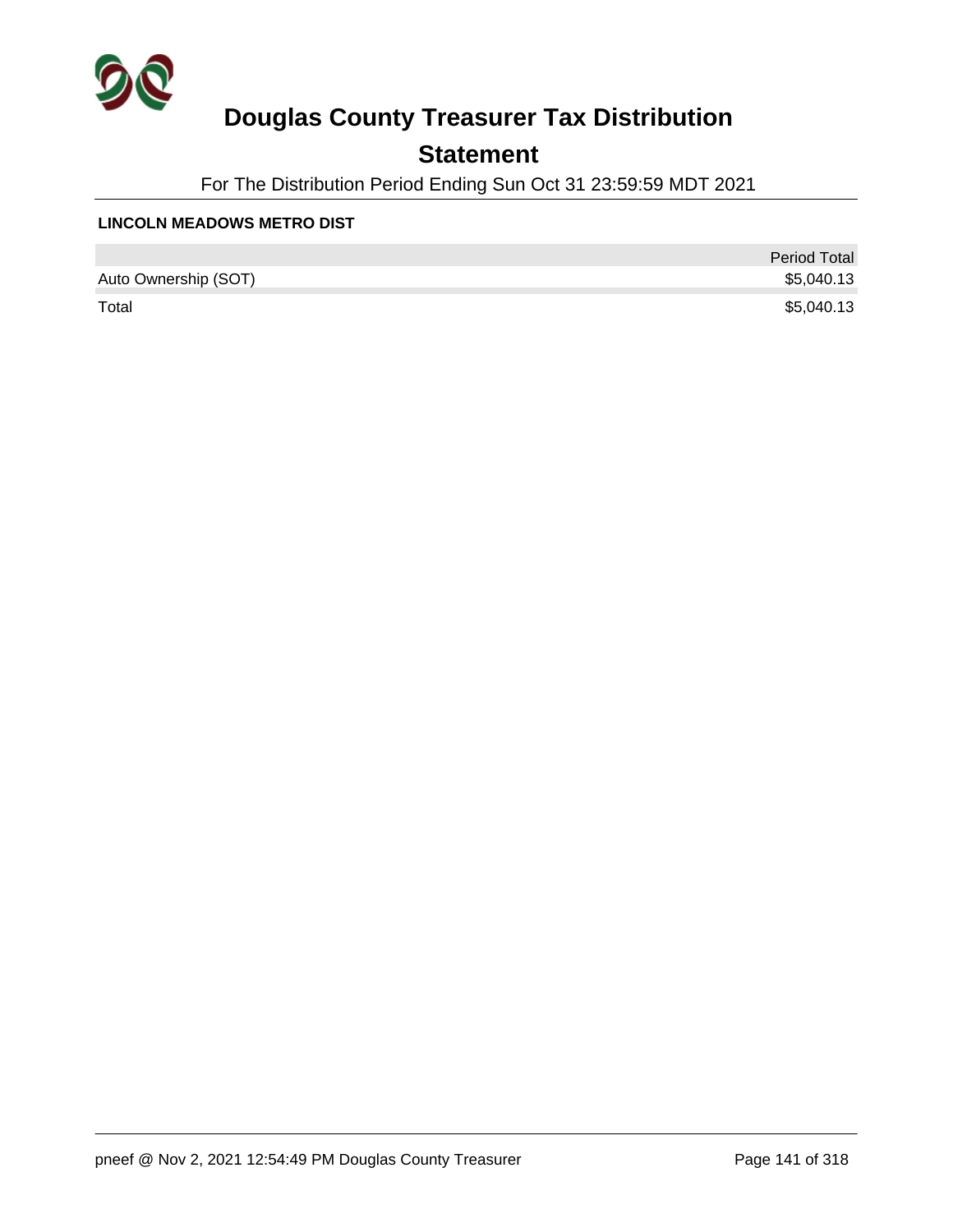# Douglas County Treasurer Tax Distribution

## Statement

For The Distribution Period Ending Sun Oct 31 23:59:59 MDT 2021

**LINCOLN MEADOWS METRO DIST**

| | Period Total |
|---|---|
| Auto Ownership (SOT) | $5,040.13 |
| Total | $5,040.13 |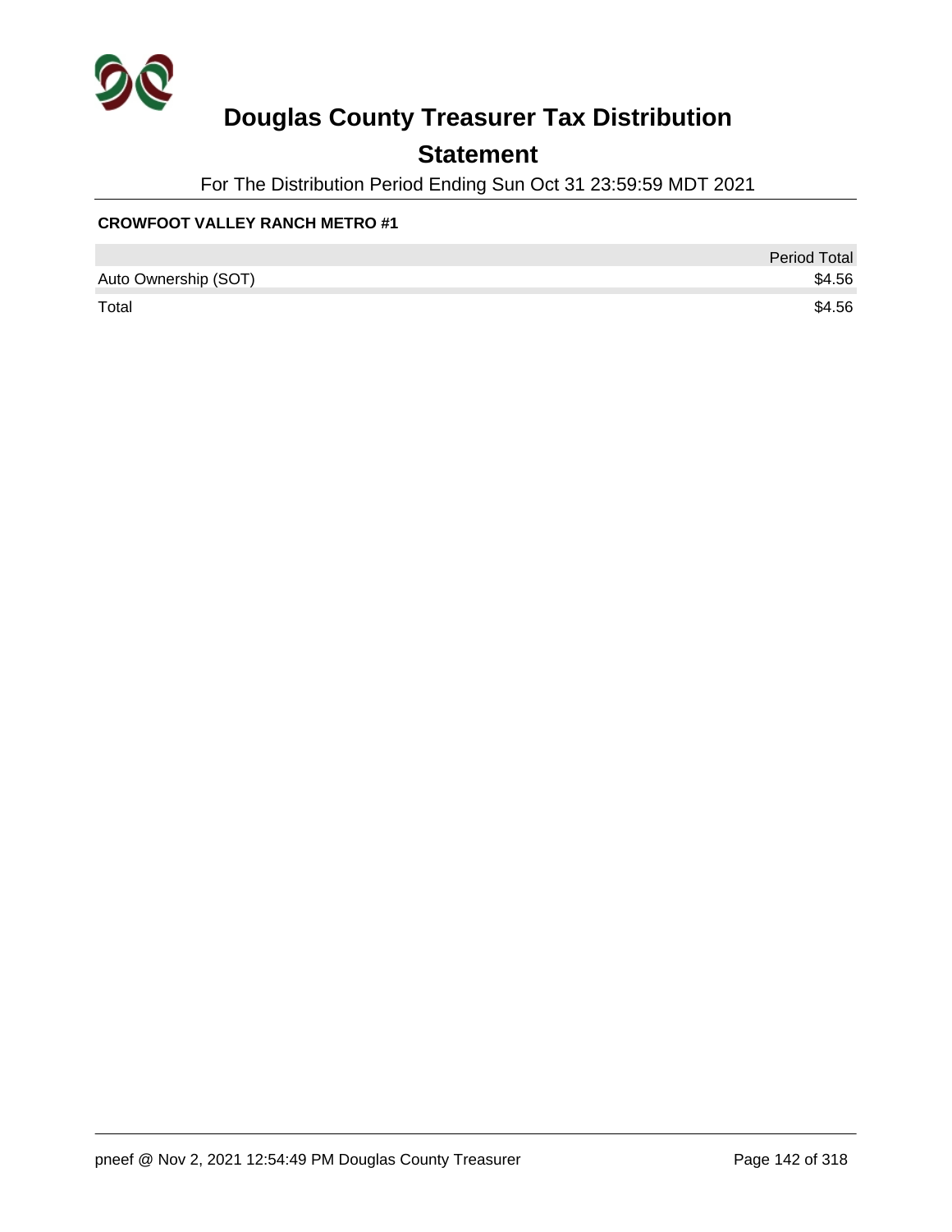# Douglas County Treasurer Tax Distribution

## Statement

For The Distribution Period Ending Sun Oct 31 23:59:59 MDT 2021

**CROWFOOT VALLEY RANCH METRO #1**

| | Period Total |
|---|---|
| Auto Ownership (SOT) | $4.56 |
| Total | $4.56 |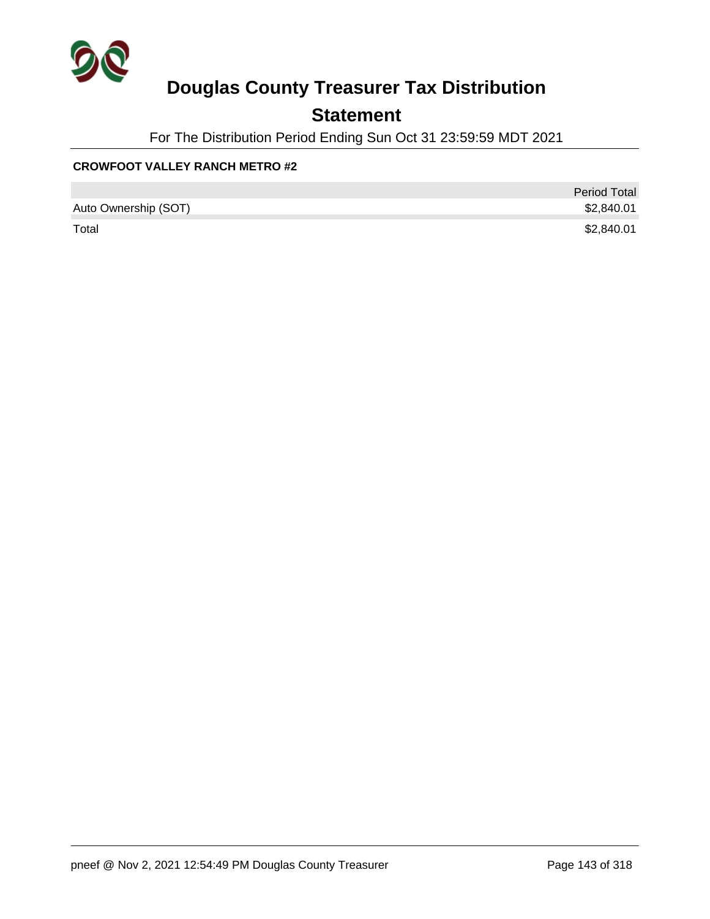# Douglas County Treasurer Tax Distribution

## Statement

For The Distribution Period Ending Sun Oct 31 23:59:59 MDT 2021

**CROWFOOT VALLEY RANCH METRO #2**

| | Period Total |
|---|---|
| Auto Ownership (SOT) | $2,840.01 |
| Total | $2,840.01 |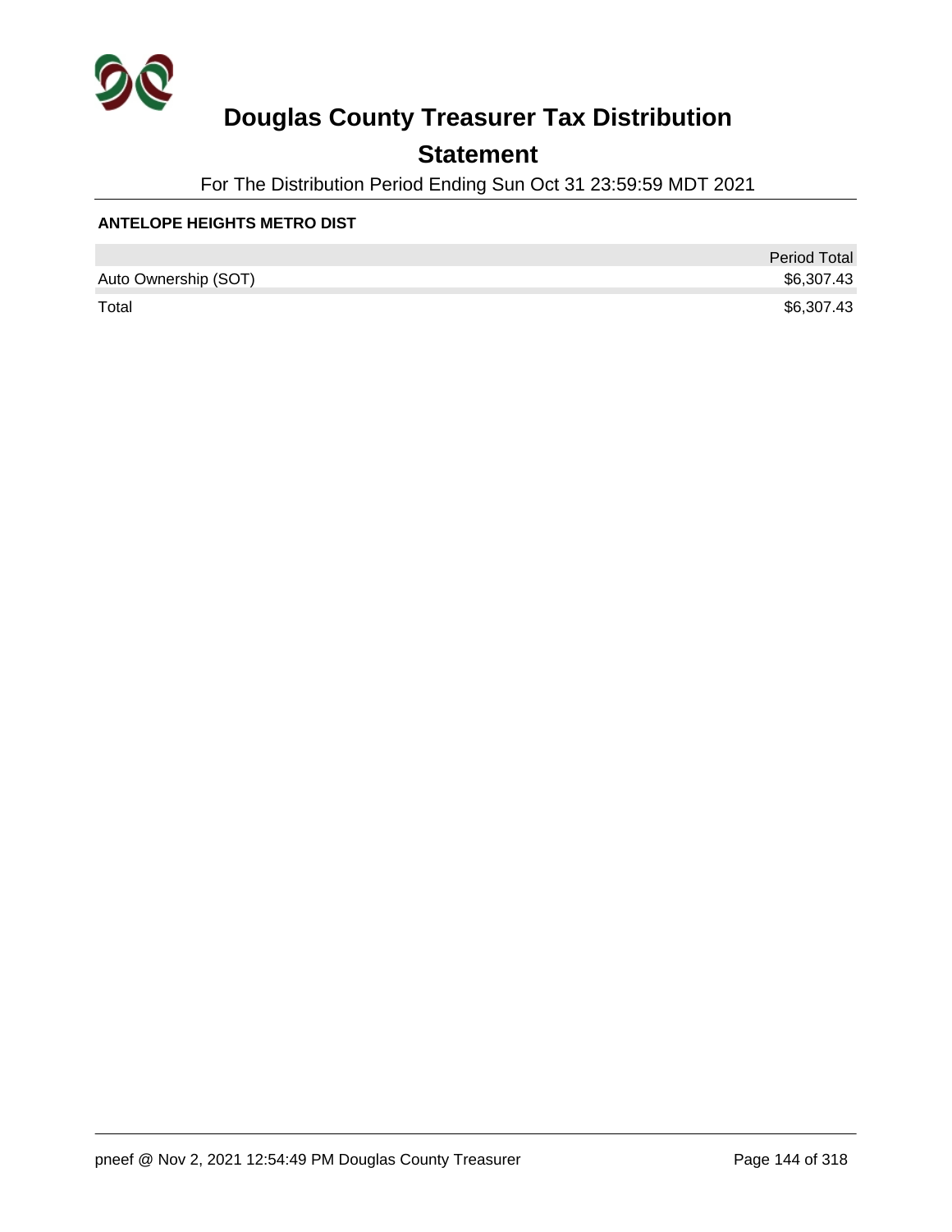# Douglas County Treasurer Tax Distribution

## Statement

For The Distribution Period Ending Sun Oct 31 23:59:59 MDT 2021

**ANTELOPE HEIGHTS METRO DIST**

| | Period Total |
|---|---|
| Auto Ownership (SOT) | $6,307.43 |
| Total | $6,307.43 |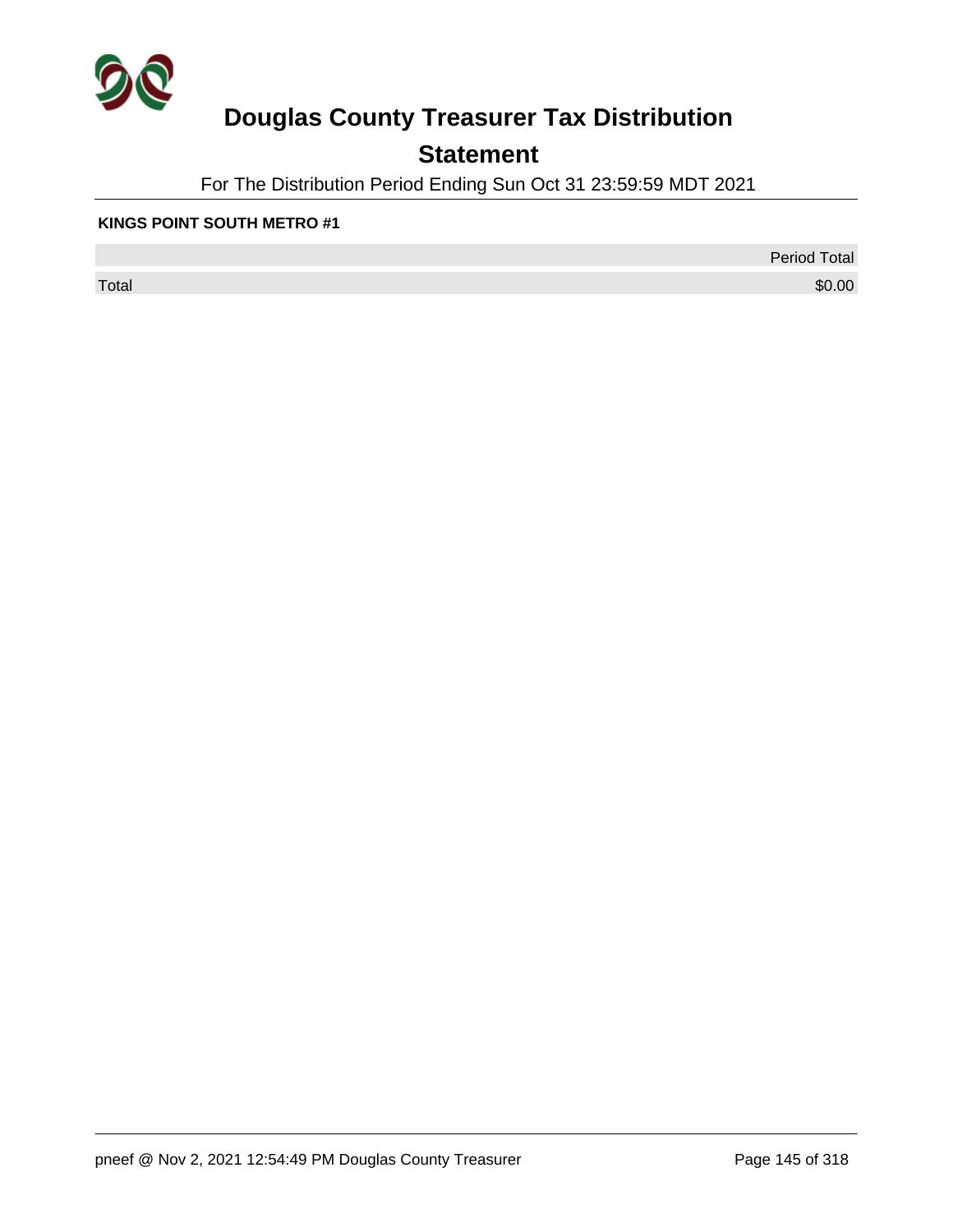# Douglas County Treasurer Tax Distribution

## Statement

For The Distribution Period Ending Sun Oct 31 23:59:59 MDT 2021

**KINGS POINT SOUTH METRO #1**

| | Period Total |
|---|---|
| Total | $0.00 |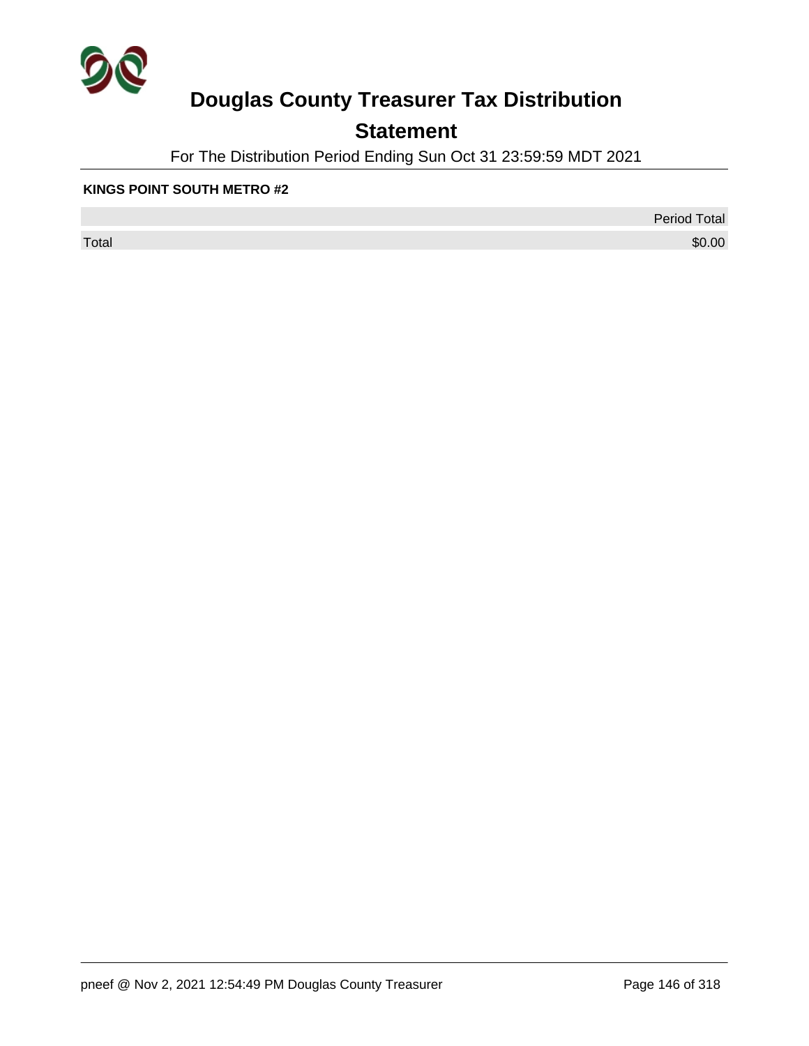# Douglas County Treasurer Tax Distribution

## Statement

For The Distribution Period Ending Sun Oct 31 23:59:59 MDT 2021

**KINGS POINT SOUTH METRO #2**

| | Period Total |
|---|---|
| Total | $0.00 |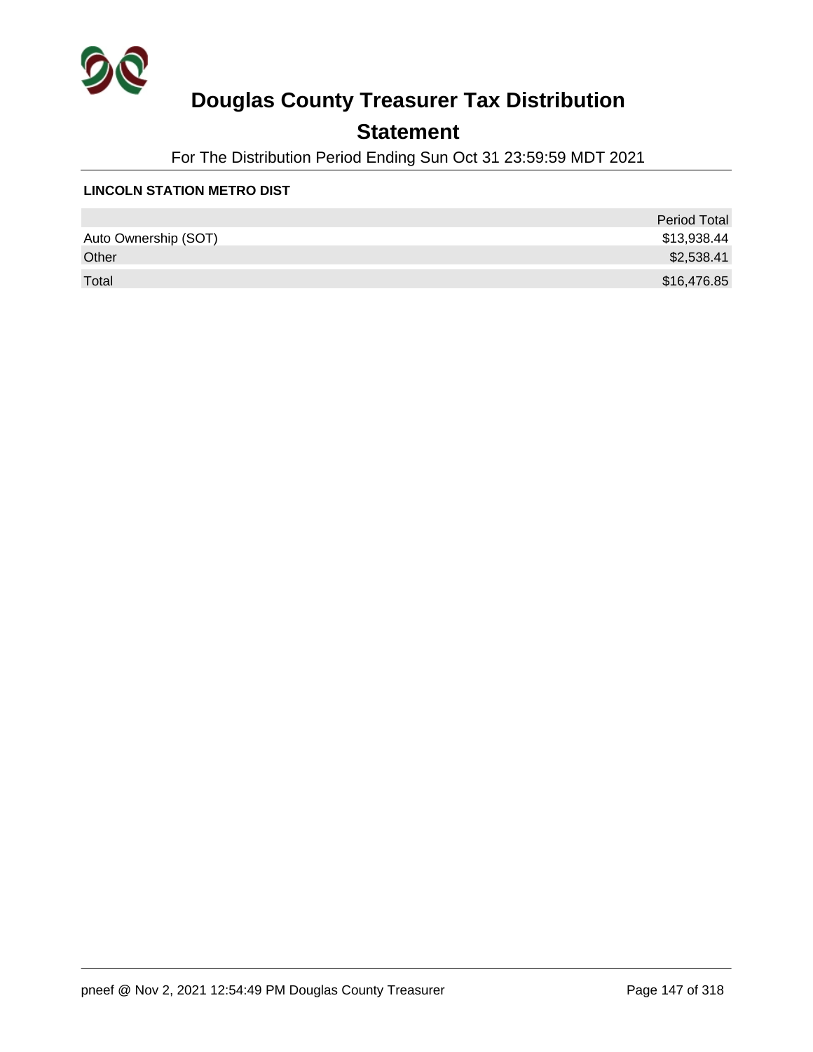# Douglas County Treasurer Tax Distribution

## Statement

For The Distribution Period Ending Sun Oct 31 23:59:59 MDT 2021

**LINCOLN STATION METRO DIST**

| | Period Total |
|---|---:|
| Auto Ownership (SOT) | $13,938.44 |
| Other | $2,538.41 |
| Total | $16,476.85 |

pneef @ Nov 2, 2021 12:54:49 PM Douglas County Treasurer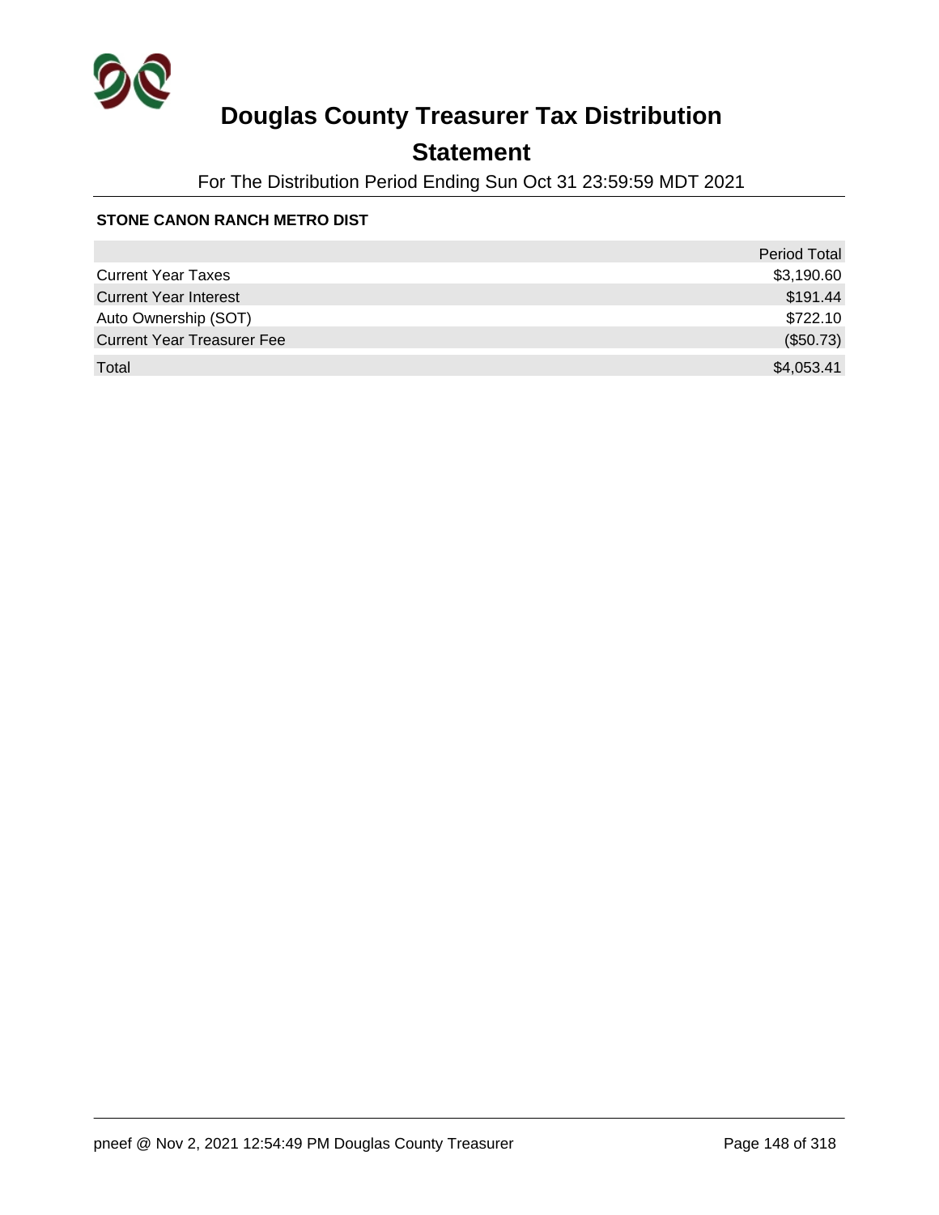# Douglas County Treasurer Tax Distribution

## Statement

For The Distribution Period Ending Sun Oct 31 23:59:59 MDT 2021

**STONE CANON RANCH METRO DIST**

| | Period Total |
|---|---:|
| Current Year Taxes | $3,190.60 |
| Current Year Interest | $191.44 |
| Auto Ownership (SOT) | $722.10 |
| Current Year Treasurer Fee | ($50.73) |
| Total | $4,053.41 |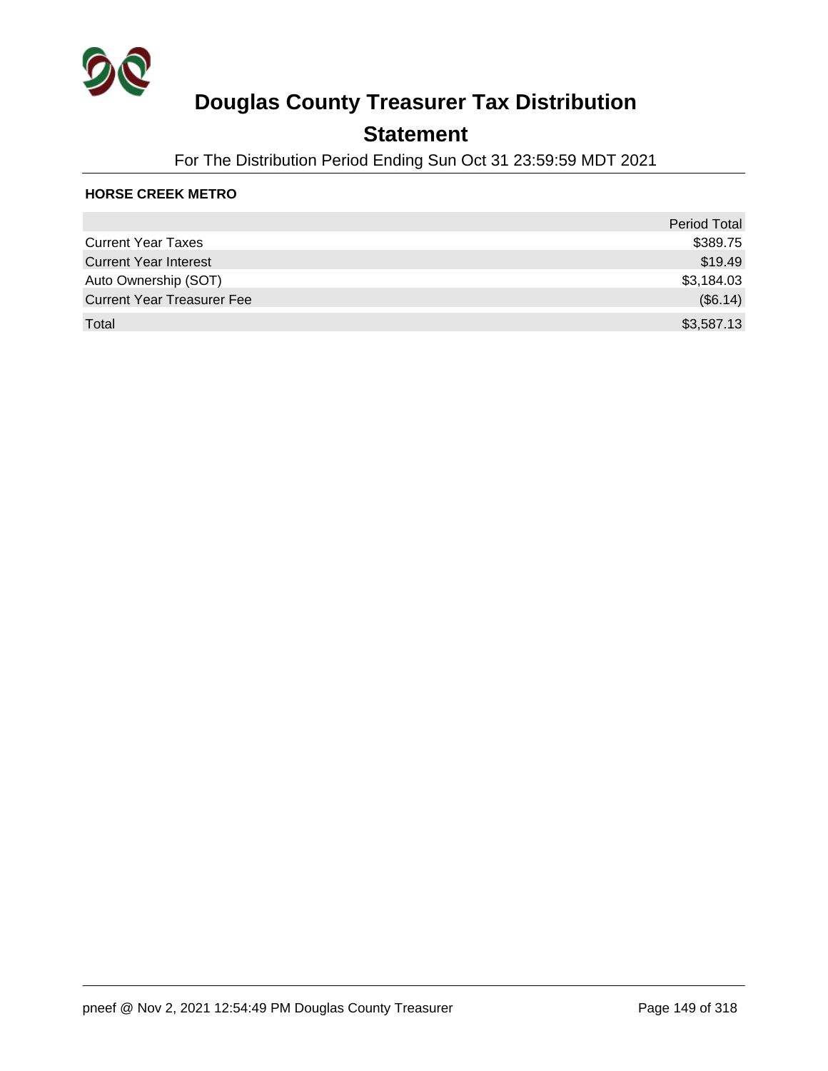# Douglas County Treasurer Tax Distribution

## Statement

For The Distribution Period Ending Sun Oct 31 23:59:59 MDT 2021

**HORSE CREEK METRO**

| | Period Total |
|---|---:|
| Current Year Taxes | $389.75 |
| Current Year Interest | $19.49 |
| Auto Ownership (SOT) | $3,184.03 |
| Current Year Treasurer Fee | ($6.14) |
| Total | $3,587.13 |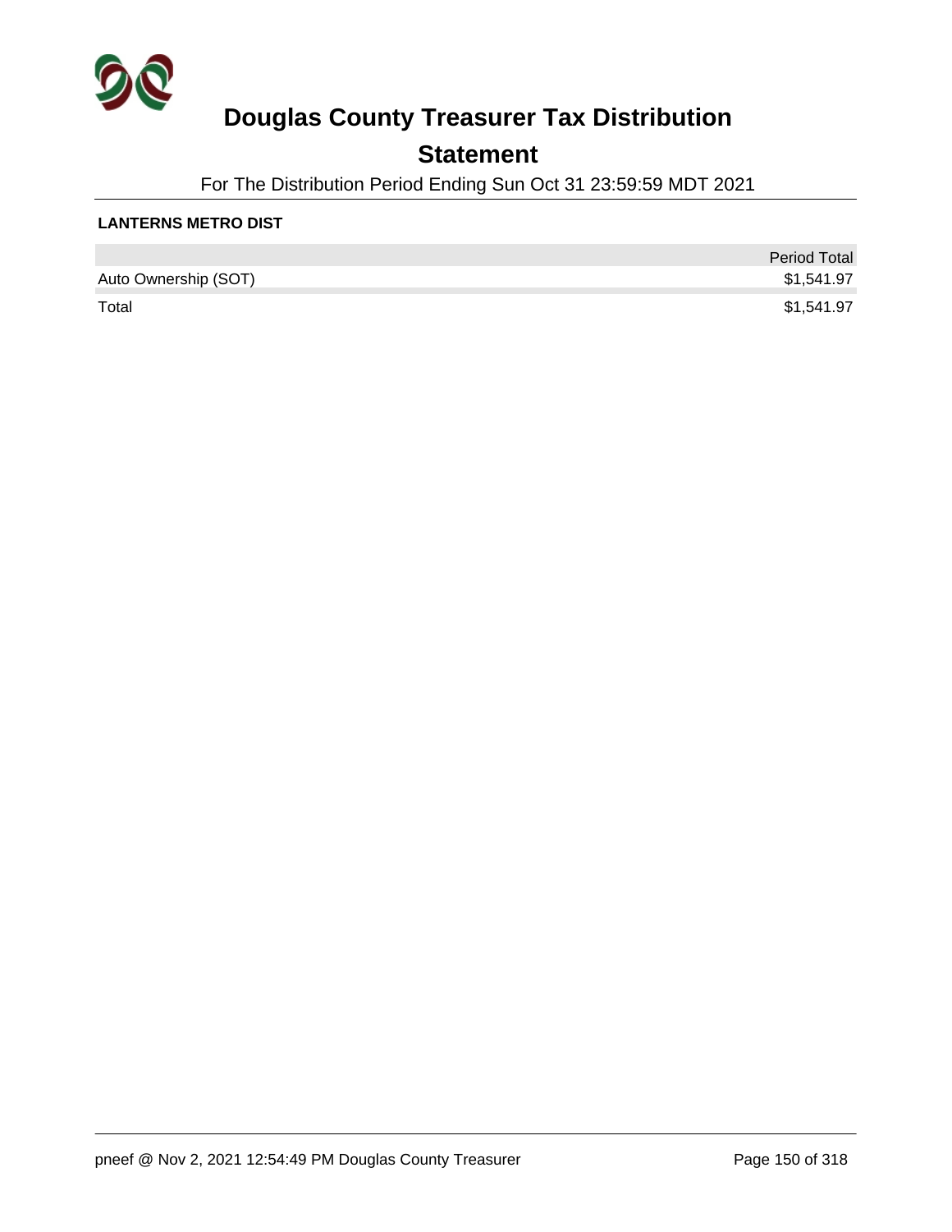# Douglas County Treasurer Tax Distribution

## Statement

For The Distribution Period Ending Sun Oct 31 23:59:59 MDT 2021

**LANTERNS METRO DIST**

| | Period Total |
|---|---:|
| Auto Ownership (SOT) | $1,541.97 |
| Total | $1,541.97 |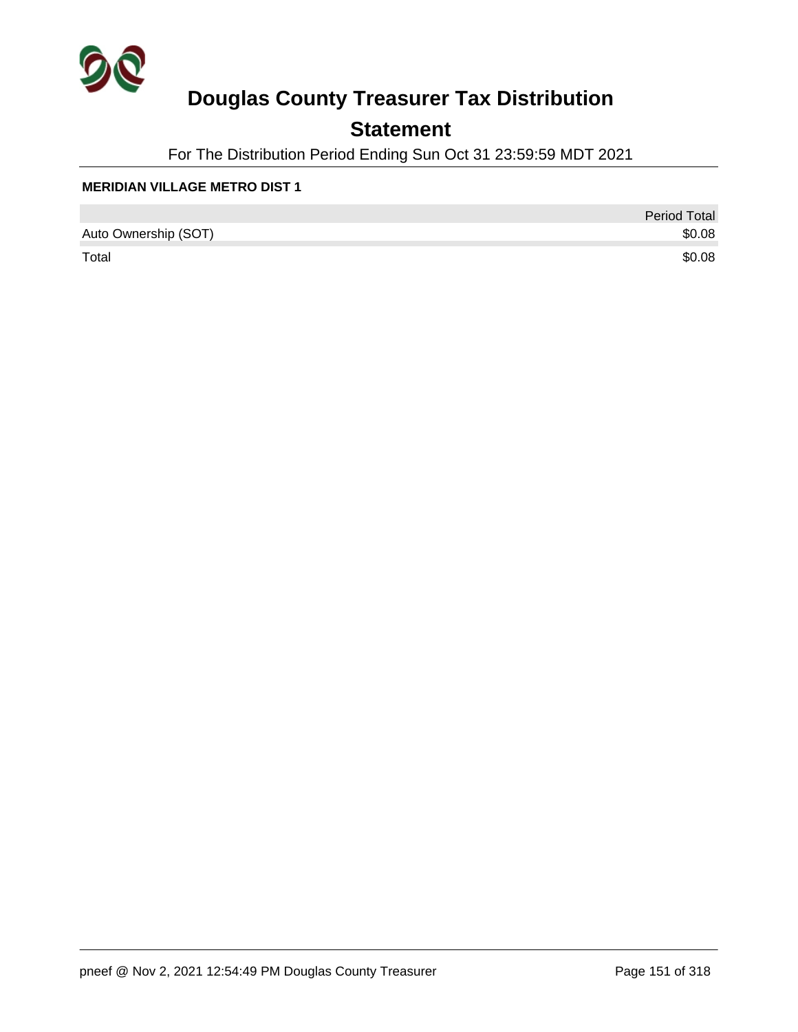# Douglas County Treasurer Tax Distribution

## Statement

For The Distribution Period Ending Sun Oct 31 23:59:59 MDT 2021

**MERIDIAN VILLAGE METRO DIST 1**

| | Period Total |
|---|---|
| Auto Ownership (SOT) | $0.08 |
| Total | $0.08 |

pneef @ Nov 2, 2021 12:54:49 PM Douglas County Treasurer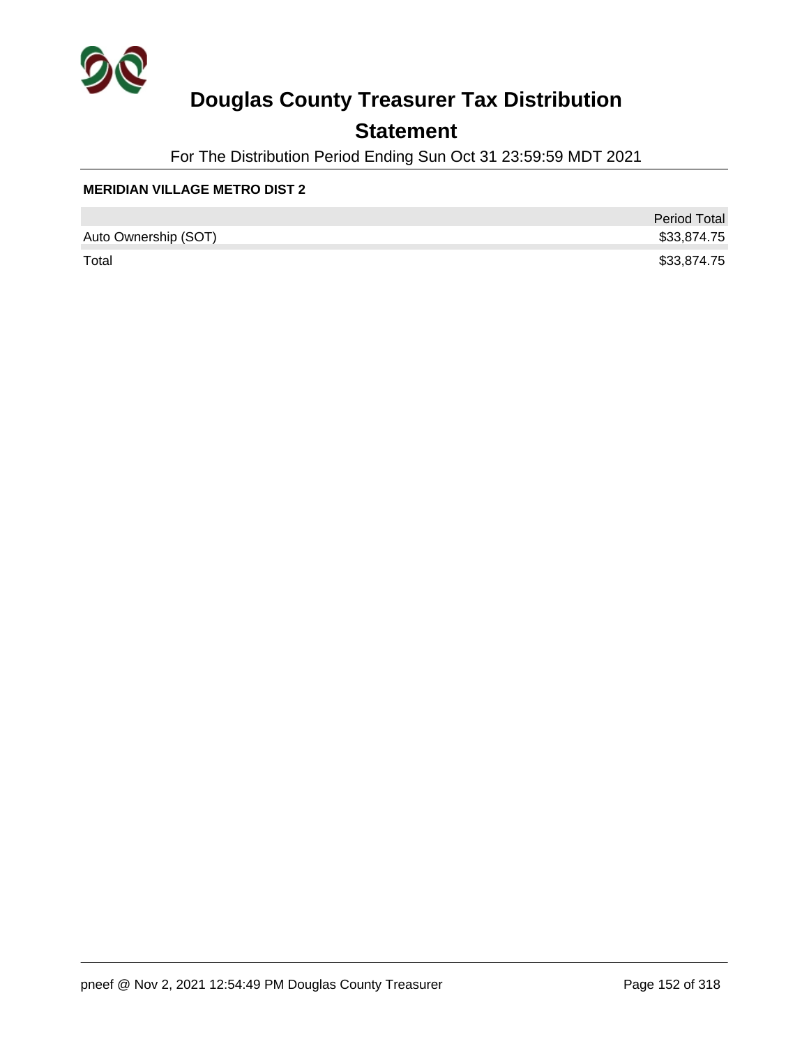# Douglas County Treasurer Tax Distribution

## Statement

For The Distribution Period Ending Sun Oct 31 23:59:59 MDT 2021

**MERIDIAN VILLAGE METRO DIST 2**

| | Period Total |
|---|---:|
| Auto Ownership (SOT) | $33,874.75 |
| Total | $33,874.75 |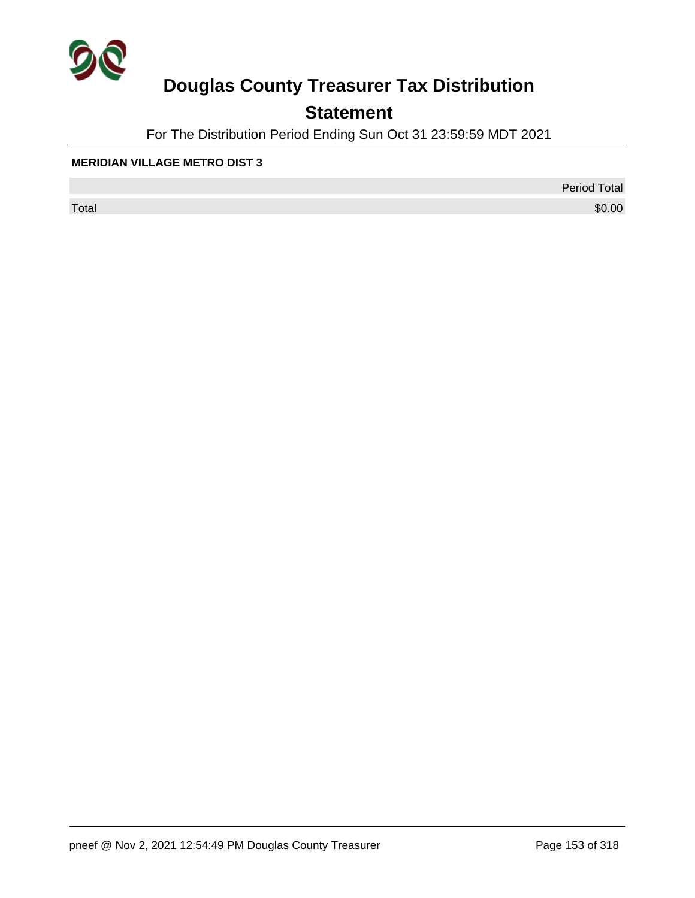# Douglas County Treasurer Tax Distribution

## Statement

For The Distribution Period Ending Sun Oct 31 23:59:59 MDT 2021

**MERIDIAN VILLAGE METRO DIST 3**

| | Period Total |
|---|---|
| Total | $0.00 |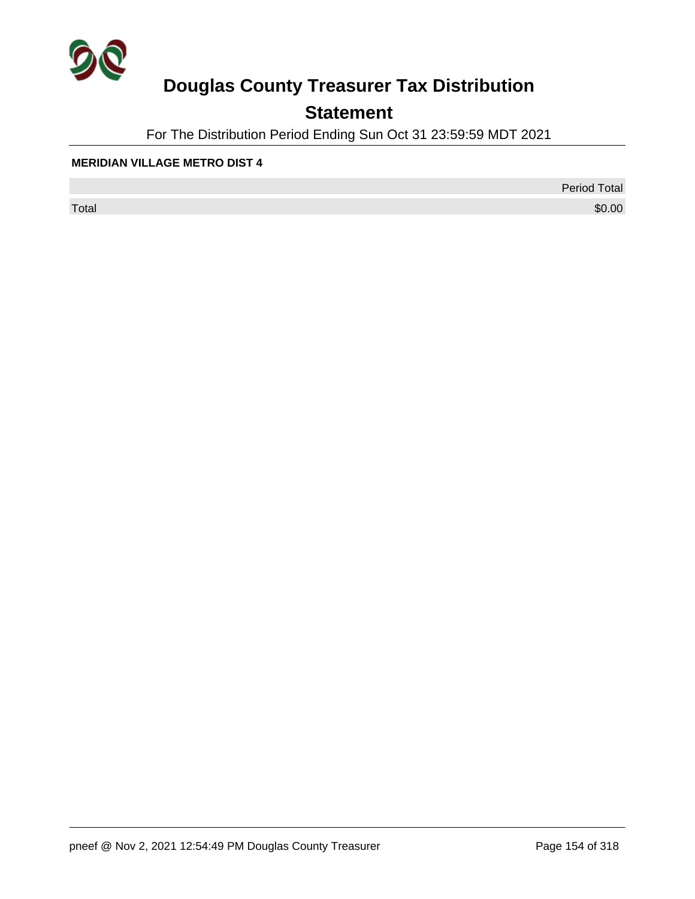# Douglas County Treasurer Tax Distribution

## Statement

For The Distribution Period Ending Sun Oct 31 23:59:59 MDT 2021

**MERIDIAN VILLAGE METRO DIST 4**

| | Period Total |
|---|---|
| Total | $0.00 |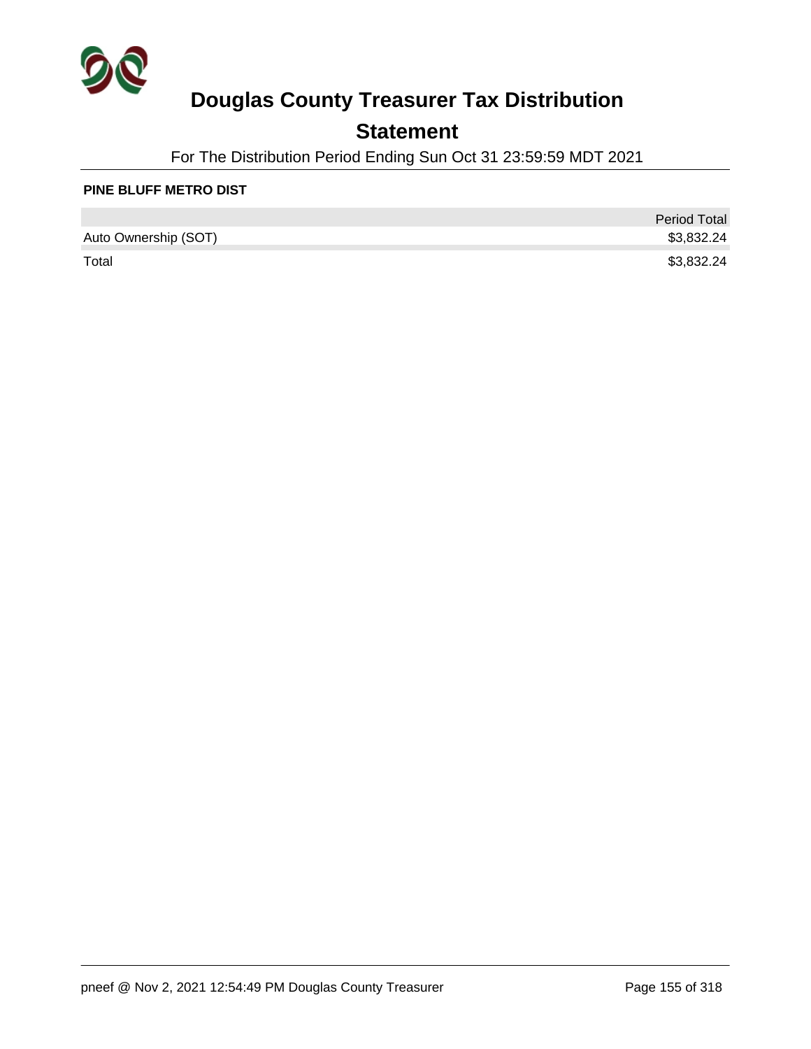# Douglas County Treasurer Tax Distribution

## Statement

For The Distribution Period Ending Sun Oct 31 23:59:59 MDT 2021

**PINE BLUFF METRO DIST**

| | Period Total |
|---|---|
| Auto Ownership (SOT) | $3,832.24 |
| Total | $3,832.24 |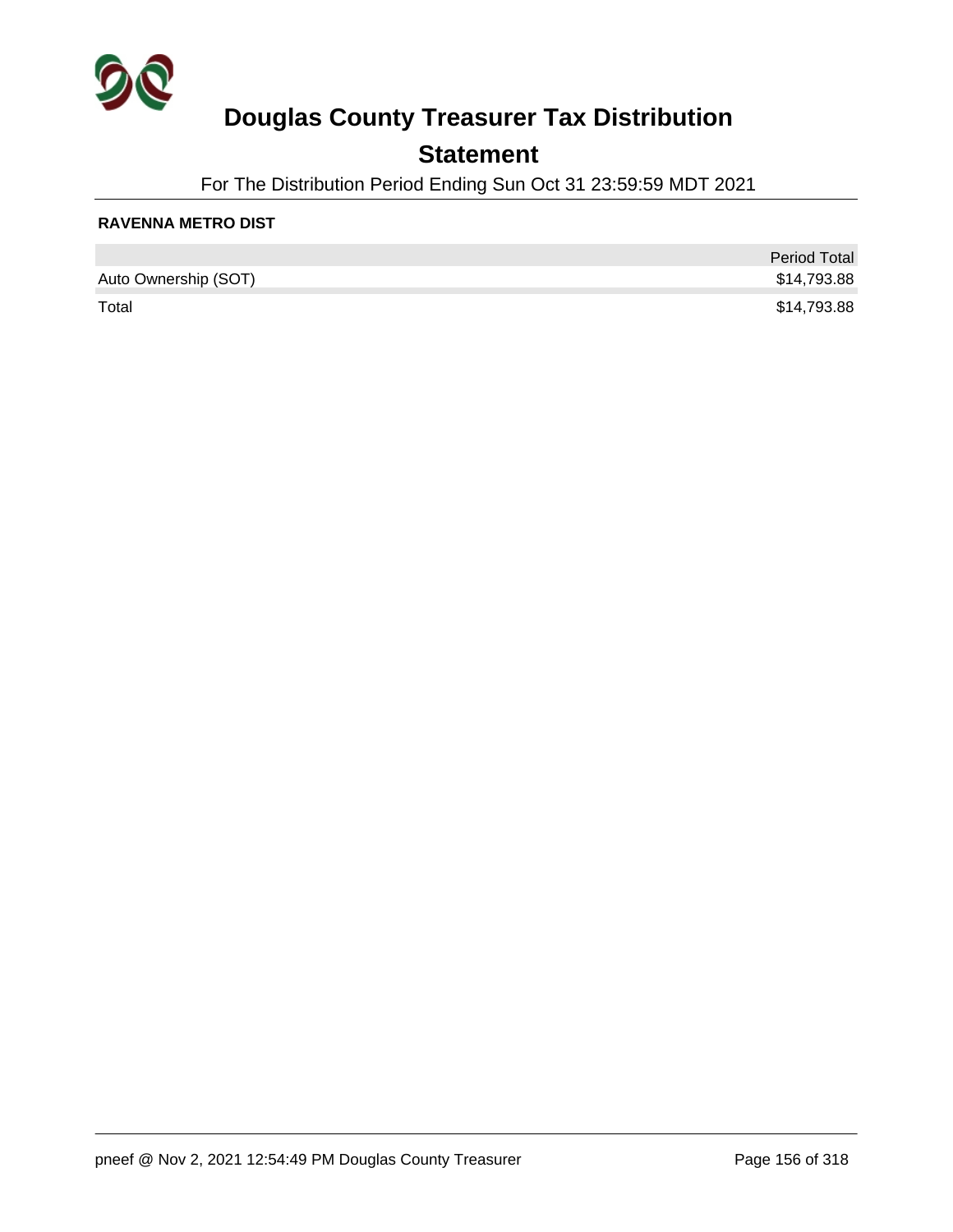# Douglas County Treasurer Tax Distribution

## Statement

For The Distribution Period Ending Sun Oct 31 23:59:59 MDT 2021

**RAVENNA METRO DIST**

| | Period Total |
|---|---|
| Auto Ownership (SOT) | $14,793.88 |
| Total | $14,793.88 |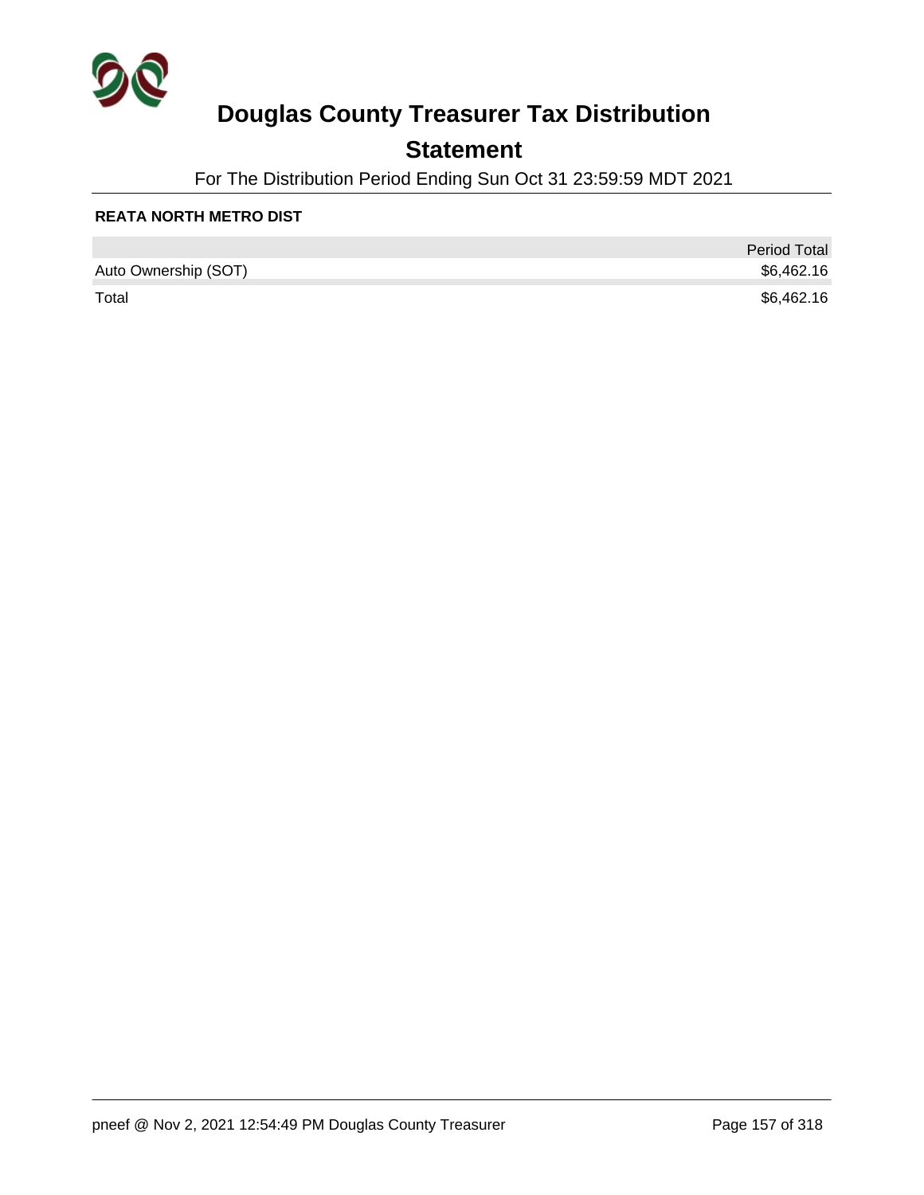# Douglas County Treasurer Tax Distribution

## Statement

For The Distribution Period Ending Sun Oct 31 23:59:59 MDT 2021

**REATA NORTH METRO DIST**

| | Period Total |
|---|---|
| Auto Ownership (SOT) | $6,462.16 |
| Total | $6,462.16 |

pneef @ Nov 2, 2021 12:54:49 PM Douglas County Treasurer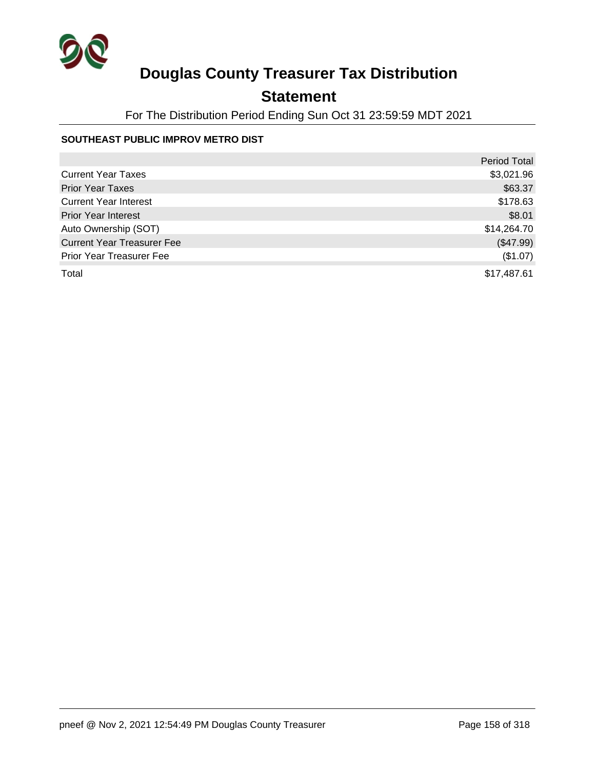# Douglas County Treasurer Tax Distribution

## Statement

For The Distribution Period Ending Sun Oct 31 23:59:59 MDT 2021

**SOUTHEAST PUBLIC IMPROV METRO DIST**

| | Period Total |
|---|---:|
| Current Year Taxes | $3,021.96 |
| Prior Year Taxes | $63.37 |
| Current Year Interest | $178.63 |
| Prior Year Interest | $8.01 |
| Auto Ownership (SOT) | $14,264.70 |
| Current Year Treasurer Fee | ($47.99) |
| Prior Year Treasurer Fee | ($1.07) |
| Total | $17,487.61 |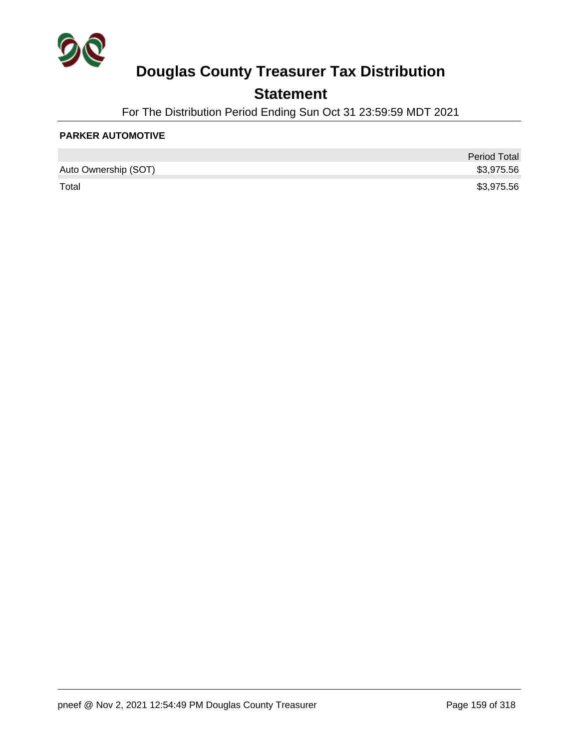# Douglas County Treasurer Tax Distribution

## Statement

For The Distribution Period Ending Sun Oct 31 23:59:59 MDT 2021

**PARKER AUTOMOTIVE**

| | Period Total |
|---|---|
| Auto Ownership (SOT) | $3,975.56 |
| Total | $3,975.56 |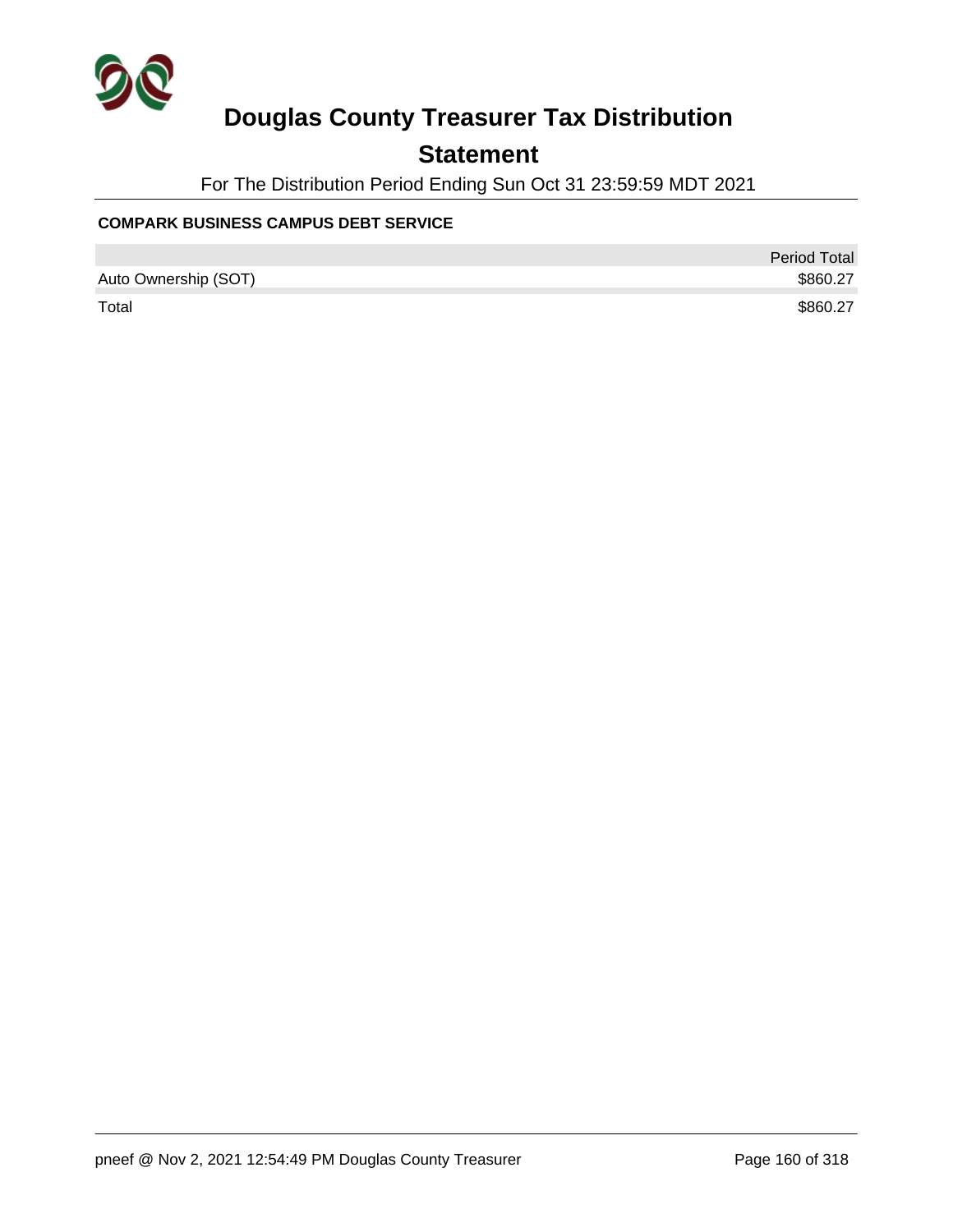# Douglas County Treasurer Tax Distribution

## Statement

For The Distribution Period Ending Sun Oct 31 23:59:59 MDT 2021

### COMPARK BUSINESS CAMPUS DEBT SERVICE

| | Period Total |
|---|---|
| Auto Ownership (SOT) | $860.27 |
| Total | $860.27 |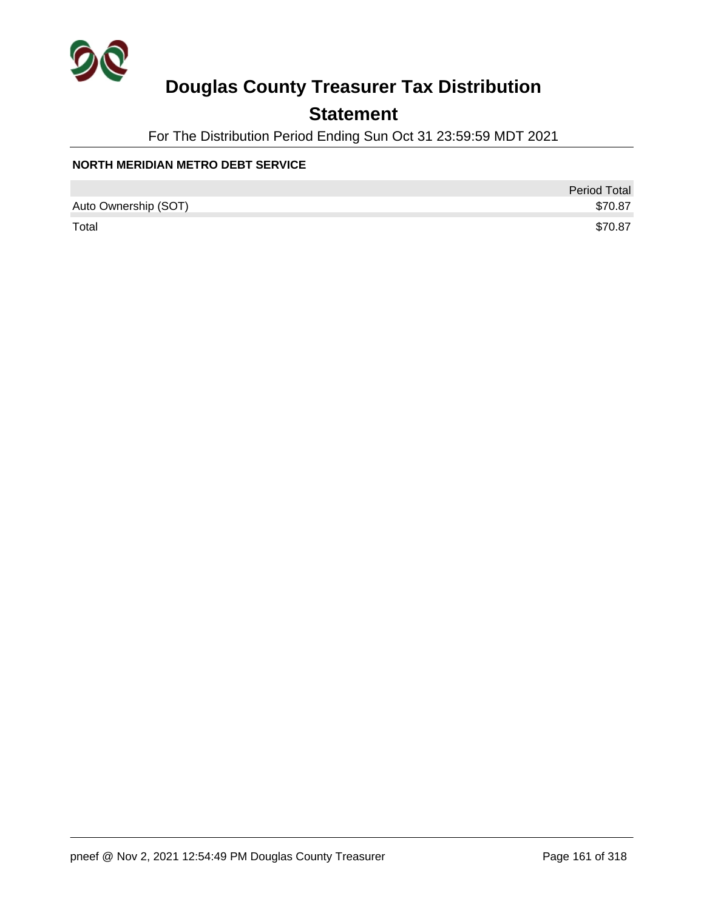# Douglas County Treasurer Tax Distribution

## Statement

For The Distribution Period Ending Sun Oct 31 23:59:59 MDT 2021

**NORTH MERIDIAN METRO DEBT SERVICE**

| | Period Total |
|---|---|
| Auto Ownership (SOT) | $70.87 |
| Total | $70.87 |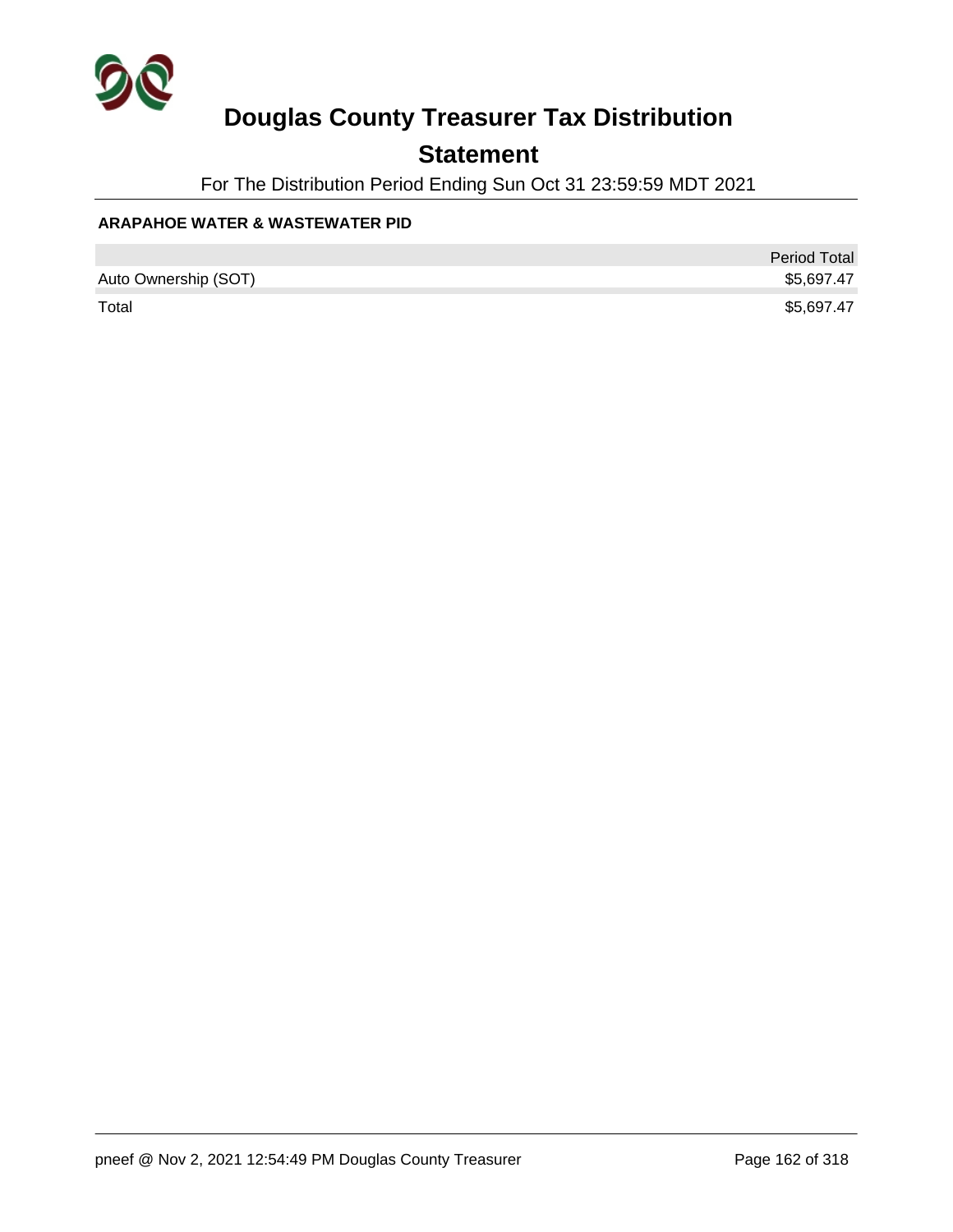# Douglas County Treasurer Tax Distribution

## Statement

For The Distribution Period Ending Sun Oct 31 23:59:59 MDT 2021

**ARAPAHOE WATER & WASTEWATER PID**

| | Period Total |
|---|---|
| Auto Ownership (SOT) | $5,697.47 |
| Total | $5,697.47 |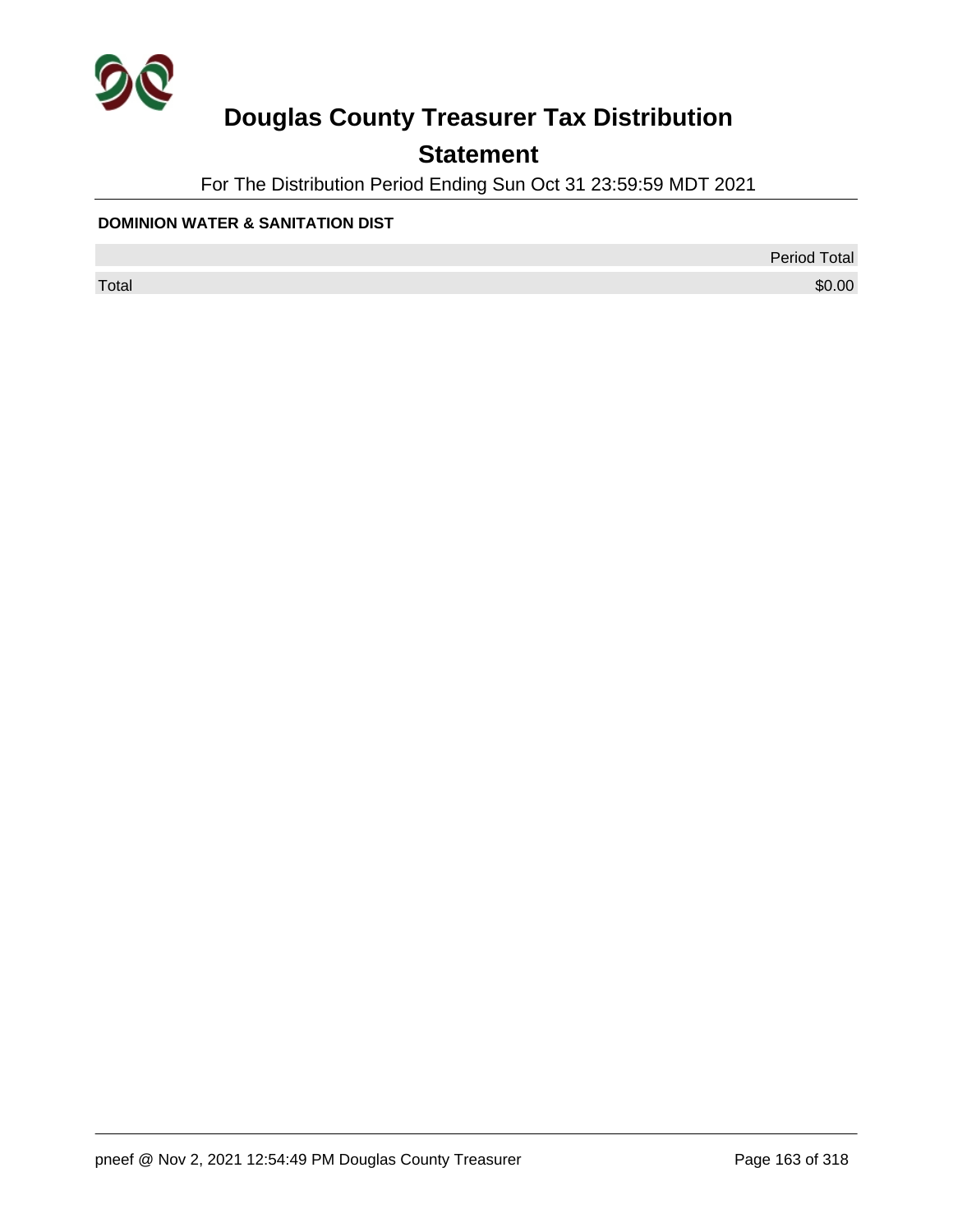# Douglas County Treasurer Tax Distribution

## Statement

For The Distribution Period Ending Sun Oct 31 23:59:59 MDT 2021

**DOMINION WATER & SANITATION DIST**

| | Period Total |
|---|---|
| Total | $0.00 |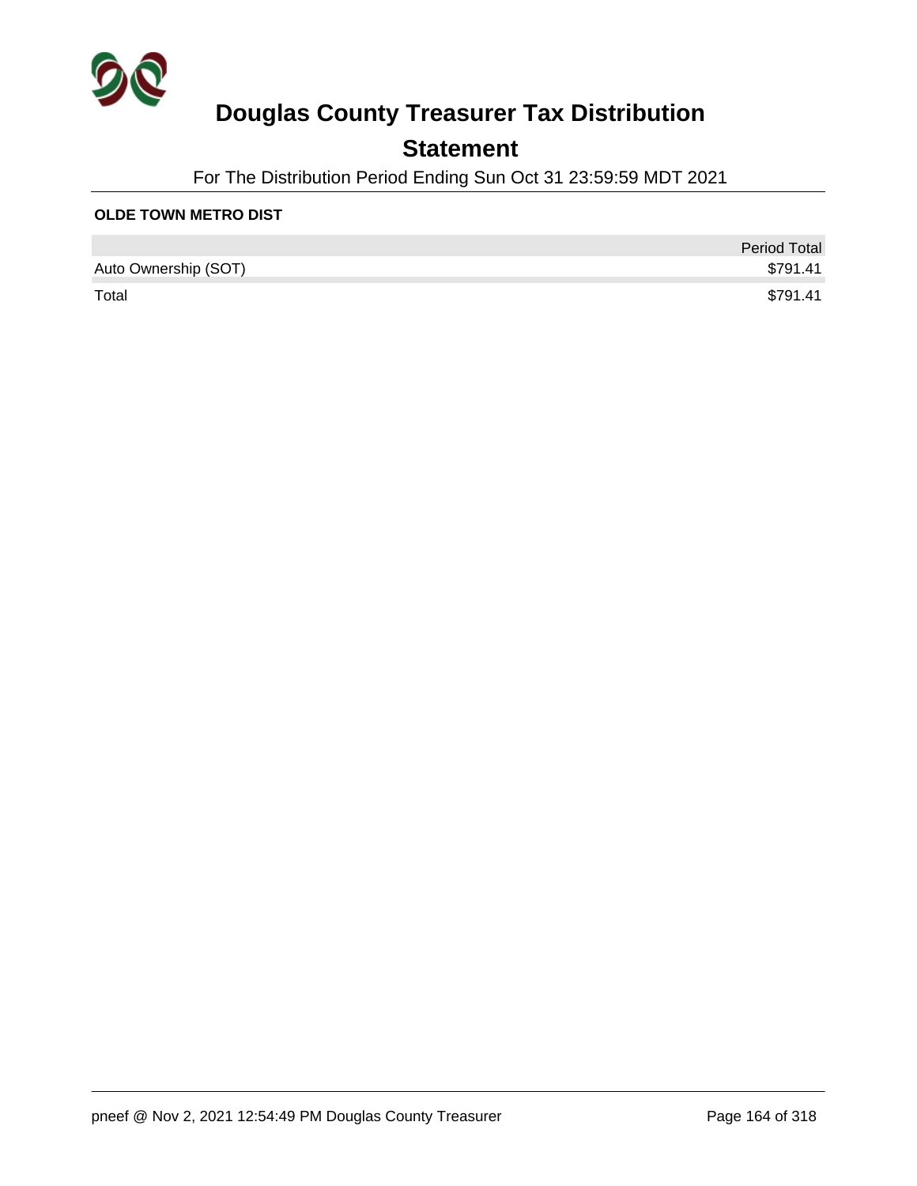# Douglas County Treasurer Tax Distribution

## Statement

For The Distribution Period Ending Sun Oct 31 23:59:59 MDT 2021

**OLDE TOWN METRO DIST**

| | Period Total |
|---|---|
| Auto Ownership (SOT) | $791.41 |
| Total | $791.41 |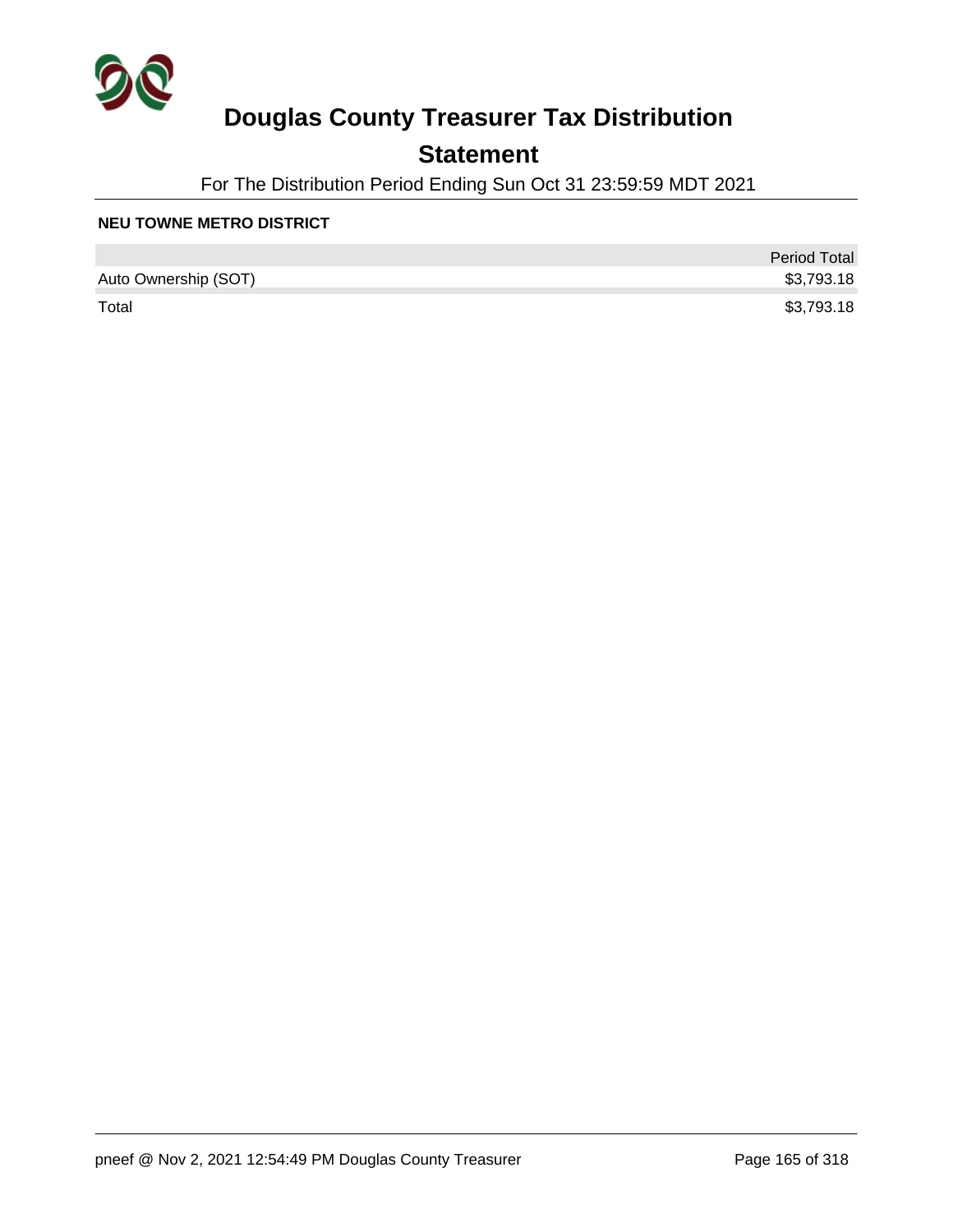# Douglas County Treasurer Tax Distribution

## Statement

For The Distribution Period Ending Sun Oct 31 23:59:59 MDT 2021

**NEU TOWNE METRO DISTRICT**

| | Period Total |
|---|---|
| Auto Ownership (SOT) | $3,793.18 |
| Total | $3,793.18 |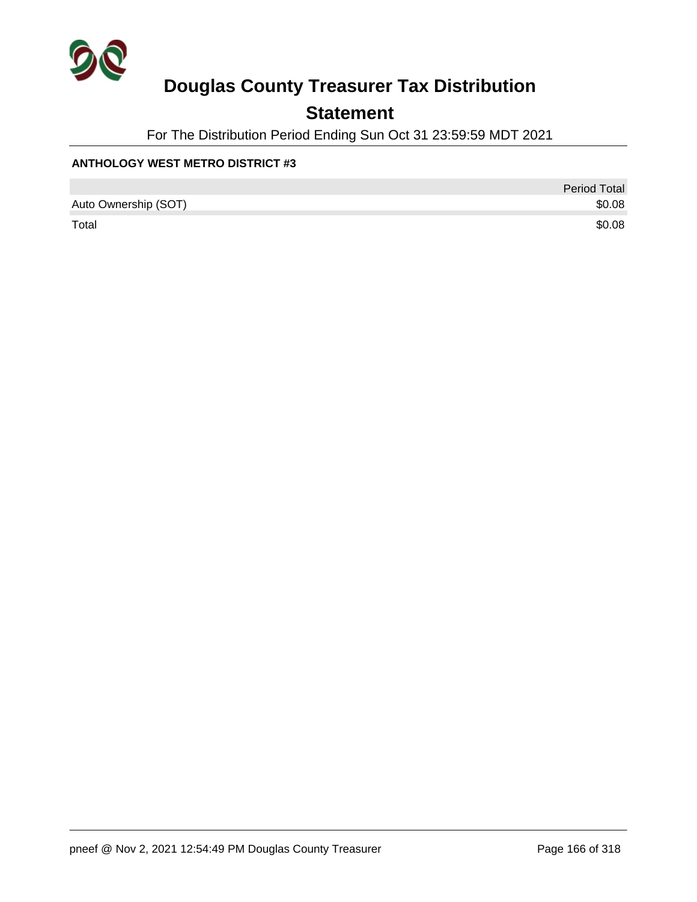# Douglas County Treasurer Tax Distribution

## Statement

For The Distribution Period Ending Sun Oct 31 23:59:59 MDT 2021

**ANTHOLOGY WEST METRO DISTRICT #3**

| | Period Total |
|---|---|
| Auto Ownership (SOT) | $0.08 |
| Total | $0.08 |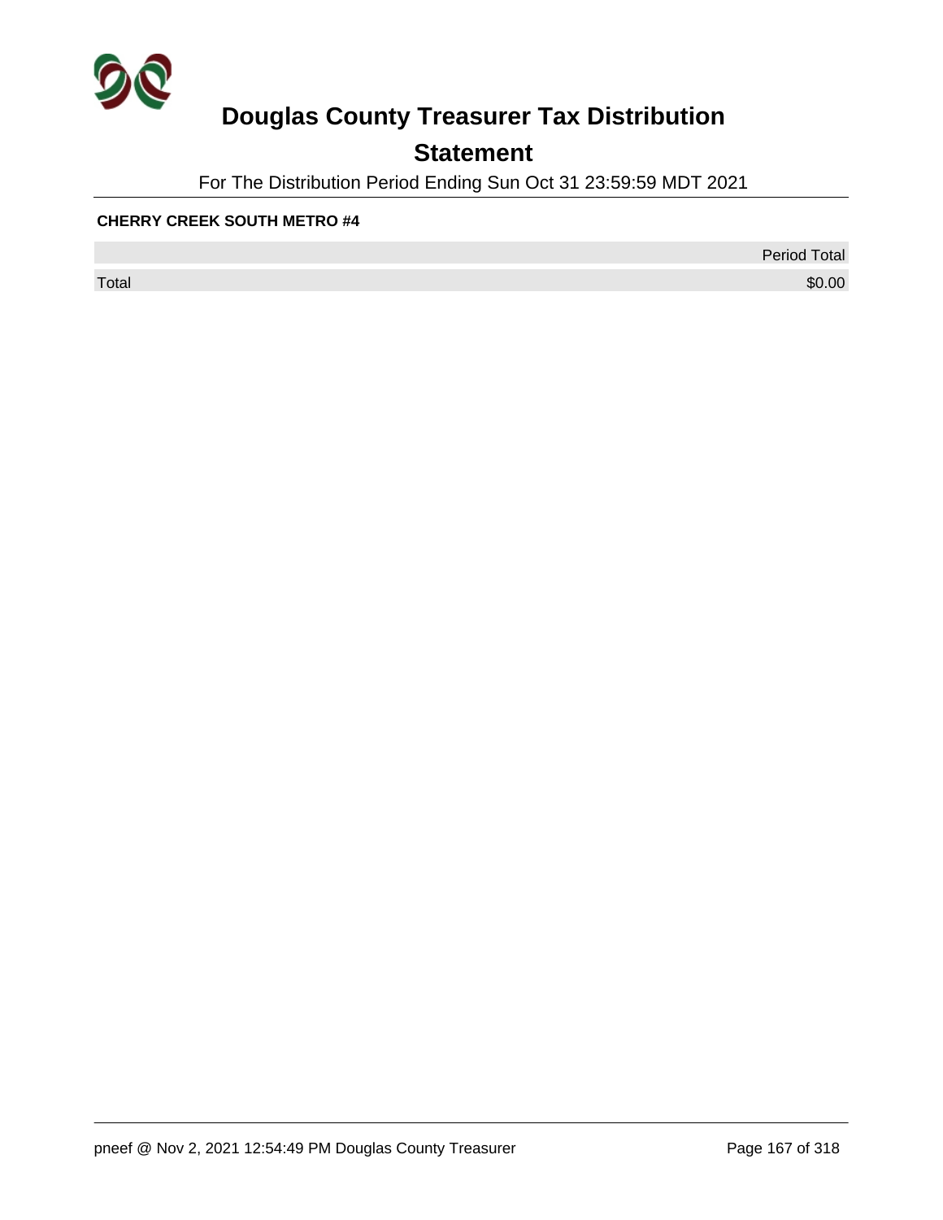# Douglas County Treasurer Tax Distribution

## Statement

For The Distribution Period Ending Sun Oct 31 23:59:59 MDT 2021

**CHERRY CREEK SOUTH METRO #4**

| | Period Total |
|---|---|
| Total | $0.00 |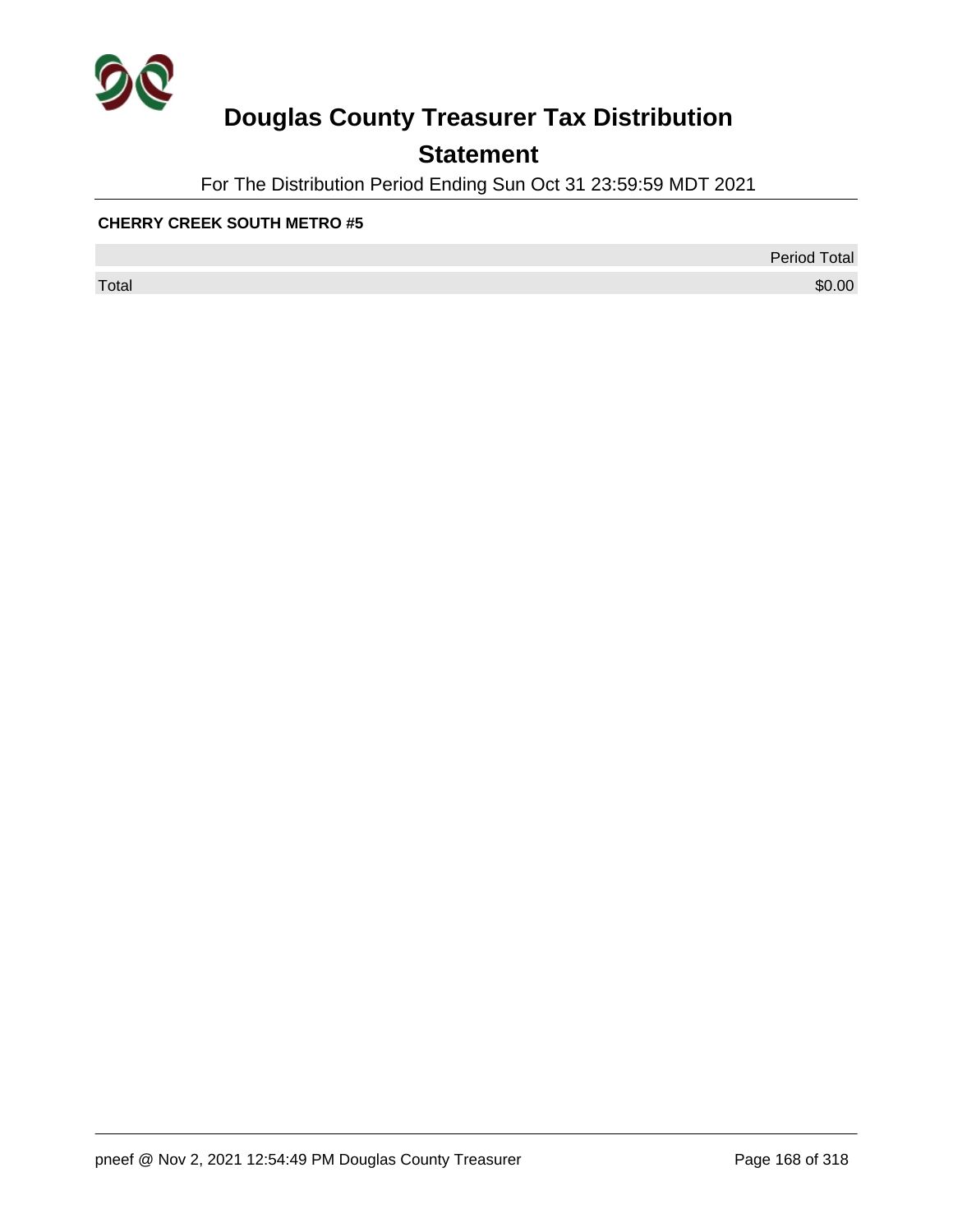# Douglas County Treasurer Tax Distribution

## Statement

For The Distribution Period Ending Sun Oct 31 23:59:59 MDT 2021

**CHERRY CREEK SOUTH METRO #5**

| | Period Total |
|---|---|
| Total | $0.00 |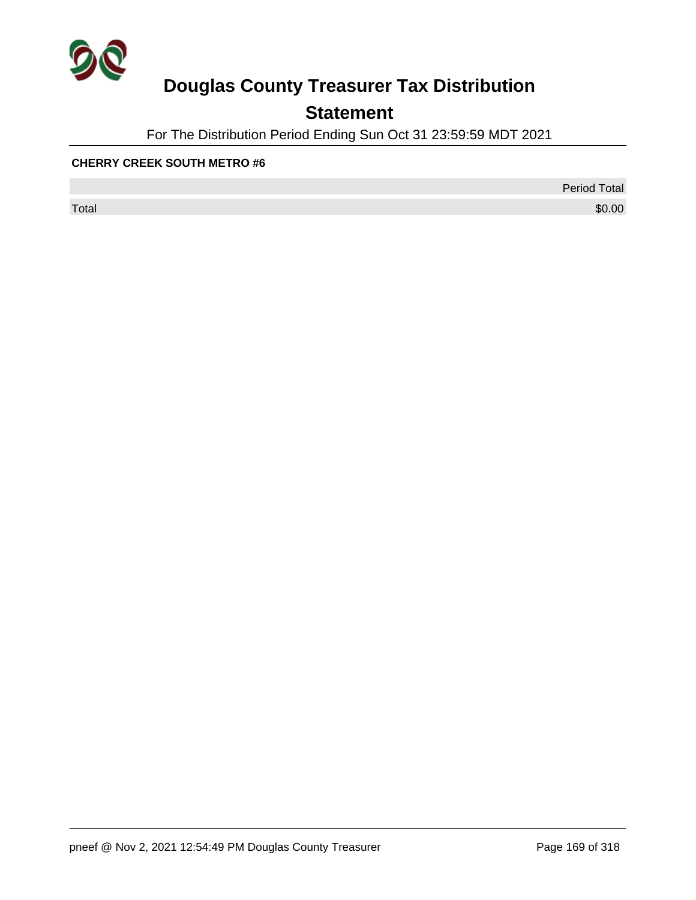# Douglas County Treasurer Tax Distribution

## Statement

For The Distribution Period Ending Sun Oct 31 23:59:59 MDT 2021

**CHERRY CREEK SOUTH METRO #6**

| | Period Total |
|---|---|
| Total | $0.00 |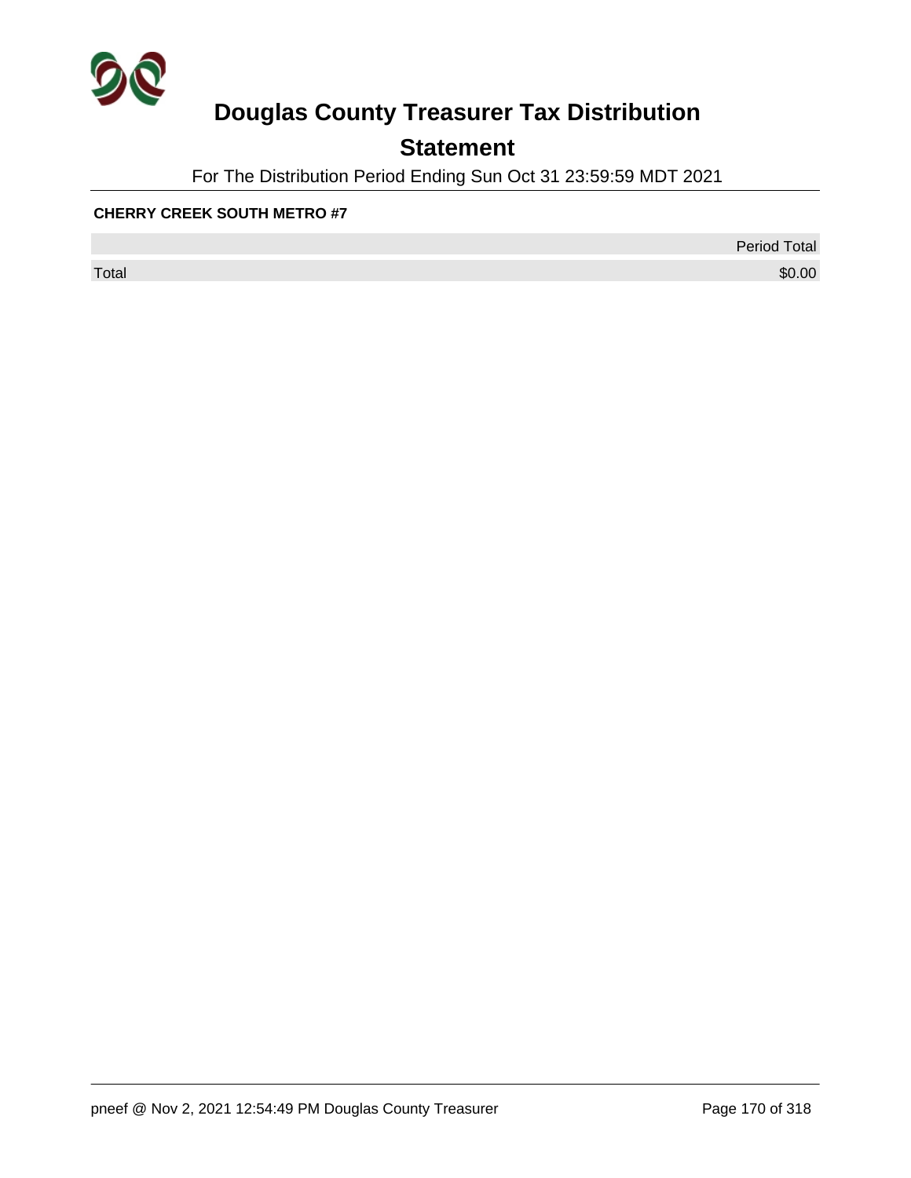# Douglas County Treasurer Tax Distribution

## Statement

For The Distribution Period Ending Sun Oct 31 23:59:59 MDT 2021

**CHERRY CREEK SOUTH METRO #7**

| | Period Total |
|---|---|
| Total | $0.00 |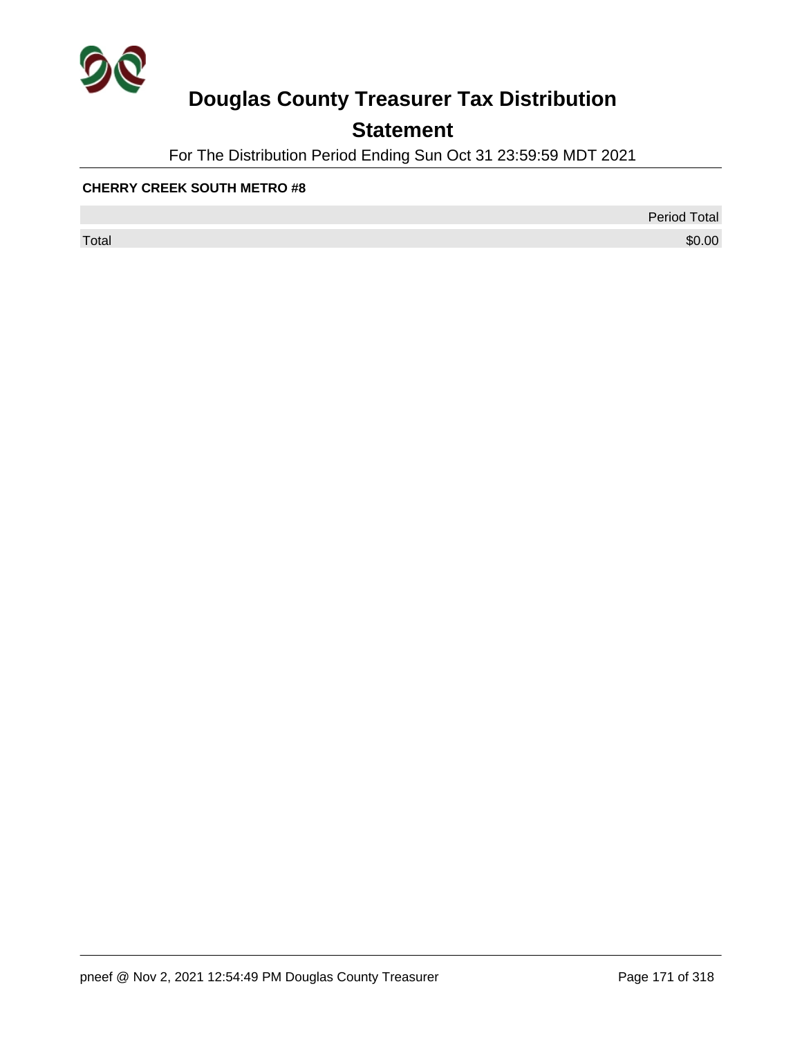# Douglas County Treasurer Tax Distribution

## Statement

For The Distribution Period Ending Sun Oct 31 23:59:59 MDT 2021

**CHERRY CREEK SOUTH METRO #8**

| | Period Total |
|---|---|
| Total | $0.00 |

pneef @ Nov 2, 2021 12:54:49 PM Douglas County Treasurer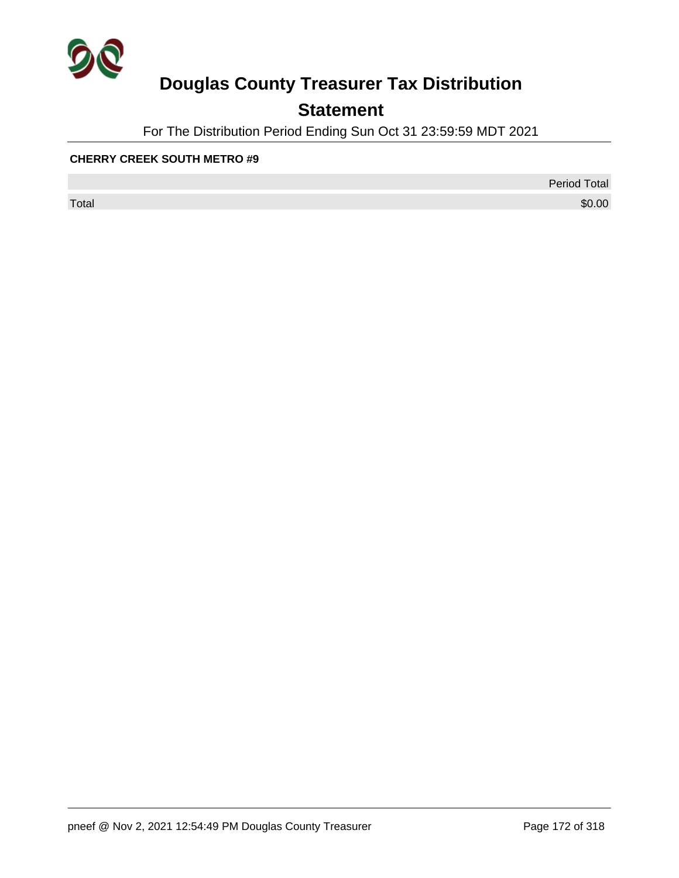# Douglas County Treasurer Tax Distribution

## Statement

For The Distribution Period Ending Sun Oct 31 23:59:59 MDT 2021

**CHERRY CREEK SOUTH METRO #9**

| | Period Total |
|---|---|
| Total | $0.00 |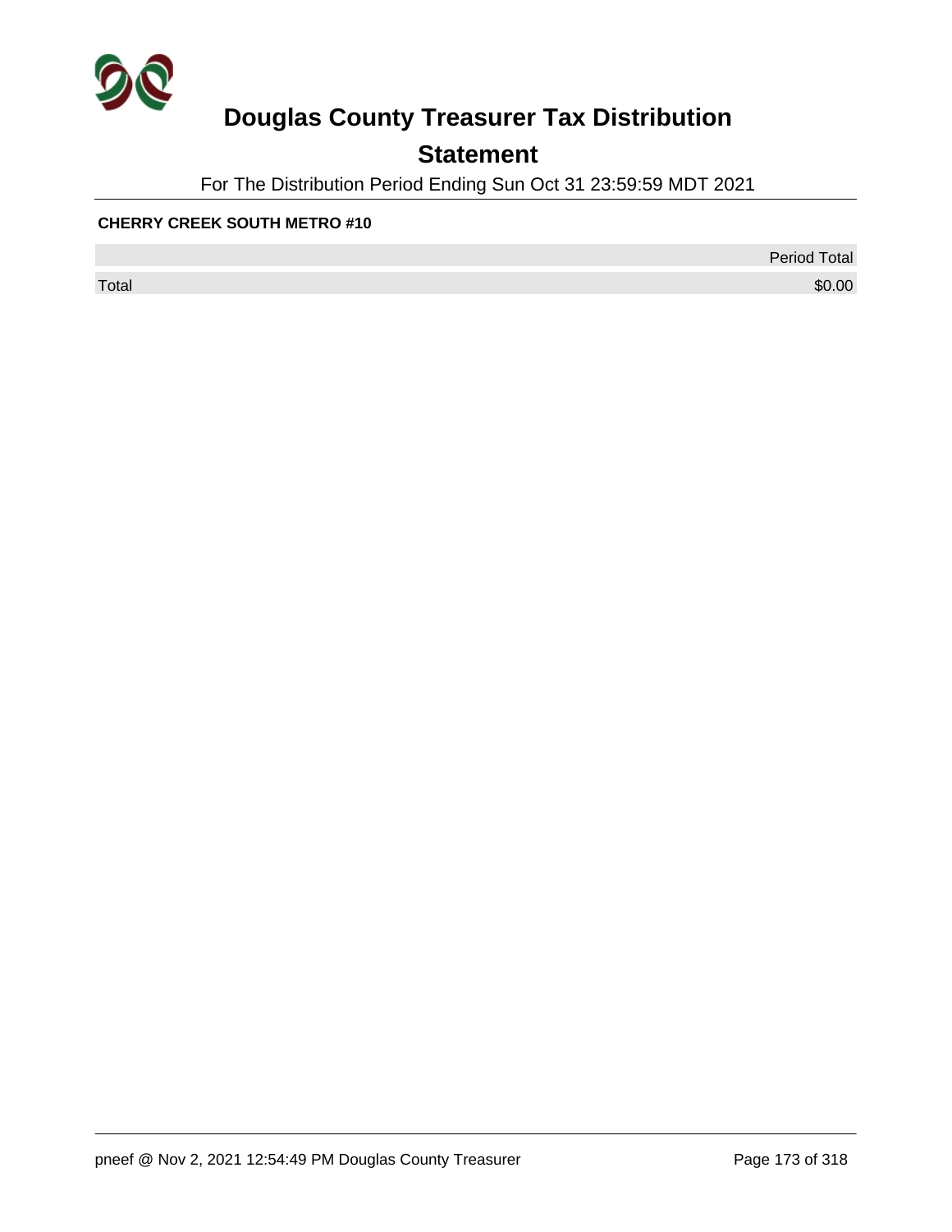# Douglas County Treasurer Tax Distribution

## Statement

For The Distribution Period Ending Sun Oct 31 23:59:59 MDT 2021

**CHERRY CREEK SOUTH METRO #10**

| | Period Total |
|---|---:|
| Total | $0.00 |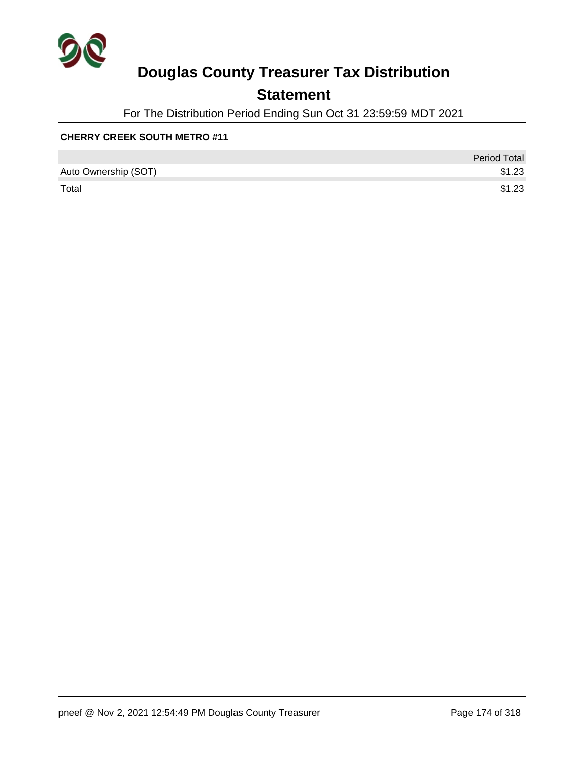# Douglas County Treasurer Tax Distribution

## Statement

For The Distribution Period Ending Sun Oct 31 23:59:59 MDT 2021

**CHERRY CREEK SOUTH METRO #11**

| | Period Total |
|---|---|
| Auto Ownership (SOT) | $1.23 |
| Total | $1.23 |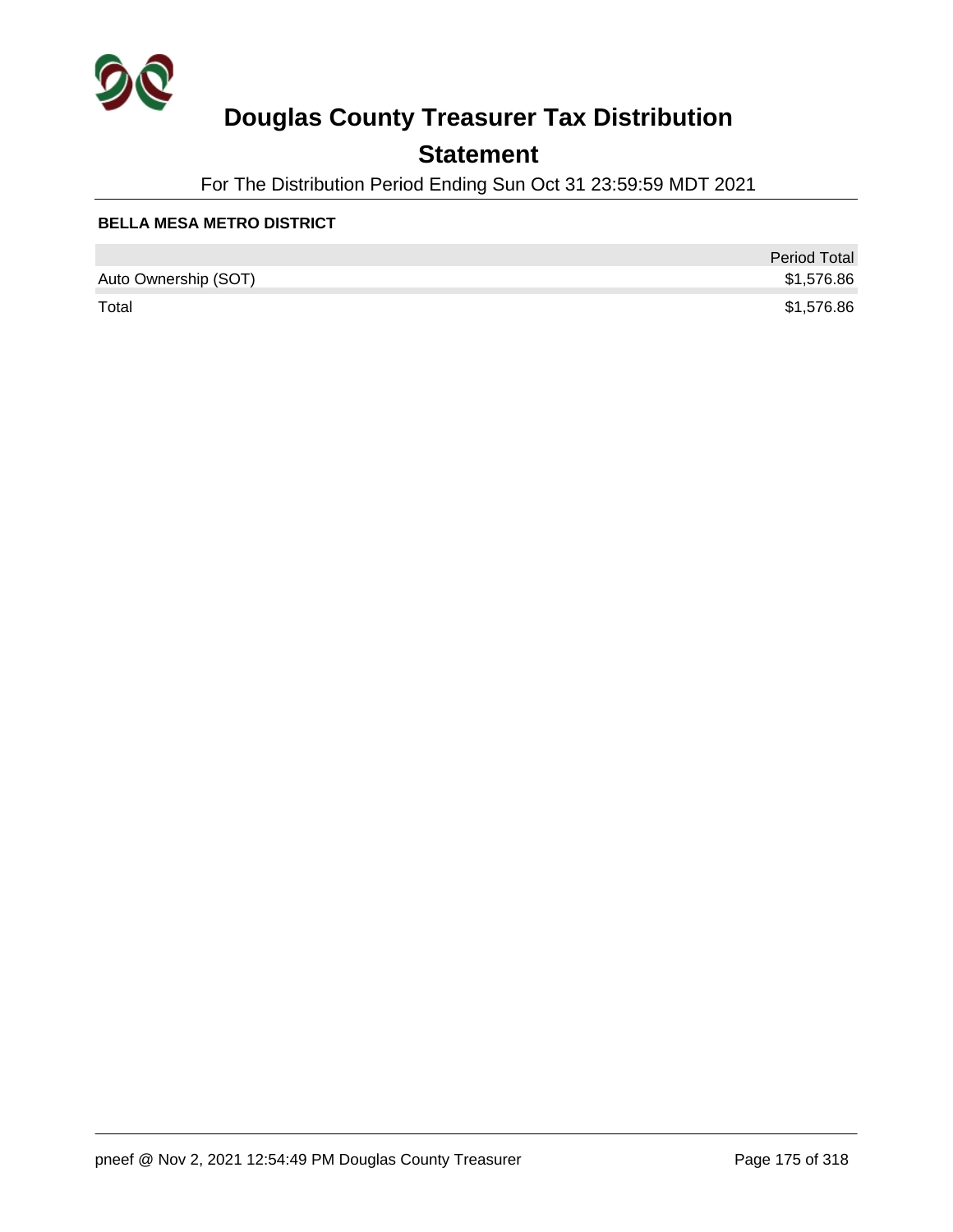# Douglas County Treasurer Tax Distribution

## Statement

For The Distribution Period Ending Sun Oct 31 23:59:59 MDT 2021

**BELLA MESA METRO DISTRICT**

| | Period Total |
|---|---|
| Auto Ownership (SOT) | $1,576.86 |
| Total | $1,576.86 |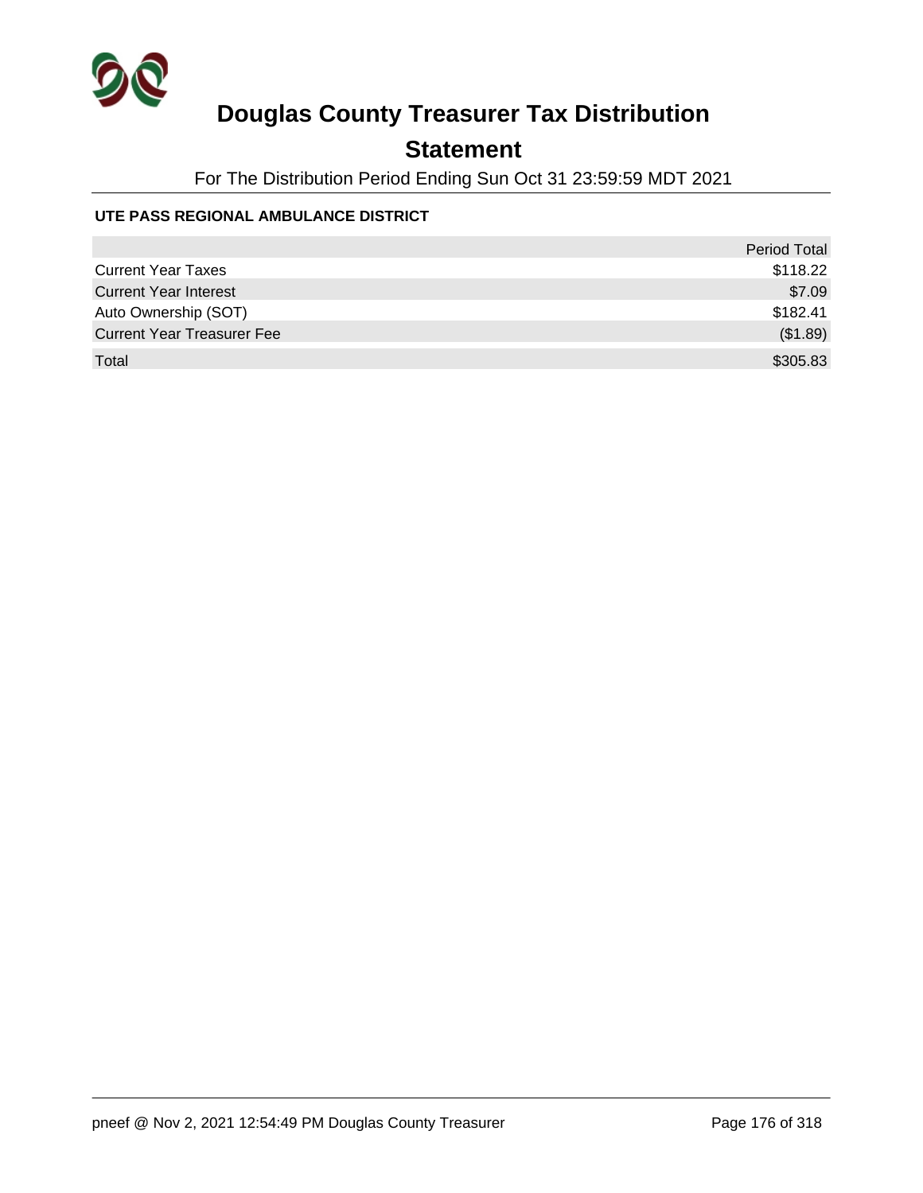# Douglas County Treasurer Tax Distribution

## Statement

For The Distribution Period Ending Sun Oct 31 23:59:59 MDT 2021

### UTE PASS REGIONAL AMBULANCE DISTRICT

| | Period Total |
|---|---|
| Current Year Taxes | $118.22 |
| Current Year Interest | $7.09 |
| Auto Ownership (SOT) | $182.41 |
| Current Year Treasurer Fee | ($1.89) |
| Total | $305.83 |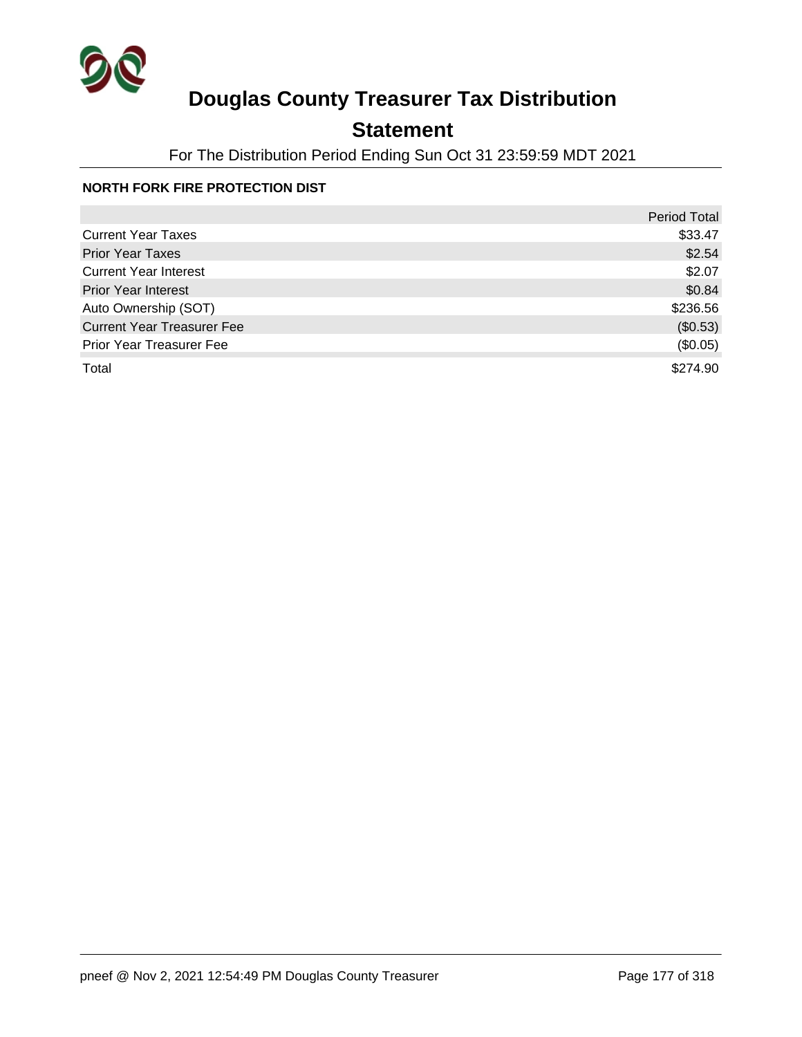# Douglas County Treasurer Tax Distribution

## Statement

For The Distribution Period Ending Sun Oct 31 23:59:59 MDT 2021

**NORTH FORK FIRE PROTECTION DIST**

| | Period Total |
|---|---|
| Current Year Taxes | $33.47 |
| Prior Year Taxes | $2.54 |
| Current Year Interest | $2.07 |
| Prior Year Interest | $0.84 |
| Auto Ownership (SOT) | $236.56 |
| Current Year Treasurer Fee | ($0.53) |
| Prior Year Treasurer Fee | ($0.05) |
| Total | $274.90 |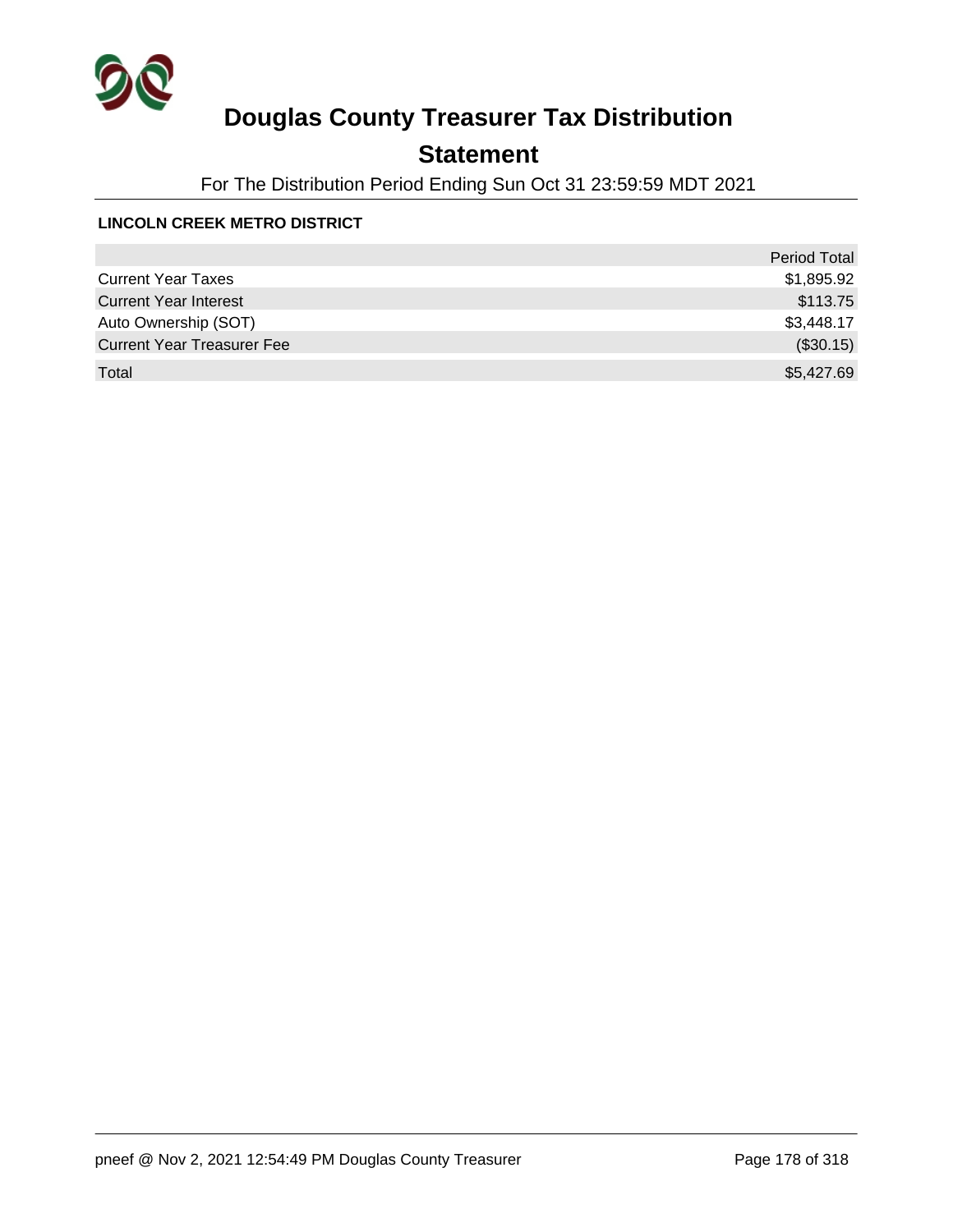# Douglas County Treasurer Tax Distribution

## Statement

For The Distribution Period Ending Sun Oct 31 23:59:59 MDT 2021

**LINCOLN CREEK METRO DISTRICT**

| | Period Total |
|---|---|
| Current Year Taxes | $1,895.92 |
| Current Year Interest | $113.75 |
| Auto Ownership (SOT) | $3,448.17 |
| Current Year Treasurer Fee | ($30.15) |
| Total | $5,427.69 |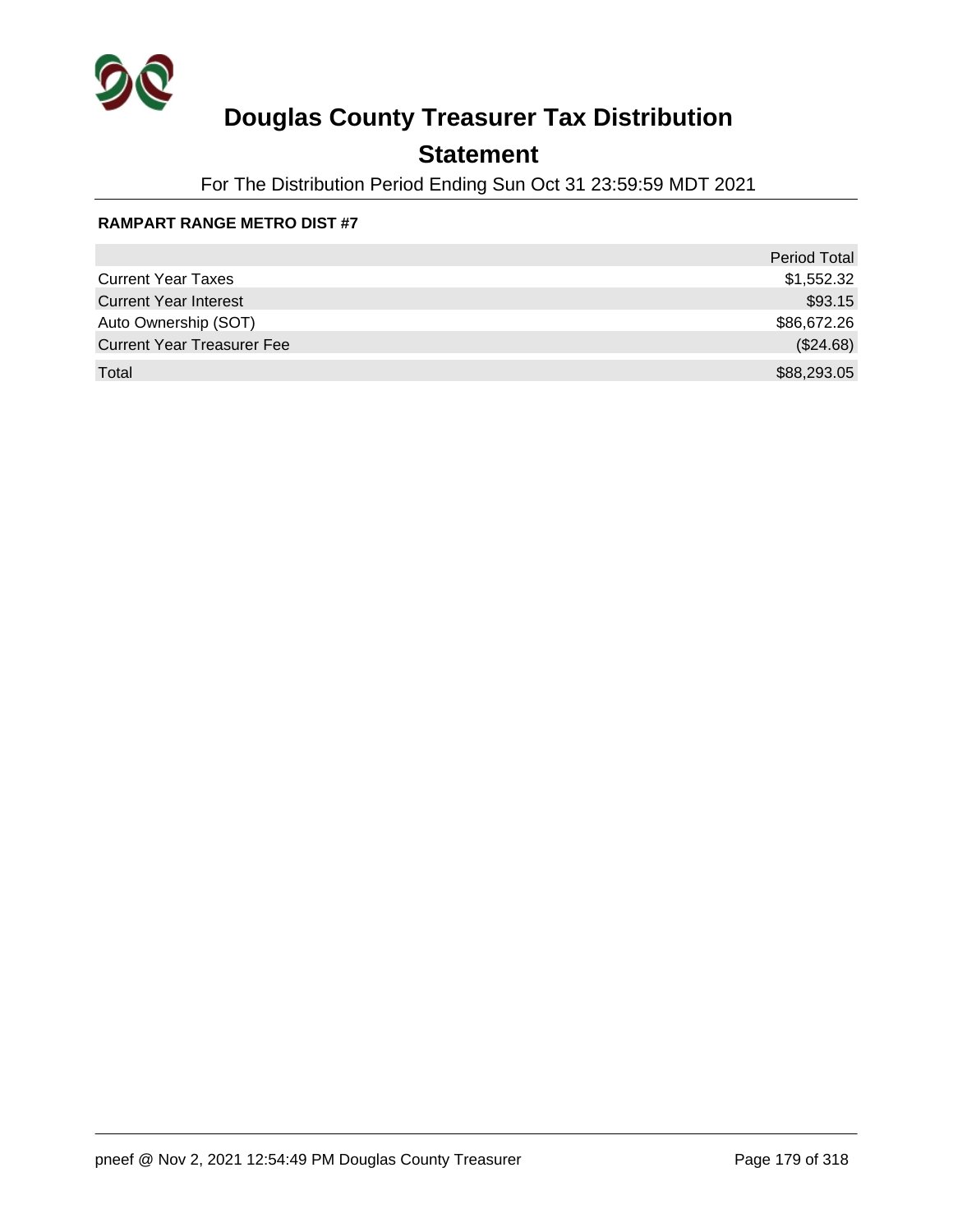# Douglas County Treasurer Tax Distribution

## Statement

For The Distribution Period Ending Sun Oct 31 23:59:59 MDT 2021

**RAMPART RANGE METRO DIST #7**

| | Period Total |
|---|---:|
| Current Year Taxes | $1,552.32 |
| Current Year Interest | $93.15 |
| Auto Ownership (SOT) | $86,672.26 |
| Current Year Treasurer Fee | ($24.68) |
| Total | $88,293.05 |

pneef @ Nov 2, 2021 12:54:49 PM Douglas County Treasurer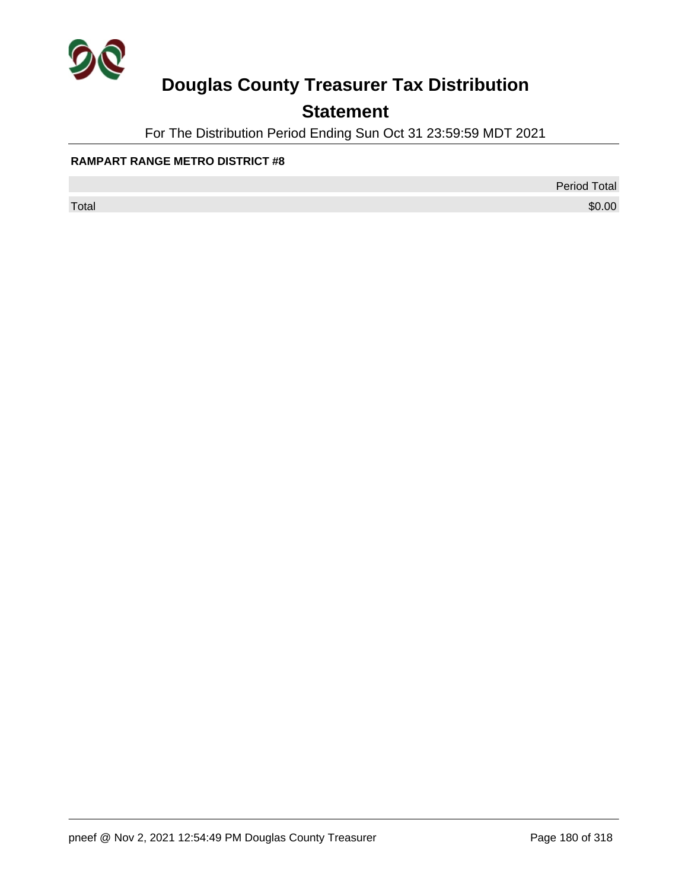# Douglas County Treasurer Tax Distribution

## Statement

For The Distribution Period Ending Sun Oct 31 23:59:59 MDT 2021

**RAMPART RANGE METRO DISTRICT #8**

| | Period Total |
|---|---|
| Total | $0.00 |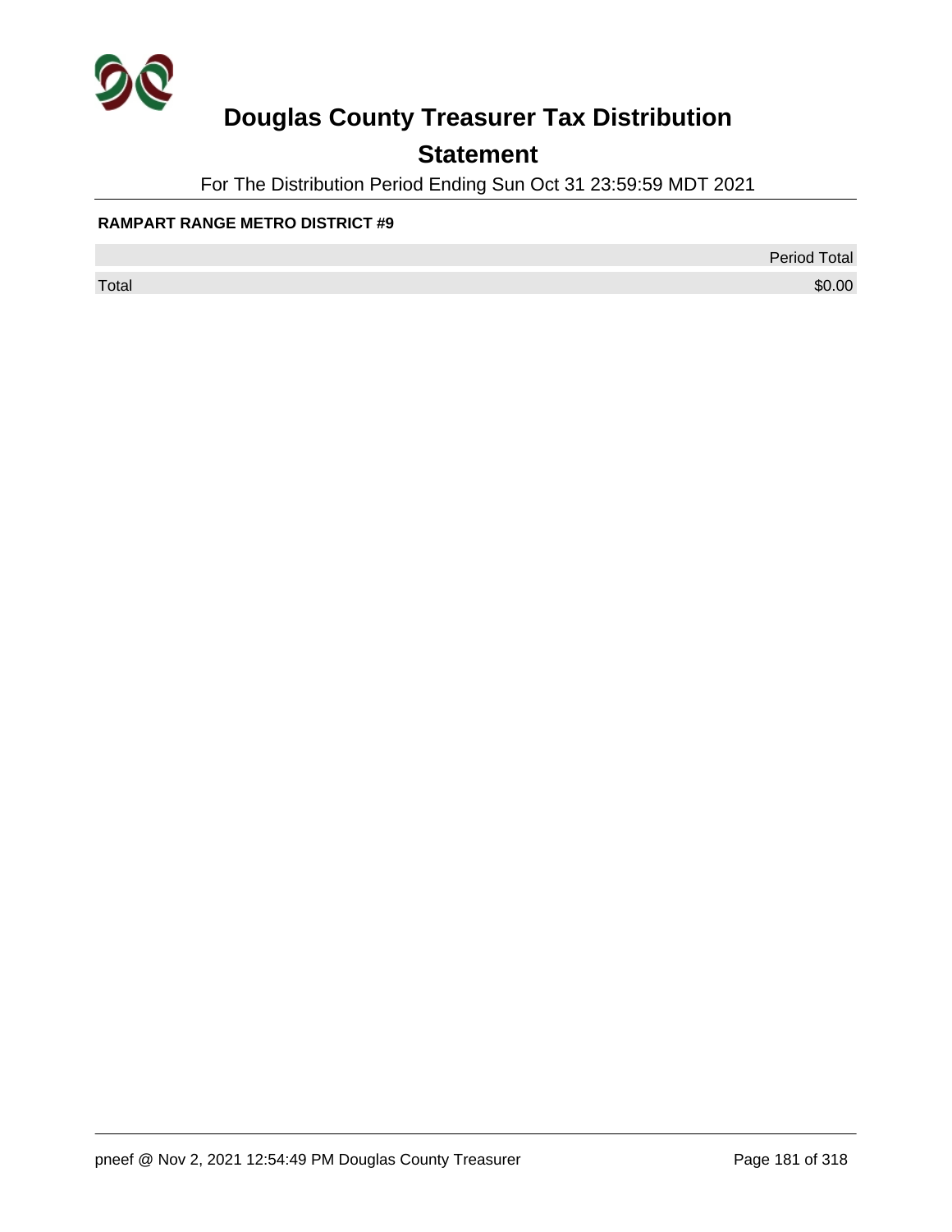# Douglas County Treasurer Tax Distribution

## Statement

For The Distribution Period Ending Sun Oct 31 23:59:59 MDT 2021

**RAMPART RANGE METRO DISTRICT #9**

| | Period Total |
|---|---|
| Total | $0.00 |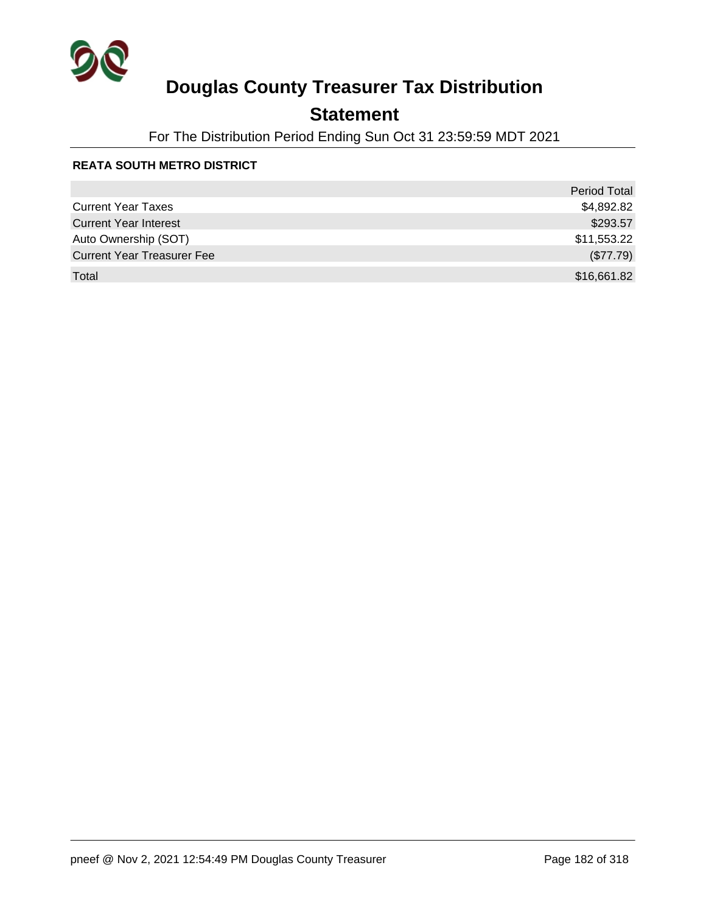# Douglas County Treasurer Tax Distribution

## Statement

For The Distribution Period Ending Sun Oct 31 23:59:59 MDT 2021

### REATA SOUTH METRO DISTRICT

| | Period Total |
|---|---:|
| Current Year Taxes | $4,892.82 |
| Current Year Interest | $293.57 |
| Auto Ownership (SOT) | $11,553.22 |
| Current Year Treasurer Fee | ($77.79) |
| Total | $16,661.82 |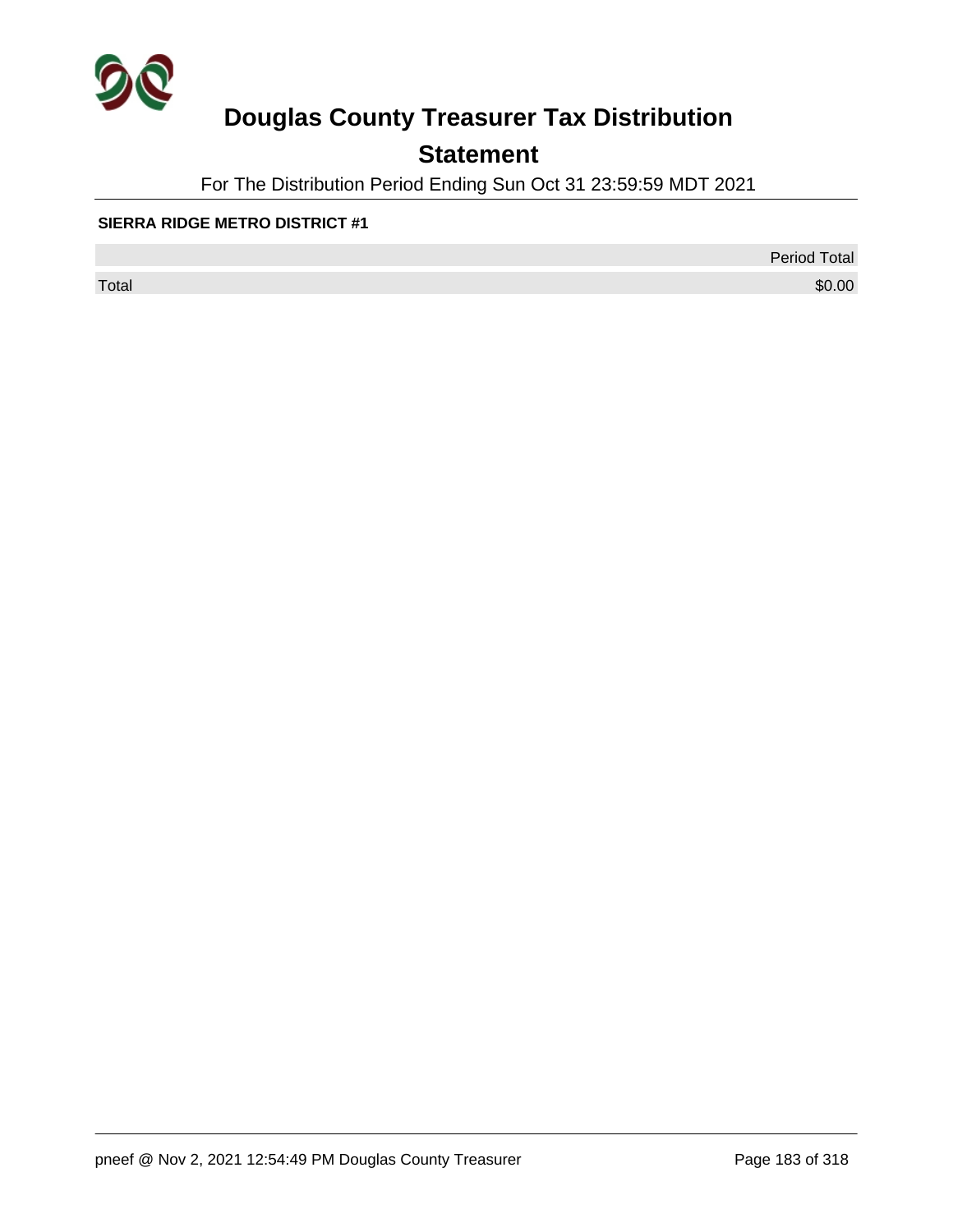# Douglas County Treasurer Tax Distribution

## Statement

For The Distribution Period Ending Sun Oct 31 23:59:59 MDT 2021

**SIERRA RIDGE METRO DISTRICT #1**

| | Period Total |
|---|---|
| Total | $0.00 |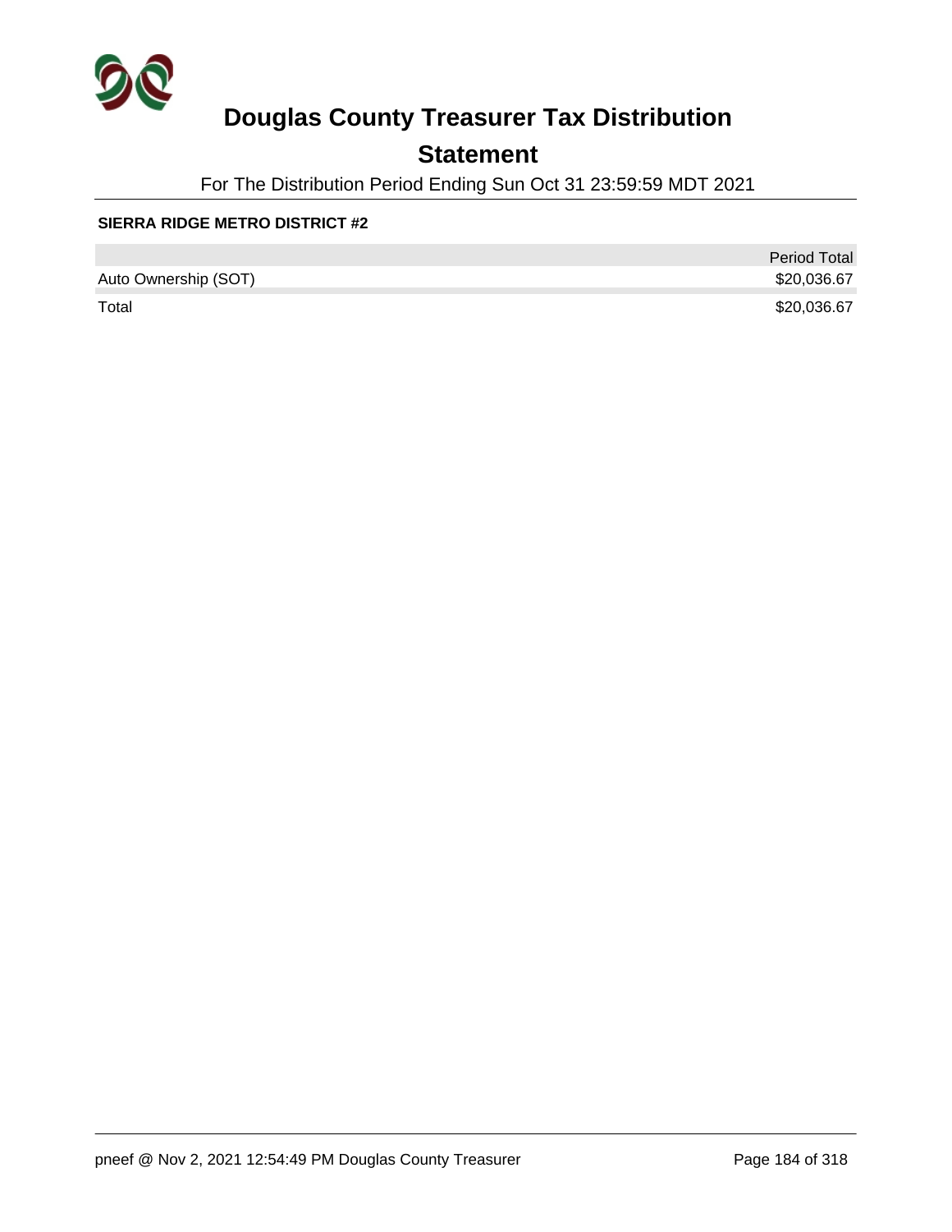# Douglas County Treasurer Tax Distribution

## Statement

For The Distribution Period Ending Sun Oct 31 23:59:59 MDT 2021

**SIERRA RIDGE METRO DISTRICT #2**

| | Period Total |
|---|---|
| Auto Ownership (SOT) | $20,036.67 |
| Total | $20,036.67 |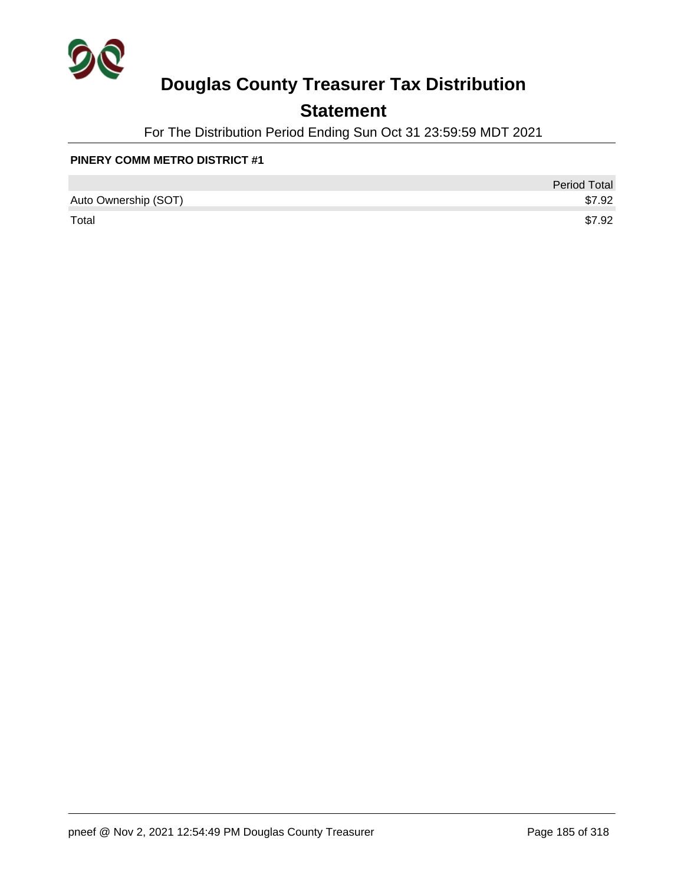# Douglas County Treasurer Tax Distribution

## Statement

For The Distribution Period Ending Sun Oct 31 23:59:59 MDT 2021

**PINERY COMM METRO DISTRICT #1**

| | Period Total |
|---|---|
| Auto Ownership (SOT) | $7.92 |
| Total | $7.92 |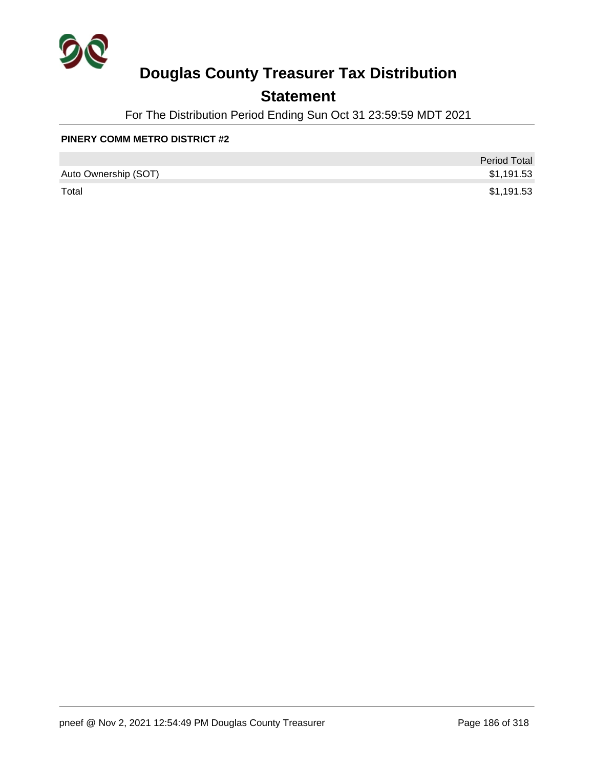# Douglas County Treasurer Tax Distribution

## Statement

For The Distribution Period Ending Sun Oct 31 23:59:59 MDT 2021

**PINERY COMM METRO DISTRICT #2**

| | Period Total |
|---|---|
| Auto Ownership (SOT) | $1,191.53 |
| Total | $1,191.53 |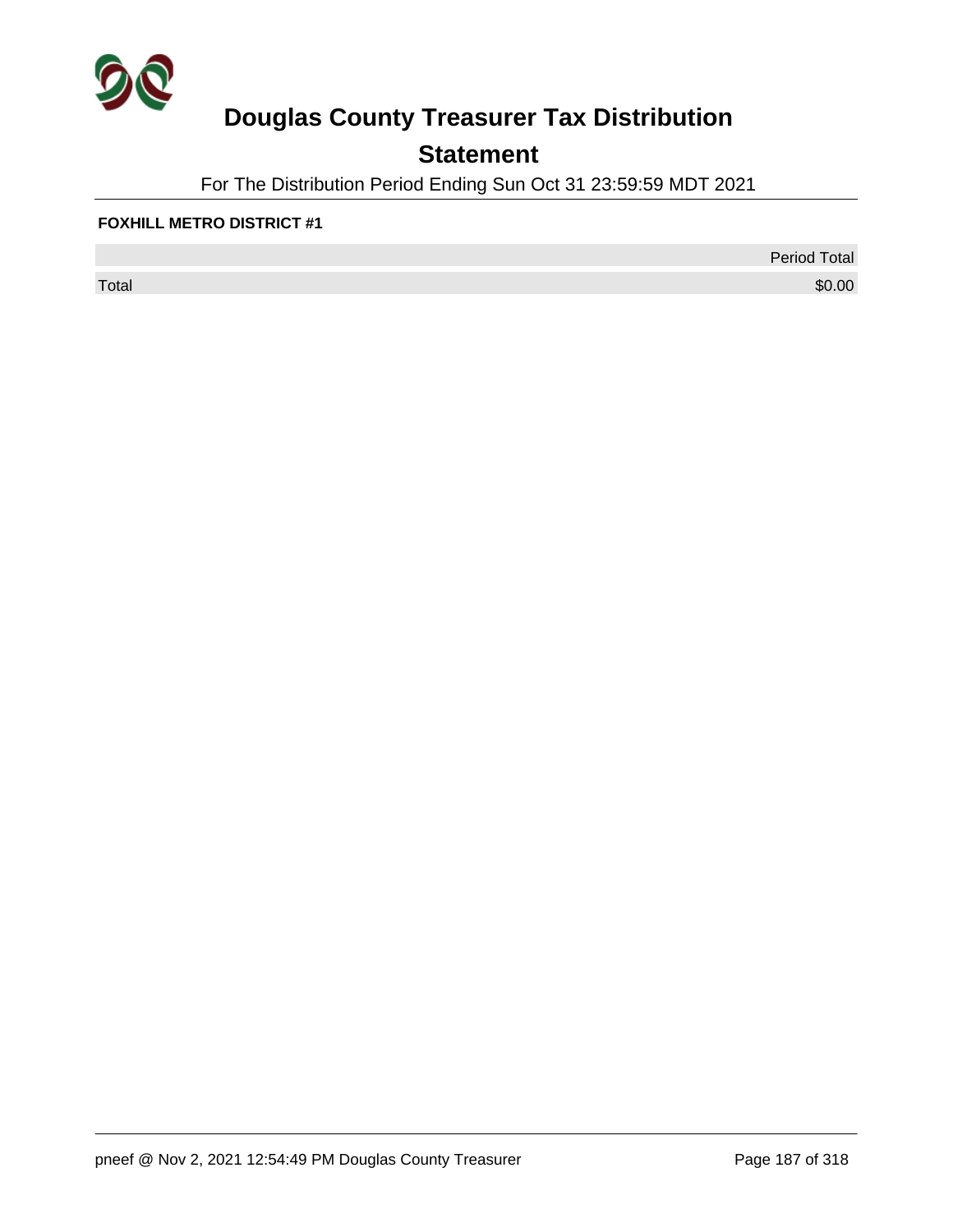# Douglas County Treasurer Tax Distribution

## Statement

For The Distribution Period Ending Sun Oct 31 23:59:59 MDT 2021

**FOXHILL METRO DISTRICT #1**

| | Period Total |
|---|---:|
| Total | $0.00 |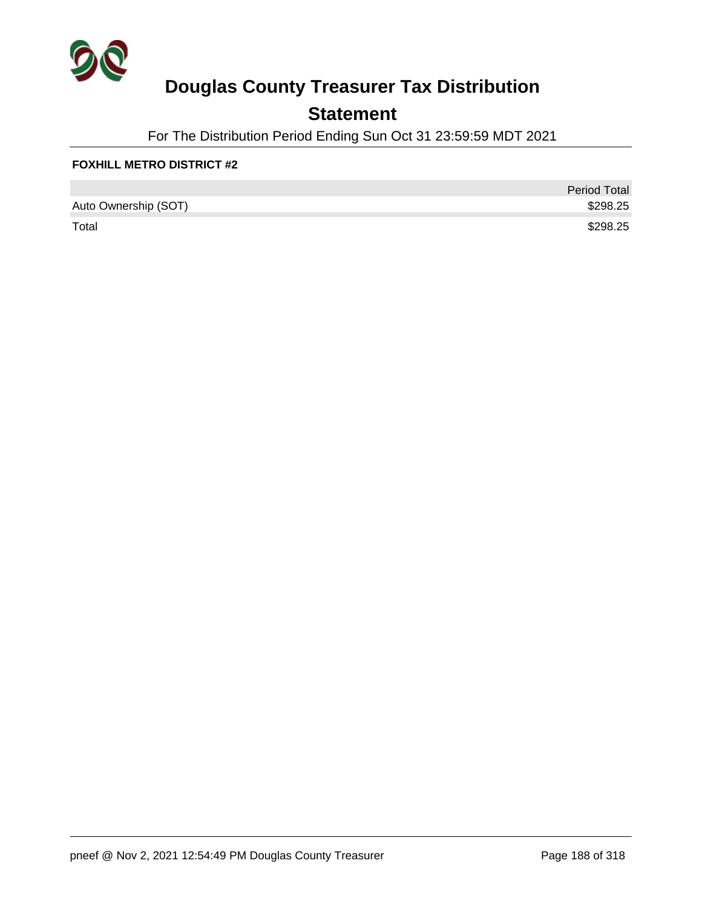# Douglas County Treasurer Tax Distribution

## Statement

For The Distribution Period Ending Sun Oct 31 23:59:59 MDT 2021

**FOXHILL METRO DISTRICT #2**

| | Period Total |
|---|---|
| Auto Ownership (SOT) | $298.25 |
| Total | $298.25 |

pneef @ Nov 2, 2021 12:54:49 PM Douglas County Treasurer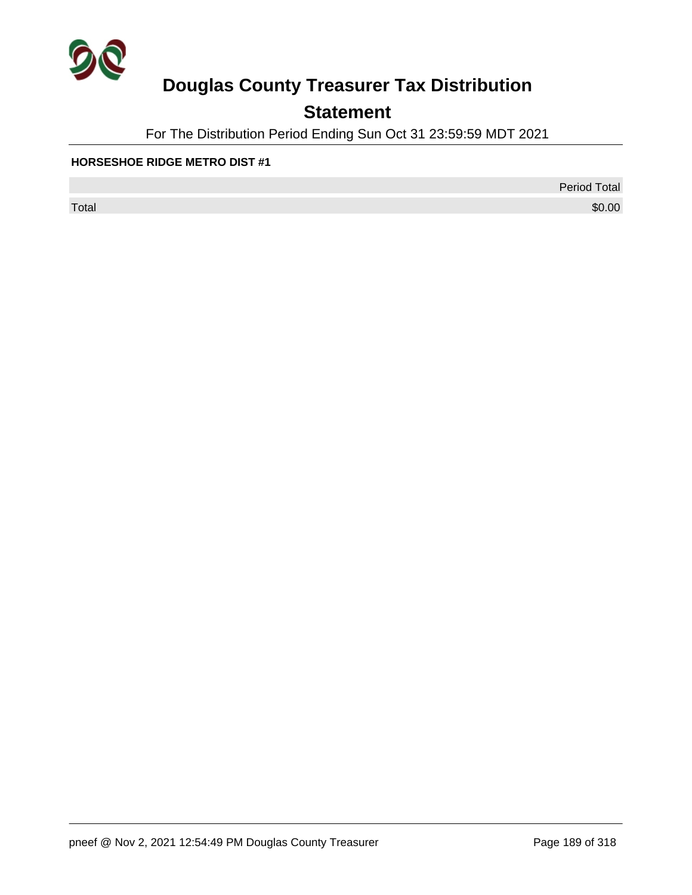# Douglas County Treasurer Tax Distribution

## Statement

For The Distribution Period Ending Sun Oct 31 23:59:59 MDT 2021

**HORSESHOE RIDGE METRO DIST #1**

| | Period Total |
|---|---|
| Total | $0.00 |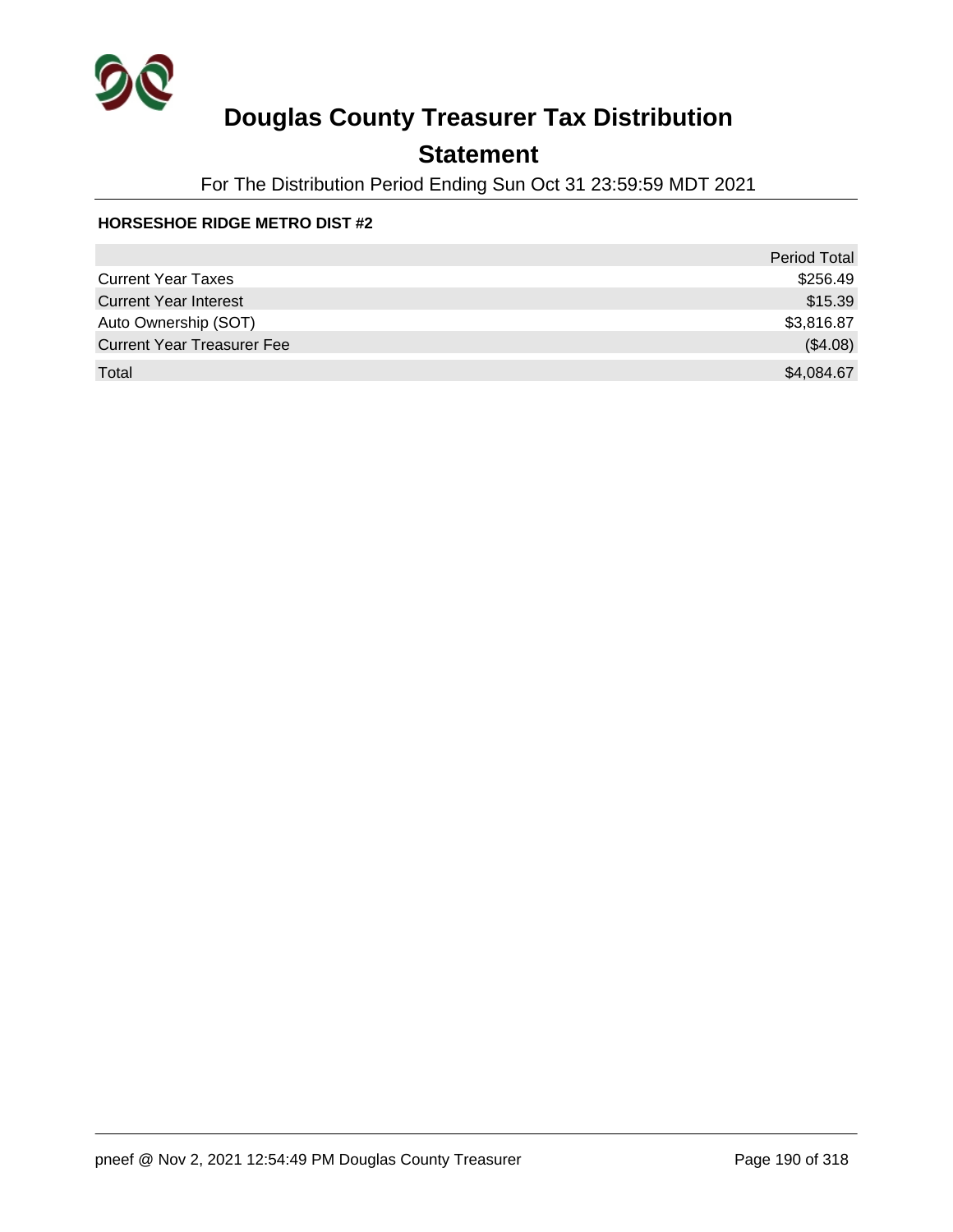# Douglas County Treasurer Tax Distribution

## Statement

For The Distribution Period Ending Sun Oct 31 23:59:59 MDT 2021

**HORSESHOE RIDGE METRO DIST #2**

| | Period Total |
|---|---:|
| Current Year Taxes | $256.49 |
| Current Year Interest | $15.39 |
| Auto Ownership (SOT) | $3,816.87 |
| Current Year Treasurer Fee | ($4.08) |
| Total | $4,084.67 |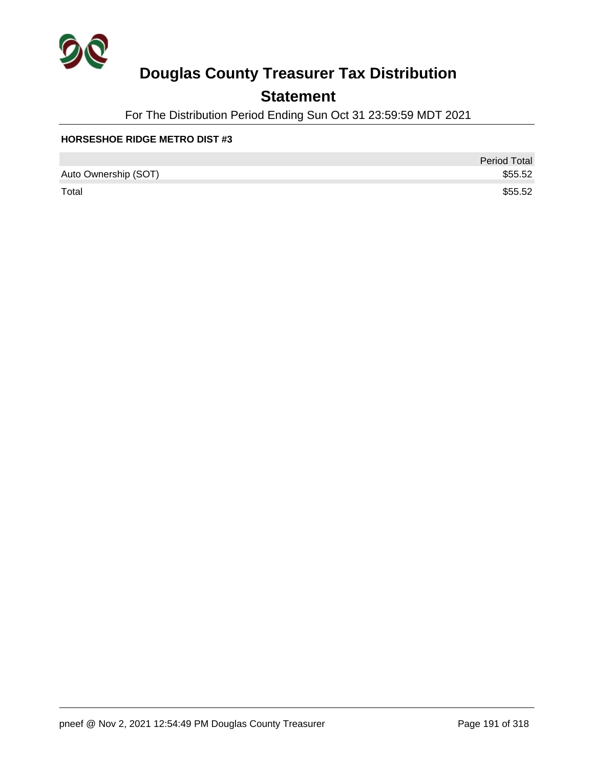# Douglas County Treasurer Tax Distribution

## Statement

For The Distribution Period Ending Sun Oct 31 23:59:59 MDT 2021

**HORSESHOE RIDGE METRO DIST #3**

| | Period Total |
|---|---:|
| Auto Ownership (SOT) | $55.52 |
| Total | $55.52 |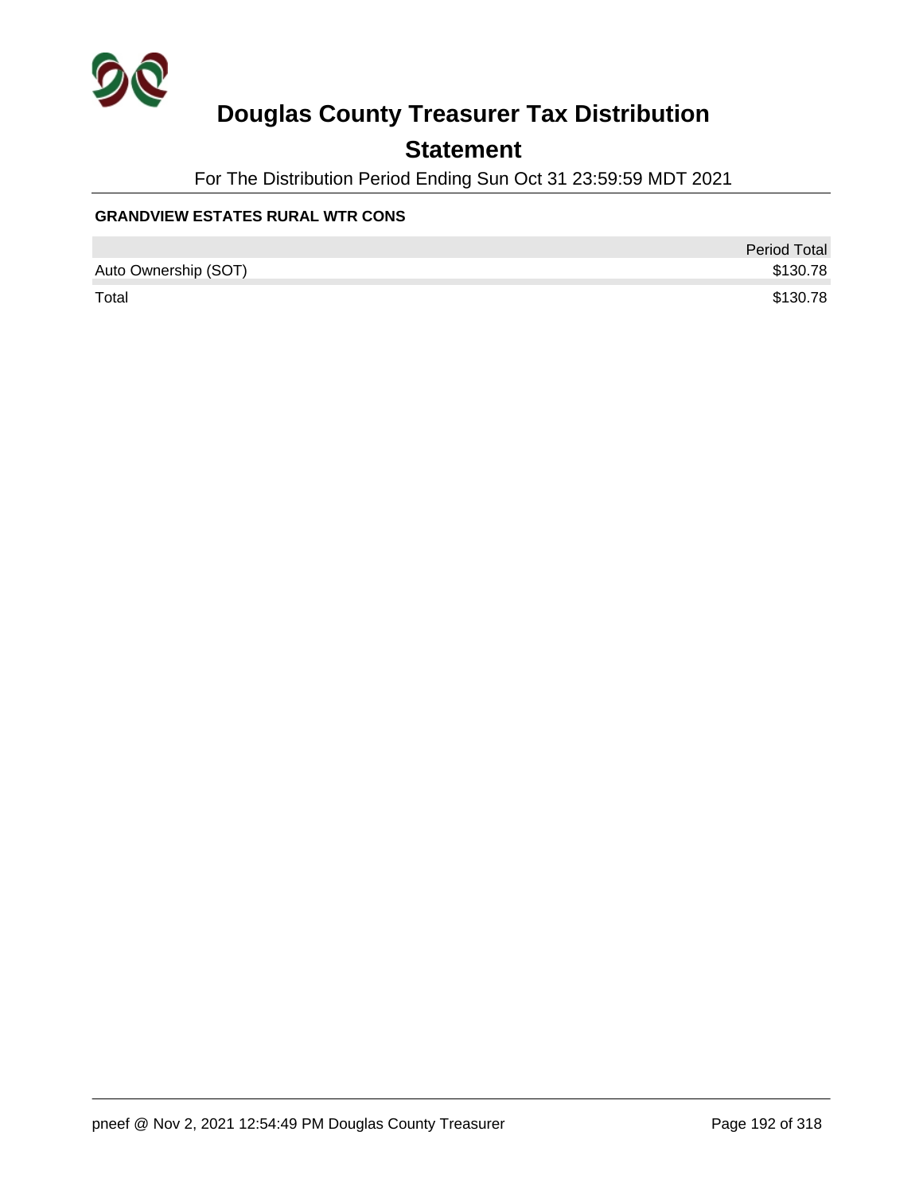# Douglas County Treasurer Tax Distribution

## Statement

For The Distribution Period Ending Sun Oct 31 23:59:59 MDT 2021

**GRANDVIEW ESTATES RURAL WTR CONS**

| | Period Total |
|---|---:|
| Auto Ownership (SOT) | $130.78 |
| Total | $130.78 |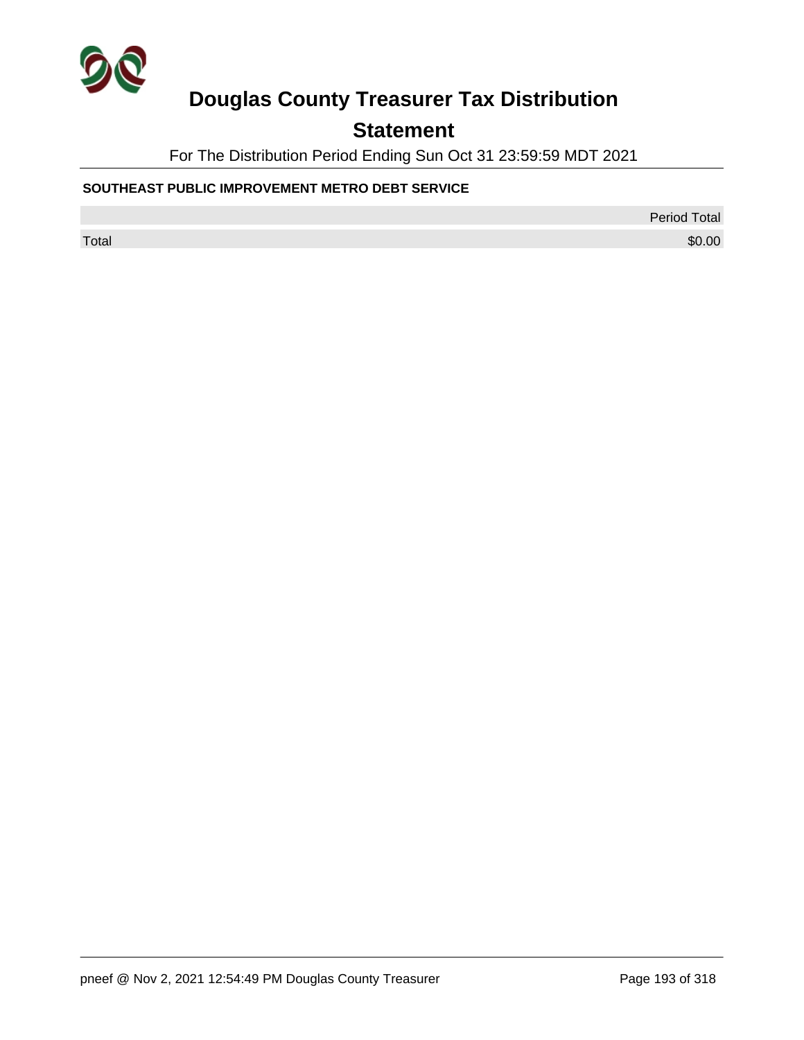# Douglas County Treasurer Tax Distribution

## Statement

For The Distribution Period Ending Sun Oct 31 23:59:59 MDT 2021

### SOUTHEAST PUBLIC IMPROVEMENT METRO DEBT SERVICE

| | Period Total |
|---|---|
| Total | $0.00 |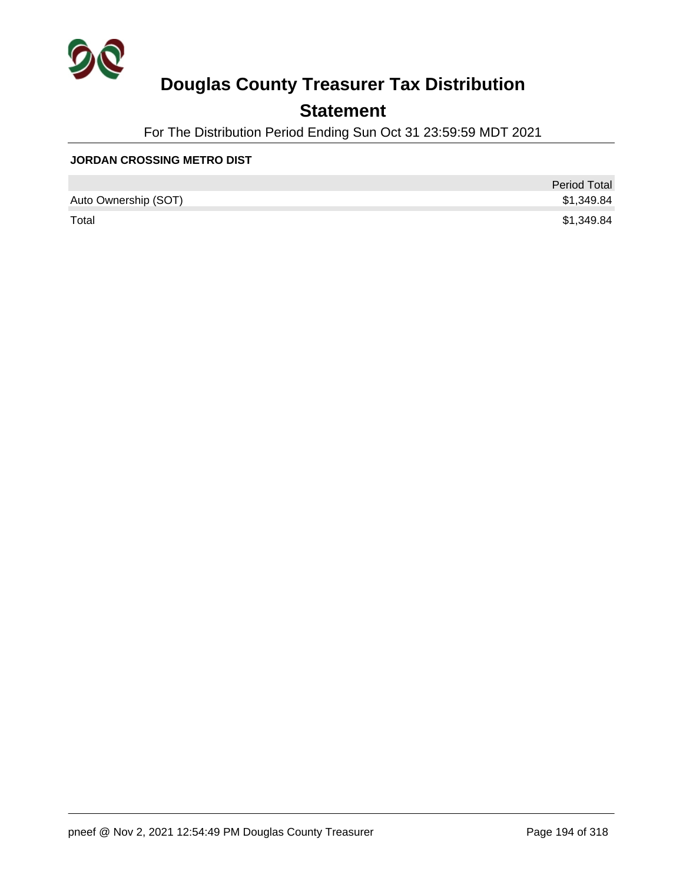# Douglas County Treasurer Tax Distribution

## Statement

For The Distribution Period Ending Sun Oct 31 23:59:59 MDT 2021

**JORDAN CROSSING METRO DIST**

| | Period Total |
|---|---|
| Auto Ownership (SOT) | $1,349.84 |
| Total | $1,349.84 |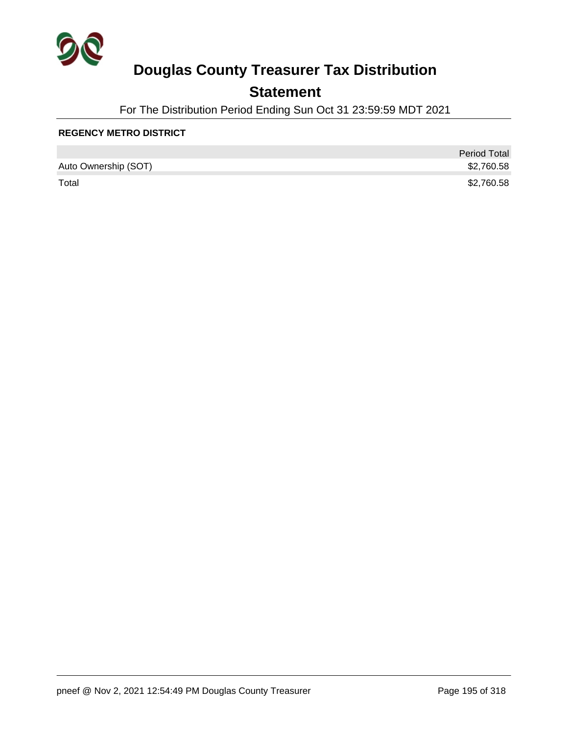# Douglas County Treasurer Tax Distribution

## Statement

For The Distribution Period Ending Sun Oct 31 23:59:59 MDT 2021

**REGENCY METRO DISTRICT**

| | Period Total |
|---|---|
| Auto Ownership (SOT) | $2,760.58 |
| Total | $2,760.58 |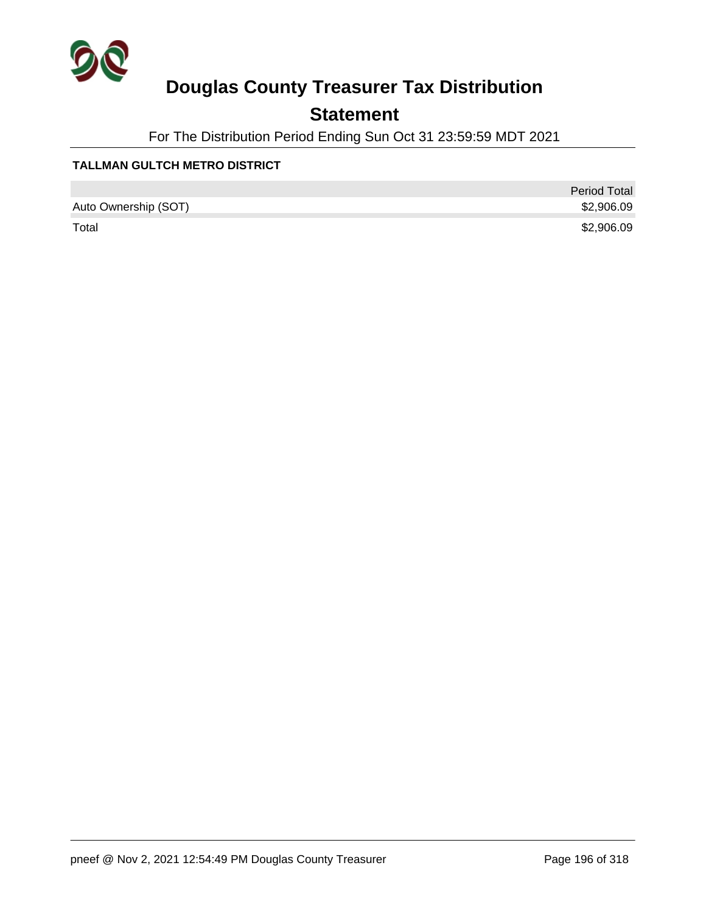# Douglas County Treasurer Tax Distribution

## Statement

For The Distribution Period Ending Sun Oct 31 23:59:59 MDT 2021

**TALLMAN GULTCH METRO DISTRICT**

| | Period Total |
|---|---|
| Auto Ownership (SOT) | $2,906.09 |
| Total | $2,906.09 |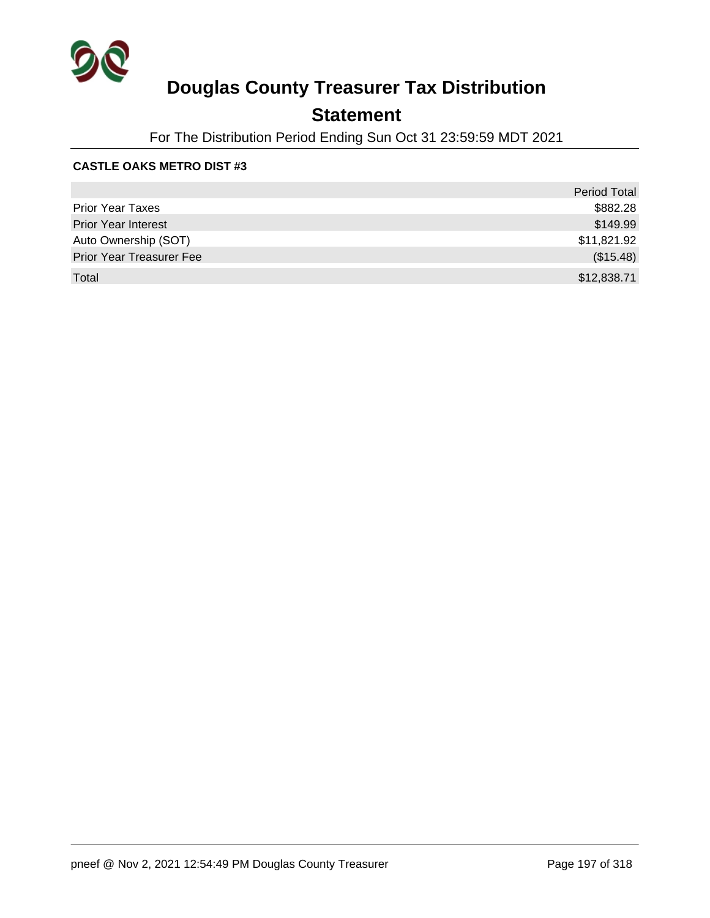# Douglas County Treasurer Tax Distribution

## Statement

For The Distribution Period Ending Sun Oct 31 23:59:59 MDT 2021

**CASTLE OAKS METRO DIST #3**

| | Period Total |
|---|---|
| Prior Year Taxes | $882.28 |
| Prior Year Interest | $149.99 |
| Auto Ownership (SOT) | $11,821.92 |
| Prior Year Treasurer Fee | ($15.48) |
| Total | $12,838.71 |

pneef @ Nov 2, 2021 12:54:49 PM Douglas County Treasurer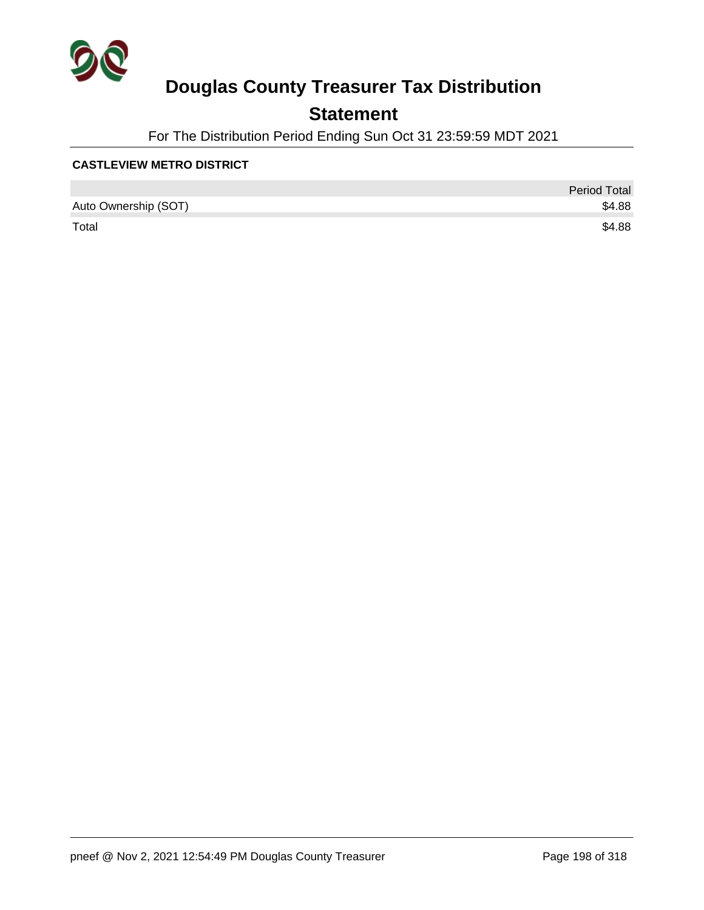# Douglas County Treasurer Tax Distribution

## Statement

For The Distribution Period Ending Sun Oct 31 23:59:59 MDT 2021

**CASTLEVIEW METRO DISTRICT**

| | Period Total |
|---|---|
| Auto Ownership (SOT) | $4.88 |
| Total | $4.88 |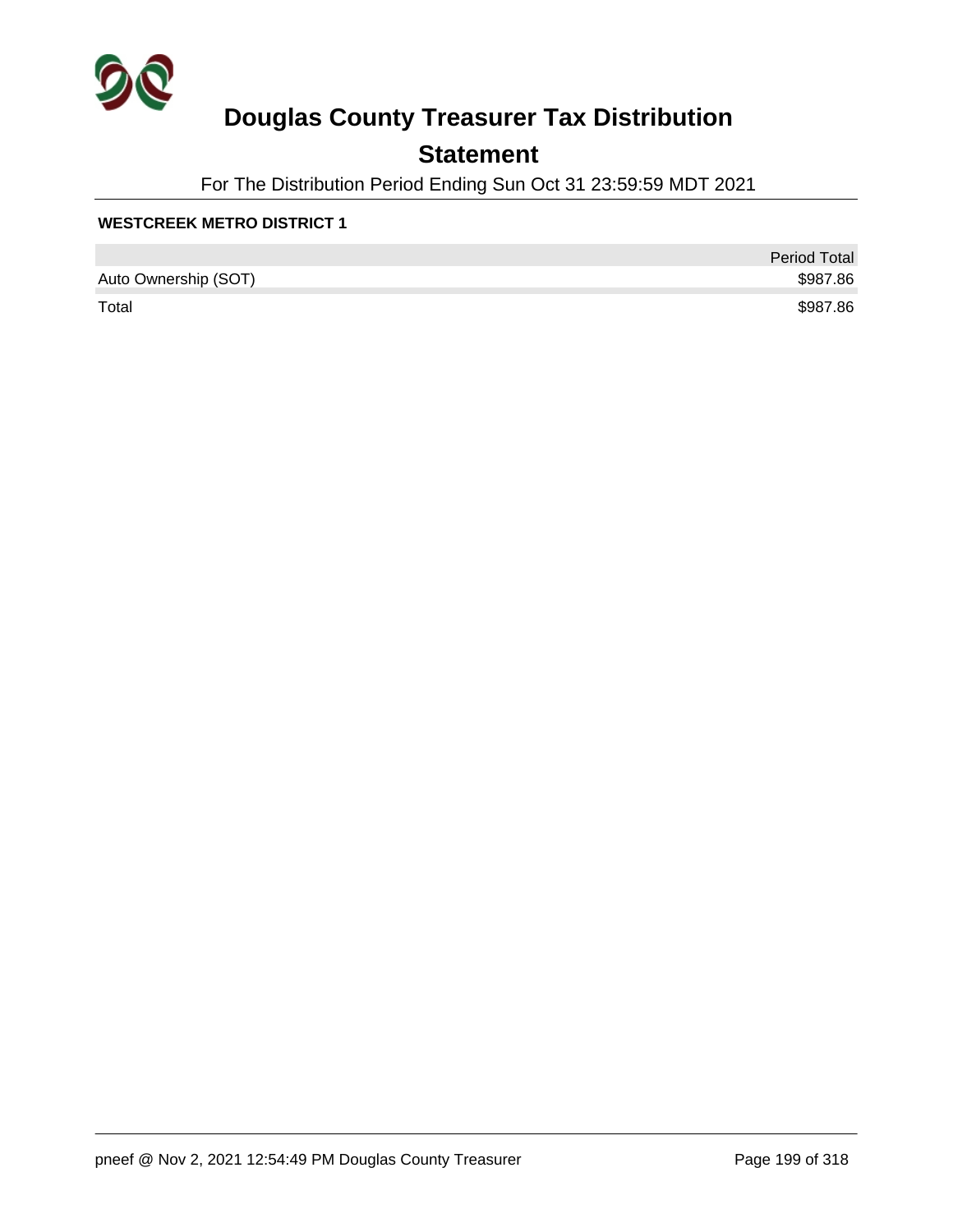# Douglas County Treasurer Tax Distribution

## Statement

For The Distribution Period Ending Sun Oct 31 23:59:59 MDT 2021

**WESTCREEK METRO DISTRICT 1**

| | Period Total |
|---|---|
| Auto Ownership (SOT) | $987.86 |
| Total | $987.86 |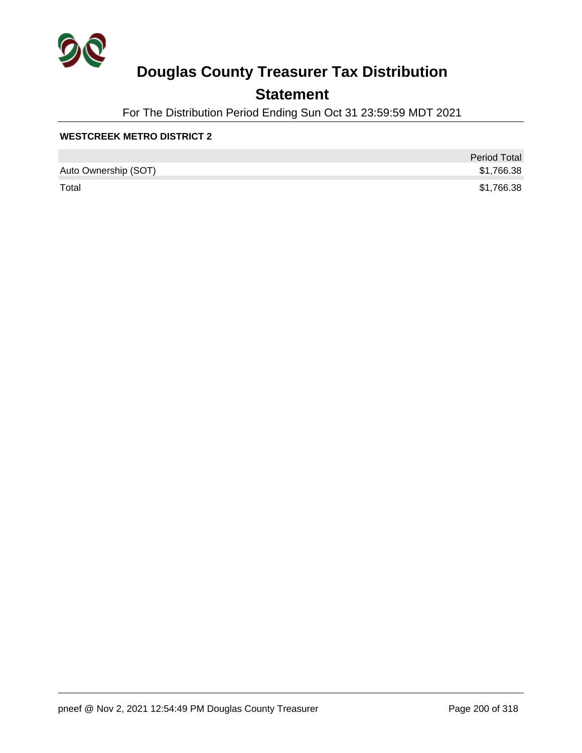# Douglas County Treasurer Tax Distribution

## Statement

For The Distribution Period Ending Sun Oct 31 23:59:59 MDT 2021

**WESTCREEK METRO DISTRICT 2**

| | Period Total |
|---|---|
| Auto Ownership (SOT) | $1,766.38 |
| Total | $1,766.38 |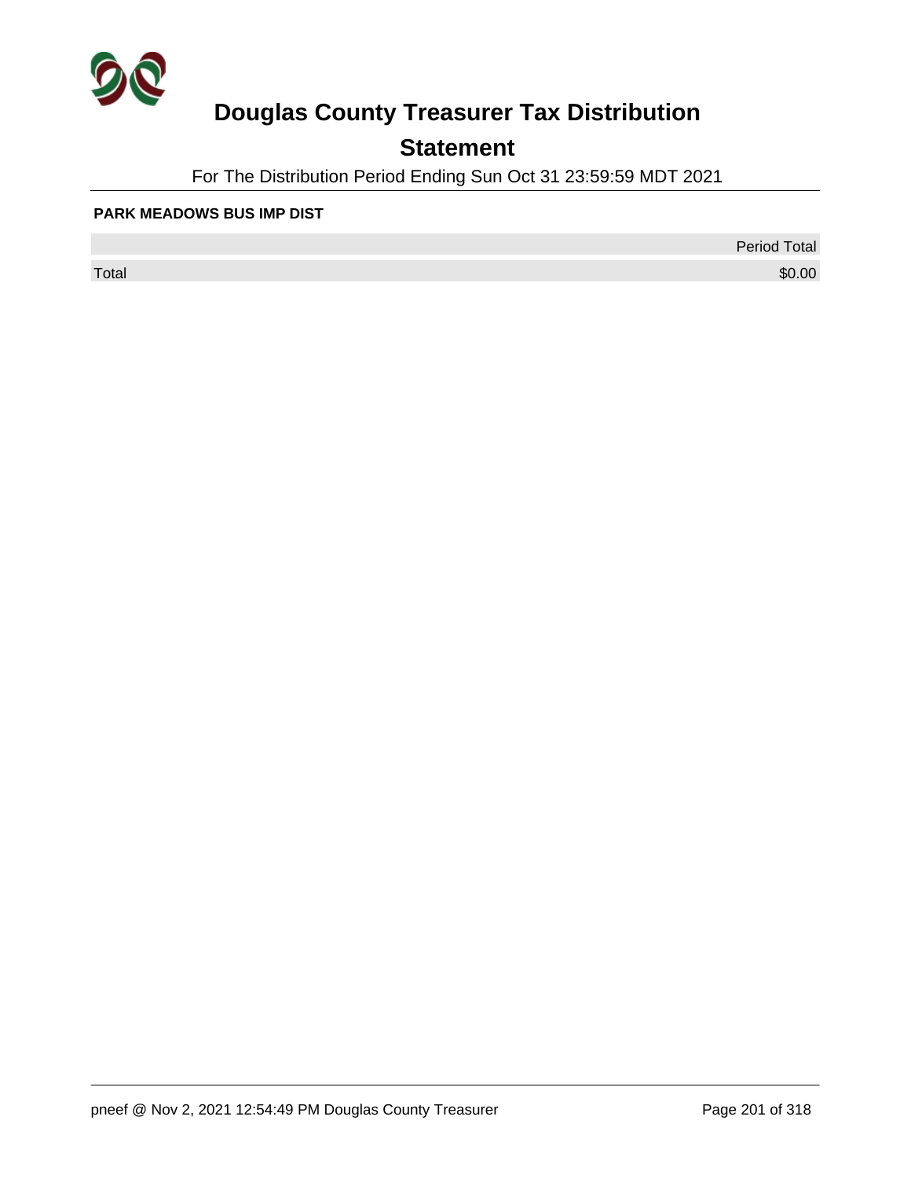# Douglas County Treasurer Tax Distribution

## Statement

For The Distribution Period Ending Sun Oct 31 23:59:59 MDT 2021

**PARK MEADOWS BUS IMP DIST**

| | Period Total |
|---|---|
| Total | $0.00 |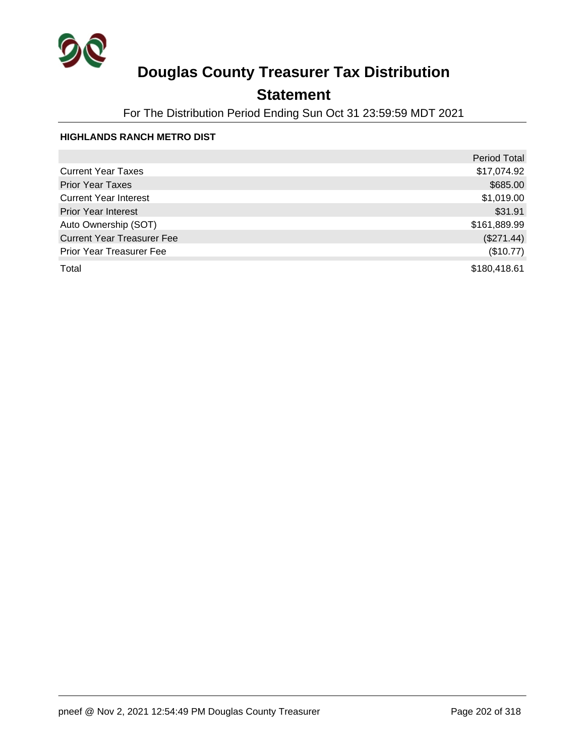# Douglas County Treasurer Tax Distribution

## Statement

For The Distribution Period Ending Sun Oct 31 23:59:59 MDT 2021

**HIGHLANDS RANCH METRO DIST**

| | Period Total |
|---|---|
| Current Year Taxes | $17,074.92 |
| Prior Year Taxes | $685.00 |
| Current Year Interest | $1,019.00 |
| Prior Year Interest | $31.91 |
| Auto Ownership (SOT) | $161,889.99 |
| Current Year Treasurer Fee | ($271.44) |
| Prior Year Treasurer Fee | ($10.77) |
| Total | $180,418.61 |

pneef @ Nov 2, 2021 12:54:49 PM Douglas County Treasurer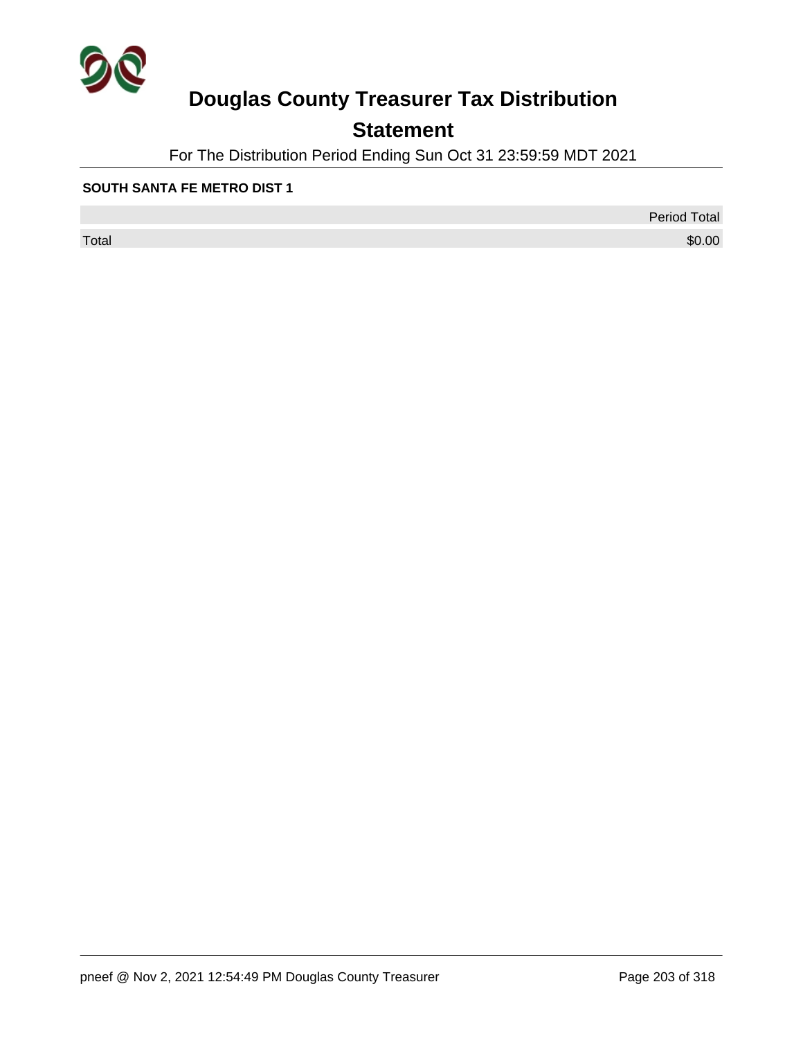# Douglas County Treasurer Tax Distribution

## Statement

For The Distribution Period Ending Sun Oct 31 23:59:59 MDT 2021

**SOUTH SANTA FE METRO DIST 1**

| | Period Total |
|---|---|
| Total | $0.00 |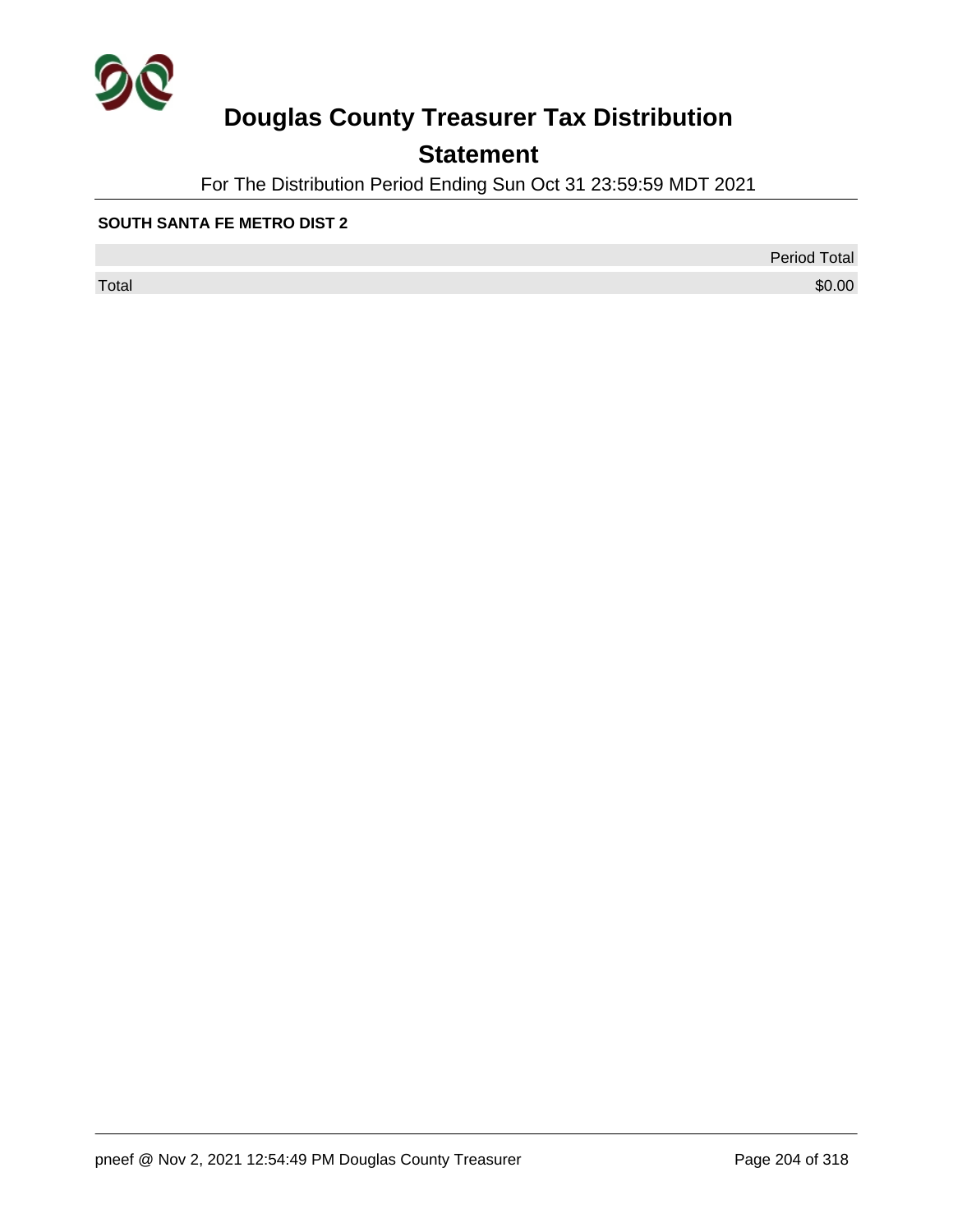# Douglas County Treasurer Tax Distribution

## Statement

For The Distribution Period Ending Sun Oct 31 23:59:59 MDT 2021

**SOUTH SANTA FE METRO DIST 2**

| | Period Total |
|---|---|
| Total | $0.00 |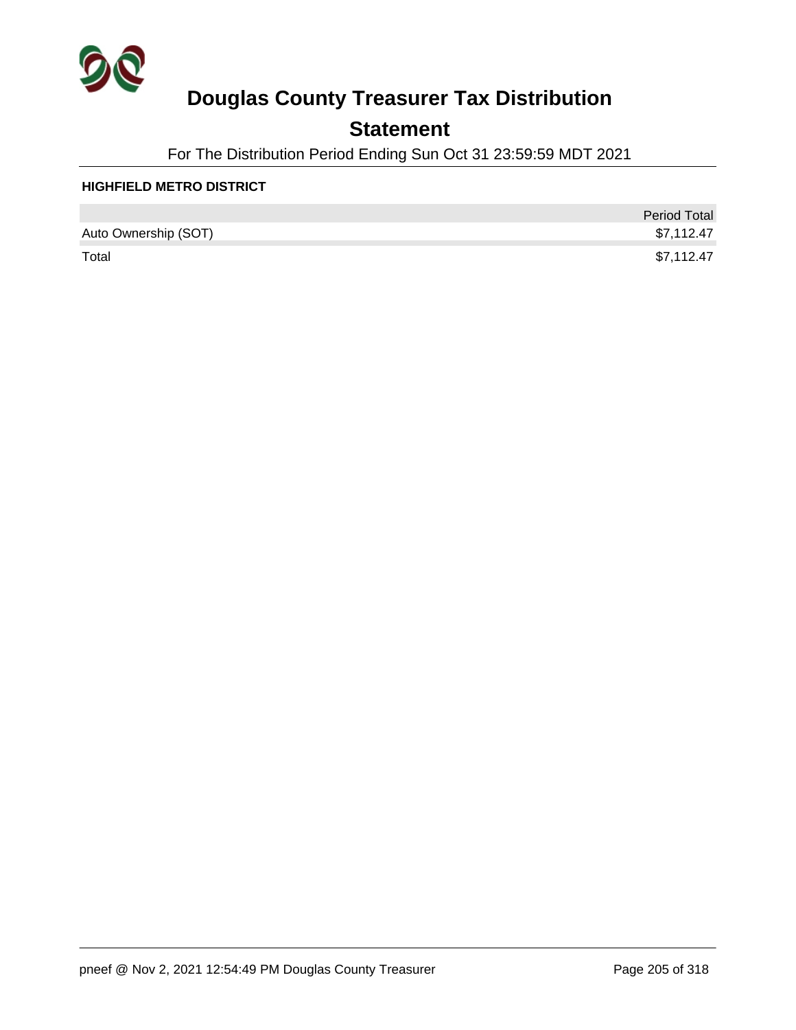# Douglas County Treasurer Tax Distribution

## Statement

For The Distribution Period Ending Sun Oct 31 23:59:59 MDT 2021

**HIGHFIELD METRO DISTRICT**

| | Period Total |
|---|---|
| Auto Ownership (SOT) | $7,112.47 |
| Total | $7,112.47 |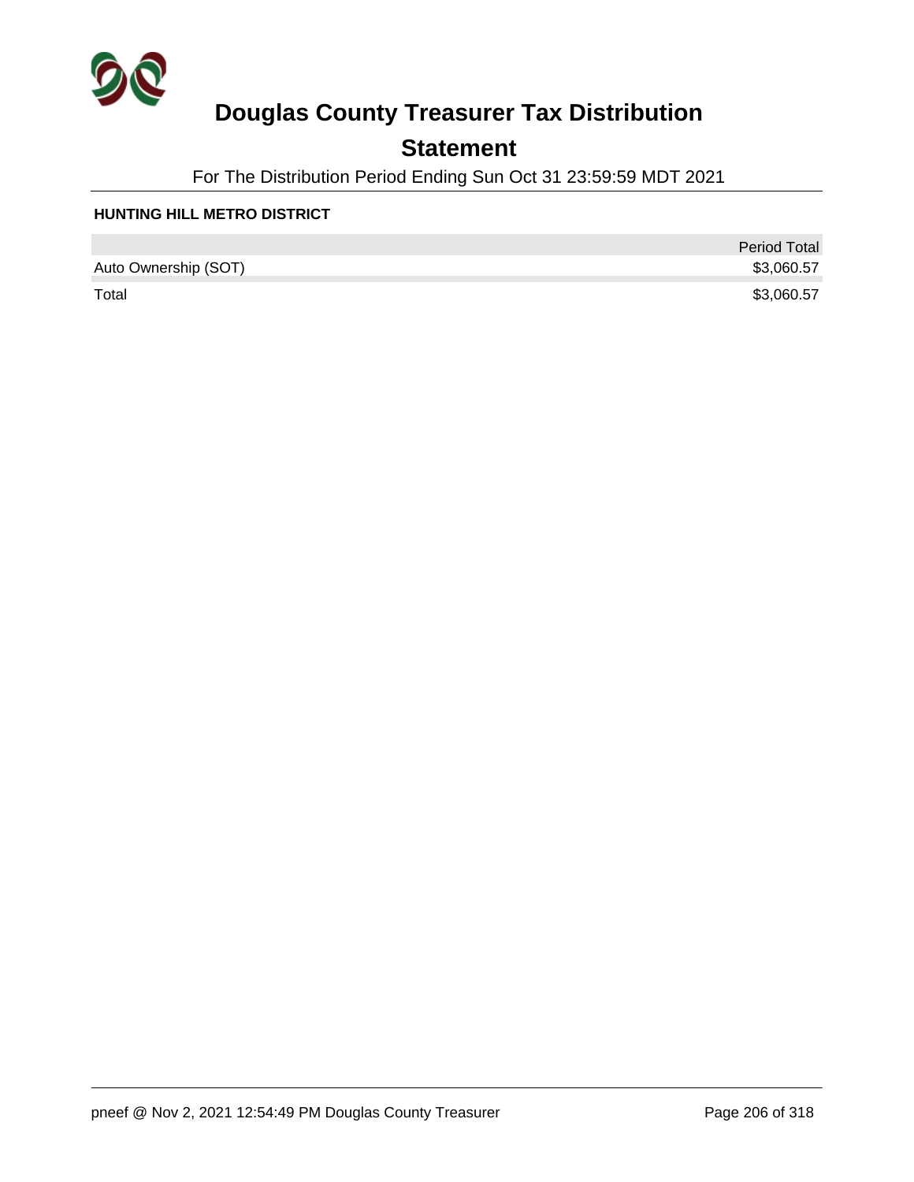# Douglas County Treasurer Tax Distribution

## Statement

For The Distribution Period Ending Sun Oct 31 23:59:59 MDT 2021

**HUNTING HILL METRO DISTRICT**

| | Period Total |
|---|---|
| Auto Ownership (SOT) | $3,060.57 |
| Total | $3,060.57 |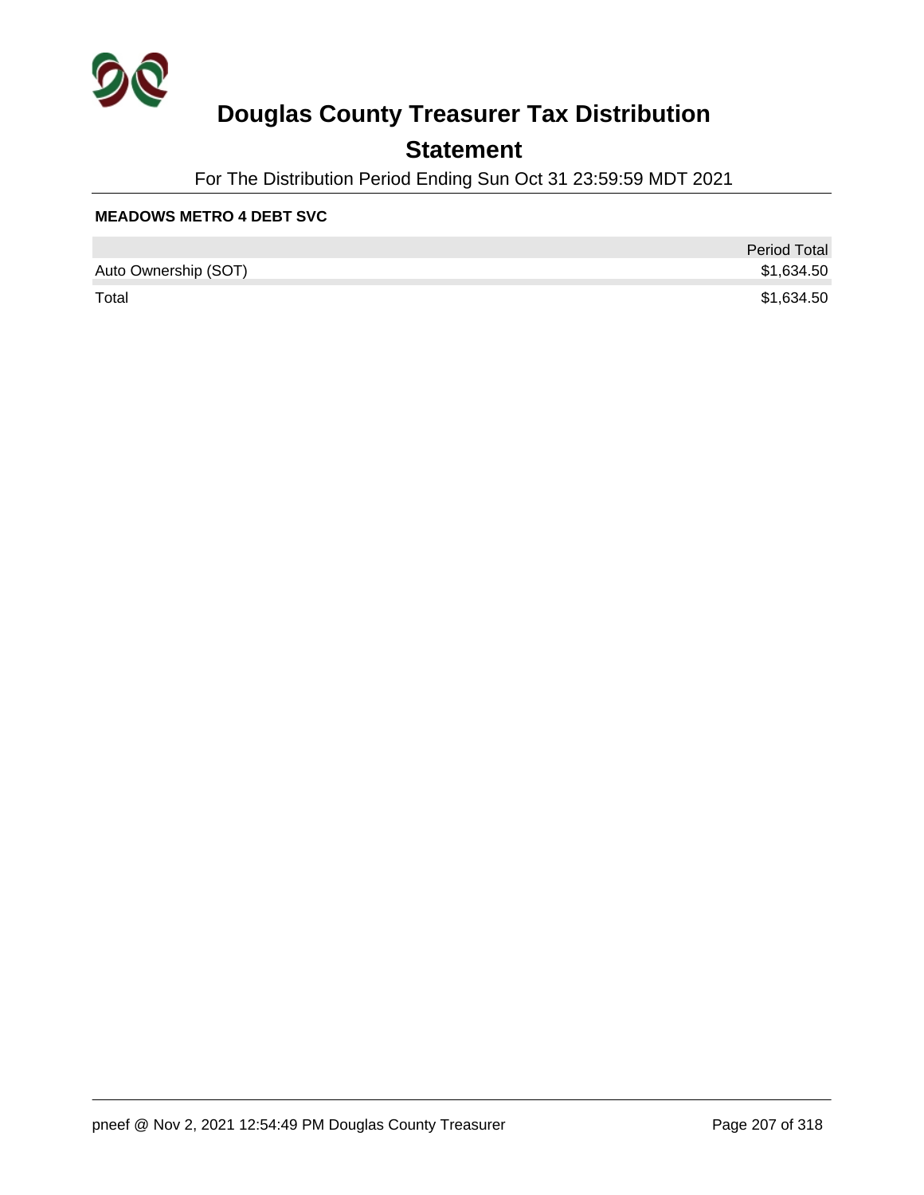# Douglas County Treasurer Tax Distribution

## Statement

For The Distribution Period Ending Sun Oct 31 23:59:59 MDT 2021

**MEADOWS METRO 4 DEBT SVC**

| | Period Total |
|---|---|
| Auto Ownership (SOT) | $1,634.50 |
| Total | $1,634.50 |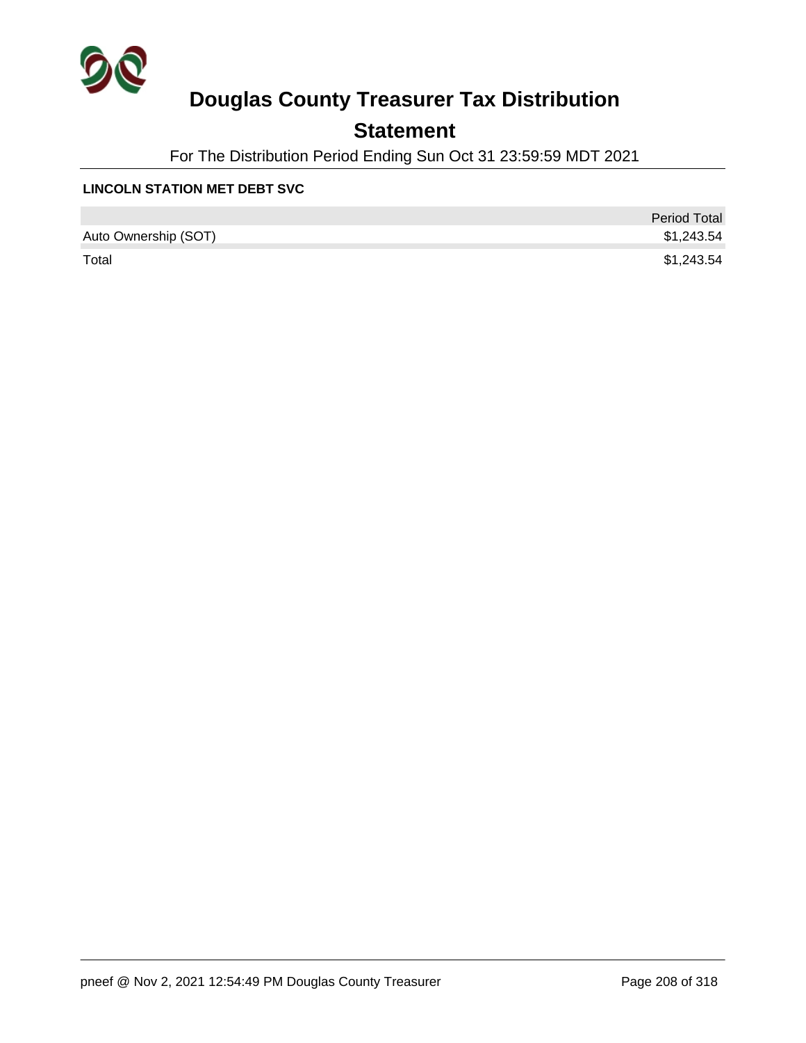# Douglas County Treasurer Tax Distribution

## Statement

For The Distribution Period Ending Sun Oct 31 23:59:59 MDT 2021

**LINCOLN STATION MET DEBT SVC**

| | Period Total |
|---|---|
| Auto Ownership (SOT) | $1,243.54 |
| Total | $1,243.54 |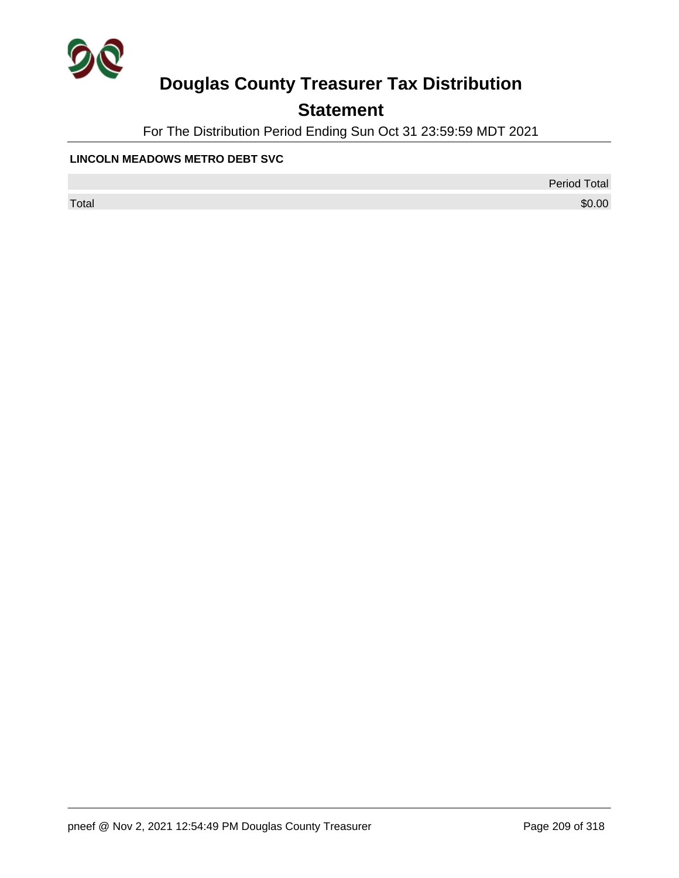# Douglas County Treasurer Tax Distribution

## Statement

For The Distribution Period Ending Sun Oct 31 23:59:59 MDT 2021

**LINCOLN MEADOWS METRO DEBT SVC**

| | Period Total |
|---|---|
| Total | $0.00 |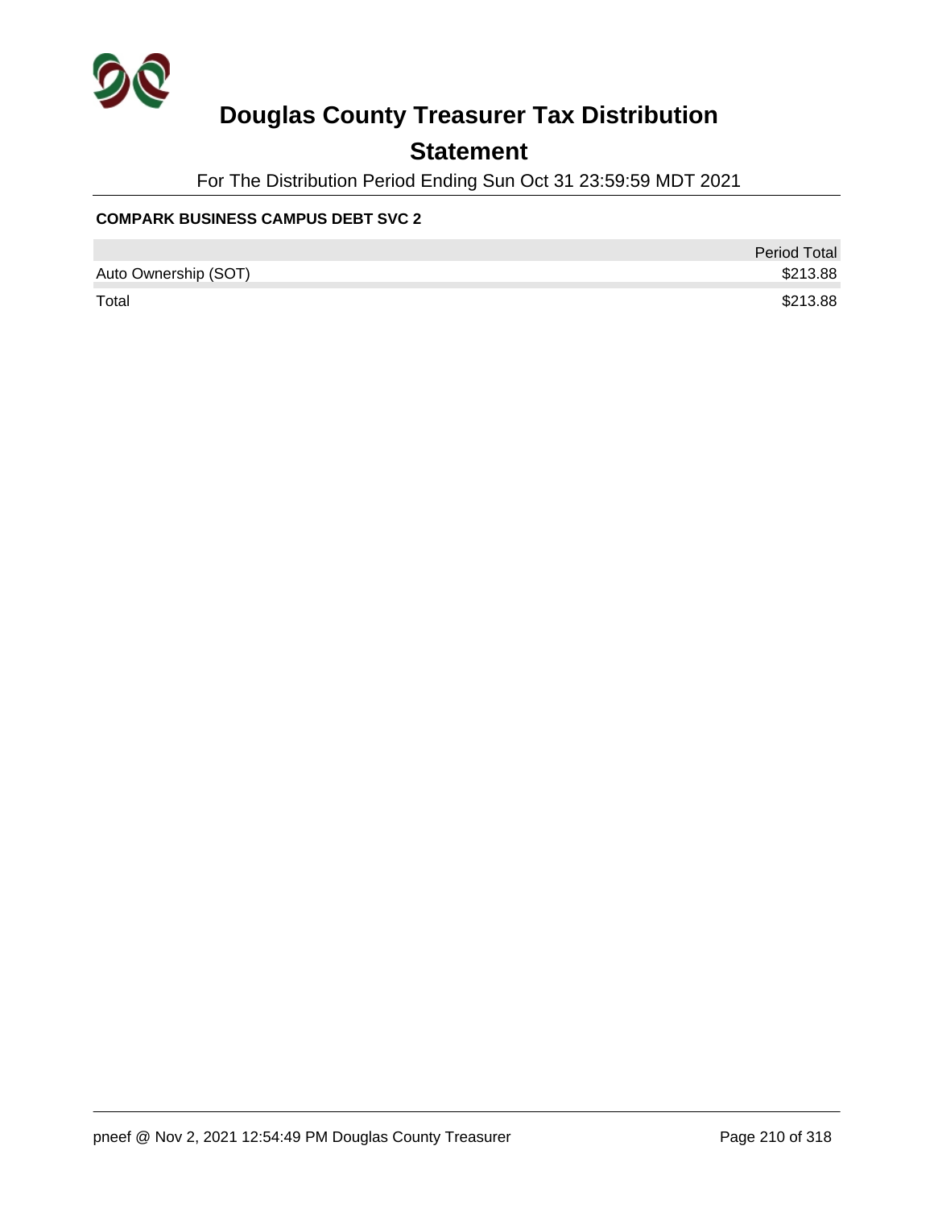# Douglas County Treasurer Tax Distribution

## Statement

For The Distribution Period Ending Sun Oct 31 23:59:59 MDT 2021

**COMPARK BUSINESS CAMPUS DEBT SVC 2**

| | Period Total |
|---|---|
| Auto Ownership (SOT) | $213.88 |
| Total | $213.88 |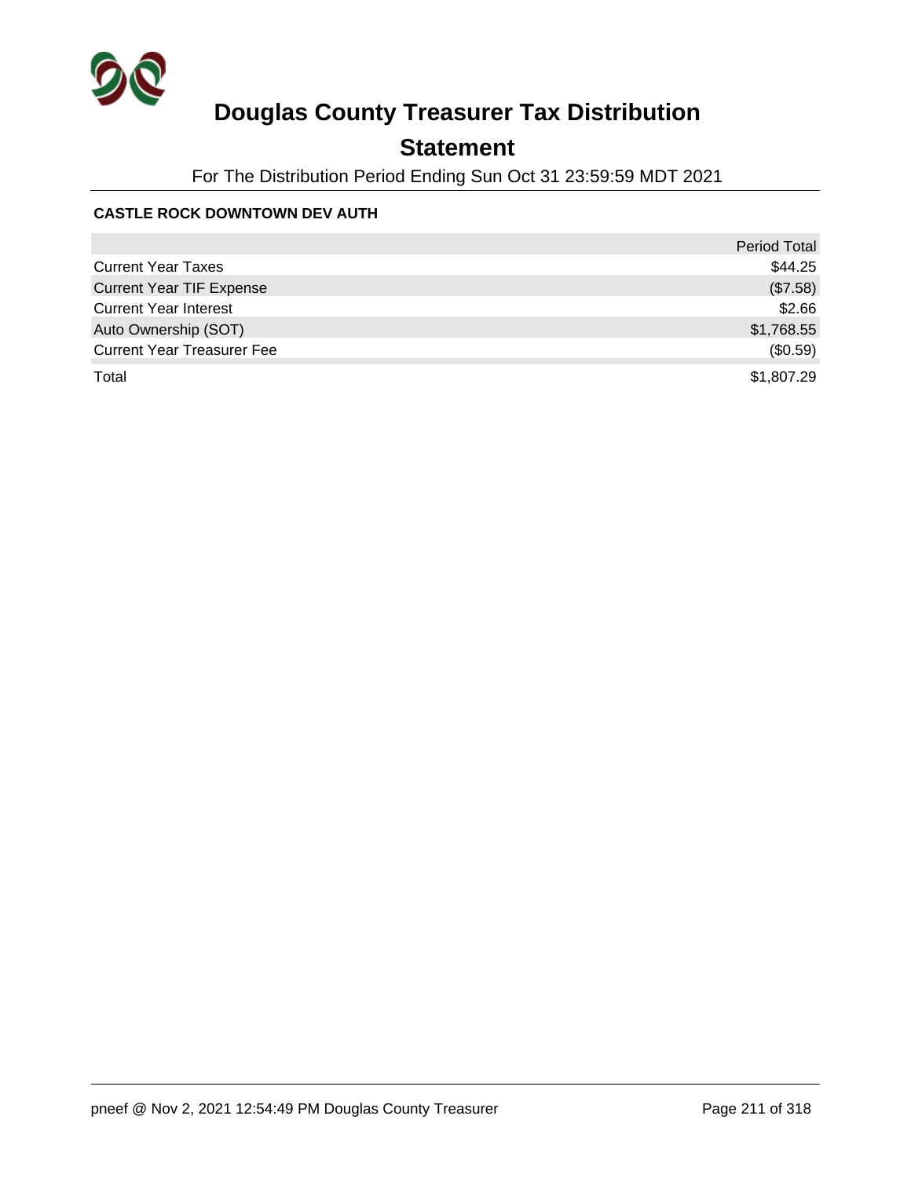# Douglas County Treasurer Tax Distribution

## Statement

For The Distribution Period Ending Sun Oct 31 23:59:59 MDT 2021

**CASTLE ROCK DOWNTOWN DEV AUTH**

| | Period Total |
|---|---:|
| Current Year Taxes | $44.25 |
| Current Year TIF Expense | ($7.58) |
| Current Year Interest | $2.66 |
| Auto Ownership (SOT) | $1,768.55 |
| Current Year Treasurer Fee | ($0.59) |
| Total | $1,807.29 |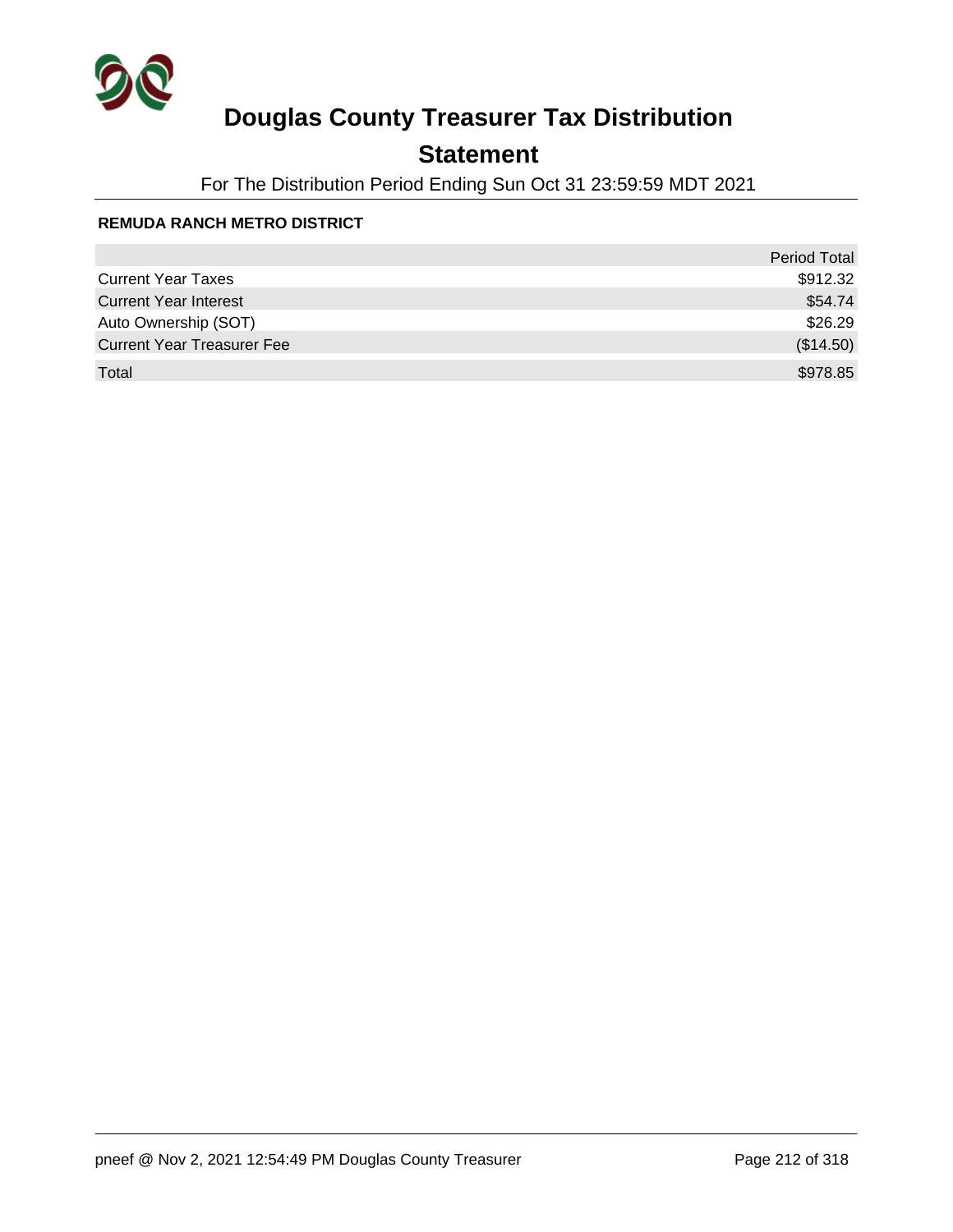# Douglas County Treasurer Tax Distribution

## Statement

For The Distribution Period Ending Sun Oct 31 23:59:59 MDT 2021

**REMUDA RANCH METRO DISTRICT**

| | Period Total |
|---|---|
| Current Year Taxes | $912.32 |
| Current Year Interest | $54.74 |
| Auto Ownership (SOT) | $26.29 |
| Current Year Treasurer Fee | ($14.50) |
| Total | $978.85 |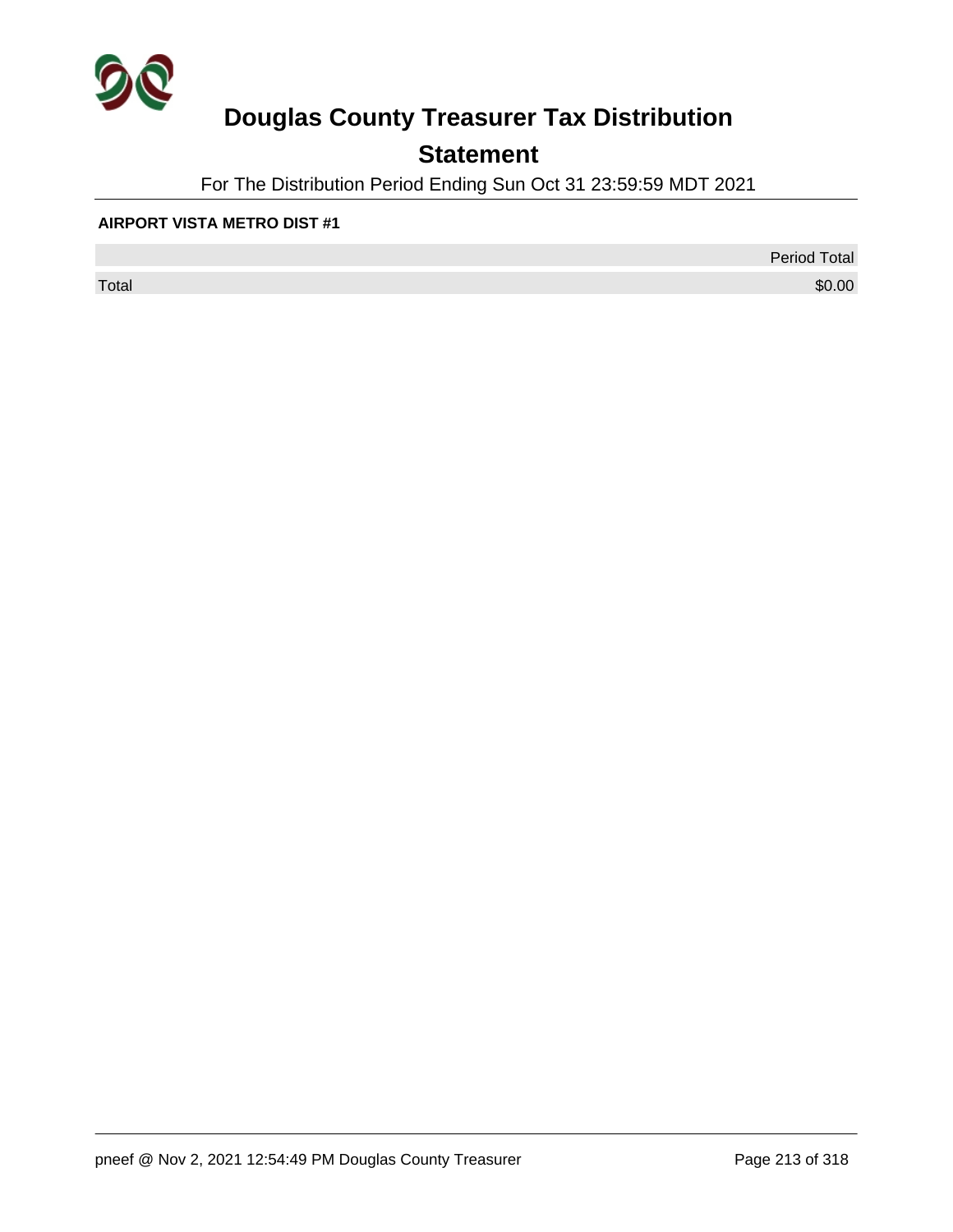# Douglas County Treasurer Tax Distribution

## Statement

For The Distribution Period Ending Sun Oct 31 23:59:59 MDT 2021

**AIRPORT VISTA METRO DIST #1**

| | Period Total |
|---|---|
| Total | $0.00 |

pneef @ Nov 2, 2021 12:54:49 PM Douglas County Treasurer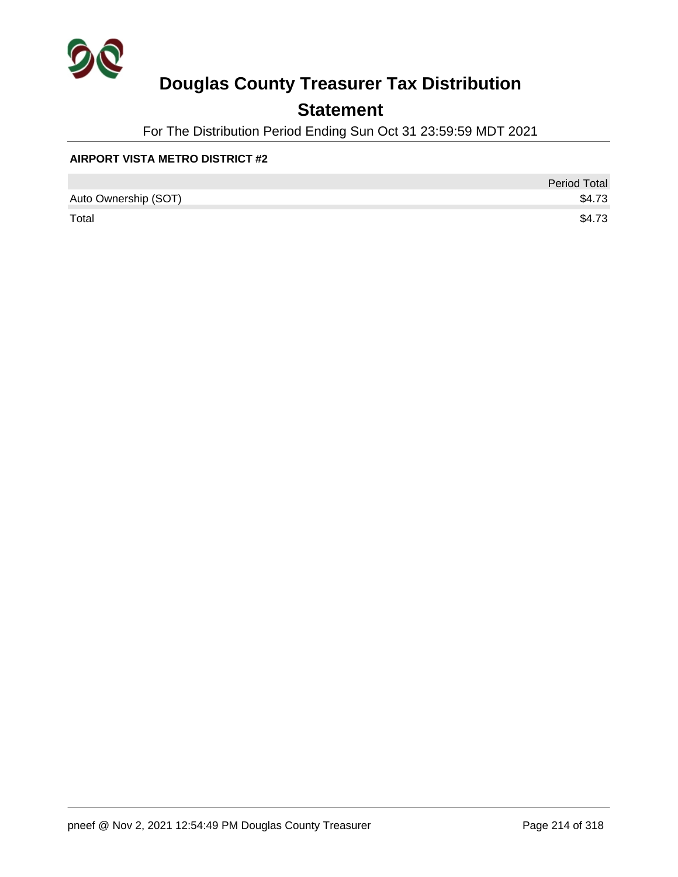# Douglas County Treasurer Tax Distribution

## Statement

For The Distribution Period Ending Sun Oct 31 23:59:59 MDT 2021

**AIRPORT VISTA METRO DISTRICT #2**

| | Period Total |
|---|---|
| Auto Ownership (SOT) | $4.73 |
| Total | $4.73 |

pneef @ Nov 2, 2021 12:54:49 PM Douglas County Treasurer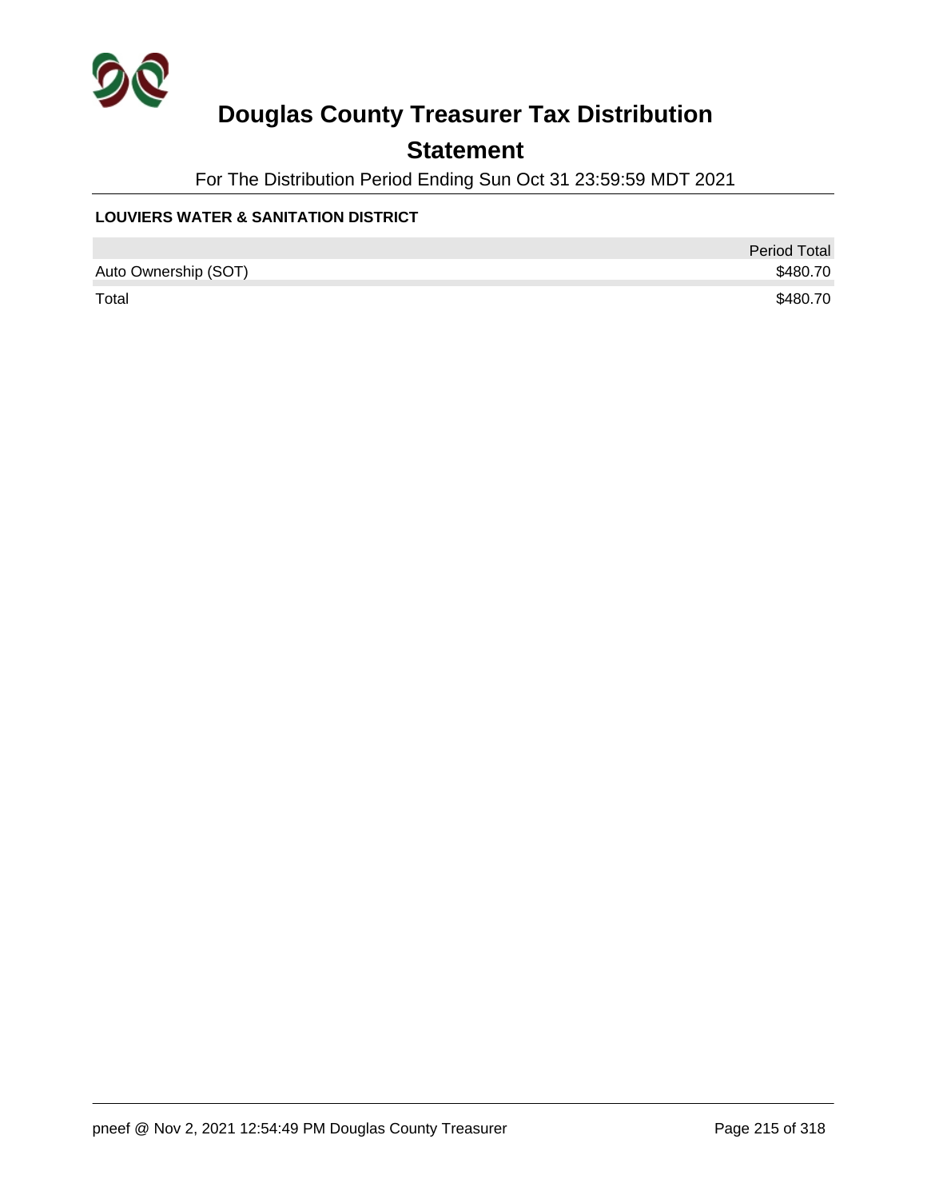# Douglas County Treasurer Tax Distribution

## Statement

For The Distribution Period Ending Sun Oct 31 23:59:59 MDT 2021

**LOUVIERS WATER & SANITATION DISTRICT**

| | Period Total |
|---|---|
| Auto Ownership (SOT) | $480.70 |
| Total | $480.70 |

pneef @ Nov 2, 2021 12:54:49 PM Douglas County Treasurer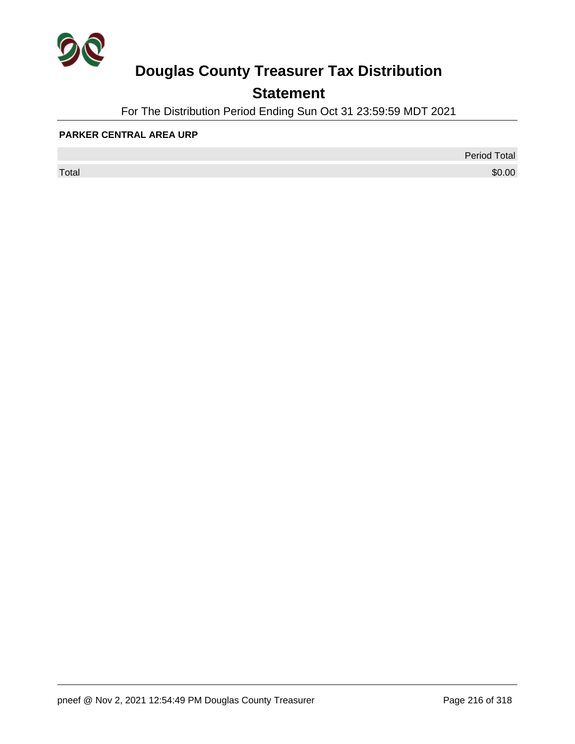# Douglas County Treasurer Tax Distribution

## Statement

For The Distribution Period Ending Sun Oct 31 23:59:59 MDT 2021

**PARKER CENTRAL AREA URP**

| | Period Total |
|---|---|
| Total | $0.00 |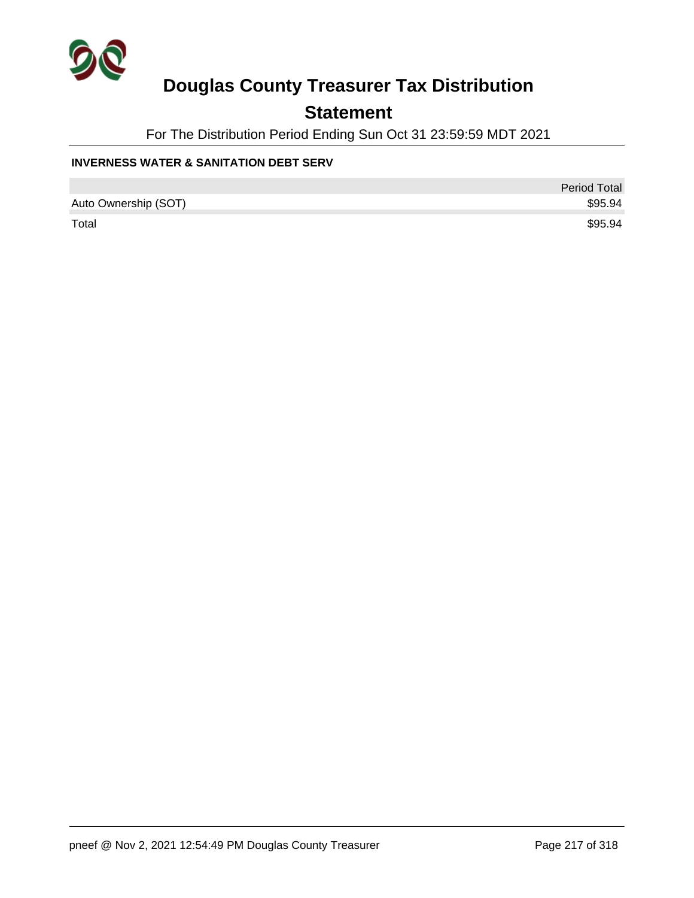# Douglas County Treasurer Tax Distribution

## Statement

For The Distribution Period Ending Sun Oct 31 23:59:59 MDT 2021

### INVERNESS WATER & SANITATION DEBT SERV

| | Period Total |
|---|---|
| Auto Ownership (SOT) | $95.94 |
| Total | $95.94 |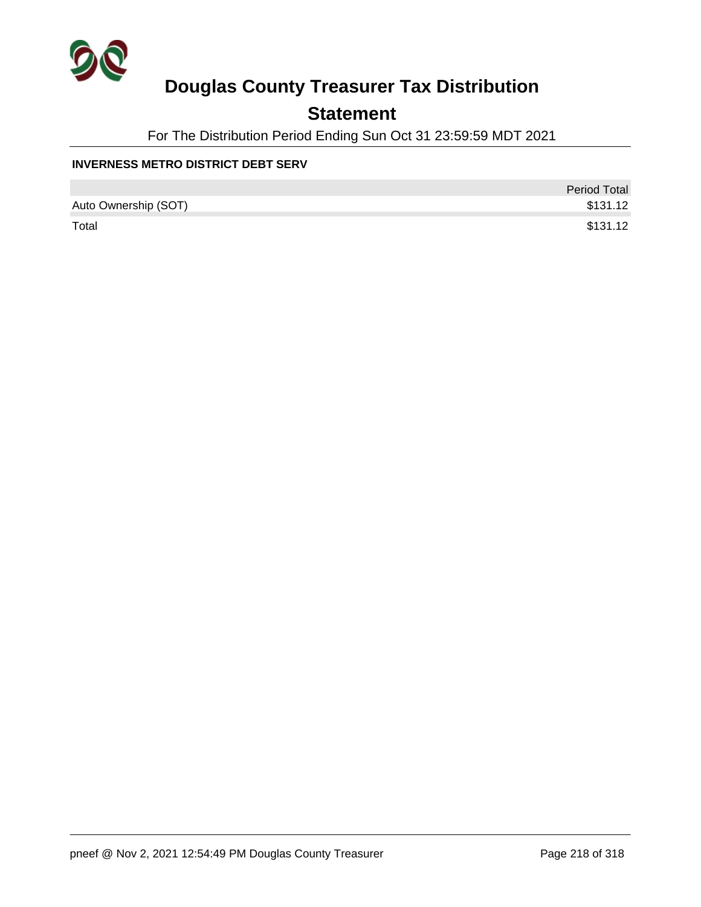# Douglas County Treasurer Tax Distribution

## Statement

For The Distribution Period Ending Sun Oct 31 23:59:59 MDT 2021

**INVERNESS METRO DISTRICT DEBT SERV**

| | Period Total |
|---|---:|
| Auto Ownership (SOT) | $131.12 |
| Total | $131.12 |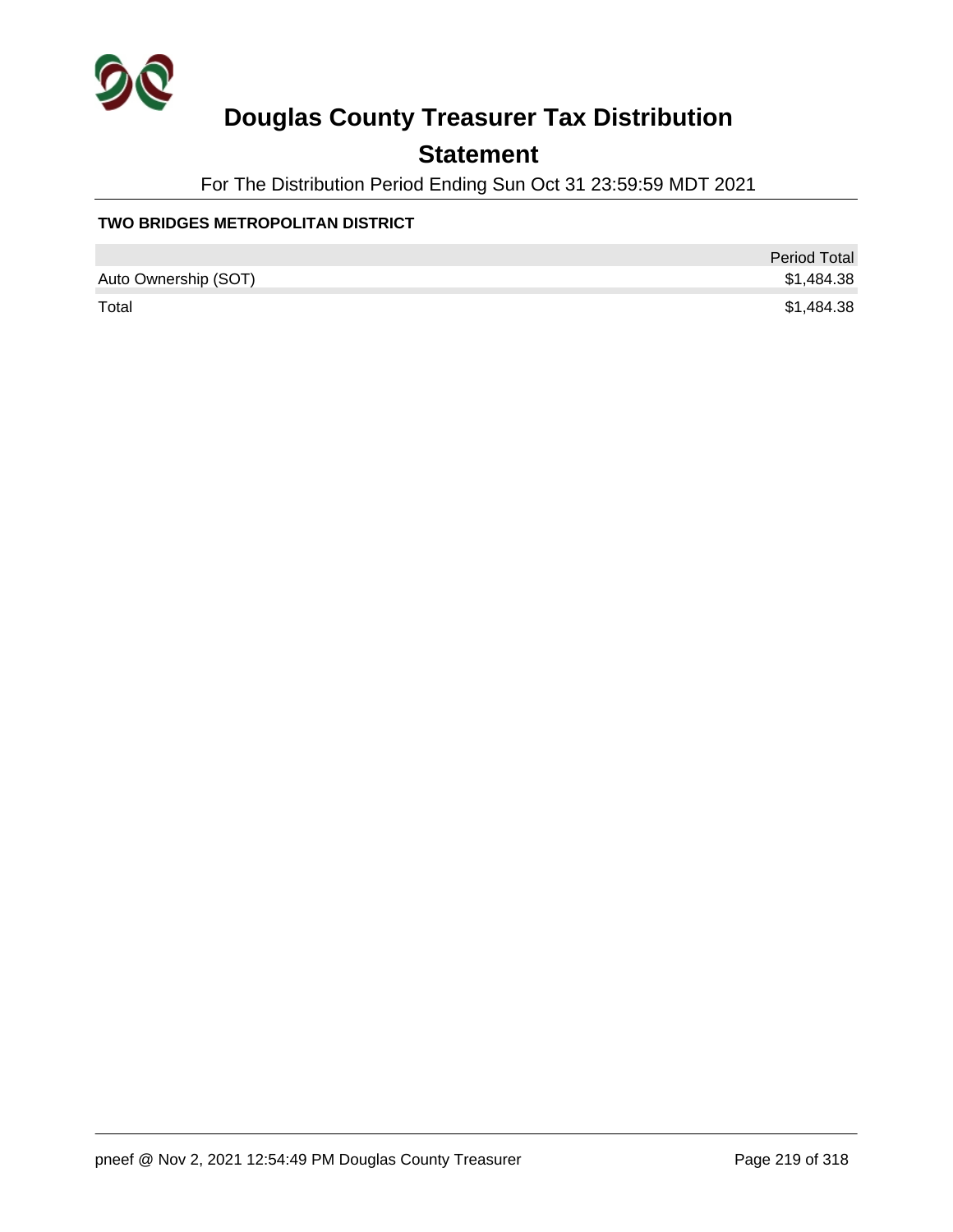# Douglas County Treasurer Tax Distribution

## Statement

For The Distribution Period Ending Sun Oct 31 23:59:59 MDT 2021

**TWO BRIDGES METROPOLITAN DISTRICT**

| | Period Total |
|---|---|
| Auto Ownership (SOT) | $1,484.38 |
| Total | $1,484.38 |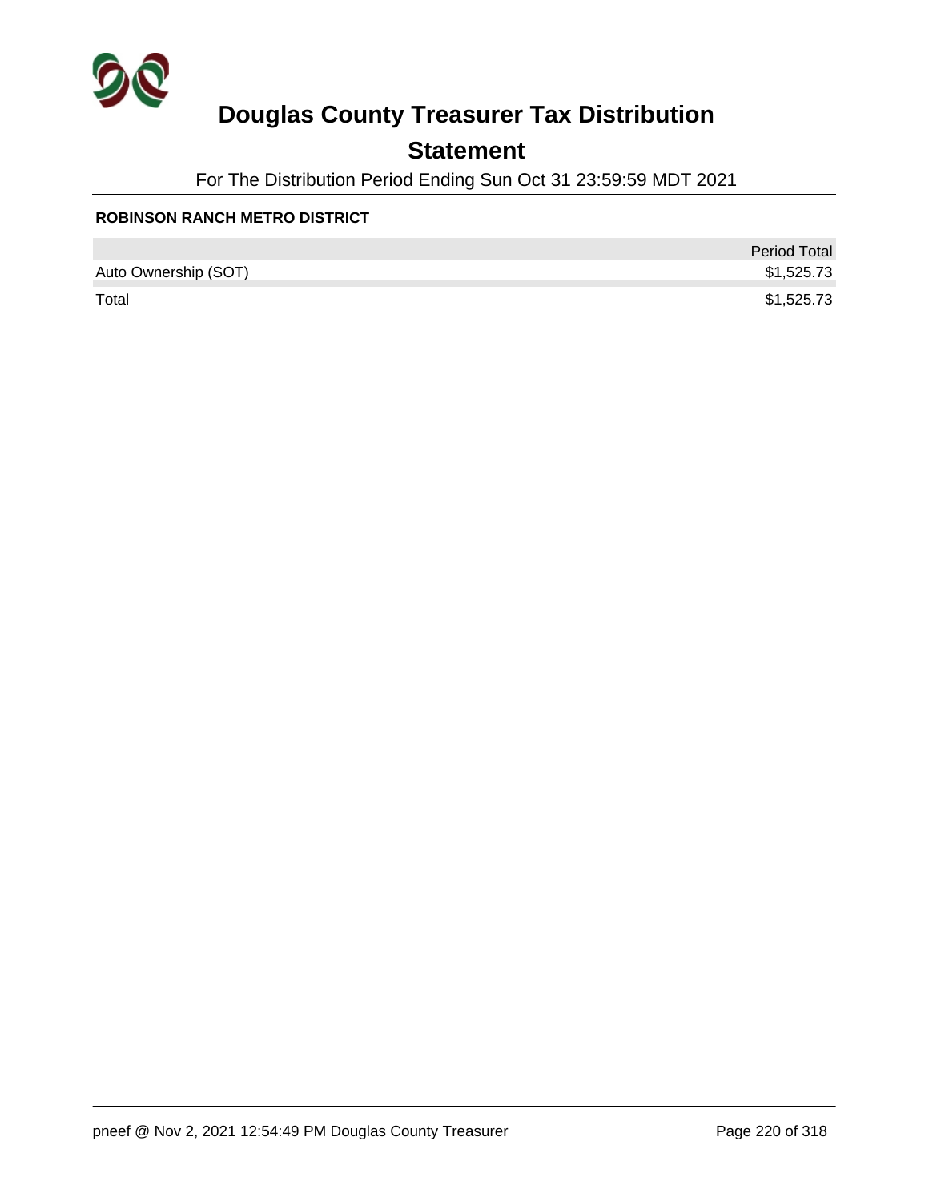# Douglas County Treasurer Tax Distribution

## Statement

For The Distribution Period Ending Sun Oct 31 23:59:59 MDT 2021

**ROBINSON RANCH METRO DISTRICT**

| | Period Total |
|---|---|
| Auto Ownership (SOT) | $1,525.73 |
| Total | $1,525.73 |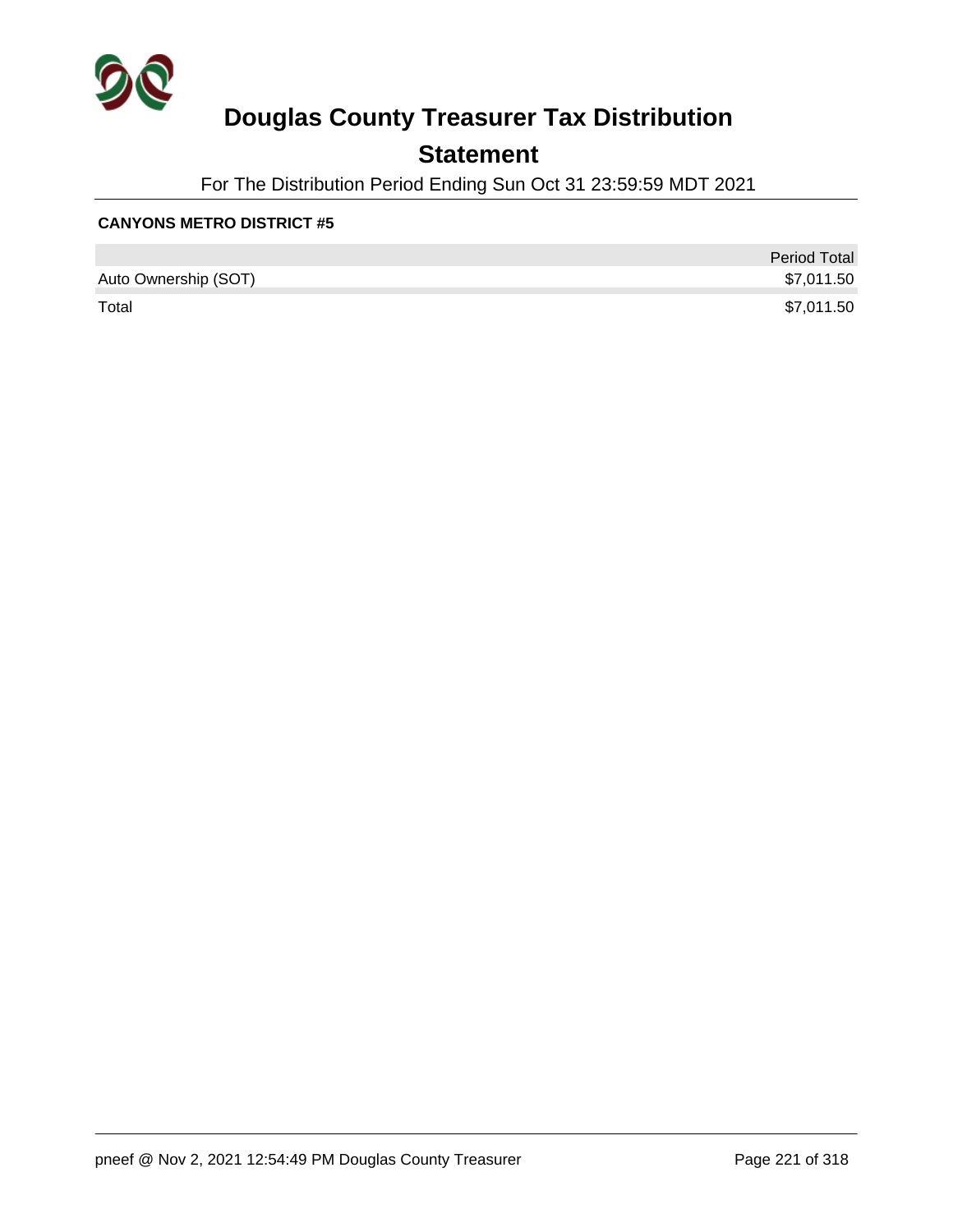# Douglas County Treasurer Tax Distribution

## Statement

For The Distribution Period Ending Sun Oct 31 23:59:59 MDT 2021

**CANYONS METRO DISTRICT #5**

| | Period Total |
|---|---|
| Auto Ownership (SOT) | $7,011.50 |
| Total | $7,011.50 |

pneef @ Nov 2, 2021 12:54:49 PM Douglas County Treasurer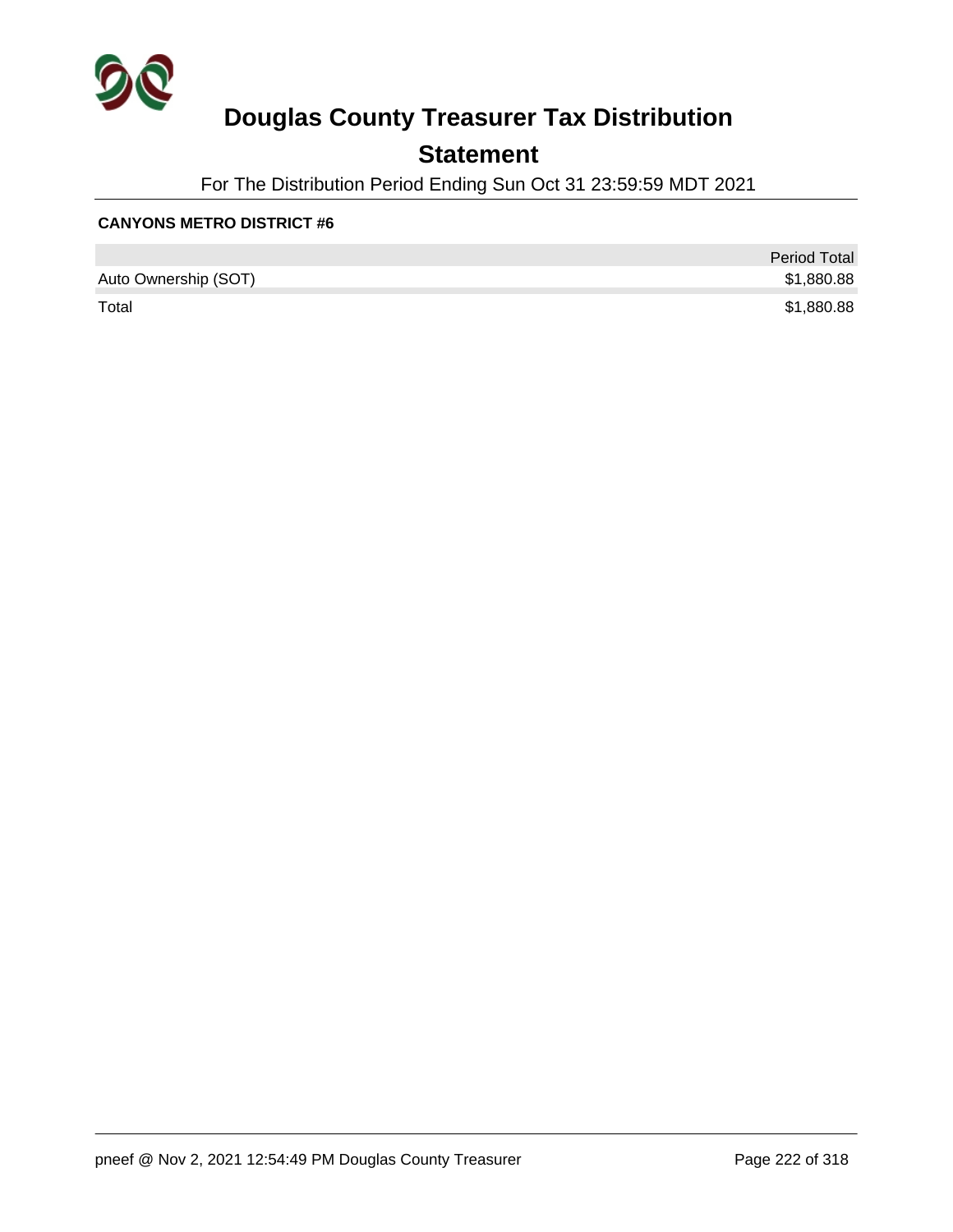# Douglas County Treasurer Tax Distribution

## Statement

For The Distribution Period Ending Sun Oct 31 23:59:59 MDT 2021

**CANYONS METRO DISTRICT #6**

| | Period Total |
|---|---|
| Auto Ownership (SOT) | $1,880.88 |
| Total | $1,880.88 |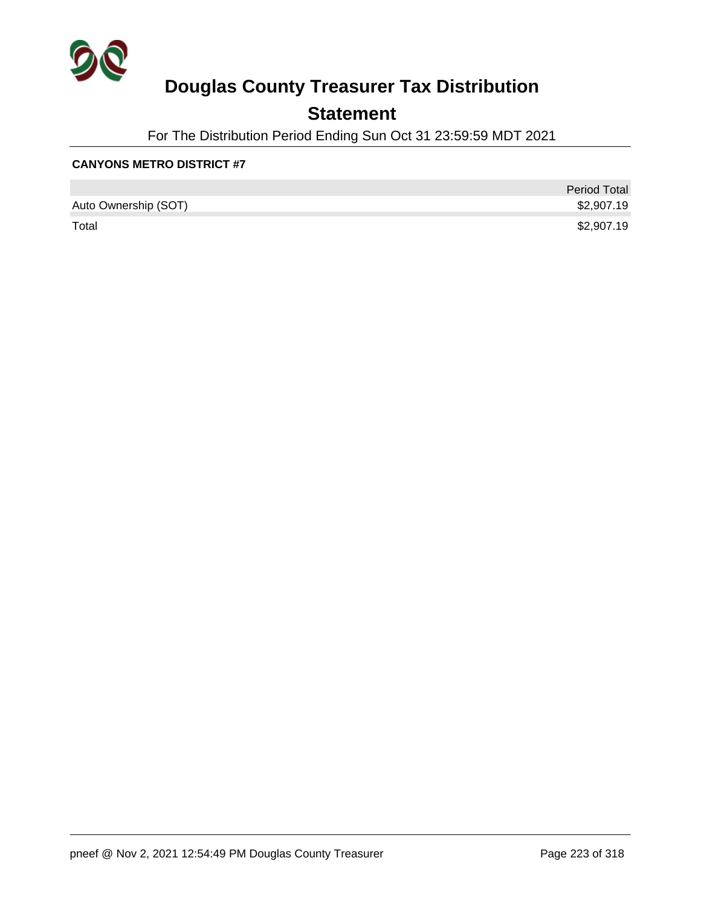# Douglas County Treasurer Tax Distribution

## Statement

For The Distribution Period Ending Sun Oct 31 23:59:59 MDT 2021

**CANYONS METRO DISTRICT #7**

| | Period Total |
|---|---|
| Auto Ownership (SOT) | $2,907.19 |
| Total | $2,907.19 |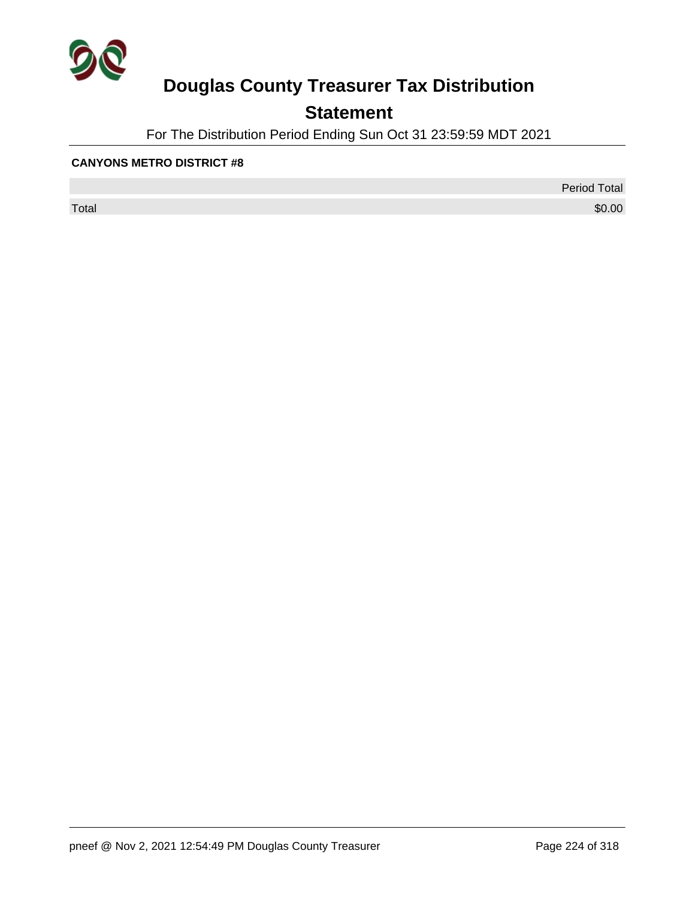# Douglas County Treasurer Tax Distribution

## Statement

For The Distribution Period Ending Sun Oct 31 23:59:59 MDT 2021

**CANYONS METRO DISTRICT #8**

| | Period Total |
|---|---|
| Total | $0.00 |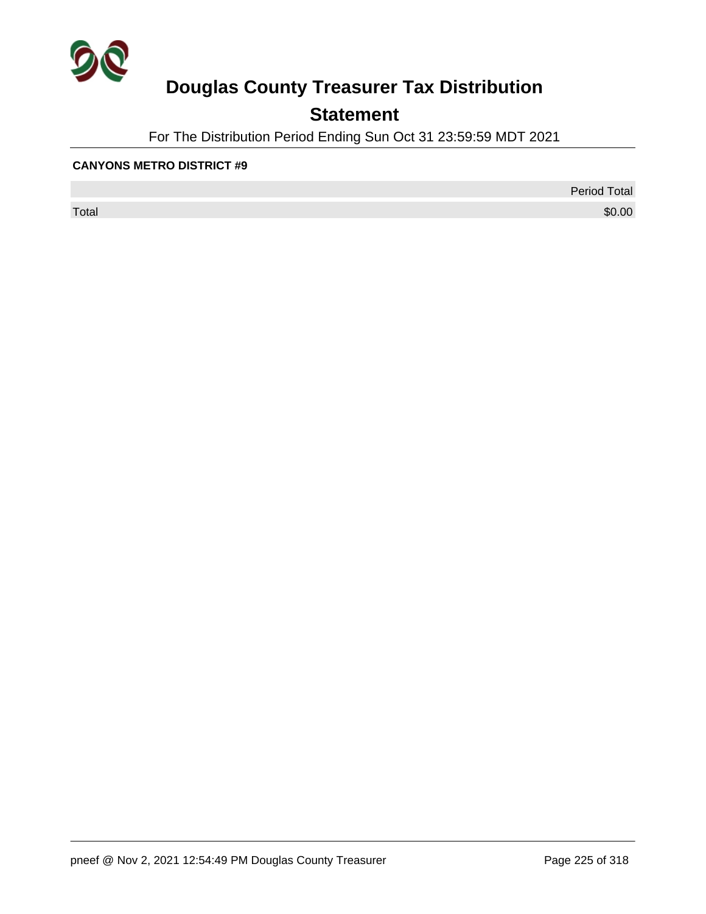# Douglas County Treasurer Tax Distribution

## Statement

For The Distribution Period Ending Sun Oct 31 23:59:59 MDT 2021

**CANYONS METRO DISTRICT #9**

| | Period Total |
|---|---|
| Total | $0.00 |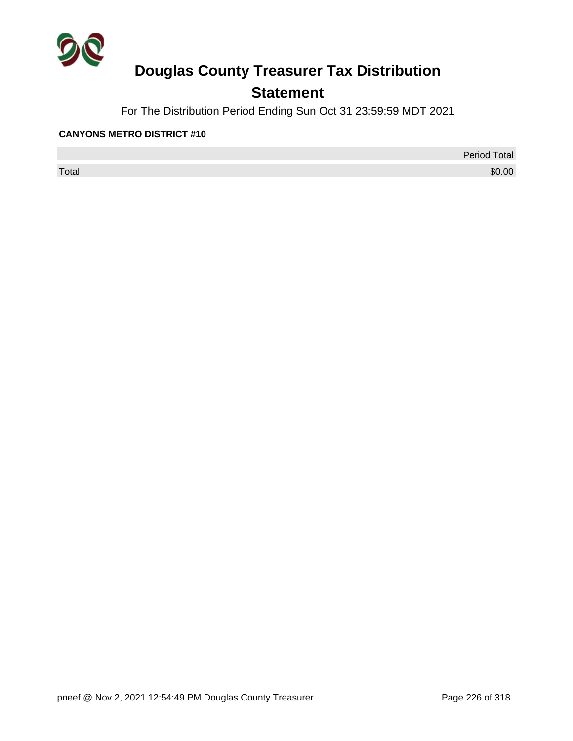# Douglas County Treasurer Tax Distribution

## Statement

For The Distribution Period Ending Sun Oct 31 23:59:59 MDT 2021

**CANYONS METRO DISTRICT #10**

| | Period Total |
|---|---|
| Total | $0.00 |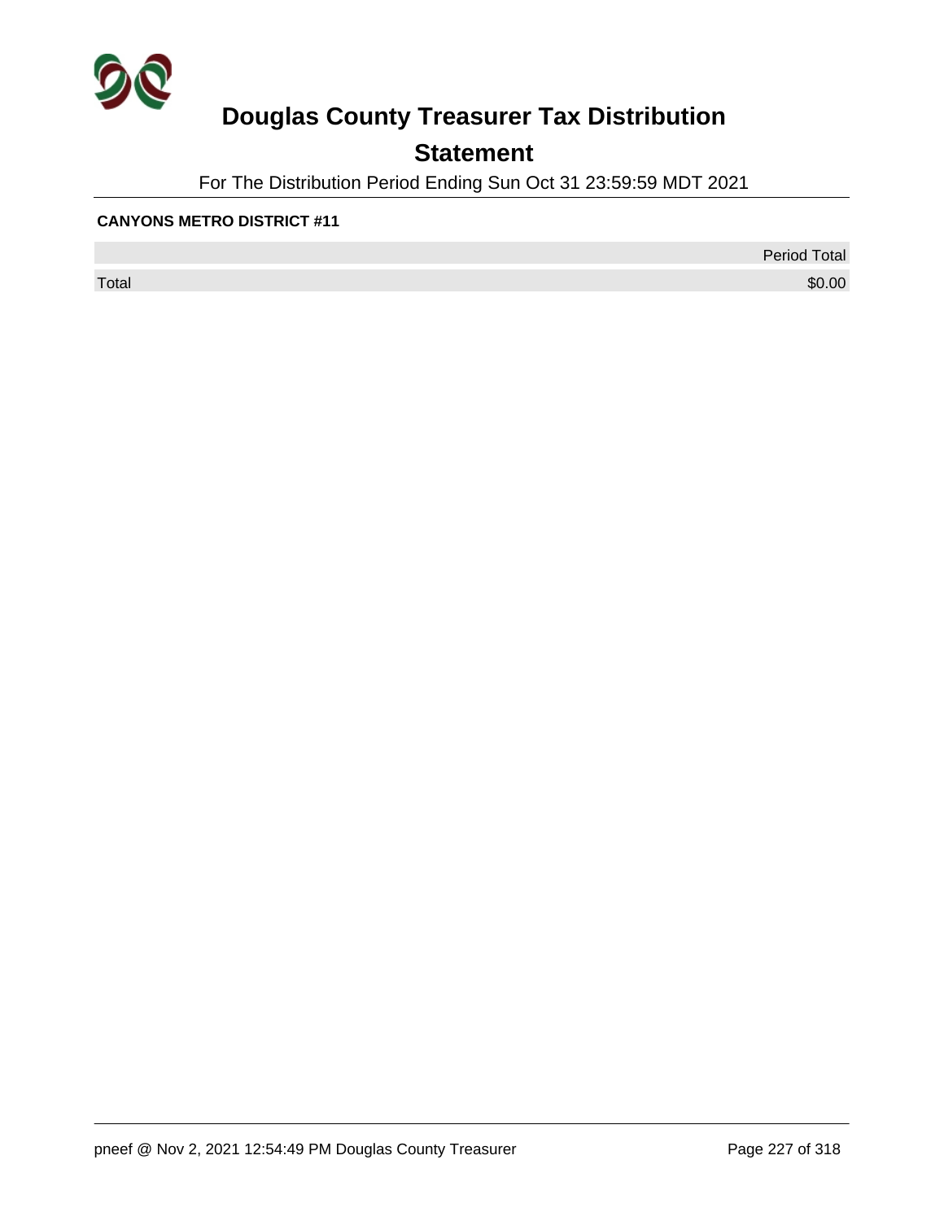# Douglas County Treasurer Tax Distribution

## Statement

For The Distribution Period Ending Sun Oct 31 23:59:59 MDT 2021

**CANYONS METRO DISTRICT #11**

| | Period Total |
|---|---|
| Total | $0.00 |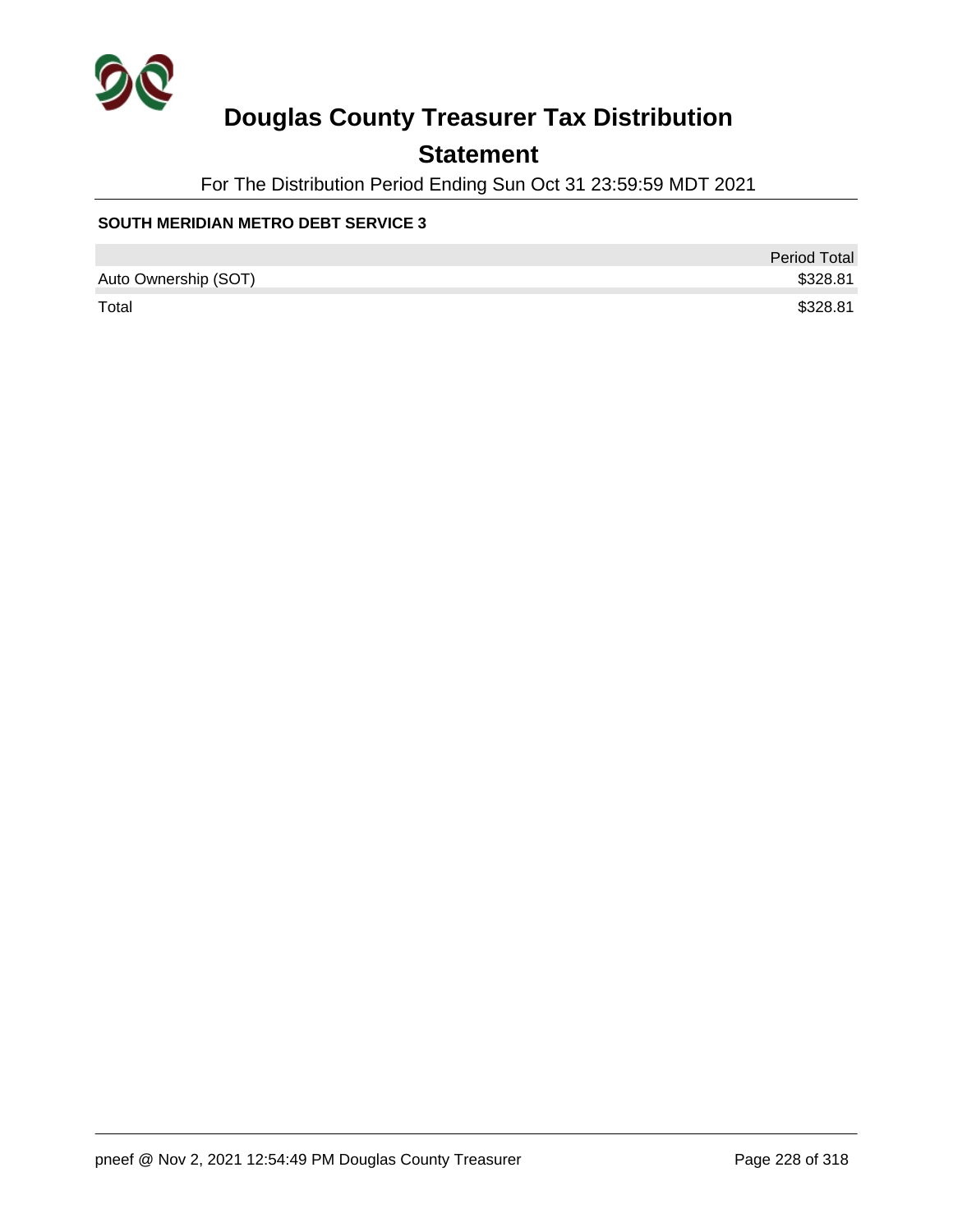# Douglas County Treasurer Tax Distribution

## Statement

For The Distribution Period Ending Sun Oct 31 23:59:59 MDT 2021

**SOUTH MERIDIAN METRO DEBT SERVICE 3**

| | Period Total |
|---|---|
| Auto Ownership (SOT) | $328.81 |
| Total | $328.81 |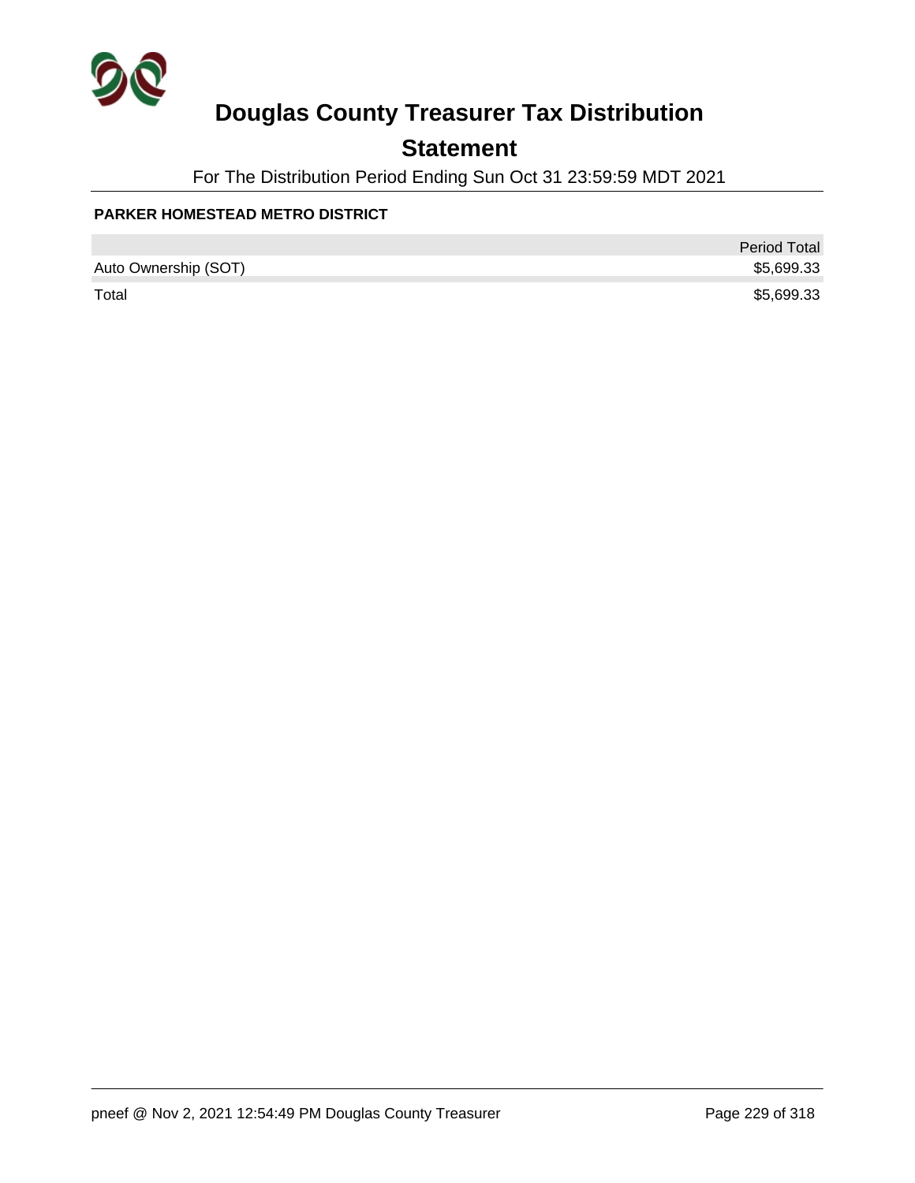# Douglas County Treasurer Tax Distribution

## Statement

For The Distribution Period Ending Sun Oct 31 23:59:59 MDT 2021

**PARKER HOMESTEAD METRO DISTRICT**

| | Period Total |
|---|---|
| Auto Ownership (SOT) | $5,699.33 |
| Total | $5,699.33 |

pneef @ Nov 2, 2021 12:54:49 PM Douglas County Treasurer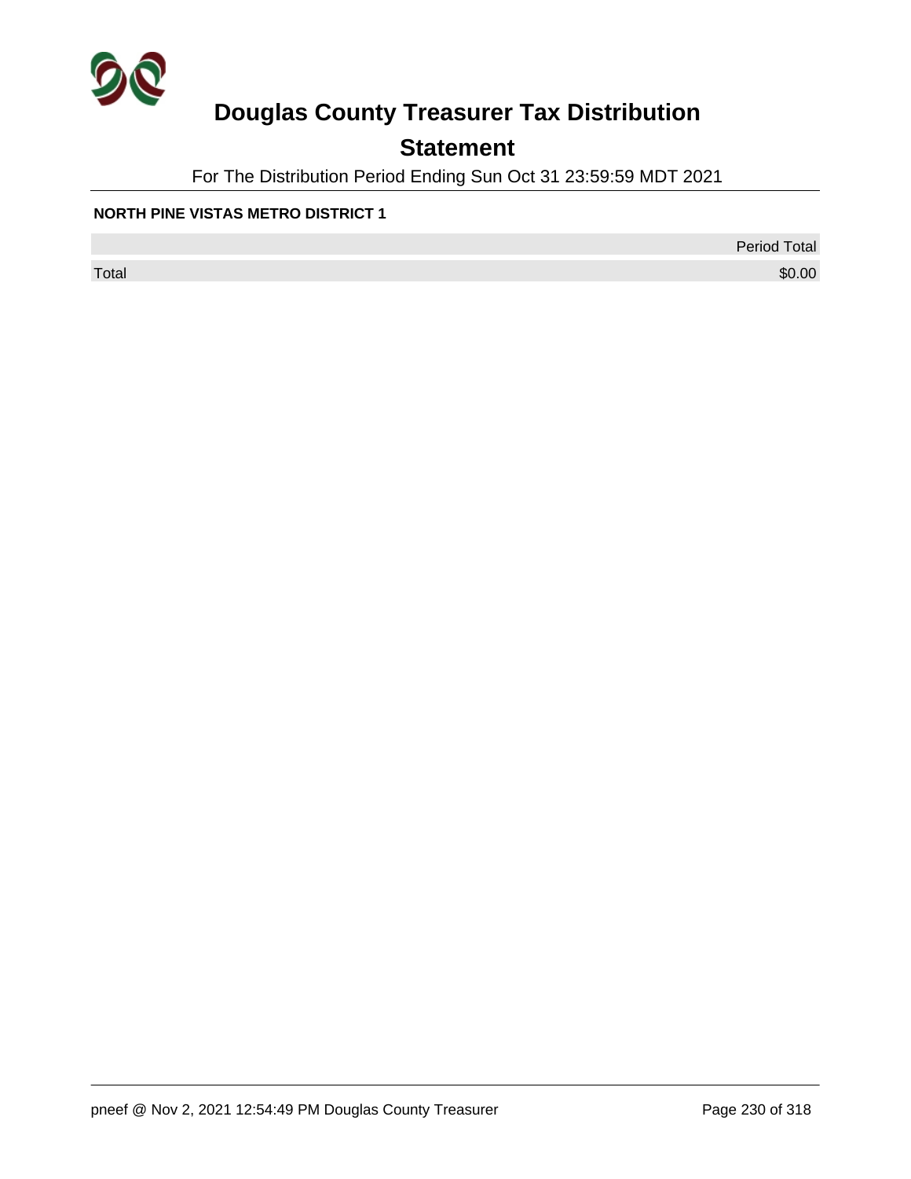# Douglas County Treasurer Tax Distribution

## Statement

For The Distribution Period Ending Sun Oct 31 23:59:59 MDT 2021

**NORTH PINE VISTAS METRO DISTRICT 1**

| | Period Total |
|---|---|
| Total | $0.00 |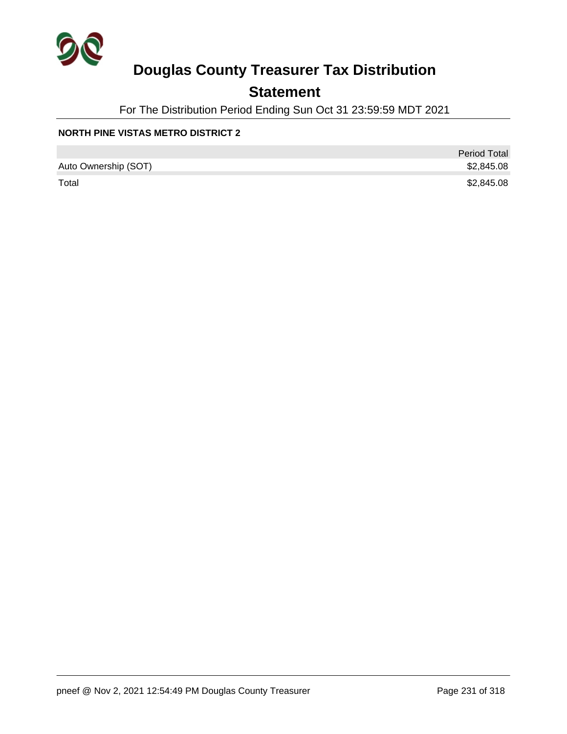# Douglas County Treasurer Tax Distribution

## Statement

For The Distribution Period Ending Sun Oct 31 23:59:59 MDT 2021

**NORTH PINE VISTAS METRO DISTRICT 2**

| | Period Total |
|---|---:|
| Auto Ownership (SOT) | $2,845.08 |
| Total | $2,845.08 |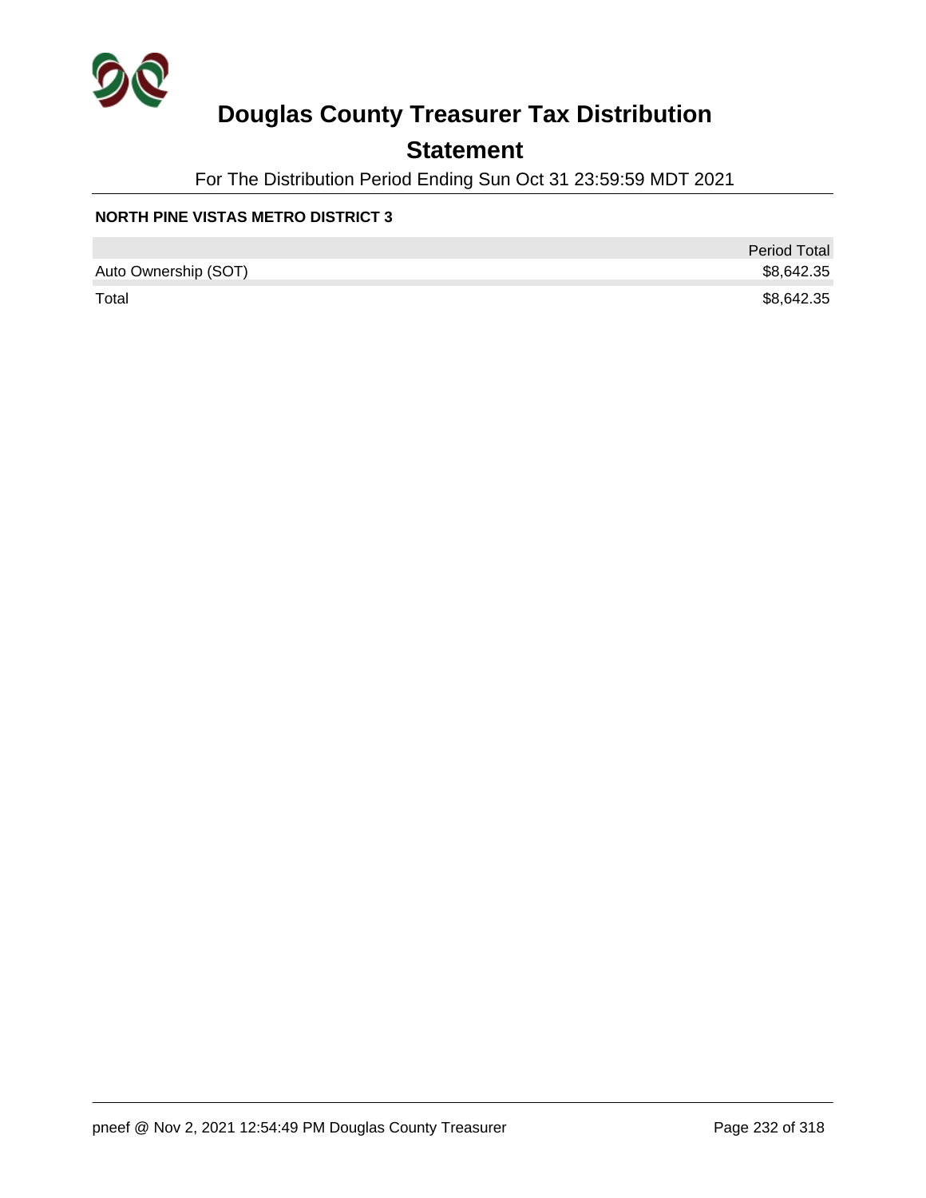# Douglas County Treasurer Tax Distribution

## Statement

For The Distribution Period Ending Sun Oct 31 23:59:59 MDT 2021

**NORTH PINE VISTAS METRO DISTRICT 3**

| | Period Total |
|---|---|
| Auto Ownership (SOT) | $8,642.35 |
| Total | $8,642.35 |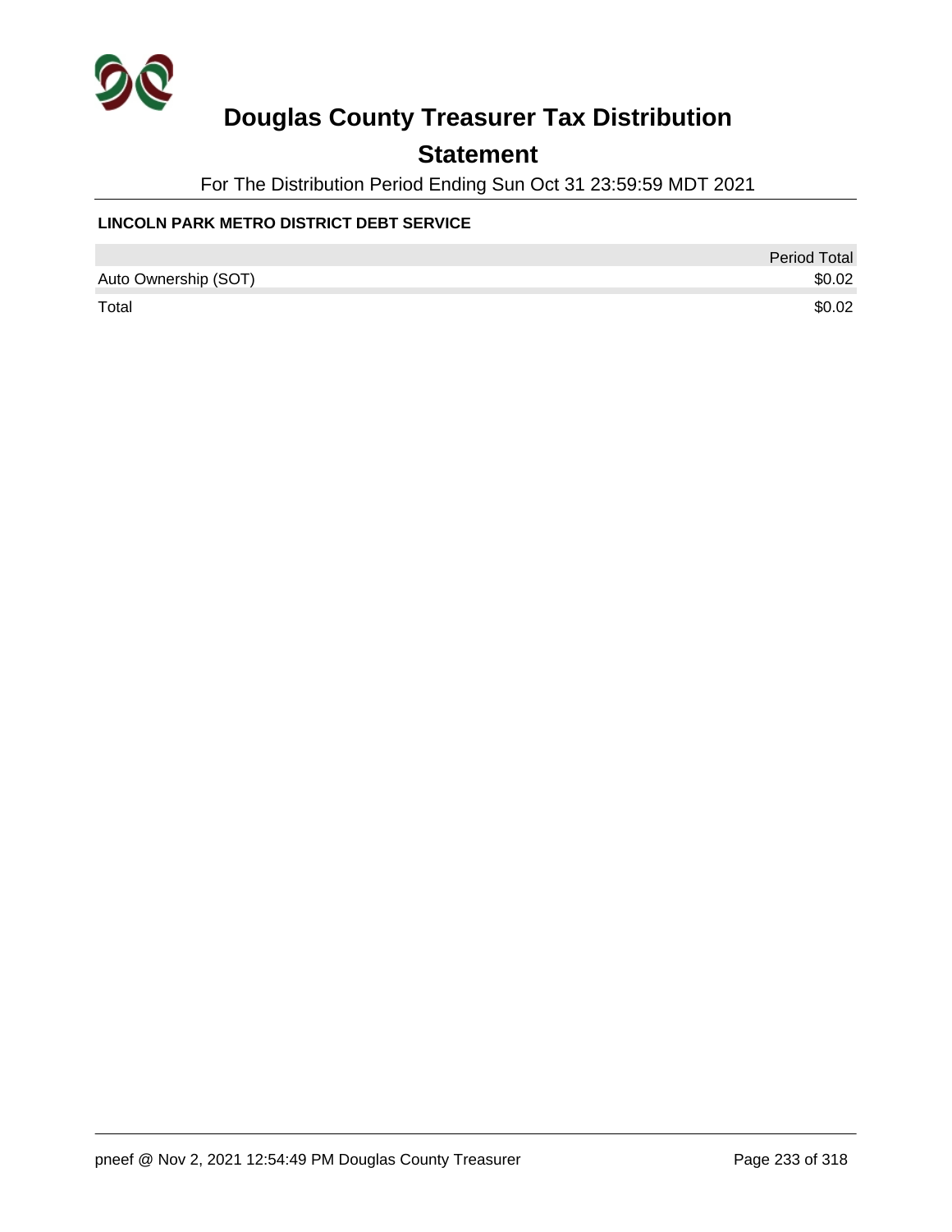# Douglas County Treasurer Tax Distribution

## Statement

For The Distribution Period Ending Sun Oct 31 23:59:59 MDT 2021

**LINCOLN PARK METRO DISTRICT DEBT SERVICE**

| | Period Total |
|---|---|
| Auto Ownership (SOT) | $0.02 |
| Total | $0.02 |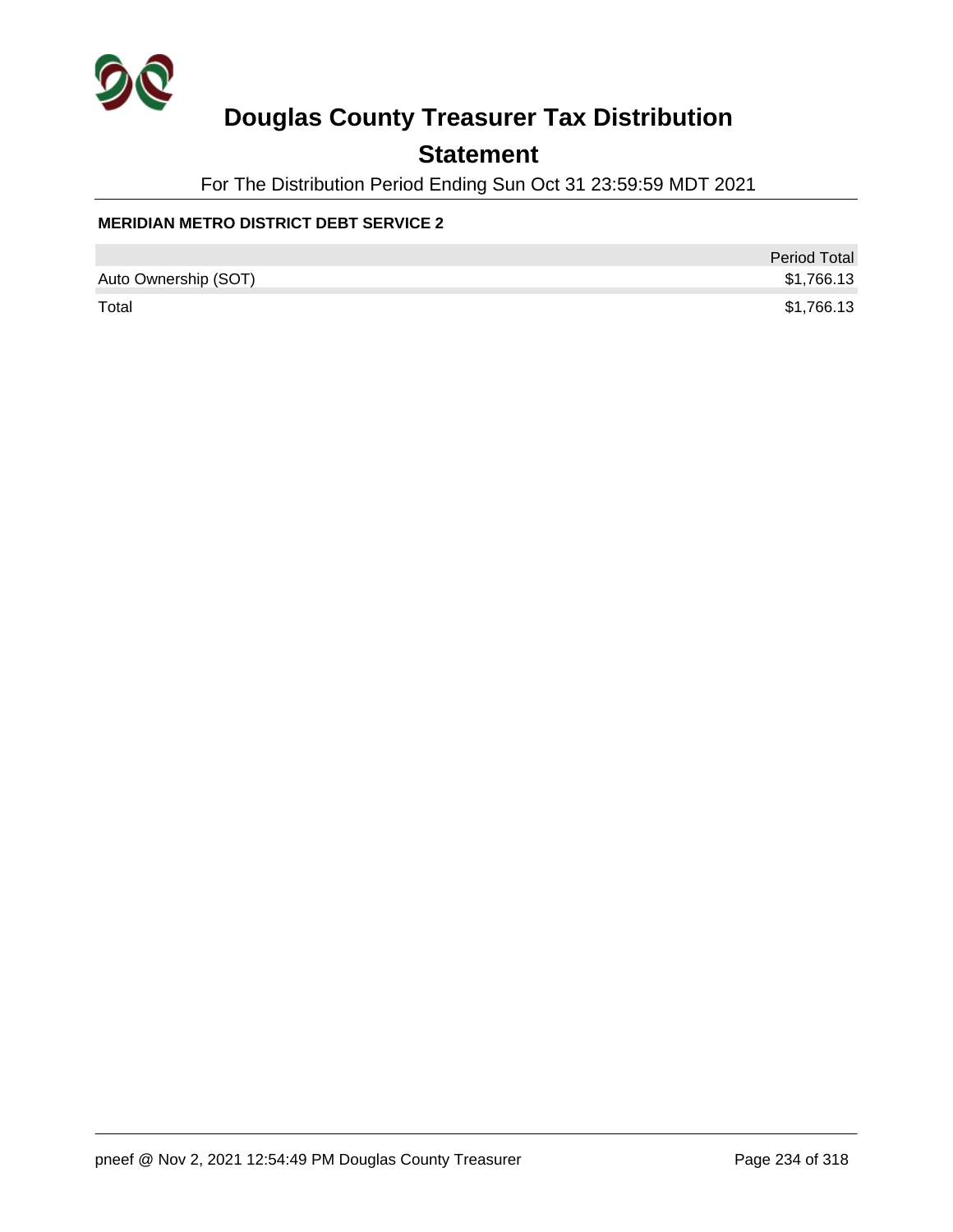# Douglas County Treasurer Tax Distribution

## Statement

For The Distribution Period Ending Sun Oct 31 23:59:59 MDT 2021

**MERIDIAN METRO DISTRICT DEBT SERVICE 2**

| | Period Total |
|---|---|
| Auto Ownership (SOT) | $1,766.13 |
| Total | $1,766.13 |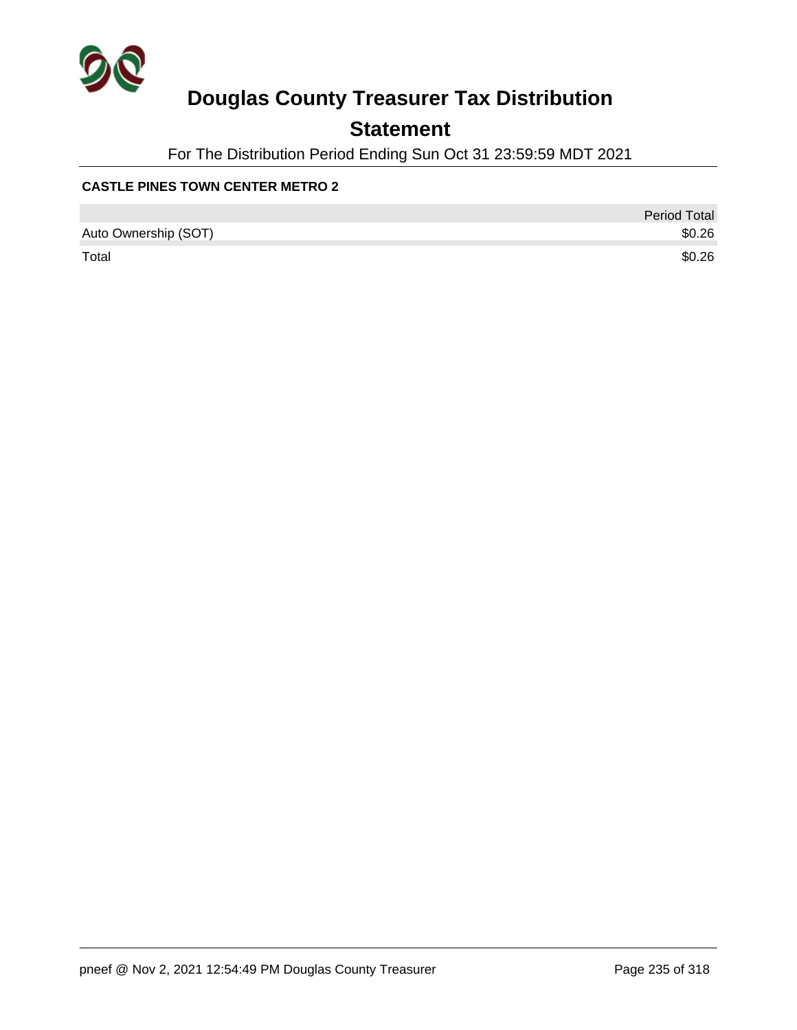# Douglas County Treasurer Tax Distribution

## Statement

For The Distribution Period Ending Sun Oct 31 23:59:59 MDT 2021

**CASTLE PINES TOWN CENTER METRO 2**

| | Period Total |
|---|---|
| Auto Ownership (SOT) | $0.26 |
| Total | $0.26 |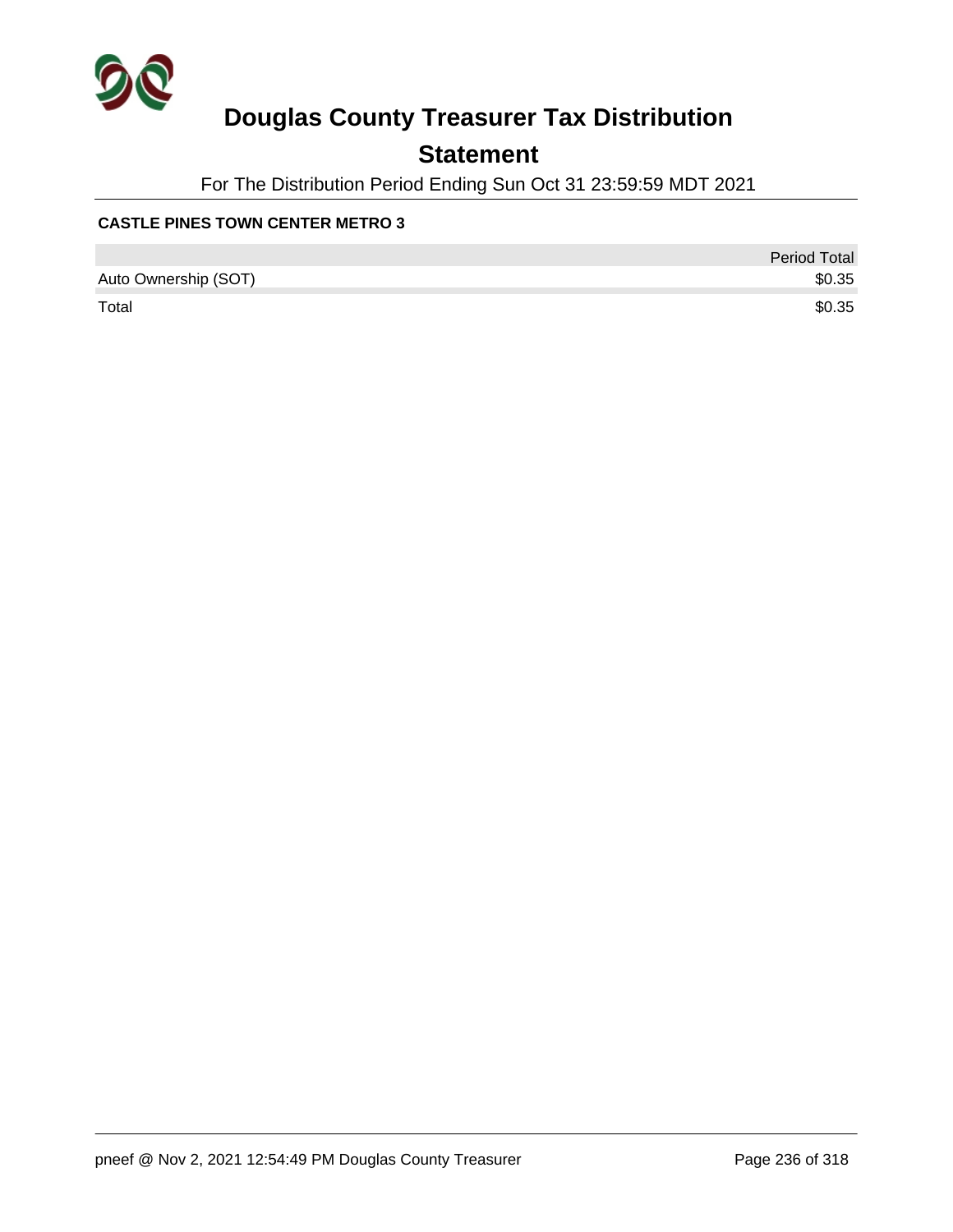# Douglas County Treasurer Tax Distribution

## Statement

For The Distribution Period Ending Sun Oct 31 23:59:59 MDT 2021

**CASTLE PINES TOWN CENTER METRO 3**

| | Period Total |
|---|---|
| Auto Ownership (SOT) | $0.35 |
| Total | $0.35 |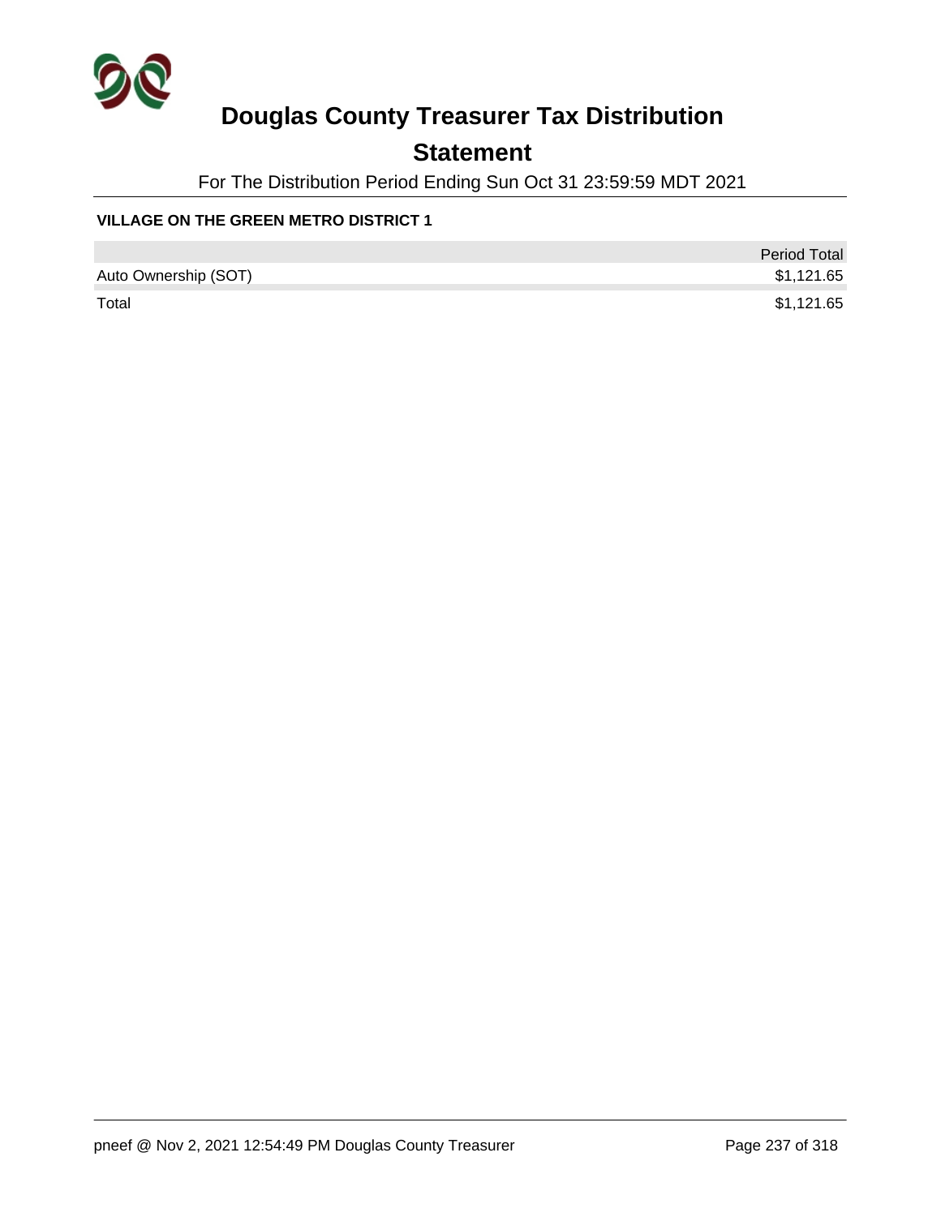# Douglas County Treasurer Tax Distribution

## Statement

For The Distribution Period Ending Sun Oct 31 23:59:59 MDT 2021

### VILLAGE ON THE GREEN METRO DISTRICT 1

| | Period Total |
|---|---|
| Auto Ownership (SOT) | $1,121.65 |
| Total | $1,121.65 |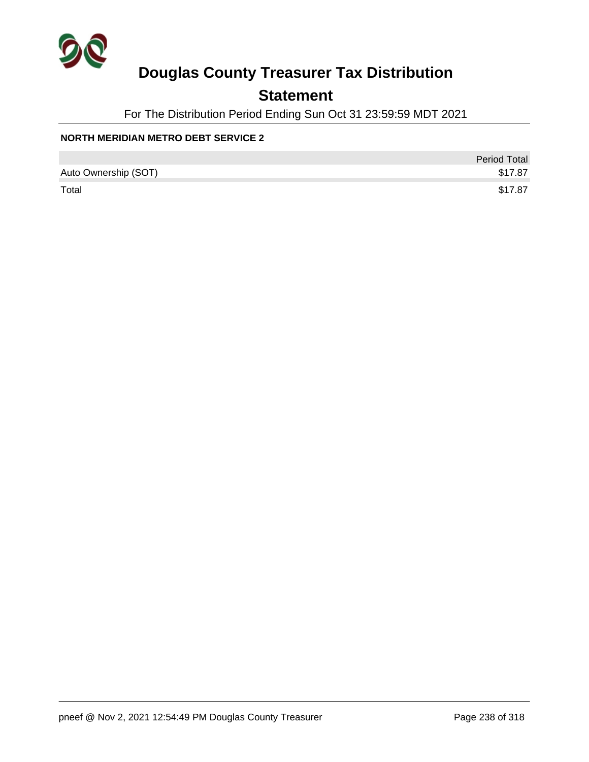# Douglas County Treasurer Tax Distribution

## Statement

For The Distribution Period Ending Sun Oct 31 23:59:59 MDT 2021

**NORTH MERIDIAN METRO DEBT SERVICE 2**

| | Period Total |
|---|---|
| Auto Ownership (SOT) | $17.87 |
| Total | $17.87 |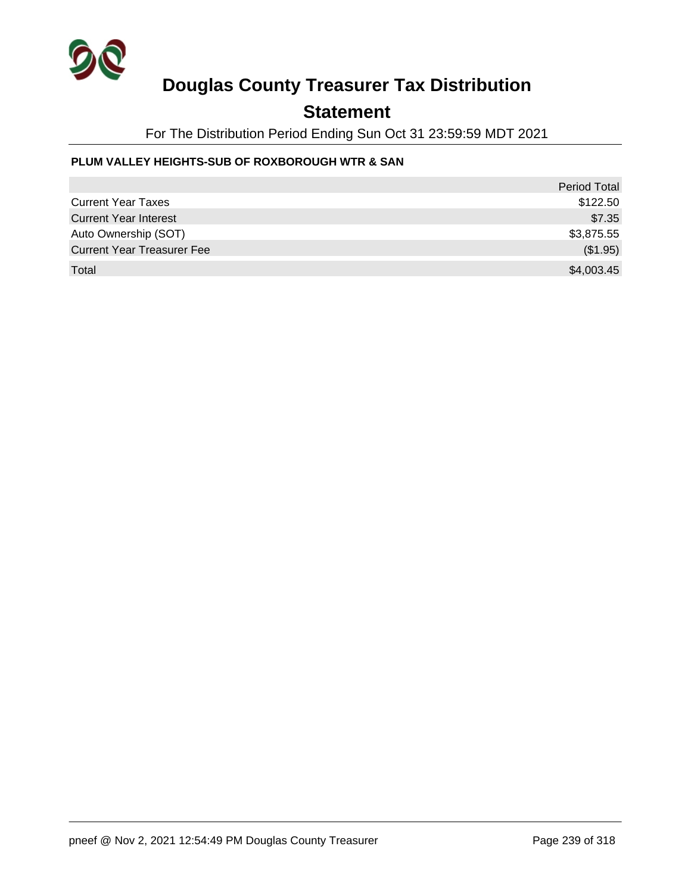# Douglas County Treasurer Tax Distribution

## Statement

For The Distribution Period Ending Sun Oct 31 23:59:59 MDT 2021

**PLUM VALLEY HEIGHTS-SUB OF ROXBOROUGH WTR & SAN**

| | Period Total |
|---|---|
| Current Year Taxes | $122.50 |
| Current Year Interest | $7.35 |
| Auto Ownership (SOT) | $3,875.55 |
| Current Year Treasurer Fee | ($1.95) |
| Total | $4,003.45 |

pneef @ Nov 2, 2021 12:54:49 PM Douglas County Treasurer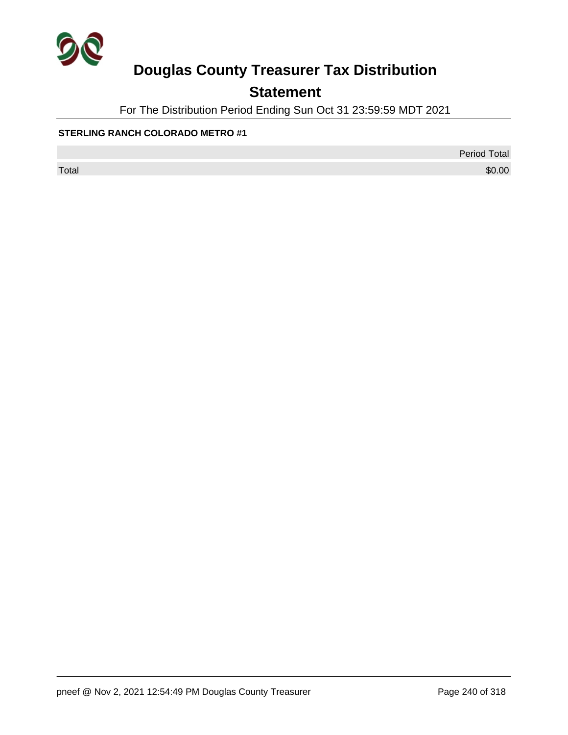# Douglas County Treasurer Tax Distribution

## Statement

For The Distribution Period Ending Sun Oct 31 23:59:59 MDT 2021

**STERLING RANCH COLORADO METRO #1**

| | Period Total |
|---|---:|
| Total | $0.00 |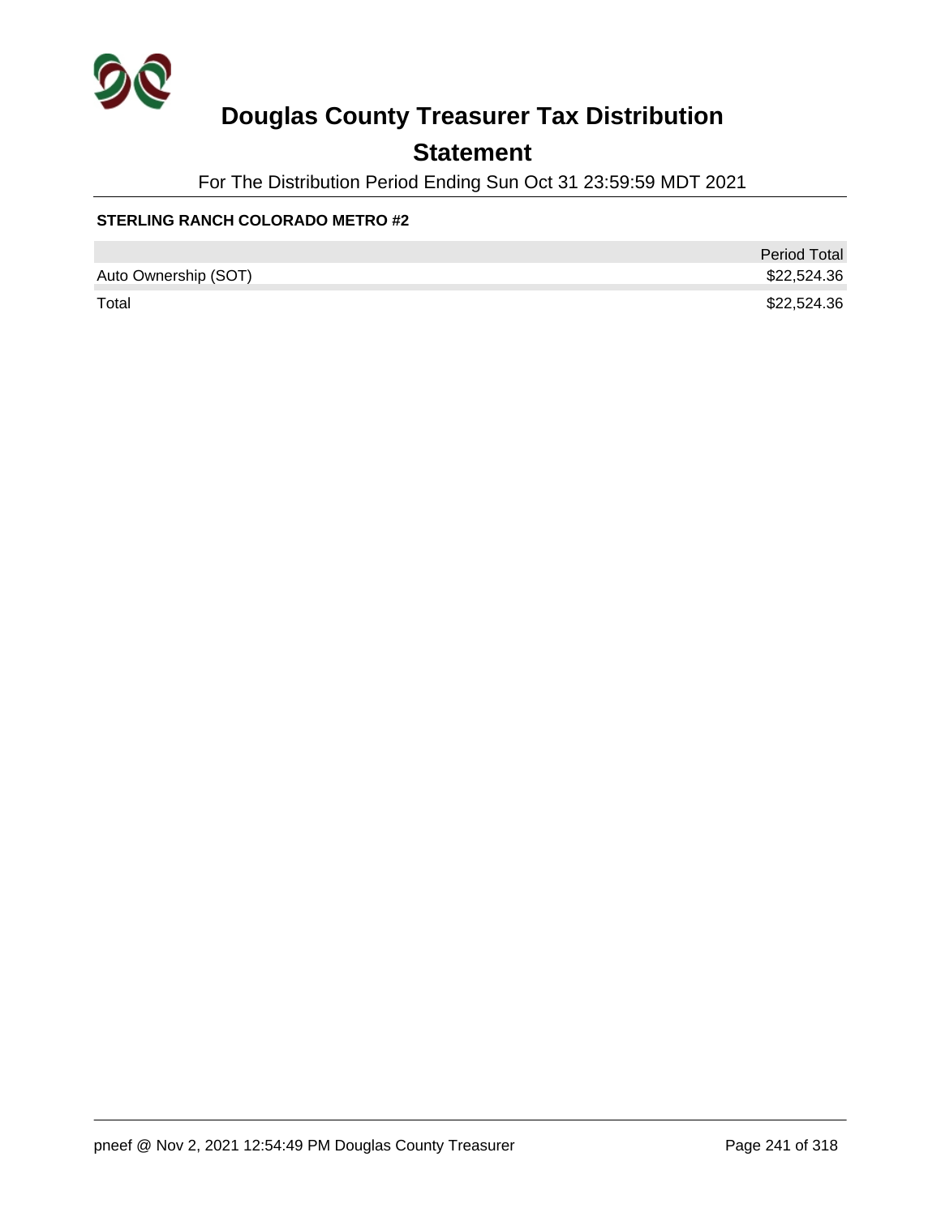# Douglas County Treasurer Tax Distribution

## Statement

For The Distribution Period Ending Sun Oct 31 23:59:59 MDT 2021

**STERLING RANCH COLORADO METRO #2**

| | Period Total |
|---|---|
| Auto Ownership (SOT) | $22,524.36 |
| Total | $22,524.36 |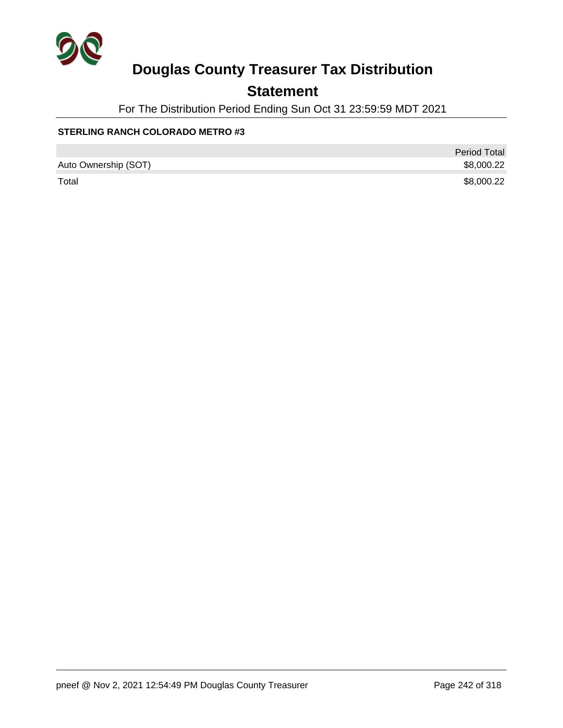# Douglas County Treasurer Tax Distribution

## Statement

For The Distribution Period Ending Sun Oct 31 23:59:59 MDT 2021

**STERLING RANCH COLORADO METRO #3**

| | Period Total |
|---|---|
| Auto Ownership (SOT) | $8,000.22 |
| Total | $8,000.22 |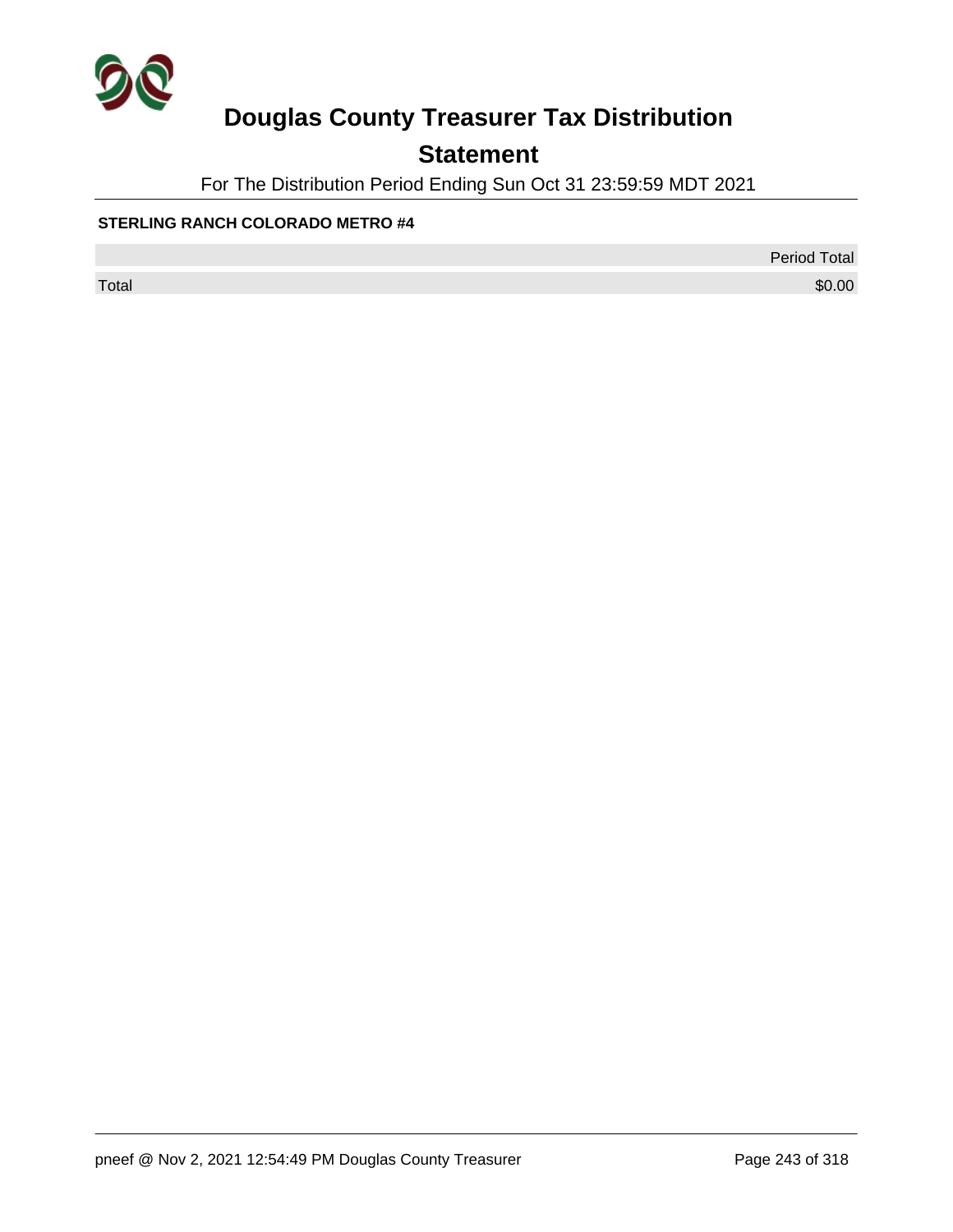# Douglas County Treasurer Tax Distribution

## Statement

For The Distribution Period Ending Sun Oct 31 23:59:59 MDT 2021

**STERLING RANCH COLORADO METRO #4**

| | Period Total |
|---|---|
| Total | $0.00 |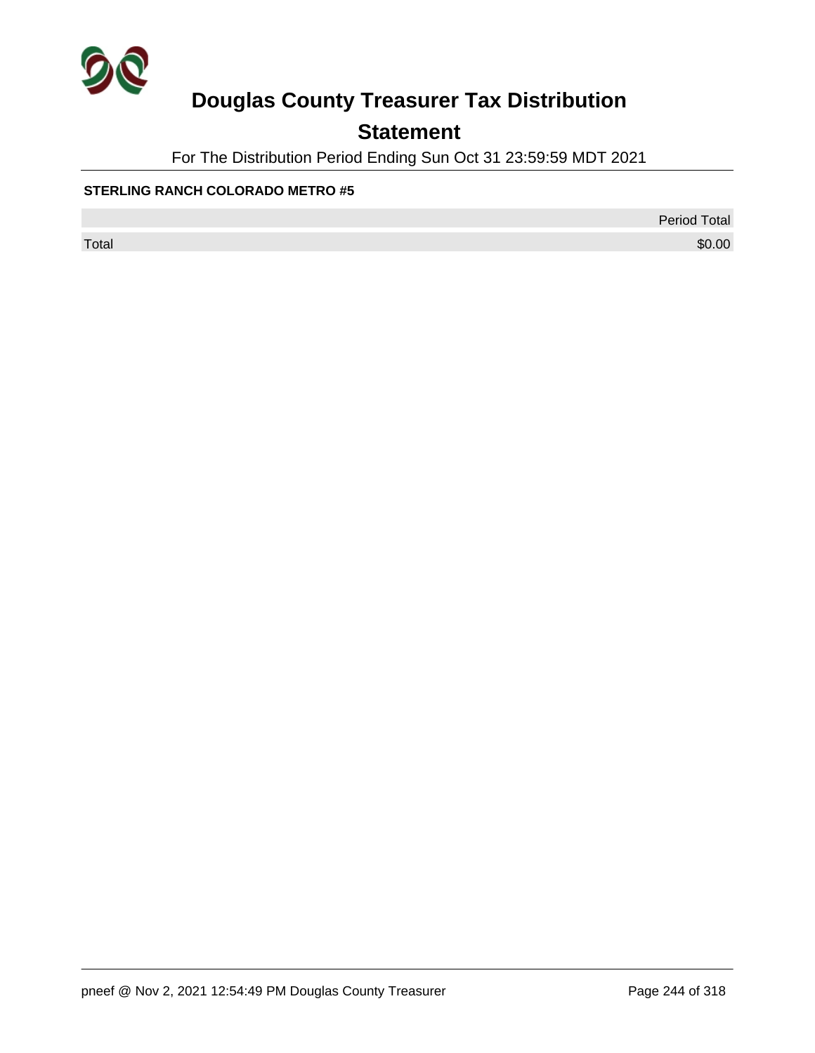# Douglas County Treasurer Tax Distribution

## Statement

For The Distribution Period Ending Sun Oct 31 23:59:59 MDT 2021

**STERLING RANCH COLORADO METRO #5**

| | Period Total |
|---|---|
| Total | $0.00 |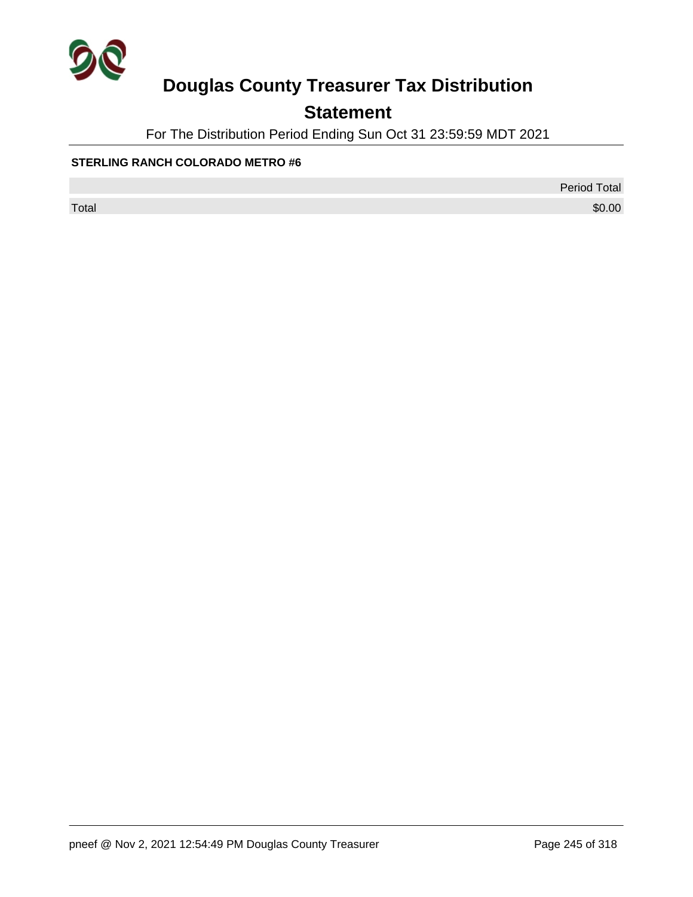# Douglas County Treasurer Tax Distribution

## Statement

For The Distribution Period Ending Sun Oct 31 23:59:59 MDT 2021

**STERLING RANCH COLORADO METRO #6**

| | Period Total |
|---|---|
| Total | $0.00 |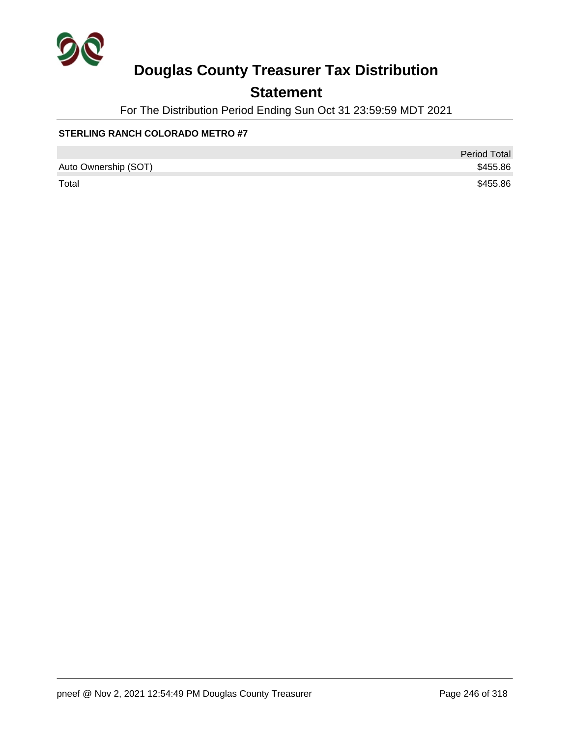# Douglas County Treasurer Tax Distribution

## Statement

For The Distribution Period Ending Sun Oct 31 23:59:59 MDT 2021

**STERLING RANCH COLORADO METRO #7**

| | Period Total |
|---|---|
| Auto Ownership (SOT) | $455.86 |
| Total | $455.86 |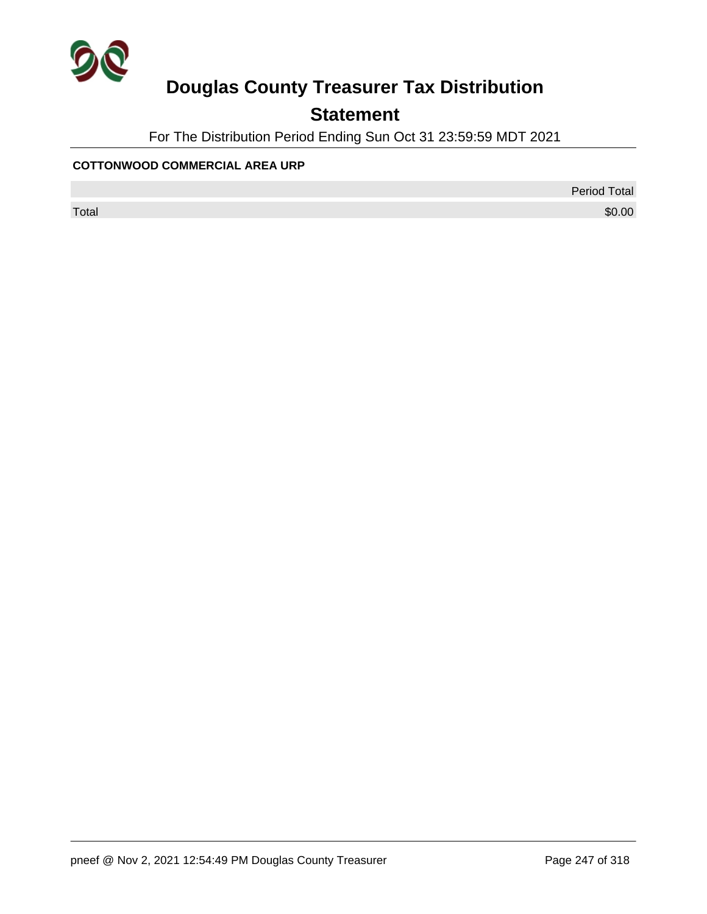# Douglas County Treasurer Tax Distribution

## Statement

For The Distribution Period Ending Sun Oct 31 23:59:59 MDT 2021

**COTTONWOOD COMMERCIAL AREA URP**

| | Period Total |
|---|---|
| Total | $0.00 |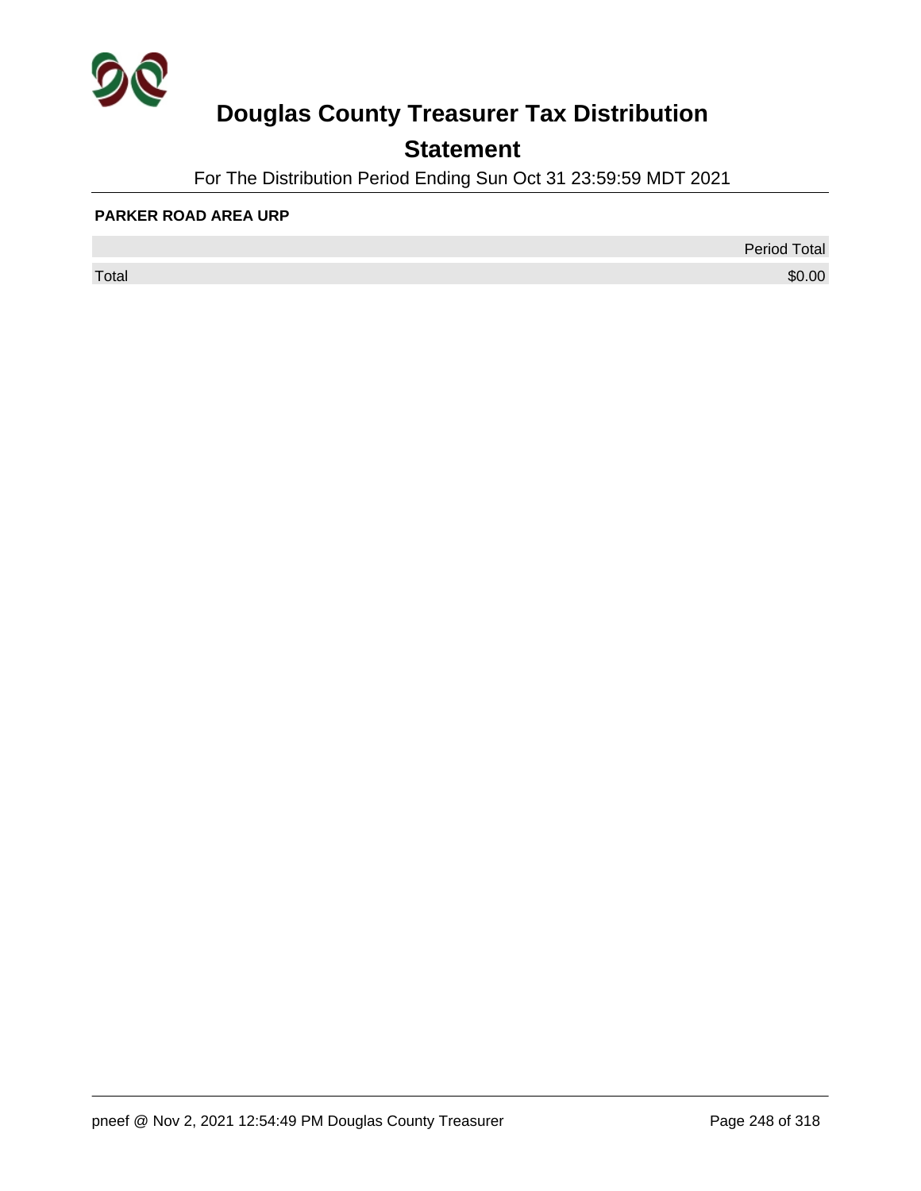# Douglas County Treasurer Tax Distribution

## Statement

For The Distribution Period Ending Sun Oct 31 23:59:59 MDT 2021

**PARKER ROAD AREA URP**

| | Period Total |
|---|---:|
| Total | $0.00 |

pneef @ Nov 2, 2021 12:54:49 PM Douglas County Treasurer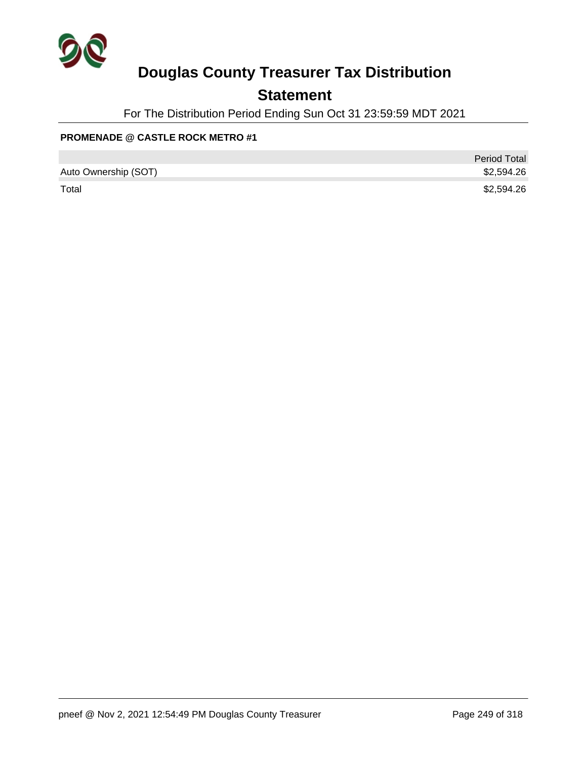# Douglas County Treasurer Tax Distribution

## Statement

For The Distribution Period Ending Sun Oct 31 23:59:59 MDT 2021

**PROMENADE @ CASTLE ROCK METRO #1**

| | Period Total |
|---|---|
| Auto Ownership (SOT) | $2,594.26 |
| Total | $2,594.26 |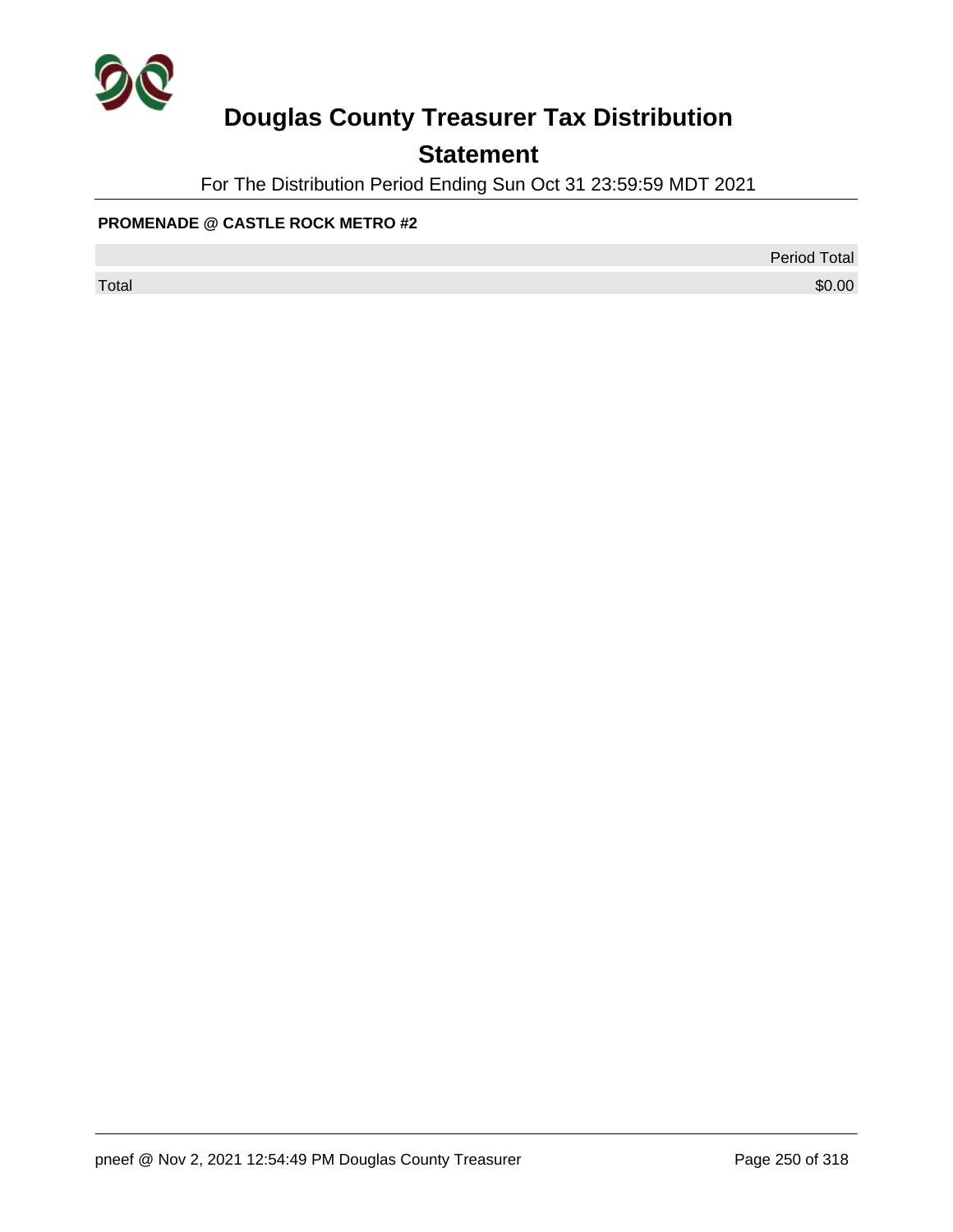# Douglas County Treasurer Tax Distribution

## Statement

For The Distribution Period Ending Sun Oct 31 23:59:59 MDT 2021

**PROMENADE @ CASTLE ROCK METRO #2**

| | Period Total |
|---|---|
| Total | $0.00 |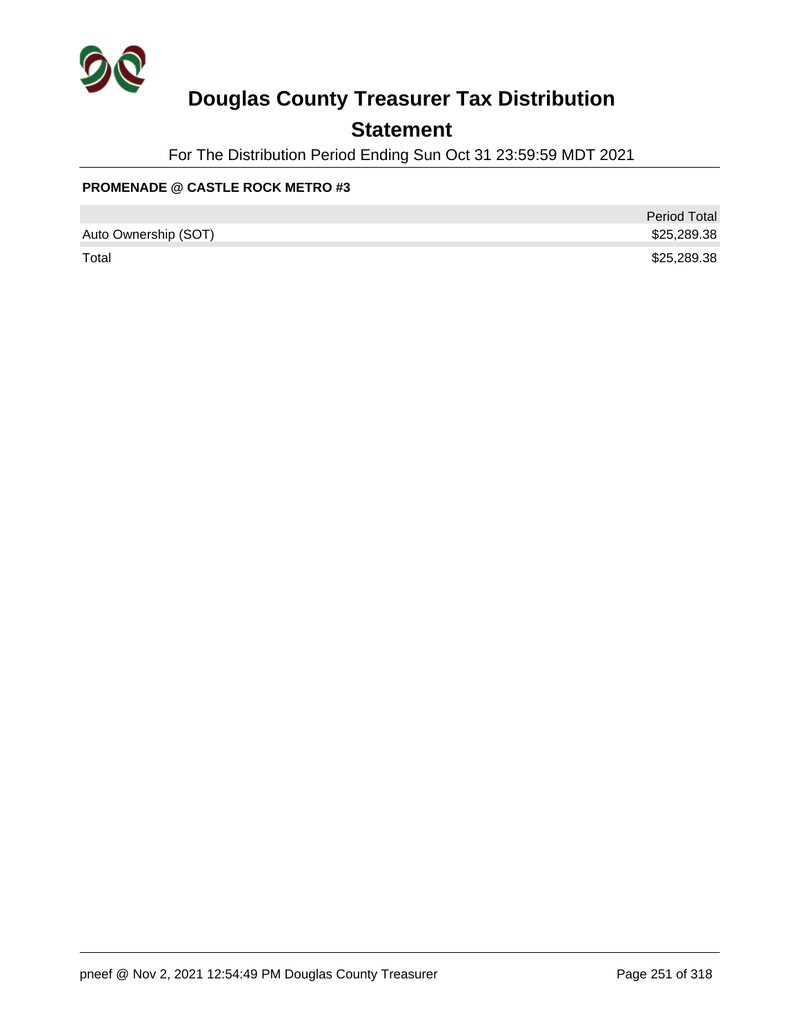# Douglas County Treasurer Tax Distribution

## Statement

For The Distribution Period Ending Sun Oct 31 23:59:59 MDT 2021

**PROMENADE @ CASTLE ROCK METRO #3**

| | Period Total |
|---|---|
| Auto Ownership (SOT) | $25,289.38 |
| Total | $25,289.38 |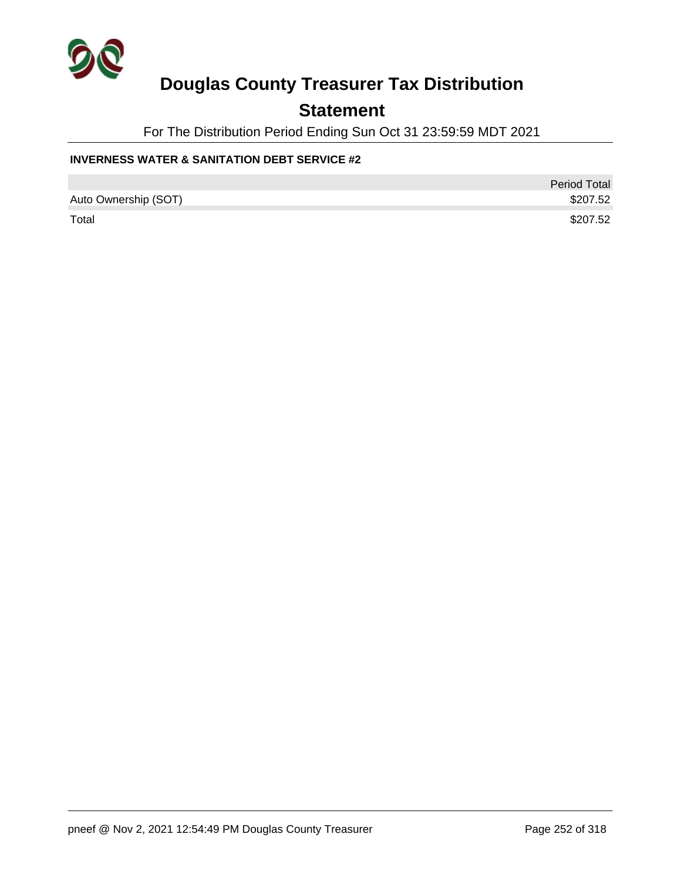# Douglas County Treasurer Tax Distribution

## Statement

For The Distribution Period Ending Sun Oct 31 23:59:59 MDT 2021

**INVERNESS WATER & SANITATION DEBT SERVICE #2**

| | Period Total |
|---|---|
| Auto Ownership (SOT) | $207.52 |
| Total | $207.52 |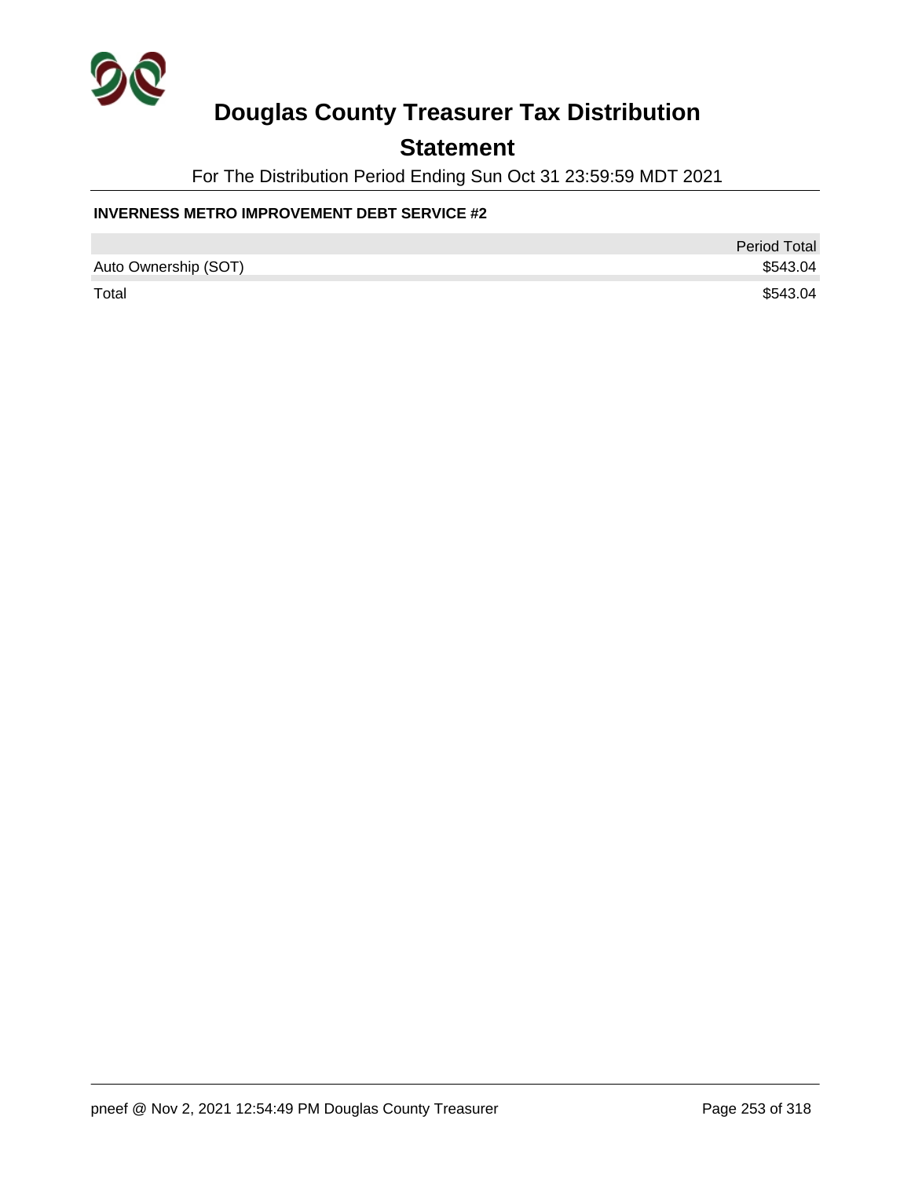# Douglas County Treasurer Tax Distribution

## Statement

For The Distribution Period Ending Sun Oct 31 23:59:59 MDT 2021

### INVERNESS METRO IMPROVEMENT DEBT SERVICE #2

| | Period Total |
|---|---|
| Auto Ownership (SOT) | $543.04 |
| Total | $543.04 |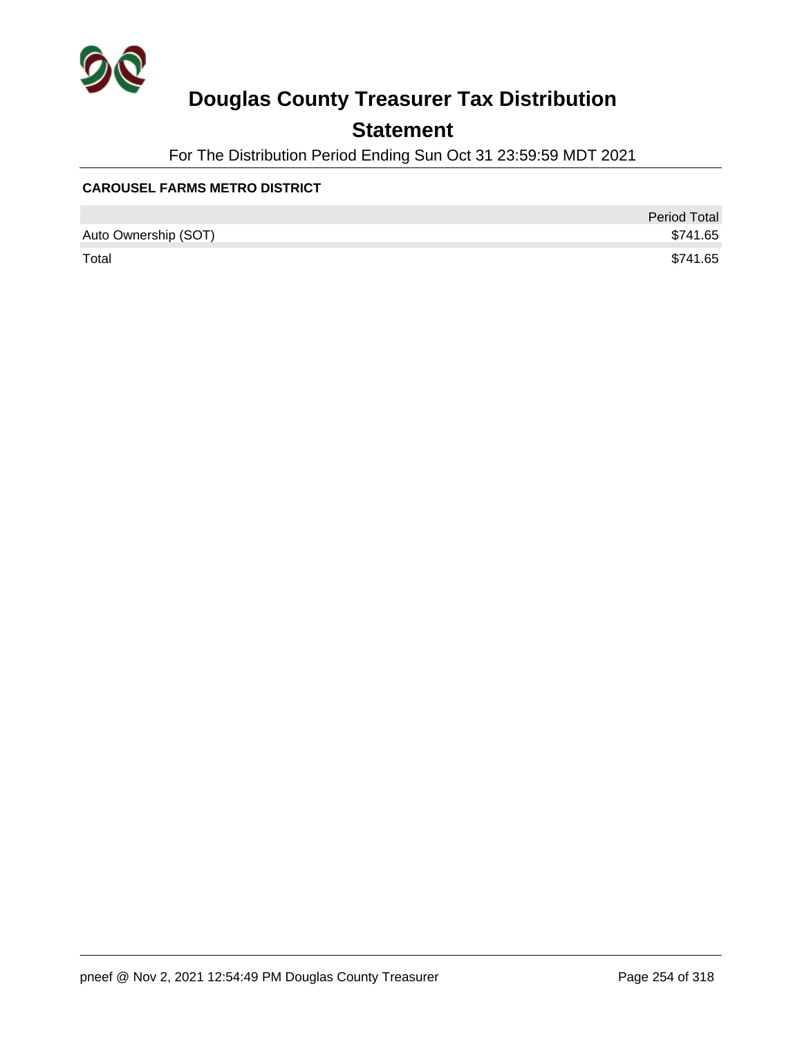# Douglas County Treasurer Tax Distribution

## Statement

For The Distribution Period Ending Sun Oct 31 23:59:59 MDT 2021

**CAROUSEL FARMS METRO DISTRICT**

| | Period Total |
|---|---|
| Auto Ownership (SOT) | $741.65 |
| Total | $741.65 |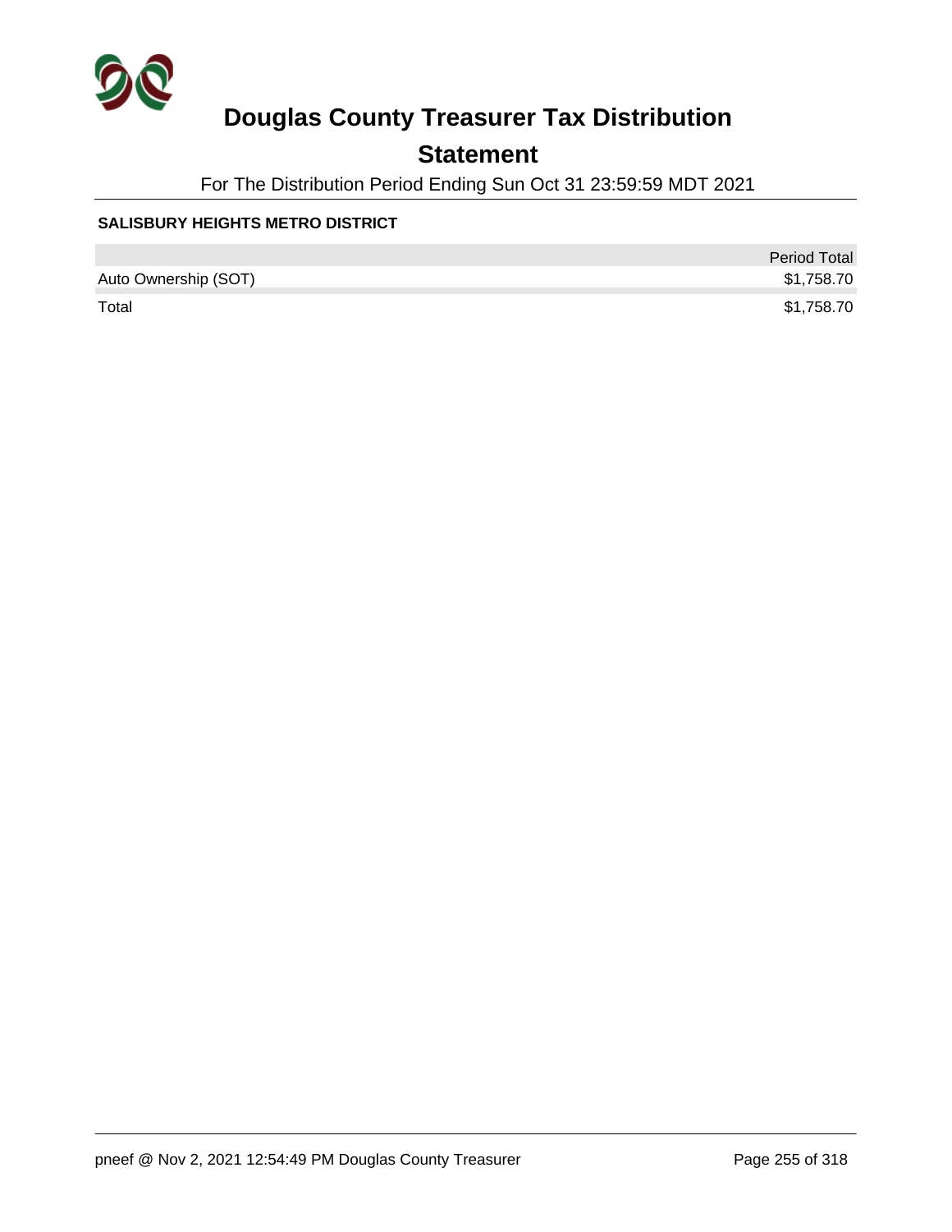# Douglas County Treasurer Tax Distribution

## Statement

For The Distribution Period Ending Sun Oct 31 23:59:59 MDT 2021

### SALISBURY HEIGHTS METRO DISTRICT

| | Period Total |
|---|---:|
| Auto Ownership (SOT) | $1,758.70 |
| Total | $1,758.70 |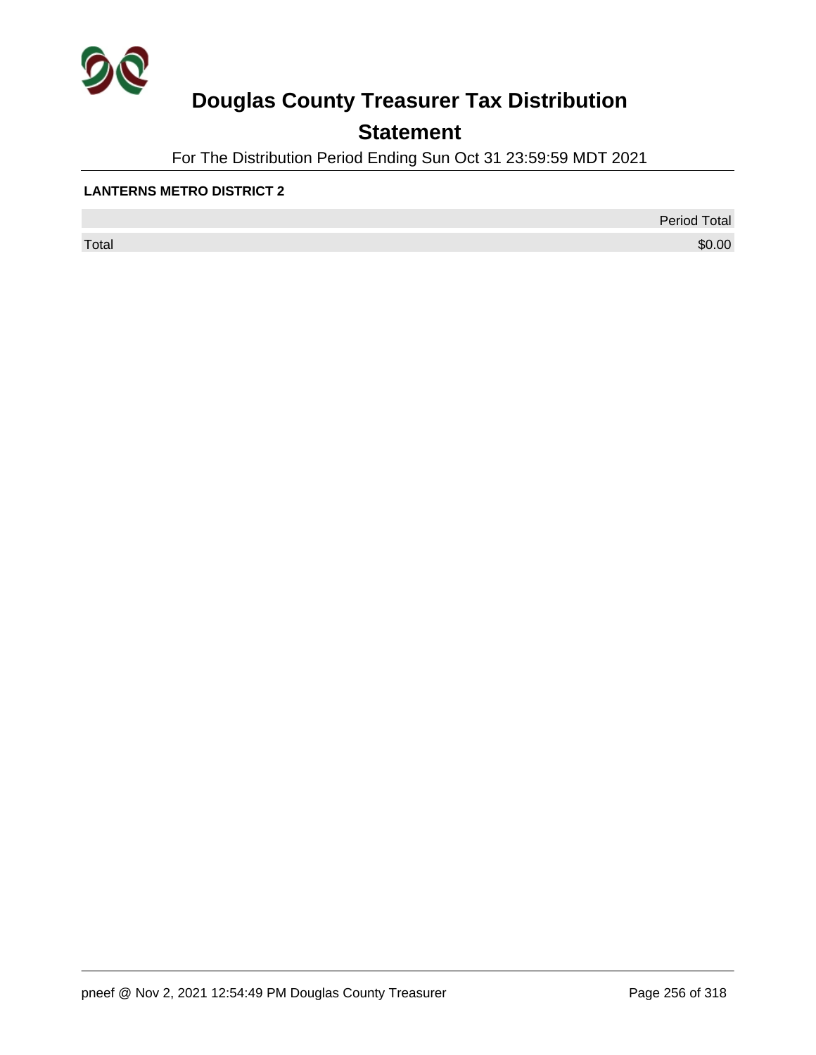# Douglas County Treasurer Tax Distribution

## Statement

For The Distribution Period Ending Sun Oct 31 23:59:59 MDT 2021

**LANTERNS METRO DISTRICT 2**

| | Period Total |
|---|---|
| Total | $0.00 |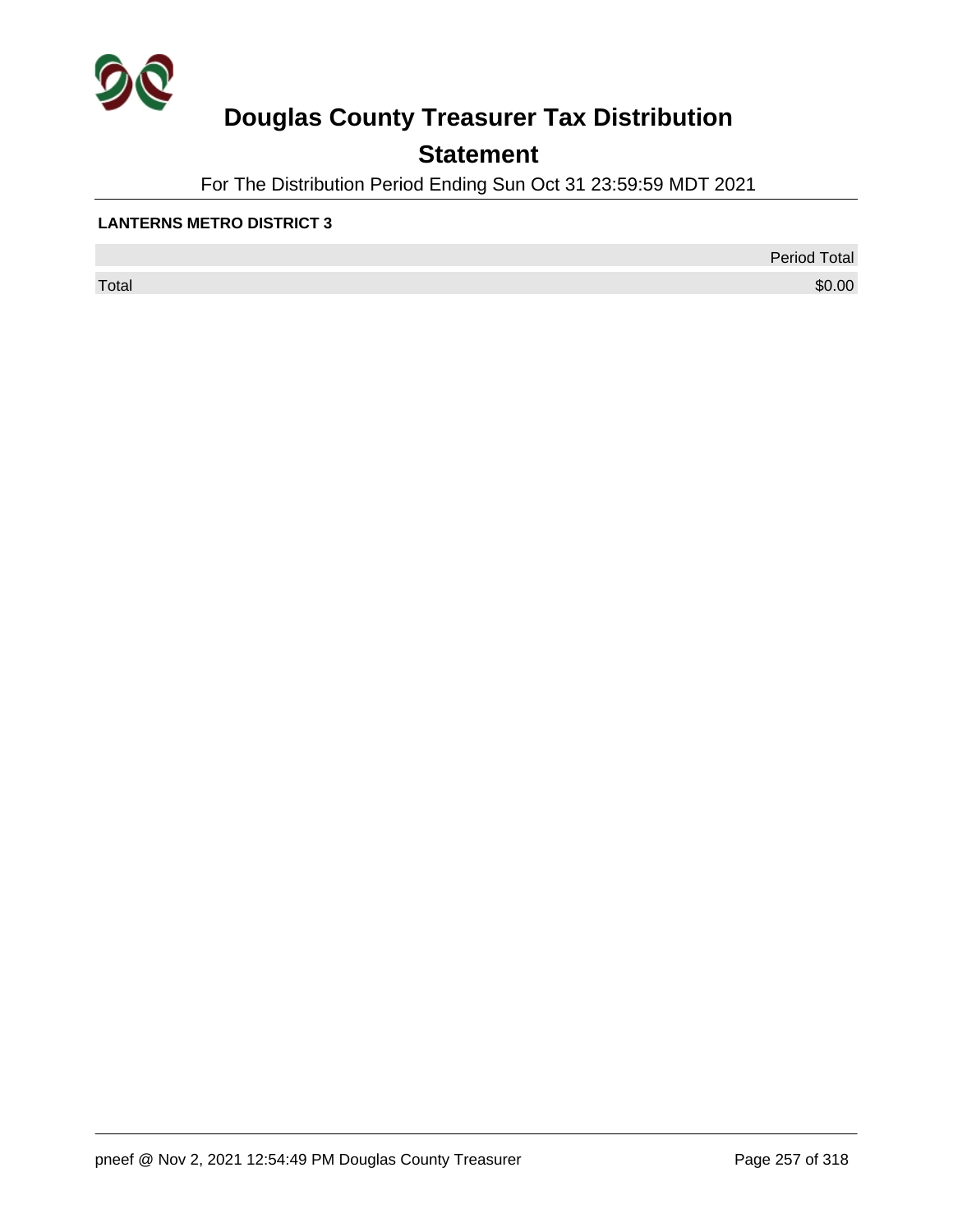# Douglas County Treasurer Tax Distribution

## Statement

For The Distribution Period Ending Sun Oct 31 23:59:59 MDT 2021

**LANTERNS METRO DISTRICT 3**

| | Period Total |
|---|---|
| Total | $0.00 |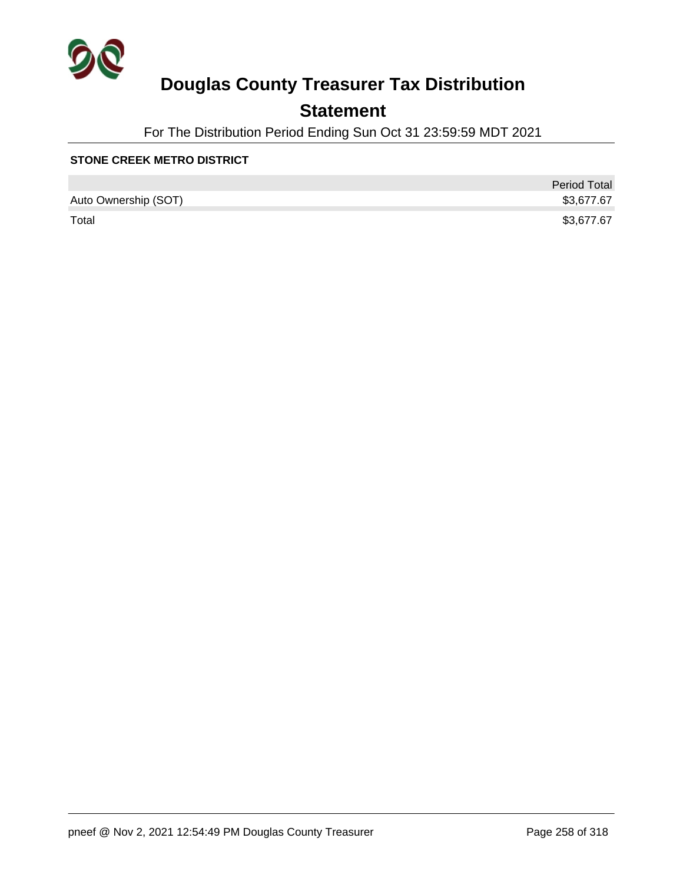# Douglas County Treasurer Tax Distribution

## Statement

For The Distribution Period Ending Sun Oct 31 23:59:59 MDT 2021

**STONE CREEK METRO DISTRICT**

| | Period Total |
|---|---|
| Auto Ownership (SOT) | $3,677.67 |
| Total | $3,677.67 |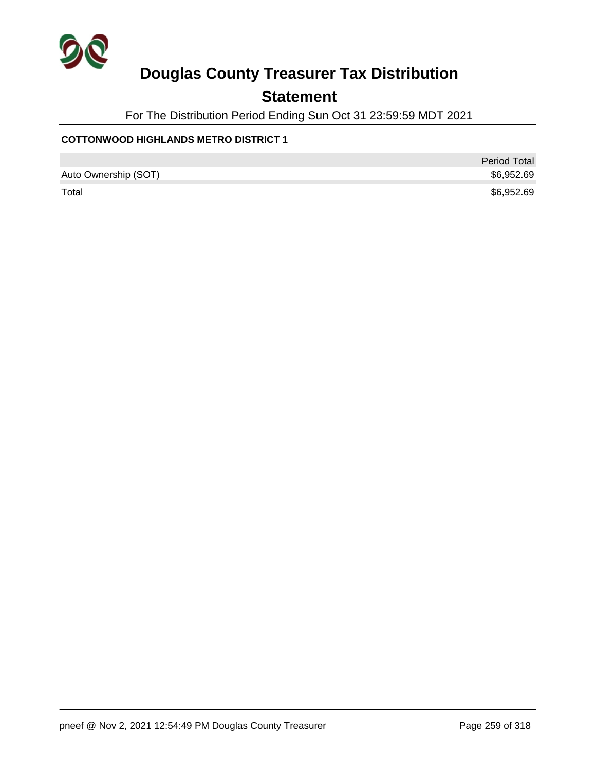# Douglas County Treasurer Tax Distribution

## Statement

For The Distribution Period Ending Sun Oct 31 23:59:59 MDT 2021

**COTTONWOOD HIGHLANDS METRO DISTRICT 1**

| | Period Total |
|---|---|
| Auto Ownership (SOT) | $6,952.69 |
| Total | $6,952.69 |

pneef @ Nov 2, 2021 12:54:49 PM Douglas County Treasurer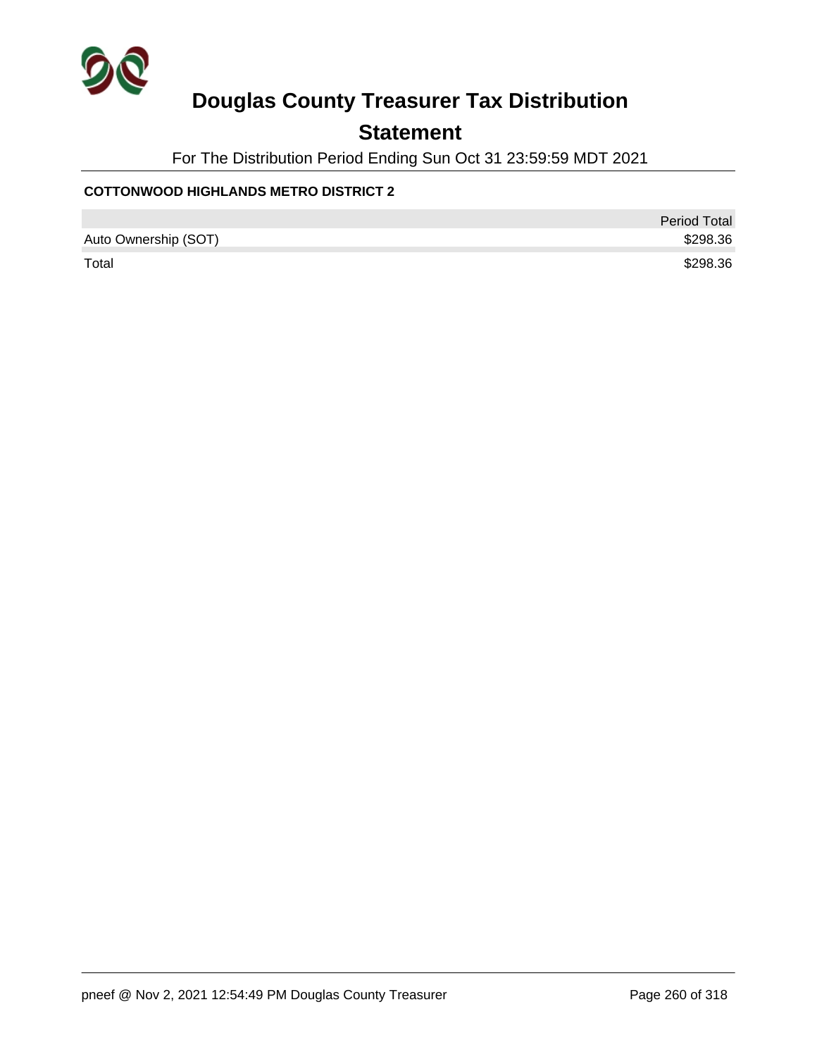# Douglas County Treasurer Tax Distribution

## Statement

For The Distribution Period Ending Sun Oct 31 23:59:59 MDT 2021

**COTTONWOOD HIGHLANDS METRO DISTRICT 2**

| | Period Total |
|---|---|
| Auto Ownership (SOT) | $298.36 |
| Total | $298.36 |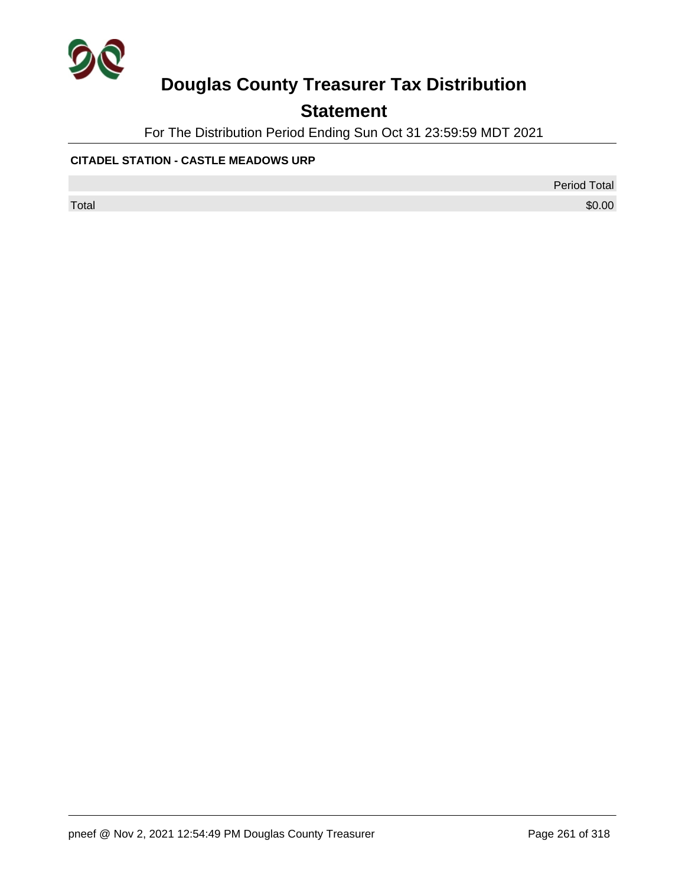# Douglas County Treasurer Tax Distribution

## Statement

For The Distribution Period Ending Sun Oct 31 23:59:59 MDT 2021

**CITADEL STATION - CASTLE MEADOWS URP**

| | Period Total |
|---|---|
| Total | $0.00 |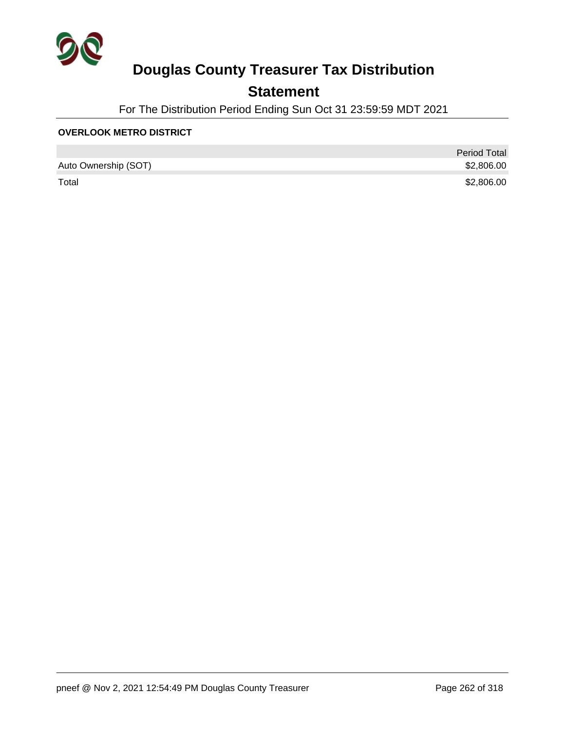# Douglas County Treasurer Tax Distribution

## Statement

For The Distribution Period Ending Sun Oct 31 23:59:59 MDT 2021

**OVERLOOK METRO DISTRICT**

| | Period Total |
|---|---|
| Auto Ownership (SOT) | $2,806.00 |
| Total | $2,806.00 |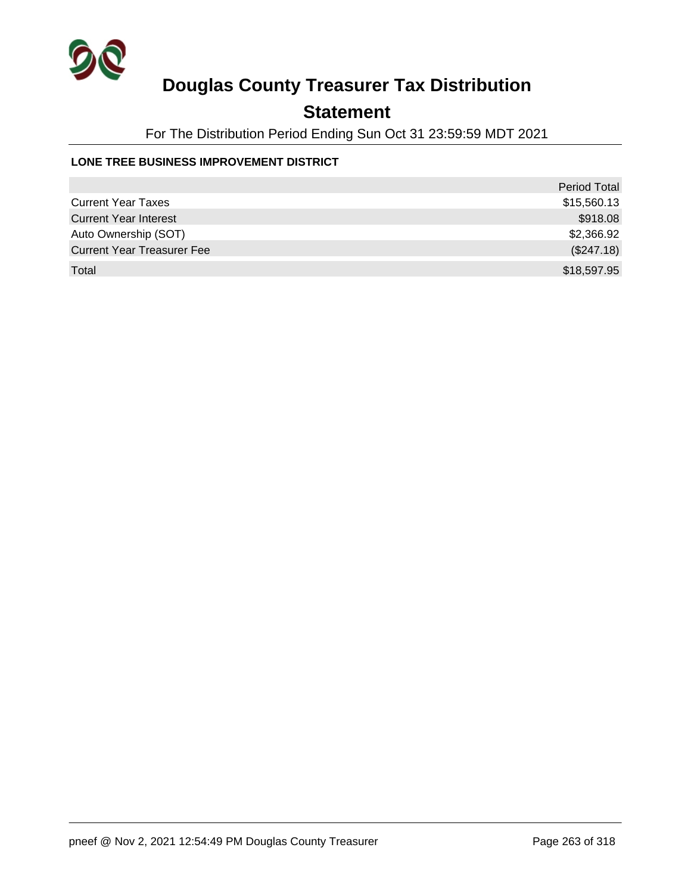# Douglas County Treasurer Tax Distribution

## Statement

For The Distribution Period Ending Sun Oct 31 23:59:59 MDT 2021

**LONE TREE BUSINESS IMPROVEMENT DISTRICT**

| | Period Total |
|---|---:|
| Current Year Taxes | $15,560.13 |
| Current Year Interest | $918.08 |
| Auto Ownership (SOT) | $2,366.92 |
| Current Year Treasurer Fee | ($247.18) |
| Total | $18,597.95 |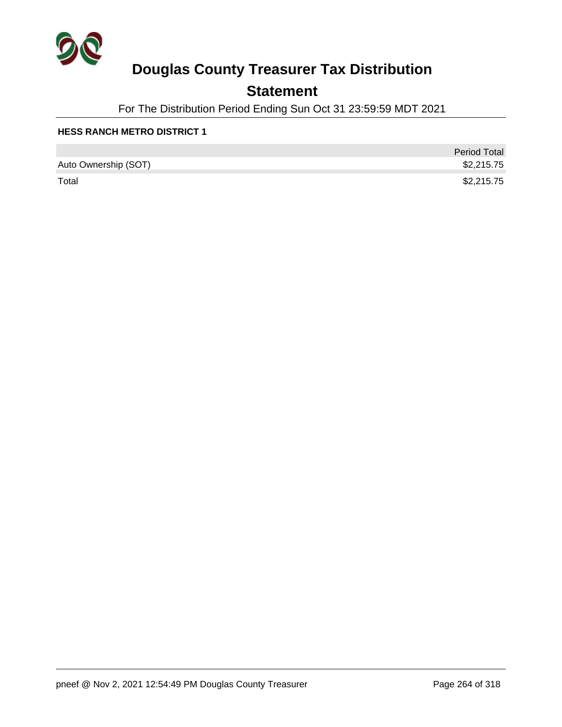# Douglas County Treasurer Tax Distribution

## Statement

For The Distribution Period Ending Sun Oct 31 23:59:59 MDT 2021

**HESS RANCH METRO DISTRICT 1**

| | Period Total |
|---|---|
| Auto Ownership (SOT) | $2,215.75 |
| Total | $2,215.75 |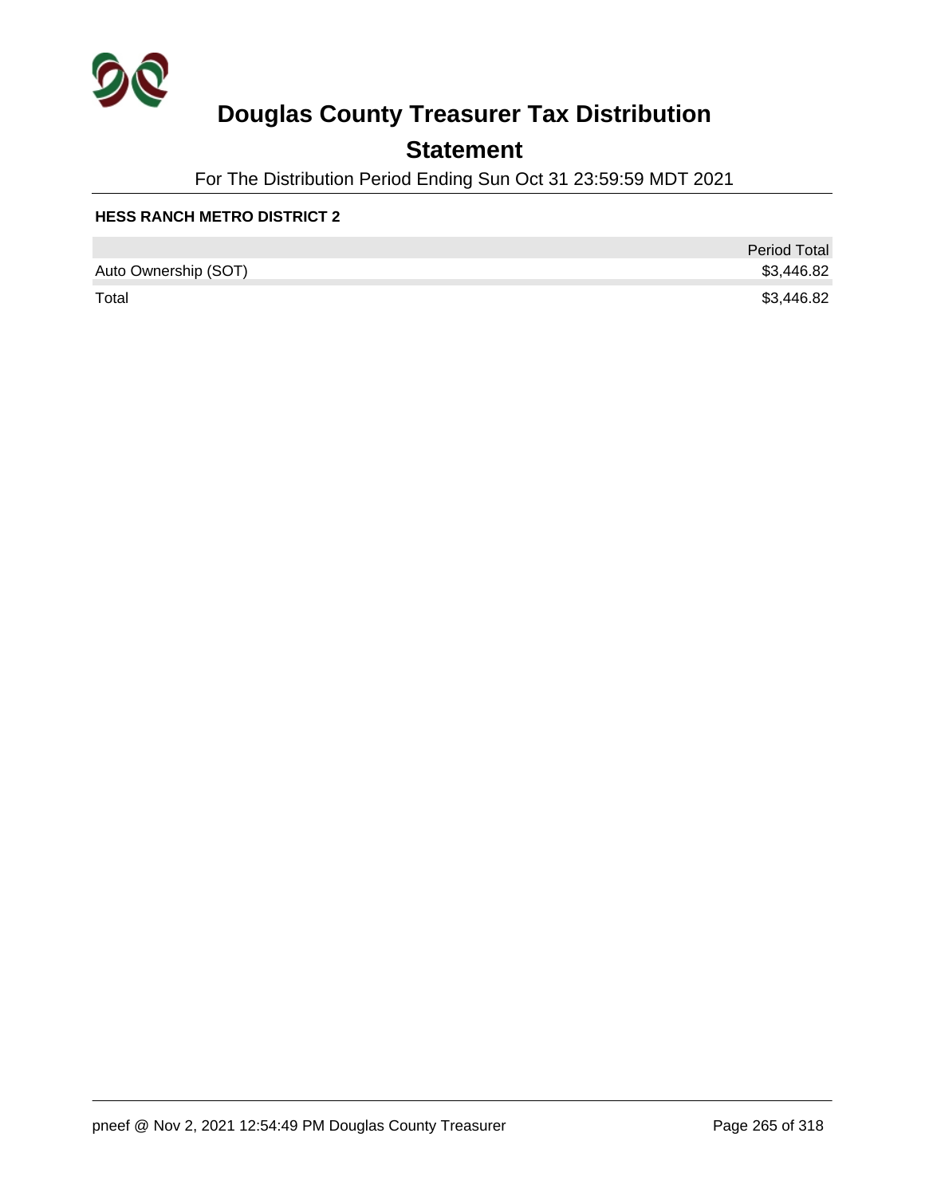# Douglas County Treasurer Tax Distribution

## Statement

For The Distribution Period Ending Sun Oct 31 23:59:59 MDT 2021

### HESS RANCH METRO DISTRICT 2

| | Period Total |
|---|---|
| Auto Ownership (SOT) | $3,446.82 |
| Total | $3,446.82 |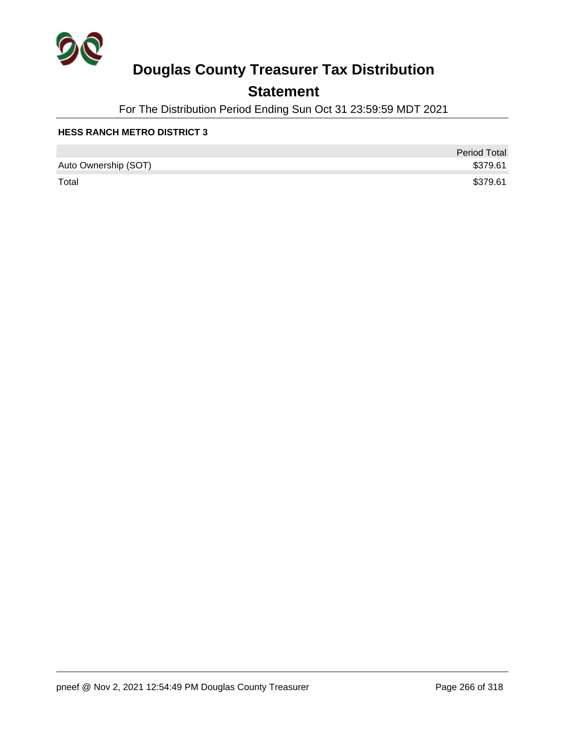# Douglas County Treasurer Tax Distribution

## Statement

For The Distribution Period Ending Sun Oct 31 23:59:59 MDT 2021

**HESS RANCH METRO DISTRICT 3**

| | Period Total |
|---|---|
| Auto Ownership (SOT) | $379.61 |
| Total | $379.61 |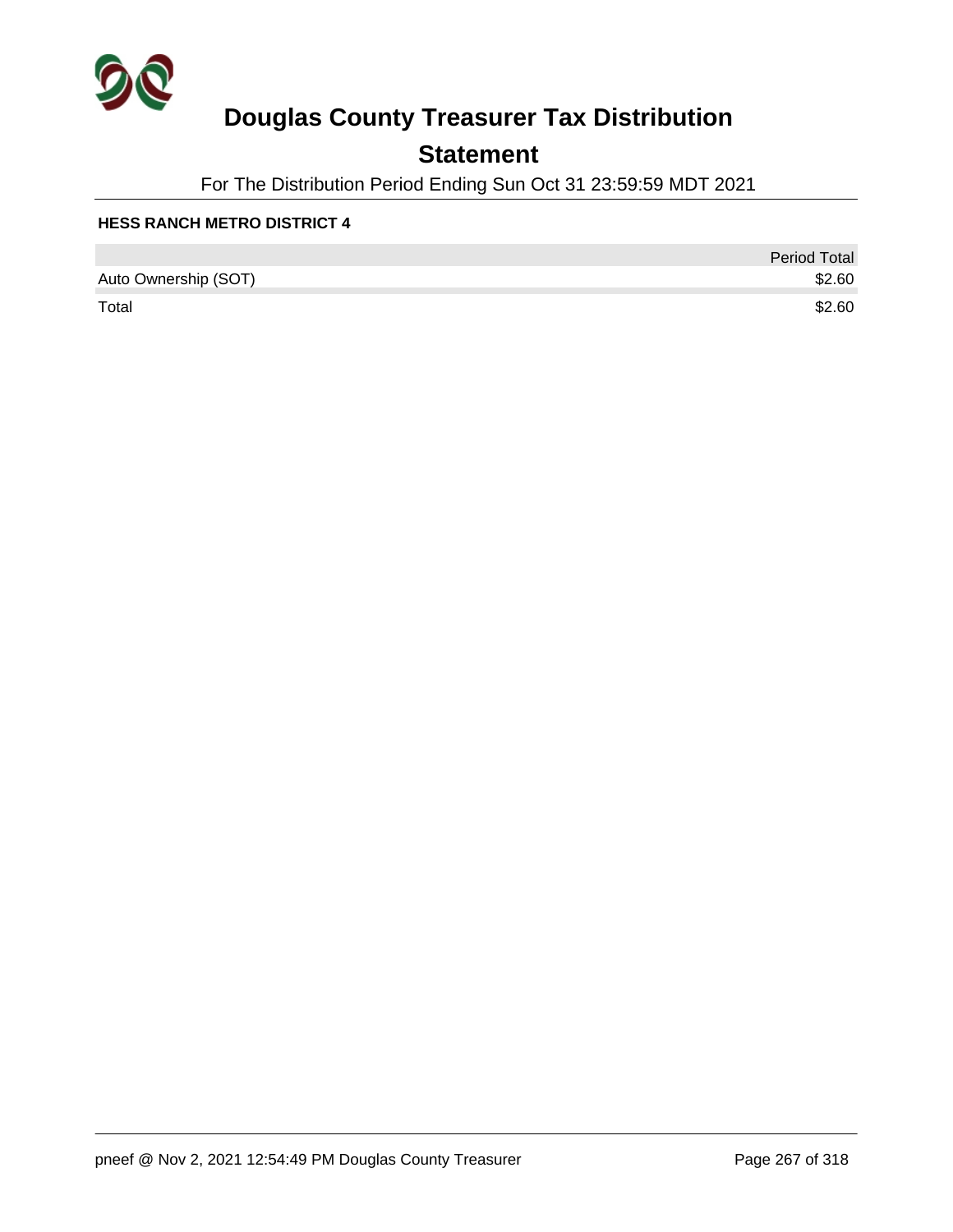# Douglas County Treasurer Tax Distribution

## Statement

For The Distribution Period Ending Sun Oct 31 23:59:59 MDT 2021

**HESS RANCH METRO DISTRICT 4**

| | Period Total |
|---|---|
| Auto Ownership (SOT) | $2.60 |
| Total | $2.60 |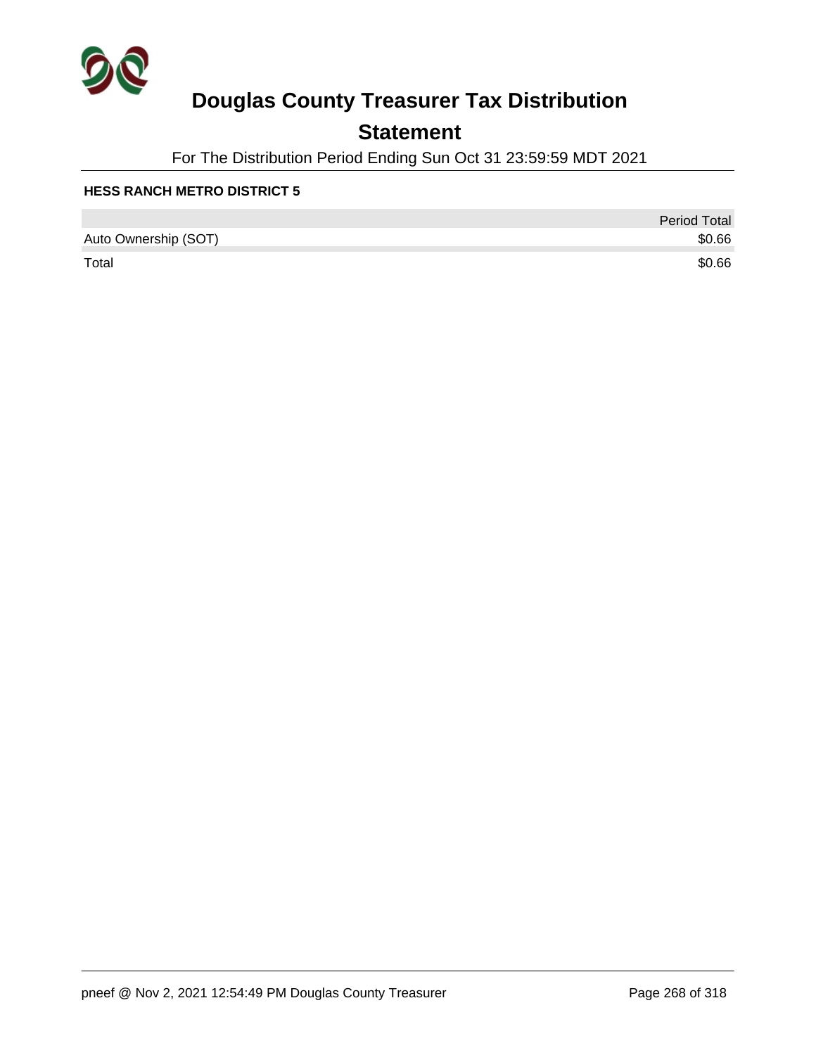# Douglas County Treasurer Tax Distribution

## Statement

For The Distribution Period Ending Sun Oct 31 23:59:59 MDT 2021

**HESS RANCH METRO DISTRICT 5**

| | Period Total |
|---|---:|
| Auto Ownership (SOT) | $0.66 |
| Total | $0.66 |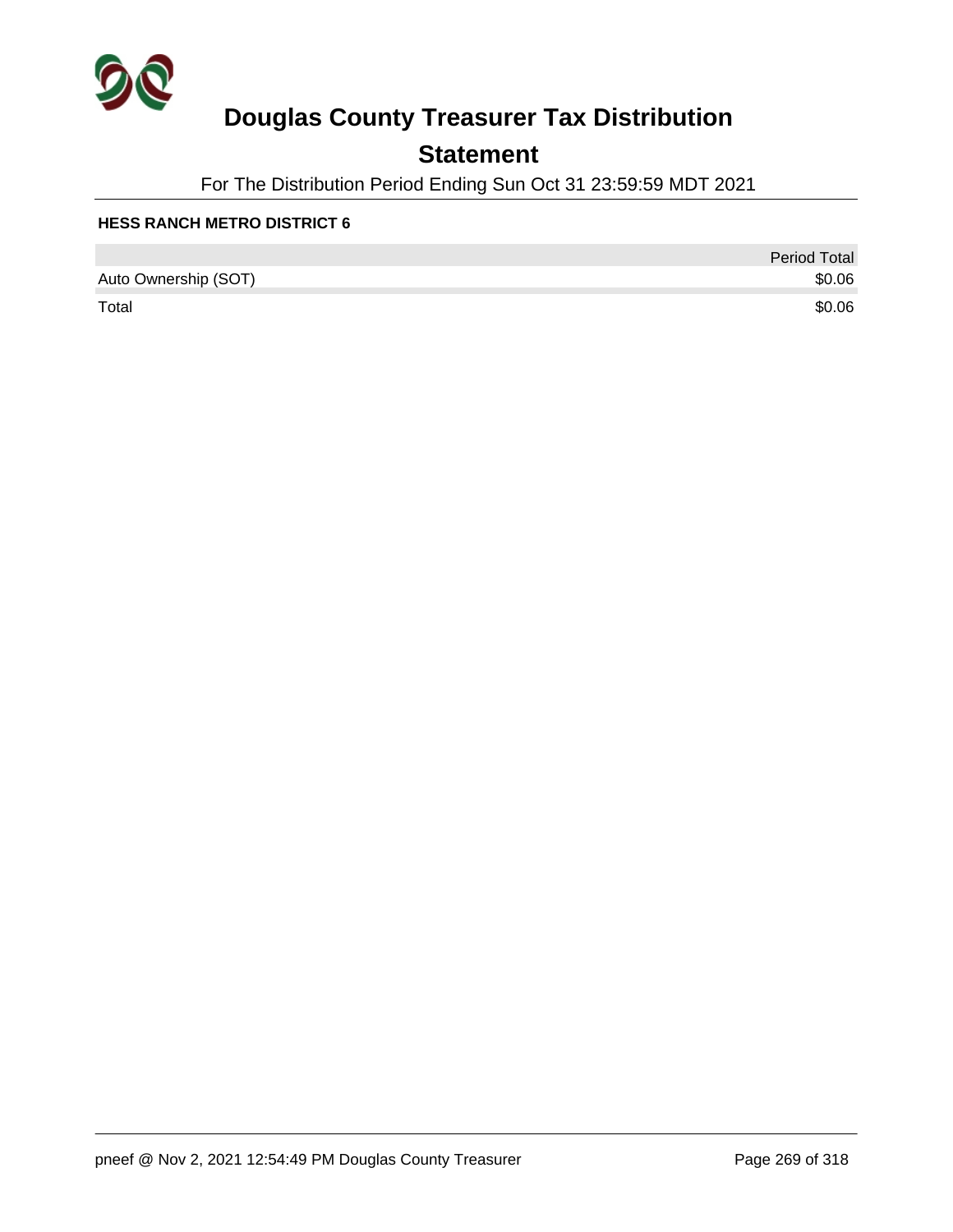# Douglas County Treasurer Tax Distribution

## Statement

For The Distribution Period Ending Sun Oct 31 23:59:59 MDT 2021

**HESS RANCH METRO DISTRICT 6**

| | Period Total |
|---|---:|
| Auto Ownership (SOT) | $0.06 |
| Total | $0.06 |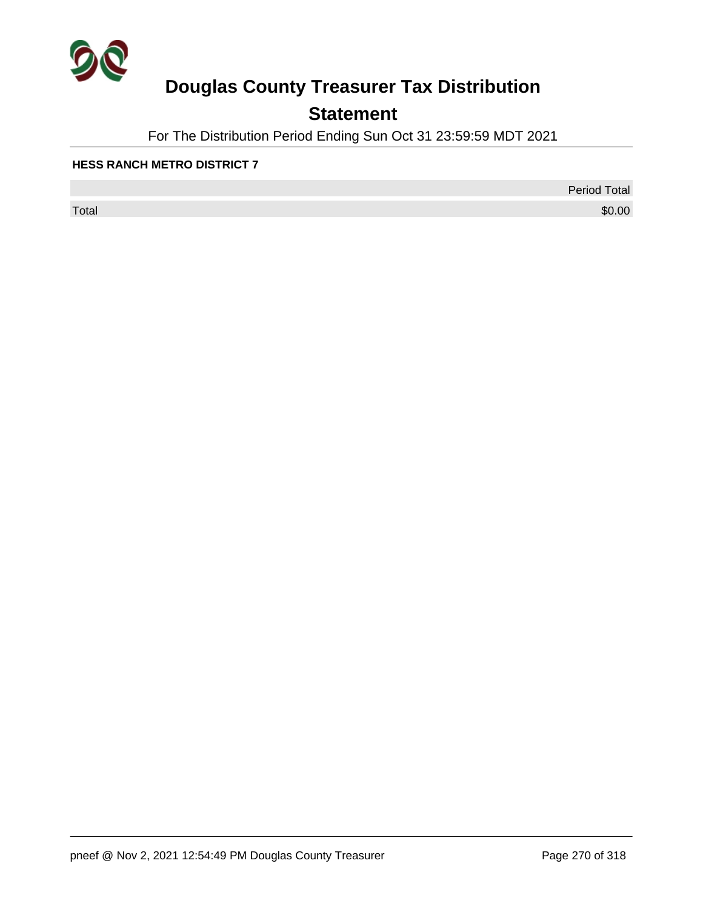# Douglas County Treasurer Tax Distribution

## Statement

For The Distribution Period Ending Sun Oct 31 23:59:59 MDT 2021

**HESS RANCH METRO DISTRICT 7**

| | Period Total |
|---|---|
| Total | $0.00 |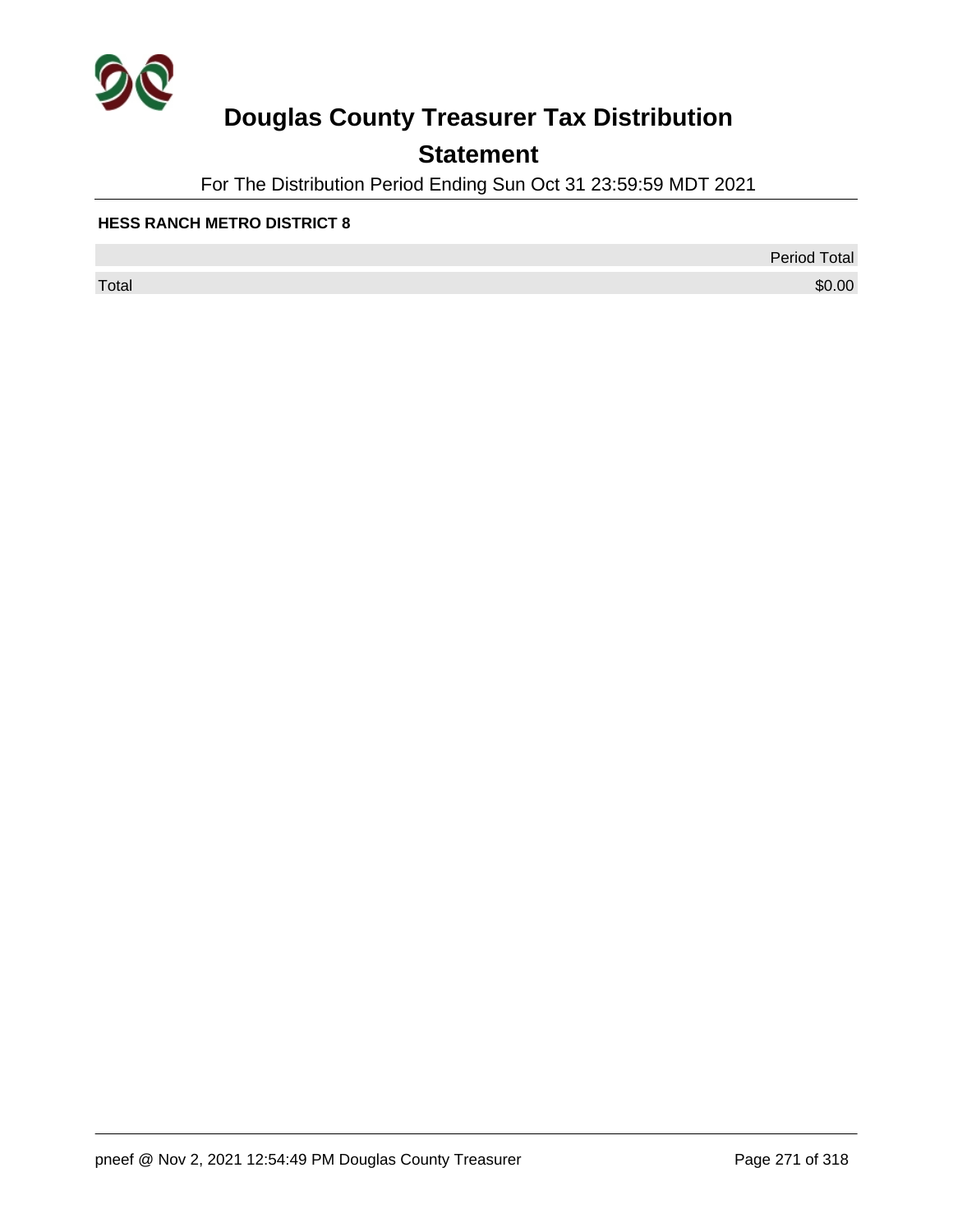# Douglas County Treasurer Tax Distribution

## Statement

For The Distribution Period Ending Sun Oct 31 23:59:59 MDT 2021

**HESS RANCH METRO DISTRICT 8**

| | Period Total |
|---|---|
| Total | $0.00 |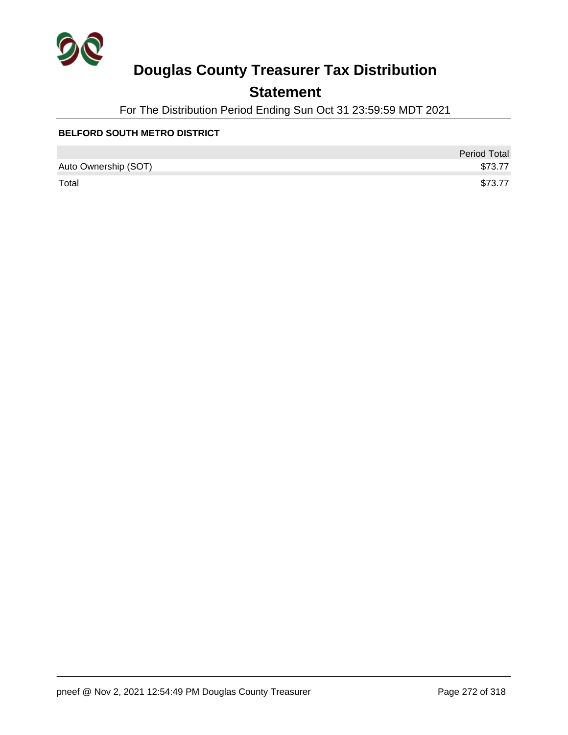# Douglas County Treasurer Tax Distribution

## Statement

For The Distribution Period Ending Sun Oct 31 23:59:59 MDT 2021

**BELFORD SOUTH METRO DISTRICT**

| | Period Total |
|---|---|
| Auto Ownership (SOT) | $73.77 |
| Total | $73.77 |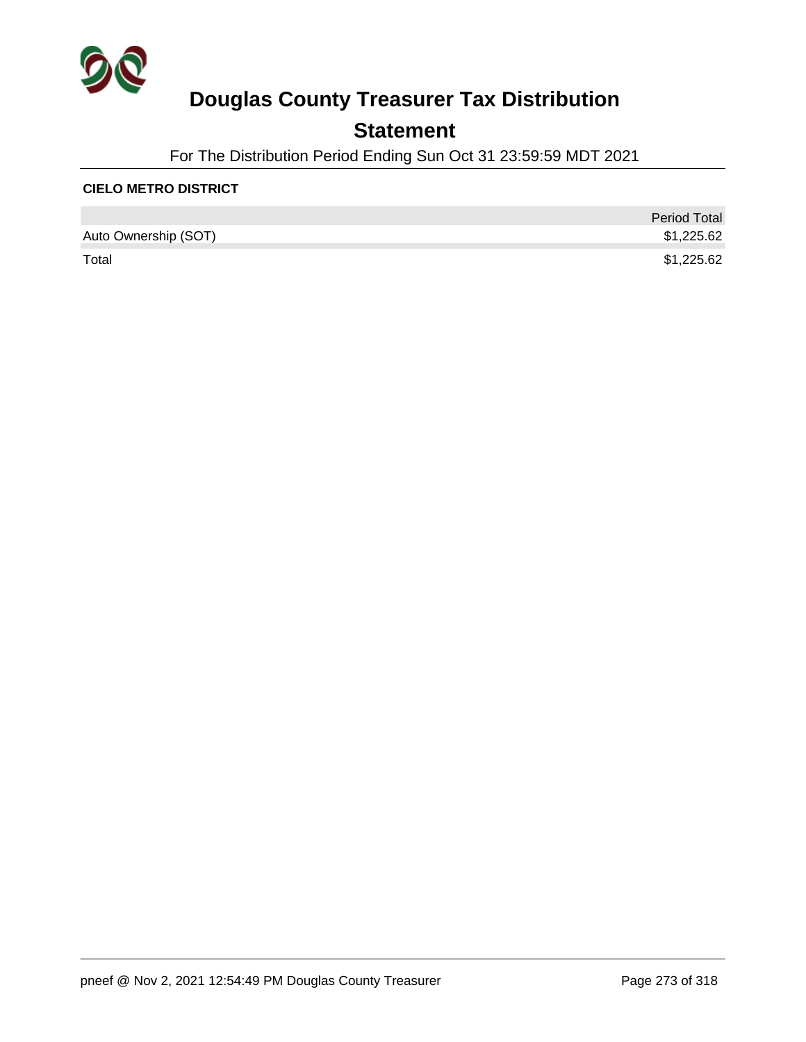# Douglas County Treasurer Tax Distribution

## Statement

For The Distribution Period Ending Sun Oct 31 23:59:59 MDT 2021

**CIELO METRO DISTRICT**

| | Period Total |
|---|---|
| Auto Ownership (SOT) | $1,225.62 |
| Total | $1,225.62 |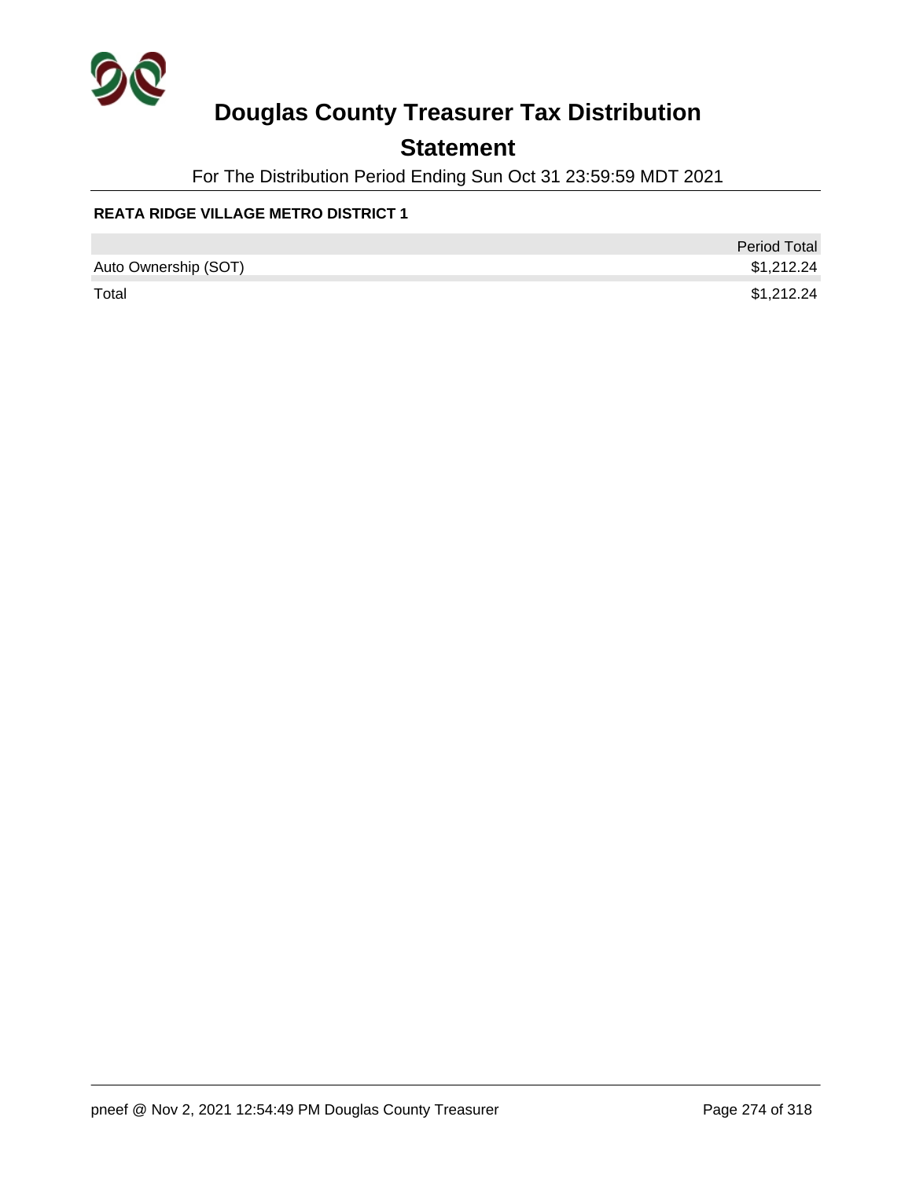# Douglas County Treasurer Tax Distribution

## Statement

For The Distribution Period Ending Sun Oct 31 23:59:59 MDT 2021

**REATA RIDGE VILLAGE METRO DISTRICT 1**

| | Period Total |
|---|---|
| Auto Ownership (SOT) | $1,212.24 |
| Total | $1,212.24 |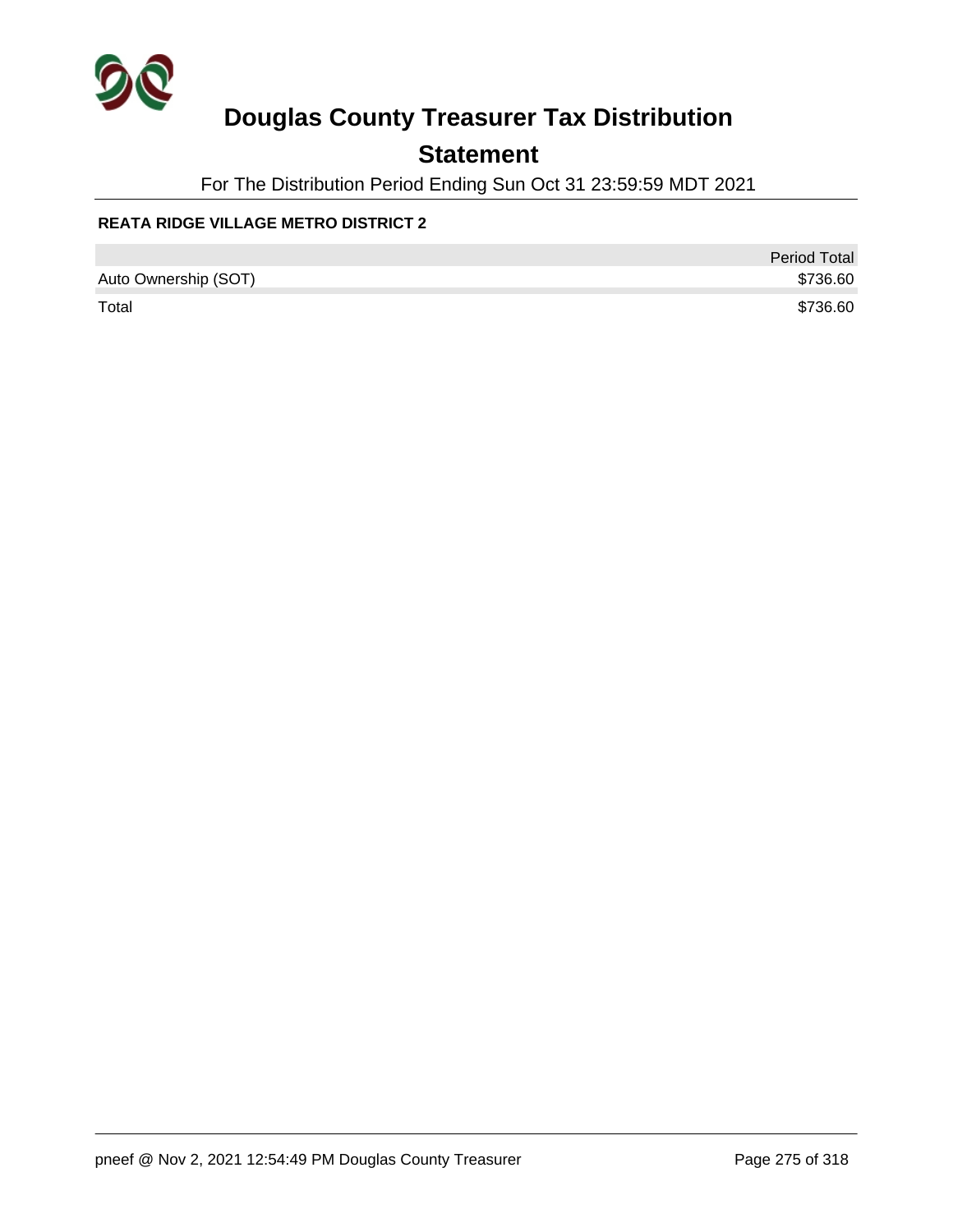# Douglas County Treasurer Tax Distribution

## Statement

For The Distribution Period Ending Sun Oct 31 23:59:59 MDT 2021

**REATA RIDGE VILLAGE METRO DISTRICT 2**

| | Period Total |
|---|---|
| Auto Ownership (SOT) | $736.60 |
| Total | $736.60 |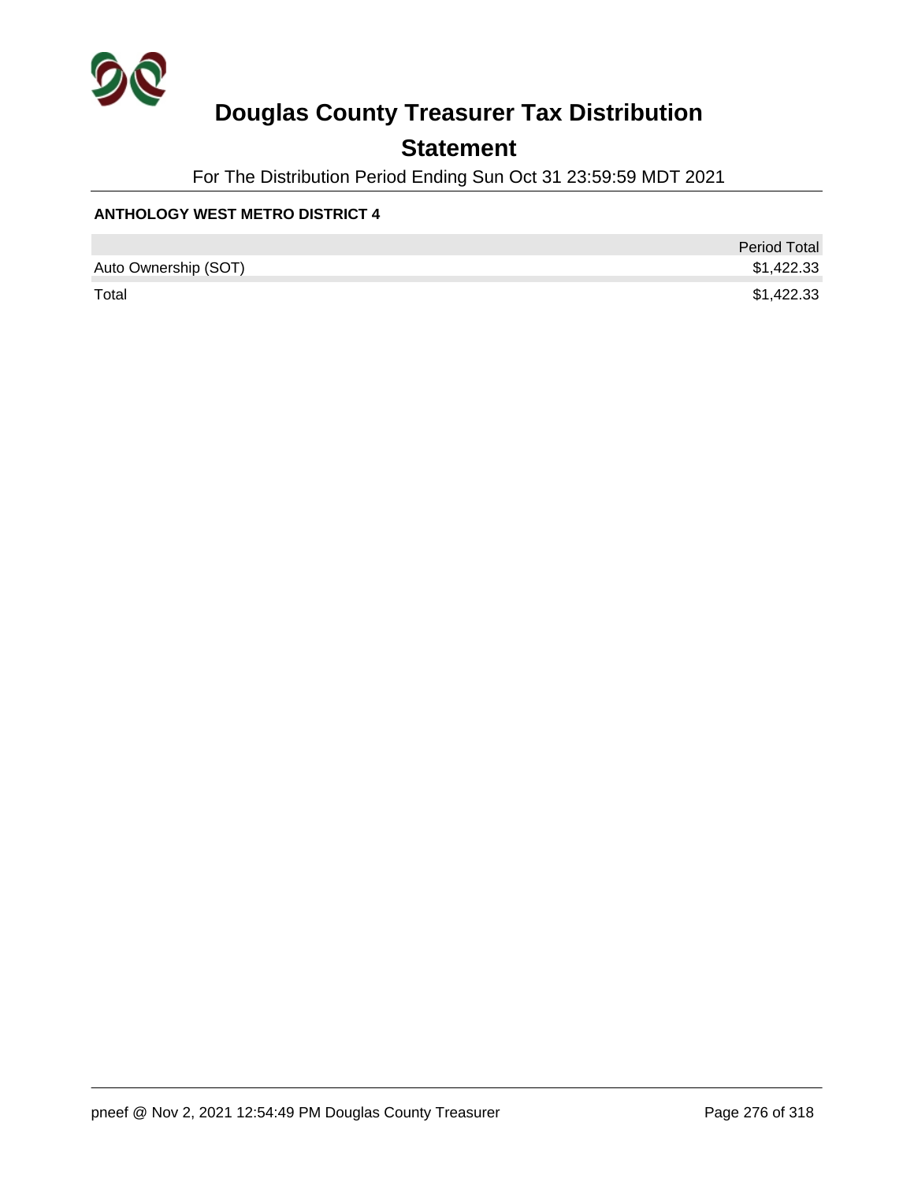# Douglas County Treasurer Tax Distribution

## Statement

For The Distribution Period Ending Sun Oct 31 23:59:59 MDT 2021

**ANTHOLOGY WEST METRO DISTRICT 4**

| | Period Total |
|---|---|
| Auto Ownership (SOT) | $1,422.33 |
| Total | $1,422.33 |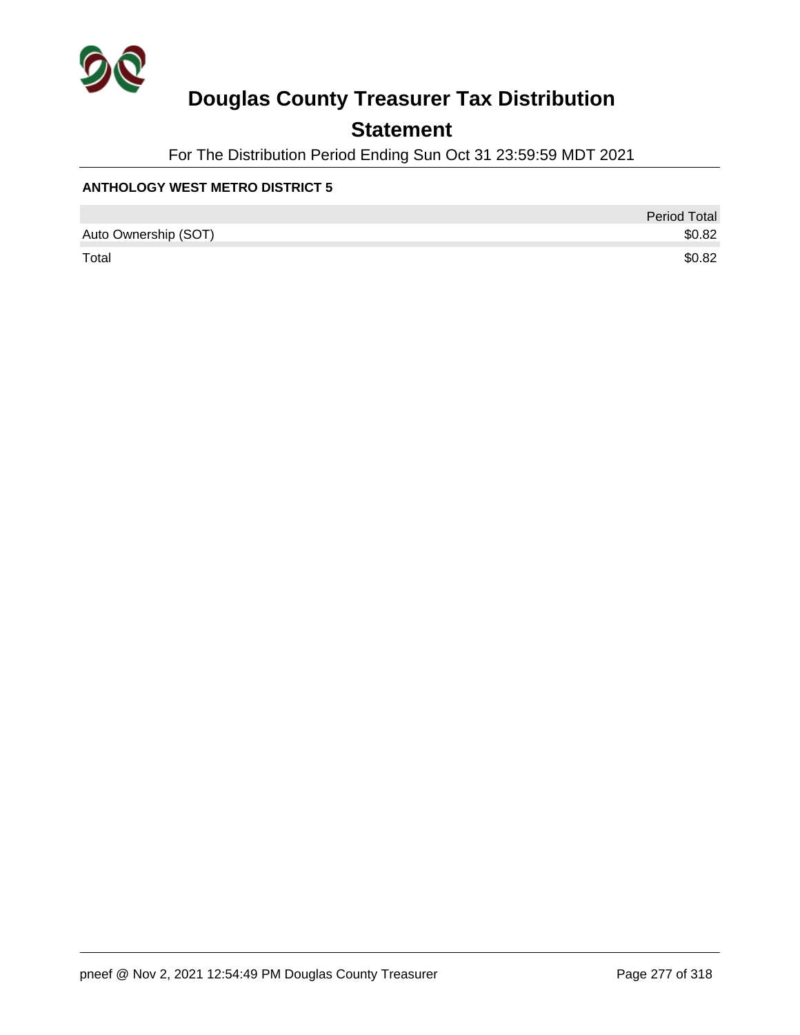# Douglas County Treasurer Tax Distribution

## Statement

For The Distribution Period Ending Sun Oct 31 23:59:59 MDT 2021

**ANTHOLOGY WEST METRO DISTRICT 5**

| | Period Total |
|---|---|
| Auto Ownership (SOT) | $0.82 |
| Total | $0.82 |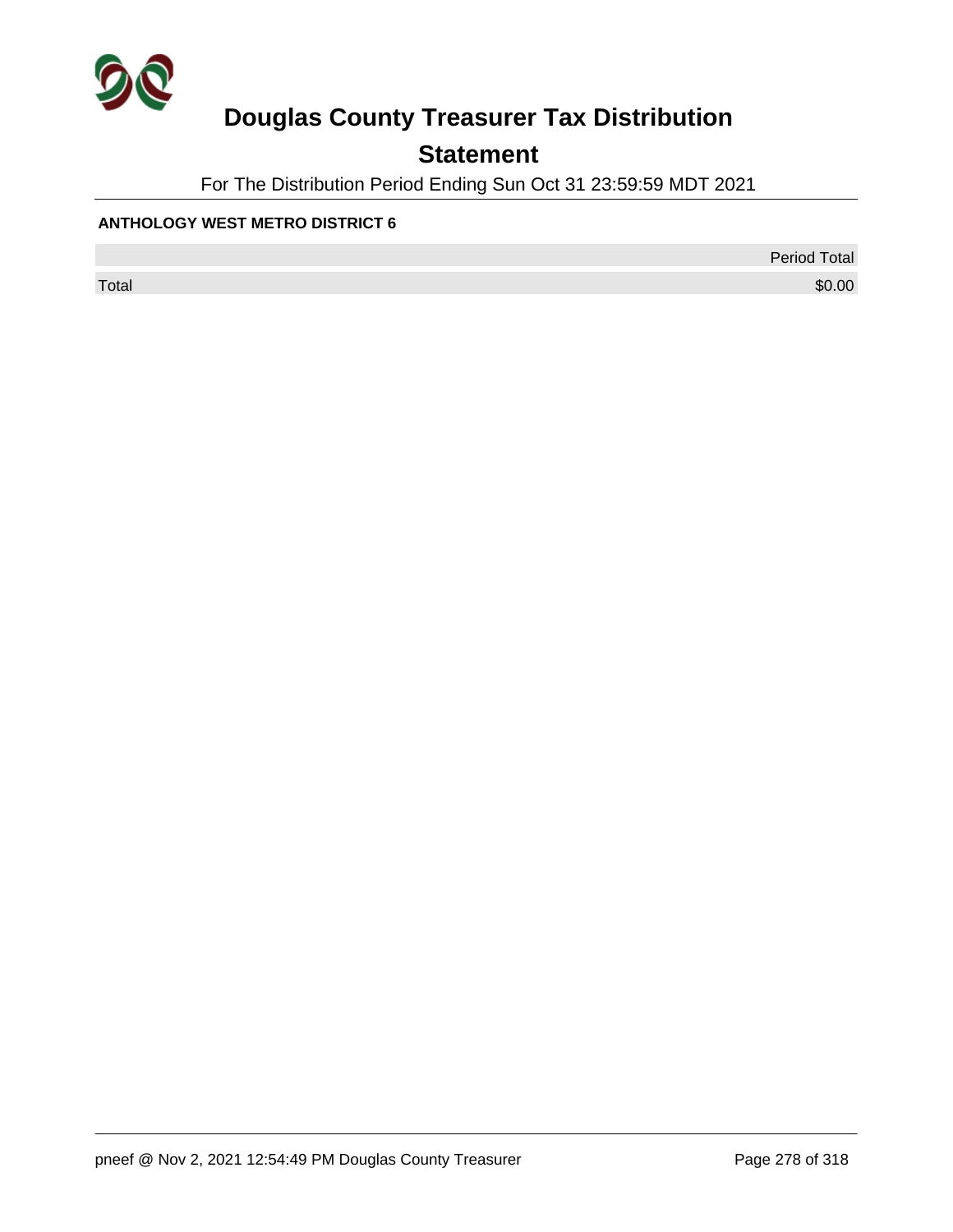# Douglas County Treasurer Tax Distribution

## Statement

For The Distribution Period Ending Sun Oct 31 23:59:59 MDT 2021

**ANTHOLOGY WEST METRO DISTRICT 6**

| | Period Total |
|---|---|
| Total | $0.00 |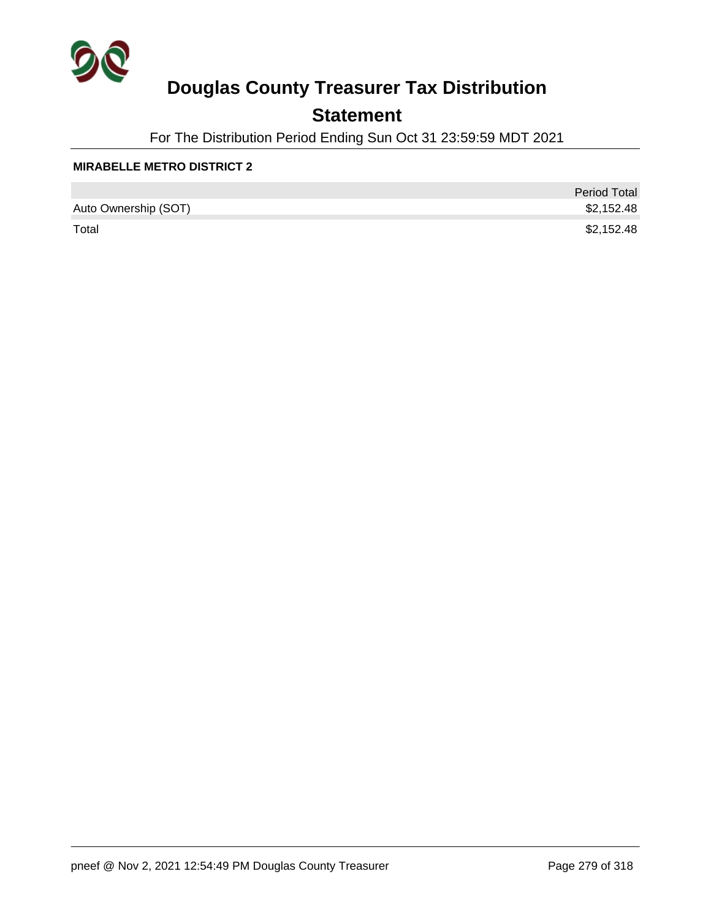# Douglas County Treasurer Tax Distribution

## Statement

For The Distribution Period Ending Sun Oct 31 23:59:59 MDT 2021

**MIRABELLE METRO DISTRICT 2**

| | Period Total |
|---|---|
| Auto Ownership (SOT) | $2,152.48 |
| Total | $2,152.48 |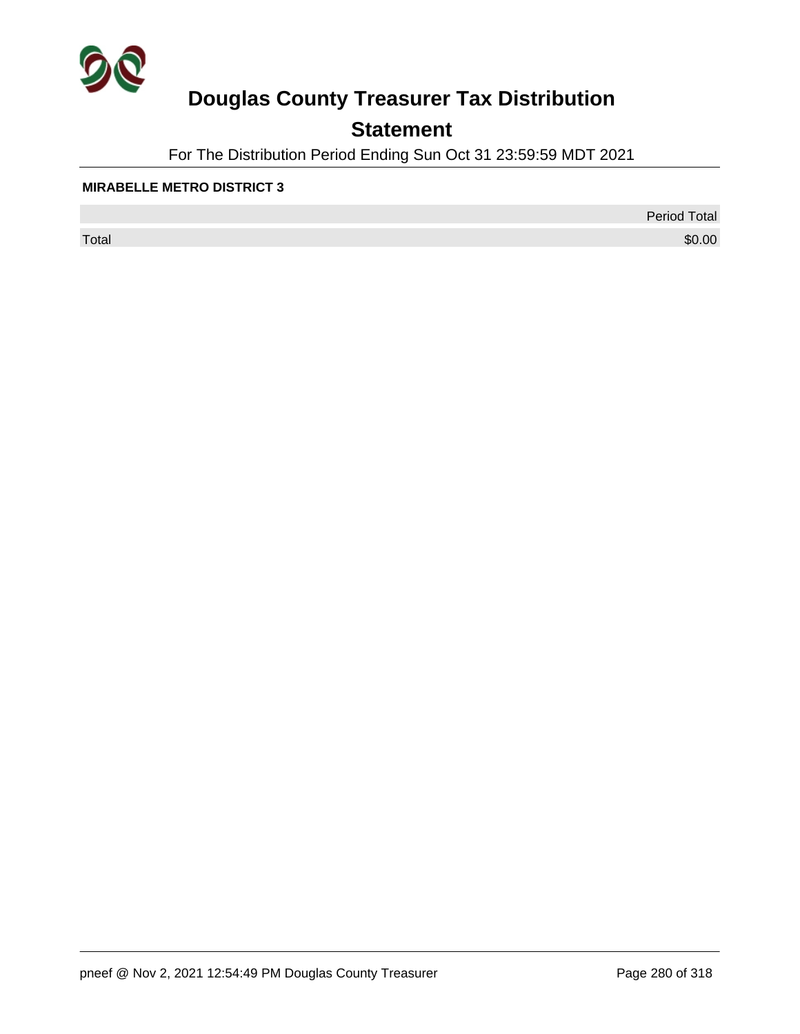# Douglas County Treasurer Tax Distribution

## Statement

For The Distribution Period Ending Sun Oct 31 23:59:59 MDT 2021

**MIRABELLE METRO DISTRICT 3**

| | Period Total |
|---|---|
| Total | $0.00 |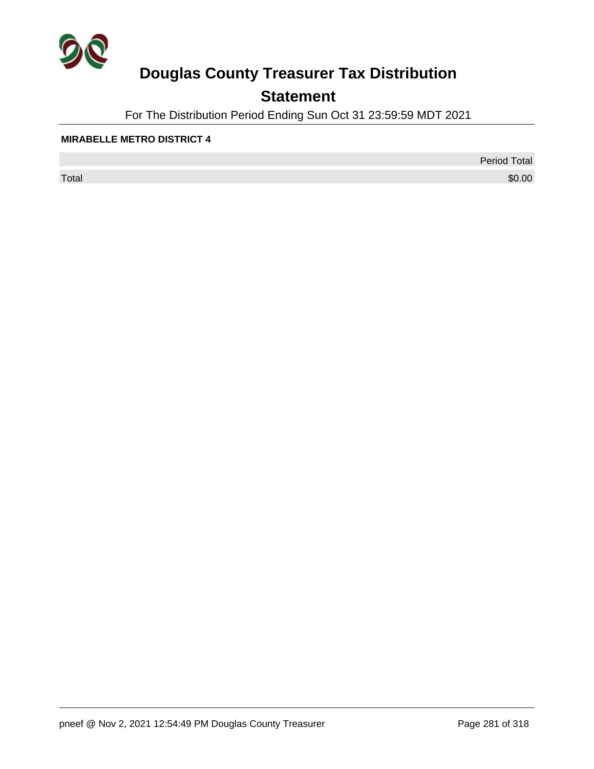# Douglas County Treasurer Tax Distribution

## Statement

For The Distribution Period Ending Sun Oct 31 23:59:59 MDT 2021

**MIRABELLE METRO DISTRICT 4**

| | Period Total |
|---|---|
| Total | $0.00 |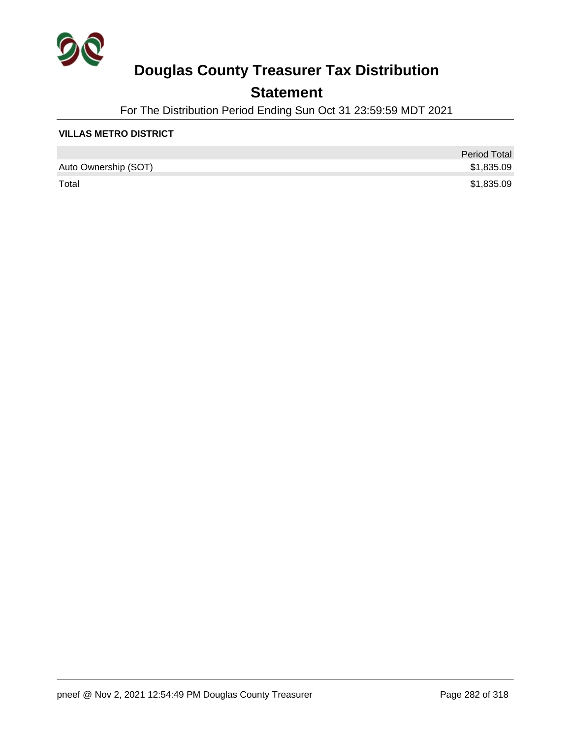# Douglas County Treasurer Tax Distribution

## Statement

For The Distribution Period Ending Sun Oct 31 23:59:59 MDT 2021

**VILLAS METRO DISTRICT**

| | Period Total |
|---|---|
| Auto Ownership (SOT) | $1,835.09 |
| Total | $1,835.09 |

pneef @ Nov 2, 2021 12:54:49 PM Douglas County Treasurer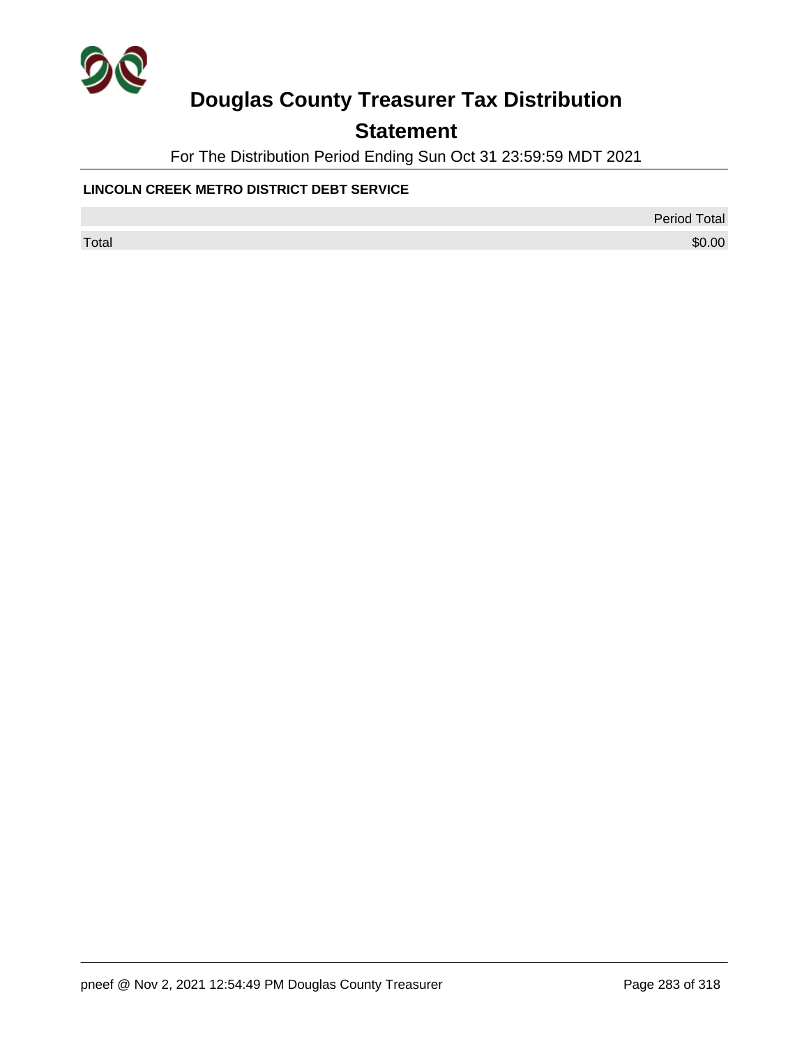# Douglas County Treasurer Tax Distribution

## Statement

For The Distribution Period Ending Sun Oct 31 23:59:59 MDT 2021

### LINCOLN CREEK METRO DISTRICT DEBT SERVICE

| | Period Total |
|---|---|
| Total | $0.00 |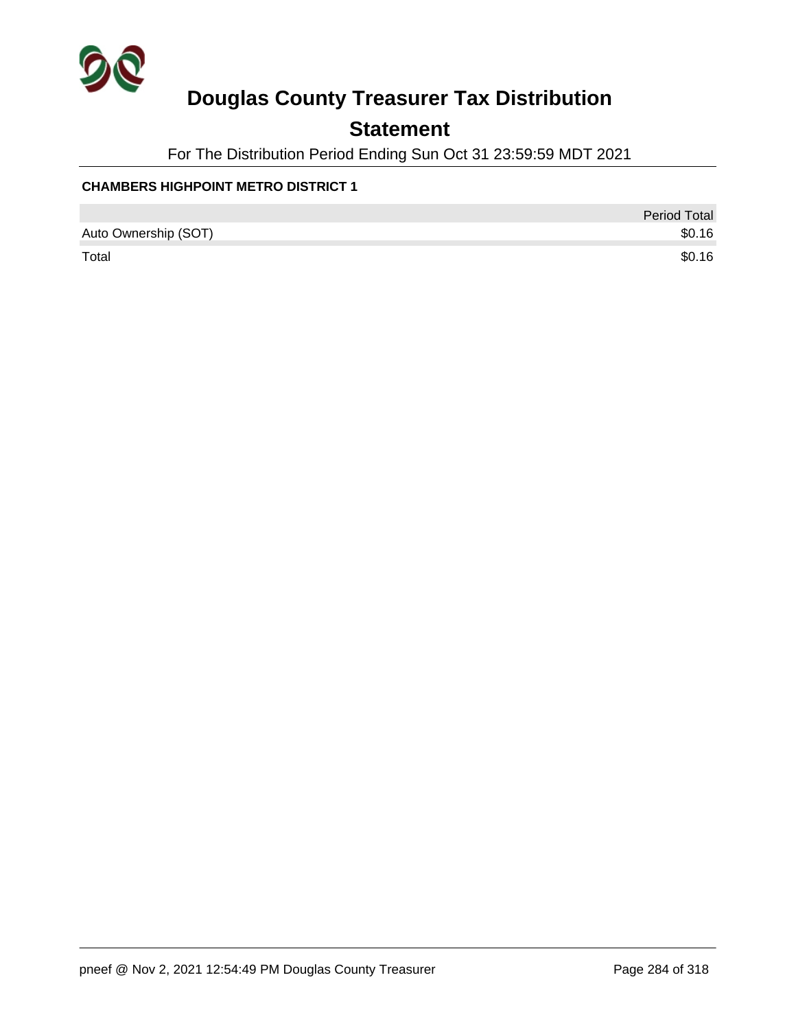# Douglas County Treasurer Tax Distribution

## Statement

For The Distribution Period Ending Sun Oct 31 23:59:59 MDT 2021

**CHAMBERS HIGHPOINT METRO DISTRICT 1**

| | Period Total |
|---|---|
| Auto Ownership (SOT) | $0.16 |
| Total | $0.16 |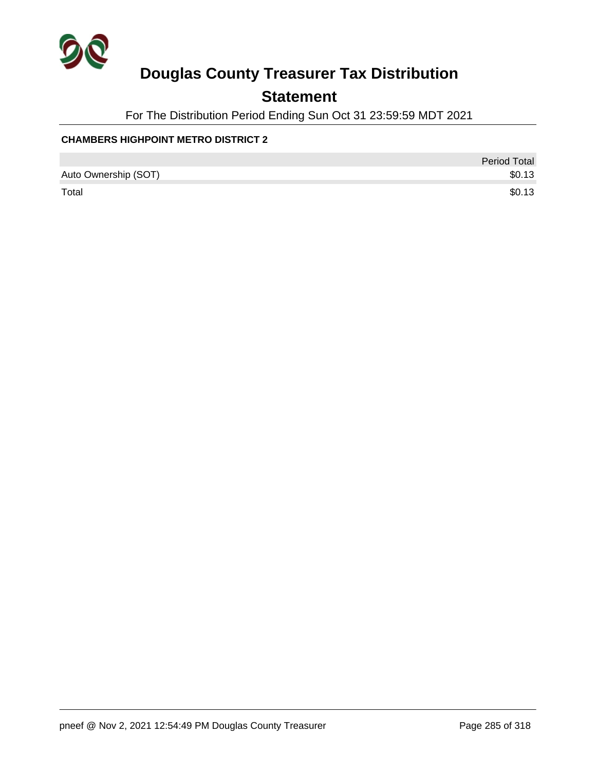# Douglas County Treasurer Tax Distribution

## Statement

For The Distribution Period Ending Sun Oct 31 23:59:59 MDT 2021

**CHAMBERS HIGHPOINT METRO DISTRICT 2**

| | Period Total |
|---|---|
| Auto Ownership (SOT) | $0.13 |
| Total | $0.13 |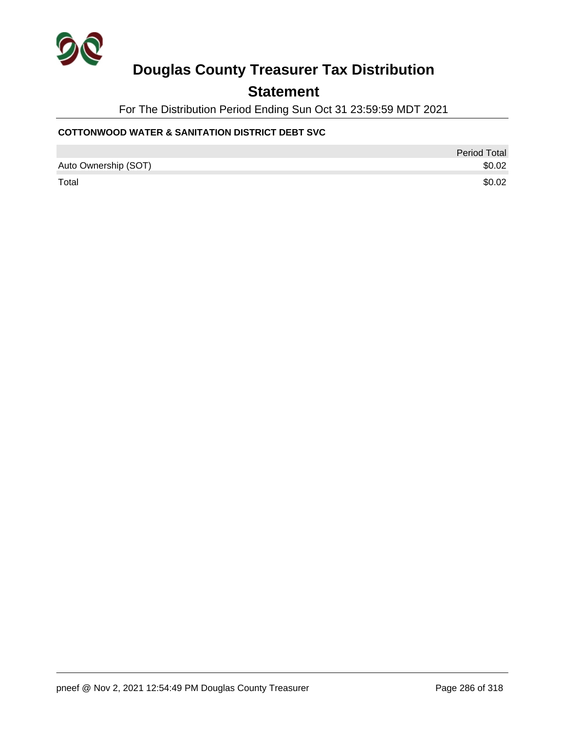# Douglas County Treasurer Tax Distribution

## Statement

For The Distribution Period Ending Sun Oct 31 23:59:59 MDT 2021

### COTTONWOOD WATER & SANITATION DISTRICT DEBT SVC

| | Period Total |
|---|---|
| Auto Ownership (SOT) | $0.02 |
| Total | $0.02 |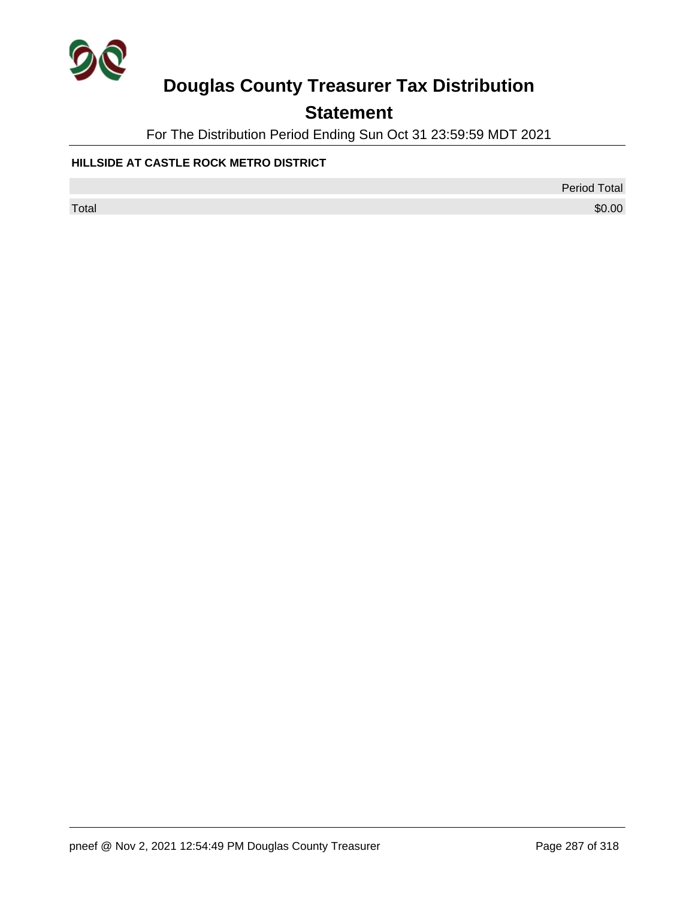# Douglas County Treasurer Tax Distribution

## Statement

For The Distribution Period Ending Sun Oct 31 23:59:59 MDT 2021

**HILLSIDE AT CASTLE ROCK METRO DISTRICT**

| | Period Total |
|---|---|
| Total | $0.00 |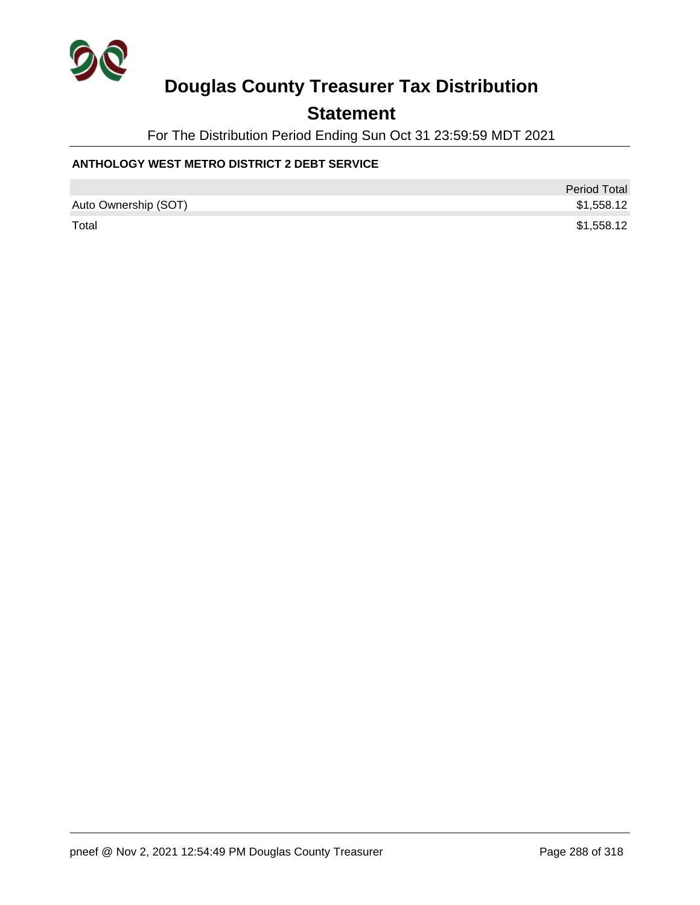# Douglas County Treasurer Tax Distribution

## Statement

For The Distribution Period Ending Sun Oct 31 23:59:59 MDT 2021

**ANTHOLOGY WEST METRO DISTRICT 2 DEBT SERVICE**

| | Period Total |
|---|---:|
| Auto Ownership (SOT) | $1,558.12 |
| Total | $1,558.12 |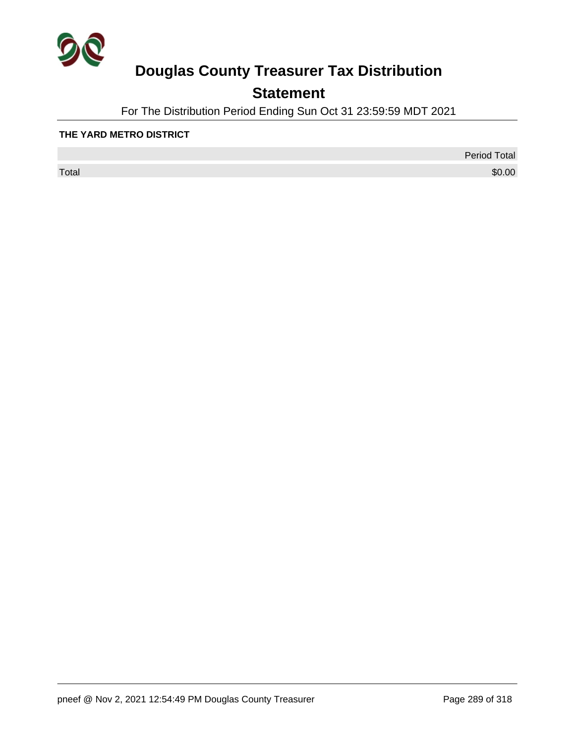# Douglas County Treasurer Tax Distribution

## Statement

For The Distribution Period Ending Sun Oct 31 23:59:59 MDT 2021

**THE YARD METRO DISTRICT**

| | Period Total |
|---|---|
| Total | $0.00 |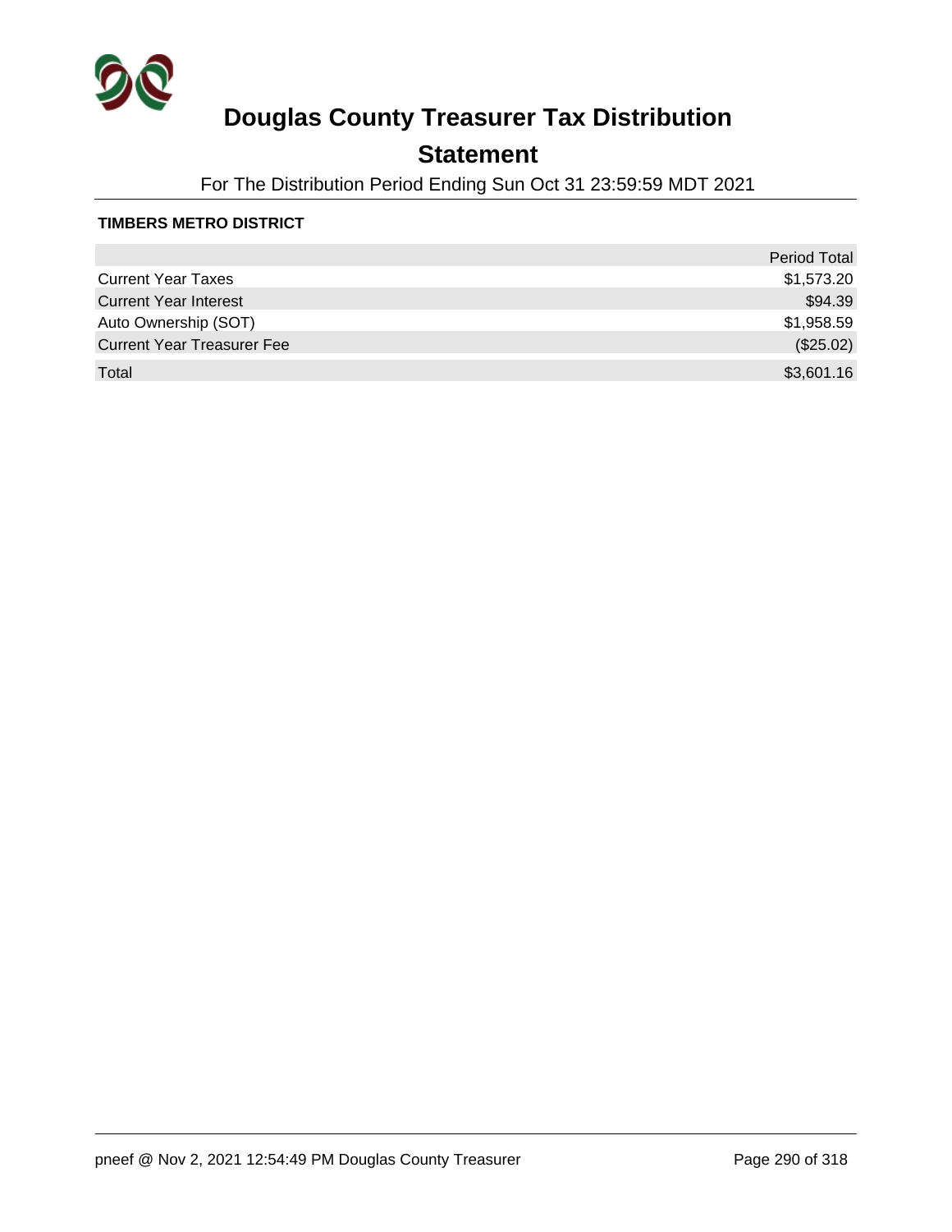# Douglas County Treasurer Tax Distribution

## Statement

For The Distribution Period Ending Sun Oct 31 23:59:59 MDT 2021

**TIMBERS METRO DISTRICT**

| | Period Total |
|---|---|
| Current Year Taxes | $1,573.20 |
| Current Year Interest | $94.39 |
| Auto Ownership (SOT) | $1,958.59 |
| Current Year Treasurer Fee | ($25.02) |
| Total | $3,601.16 |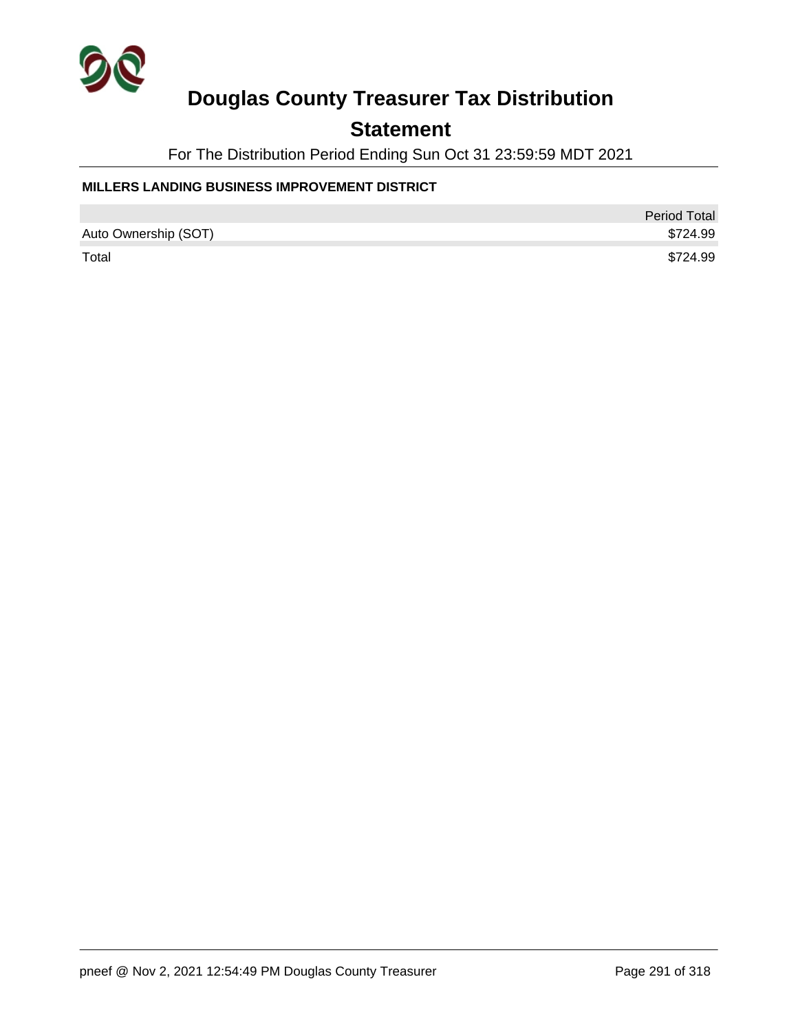# Douglas County Treasurer Tax Distribution

## Statement

For The Distribution Period Ending Sun Oct 31 23:59:59 MDT 2021

**MILLERS LANDING BUSINESS IMPROVEMENT DISTRICT**

| | Period Total |
|---|---|
| Auto Ownership (SOT) | $724.99 |
| Total | $724.99 |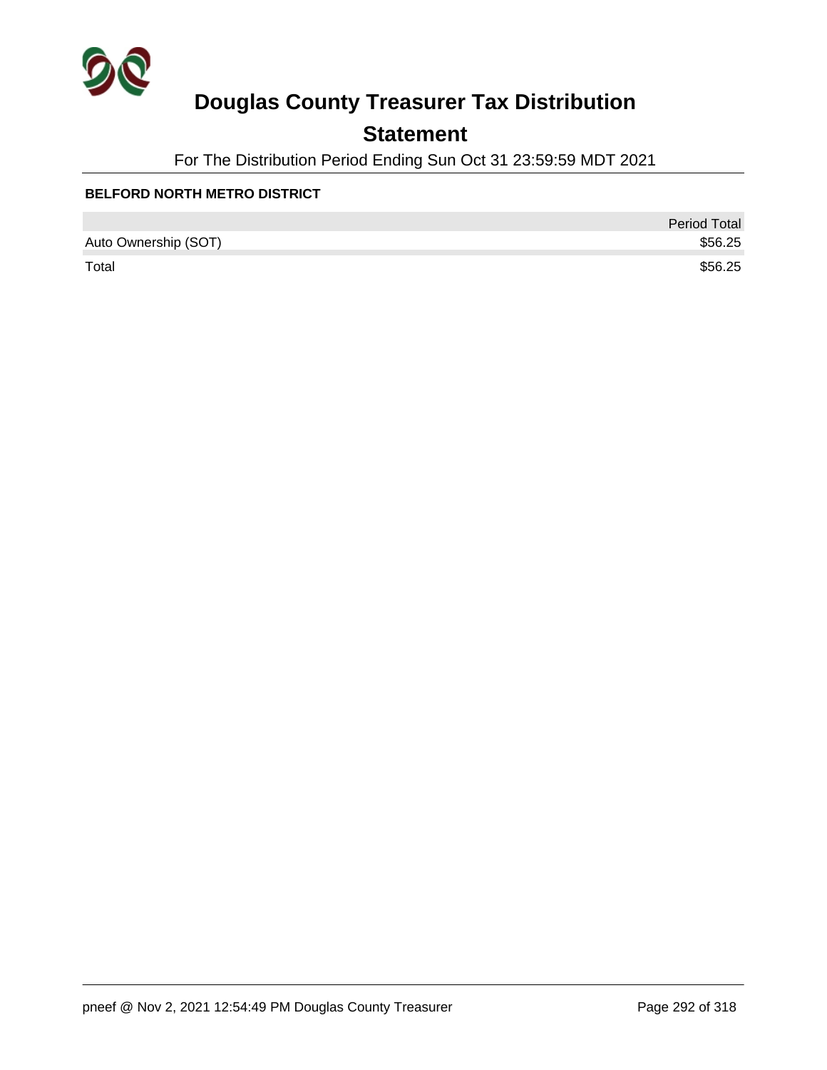# Douglas County Treasurer Tax Distribution

## Statement

For The Distribution Period Ending Sun Oct 31 23:59:59 MDT 2021

**BELFORD NORTH METRO DISTRICT**

| | Period Total |
|---|---|
| Auto Ownership (SOT) | $56.25 |
| Total | $56.25 |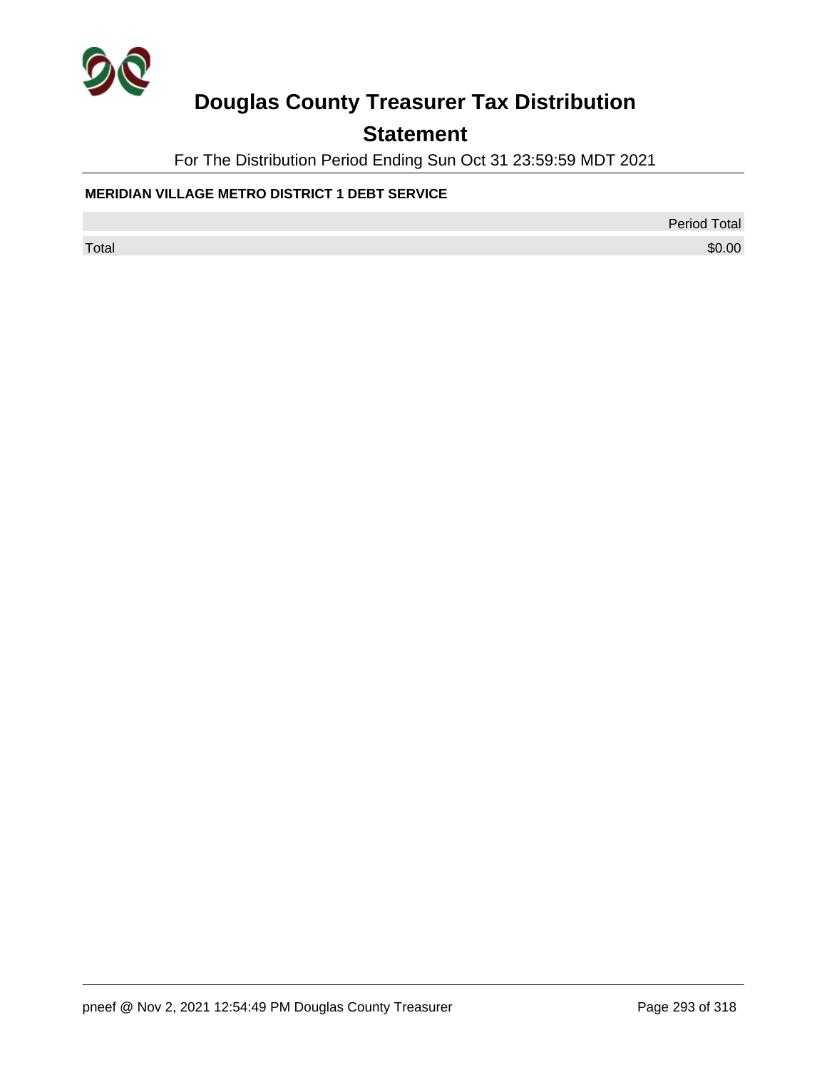# Douglas County Treasurer Tax Distribution

## Statement

For The Distribution Period Ending Sun Oct 31 23:59:59 MDT 2021

**MERIDIAN VILLAGE METRO DISTRICT 1 DEBT SERVICE**

| | Period Total |
|---|---|
| Total | $0.00 |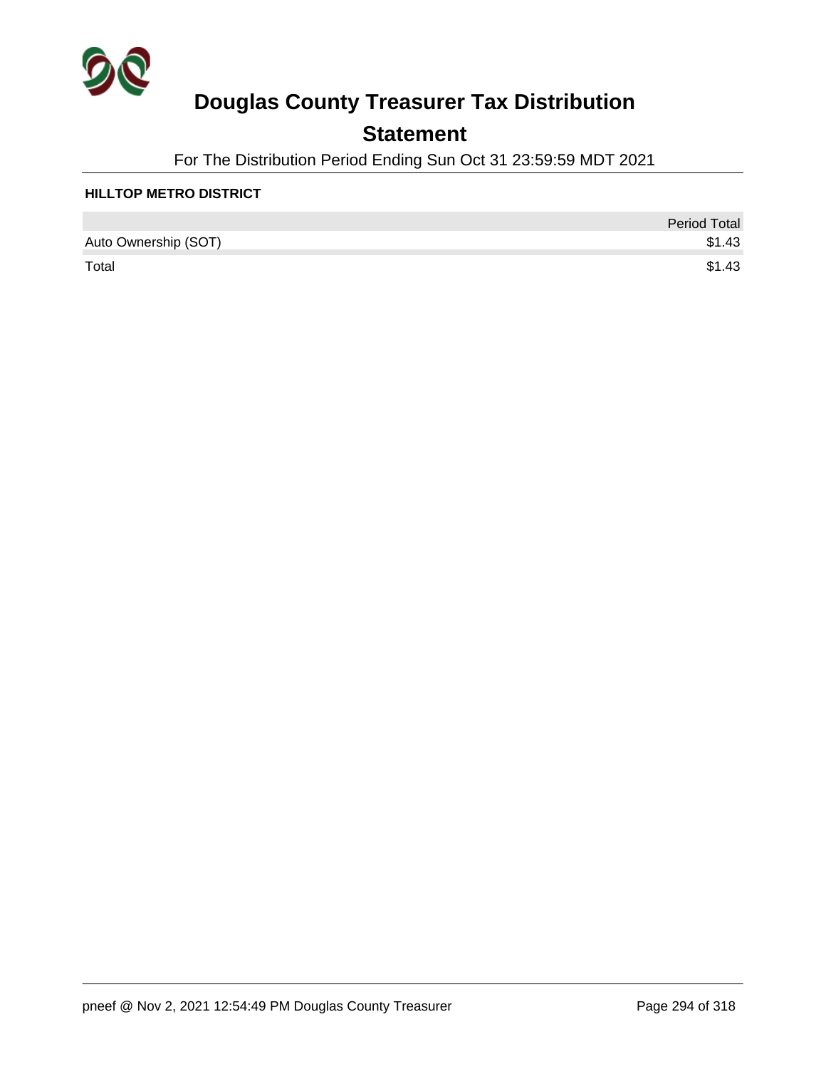# Douglas County Treasurer Tax Distribution

## Statement

For The Distribution Period Ending Sun Oct 31 23:59:59 MDT 2021

**HILLTOP METRO DISTRICT**

| | Period Total |
|---|---|
| Auto Ownership (SOT) | $1.43 |
| Total | $1.43 |

pneef @ Nov 2, 2021 12:54:49 PM Douglas County Treasurer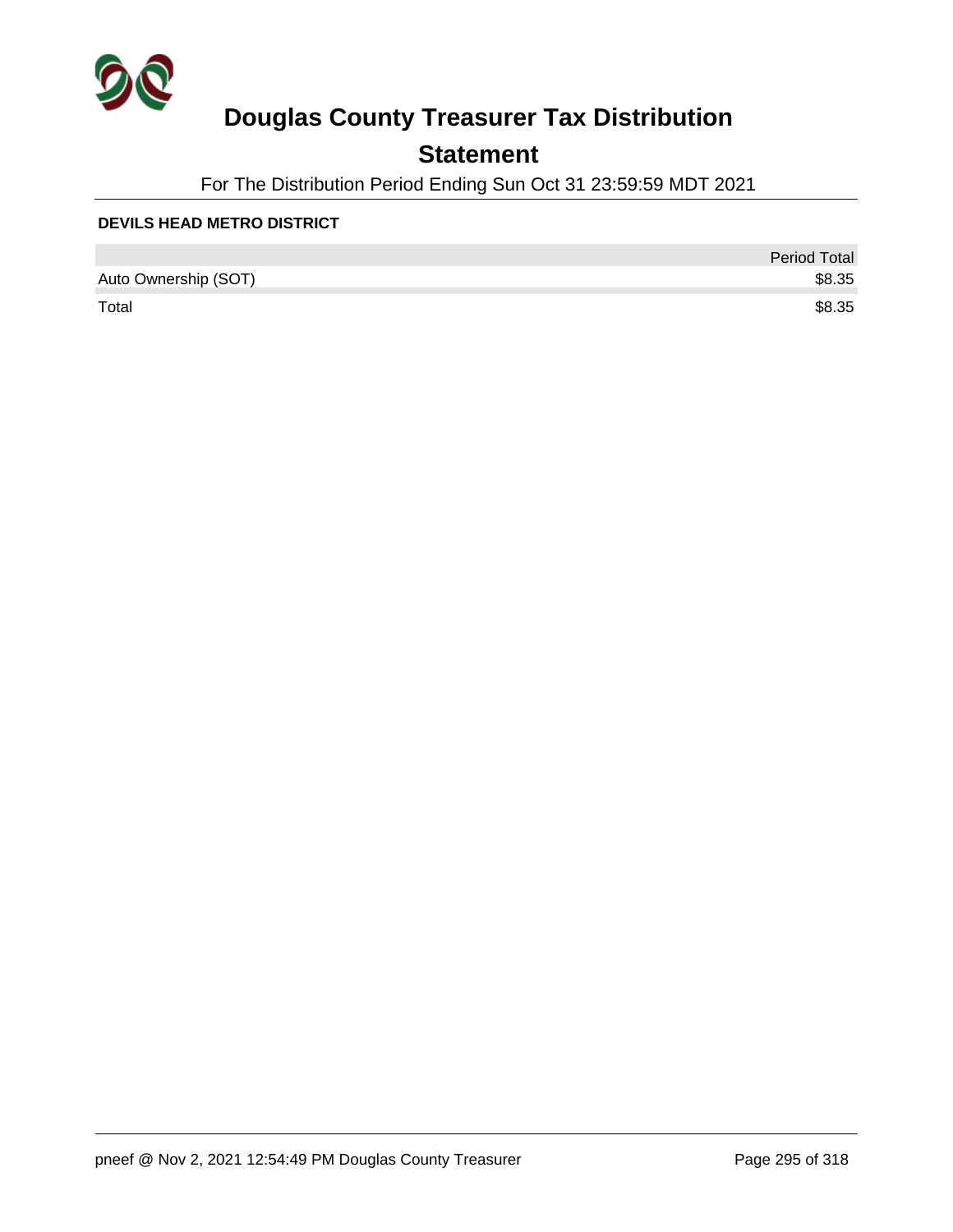# Douglas County Treasurer Tax Distribution

## Statement

For The Distribution Period Ending Sun Oct 31 23:59:59 MDT 2021

**DEVILS HEAD METRO DISTRICT**

| | Period Total |
|---|---|
| Auto Ownership (SOT) | $8.35 |
| Total | $8.35 |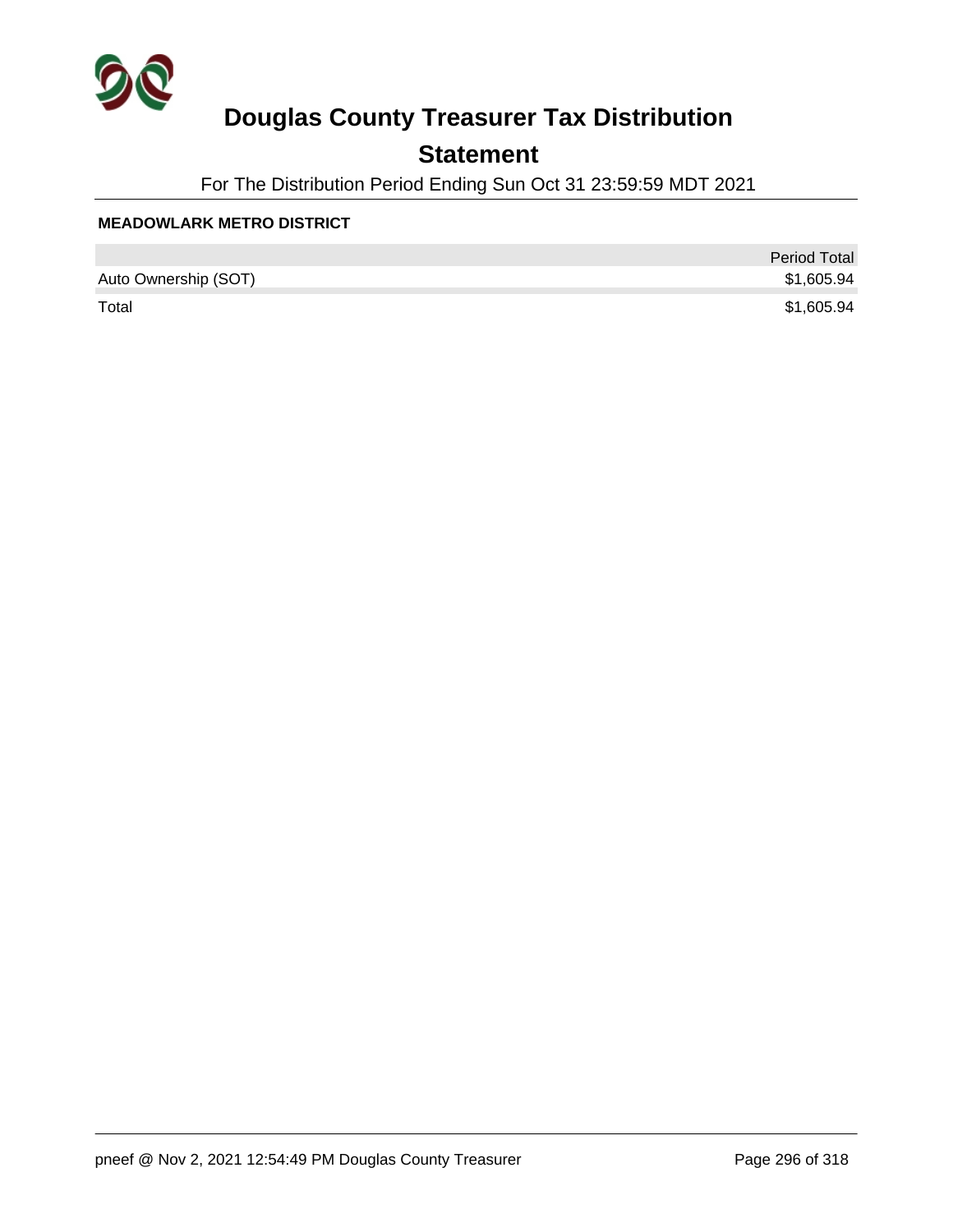# Douglas County Treasurer Tax Distribution

## Statement

For The Distribution Period Ending Sun Oct 31 23:59:59 MDT 2021

**MEADOWLARK METRO DISTRICT**

| | Period Total |
|---|---|
| Auto Ownership (SOT) | $1,605.94 |
| Total | $1,605.94 |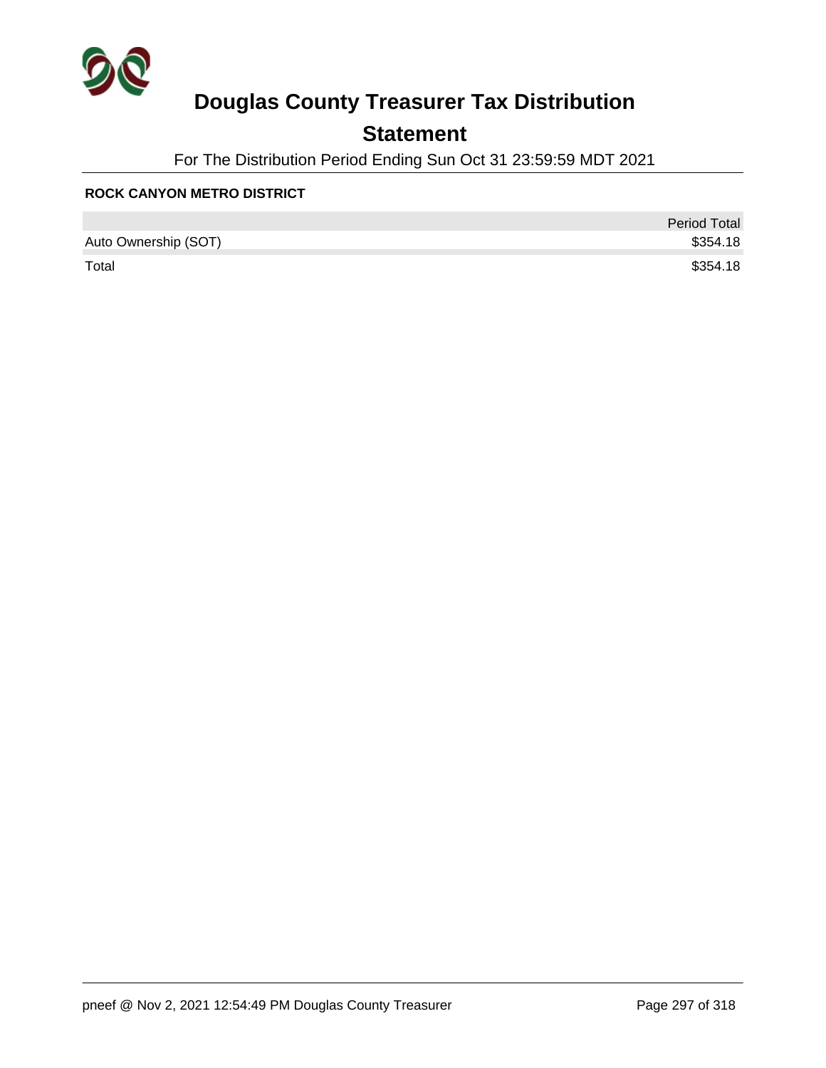# Douglas County Treasurer Tax Distribution

## Statement

For The Distribution Period Ending Sun Oct 31 23:59:59 MDT 2021

**ROCK CANYON METRO DISTRICT**

| | Period Total |
|---|---|
| Auto Ownership (SOT) | $354.18 |
| Total | $354.18 |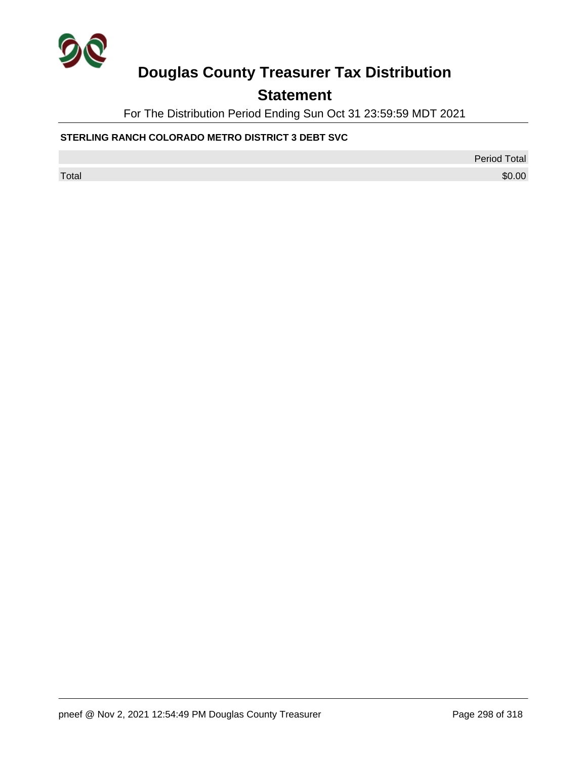# Douglas County Treasurer Tax Distribution

## Statement

For The Distribution Period Ending Sun Oct 31 23:59:59 MDT 2021

**STERLING RANCH COLORADO METRO DISTRICT 3 DEBT SVC**

| | Period Total |
|---|---|
| Total | $0.00 |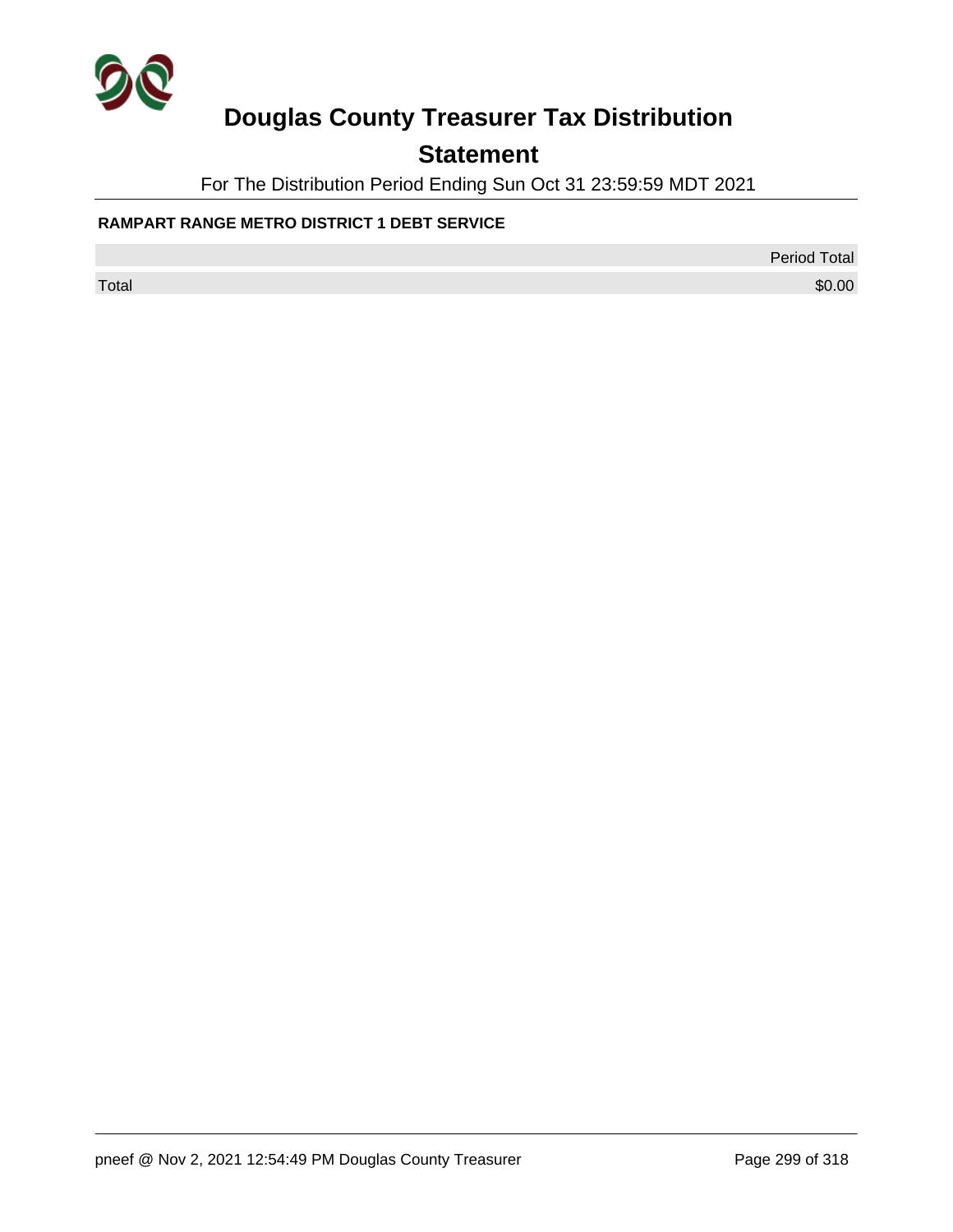# Douglas County Treasurer Tax Distribution

## Statement

For The Distribution Period Ending Sun Oct 31 23:59:59 MDT 2021

**RAMPART RANGE METRO DISTRICT 1 DEBT SERVICE**

| | Period Total |
|---|---|
| Total | $0.00 |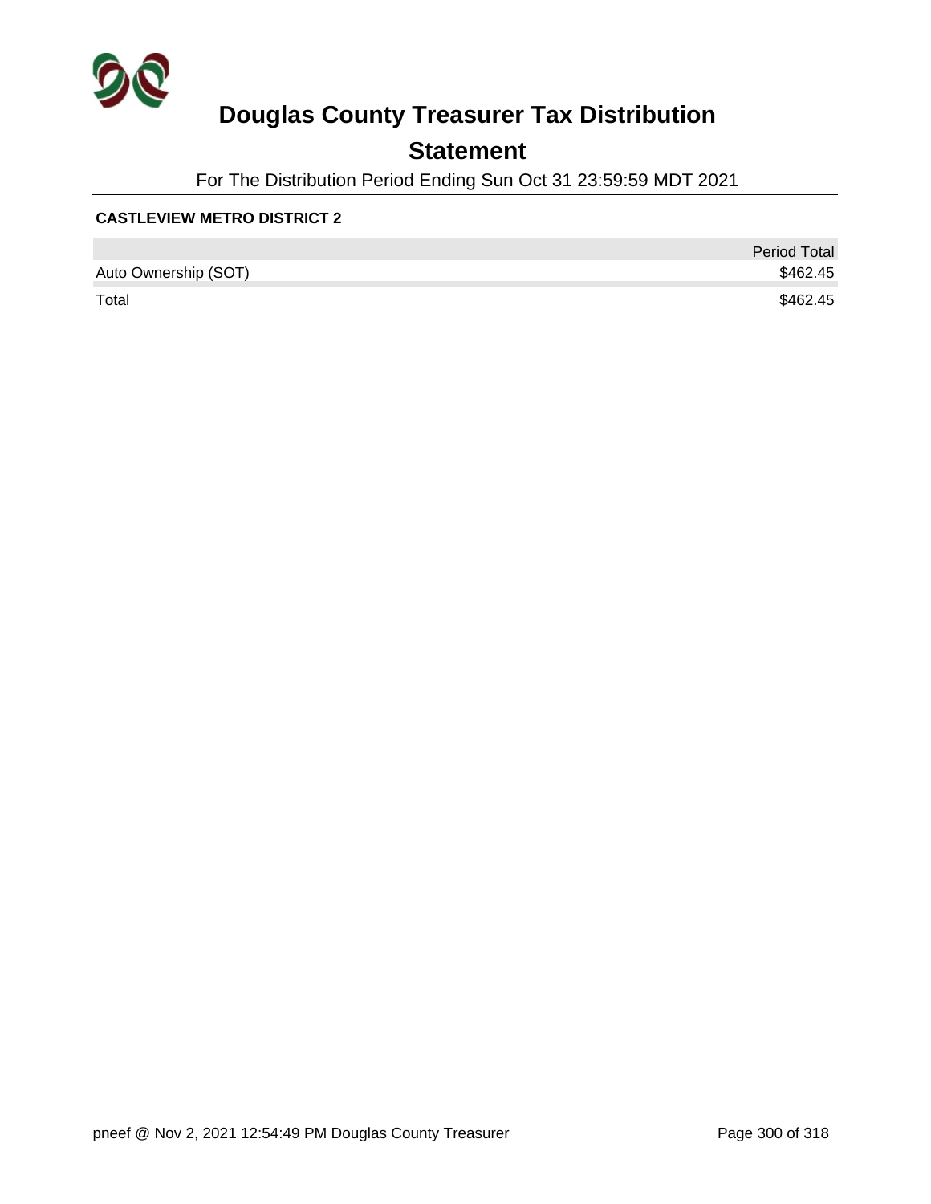# Douglas County Treasurer Tax Distribution

## Statement

For The Distribution Period Ending Sun Oct 31 23:59:59 MDT 2021

### CASTLEVIEW METRO DISTRICT 2

| | Period Total |
|---|---|
| Auto Ownership (SOT) | $462.45 |
| Total | $462.45 |

pneef @ Nov 2, 2021 12:54:49 PM Douglas County Treasurer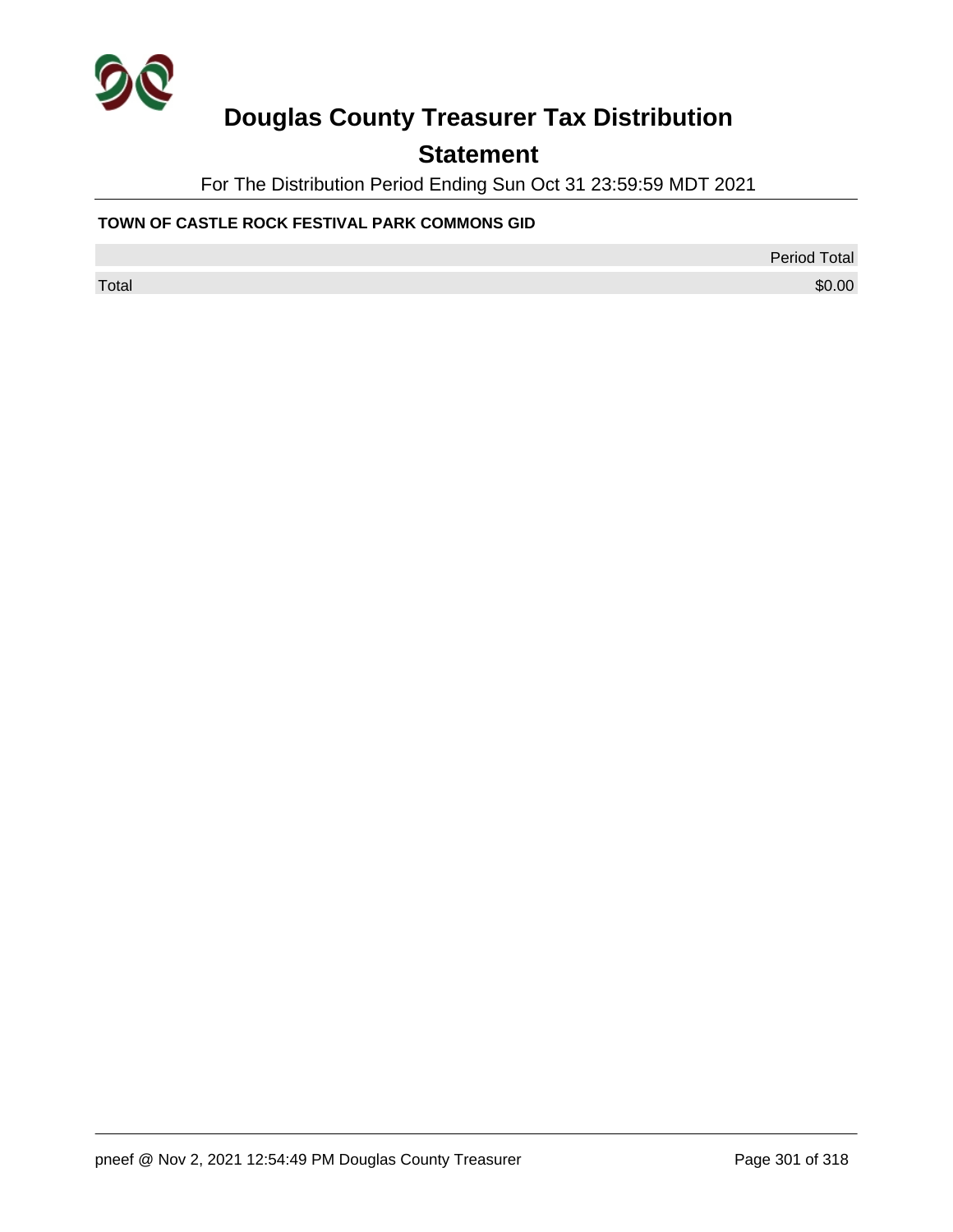# Douglas County Treasurer Tax Distribution

## Statement

For The Distribution Period Ending Sun Oct 31 23:59:59 MDT 2021

**TOWN OF CASTLE ROCK FESTIVAL PARK COMMONS GID**

| | Period Total |
|---|---|
| Total | $0.00 |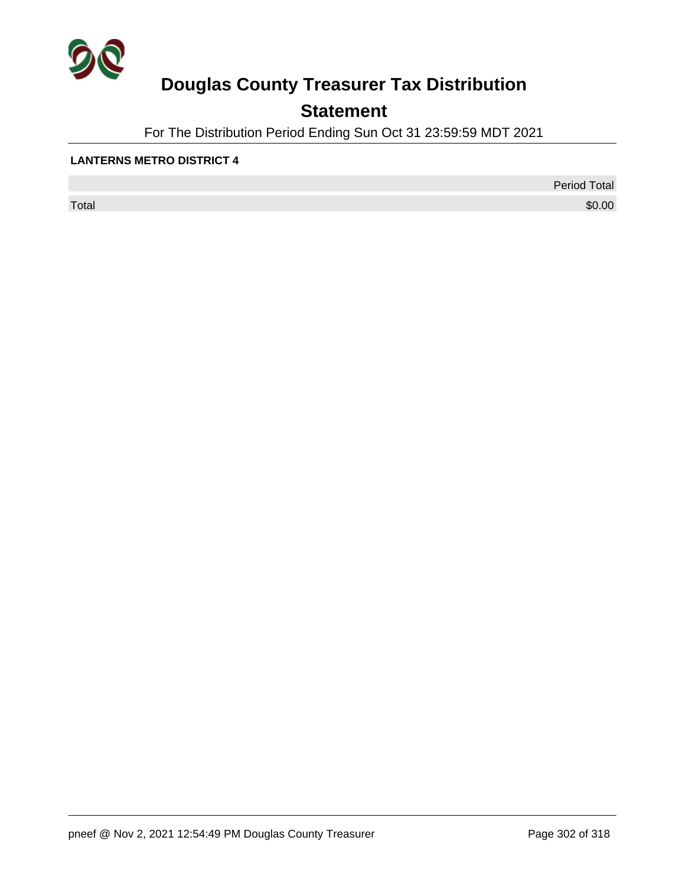# Douglas County Treasurer Tax Distribution

## Statement

For The Distribution Period Ending Sun Oct 31 23:59:59 MDT 2021

**LANTERNS METRO DISTRICT 4**

| | Period Total |
|---|---|
| Total | $0.00 |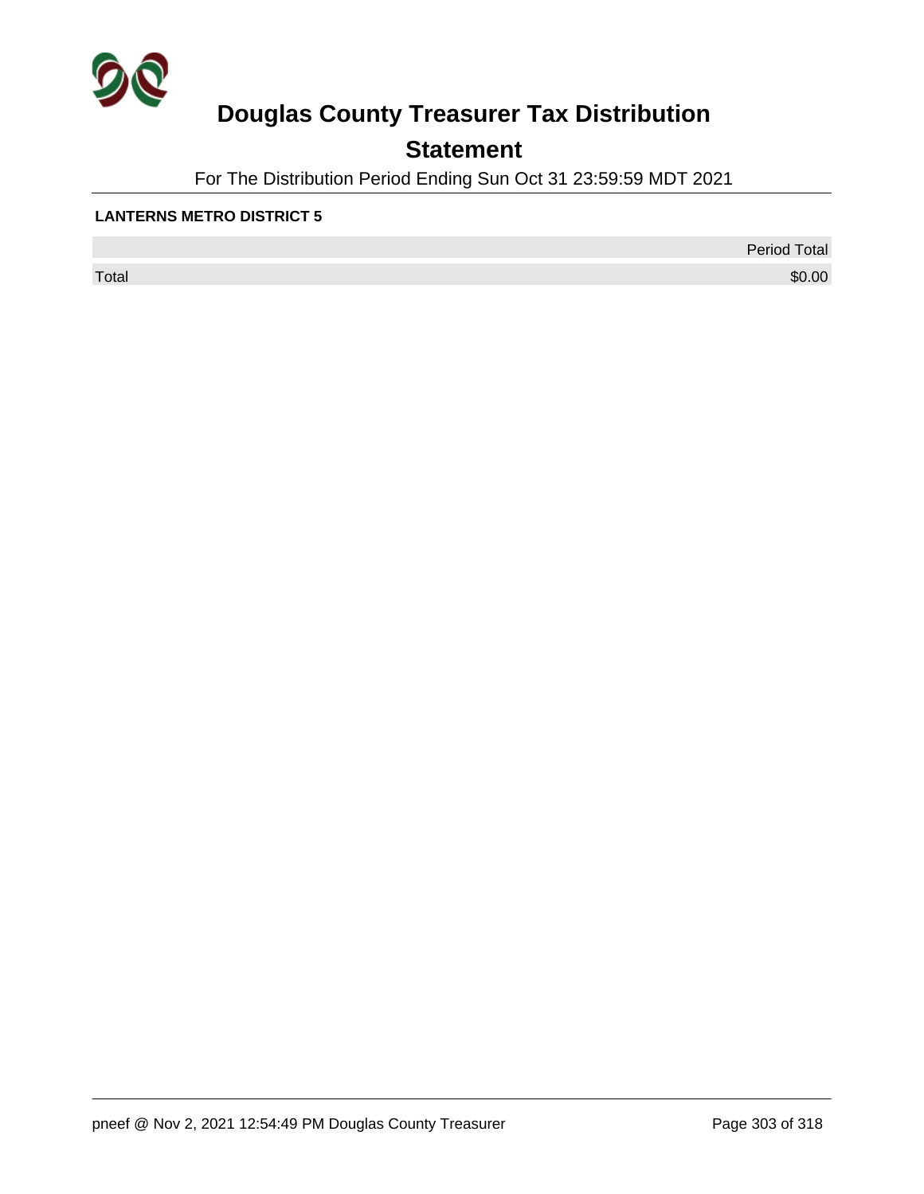# Douglas County Treasurer Tax Distribution

## Statement

For The Distribution Period Ending Sun Oct 31 23:59:59 MDT 2021

**LANTERNS METRO DISTRICT 5**

| | Period Total |
|---|---:|
| Total | $0.00 |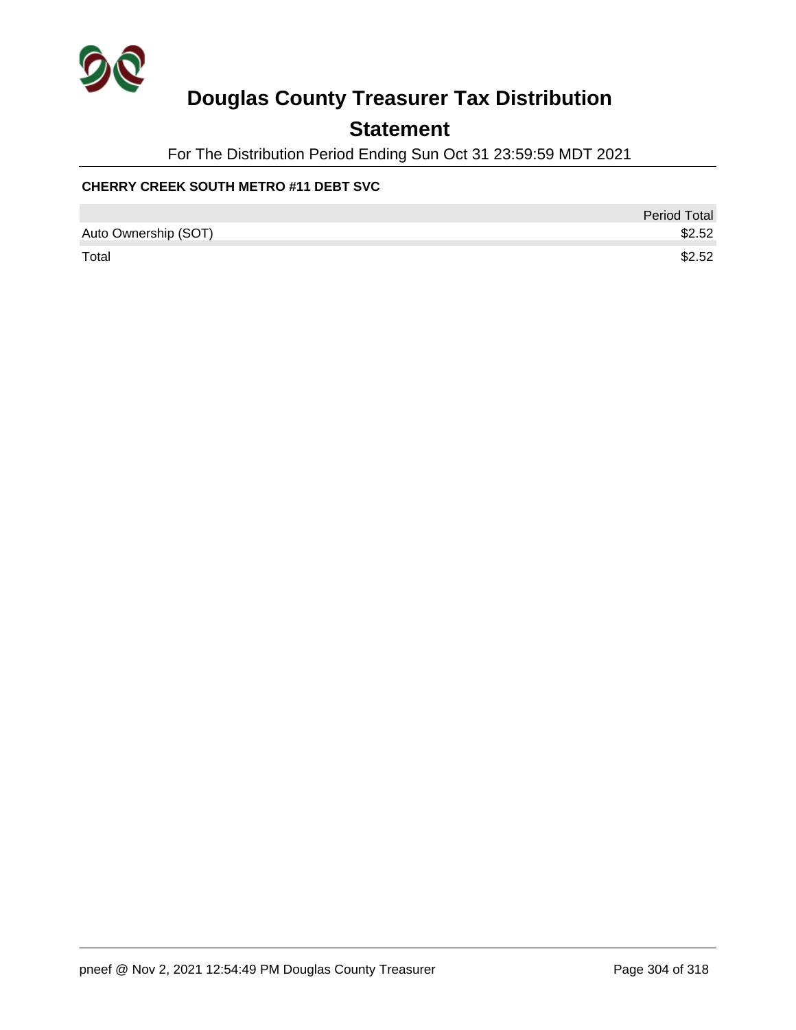# Douglas County Treasurer Tax Distribution

## Statement

For The Distribution Period Ending Sun Oct 31 23:59:59 MDT 2021

**CHERRY CREEK SOUTH METRO #11 DEBT SVC**

| | Period Total |
|---|---|
| Auto Ownership (SOT) | $2.52 |
| Total | $2.52 |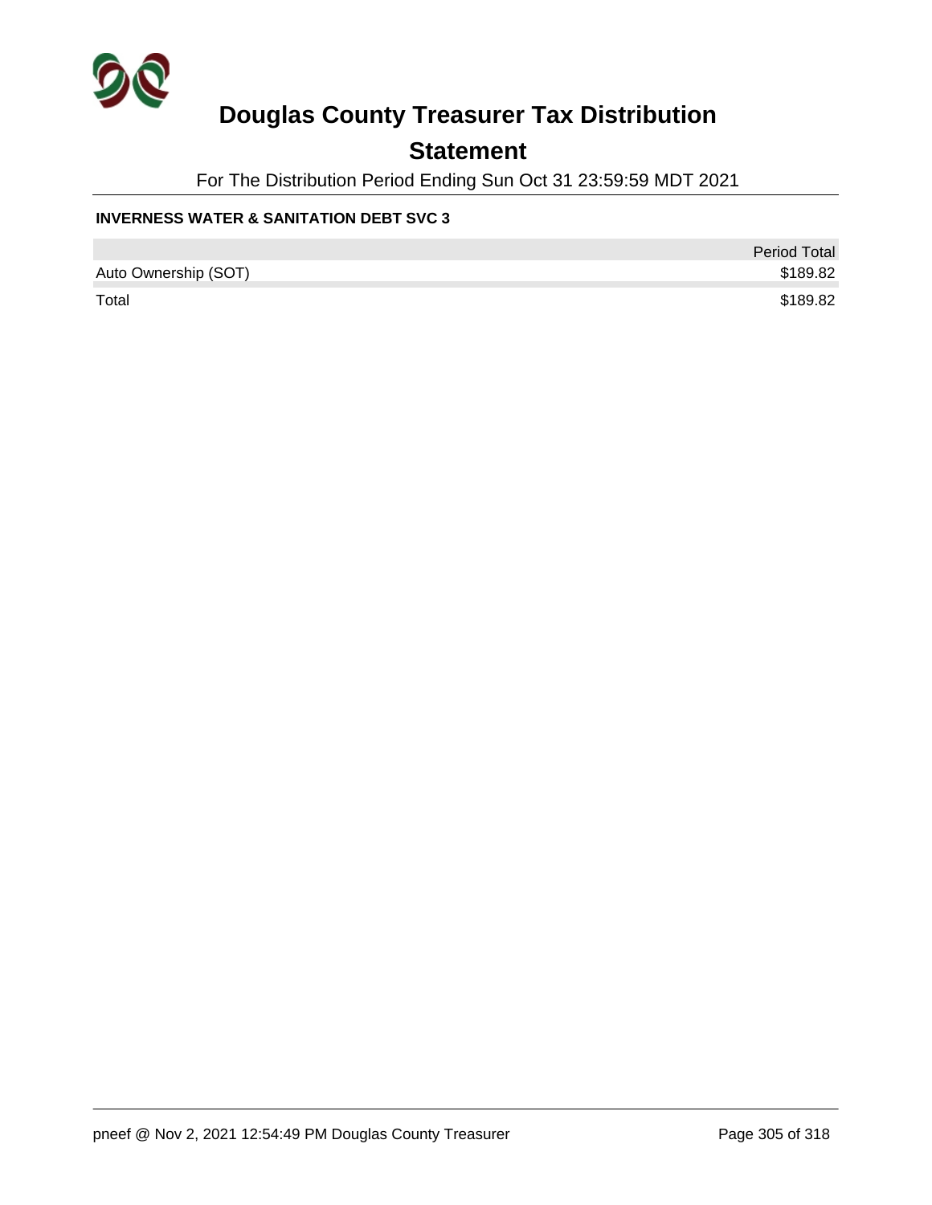# Douglas County Treasurer Tax Distribution

## Statement

For The Distribution Period Ending Sun Oct 31 23:59:59 MDT 2021

**INVERNESS WATER & SANITATION DEBT SVC 3**

| | Period Total |
|---|---|
| Auto Ownership (SOT) | $189.82 |
| Total | $189.82 |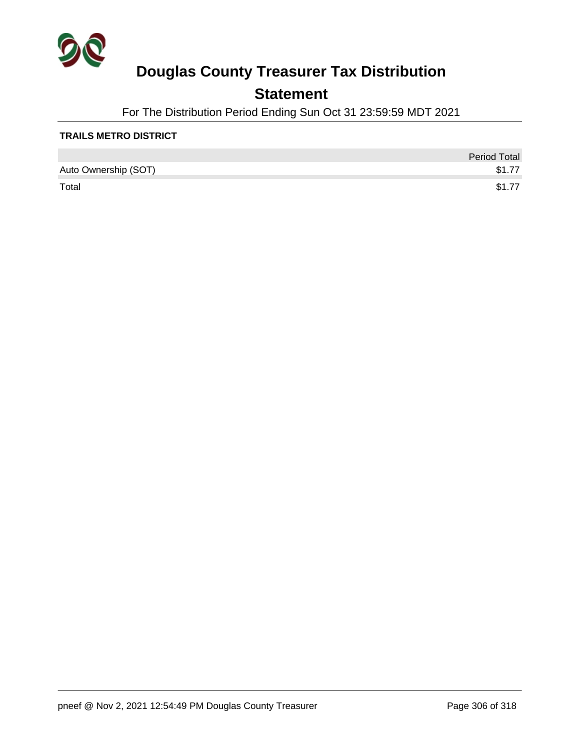# Douglas County Treasurer Tax Distribution

## Statement

For The Distribution Period Ending Sun Oct 31 23:59:59 MDT 2021

### TRAILS METRO DISTRICT

| | Period Total |
|---|---|
| Auto Ownership (SOT) | $1.77 |
| Total | $1.77 |

pneef @ Nov 2, 2021 12:54:49 PM Douglas County Treasurer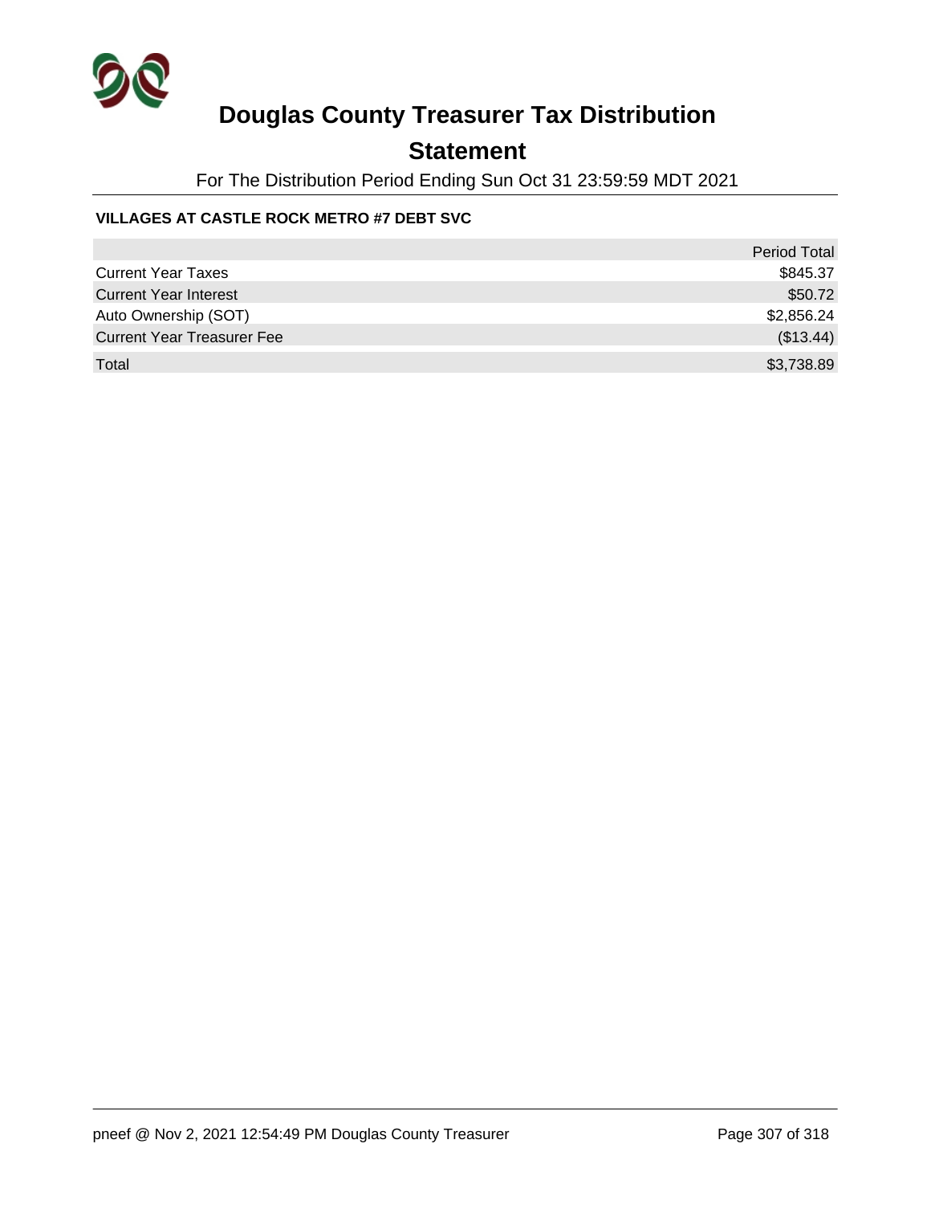# Douglas County Treasurer Tax Distribution

## Statement

For The Distribution Period Ending Sun Oct 31 23:59:59 MDT 2021

**VILLAGES AT CASTLE ROCK METRO #7 DEBT SVC**

| | Period Total |
|---|---|
| Current Year Taxes | $845.37 |
| Current Year Interest | $50.72 |
| Auto Ownership (SOT) | $2,856.24 |
| Current Year Treasurer Fee | ($13.44) |
| Total | $3,738.89 |

pneef @ Nov 2, 2021 12:54:49 PM Douglas County Treasurer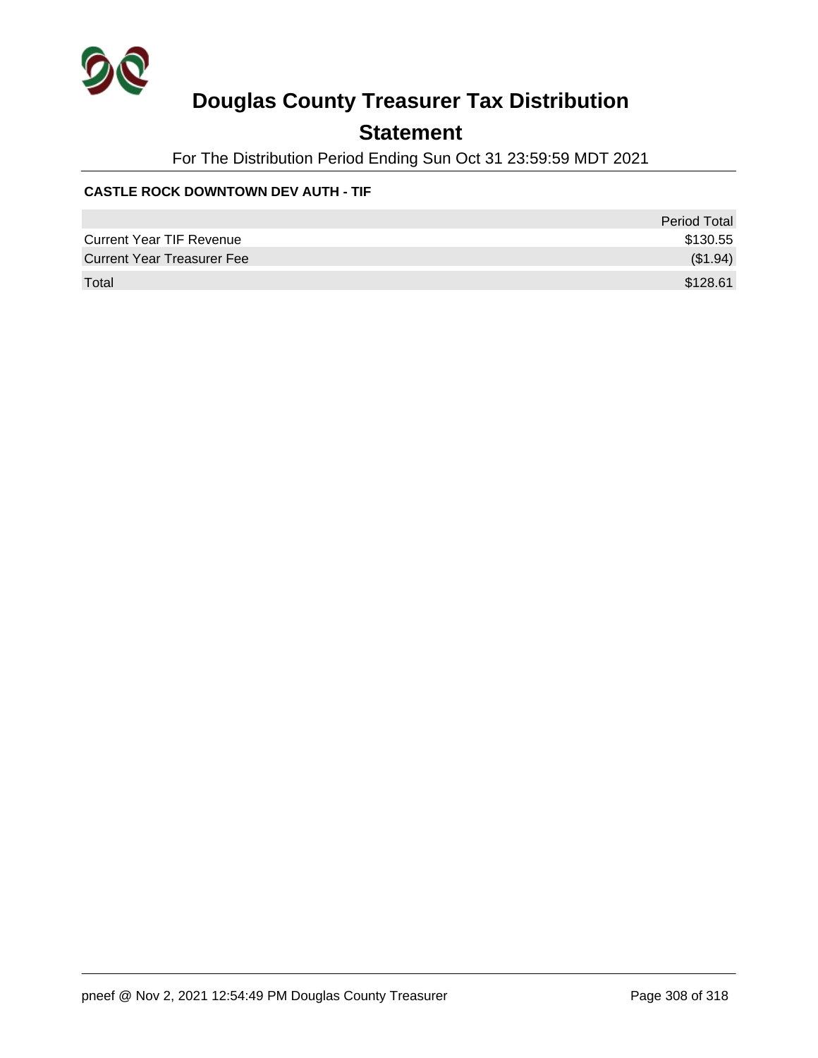# Douglas County Treasurer Tax Distribution

## Statement

For The Distribution Period Ending Sun Oct 31 23:59:59 MDT 2021

**CASTLE ROCK DOWNTOWN DEV AUTH - TIF**

| | Period Total |
|---|---|
| Current Year TIF Revenue | $130.55 |
| Current Year Treasurer Fee | ($1.94) |
| Total | $128.61 |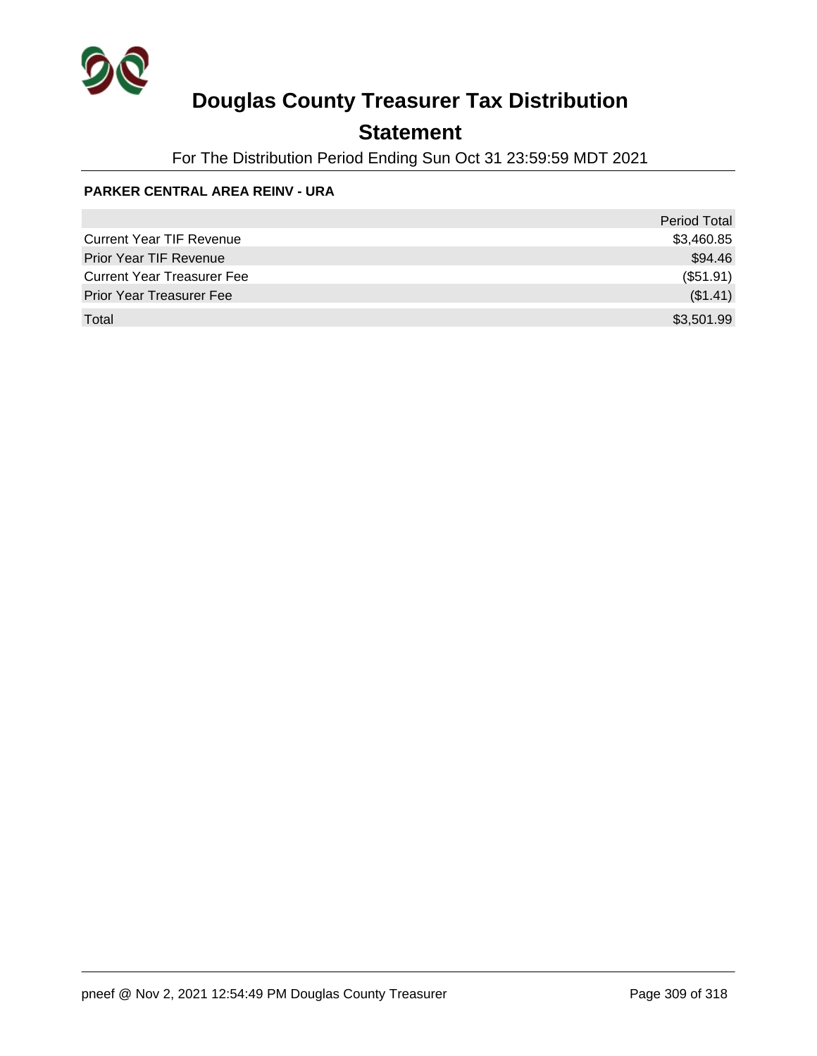# Douglas County Treasurer Tax Distribution

## Statement

For The Distribution Period Ending Sun Oct 31 23:59:59 MDT 2021

**PARKER CENTRAL AREA REINV - URA**

| | Period Total |
|---|---:|
| Current Year TIF Revenue | $3,460.85 |
| Prior Year TIF Revenue | $94.46 |
| Current Year Treasurer Fee | ($51.91) |
| Prior Year Treasurer Fee | ($1.41) |
| Total | $3,501.99 |

pneef @ Nov 2, 2021 12:54:49 PM Douglas County Treasurer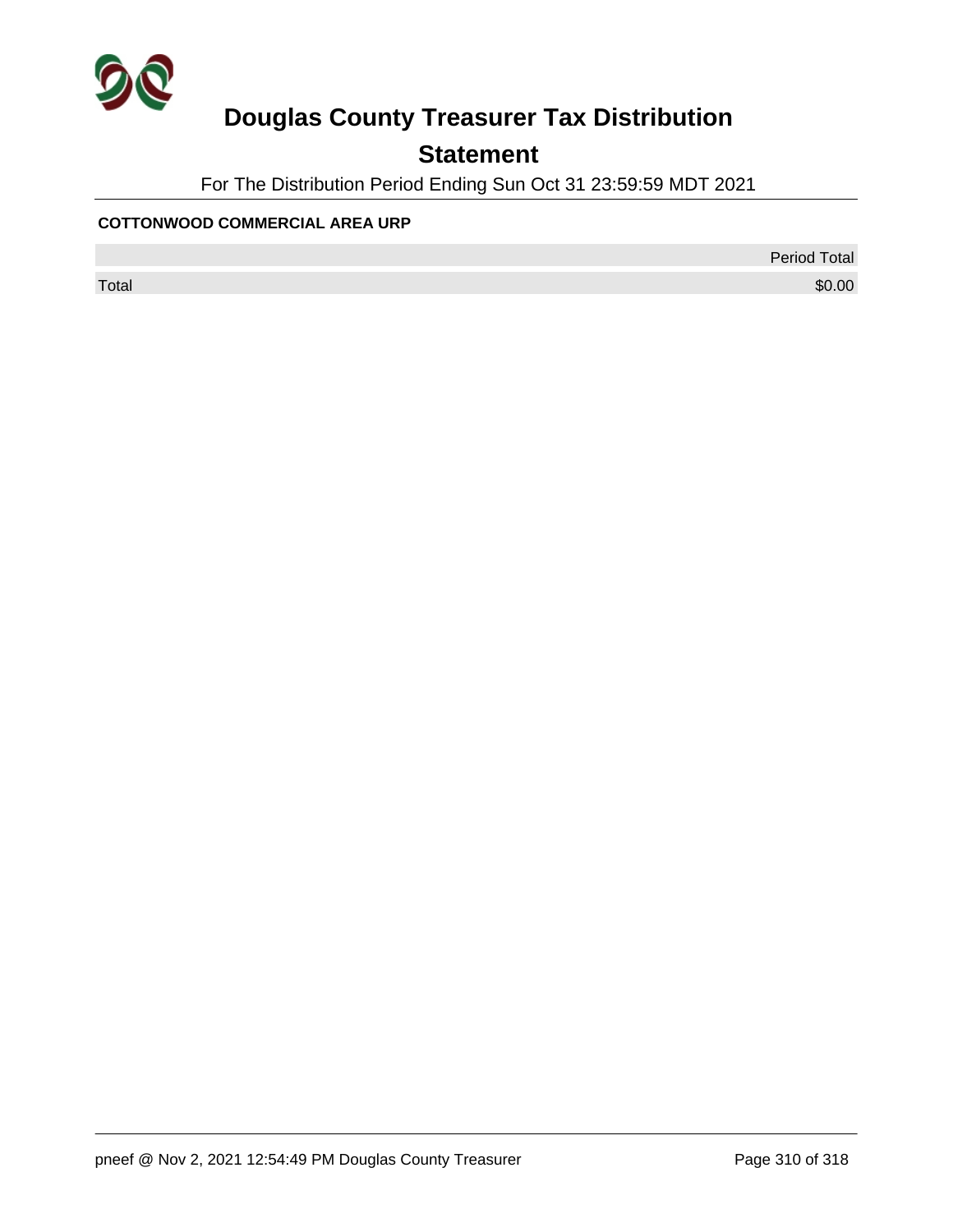# Douglas County Treasurer Tax Distribution

## Statement

For The Distribution Period Ending Sun Oct 31 23:59:59 MDT 2021

**COTTONWOOD COMMERCIAL AREA URP**

| | Period Total |
|---|---|
| Total | $0.00 |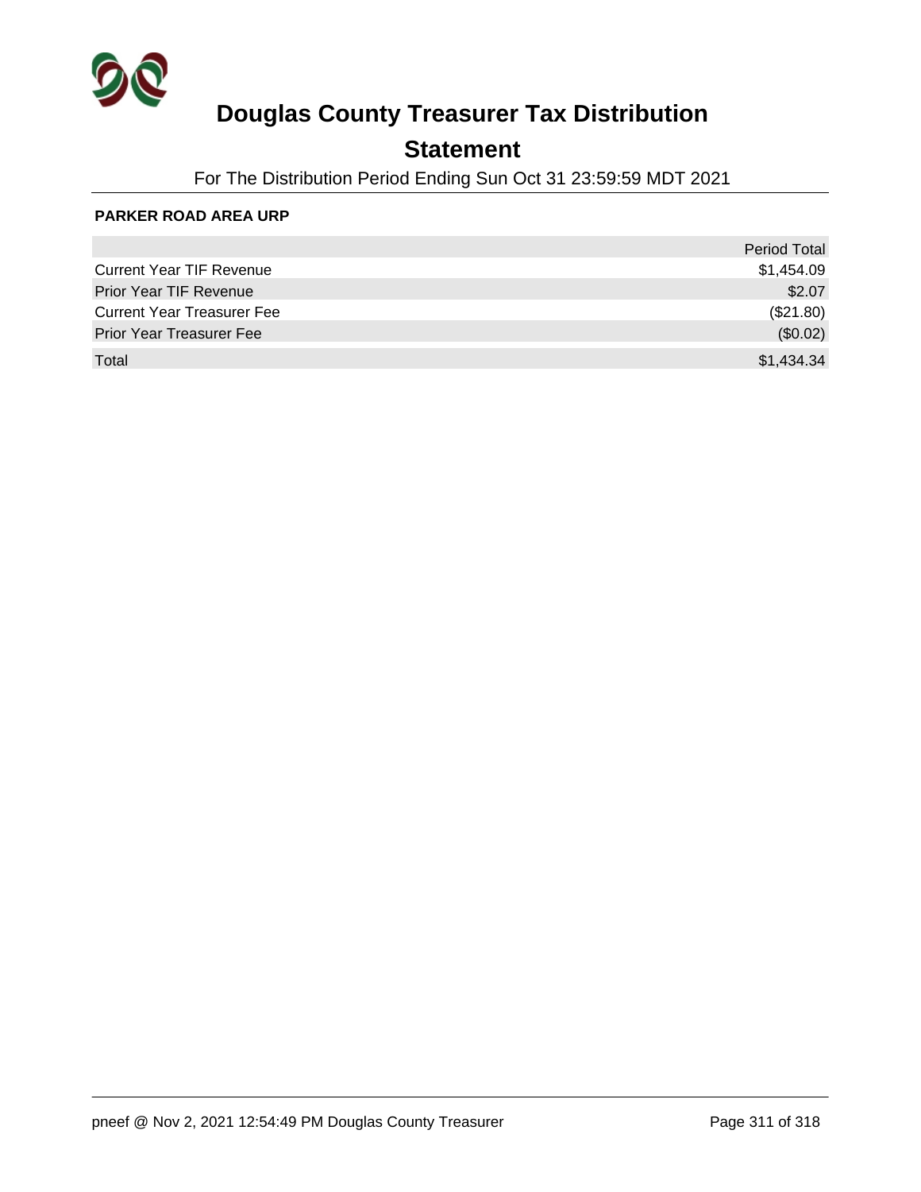# Douglas County Treasurer Tax Distribution

## Statement

For The Distribution Period Ending Sun Oct 31 23:59:59 MDT 2021

**PARKER ROAD AREA URP**

| | Period Total |
|---|---:|
| Current Year TIF Revenue | $1,454.09 |
| Prior Year TIF Revenue | $2.07 |
| Current Year Treasurer Fee | ($21.80) |
| Prior Year Treasurer Fee | ($0.02) |
| Total | $1,434.34 |

pneef @ Nov 2, 2021 12:54:49 PM Douglas County Treasurer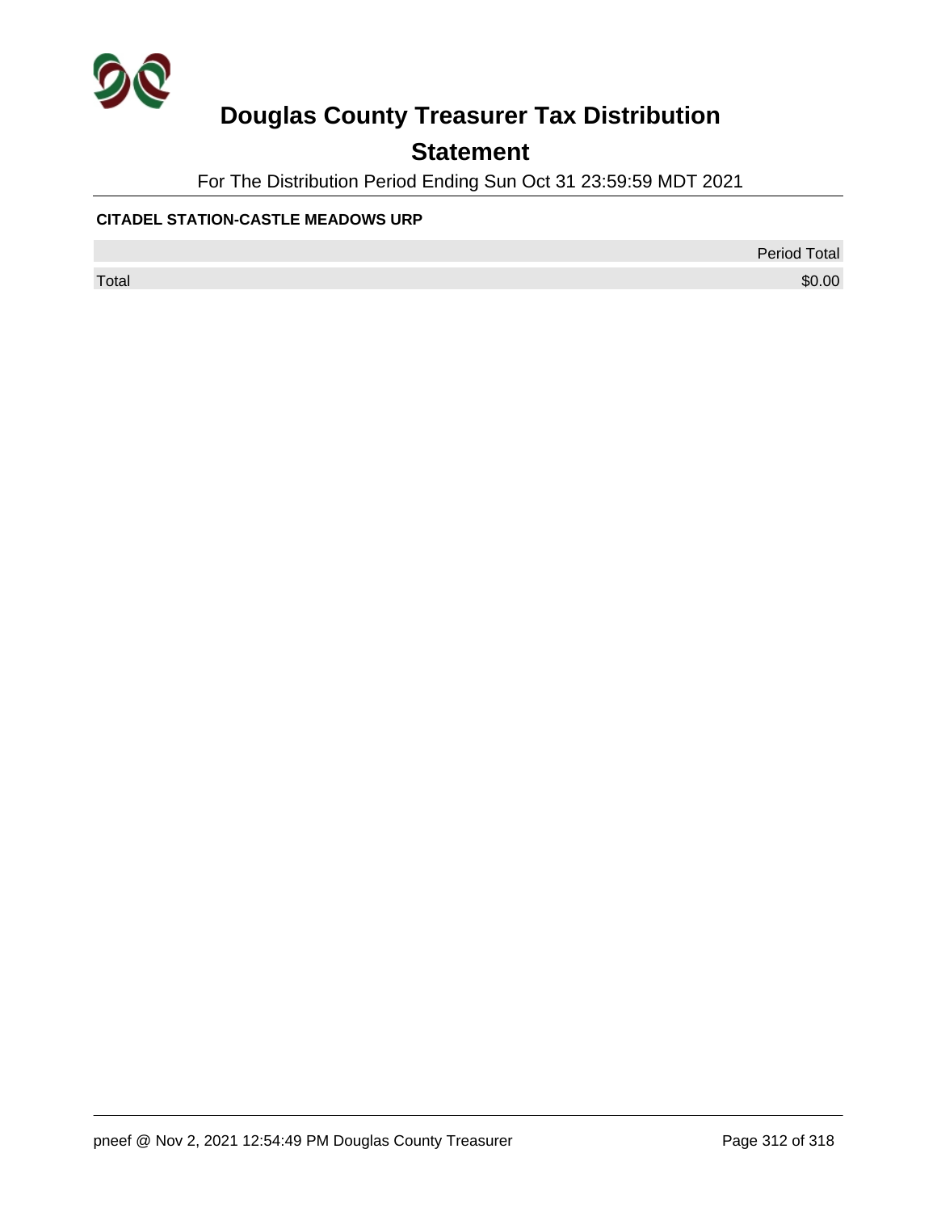# Douglas County Treasurer Tax Distribution

## Statement

For The Distribution Period Ending Sun Oct 31 23:59:59 MDT 2021

**CITADEL STATION-CASTLE MEADOWS URP**

| | Period Total |
|---|---|
| Total | $0.00 |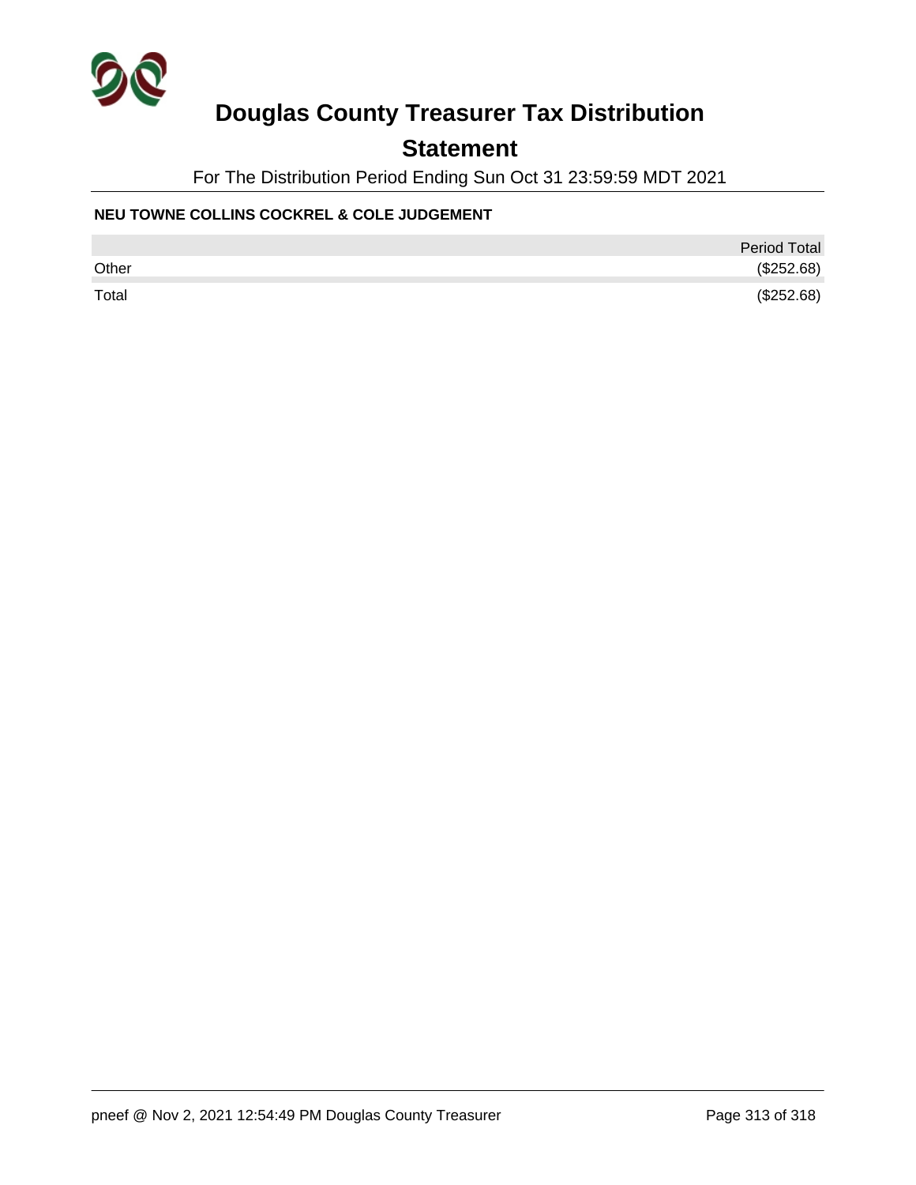# Douglas County Treasurer Tax Distribution

## Statement

For The Distribution Period Ending Sun Oct 31 23:59:59 MDT 2021

**NEU TOWNE COLLINS COCKREL & COLE JUDGEMENT**

| | Period Total |
|---|---|
| Other | ($252.68) |
| Total | ($252.68) |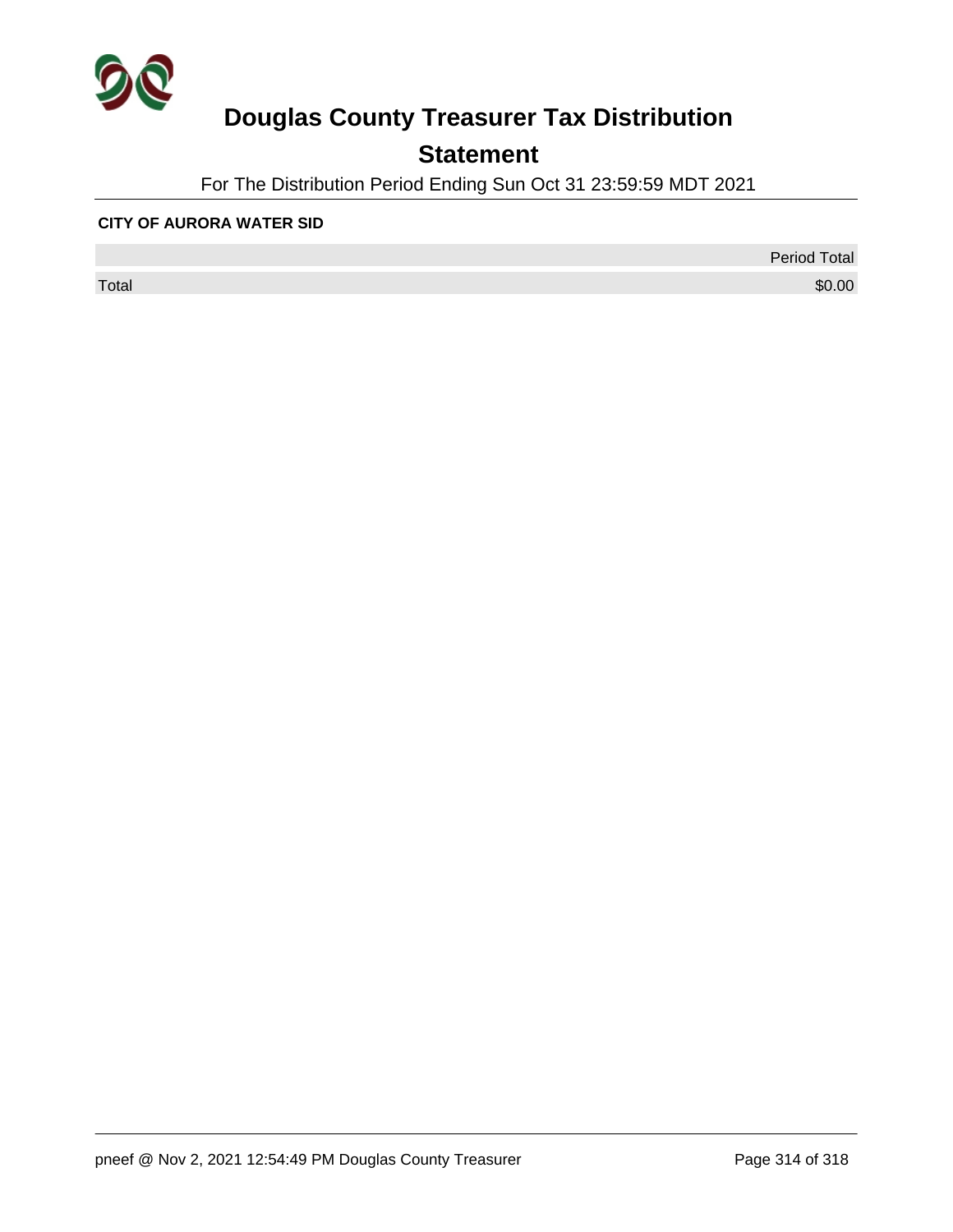# Douglas County Treasurer Tax Distribution

## Statement

For The Distribution Period Ending Sun Oct 31 23:59:59 MDT 2021

**CITY OF AURORA WATER SID**

| | Period Total |
|---|---|
| Total | $0.00 |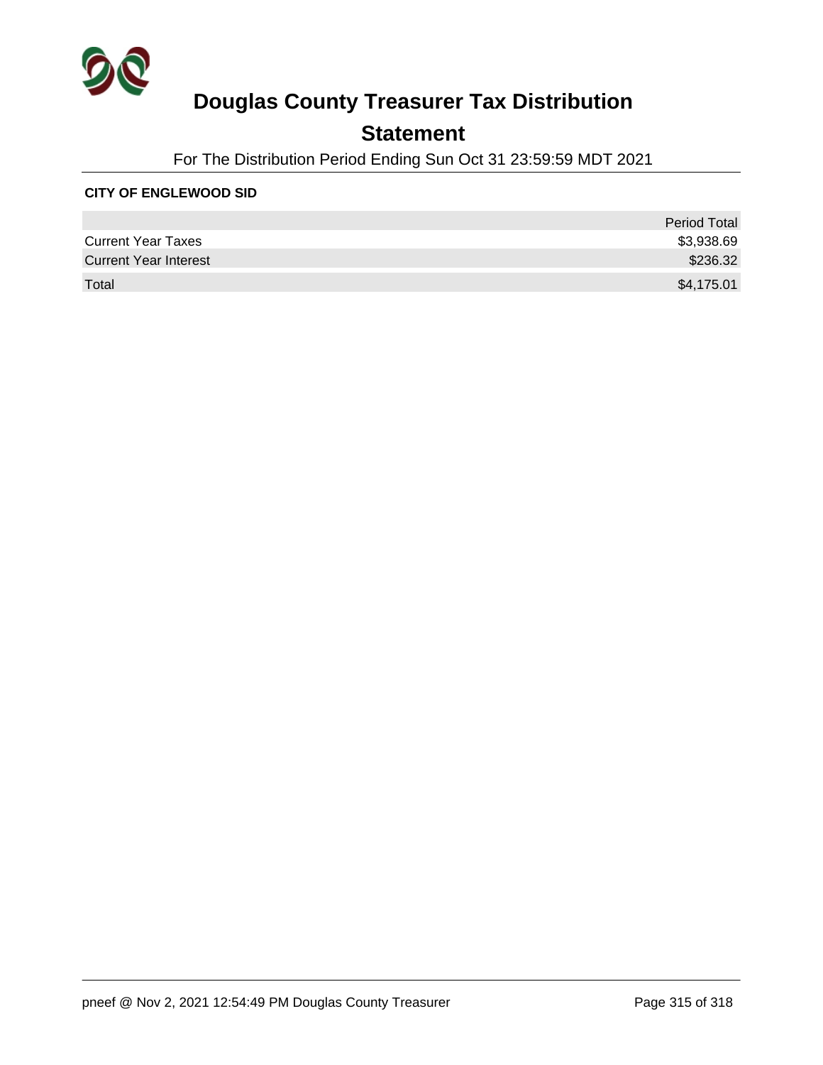# Douglas County Treasurer Tax Distribution

## Statement

For The Distribution Period Ending Sun Oct 31 23:59:59 MDT 2021

**CITY OF ENGLEWOOD SID**

| | Period Total |
|---|---|
| Current Year Taxes | $3,938.69 |
| Current Year Interest | $236.32 |
| Total | $4,175.01 |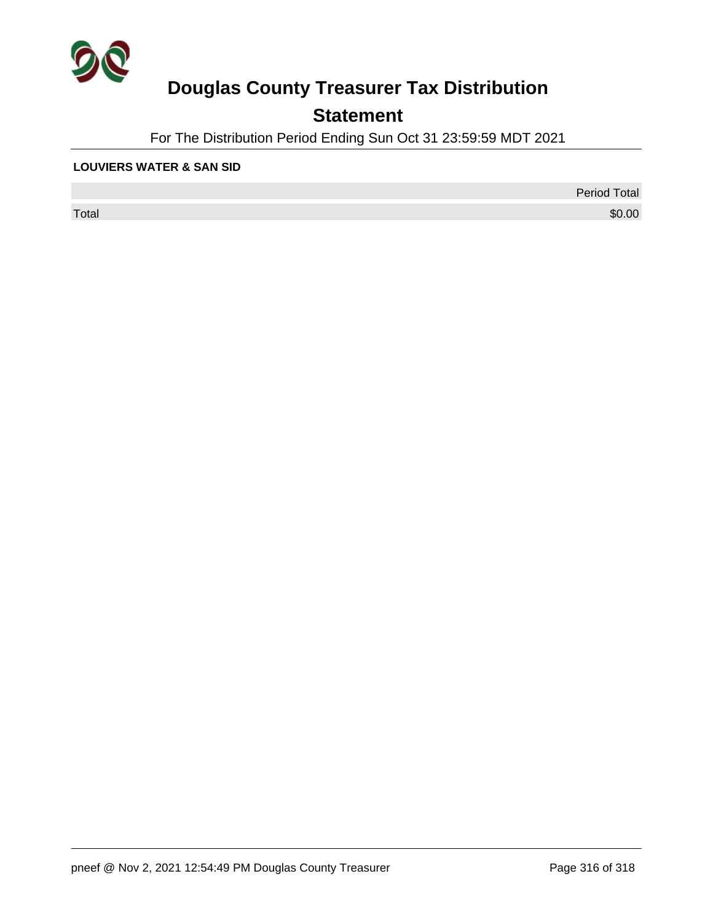# Douglas County Treasurer Tax Distribution

## Statement

For The Distribution Period Ending Sun Oct 31 23:59:59 MDT 2021

**LOUVIERS WATER & SAN SID**

| | Period Total |
|---|---|
| Total | $0.00 |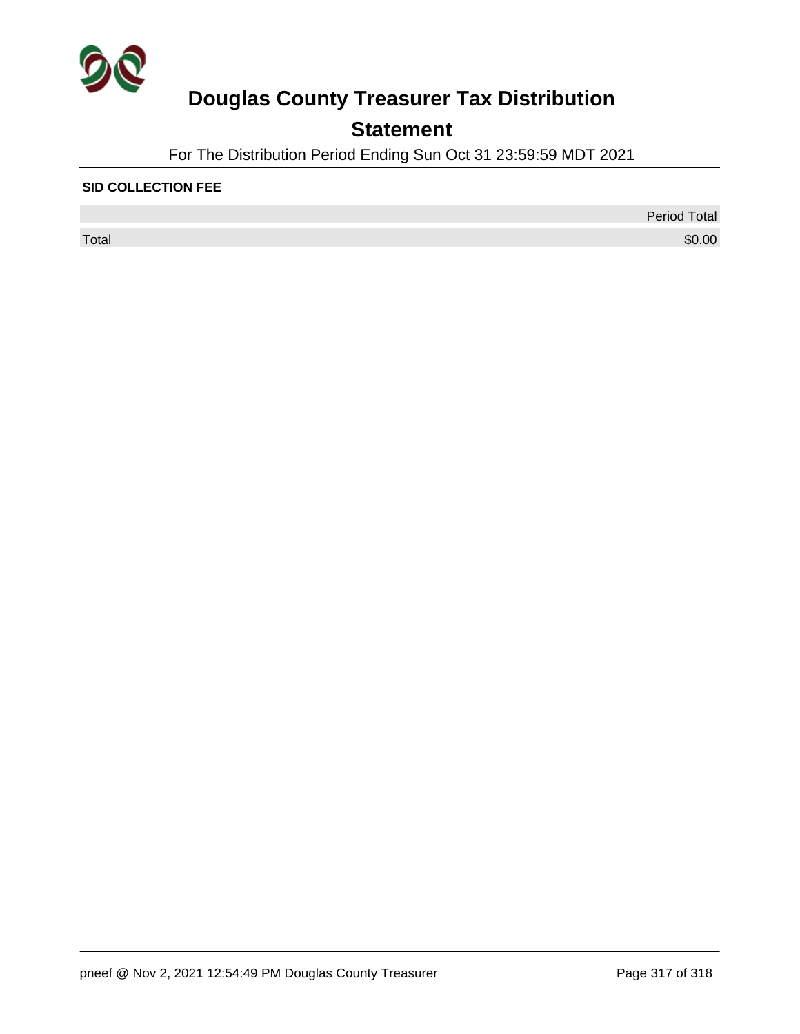# Douglas County Treasurer Tax Distribution

## Statement

For The Distribution Period Ending Sun Oct 31 23:59:59 MDT 2021

**SID COLLECTION FEE**

| | Period Total |
|---|---|
| Total | $0.00 |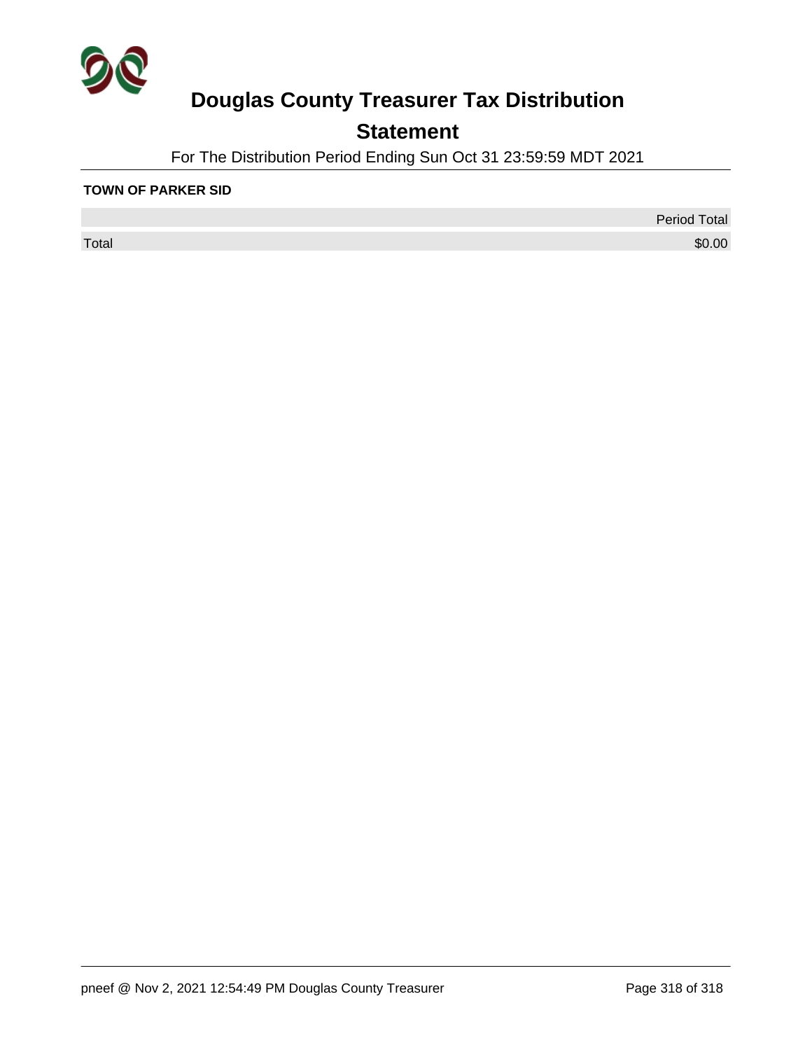# Douglas County Treasurer Tax Distribution

## Statement

For The Distribution Period Ending Sun Oct 31 23:59:59 MDT 2021

**TOWN OF PARKER SID**

| | Period Total |
|---|---|
| Total | $0.00 |